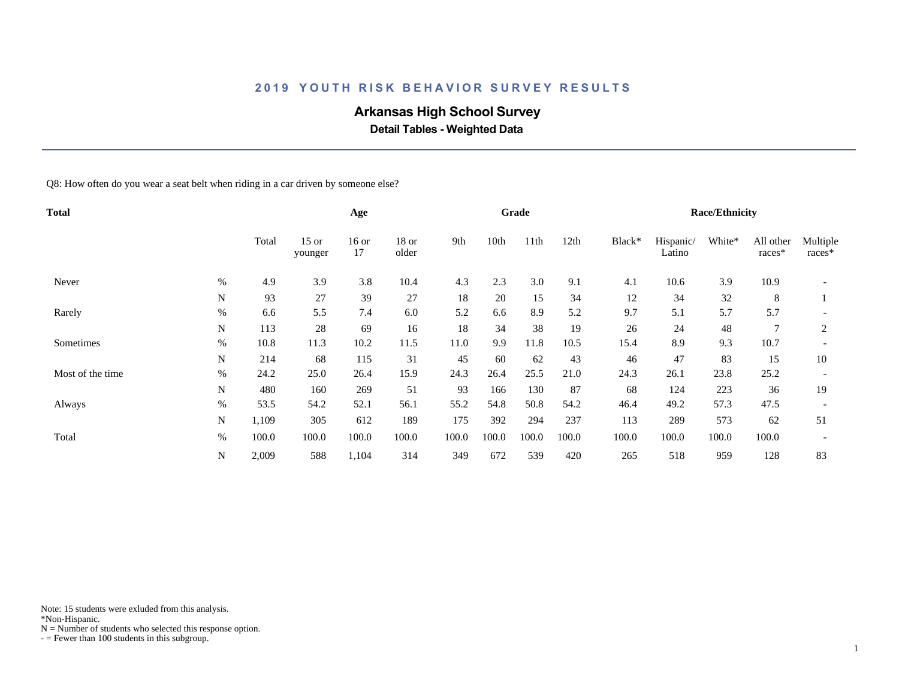# 2019 YOUTH RISK BEHAVIOR SURVEY RESULTS

## Arkansas High School Survey

### Detail Tables - Weighted Data

Q8: How often do you wear a seat belt when riding in a car driven by someone else?

| Total | | | Age | | | Grade | | | | Race/Ethnicity | | | | |
|---|---|---|---|---|---|---|---|---|---|---|---|---|---|---|
| | | Total | 15 or younger | 16 or 17 | 18 or older | 9th | 10th | 11th | 12th | Black* | Hispanic/ Latino | White* | All other races* | Multiple races* |
| Never | % | 4.9 | 3.9 | 3.8 | 10.4 | 4.3 | 2.3 | 3.0 | 9.1 | 4.1 | 10.6 | 3.9 | 10.9 | - |
| | N | 93 | 27 | 39 | 27 | 18 | 20 | 15 | 34 | 12 | 34 | 32 | 8 | 1 |
| Rarely | % | 6.6 | 5.5 | 7.4 | 6.0 | 5.2 | 6.6 | 8.9 | 5.2 | 9.7 | 5.1 | 5.7 | 5.7 | - |
| | N | 113 | 28 | 69 | 16 | 18 | 34 | 38 | 19 | 26 | 24 | 48 | 7 | 2 |
| Sometimes | % | 10.8 | 11.3 | 10.2 | 11.5 | 11.0 | 9.9 | 11.8 | 10.5 | 15.4 | 8.9 | 9.3 | 10.7 | - |
| | N | 214 | 68 | 115 | 31 | 45 | 60 | 62 | 43 | 46 | 47 | 83 | 15 | 10 |
| Most of the time | % | 24.2 | 25.0 | 26.4 | 15.9 | 24.3 | 26.4 | 25.5 | 21.0 | 24.3 | 26.1 | 23.8 | 25.2 | - |
| | N | 480 | 160 | 269 | 51 | 93 | 166 | 130 | 87 | 68 | 124 | 223 | 36 | 19 |
| Always | % | 53.5 | 54.2 | 52.1 | 56.1 | 55.2 | 54.8 | 50.8 | 54.2 | 46.4 | 49.2 | 57.3 | 47.5 | - |
| | N | 1,109 | 305 | 612 | 189 | 175 | 392 | 294 | 237 | 113 | 289 | 573 | 62 | 51 |
| Total | % | 100.0 | 100.0 | 100.0 | 100.0 | 100.0 | 100.0 | 100.0 | 100.0 | 100.0 | 100.0 | 100.0 | 100.0 | - |
| | N | 2,009 | 588 | 1,104 | 314 | 349 | 672 | 539 | 420 | 265 | 518 | 959 | 128 | 83 |

Note: 15 students were exluded from this analysis.
*Non-Hispanic.
N = Number of students who selected this response option.
- = Fewer than 100 students in this subgroup.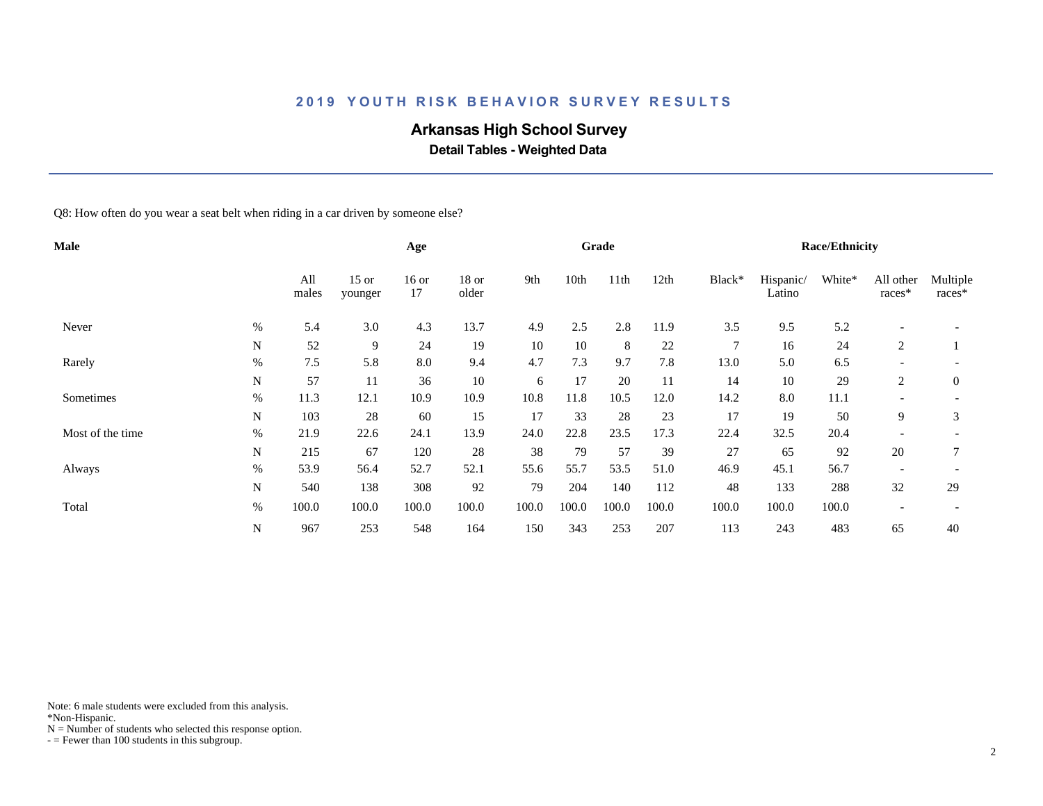## 2019 YOUTH RISK BEHAVIOR SURVEY RESULTS

### Arkansas High School Survey

**Detail Tables - Weighted Data**

Q8: How often do you wear a seat belt when riding in a car driven by someone else?

| Male | | Age | | | | Grade | | | | Race/Ethnicity | | | | |
|---|---|---|---|---|---|---|---|---|---|---|---|---|---|---|
| | | All males | 15 or younger | 16 or 17 | 18 or older | 9th | 10th | 11th | 12th | Black* | Hispanic/ Latino | White* | All other races* | Multiple races* |
| Never | % | 5.4 | 3.0 | 4.3 | 13.7 | 4.9 | 2.5 | 2.8 | 11.9 | 3.5 | 9.5 | 5.2 | - | - |
| | N | 52 | 9 | 24 | 19 | 10 | 10 | 8 | 22 | 7 | 16 | 24 | 2 | 1 |
| Rarely | % | 7.5 | 5.8 | 8.0 | 9.4 | 4.7 | 7.3 | 9.7 | 7.8 | 13.0 | 5.0 | 6.5 | - | - |
| | N | 57 | 11 | 36 | 10 | 6 | 17 | 20 | 11 | 14 | 10 | 29 | 2 | 0 |
| Sometimes | % | 11.3 | 12.1 | 10.9 | 10.9 | 10.8 | 11.8 | 10.5 | 12.0 | 14.2 | 8.0 | 11.1 | - | - |
| | N | 103 | 28 | 60 | 15 | 17 | 33 | 28 | 23 | 17 | 19 | 50 | 9 | 3 |
| Most of the time | % | 21.9 | 22.6 | 24.1 | 13.9 | 24.0 | 22.8 | 23.5 | 17.3 | 22.4 | 32.5 | 20.4 | - | - |
| | N | 215 | 67 | 120 | 28 | 38 | 79 | 57 | 39 | 27 | 65 | 92 | 20 | 7 |
| Always | % | 53.9 | 56.4 | 52.7 | 52.1 | 55.6 | 55.7 | 53.5 | 51.0 | 46.9 | 45.1 | 56.7 | - | - |
| | N | 540 | 138 | 308 | 92 | 79 | 204 | 140 | 112 | 48 | 133 | 288 | 32 | 29 |
| Total | % | 100.0 | 100.0 | 100.0 | 100.0 | 100.0 | 100.0 | 100.0 | 100.0 | 100.0 | 100.0 | 100.0 | - | - |
| | N | 967 | 253 | 548 | 164 | 150 | 343 | 253 | 207 | 113 | 243 | 483 | 65 | 40 |

Note: 6 male students were excluded from this analysis.
*Non-Hispanic.
N = Number of students who selected this response option.
- = Fewer than 100 students in this subgroup.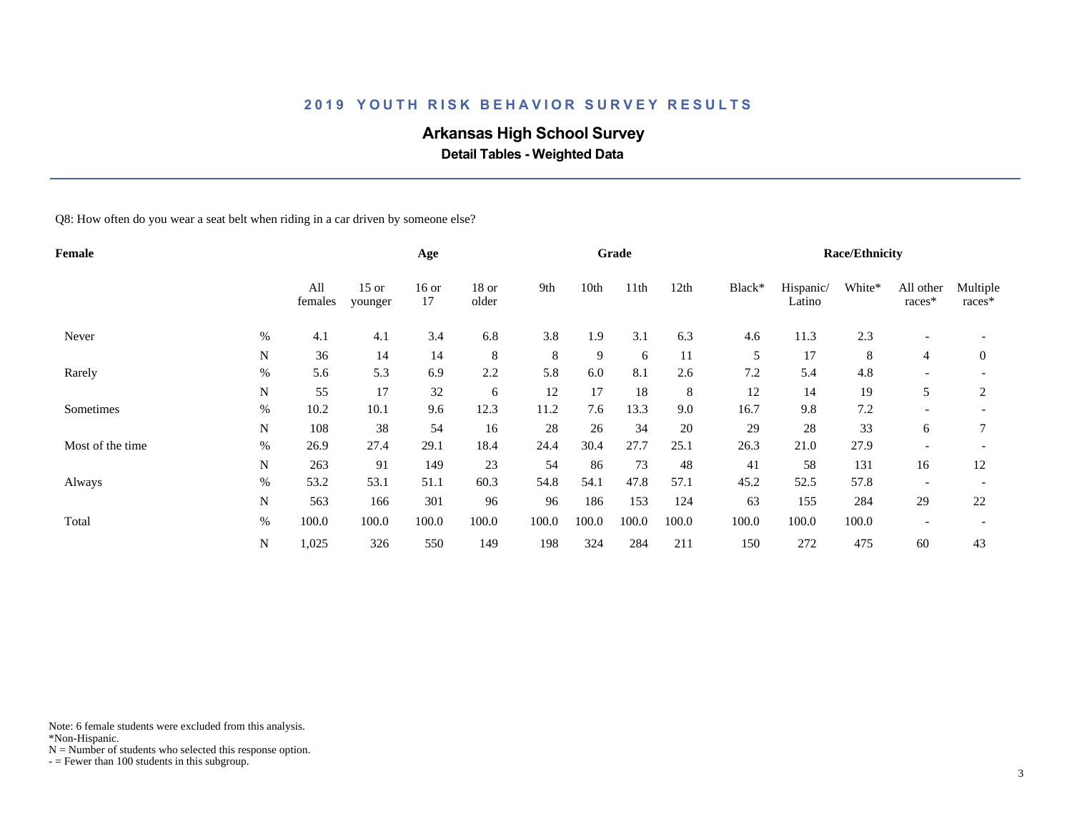## 2019 YOUTH RISK BEHAVIOR SURVEY RESULTS

### Arkansas High School Survey

**Detail Tables - Weighted Data**

Q8: How often do you wear a seat belt when riding in a car driven by someone else?

| Female | | Age | | | | Grade | | | | Race/Ethnicity | | | | |
|---|---|---|---|---|---|---|---|---|---|---|---|---|---|---|
| | | All females | 15 or younger | 16 or 17 | 18 or older | 9th | 10th | 11th | 12th | Black* | Hispanic/ Latino | White* | All other races* | Multiple races* |
| Never | % | 4.1 | 4.1 | 3.4 | 6.8 | 3.8 | 1.9 | 3.1 | 6.3 | 4.6 | 11.3 | 2.3 | - | - |
| | N | 36 | 14 | 14 | 8 | 8 | 9 | 6 | 11 | 5 | 17 | 8 | 4 | 0 |
| Rarely | % | 5.6 | 5.3 | 6.9 | 2.2 | 5.8 | 6.0 | 8.1 | 2.6 | 7.2 | 5.4 | 4.8 | - | - |
| | N | 55 | 17 | 32 | 6 | 12 | 17 | 18 | 8 | 12 | 14 | 19 | 5 | 2 |
| Sometimes | % | 10.2 | 10.1 | 9.6 | 12.3 | 11.2 | 7.6 | 13.3 | 9.0 | 16.7 | 9.8 | 7.2 | - | - |
| | N | 108 | 38 | 54 | 16 | 28 | 26 | 34 | 20 | 29 | 28 | 33 | 6 | 7 |
| Most of the time | % | 26.9 | 27.4 | 29.1 | 18.4 | 24.4 | 30.4 | 27.7 | 25.1 | 26.3 | 21.0 | 27.9 | - | - |
| | N | 263 | 91 | 149 | 23 | 54 | 86 | 73 | 48 | 41 | 58 | 131 | 16 | 12 |
| Always | % | 53.2 | 53.1 | 51.1 | 60.3 | 54.8 | 54.1 | 47.8 | 57.1 | 45.2 | 52.5 | 57.8 | - | - |
| | N | 563 | 166 | 301 | 96 | 96 | 186 | 153 | 124 | 63 | 155 | 284 | 29 | 22 |
| Total | % | 100.0 | 100.0 | 100.0 | 100.0 | 100.0 | 100.0 | 100.0 | 100.0 | 100.0 | 100.0 | 100.0 | - | - |
| | N | 1,025 | 326 | 550 | 149 | 198 | 324 | 284 | 211 | 150 | 272 | 475 | 60 | 43 |

Note: 6 female students were excluded from this analysis.
*Non-Hispanic.
N = Number of students who selected this response option.
- = Fewer than 100 students in this subgroup.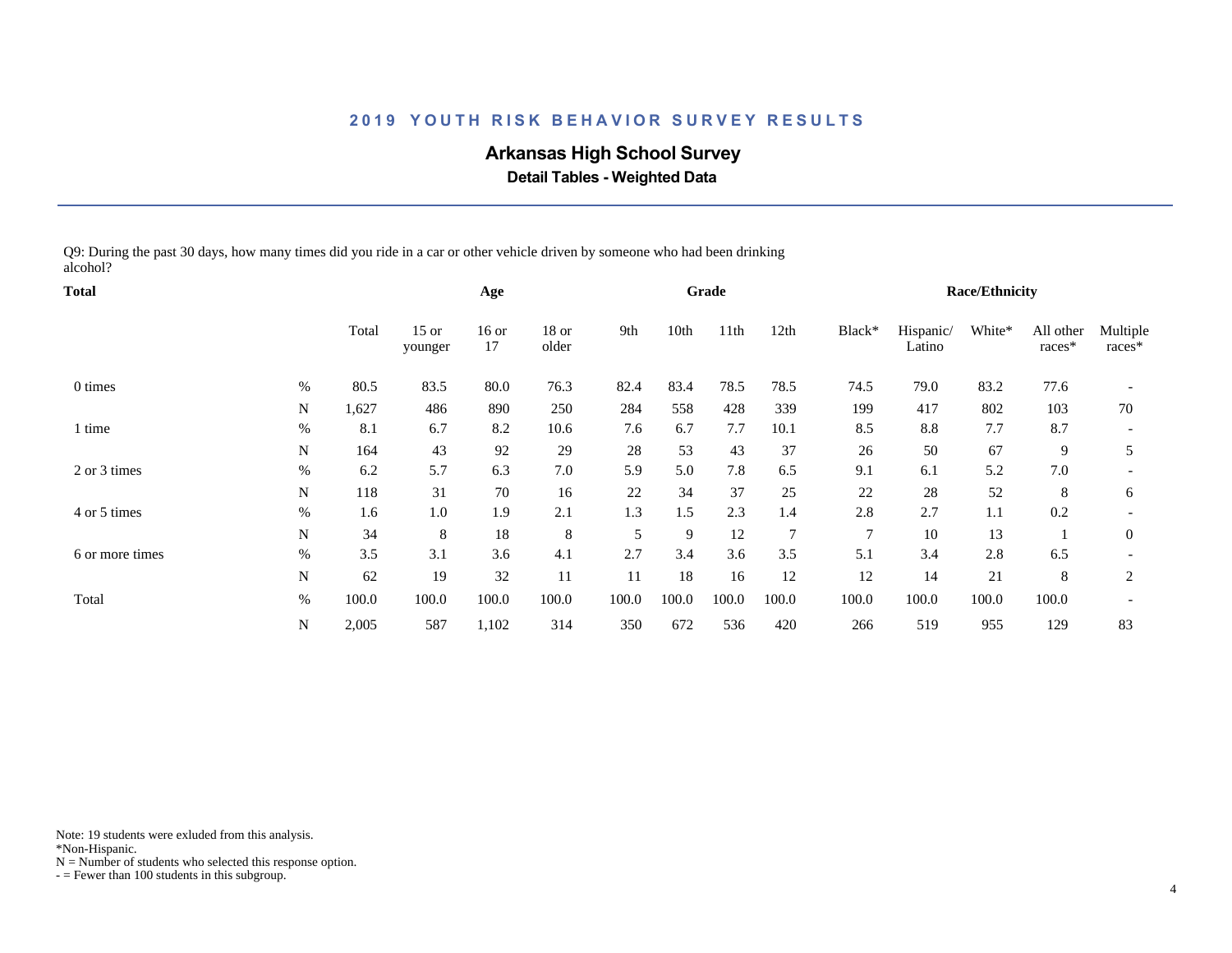# 2019 YOUTH RISK BEHAVIOR SURVEY RESULTS

## Arkansas High School Survey

### Detail Tables - Weighted Data

Q9: During the past 30 days, how many times did you ride in a car or other vehicle driven by someone who had been drinking alcohol?

| Total | | | Age | | | Grade | | | | Race/Ethnicity | | | | |
|---|---|---|---|---|---|---|---|---|---|---|---|---|---|---|
| | | Total | 15 or younger | 16 or 17 | 18 or older | 9th | 10th | 11th | 12th | Black* | Hispanic/ Latino | White* | All other races* | Multiple races* |
| 0 times | % | 80.5 | 83.5 | 80.0 | 76.3 | 82.4 | 83.4 | 78.5 | 78.5 | 74.5 | 79.0 | 83.2 | 77.6 | - |
| | N | 1,627 | 486 | 890 | 250 | 284 | 558 | 428 | 339 | 199 | 417 | 802 | 103 | 70 |
| 1 time | % | 8.1 | 6.7 | 8.2 | 10.6 | 7.6 | 6.7 | 7.7 | 10.1 | 8.5 | 8.8 | 7.7 | 8.7 | - |
| | N | 164 | 43 | 92 | 29 | 28 | 53 | 43 | 37 | 26 | 50 | 67 | 9 | 5 |
| 2 or 3 times | % | 6.2 | 5.7 | 6.3 | 7.0 | 5.9 | 5.0 | 7.8 | 6.5 | 9.1 | 6.1 | 5.2 | 7.0 | - |
| | N | 118 | 31 | 70 | 16 | 22 | 34 | 37 | 25 | 22 | 28 | 52 | 8 | 6 |
| 4 or 5 times | % | 1.6 | 1.0 | 1.9 | 2.1 | 1.3 | 1.5 | 2.3 | 1.4 | 2.8 | 2.7 | 1.1 | 0.2 | - |
| | N | 34 | 8 | 18 | 8 | 5 | 9 | 12 | 7 | 7 | 10 | 13 | 1 | 0 |
| 6 or more times | % | 3.5 | 3.1 | 3.6 | 4.1 | 2.7 | 3.4 | 3.6 | 3.5 | 5.1 | 3.4 | 2.8 | 6.5 | - |
| | N | 62 | 19 | 32 | 11 | 11 | 18 | 16 | 12 | 12 | 14 | 21 | 8 | 2 |
| Total | % | 100.0 | 100.0 | 100.0 | 100.0 | 100.0 | 100.0 | 100.0 | 100.0 | 100.0 | 100.0 | 100.0 | 100.0 | - |
| | N | 2,005 | 587 | 1,102 | 314 | 350 | 672 | 536 | 420 | 266 | 519 | 955 | 129 | 83 |

Note: 19 students were exluded from this analysis.
*Non-Hispanic.
N = Number of students who selected this response option.
- = Fewer than 100 students in this subgroup.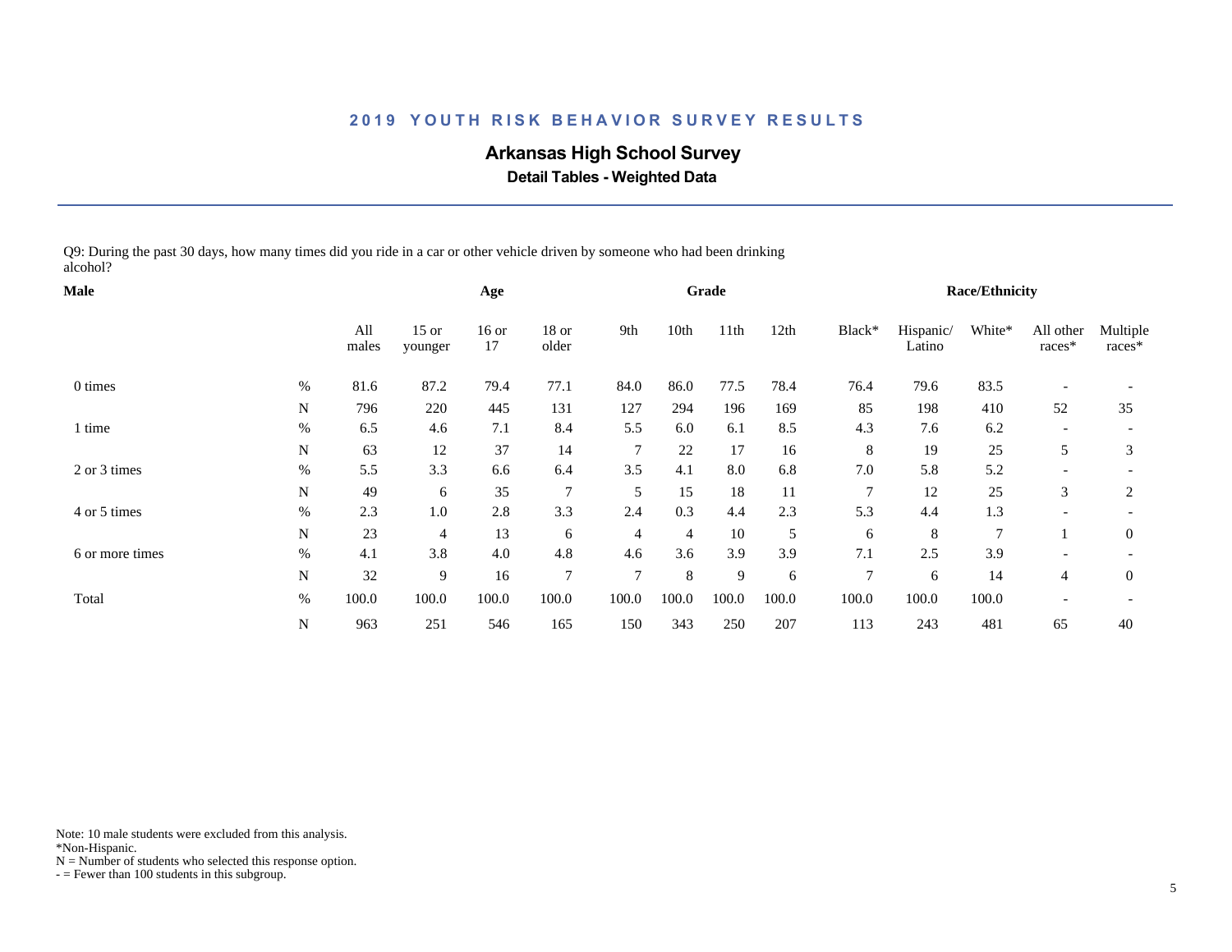## 2019 YOUTH RISK BEHAVIOR SURVEY RESULTS

### Arkansas High School Survey

**Detail Tables - Weighted Data**

Q9: During the past 30 days, how many times did you ride in a car or other vehicle driven by someone who had been drinking alcohol?

| Male | | | Age | | | Grade | | | | Race/Ethnicity | | | | |
|---|---|---|---|---|---|---|---|---|---|---|---|---|---|---|
| | | All males | 15 or younger | 16 or 17 | 18 or older | 9th | 10th | 11th | 12th | Black* | Hispanic/ Latino | White* | All other races* | Multiple races* |
| 0 times | % | 81.6 | 87.2 | 79.4 | 77.1 | 84.0 | 86.0 | 77.5 | 78.4 | 76.4 | 79.6 | 83.5 | - | - |
| | N | 796 | 220 | 445 | 131 | 127 | 294 | 196 | 169 | 85 | 198 | 410 | 52 | 35 |
| 1 time | % | 6.5 | 4.6 | 7.1 | 8.4 | 5.5 | 6.0 | 6.1 | 8.5 | 4.3 | 7.6 | 6.2 | - | - |
| | N | 63 | 12 | 37 | 14 | 7 | 22 | 17 | 16 | 8 | 19 | 25 | 5 | 3 |
| 2 or 3 times | % | 5.5 | 3.3 | 6.6 | 6.4 | 3.5 | 4.1 | 8.0 | 6.8 | 7.0 | 5.8 | 5.2 | - | - |
| | N | 49 | 6 | 35 | 7 | 5 | 15 | 18 | 11 | 7 | 12 | 25 | 3 | 2 |
| 4 or 5 times | % | 2.3 | 1.0 | 2.8 | 3.3 | 2.4 | 0.3 | 4.4 | 2.3 | 5.3 | 4.4 | 1.3 | - | - |
| | N | 23 | 4 | 13 | 6 | 4 | 4 | 10 | 5 | 6 | 8 | 7 | 1 | 0 |
| 6 or more times | % | 4.1 | 3.8 | 4.0 | 4.8 | 4.6 | 3.6 | 3.9 | 3.9 | 7.1 | 2.5 | 3.9 | - | - |
| | N | 32 | 9 | 16 | 7 | 7 | 8 | 9 | 6 | 7 | 6 | 14 | 4 | 0 |
| Total | % | 100.0 | 100.0 | 100.0 | 100.0 | 100.0 | 100.0 | 100.0 | 100.0 | 100.0 | 100.0 | 100.0 | - | - |
| | N | 963 | 251 | 546 | 165 | 150 | 343 | 250 | 207 | 113 | 243 | 481 | 65 | 40 |

Note: 10 male students were excluded from this analysis.
*Non-Hispanic.
N = Number of students who selected this response option.
- = Fewer than 100 students in this subgroup.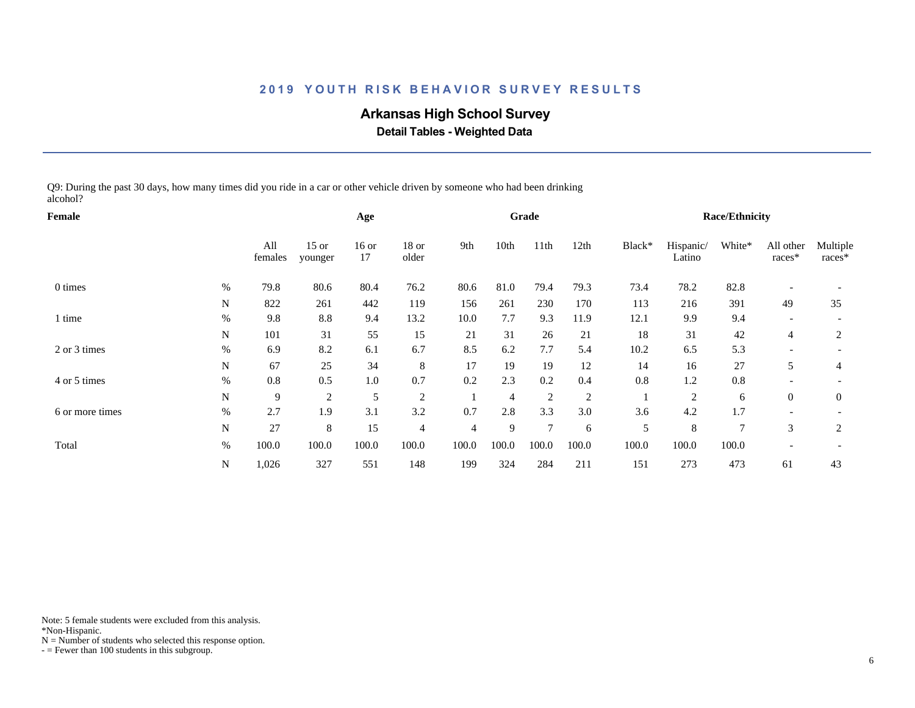## 2019 YOUTH RISK BEHAVIOR SURVEY RESULTS

# Arkansas High School Survey

### Detail Tables - Weighted Data

Q9: During the past 30 days, how many times did you ride in a car or other vehicle driven by someone who had been drinking alcohol?

| Female | | Age | | | | Grade | | | | Race/Ethnicity | | | | |
|---|---|---|---|---|---|---|---|---|---|---|---|---|---|---|
| | | All females | 15 or younger | 16 or 17 | 18 or older | 9th | 10th | 11th | 12th | Black* | Hispanic/ Latino | White* | All other races* | Multiple races* |
| 0 times | % | 79.8 | 80.6 | 80.4 | 76.2 | 80.6 | 81.0 | 79.4 | 79.3 | 73.4 | 78.2 | 82.8 | - | - |
| | N | 822 | 261 | 442 | 119 | 156 | 261 | 230 | 170 | 113 | 216 | 391 | 49 | 35 |
| 1 time | % | 9.8 | 8.8 | 9.4 | 13.2 | 10.0 | 7.7 | 9.3 | 11.9 | 12.1 | 9.9 | 9.4 | - | - |
| | N | 101 | 31 | 55 | 15 | 21 | 31 | 26 | 21 | 18 | 31 | 42 | 4 | 2 |
| 2 or 3 times | % | 6.9 | 8.2 | 6.1 | 6.7 | 8.5 | 6.2 | 7.7 | 5.4 | 10.2 | 6.5 | 5.3 | - | - |
| | N | 67 | 25 | 34 | 8 | 17 | 19 | 19 | 12 | 14 | 16 | 27 | 5 | 4 |
| 4 or 5 times | % | 0.8 | 0.5 | 1.0 | 0.7 | 0.2 | 2.3 | 0.2 | 0.4 | 0.8 | 1.2 | 0.8 | - | - |
| | N | 9 | 2 | 5 | 2 | 1 | 4 | 2 | 2 | 1 | 2 | 6 | 0 | 0 |
| 6 or more times | % | 2.7 | 1.9 | 3.1 | 3.2 | 0.7 | 2.8 | 3.3 | 3.0 | 3.6 | 4.2 | 1.7 | - | - |
| | N | 27 | 8 | 15 | 4 | 4 | 9 | 7 | 6 | 5 | 8 | 7 | 3 | 2 |
| Total | % | 100.0 | 100.0 | 100.0 | 100.0 | 100.0 | 100.0 | 100.0 | 100.0 | 100.0 | 100.0 | 100.0 | - | - |
| | N | 1,026 | 327 | 551 | 148 | 199 | 324 | 284 | 211 | 151 | 273 | 473 | 61 | 43 |

Note: 5 female students were excluded from this analysis.
*Non-Hispanic.
N = Number of students who selected this response option.
- = Fewer than 100 students in this subgroup.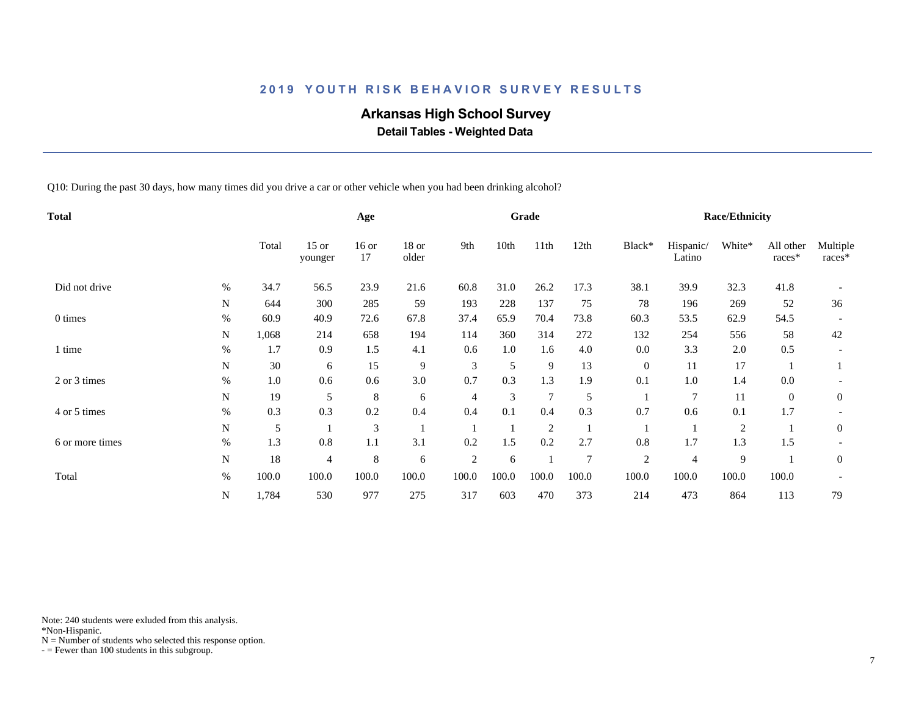# 2019 YOUTH RISK BEHAVIOR SURVEY RESULTS

## Arkansas High School Survey

### Detail Tables - Weighted Data

Q10: During the past 30 days, how many times did you drive a car or other vehicle when you had been drinking alcohol?

| Total | | | Age | | | Grade | | | | Race/Ethnicity | | | | |
|---|---|---|---|---|---|---|---|---|---|---|---|---|---|---|
| | | Total | 15 or younger | 16 or 17 | 18 or older | 9th | 10th | 11th | 12th | Black* | Hispanic/ Latino | White* | All other races* | Multiple races* |
| Did not drive | % | 34.7 | 56.5 | 23.9 | 21.6 | 60.8 | 31.0 | 26.2 | 17.3 | 38.1 | 39.9 | 32.3 | 41.8 | - |
| | N | 644 | 300 | 285 | 59 | 193 | 228 | 137 | 75 | 78 | 196 | 269 | 52 | 36 |
| 0 times | % | 60.9 | 40.9 | 72.6 | 67.8 | 37.4 | 65.9 | 70.4 | 73.8 | 60.3 | 53.5 | 62.9 | 54.5 | - |
| | N | 1,068 | 214 | 658 | 194 | 114 | 360 | 314 | 272 | 132 | 254 | 556 | 58 | 42 |
| 1 time | % | 1.7 | 0.9 | 1.5 | 4.1 | 0.6 | 1.0 | 1.6 | 4.0 | 0.0 | 3.3 | 2.0 | 0.5 | - |
| | N | 30 | 6 | 15 | 9 | 3 | 5 | 9 | 13 | 0 | 11 | 17 | 1 | 1 |
| 2 or 3 times | % | 1.0 | 0.6 | 0.6 | 3.0 | 0.7 | 0.3 | 1.3 | 1.9 | 0.1 | 1.0 | 1.4 | 0.0 | - |
| | N | 19 | 5 | 8 | 6 | 4 | 3 | 7 | 5 | 1 | 7 | 11 | 0 | 0 |
| 4 or 5 times | % | 0.3 | 0.3 | 0.2 | 0.4 | 0.4 | 0.1 | 0.4 | 0.3 | 0.7 | 0.6 | 0.1 | 1.7 | - |
| | N | 5 | 1 | 3 | 1 | 1 | 1 | 2 | 1 | 1 | 1 | 2 | 1 | 0 |
| 6 or more times | % | 1.3 | 0.8 | 1.1 | 3.1 | 0.2 | 1.5 | 0.2 | 2.7 | 0.8 | 1.7 | 1.3 | 1.5 | - |
| | N | 18 | 4 | 8 | 6 | 2 | 6 | 1 | 7 | 2 | 4 | 9 | 1 | 0 |
| Total | % | 100.0 | 100.0 | 100.0 | 100.0 | 100.0 | 100.0 | 100.0 | 100.0 | 100.0 | 100.0 | 100.0 | 100.0 | - |
| | N | 1,784 | 530 | 977 | 275 | 317 | 603 | 470 | 373 | 214 | 473 | 864 | 113 | 79 |

Note: 240 students were exluded from this analysis.
*Non-Hispanic.
N = Number of students who selected this response option.
- = Fewer than 100 students in this subgroup.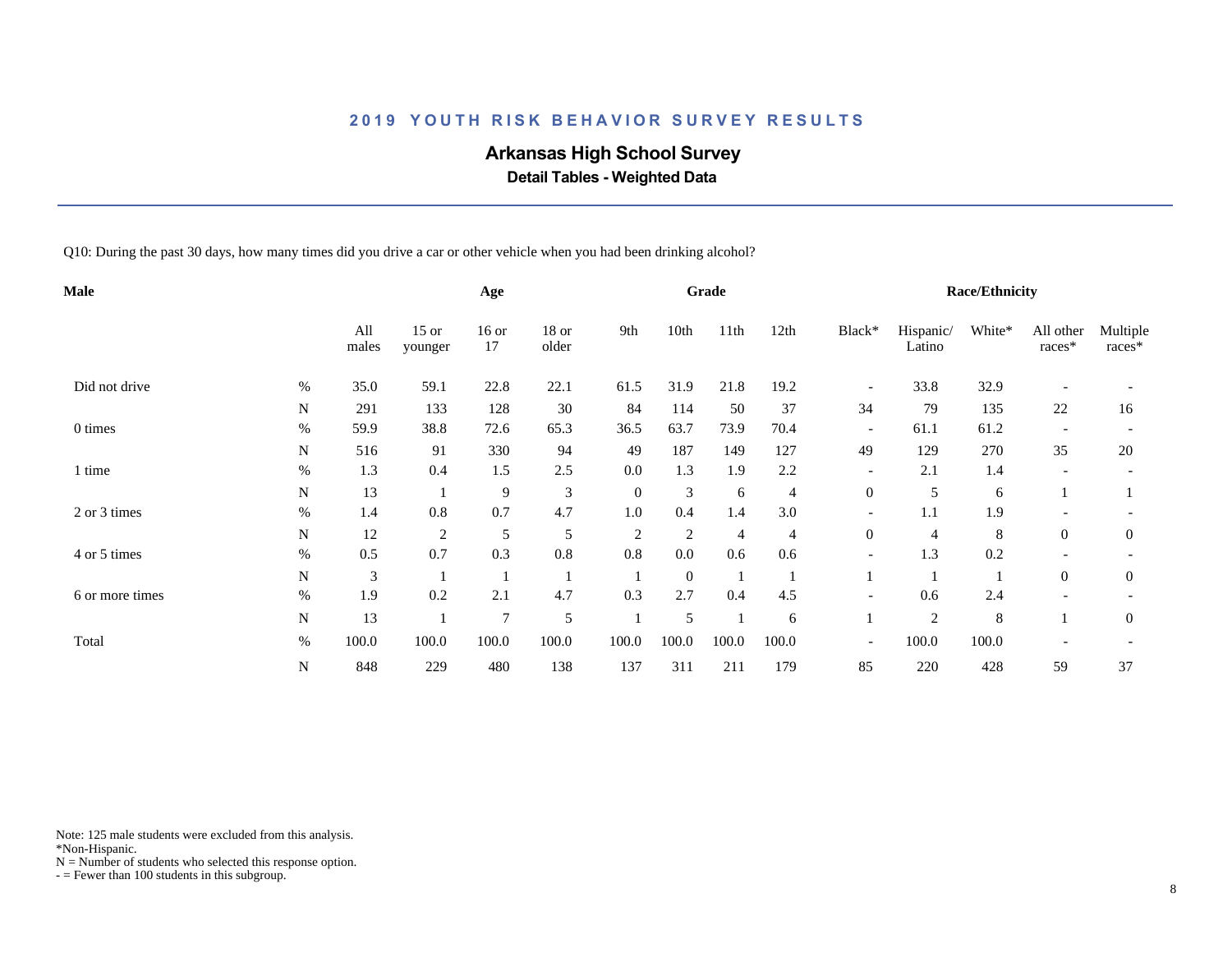## 2019 YOUTH RISK BEHAVIOR SURVEY RESULTS

# Arkansas High School Survey

### Detail Tables - Weighted Data

Q10: During the past 30 days, how many times did you drive a car or other vehicle when you had been drinking alcohol?

| Male | | | Age | | | Grade | | | | Race/Ethnicity | | | | |
|---|---|---|---|---|---|---|---|---|---|---|---|---|---|---|
| | | All males | 15 or younger | 16 or 17 | 18 or older | 9th | 10th | 11th | 12th | Black* | Hispanic/ Latino | White* | All other races* | Multiple races* |
| Did not drive | % | 35.0 | 59.1 | 22.8 | 22.1 | 61.5 | 31.9 | 21.8 | 19.2 | - | 33.8 | 32.9 | - | - |
| | N | 291 | 133 | 128 | 30 | 84 | 114 | 50 | 37 | 34 | 79 | 135 | 22 | 16 |
| 0 times | % | 59.9 | 38.8 | 72.6 | 65.3 | 36.5 | 63.7 | 73.9 | 70.4 | - | 61.1 | 61.2 | - | - |
| | N | 516 | 91 | 330 | 94 | 49 | 187 | 149 | 127 | 49 | 129 | 270 | 35 | 20 |
| 1 time | % | 1.3 | 0.4 | 1.5 | 2.5 | 0.0 | 1.3 | 1.9 | 2.2 | - | 2.1 | 1.4 | - | - |
| | N | 13 | 1 | 9 | 3 | 0 | 3 | 6 | 4 | 0 | 5 | 6 | 1 | 1 |
| 2 or 3 times | % | 1.4 | 0.8 | 0.7 | 4.7 | 1.0 | 0.4 | 1.4 | 3.0 | - | 1.1 | 1.9 | - | - |
| | N | 12 | 2 | 5 | 5 | 2 | 2 | 4 | 4 | 0 | 4 | 8 | 0 | 0 |
| 4 or 5 times | % | 0.5 | 0.7 | 0.3 | 0.8 | 0.8 | 0.0 | 0.6 | 0.6 | - | 1.3 | 0.2 | - | - |
| | N | 3 | 1 | 1 | 1 | 1 | 0 | 1 | 1 | 1 | 1 | 1 | 0 | 0 |
| 6 or more times | % | 1.9 | 0.2 | 2.1 | 4.7 | 0.3 | 2.7 | 0.4 | 4.5 | - | 0.6 | 2.4 | - | - |
| | N | 13 | 1 | 7 | 5 | 1 | 5 | 1 | 6 | 1 | 2 | 8 | 1 | 0 |
| Total | % | 100.0 | 100.0 | 100.0 | 100.0 | 100.0 | 100.0 | 100.0 | 100.0 | - | 100.0 | 100.0 | - | - |
| | N | 848 | 229 | 480 | 138 | 137 | 311 | 211 | 179 | 85 | 220 | 428 | 59 | 37 |

Note: 125 male students were excluded from this analysis.
*Non-Hispanic.
N = Number of students who selected this response option.
- = Fewer than 100 students in this subgroup.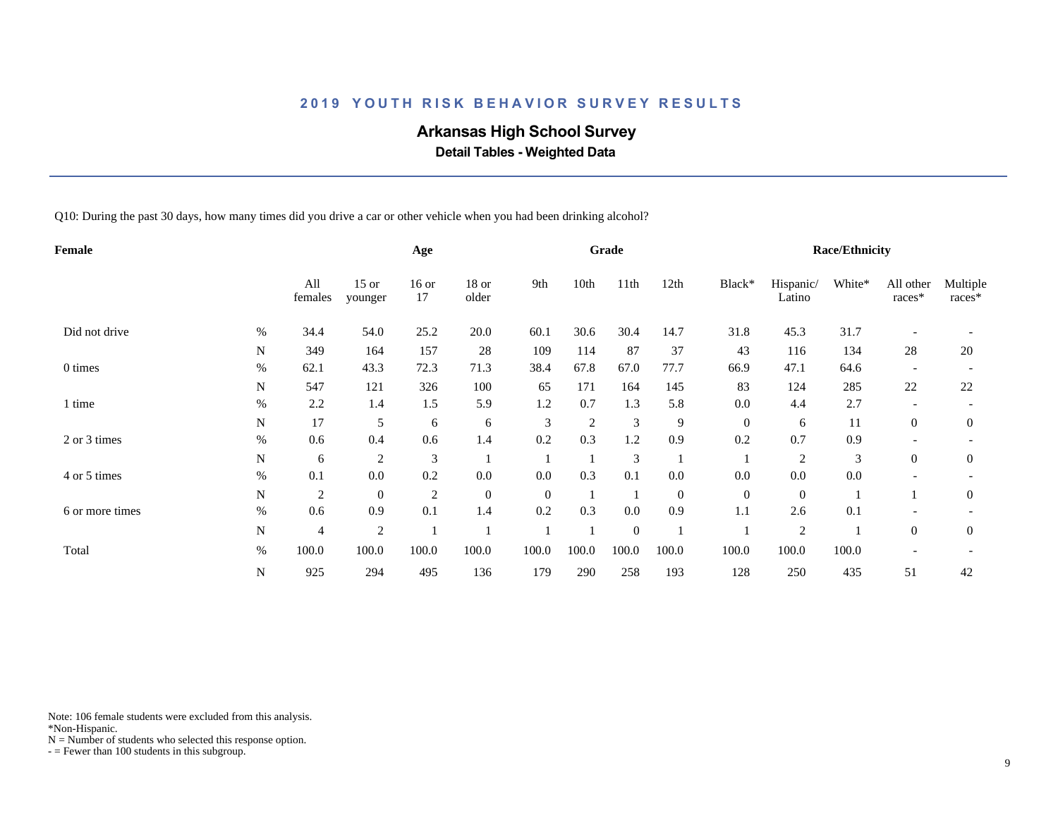## 2019 YOUTH RISK BEHAVIOR SURVEY RESULTS

# Arkansas High School Survey

### Detail Tables - Weighted Data

Q10: During the past 30 days, how many times did you drive a car or other vehicle when you had been drinking alcohol?

| Female | | All females | Age | | | Grade | | | | Race/Ethnicity | | | | |
|---|---|---|---|---|---|---|---|---|---|---|---|---|---|---|
| | | | 15 or younger | 16 or 17 | 18 or older | 9th | 10th | 11th | 12th | Black* | Hispanic/ Latino | White* | All other races* | Multiple races* |
| Did not drive | % | 34.4 | 54.0 | 25.2 | 20.0 | 60.1 | 30.6 | 30.4 | 14.7 | 31.8 | 45.3 | 31.7 | - | - |
| | N | 349 | 164 | 157 | 28 | 109 | 114 | 87 | 37 | 43 | 116 | 134 | 28 | 20 |
| 0 times | % | 62.1 | 43.3 | 72.3 | 71.3 | 38.4 | 67.8 | 67.0 | 77.7 | 66.9 | 47.1 | 64.6 | - | - |
| | N | 547 | 121 | 326 | 100 | 65 | 171 | 164 | 145 | 83 | 124 | 285 | 22 | 22 |
| 1 time | % | 2.2 | 1.4 | 1.5 | 5.9 | 1.2 | 0.7 | 1.3 | 5.8 | 0.0 | 4.4 | 2.7 | - | - |
| | N | 17 | 5 | 6 | 6 | 3 | 2 | 3 | 9 | 0 | 6 | 11 | 0 | 0 |
| 2 or 3 times | % | 0.6 | 0.4 | 0.6 | 1.4 | 0.2 | 0.3 | 1.2 | 0.9 | 0.2 | 0.7 | 0.9 | - | - |
| | N | 6 | 2 | 3 | 1 | 1 | 1 | 3 | 1 | 1 | 2 | 3 | 0 | 0 |
| 4 or 5 times | % | 0.1 | 0.0 | 0.2 | 0.0 | 0.0 | 0.3 | 0.1 | 0.0 | 0.0 | 0.0 | 0.0 | - | - |
| | N | 2 | 0 | 2 | 0 | 0 | 1 | 1 | 0 | 0 | 0 | 1 | 1 | 0 |
| 6 or more times | % | 0.6 | 0.9 | 0.1 | 1.4 | 0.2 | 0.3 | 0.0 | 0.9 | 1.1 | 2.6 | 0.1 | - | - |
| | N | 4 | 2 | 1 | 1 | 1 | 1 | 0 | 1 | 1 | 2 | 1 | 0 | 0 |
| Total | % | 100.0 | 100.0 | 100.0 | 100.0 | 100.0 | 100.0 | 100.0 | 100.0 | 100.0 | 100.0 | 100.0 | - | - |
| | N | 925 | 294 | 495 | 136 | 179 | 290 | 258 | 193 | 128 | 250 | 435 | 51 | 42 |

Note: 106 female students were excluded from this analysis.
*Non-Hispanic.
N = Number of students who selected this response option.
- = Fewer than 100 students in this subgroup.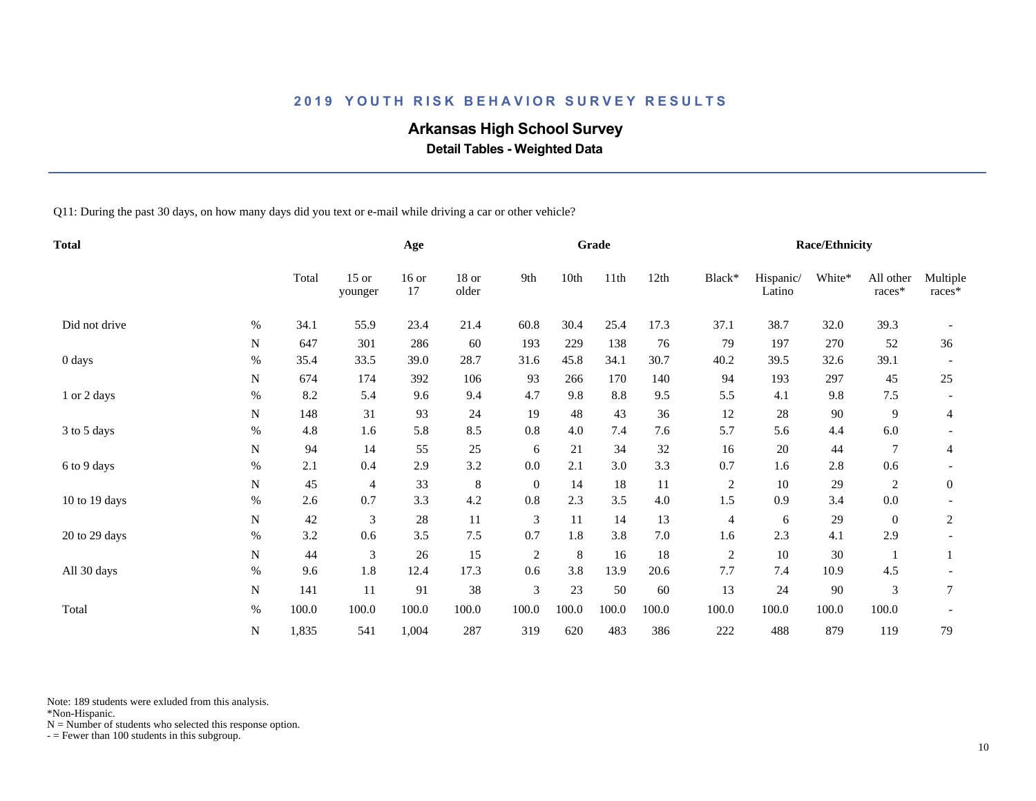## 2019 YOUTH RISK BEHAVIOR SURVEY RESULTS

### Arkansas High School Survey

**Detail Tables - Weighted Data**

Q11: During the past 30 days, on how many days did you text or e-mail while driving a car or other vehicle?

| Total | | Total | Age | | | Grade | | | | Race/Ethnicity | | | | |
|---|---|---|---|---|---|---|---|---|---|---|---|---|---|---|
| | | Total | 15 or younger | 16 or 17 | 18 or older | 9th | 10th | 11th | 12th | Black* | Hispanic/ Latino | White* | All other races* | Multiple races* |
| Did not drive | % | 34.1 | 55.9 | 23.4 | 21.4 | 60.8 | 30.4 | 25.4 | 17.3 | 37.1 | 38.7 | 32.0 | 39.3 | - |
| | N | 647 | 301 | 286 | 60 | 193 | 229 | 138 | 76 | 79 | 197 | 270 | 52 | 36 |
| 0 days | % | 35.4 | 33.5 | 39.0 | 28.7 | 31.6 | 45.8 | 34.1 | 30.7 | 40.2 | 39.5 | 32.6 | 39.1 | - |
| | N | 674 | 174 | 392 | 106 | 93 | 266 | 170 | 140 | 94 | 193 | 297 | 45 | 25 |
| 1 or 2 days | % | 8.2 | 5.4 | 9.6 | 9.4 | 4.7 | 9.8 | 8.8 | 9.5 | 5.5 | 4.1 | 9.8 | 7.5 | - |
| | N | 148 | 31 | 93 | 24 | 19 | 48 | 43 | 36 | 12 | 28 | 90 | 9 | 4 |
| 3 to 5 days | % | 4.8 | 1.6 | 5.8 | 8.5 | 0.8 | 4.0 | 7.4 | 7.6 | 5.7 | 5.6 | 4.4 | 6.0 | - |
| | N | 94 | 14 | 55 | 25 | 6 | 21 | 34 | 32 | 16 | 20 | 44 | 7 | 4 |
| 6 to 9 days | % | 2.1 | 0.4 | 2.9 | 3.2 | 0.0 | 2.1 | 3.0 | 3.3 | 0.7 | 1.6 | 2.8 | 0.6 | - |
| | N | 45 | 4 | 33 | 8 | 0 | 14 | 18 | 11 | 2 | 10 | 29 | 2 | 0 |
| 10 to 19 days | % | 2.6 | 0.7 | 3.3 | 4.2 | 0.8 | 2.3 | 3.5 | 4.0 | 1.5 | 0.9 | 3.4 | 0.0 | - |
| | N | 42 | 3 | 28 | 11 | 3 | 11 | 14 | 13 | 4 | 6 | 29 | 0 | 2 |
| 20 to 29 days | % | 3.2 | 0.6 | 3.5 | 7.5 | 0.7 | 1.8 | 3.8 | 7.0 | 1.6 | 2.3 | 4.1 | 2.9 | - |
| | N | 44 | 3 | 26 | 15 | 2 | 8 | 16 | 18 | 2 | 10 | 30 | 1 | 1 |
| All 30 days | % | 9.6 | 1.8 | 12.4 | 17.3 | 0.6 | 3.8 | 13.9 | 20.6 | 7.7 | 7.4 | 10.9 | 4.5 | - |
| | N | 141 | 11 | 91 | 38 | 3 | 23 | 50 | 60 | 13 | 24 | 90 | 3 | 7 |
| Total | % | 100.0 | 100.0 | 100.0 | 100.0 | 100.0 | 100.0 | 100.0 | 100.0 | 100.0 | 100.0 | 100.0 | 100.0 | - |
| | N | 1,835 | 541 | 1,004 | 287 | 319 | 620 | 483 | 386 | 222 | 488 | 879 | 119 | 79 |

Note: 189 students were exluded from this analysis.
*Non-Hispanic.
N = Number of students who selected this response option.
- = Fewer than 100 students in this subgroup.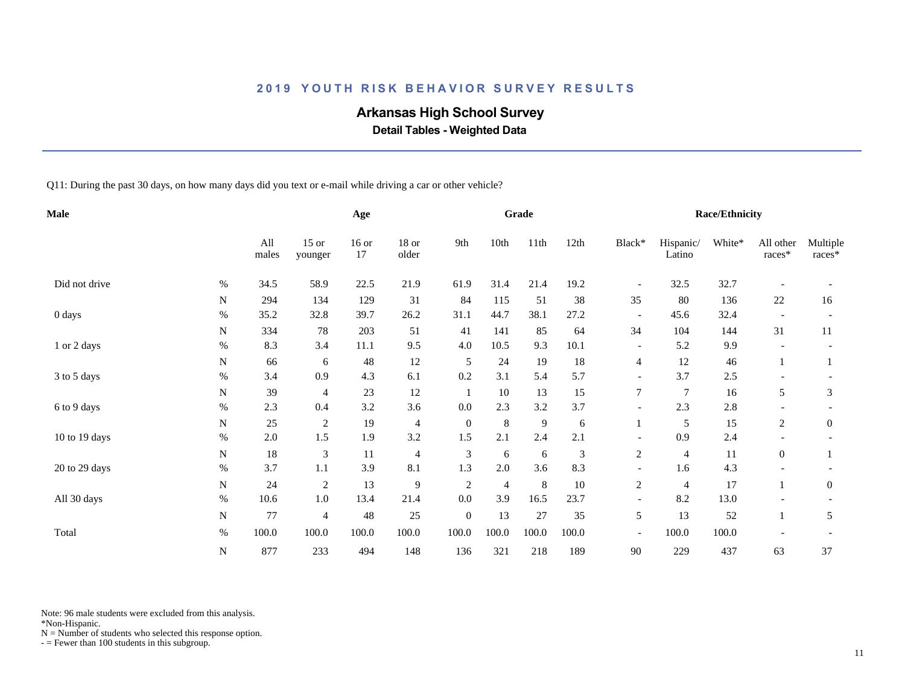# 2019 YOUTH RISK BEHAVIOR SURVEY RESULTS

## Arkansas High School Survey

### Detail Tables - Weighted Data

Q11: During the past 30 days, on how many days did you text or e-mail while driving a car or other vehicle?

| Male | | Age | | | | Grade | | | | Race/Ethnicity | | | | |
|---|---|---|---|---|---|---|---|---|---|---|---|---|---|---|
| | | All males | 15 or younger | 16 or 17 | 18 or older | 9th | 10th | 11th | 12th | Black* | Hispanic/ Latino | White* | All other races* | Multiple races* |
| Did not drive | % | 34.5 | 58.9 | 22.5 | 21.9 | 61.9 | 31.4 | 21.4 | 19.2 | - | 32.5 | 32.7 | - | - |
| | N | 294 | 134 | 129 | 31 | 84 | 115 | 51 | 38 | 35 | 80 | 136 | 22 | 16 |
| 0 days | % | 35.2 | 32.8 | 39.7 | 26.2 | 31.1 | 44.7 | 38.1 | 27.2 | - | 45.6 | 32.4 | - | - |
| | N | 334 | 78 | 203 | 51 | 41 | 141 | 85 | 64 | 34 | 104 | 144 | 31 | 11 |
| 1 or 2 days | % | 8.3 | 3.4 | 11.1 | 9.5 | 4.0 | 10.5 | 9.3 | 10.1 | - | 5.2 | 9.9 | - | - |
| | N | 66 | 6 | 48 | 12 | 5 | 24 | 19 | 18 | 4 | 12 | 46 | 1 | 1 |
| 3 to 5 days | % | 3.4 | 0.9 | 4.3 | 6.1 | 0.2 | 3.1 | 5.4 | 5.7 | - | 3.7 | 2.5 | - | - |
| | N | 39 | 4 | 23 | 12 | 1 | 10 | 13 | 15 | 7 | 7 | 16 | 5 | 3 |
| 6 to 9 days | % | 2.3 | 0.4 | 3.2 | 3.6 | 0.0 | 2.3 | 3.2 | 3.7 | - | 2.3 | 2.8 | - | - |
| | N | 25 | 2 | 19 | 4 | 0 | 8 | 9 | 6 | 1 | 5 | 15 | 2 | 0 |
| 10 to 19 days | % | 2.0 | 1.5 | 1.9 | 3.2 | 1.5 | 2.1 | 2.4 | 2.1 | - | 0.9 | 2.4 | - | - |
| | N | 18 | 3 | 11 | 4 | 3 | 6 | 6 | 3 | 2 | 4 | 11 | 0 | 1 |
| 20 to 29 days | % | 3.7 | 1.1 | 3.9 | 8.1 | 1.3 | 2.0 | 3.6 | 8.3 | - | 1.6 | 4.3 | - | - |
| | N | 24 | 2 | 13 | 9 | 2 | 4 | 8 | 10 | 2 | 4 | 17 | 1 | 0 |
| All 30 days | % | 10.6 | 1.0 | 13.4 | 21.4 | 0.0 | 3.9 | 16.5 | 23.7 | - | 8.2 | 13.0 | - | - |
| | N | 77 | 4 | 48 | 25 | 0 | 13 | 27 | 35 | 5 | 13 | 52 | 1 | 5 |
| Total | % | 100.0 | 100.0 | 100.0 | 100.0 | 100.0 | 100.0 | 100.0 | 100.0 | - | 100.0 | 100.0 | - | - |
| | N | 877 | 233 | 494 | 148 | 136 | 321 | 218 | 189 | 90 | 229 | 437 | 63 | 37 |

Note: 96 male students were excluded from this analysis.
*Non-Hispanic.
N = Number of students who selected this response option.
- = Fewer than 100 students in this subgroup.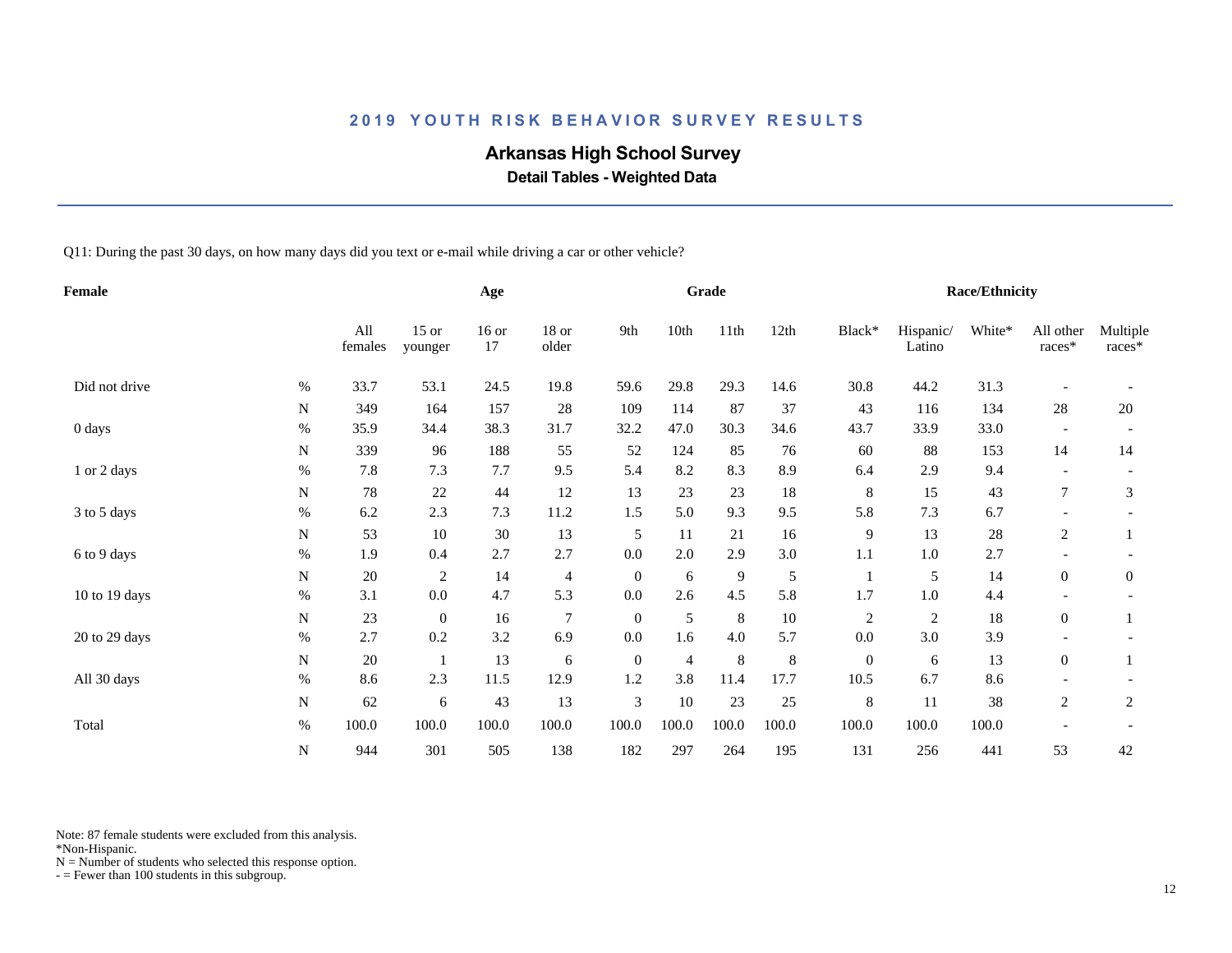# 2019 YOUTH RISK BEHAVIOR SURVEY RESULTS

## Arkansas High School Survey

### Detail Tables - Weighted Data

Q11: During the past 30 days, on how many days did you text or e-mail while driving a car or other vehicle?

| Female | | Age | | | | Grade | | | | Race/Ethnicity | | | | |
|---|---|---|---|---|---|---|---|---|---|---|---|---|---|---|
| | | All females | 15 or younger | 16 or 17 | 18 or older | 9th | 10th | 11th | 12th | Black* | Hispanic/ Latino | White* | All other races* | Multiple races* |
| Did not drive | % | 33.7 | 53.1 | 24.5 | 19.8 | 59.6 | 29.8 | 29.3 | 14.6 | 30.8 | 44.2 | 31.3 | - | - |
| | N | 349 | 164 | 157 | 28 | 109 | 114 | 87 | 37 | 43 | 116 | 134 | 28 | 20 |
| 0 days | % | 35.9 | 34.4 | 38.3 | 31.7 | 32.2 | 47.0 | 30.3 | 34.6 | 43.7 | 33.9 | 33.0 | - | - |
| | N | 339 | 96 | 188 | 55 | 52 | 124 | 85 | 76 | 60 | 88 | 153 | 14 | 14 |
| 1 or 2 days | % | 7.8 | 7.3 | 7.7 | 9.5 | 5.4 | 8.2 | 8.3 | 8.9 | 6.4 | 2.9 | 9.4 | - | - |
| | N | 78 | 22 | 44 | 12 | 13 | 23 | 23 | 18 | 8 | 15 | 43 | 7 | 3 |
| 3 to 5 days | % | 6.2 | 2.3 | 7.3 | 11.2 | 1.5 | 5.0 | 9.3 | 9.5 | 5.8 | 7.3 | 6.7 | - | - |
| | N | 53 | 10 | 30 | 13 | 5 | 11 | 21 | 16 | 9 | 13 | 28 | 2 | 1 |
| 6 to 9 days | % | 1.9 | 0.4 | 2.7 | 2.7 | 0.0 | 2.0 | 2.9 | 3.0 | 1.1 | 1.0 | 2.7 | - | - |
| | N | 20 | 2 | 14 | 4 | 0 | 6 | 9 | 5 | 1 | 5 | 14 | 0 | 0 |
| 10 to 19 days | % | 3.1 | 0.0 | 4.7 | 5.3 | 0.0 | 2.6 | 4.5 | 5.8 | 1.7 | 1.0 | 4.4 | - | - |
| | N | 23 | 0 | 16 | 7 | 0 | 5 | 8 | 10 | 2 | 2 | 18 | 0 | 1 |
| 20 to 29 days | % | 2.7 | 0.2 | 3.2 | 6.9 | 0.0 | 1.6 | 4.0 | 5.7 | 0.0 | 3.0 | 3.9 | - | - |
| | N | 20 | 1 | 13 | 6 | 0 | 4 | 8 | 8 | 0 | 6 | 13 | 0 | 1 |
| All 30 days | % | 8.6 | 2.3 | 11.5 | 12.9 | 1.2 | 3.8 | 11.4 | 17.7 | 10.5 | 6.7 | 8.6 | - | - |
| | N | 62 | 6 | 43 | 13 | 3 | 10 | 23 | 25 | 8 | 11 | 38 | 2 | 2 |
| Total | % | 100.0 | 100.0 | 100.0 | 100.0 | 100.0 | 100.0 | 100.0 | 100.0 | 100.0 | 100.0 | 100.0 | - | - |
| | N | 944 | 301 | 505 | 138 | 182 | 297 | 264 | 195 | 131 | 256 | 441 | 53 | 42 |

Note: 87 female students were excluded from this analysis.
*Non-Hispanic.
N = Number of students who selected this response option.
- = Fewer than 100 students in this subgroup.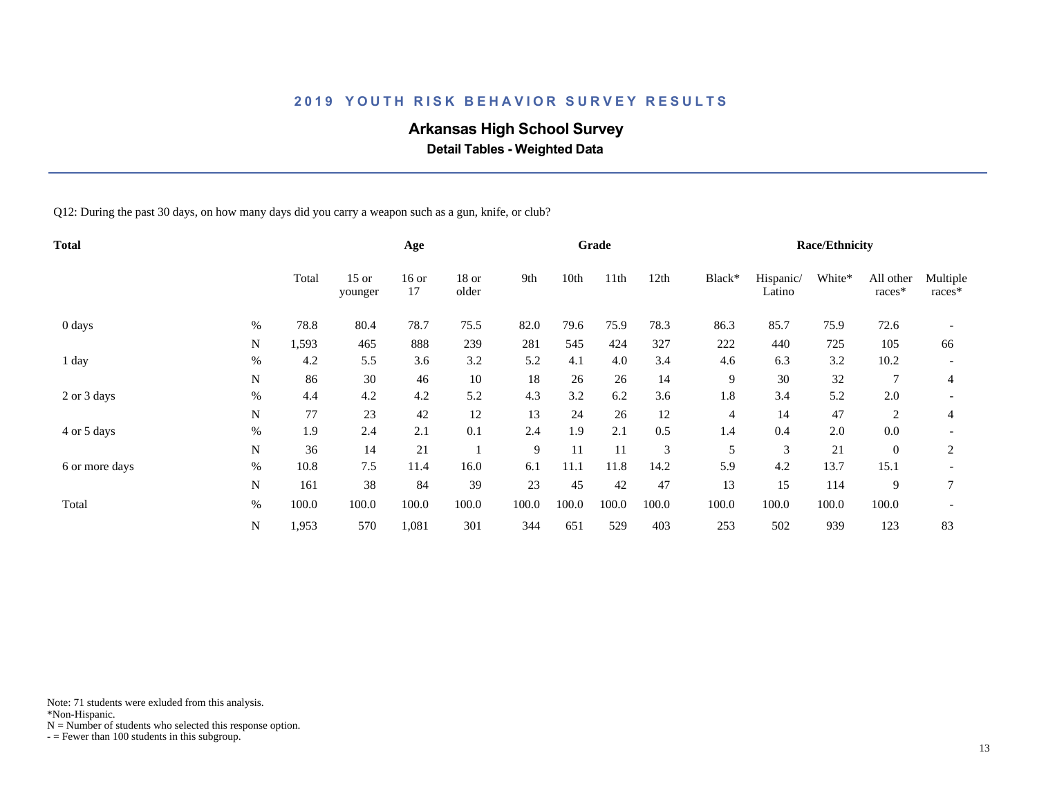## 2019 YOUTH RISK BEHAVIOR SURVEY RESULTS

### Arkansas High School Survey

**Detail Tables - Weighted Data**

Q12: During the past 30 days, on how many days did you carry a weapon such as a gun, knife, or club?

| Total | | | Age | | | Grade | | | | Race/Ethnicity | | | | |
|---|---|---|---|---|---|---|---|---|---|---|---|---|---|---|
| | | Total | 15 or younger | 16 or 17 | 18 or older | 9th | 10th | 11th | 12th | Black* | Hispanic/ Latino | White* | All other races* | Multiple races* |
| 0 days | % | 78.8 | 80.4 | 78.7 | 75.5 | 82.0 | 79.6 | 75.9 | 78.3 | 86.3 | 85.7 | 75.9 | 72.6 | - |
| | N | 1,593 | 465 | 888 | 239 | 281 | 545 | 424 | 327 | 222 | 440 | 725 | 105 | 66 |
| 1 day | % | 4.2 | 5.5 | 3.6 | 3.2 | 5.2 | 4.1 | 4.0 | 3.4 | 4.6 | 6.3 | 3.2 | 10.2 | - |
| | N | 86 | 30 | 46 | 10 | 18 | 26 | 26 | 14 | 9 | 30 | 32 | 7 | 4 |
| 2 or 3 days | % | 4.4 | 4.2 | 4.2 | 5.2 | 4.3 | 3.2 | 6.2 | 3.6 | 1.8 | 3.4 | 5.2 | 2.0 | - |
| | N | 77 | 23 | 42 | 12 | 13 | 24 | 26 | 12 | 4 | 14 | 47 | 2 | 4 |
| 4 or 5 days | % | 1.9 | 2.4 | 2.1 | 0.1 | 2.4 | 1.9 | 2.1 | 0.5 | 1.4 | 0.4 | 2.0 | 0.0 | - |
| | N | 36 | 14 | 21 | 1 | 9 | 11 | 11 | 3 | 5 | 3 | 21 | 0 | 2 |
| 6 or more days | % | 10.8 | 7.5 | 11.4 | 16.0 | 6.1 | 11.1 | 11.8 | 14.2 | 5.9 | 4.2 | 13.7 | 15.1 | - |
| | N | 161 | 38 | 84 | 39 | 23 | 45 | 42 | 47 | 13 | 15 | 114 | 9 | 7 |
| Total | % | 100.0 | 100.0 | 100.0 | 100.0 | 100.0 | 100.0 | 100.0 | 100.0 | 100.0 | 100.0 | 100.0 | 100.0 | - |
| | N | 1,953 | 570 | 1,081 | 301 | 344 | 651 | 529 | 403 | 253 | 502 | 939 | 123 | 83 |

Note: 71 students were exluded from this analysis.
*Non-Hispanic.
N = Number of students who selected this response option.
- = Fewer than 100 students in this subgroup.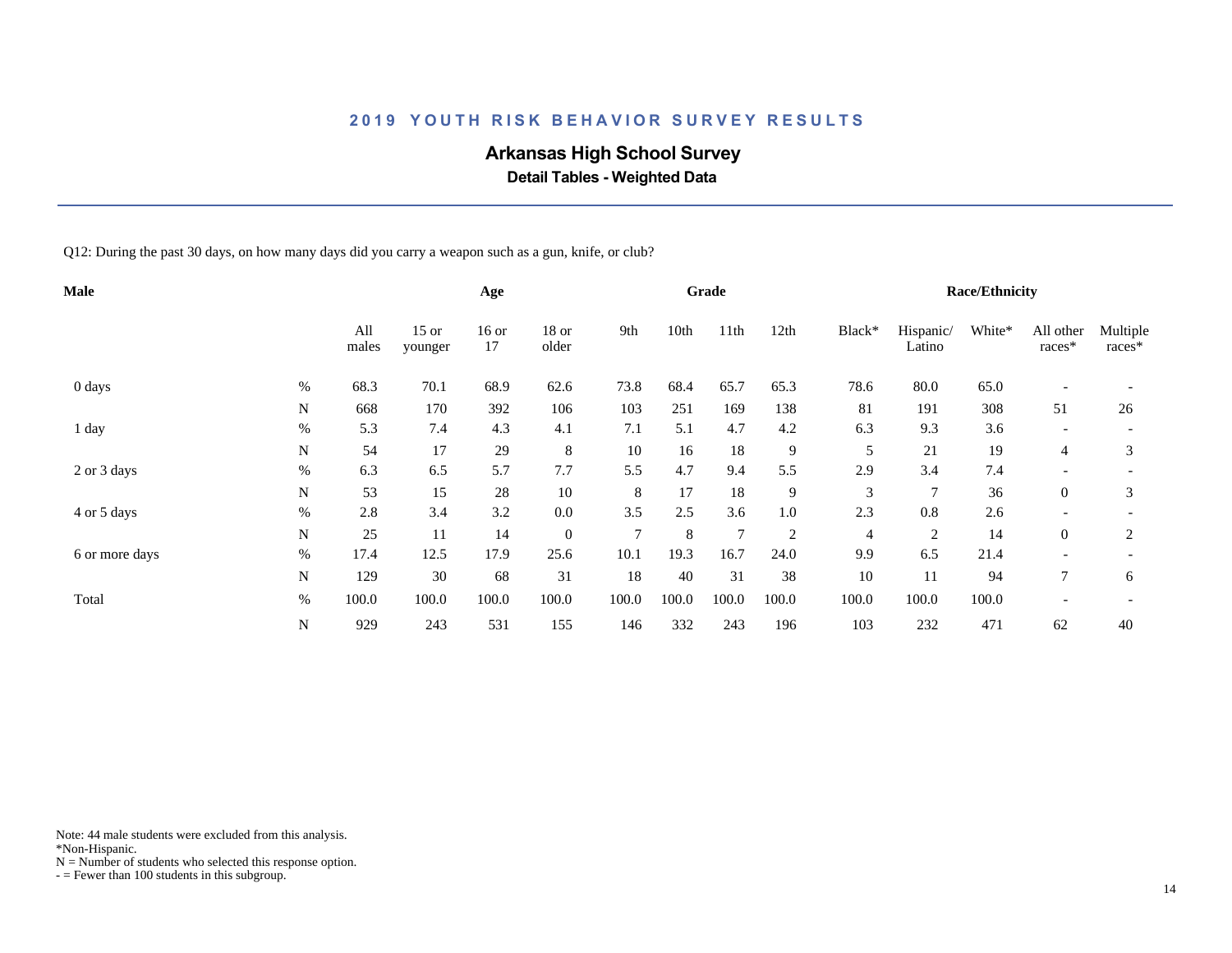## 2019 YOUTH RISK BEHAVIOR SURVEY RESULTS

### Arkansas High School Survey

**Detail Tables - Weighted Data**

Q12: During the past 30 days, on how many days did you carry a weapon such as a gun, knife, or club?

| Male | | Age | | | | Grade | | | | Race/Ethnicity | | | | |
|---|---|---|---|---|---|---|---|---|---|---|---|---|---|---|
| | | All males | 15 or younger | 16 or 17 | 18 or older | 9th | 10th | 11th | 12th | Black* | Hispanic/ Latino | White* | All other races* | Multiple races* |
| 0 days | % | 68.3 | 70.1 | 68.9 | 62.6 | 73.8 | 68.4 | 65.7 | 65.3 | 78.6 | 80.0 | 65.0 | - | - |
| | N | 668 | 170 | 392 | 106 | 103 | 251 | 169 | 138 | 81 | 191 | 308 | 51 | 26 |
| 1 day | % | 5.3 | 7.4 | 4.3 | 4.1 | 7.1 | 5.1 | 4.7 | 4.2 | 6.3 | 9.3 | 3.6 | - | - |
| | N | 54 | 17 | 29 | 8 | 10 | 16 | 18 | 9 | 5 | 21 | 19 | 4 | 3 |
| 2 or 3 days | % | 6.3 | 6.5 | 5.7 | 7.7 | 5.5 | 4.7 | 9.4 | 5.5 | 2.9 | 3.4 | 7.4 | - | - |
| | N | 53 | 15 | 28 | 10 | 8 | 17 | 18 | 9 | 3 | 7 | 36 | 0 | 3 |
| 4 or 5 days | % | 2.8 | 3.4 | 3.2 | 0.0 | 3.5 | 2.5 | 3.6 | 1.0 | 2.3 | 0.8 | 2.6 | - | - |
| | N | 25 | 11 | 14 | 0 | 7 | 8 | 7 | 2 | 4 | 2 | 14 | 0 | 2 |
| 6 or more days | % | 17.4 | 12.5 | 17.9 | 25.6 | 10.1 | 19.3 | 16.7 | 24.0 | 9.9 | 6.5 | 21.4 | - | - |
| | N | 129 | 30 | 68 | 31 | 18 | 40 | 31 | 38 | 10 | 11 | 94 | 7 | 6 |
| Total | % | 100.0 | 100.0 | 100.0 | 100.0 | 100.0 | 100.0 | 100.0 | 100.0 | 100.0 | 100.0 | 100.0 | - | - |
| | N | 929 | 243 | 531 | 155 | 146 | 332 | 243 | 196 | 103 | 232 | 471 | 62 | 40 |

Note: 44 male students were excluded from this analysis.
*Non-Hispanic.
N = Number of students who selected this response option.
- = Fewer than 100 students in this subgroup.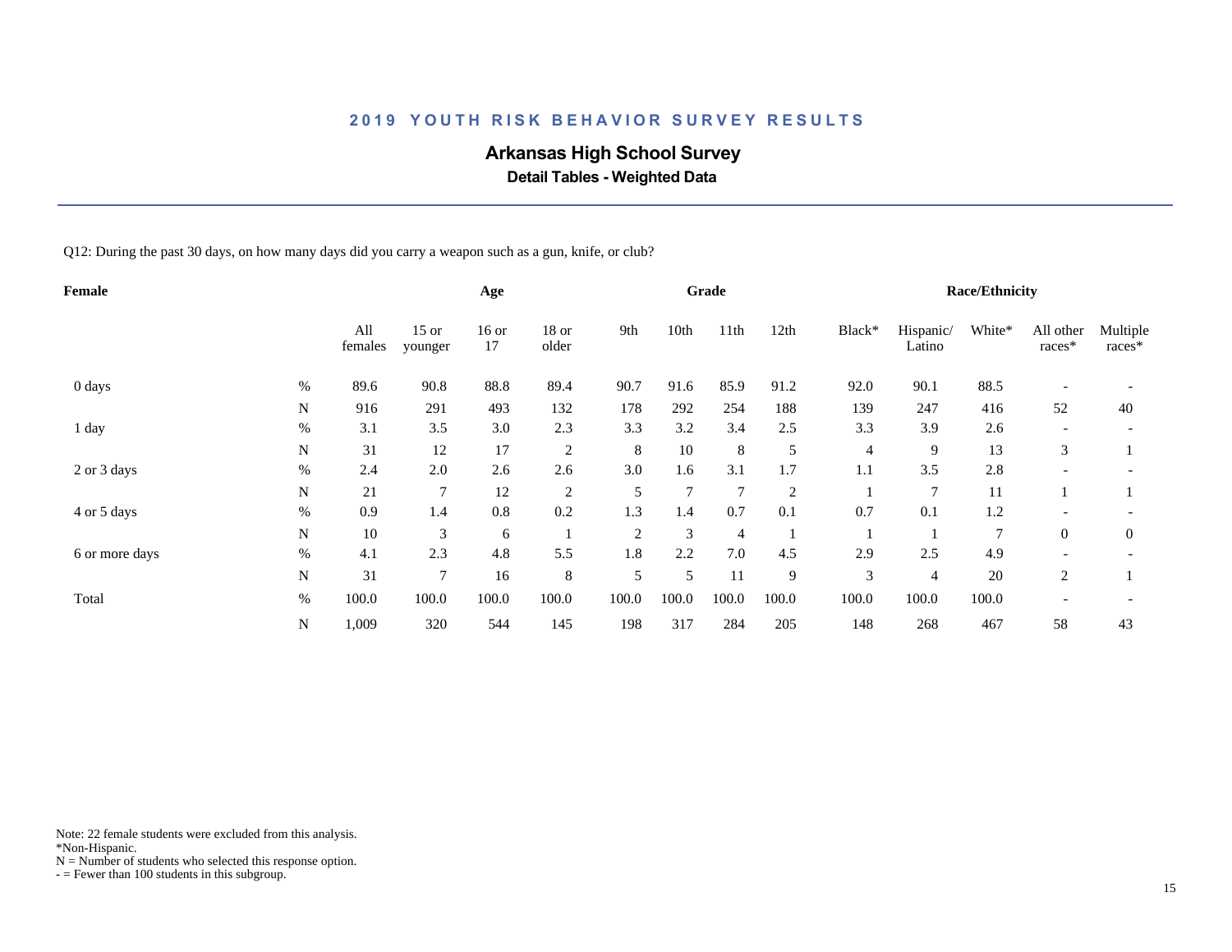## 2019 YOUTH RISK BEHAVIOR SURVEY RESULTS

# Arkansas High School Survey

### Detail Tables - Weighted Data

Q12: During the past 30 days, on how many days did you carry a weapon such as a gun, knife, or club?

| Female | | Age | | | | Grade | | | | Race/Ethnicity | | | | |
|---|---|---|---|---|---|---|---|---|---|---|---|---|---|---|
| | | All females | 15 or younger | 16 or 17 | 18 or older | 9th | 10th | 11th | 12th | Black* | Hispanic/ Latino | White* | All other races* | Multiple races* |
| 0 days | % | 89.6 | 90.8 | 88.8 | 89.4 | 90.7 | 91.6 | 85.9 | 91.2 | 92.0 | 90.1 | 88.5 | - | - |
| | N | 916 | 291 | 493 | 132 | 178 | 292 | 254 | 188 | 139 | 247 | 416 | 52 | 40 |
| 1 day | % | 3.1 | 3.5 | 3.0 | 2.3 | 3.3 | 3.2 | 3.4 | 2.5 | 3.3 | 3.9 | 2.6 | - | - |
| | N | 31 | 12 | 17 | 2 | 8 | 10 | 8 | 5 | 4 | 9 | 13 | 3 | 1 |
| 2 or 3 days | % | 2.4 | 2.0 | 2.6 | 2.6 | 3.0 | 1.6 | 3.1 | 1.7 | 1.1 | 3.5 | 2.8 | - | - |
| | N | 21 | 7 | 12 | 2 | 5 | 7 | 7 | 2 | 1 | 7 | 11 | 1 | 1 |
| 4 or 5 days | % | 0.9 | 1.4 | 0.8 | 0.2 | 1.3 | 1.4 | 0.7 | 0.1 | 0.7 | 0.1 | 1.2 | - | - |
| | N | 10 | 3 | 6 | 1 | 2 | 3 | 4 | 1 | 1 | 1 | 7 | 0 | 0 |
| 6 or more days | % | 4.1 | 2.3 | 4.8 | 5.5 | 1.8 | 2.2 | 7.0 | 4.5 | 2.9 | 2.5 | 4.9 | - | - |
| | N | 31 | 7 | 16 | 8 | 5 | 5 | 11 | 9 | 3 | 4 | 20 | 2 | 1 |
| Total | % | 100.0 | 100.0 | 100.0 | 100.0 | 100.0 | 100.0 | 100.0 | 100.0 | 100.0 | 100.0 | 100.0 | - | - |
| | N | 1,009 | 320 | 544 | 145 | 198 | 317 | 284 | 205 | 148 | 268 | 467 | 58 | 43 |

Note: 22 female students were excluded from this analysis.
*Non-Hispanic.
N = Number of students who selected this response option.
- = Fewer than 100 students in this subgroup.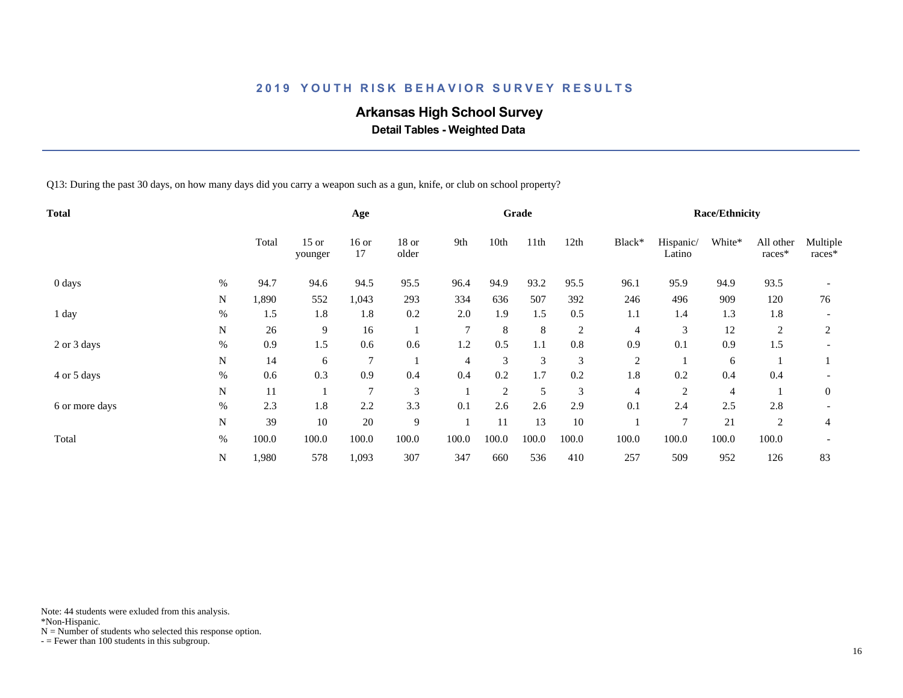# 2019 YOUTH RISK BEHAVIOR SURVEY RESULTS

## Arkansas High School Survey

### Detail Tables - Weighted Data

Q13: During the past 30 days, on how many days did you carry a weapon such as a gun, knife, or club on school property?

| Total | | | Age | | | Grade | | | | Race/Ethnicity | | | | |
|---|---|---|---|---|---|---|---|---|---|---|---|---|---|---|
| | | Total | 15 or younger | 16 or 17 | 18 or older | 9th | 10th | 11th | 12th | Black* | Hispanic/ Latino | White* | All other races* | Multiple races* |
| 0 days | % | 94.7 | 94.6 | 94.5 | 95.5 | 96.4 | 94.9 | 93.2 | 95.5 | 96.1 | 95.9 | 94.9 | 93.5 | - |
| | N | 1,890 | 552 | 1,043 | 293 | 334 | 636 | 507 | 392 | 246 | 496 | 909 | 120 | 76 |
| 1 day | % | 1.5 | 1.8 | 1.8 | 0.2 | 2.0 | 1.9 | 1.5 | 0.5 | 1.1 | 1.4 | 1.3 | 1.8 | - |
| | N | 26 | 9 | 16 | 1 | 7 | 8 | 8 | 2 | 4 | 3 | 12 | 2 | 2 |
| 2 or 3 days | % | 0.9 | 1.5 | 0.6 | 0.6 | 1.2 | 0.5 | 1.1 | 0.8 | 0.9 | 0.1 | 0.9 | 1.5 | - |
| | N | 14 | 6 | 7 | 1 | 4 | 3 | 3 | 3 | 2 | 1 | 6 | 1 | 1 |
| 4 or 5 days | % | 0.6 | 0.3 | 0.9 | 0.4 | 0.4 | 0.2 | 1.7 | 0.2 | 1.8 | 0.2 | 0.4 | 0.4 | - |
| | N | 11 | 1 | 7 | 3 | 1 | 2 | 5 | 3 | 4 | 2 | 4 | 1 | 0 |
| 6 or more days | % | 2.3 | 1.8 | 2.2 | 3.3 | 0.1 | 2.6 | 2.6 | 2.9 | 0.1 | 2.4 | 2.5 | 2.8 | - |
| | N | 39 | 10 | 20 | 9 | 1 | 11 | 13 | 10 | 1 | 7 | 21 | 2 | 4 |
| Total | % | 100.0 | 100.0 | 100.0 | 100.0 | 100.0 | 100.0 | 100.0 | 100.0 | 100.0 | 100.0 | 100.0 | 100.0 | - |
| | N | 1,980 | 578 | 1,093 | 307 | 347 | 660 | 536 | 410 | 257 | 509 | 952 | 126 | 83 |

Note: 44 students were exluded from this analysis.
*Non-Hispanic.
N = Number of students who selected this response option.
- = Fewer than 100 students in this subgroup.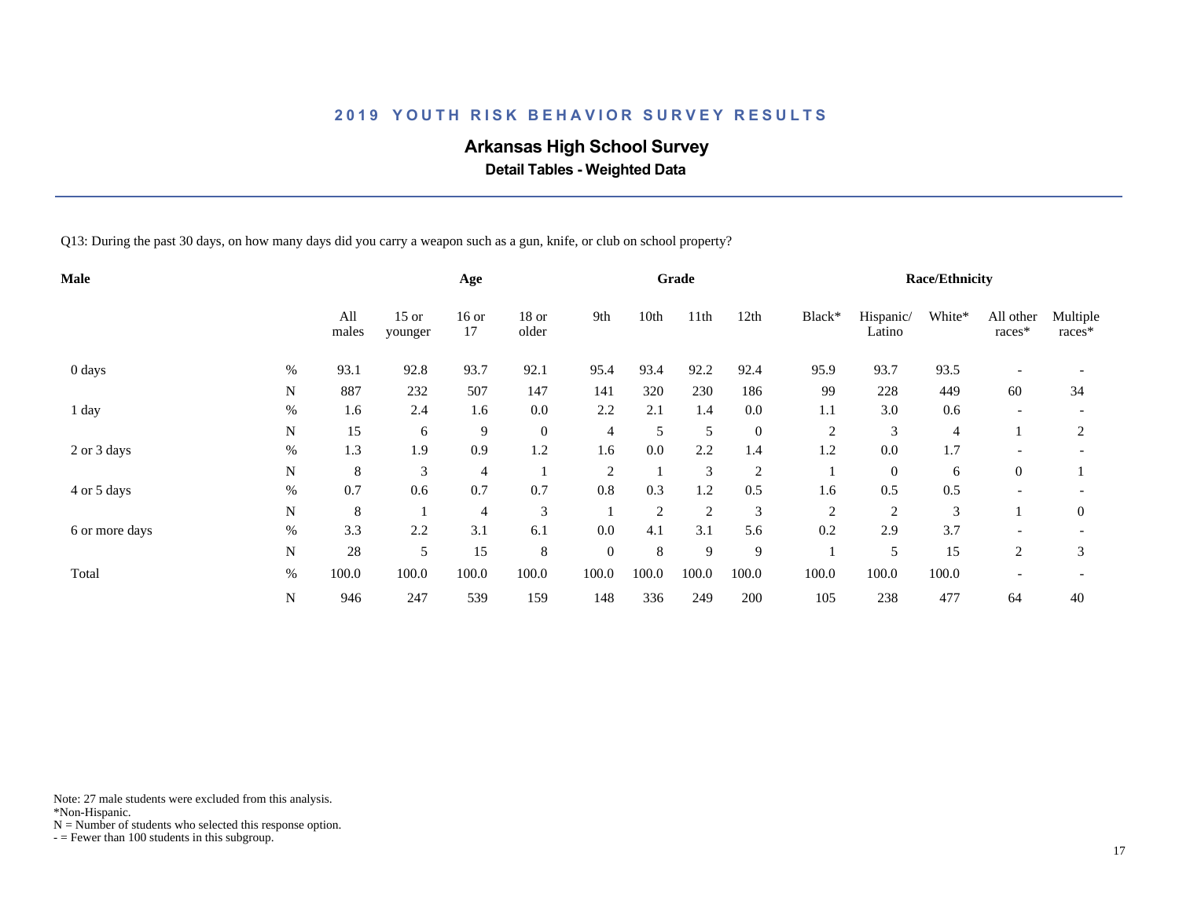# 2019 YOUTH RISK BEHAVIOR SURVEY RESULTS

## Arkansas High School Survey

### Detail Tables - Weighted Data

Q13: During the past 30 days, on how many days did you carry a weapon such as a gun, knife, or club on school property?

| Male | | Age | | | | Grade | | | | Race/Ethnicity | | | | |
|---|---|---|---|---|---|---|---|---|---|---|---|---|---|---|
| | | All males | 15 or younger | 16 or 17 | 18 or older | 9th | 10th | 11th | 12th | Black* | Hispanic/ Latino | White* | All other races* | Multiple races* |
| 0 days | % | 93.1 | 92.8 | 93.7 | 92.1 | 95.4 | 93.4 | 92.2 | 92.4 | 95.9 | 93.7 | 93.5 | - | - |
| | N | 887 | 232 | 507 | 147 | 141 | 320 | 230 | 186 | 99 | 228 | 449 | 60 | 34 |
| 1 day | % | 1.6 | 2.4 | 1.6 | 0.0 | 2.2 | 2.1 | 1.4 | 0.0 | 1.1 | 3.0 | 0.6 | - | - |
| | N | 15 | 6 | 9 | 0 | 4 | 5 | 5 | 0 | 2 | 3 | 4 | 1 | 2 |
| 2 or 3 days | % | 1.3 | 1.9 | 0.9 | 1.2 | 1.6 | 0.0 | 2.2 | 1.4 | 1.2 | 0.0 | 1.7 | - | - |
| | N | 8 | 3 | 4 | 1 | 2 | 1 | 3 | 2 | 1 | 0 | 6 | 0 | 1 |
| 4 or 5 days | % | 0.7 | 0.6 | 0.7 | 0.7 | 0.8 | 0.3 | 1.2 | 0.5 | 1.6 | 0.5 | 0.5 | - | - |
| | N | 8 | 1 | 4 | 3 | 1 | 2 | 2 | 3 | 2 | 2 | 3 | 1 | 0 |
| 6 or more days | % | 3.3 | 2.2 | 3.1 | 6.1 | 0.0 | 4.1 | 3.1 | 5.6 | 0.2 | 2.9 | 3.7 | - | - |
| | N | 28 | 5 | 15 | 8 | 0 | 8 | 9 | 9 | 1 | 5 | 15 | 2 | 3 |
| Total | % | 100.0 | 100.0 | 100.0 | 100.0 | 100.0 | 100.0 | 100.0 | 100.0 | 100.0 | 100.0 | 100.0 | - | - |
| | N | 946 | 247 | 539 | 159 | 148 | 336 | 249 | 200 | 105 | 238 | 477 | 64 | 40 |

Note: 27 male students were excluded from this analysis.
*Non-Hispanic.
N = Number of students who selected this response option.
- = Fewer than 100 students in this subgroup.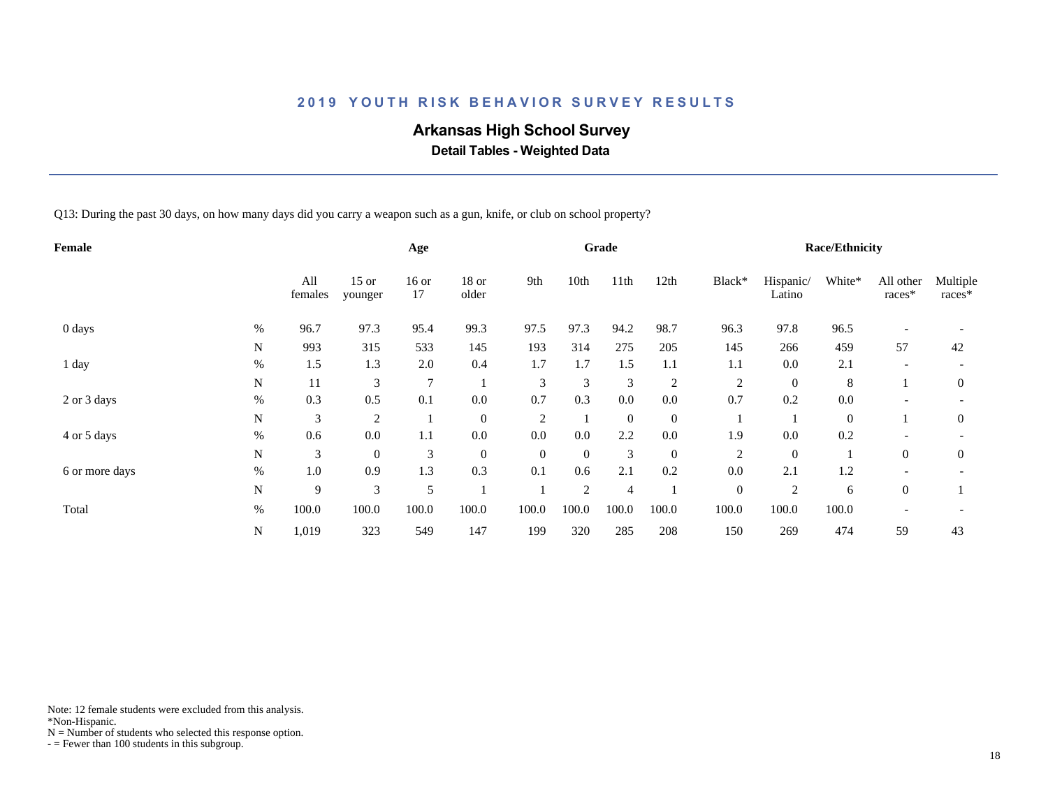## 2019 YOUTH RISK BEHAVIOR SURVEY RESULTS

### Arkansas High School Survey

**Detail Tables - Weighted Data**

Q13: During the past 30 days, on how many days did you carry a weapon such as a gun, knife, or club on school property?

| Female | | Age | | | | Grade | | | | Race/Ethnicity | | | | |
|---|---|---|---|---|---|---|---|---|---|---|---|---|---|---|
| | | All females | 15 or younger | 16 or 17 | 18 or older | 9th | 10th | 11th | 12th | Black* | Hispanic/ Latino | White* | All other races* | Multiple races* |
| 0 days | % | 96.7 | 97.3 | 95.4 | 99.3 | 97.5 | 97.3 | 94.2 | 98.7 | 96.3 | 97.8 | 96.5 | - | - |
| | N | 993 | 315 | 533 | 145 | 193 | 314 | 275 | 205 | 145 | 266 | 459 | 57 | 42 |
| 1 day | % | 1.5 | 1.3 | 2.0 | 0.4 | 1.7 | 1.7 | 1.5 | 1.1 | 1.1 | 0.0 | 2.1 | - | - |
| | N | 11 | 3 | 7 | 1 | 3 | 3 | 3 | 2 | 2 | 0 | 8 | 1 | 0 |
| 2 or 3 days | % | 0.3 | 0.5 | 0.1 | 0.0 | 0.7 | 0.3 | 0.0 | 0.0 | 0.7 | 0.2 | 0.0 | - | - |
| | N | 3 | 2 | 1 | 0 | 2 | 1 | 0 | 0 | 1 | 1 | 0 | 1 | 0 |
| 4 or 5 days | % | 0.6 | 0.0 | 1.1 | 0.0 | 0.0 | 0.0 | 2.2 | 0.0 | 1.9 | 0.0 | 0.2 | - | - |
| | N | 3 | 0 | 3 | 0 | 0 | 0 | 3 | 0 | 2 | 0 | 1 | 0 | 0 |
| 6 or more days | % | 1.0 | 0.9 | 1.3 | 0.3 | 0.1 | 0.6 | 2.1 | 0.2 | 0.0 | 2.1 | 1.2 | - | - |
| | N | 9 | 3 | 5 | 1 | 1 | 2 | 4 | 1 | 0 | 2 | 6 | 0 | 1 |
| Total | % | 100.0 | 100.0 | 100.0 | 100.0 | 100.0 | 100.0 | 100.0 | 100.0 | 100.0 | 100.0 | 100.0 | - | - |
| | N | 1,019 | 323 | 549 | 147 | 199 | 320 | 285 | 208 | 150 | 269 | 474 | 59 | 43 |

Note: 12 female students were excluded from this analysis.
*Non-Hispanic.
N = Number of students who selected this response option.
- = Fewer than 100 students in this subgroup.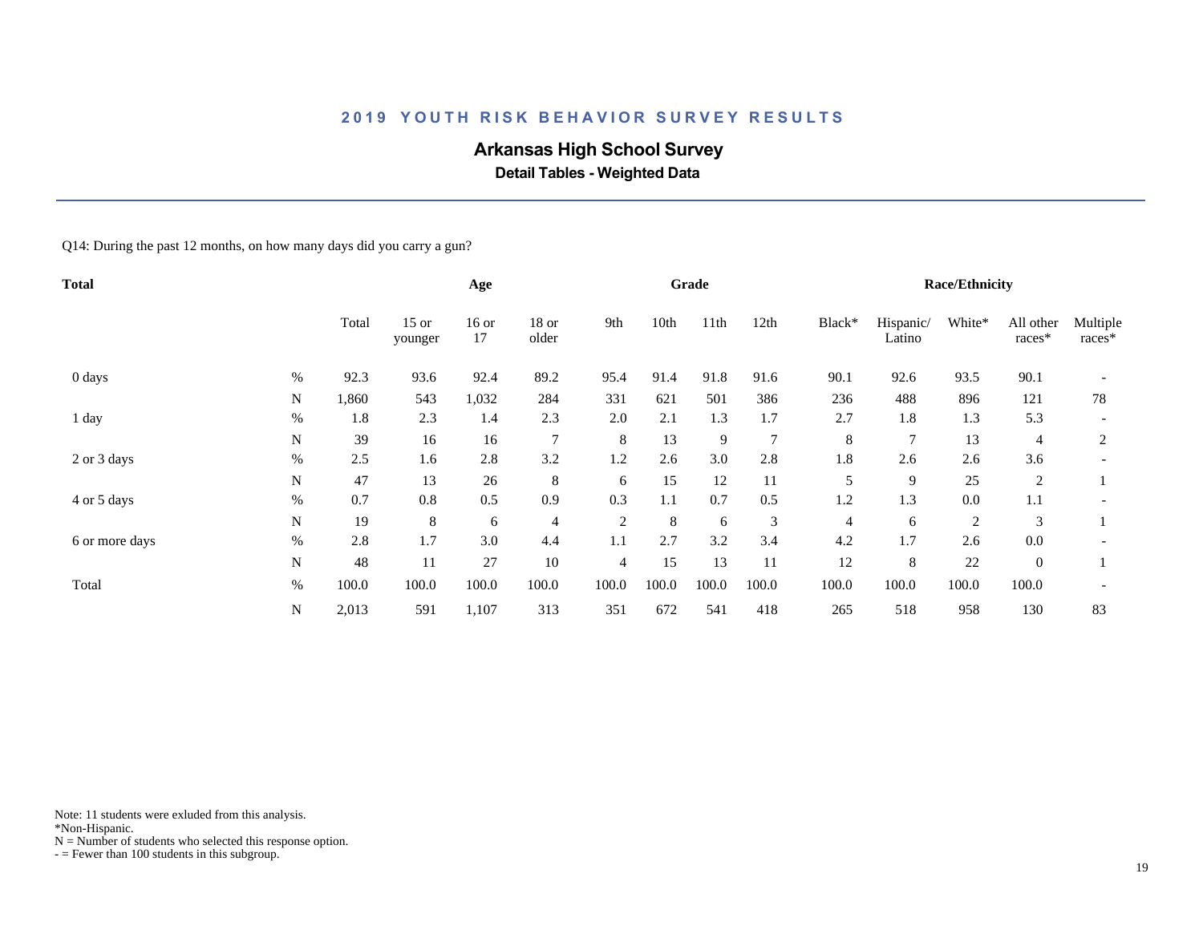## 2019 YOUTH RISK BEHAVIOR SURVEY RESULTS

### Arkansas High School Survey

**Detail Tables - Weighted Data**

Q14: During the past 12 months, on how many days did you carry a gun?

| Total | | | Age | | | Grade | | | | Race/Ethnicity | | | | |
|---|---|---|---|---|---|---|---|---|---|---|---|---|---|---|
| | | Total | 15 or younger | 16 or 17 | 18 or older | 9th | 10th | 11th | 12th | Black* | Hispanic/ Latino | White* | All other races* | Multiple races* |
| 0 days | % | 92.3 | 93.6 | 92.4 | 89.2 | 95.4 | 91.4 | 91.8 | 91.6 | 90.1 | 92.6 | 93.5 | 90.1 | - |
| | N | 1,860 | 543 | 1,032 | 284 | 331 | 621 | 501 | 386 | 236 | 488 | 896 | 121 | 78 |
| 1 day | % | 1.8 | 2.3 | 1.4 | 2.3 | 2.0 | 2.1 | 1.3 | 1.7 | 2.7 | 1.8 | 1.3 | 5.3 | - |
| | N | 39 | 16 | 16 | 7 | 8 | 13 | 9 | 7 | 8 | 7 | 13 | 4 | 2 |
| 2 or 3 days | % | 2.5 | 1.6 | 2.8 | 3.2 | 1.2 | 2.6 | 3.0 | 2.8 | 1.8 | 2.6 | 2.6 | 3.6 | - |
| | N | 47 | 13 | 26 | 8 | 6 | 15 | 12 | 11 | 5 | 9 | 25 | 2 | 1 |
| 4 or 5 days | % | 0.7 | 0.8 | 0.5 | 0.9 | 0.3 | 1.1 | 0.7 | 0.5 | 1.2 | 1.3 | 0.0 | 1.1 | - |
| | N | 19 | 8 | 6 | 4 | 2 | 8 | 6 | 3 | 4 | 6 | 2 | 3 | 1 |
| 6 or more days | % | 2.8 | 1.7 | 3.0 | 4.4 | 1.1 | 2.7 | 3.2 | 3.4 | 4.2 | 1.7 | 2.6 | 0.0 | - |
| | N | 48 | 11 | 27 | 10 | 4 | 15 | 13 | 11 | 12 | 8 | 22 | 0 | 1 |
| Total | % | 100.0 | 100.0 | 100.0 | 100.0 | 100.0 | 100.0 | 100.0 | 100.0 | 100.0 | 100.0 | 100.0 | 100.0 | - |
| | N | 2,013 | 591 | 1,107 | 313 | 351 | 672 | 541 | 418 | 265 | 518 | 958 | 130 | 83 |

Note: 11 students were exluded from this analysis.
*Non-Hispanic.
N = Number of students who selected this response option.
- = Fewer than 100 students in this subgroup.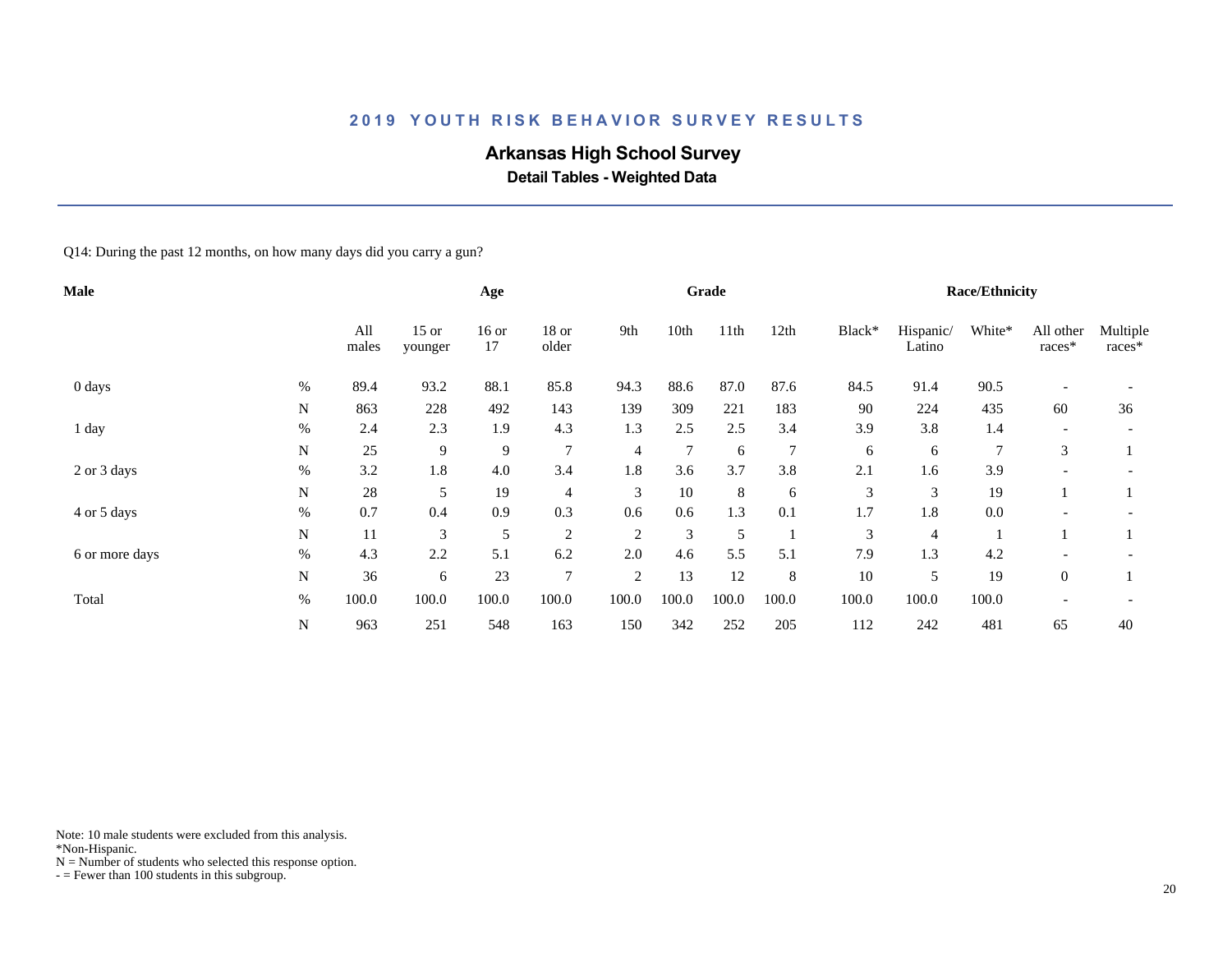# 2019 YOUTH RISK BEHAVIOR SURVEY RESULTS

## Arkansas High School Survey

### Detail Tables - Weighted Data

Q14: During the past 12 months, on how many days did you carry a gun?

| Male | | | Age | | | Grade | | | | Race/Ethnicity | | | | |
|---|---|---|---|---|---|---|---|---|---|---|---|---|---|---|
| | | All males | 15 or younger | 16 or 17 | 18 or older | 9th | 10th | 11th | 12th | Black* | Hispanic/ Latino | White* | All other races* | Multiple races* |
| 0 days | % | 89.4 | 93.2 | 88.1 | 85.8 | 94.3 | 88.6 | 87.0 | 87.6 | 84.5 | 91.4 | 90.5 | - | - |
| | N | 863 | 228 | 492 | 143 | 139 | 309 | 221 | 183 | 90 | 224 | 435 | 60 | 36 |
| 1 day | % | 2.4 | 2.3 | 1.9 | 4.3 | 1.3 | 2.5 | 2.5 | 3.4 | 3.9 | 3.8 | 1.4 | - | - |
| | N | 25 | 9 | 9 | 7 | 4 | 7 | 6 | 7 | 6 | 6 | 7 | 3 | 1 |
| 2 or 3 days | % | 3.2 | 1.8 | 4.0 | 3.4 | 1.8 | 3.6 | 3.7 | 3.8 | 2.1 | 1.6 | 3.9 | - | - |
| | N | 28 | 5 | 19 | 4 | 3 | 10 | 8 | 6 | 3 | 3 | 19 | 1 | 1 |
| 4 or 5 days | % | 0.7 | 0.4 | 0.9 | 0.3 | 0.6 | 0.6 | 1.3 | 0.1 | 1.7 | 1.8 | 0.0 | - | - |
| | N | 11 | 3 | 5 | 2 | 2 | 3 | 5 | 1 | 3 | 4 | 1 | 1 | 1 |
| 6 or more days | % | 4.3 | 2.2 | 5.1 | 6.2 | 2.0 | 4.6 | 5.5 | 5.1 | 7.9 | 1.3 | 4.2 | - | - |
| | N | 36 | 6 | 23 | 7 | 2 | 13 | 12 | 8 | 10 | 5 | 19 | 0 | 1 |
| Total | % | 100.0 | 100.0 | 100.0 | 100.0 | 100.0 | 100.0 | 100.0 | 100.0 | 100.0 | 100.0 | 100.0 | - | - |
| | N | 963 | 251 | 548 | 163 | 150 | 342 | 252 | 205 | 112 | 242 | 481 | 65 | 40 |

Note: 10 male students were excluded from this analysis.
*Non-Hispanic.
N = Number of students who selected this response option.
- = Fewer than 100 students in this subgroup.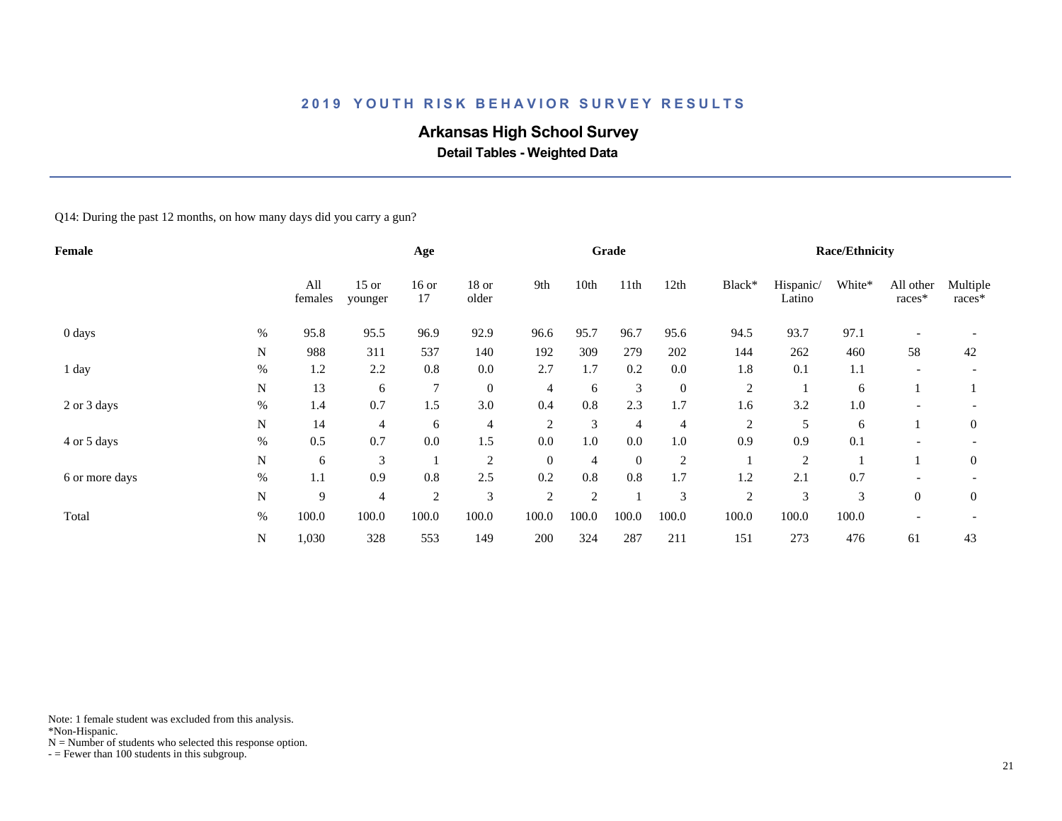## 2019 YOUTH RISK BEHAVIOR SURVEY RESULTS

### Arkansas High School Survey

**Detail Tables - Weighted Data**

Q14: During the past 12 months, on how many days did you carry a gun?

| Female | | | Age | | | Grade | | | | Race/Ethnicity | | | | |
|---|---|---|---|---|---|---|---|---|---|---|---|---|---|---|
| | | All females | 15 or younger | 16 or 17 | 18 or older | 9th | 10th | 11th | 12th | Black* | Hispanic/ Latino | White* | All other races* | Multiple races* |
| 0 days | % | 95.8 | 95.5 | 96.9 | 92.9 | 96.6 | 95.7 | 96.7 | 95.6 | 94.5 | 93.7 | 97.1 | - | - |
| | N | 988 | 311 | 537 | 140 | 192 | 309 | 279 | 202 | 144 | 262 | 460 | 58 | 42 |
| 1 day | % | 1.2 | 2.2 | 0.8 | 0.0 | 2.7 | 1.7 | 0.2 | 0.0 | 1.8 | 0.1 | 1.1 | - | - |
| | N | 13 | 6 | 7 | 0 | 4 | 6 | 3 | 0 | 2 | 1 | 6 | 1 | 1 |
| 2 or 3 days | % | 1.4 | 0.7 | 1.5 | 3.0 | 0.4 | 0.8 | 2.3 | 1.7 | 1.6 | 3.2 | 1.0 | - | - |
| | N | 14 | 4 | 6 | 4 | 2 | 3 | 4 | 4 | 2 | 5 | 6 | 1 | 0 |
| 4 or 5 days | % | 0.5 | 0.7 | 0.0 | 1.5 | 0.0 | 1.0 | 0.0 | 1.0 | 0.9 | 0.9 | 0.1 | - | - |
| | N | 6 | 3 | 1 | 2 | 0 | 4 | 0 | 2 | 1 | 2 | 1 | 1 | 0 |
| 6 or more days | % | 1.1 | 0.9 | 0.8 | 2.5 | 0.2 | 0.8 | 0.8 | 1.7 | 1.2 | 2.1 | 0.7 | - | - |
| | N | 9 | 4 | 2 | 3 | 2 | 2 | 1 | 3 | 2 | 3 | 3 | 0 | 0 |
| Total | % | 100.0 | 100.0 | 100.0 | 100.0 | 100.0 | 100.0 | 100.0 | 100.0 | 100.0 | 100.0 | 100.0 | - | - |
| | N | 1,030 | 328 | 553 | 149 | 200 | 324 | 287 | 211 | 151 | 273 | 476 | 61 | 43 |

Note: 1 female student was excluded from this analysis.
*Non-Hispanic.
N = Number of students who selected this response option.
- = Fewer than 100 students in this subgroup.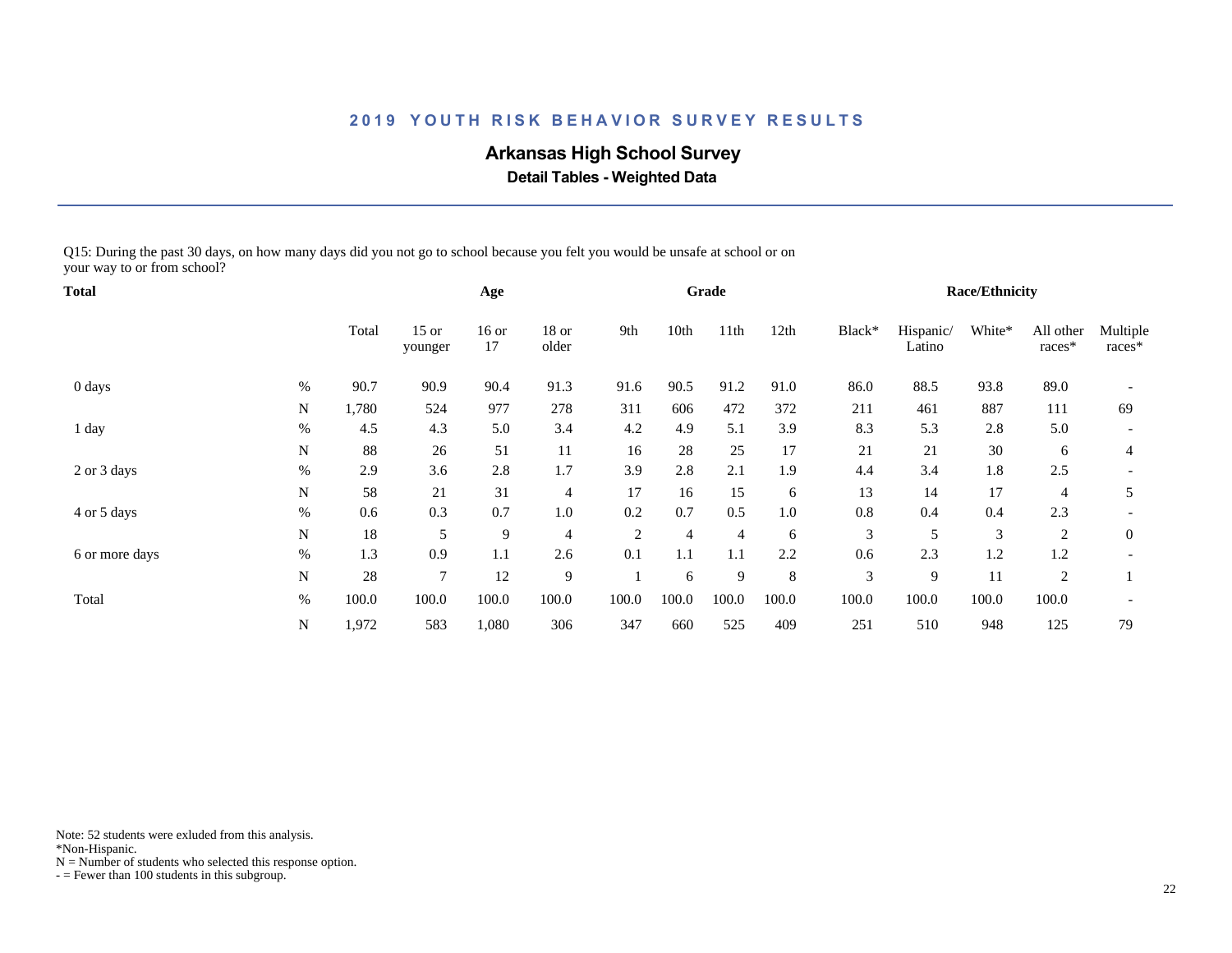## 2019 YOUTH RISK BEHAVIOR SURVEY RESULTS

### Arkansas High School Survey

**Detail Tables - Weighted Data**

Q15: During the past 30 days, on how many days did you not go to school because you felt you would be unsafe at school or on your way to or from school?

| Total | | | Age | | | Grade | | | | Race/Ethnicity | | | | |
|---|---|---|---|---|---|---|---|---|---|---|---|---|---|---|
| | | Total | 15 or younger | 16 or 17 | 18 or older | 9th | 10th | 11th | 12th | Black* | Hispanic/ Latino | White* | All other races* | Multiple races* |
| 0 days | % | 90.7 | 90.9 | 90.4 | 91.3 | 91.6 | 90.5 | 91.2 | 91.0 | 86.0 | 88.5 | 93.8 | 89.0 | - |
| | N | 1,780 | 524 | 977 | 278 | 311 | 606 | 472 | 372 | 211 | 461 | 887 | 111 | 69 |
| 1 day | % | 4.5 | 4.3 | 5.0 | 3.4 | 4.2 | 4.9 | 5.1 | 3.9 | 8.3 | 5.3 | 2.8 | 5.0 | - |
| | N | 88 | 26 | 51 | 11 | 16 | 28 | 25 | 17 | 21 | 21 | 30 | 6 | 4 |
| 2 or 3 days | % | 2.9 | 3.6 | 2.8 | 1.7 | 3.9 | 2.8 | 2.1 | 1.9 | 4.4 | 3.4 | 1.8 | 2.5 | - |
| | N | 58 | 21 | 31 | 4 | 17 | 16 | 15 | 6 | 13 | 14 | 17 | 4 | 5 |
| 4 or 5 days | % | 0.6 | 0.3 | 0.7 | 1.0 | 0.2 | 0.7 | 0.5 | 1.0 | 0.8 | 0.4 | 0.4 | 2.3 | - |
| | N | 18 | 5 | 9 | 4 | 2 | 4 | 4 | 6 | 3 | 5 | 3 | 2 | 0 |
| 6 or more days | % | 1.3 | 0.9 | 1.1 | 2.6 | 0.1 | 1.1 | 1.1 | 2.2 | 0.6 | 2.3 | 1.2 | 1.2 | - |
| | N | 28 | 7 | 12 | 9 | 1 | 6 | 9 | 8 | 3 | 9 | 11 | 2 | 1 |
| Total | % | 100.0 | 100.0 | 100.0 | 100.0 | 100.0 | 100.0 | 100.0 | 100.0 | 100.0 | 100.0 | 100.0 | 100.0 | - |
| | N | 1,972 | 583 | 1,080 | 306 | 347 | 660 | 525 | 409 | 251 | 510 | 948 | 125 | 79 |

Note: 52 students were exluded from this analysis.
*Non-Hispanic.
N = Number of students who selected this response option.
- = Fewer than 100 students in this subgroup.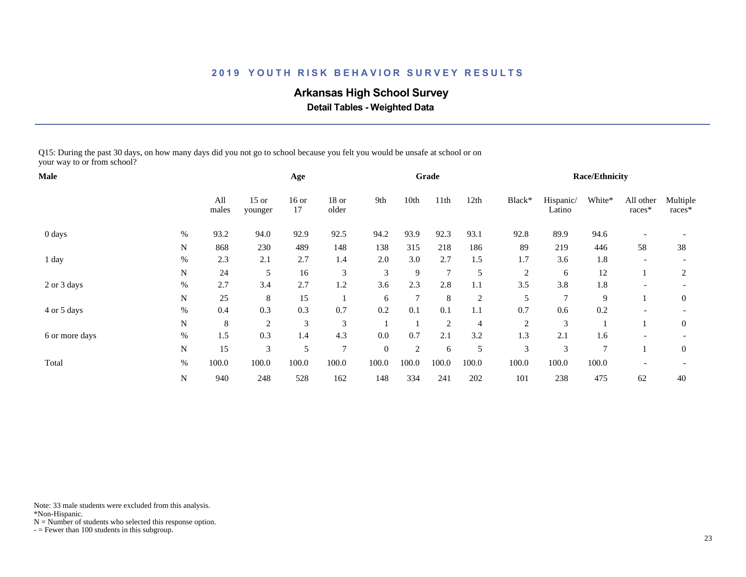# 2019 YOUTH RISK BEHAVIOR SURVEY RESULTS

## Arkansas High School Survey

### Detail Tables - Weighted Data

Q15: During the past 30 days, on how many days did you not go to school because you felt you would be unsafe at school or on your way to or from school?

| Male | | Age | | | | Grade | | | | Race/Ethnicity | | | | |
|---|---|---|---|---|---|---|---|---|---|---|---|---|---|---|
| | | All males | 15 or younger | 16 or 17 | 18 or older | 9th | 10th | 11th | 12th | Black* | Hispanic/ Latino | White* | All other races* | Multiple races* |
| 0 days | % | 93.2 | 94.0 | 92.9 | 92.5 | 94.2 | 93.9 | 92.3 | 93.1 | 92.8 | 89.9 | 94.6 | - | - |
| | N | 868 | 230 | 489 | 148 | 138 | 315 | 218 | 186 | 89 | 219 | 446 | 58 | 38 |
| 1 day | % | 2.3 | 2.1 | 2.7 | 1.4 | 2.0 | 3.0 | 2.7 | 1.5 | 1.7 | 3.6 | 1.8 | - | - |
| | N | 24 | 5 | 16 | 3 | 3 | 9 | 7 | 5 | 2 | 6 | 12 | 1 | 2 |
| 2 or 3 days | % | 2.7 | 3.4 | 2.7 | 1.2 | 3.6 | 2.3 | 2.8 | 1.1 | 3.5 | 3.8 | 1.8 | - | - |
| | N | 25 | 8 | 15 | 1 | 6 | 7 | 8 | 2 | 5 | 7 | 9 | 1 | 0 |
| 4 or 5 days | % | 0.4 | 0.3 | 0.3 | 0.7 | 0.2 | 0.1 | 0.1 | 1.1 | 0.7 | 0.6 | 0.2 | - | - |
| | N | 8 | 2 | 3 | 3 | 1 | 1 | 2 | 4 | 2 | 3 | 1 | 1 | 0 |
| 6 or more days | % | 1.5 | 0.3 | 1.4 | 4.3 | 0.0 | 0.7 | 2.1 | 3.2 | 1.3 | 2.1 | 1.6 | - | - |
| | N | 15 | 3 | 5 | 7 | 0 | 2 | 6 | 5 | 3 | 3 | 7 | 1 | 0 |
| Total | % | 100.0 | 100.0 | 100.0 | 100.0 | 100.0 | 100.0 | 100.0 | 100.0 | 100.0 | 100.0 | 100.0 | - | - |
| | N | 940 | 248 | 528 | 162 | 148 | 334 | 241 | 202 | 101 | 238 | 475 | 62 | 40 |

Note: 33 male students were excluded from this analysis.
*Non-Hispanic.
N = Number of students who selected this response option.
- = Fewer than 100 students in this subgroup.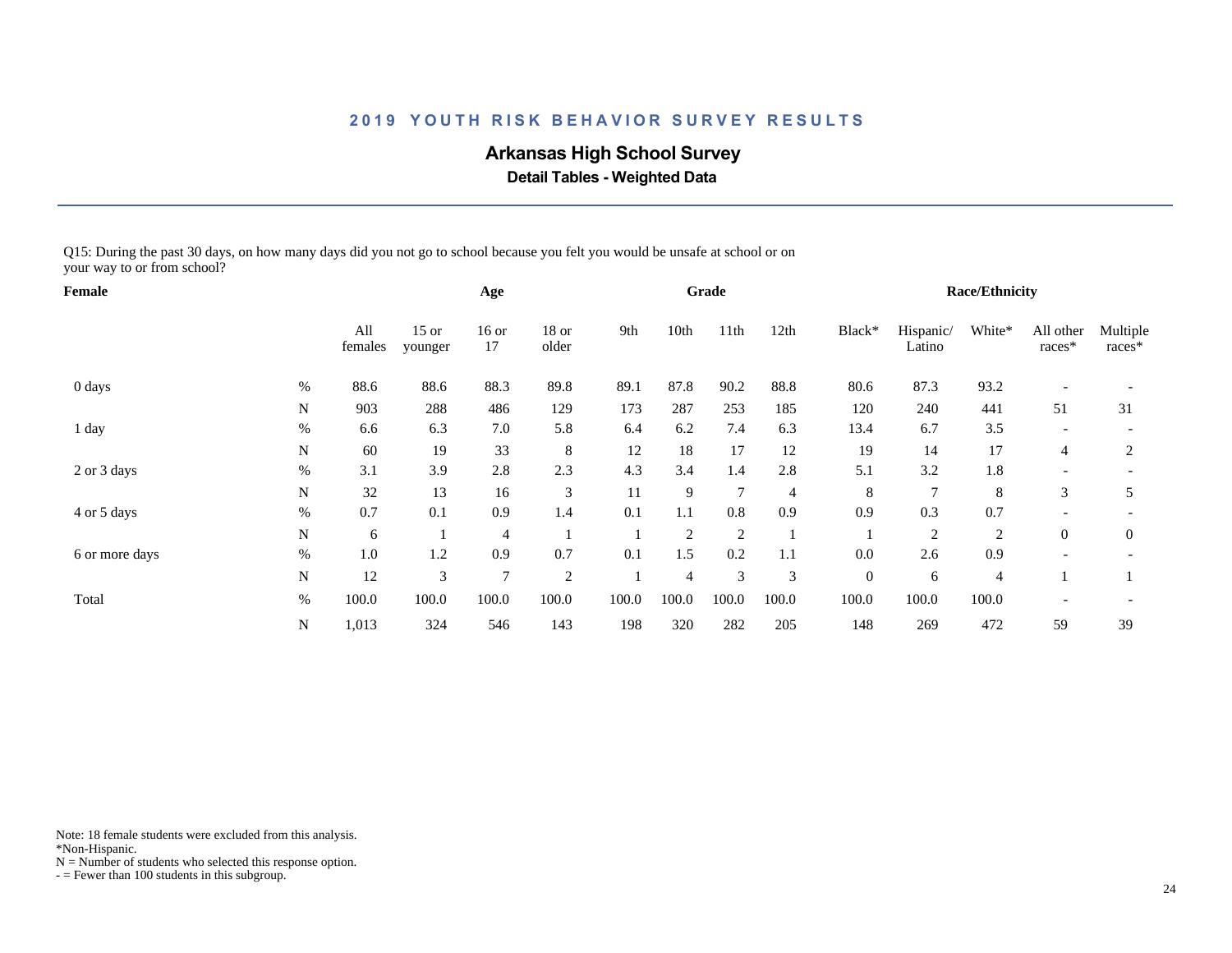## 2019 YOUTH RISK BEHAVIOR SURVEY RESULTS

### Arkansas High School Survey

**Detail Tables - Weighted Data**

Q15: During the past 30 days, on how many days did you not go to school because you felt you would be unsafe at school or on your way to or from school?

| Female | | Age | | | | Grade | | | | Race/Ethnicity | | | | |
|---|---|---|---|---|---|---|---|---|---|---|---|---|---|---|
| | | All females | 15 or younger | 16 or 17 | 18 or older | 9th | 10th | 11th | 12th | Black* | Hispanic/ Latino | White* | All other races* | Multiple races* |
| 0 days | % | 88.6 | 88.6 | 88.3 | 89.8 | 89.1 | 87.8 | 90.2 | 88.8 | 80.6 | 87.3 | 93.2 | - | - |
| | N | 903 | 288 | 486 | 129 | 173 | 287 | 253 | 185 | 120 | 240 | 441 | 51 | 31 |
| 1 day | % | 6.6 | 6.3 | 7.0 | 5.8 | 6.4 | 6.2 | 7.4 | 6.3 | 13.4 | 6.7 | 3.5 | - | - |
| | N | 60 | 19 | 33 | 8 | 12 | 18 | 17 | 12 | 19 | 14 | 17 | 4 | 2 |
| 2 or 3 days | % | 3.1 | 3.9 | 2.8 | 2.3 | 4.3 | 3.4 | 1.4 | 2.8 | 5.1 | 3.2 | 1.8 | - | - |
| | N | 32 | 13 | 16 | 3 | 11 | 9 | 7 | 4 | 8 | 7 | 8 | 3 | 5 |
| 4 or 5 days | % | 0.7 | 0.1 | 0.9 | 1.4 | 0.1 | 1.1 | 0.8 | 0.9 | 0.9 | 0.3 | 0.7 | - | - |
| | N | 6 | 1 | 4 | 1 | 1 | 2 | 2 | 1 | 1 | 2 | 2 | 0 | 0 |
| 6 or more days | % | 1.0 | 1.2 | 0.9 | 0.7 | 0.1 | 1.5 | 0.2 | 1.1 | 0.0 | 2.6 | 0.9 | - | - |
| | N | 12 | 3 | 7 | 2 | 1 | 4 | 3 | 3 | 0 | 6 | 4 | 1 | 1 |
| Total | % | 100.0 | 100.0 | 100.0 | 100.0 | 100.0 | 100.0 | 100.0 | 100.0 | 100.0 | 100.0 | 100.0 | - | - |
| | N | 1,013 | 324 | 546 | 143 | 198 | 320 | 282 | 205 | 148 | 269 | 472 | 59 | 39 |

Note: 18 female students were excluded from this analysis.
*Non-Hispanic.
N = Number of students who selected this response option.
- = Fewer than 100 students in this subgroup.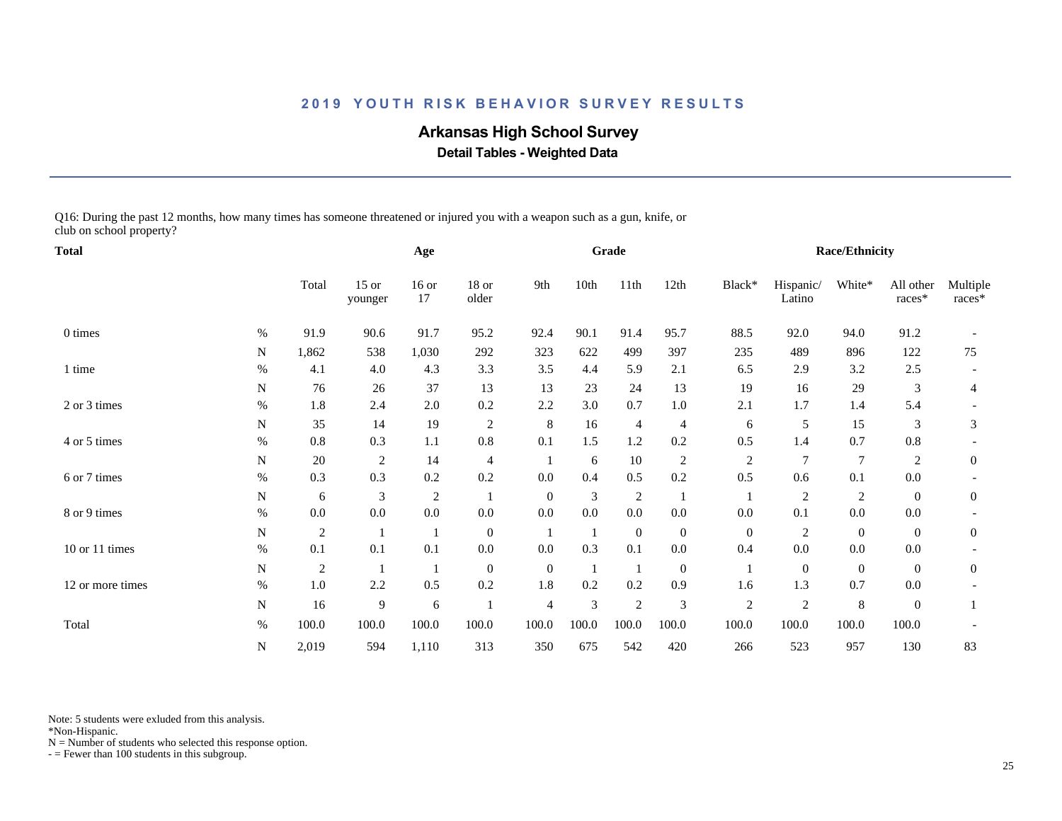# 2019 YOUTH RISK BEHAVIOR SURVEY RESULTS

## Arkansas High School Survey

### Detail Tables - Weighted Data

Q16: During the past 12 months, how many times has someone threatened or injured you with a weapon such as a gun, knife, or club on school property?

| Total | | Total | Age | | | Grade | | | | Race/Ethnicity | | | | |
|---|---|---|---|---|---|---|---|---|---|---|---|---|---|---|
| | | Total | 15 or younger | 16 or 17 | 18 or older | 9th | 10th | 11th | 12th | Black* | Hispanic/ Latino | White* | All other races* | Multiple races* |
| 0 times | % | 91.9 | 90.6 | 91.7 | 95.2 | 92.4 | 90.1 | 91.4 | 95.7 | 88.5 | 92.0 | 94.0 | 91.2 | - |
| | N | 1,862 | 538 | 1,030 | 292 | 323 | 622 | 499 | 397 | 235 | 489 | 896 | 122 | 75 |
| 1 time | % | 4.1 | 4.0 | 4.3 | 3.3 | 3.5 | 4.4 | 5.9 | 2.1 | 6.5 | 2.9 | 3.2 | 2.5 | - |
| | N | 76 | 26 | 37 | 13 | 13 | 23 | 24 | 13 | 19 | 16 | 29 | 3 | 4 |
| 2 or 3 times | % | 1.8 | 2.4 | 2.0 | 0.2 | 2.2 | 3.0 | 0.7 | 1.0 | 2.1 | 1.7 | 1.4 | 5.4 | - |
| | N | 35 | 14 | 19 | 2 | 8 | 16 | 4 | 4 | 6 | 5 | 15 | 3 | 3 |
| 4 or 5 times | % | 0.8 | 0.3 | 1.1 | 0.8 | 0.1 | 1.5 | 1.2 | 0.2 | 0.5 | 1.4 | 0.7 | 0.8 | - |
| | N | 20 | 2 | 14 | 4 | 1 | 6 | 10 | 2 | 2 | 7 | 7 | 2 | 0 |
| 6 or 7 times | % | 0.3 | 0.3 | 0.2 | 0.2 | 0.0 | 0.4 | 0.5 | 0.2 | 0.5 | 0.6 | 0.1 | 0.0 | - |
| | N | 6 | 3 | 2 | 1 | 0 | 3 | 2 | 1 | 1 | 2 | 2 | 0 | 0 |
| 8 or 9 times | % | 0.0 | 0.0 | 0.0 | 0.0 | 0.0 | 0.0 | 0.0 | 0.0 | 0.0 | 0.1 | 0.0 | 0.0 | - |
| | N | 2 | 1 | 1 | 0 | 1 | 1 | 0 | 0 | 0 | 2 | 0 | 0 | 0 |
| 10 or 11 times | % | 0.1 | 0.1 | 0.1 | 0.0 | 0.0 | 0.3 | 0.1 | 0.0 | 0.4 | 0.0 | 0.0 | 0.0 | - |
| | N | 2 | 1 | 1 | 0 | 0 | 1 | 1 | 0 | 1 | 0 | 0 | 0 | 0 |
| 12 or more times | % | 1.0 | 2.2 | 0.5 | 0.2 | 1.8 | 0.2 | 0.2 | 0.9 | 1.6 | 1.3 | 0.7 | 0.0 | - |
| | N | 16 | 9 | 6 | 1 | 4 | 3 | 2 | 3 | 2 | 2 | 8 | 0 | 1 |
| Total | % | 100.0 | 100.0 | 100.0 | 100.0 | 100.0 | 100.0 | 100.0 | 100.0 | 100.0 | 100.0 | 100.0 | 100.0 | - |
| | N | 2,019 | 594 | 1,110 | 313 | 350 | 675 | 542 | 420 | 266 | 523 | 957 | 130 | 83 |

Note: 5 students were exluded from this analysis.
*Non-Hispanic.
N = Number of students who selected this response option.
- = Fewer than 100 students in this subgroup.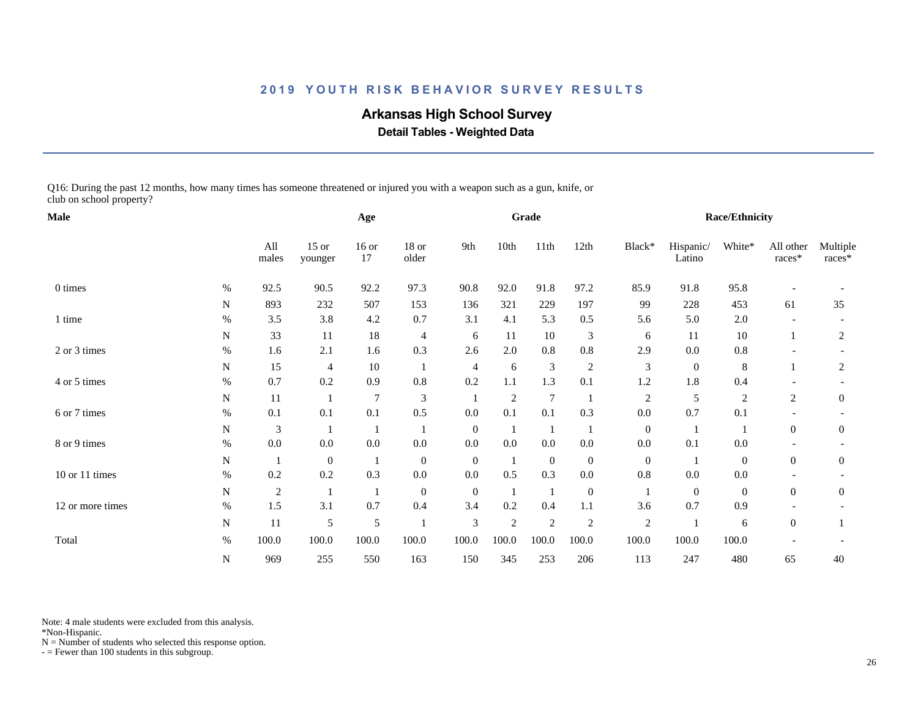# 2019 YOUTH RISK BEHAVIOR SURVEY RESULTS

## Arkansas High School Survey

### Detail Tables - Weighted Data

Q16: During the past 12 months, how many times has someone threatened or injured you with a weapon such as a gun, knife, or club on school property?

| Male | | All males | Age: 15 or younger | Age: 16 or 17 | Age: 18 or older | Grade: 9th | Grade: 10th | Grade: 11th | Grade: 12th | Race/Ethnicity: Black* | Race/Ethnicity: Hispanic/ Latino | Race/Ethnicity: White* | Race/Ethnicity: All other races* | Race/Ethnicity: Multiple races* |
|---|---|---|---|---|---|---|---|---|---|---|---|---|---|---|
| 0 times | % | 92.5 | 90.5 | 92.2 | 97.3 | 90.8 | 92.0 | 91.8 | 97.2 | 85.9 | 91.8 | 95.8 | - | - |
| | N | 893 | 232 | 507 | 153 | 136 | 321 | 229 | 197 | 99 | 228 | 453 | 61 | 35 |
| 1 time | % | 3.5 | 3.8 | 4.2 | 0.7 | 3.1 | 4.1 | 5.3 | 0.5 | 5.6 | 5.0 | 2.0 | - | - |
| | N | 33 | 11 | 18 | 4 | 6 | 11 | 10 | 3 | 6 | 11 | 10 | 1 | 2 |
| 2 or 3 times | % | 1.6 | 2.1 | 1.6 | 0.3 | 2.6 | 2.0 | 0.8 | 0.8 | 2.9 | 0.0 | 0.8 | - | - |
| | N | 15 | 4 | 10 | 1 | 4 | 6 | 3 | 2 | 3 | 0 | 8 | 1 | 2 |
| 4 or 5 times | % | 0.7 | 0.2 | 0.9 | 0.8 | 0.2 | 1.1 | 1.3 | 0.1 | 1.2 | 1.8 | 0.4 | - | - |
| | N | 11 | 1 | 7 | 3 | 1 | 2 | 7 | 1 | 2 | 5 | 2 | 2 | 0 |
| 6 or 7 times | % | 0.1 | 0.1 | 0.1 | 0.5 | 0.0 | 0.1 | 0.1 | 0.3 | 0.0 | 0.7 | 0.1 | - | - |
| | N | 3 | 1 | 1 | 1 | 0 | 1 | 1 | 1 | 0 | 1 | 1 | 0 | 0 |
| 8 or 9 times | % | 0.0 | 0.0 | 0.0 | 0.0 | 0.0 | 0.0 | 0.0 | 0.0 | 0.0 | 0.1 | 0.0 | - | - |
| | N | 1 | 0 | 1 | 0 | 0 | 1 | 0 | 0 | 0 | 1 | 0 | 0 | 0 |
| 10 or 11 times | % | 0.2 | 0.2 | 0.3 | 0.0 | 0.0 | 0.5 | 0.3 | 0.0 | 0.8 | 0.0 | 0.0 | - | - |
| | N | 2 | 1 | 1 | 0 | 0 | 1 | 1 | 0 | 1 | 0 | 0 | 0 | 0 |
| 12 or more times | % | 1.5 | 3.1 | 0.7 | 0.4 | 3.4 | 0.2 | 0.4 | 1.1 | 3.6 | 0.7 | 0.9 | - | - |
| | N | 11 | 5 | 5 | 1 | 3 | 2 | 2 | 2 | 2 | 1 | 6 | 0 | 1 |
| Total | % | 100.0 | 100.0 | 100.0 | 100.0 | 100.0 | 100.0 | 100.0 | 100.0 | 100.0 | 100.0 | 100.0 | - | - |
| | N | 969 | 255 | 550 | 163 | 150 | 345 | 253 | 206 | 113 | 247 | 480 | 65 | 40 |

Note: 4 male students were excluded from this analysis.
*Non-Hispanic.
N = Number of students who selected this response option.
- = Fewer than 100 students in this subgroup.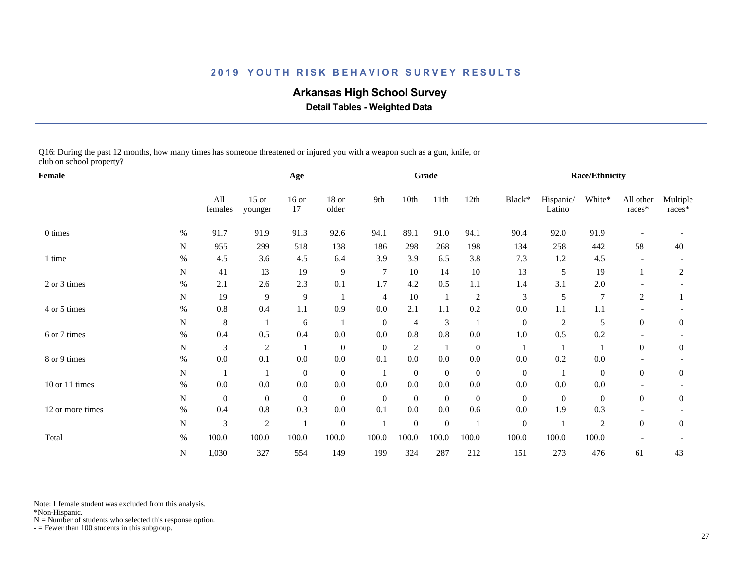# 2019 YOUTH RISK BEHAVIOR SURVEY RESULTS

## Arkansas High School Survey

### Detail Tables - Weighted Data

Q16: During the past 12 months, how many times has someone threatened or injured you with a weapon such as a gun, knife, or club on school property?

| Female | | | Age | | | Grade | | | | Race/Ethnicity | | | | |
|---|---|---|---|---|---|---|---|---|---|---|---|---|---|---|
| | | All females | 15 or younger | 16 or 17 | 18 or older | 9th | 10th | 11th | 12th | Black* | Hispanic/ Latino | White* | All other races* | Multiple races* |
| 0 times | % | 91.7 | 91.9 | 91.3 | 92.6 | 94.1 | 89.1 | 91.0 | 94.1 | 90.4 | 92.0 | 91.9 | - | - |
| | N | 955 | 299 | 518 | 138 | 186 | 298 | 268 | 198 | 134 | 258 | 442 | 58 | 40 |
| 1 time | % | 4.5 | 3.6 | 4.5 | 6.4 | 3.9 | 3.9 | 6.5 | 3.8 | 7.3 | 1.2 | 4.5 | - | - |
| | N | 41 | 13 | 19 | 9 | 7 | 10 | 14 | 10 | 13 | 5 | 19 | 1 | 2 |
| 2 or 3 times | % | 2.1 | 2.6 | 2.3 | 0.1 | 1.7 | 4.2 | 0.5 | 1.1 | 1.4 | 3.1 | 2.0 | - | - |
| | N | 19 | 9 | 9 | 1 | 4 | 10 | 1 | 2 | 3 | 5 | 7 | 2 | 1 |
| 4 or 5 times | % | 0.8 | 0.4 | 1.1 | 0.9 | 0.0 | 2.1 | 1.1 | 0.2 | 0.0 | 1.1 | 1.1 | - | - |
| | N | 8 | 1 | 6 | 1 | 0 | 4 | 3 | 1 | 0 | 2 | 5 | 0 | 0 |
| 6 or 7 times | % | 0.4 | 0.5 | 0.4 | 0.0 | 0.0 | 0.8 | 0.8 | 0.0 | 1.0 | 0.5 | 0.2 | - | - |
| | N | 3 | 2 | 1 | 0 | 0 | 2 | 1 | 0 | 1 | 1 | 1 | 0 | 0 |
| 8 or 9 times | % | 0.0 | 0.1 | 0.0 | 0.0 | 0.1 | 0.0 | 0.0 | 0.0 | 0.0 | 0.2 | 0.0 | - | - |
| | N | 1 | 1 | 0 | 0 | 1 | 0 | 0 | 0 | 0 | 1 | 0 | 0 | 0 |
| 10 or 11 times | % | 0.0 | 0.0 | 0.0 | 0.0 | 0.0 | 0.0 | 0.0 | 0.0 | 0.0 | 0.0 | 0.0 | - | - |
| | N | 0 | 0 | 0 | 0 | 0 | 0 | 0 | 0 | 0 | 0 | 0 | 0 | 0 |
| 12 or more times | % | 0.4 | 0.8 | 0.3 | 0.0 | 0.1 | 0.0 | 0.0 | 0.6 | 0.0 | 1.9 | 0.3 | - | - |
| | N | 3 | 2 | 1 | 0 | 1 | 0 | 0 | 1 | 0 | 1 | 2 | 0 | 0 |
| Total | % | 100.0 | 100.0 | 100.0 | 100.0 | 100.0 | 100.0 | 100.0 | 100.0 | 100.0 | 100.0 | 100.0 | - | - |
| | N | 1,030 | 327 | 554 | 149 | 199 | 324 | 287 | 212 | 151 | 273 | 476 | 61 | 43 |

Note: 1 female student was excluded from this analysis.
*Non-Hispanic.
N = Number of students who selected this response option.
- = Fewer than 100 students in this subgroup.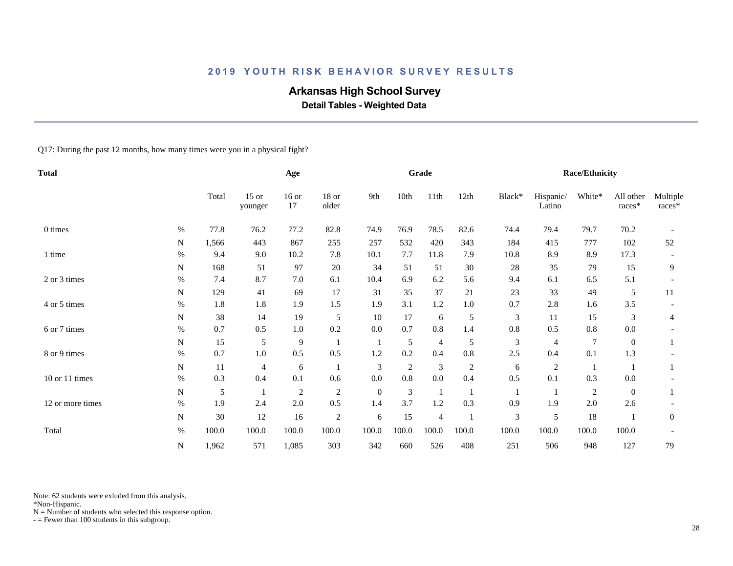# 2019 YOUTH RISK BEHAVIOR SURVEY RESULTS

## Arkansas High School Survey

### Detail Tables - Weighted Data

Q17: During the past 12 months, how many times were you in a physical fight?

| Total | | Total | Age | | | Grade | | | | Race/Ethnicity | | | | |
|---|---|---|---|---|---|---|---|---|---|---|---|---|---|---|
| | | Total | 15 or younger | 16 or 17 | 18 or older | 9th | 10th | 11th | 12th | Black* | Hispanic/ Latino | White* | All other races* | Multiple races* |
| 0 times | % | 77.8 | 76.2 | 77.2 | 82.8 | 74.9 | 76.9 | 78.5 | 82.6 | 74.4 | 79.4 | 79.7 | 70.2 | - |
| | N | 1,566 | 443 | 867 | 255 | 257 | 532 | 420 | 343 | 184 | 415 | 777 | 102 | 52 |
| 1 time | % | 9.4 | 9.0 | 10.2 | 7.8 | 10.1 | 7.7 | 11.8 | 7.9 | 10.8 | 8.9 | 8.9 | 17.3 | - |
| | N | 168 | 51 | 97 | 20 | 34 | 51 | 51 | 30 | 28 | 35 | 79 | 15 | 9 |
| 2 or 3 times | % | 7.4 | 8.7 | 7.0 | 6.1 | 10.4 | 6.9 | 6.2 | 5.6 | 9.4 | 6.1 | 6.5 | 5.1 | - |
| | N | 129 | 41 | 69 | 17 | 31 | 35 | 37 | 21 | 23 | 33 | 49 | 5 | 11 |
| 4 or 5 times | % | 1.8 | 1.8 | 1.9 | 1.5 | 1.9 | 3.1 | 1.2 | 1.0 | 0.7 | 2.8 | 1.6 | 3.5 | - |
| | N | 38 | 14 | 19 | 5 | 10 | 17 | 6 | 5 | 3 | 11 | 15 | 3 | 4 |
| 6 or 7 times | % | 0.7 | 0.5 | 1.0 | 0.2 | 0.0 | 0.7 | 0.8 | 1.4 | 0.8 | 0.5 | 0.8 | 0.0 | - |
| | N | 15 | 5 | 9 | 1 | 1 | 5 | 4 | 5 | 3 | 4 | 7 | 0 | 1 |
| 8 or 9 times | % | 0.7 | 1.0 | 0.5 | 0.5 | 1.2 | 0.2 | 0.4 | 0.8 | 2.5 | 0.4 | 0.1 | 1.3 | - |
| | N | 11 | 4 | 6 | 1 | 3 | 2 | 3 | 2 | 6 | 2 | 1 | 1 | 1 |
| 10 or 11 times | % | 0.3 | 0.4 | 0.1 | 0.6 | 0.0 | 0.8 | 0.0 | 0.4 | 0.5 | 0.1 | 0.3 | 0.0 | - |
| | N | 5 | 1 | 2 | 2 | 0 | 3 | 1 | 1 | 1 | 1 | 2 | 0 | 1 |
| 12 or more times | % | 1.9 | 2.4 | 2.0 | 0.5 | 1.4 | 3.7 | 1.2 | 0.3 | 0.9 | 1.9 | 2.0 | 2.6 | - |
| | N | 30 | 12 | 16 | 2 | 6 | 15 | 4 | 1 | 3 | 5 | 18 | 1 | 0 |
| Total | % | 100.0 | 100.0 | 100.0 | 100.0 | 100.0 | 100.0 | 100.0 | 100.0 | 100.0 | 100.0 | 100.0 | 100.0 | - |
| | N | 1,962 | 571 | 1,085 | 303 | 342 | 660 | 526 | 408 | 251 | 506 | 948 | 127 | 79 |

Note: 62 students were exluded from this analysis.
*Non-Hispanic.
N = Number of students who selected this response option.
- = Fewer than 100 students in this subgroup.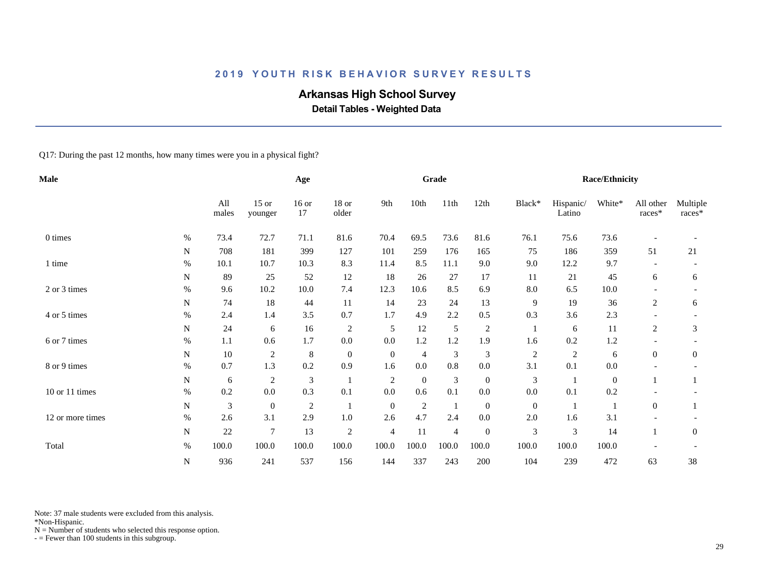## 2019 YOUTH RISK BEHAVIOR SURVEY RESULTS

# Arkansas High School Survey

### Detail Tables - Weighted Data

Q17: During the past 12 months, how many times were you in a physical fight?

| Male | | All males | 15 or younger | 16 or 17 | 18 or older | 9th | 10th | 11th | 12th | Black* | Hispanic/ Latino | White* | All other races* | Multiple races* |
|---|---|---|---|---|---|---|---|---|---|---|---|---|---|---|
| | | | Age | | | Grade | | | | Race/Ethnicity | | | | |
| 0 times | % | 73.4 | 72.7 | 71.1 | 81.6 | 70.4 | 69.5 | 73.6 | 81.6 | 76.1 | 75.6 | 73.6 | - | - |
| | N | 708 | 181 | 399 | 127 | 101 | 259 | 176 | 165 | 75 | 186 | 359 | 51 | 21 |
| 1 time | % | 10.1 | 10.7 | 10.3 | 8.3 | 11.4 | 8.5 | 11.1 | 9.0 | 9.0 | 12.2 | 9.7 | - | - |
| | N | 89 | 25 | 52 | 12 | 18 | 26 | 27 | 17 | 11 | 21 | 45 | 6 | 6 |
| 2 or 3 times | % | 9.6 | 10.2 | 10.0 | 7.4 | 12.3 | 10.6 | 8.5 | 6.9 | 8.0 | 6.5 | 10.0 | - | - |
| | N | 74 | 18 | 44 | 11 | 14 | 23 | 24 | 13 | 9 | 19 | 36 | 2 | 6 |
| 4 or 5 times | % | 2.4 | 1.4 | 3.5 | 0.7 | 1.7 | 4.9 | 2.2 | 0.5 | 0.3 | 3.6 | 2.3 | - | - |
| | N | 24 | 6 | 16 | 2 | 5 | 12 | 5 | 2 | 1 | 6 | 11 | 2 | 3 |
| 6 or 7 times | % | 1.1 | 0.6 | 1.7 | 0.0 | 0.0 | 1.2 | 1.2 | 1.9 | 1.6 | 0.2 | 1.2 | - | - |
| | N | 10 | 2 | 8 | 0 | 0 | 4 | 3 | 3 | 2 | 2 | 6 | 0 | 0 |
| 8 or 9 times | % | 0.7 | 1.3 | 0.2 | 0.9 | 1.6 | 0.0 | 0.8 | 0.0 | 3.1 | 0.1 | 0.0 | - | - |
| | N | 6 | 2 | 3 | 1 | 2 | 0 | 3 | 0 | 3 | 1 | 0 | 1 | 1 |
| 10 or 11 times | % | 0.2 | 0.0 | 0.3 | 0.1 | 0.0 | 0.6 | 0.1 | 0.0 | 0.0 | 0.1 | 0.2 | - | - |
| | N | 3 | 0 | 2 | 1 | 0 | 2 | 1 | 0 | 0 | 1 | 1 | 0 | 1 |
| 12 or more times | % | 2.6 | 3.1 | 2.9 | 1.0 | 2.6 | 4.7 | 2.4 | 0.0 | 2.0 | 1.6 | 3.1 | - | - |
| | N | 22 | 7 | 13 | 2 | 4 | 11 | 4 | 0 | 3 | 3 | 14 | 1 | 0 |
| Total | % | 100.0 | 100.0 | 100.0 | 100.0 | 100.0 | 100.0 | 100.0 | 100.0 | 100.0 | 100.0 | 100.0 | - | - |
| | N | 936 | 241 | 537 | 156 | 144 | 337 | 243 | 200 | 104 | 239 | 472 | 63 | 38 |

Note: 37 male students were excluded from this analysis.
*Non-Hispanic.
N = Number of students who selected this response option.
- = Fewer than 100 students in this subgroup.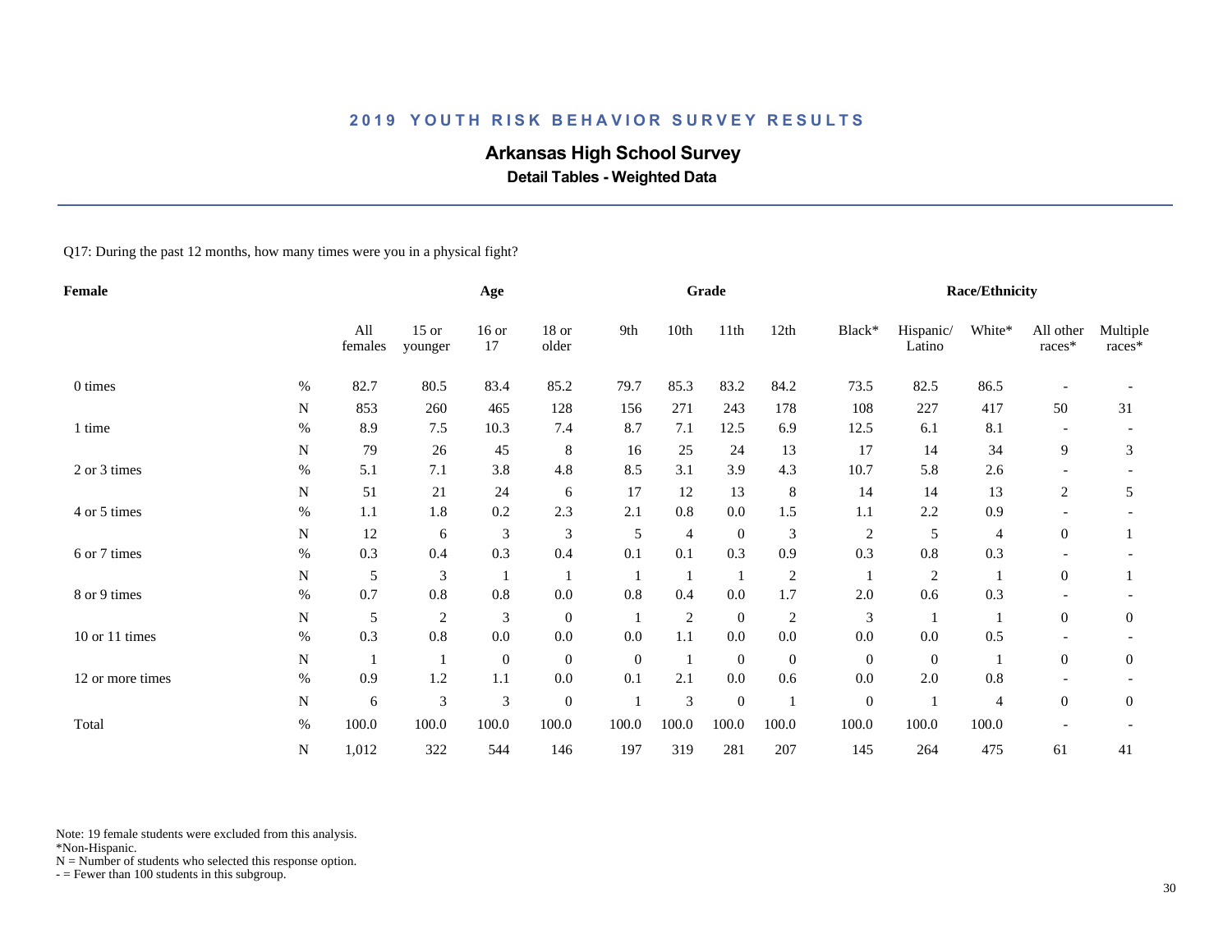## 2019 YOUTH RISK BEHAVIOR SURVEY RESULTS

### Arkansas High School Survey

**Detail Tables - Weighted Data**

Q17: During the past 12 months, how many times were you in a physical fight?

| Female | | Age | | | | Grade | | | | Race/Ethnicity | | | | |
|---|---|---|---|---|---|---|---|---|---|---|---|---|---|---|
| | | All females | 15 or younger | 16 or 17 | 18 or older | 9th | 10th | 11th | 12th | Black* | Hispanic/ Latino | White* | All other races* | Multiple races* |
| 0 times | % | 82.7 | 80.5 | 83.4 | 85.2 | 79.7 | 85.3 | 83.2 | 84.2 | 73.5 | 82.5 | 86.5 | - | - |
| | N | 853 | 260 | 465 | 128 | 156 | 271 | 243 | 178 | 108 | 227 | 417 | 50 | 31 |
| 1 time | % | 8.9 | 7.5 | 10.3 | 7.4 | 8.7 | 7.1 | 12.5 | 6.9 | 12.5 | 6.1 | 8.1 | - | - |
| | N | 79 | 26 | 45 | 8 | 16 | 25 | 24 | 13 | 17 | 14 | 34 | 9 | 3 |
| 2 or 3 times | % | 5.1 | 7.1 | 3.8 | 4.8 | 8.5 | 3.1 | 3.9 | 4.3 | 10.7 | 5.8 | 2.6 | - | - |
| | N | 51 | 21 | 24 | 6 | 17 | 12 | 13 | 8 | 14 | 14 | 13 | 2 | 5 |
| 4 or 5 times | % | 1.1 | 1.8 | 0.2 | 2.3 | 2.1 | 0.8 | 0.0 | 1.5 | 1.1 | 2.2 | 0.9 | - | - |
| | N | 12 | 6 | 3 | 3 | 5 | 4 | 0 | 3 | 2 | 5 | 4 | 0 | 1 |
| 6 or 7 times | % | 0.3 | 0.4 | 0.3 | 0.4 | 0.1 | 0.1 | 0.3 | 0.9 | 0.3 | 0.8 | 0.3 | - | - |
| | N | 5 | 3 | 1 | 1 | 1 | 1 | 1 | 2 | 1 | 2 | 1 | 0 | 1 |
| 8 or 9 times | % | 0.7 | 0.8 | 0.8 | 0.0 | 0.8 | 0.4 | 0.0 | 1.7 | 2.0 | 0.6 | 0.3 | - | - |
| | N | 5 | 2 | 3 | 0 | 1 | 2 | 0 | 2 | 3 | 1 | 1 | 0 | 0 |
| 10 or 11 times | % | 0.3 | 0.8 | 0.0 | 0.0 | 0.0 | 1.1 | 0.0 | 0.0 | 0.0 | 0.0 | 0.5 | - | - |
| | N | 1 | 1 | 0 | 0 | 0 | 1 | 0 | 0 | 0 | 0 | 1 | 0 | 0 |
| 12 or more times | % | 0.9 | 1.2 | 1.1 | 0.0 | 0.1 | 2.1 | 0.0 | 0.6 | 0.0 | 2.0 | 0.8 | - | - |
| | N | 6 | 3 | 3 | 0 | 1 | 3 | 0 | 1 | 0 | 1 | 4 | 0 | 0 |
| Total | % | 100.0 | 100.0 | 100.0 | 100.0 | 100.0 | 100.0 | 100.0 | 100.0 | 100.0 | 100.0 | 100.0 | - | - |
| | N | 1,012 | 322 | 544 | 146 | 197 | 319 | 281 | 207 | 145 | 264 | 475 | 61 | 41 |

Note: 19 female students were excluded from this analysis.
*Non-Hispanic.
N = Number of students who selected this response option.
- = Fewer than 100 students in this subgroup.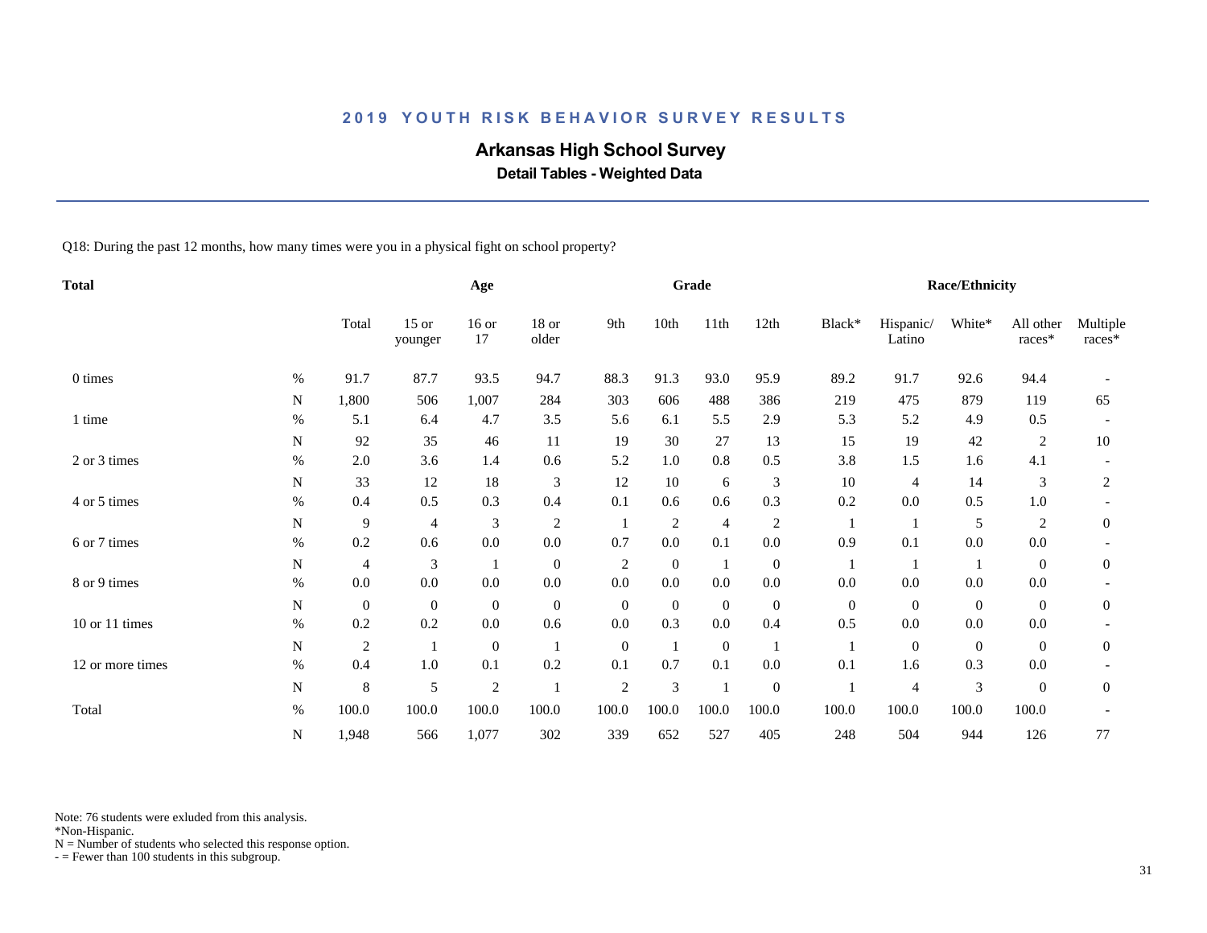## 2019 YOUTH RISK BEHAVIOR SURVEY RESULTS

# Arkansas High School Survey

### Detail Tables - Weighted Data

Q18: During the past 12 months, how many times were you in a physical fight on school property?

| Total | | Total | Age | | | Grade | | | | Race/Ethnicity | | | | |
|---|---|---|---|---|---|---|---|---|---|---|---|---|---|---|
| | | Total | 15 or younger | 16 or 17 | 18 or older | 9th | 10th | 11th | 12th | Black* | Hispanic/ Latino | White* | All other races* | Multiple races* |
| 0 times | % | 91.7 | 87.7 | 93.5 | 94.7 | 88.3 | 91.3 | 93.0 | 95.9 | 89.2 | 91.7 | 92.6 | 94.4 | - |
| | N | 1,800 | 506 | 1,007 | 284 | 303 | 606 | 488 | 386 | 219 | 475 | 879 | 119 | 65 |
| 1 time | % | 5.1 | 6.4 | 4.7 | 3.5 | 5.6 | 6.1 | 5.5 | 2.9 | 5.3 | 5.2 | 4.9 | 0.5 | - |
| | N | 92 | 35 | 46 | 11 | 19 | 30 | 27 | 13 | 15 | 19 | 42 | 2 | 10 |
| 2 or 3 times | % | 2.0 | 3.6 | 1.4 | 0.6 | 5.2 | 1.0 | 0.8 | 0.5 | 3.8 | 1.5 | 1.6 | 4.1 | - |
| | N | 33 | 12 | 18 | 3 | 12 | 10 | 6 | 3 | 10 | 4 | 14 | 3 | 2 |
| 4 or 5 times | % | 0.4 | 0.5 | 0.3 | 0.4 | 0.1 | 0.6 | 0.6 | 0.3 | 0.2 | 0.0 | 0.5 | 1.0 | - |
| | N | 9 | 4 | 3 | 2 | 1 | 2 | 4 | 2 | 1 | 1 | 5 | 2 | 0 |
| 6 or 7 times | % | 0.2 | 0.6 | 0.0 | 0.0 | 0.7 | 0.0 | 0.1 | 0.0 | 0.9 | 0.1 | 0.0 | 0.0 | - |
| | N | 4 | 3 | 1 | 0 | 2 | 0 | 1 | 0 | 1 | 1 | 1 | 0 | 0 |
| 8 or 9 times | % | 0.0 | 0.0 | 0.0 | 0.0 | 0.0 | 0.0 | 0.0 | 0.0 | 0.0 | 0.0 | 0.0 | 0.0 | - |
| | N | 0 | 0 | 0 | 0 | 0 | 0 | 0 | 0 | 0 | 0 | 0 | 0 | 0 |
| 10 or 11 times | % | 0.2 | 0.2 | 0.0 | 0.6 | 0.0 | 0.3 | 0.0 | 0.4 | 0.5 | 0.0 | 0.0 | 0.0 | - |
| | N | 2 | 1 | 0 | 1 | 0 | 1 | 0 | 1 | 1 | 0 | 0 | 0 | 0 |
| 12 or more times | % | 0.4 | 1.0 | 0.1 | 0.2 | 0.1 | 0.7 | 0.1 | 0.0 | 0.1 | 1.6 | 0.3 | 0.0 | - |
| | N | 8 | 5 | 2 | 1 | 2 | 3 | 1 | 0 | 1 | 4 | 3 | 0 | 0 |
| Total | % | 100.0 | 100.0 | 100.0 | 100.0 | 100.0 | 100.0 | 100.0 | 100.0 | 100.0 | 100.0 | 100.0 | 100.0 | - |
| | N | 1,948 | 566 | 1,077 | 302 | 339 | 652 | 527 | 405 | 248 | 504 | 944 | 126 | 77 |

Note: 76 students were exluded from this analysis.
*Non-Hispanic.
N = Number of students who selected this response option.
- = Fewer than 100 students in this subgroup.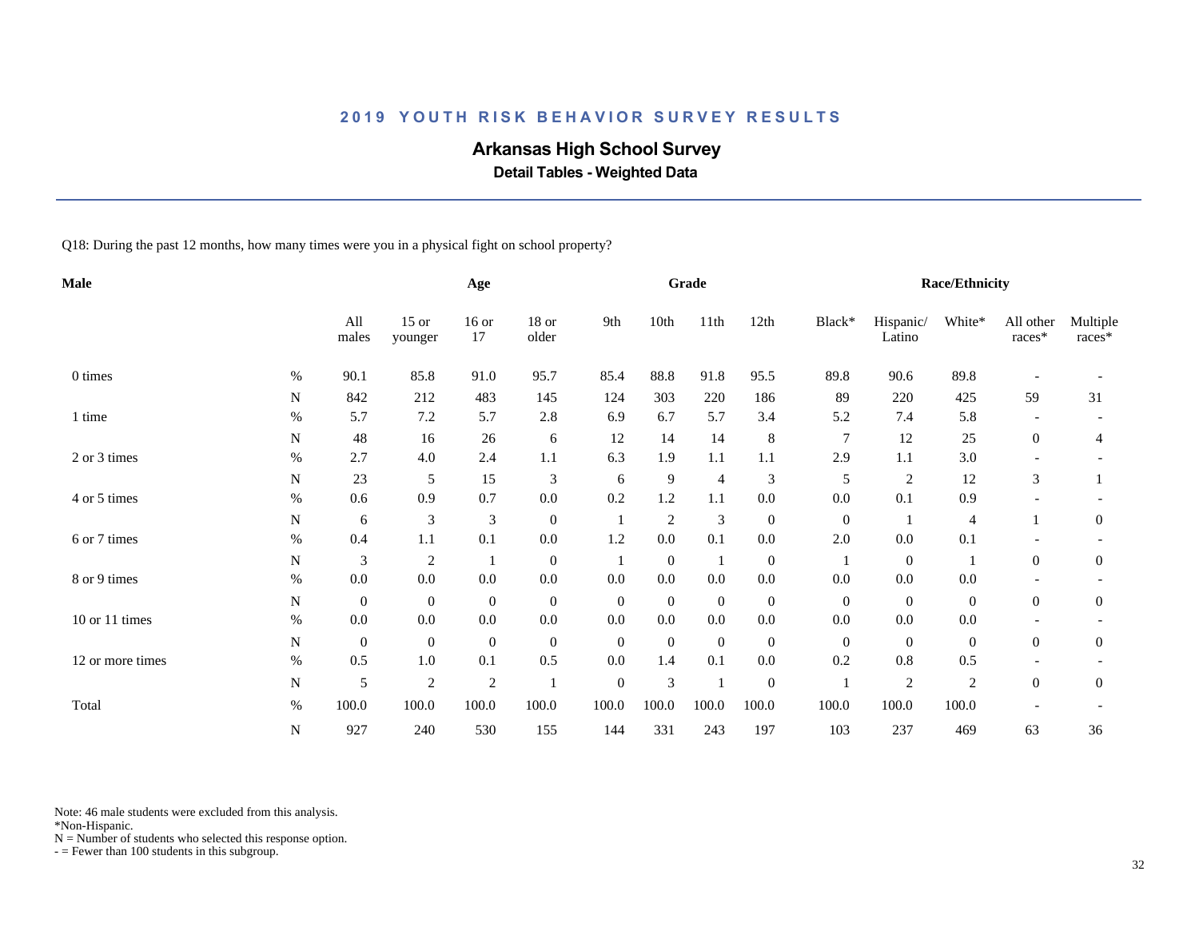# 2019 YOUTH RISK BEHAVIOR SURVEY RESULTS

## Arkansas High School Survey

### Detail Tables - Weighted Data

Q18: During the past 12 months, how many times were you in a physical fight on school property?

| Male | | Age | | | | Grade | | | | Race/Ethnicity | | | | |
|---|---|---|---|---|---|---|---|---|---|---|---|---|---|---|
| | | All males | 15 or younger | 16 or 17 | 18 or older | 9th | 10th | 11th | 12th | Black* | Hispanic/ Latino | White* | All other races* | Multiple races* |
| 0 times | % | 90.1 | 85.8 | 91.0 | 95.7 | 85.4 | 88.8 | 91.8 | 95.5 | 89.8 | 90.6 | 89.8 | - | - |
| | N | 842 | 212 | 483 | 145 | 124 | 303 | 220 | 186 | 89 | 220 | 425 | 59 | 31 |
| 1 time | % | 5.7 | 7.2 | 5.7 | 2.8 | 6.9 | 6.7 | 5.7 | 3.4 | 5.2 | 7.4 | 5.8 | - | - |
| | N | 48 | 16 | 26 | 6 | 12 | 14 | 14 | 8 | 7 | 12 | 25 | 0 | 4 |
| 2 or 3 times | % | 2.7 | 4.0 | 2.4 | 1.1 | 6.3 | 1.9 | 1.1 | 1.1 | 2.9 | 1.1 | 3.0 | - | - |
| | N | 23 | 5 | 15 | 3 | 6 | 9 | 4 | 3 | 5 | 2 | 12 | 3 | 1 |
| 4 or 5 times | % | 0.6 | 0.9 | 0.7 | 0.0 | 0.2 | 1.2 | 1.1 | 0.0 | 0.0 | 0.1 | 0.9 | - | - |
| | N | 6 | 3 | 3 | 0 | 1 | 2 | 3 | 0 | 0 | 1 | 4 | 1 | 0 |
| 6 or 7 times | % | 0.4 | 1.1 | 0.1 | 0.0 | 1.2 | 0.0 | 0.1 | 0.0 | 2.0 | 0.0 | 0.1 | - | - |
| | N | 3 | 2 | 1 | 0 | 1 | 0 | 1 | 0 | 1 | 0 | 1 | 0 | 0 |
| 8 or 9 times | % | 0.0 | 0.0 | 0.0 | 0.0 | 0.0 | 0.0 | 0.0 | 0.0 | 0.0 | 0.0 | 0.0 | - | - |
| | N | 0 | 0 | 0 | 0 | 0 | 0 | 0 | 0 | 0 | 0 | 0 | 0 | 0 |
| 10 or 11 times | % | 0.0 | 0.0 | 0.0 | 0.0 | 0.0 | 0.0 | 0.0 | 0.0 | 0.0 | 0.0 | 0.0 | - | - |
| | N | 0 | 0 | 0 | 0 | 0 | 0 | 0 | 0 | 0 | 0 | 0 | 0 | 0 |
| 12 or more times | % | 0.5 | 1.0 | 0.1 | 0.5 | 0.0 | 1.4 | 0.1 | 0.0 | 0.2 | 0.8 | 0.5 | - | - |
| | N | 5 | 2 | 2 | 1 | 0 | 3 | 1 | 0 | 1 | 2 | 2 | 0 | 0 |
| Total | % | 100.0 | 100.0 | 100.0 | 100.0 | 100.0 | 100.0 | 100.0 | 100.0 | 100.0 | 100.0 | 100.0 | - | - |
| | N | 927 | 240 | 530 | 155 | 144 | 331 | 243 | 197 | 103 | 237 | 469 | 63 | 36 |

Note: 46 male students were excluded from this analysis.
*Non-Hispanic.
N = Number of students who selected this response option.
- = Fewer than 100 students in this subgroup.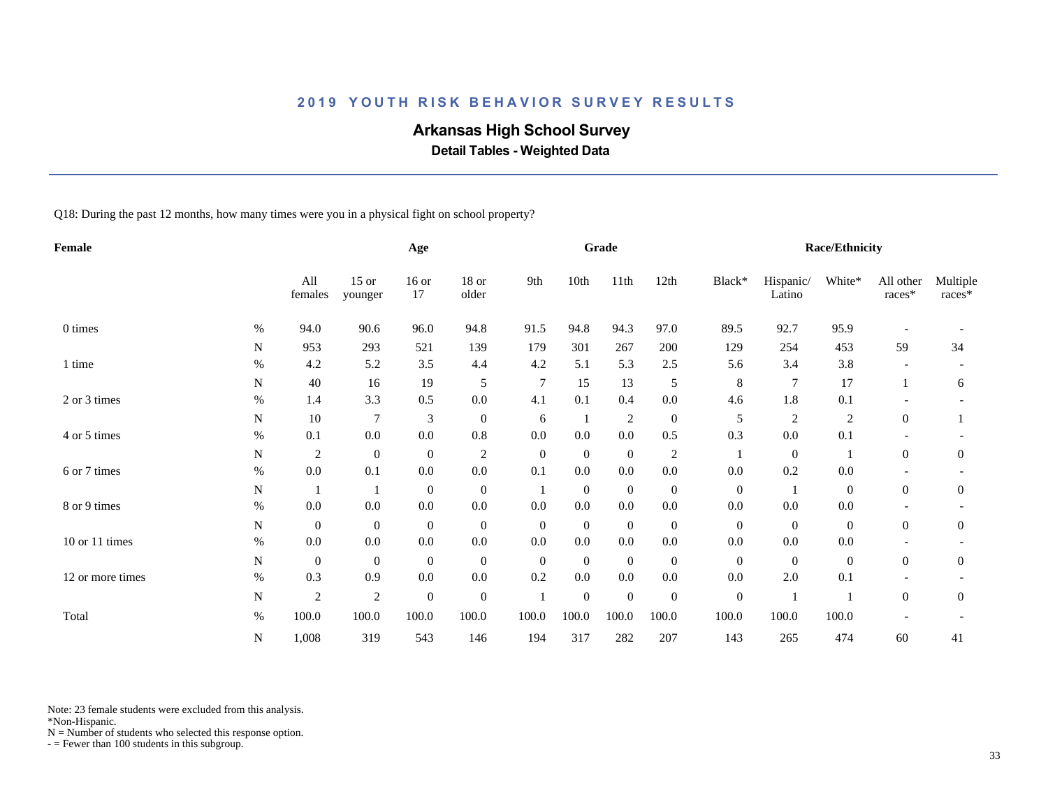## 2019 YOUTH RISK BEHAVIOR SURVEY RESULTS

# Arkansas High School Survey

### Detail Tables - Weighted Data

Q18: During the past 12 months, how many times were you in a physical fight on school property?

| Female | | All females | Age: 15 or younger | Age: 16 or 17 | Age: 18 or older | Grade: 9th | Grade: 10th | Grade: 11th | Grade: 12th | Race/Ethnicity: Black* | Race/Ethnicity: Hispanic/ Latino | Race/Ethnicity: White* | Race/Ethnicity: All other races* | Race/Ethnicity: Multiple races* |
|---|---|---|---|---|---|---|---|---|---|---|---|---|---|---|
| 0 times | % | 94.0 | 90.6 | 96.0 | 94.8 | 91.5 | 94.8 | 94.3 | 97.0 | 89.5 | 92.7 | 95.9 | - | - |
| | N | 953 | 293 | 521 | 139 | 179 | 301 | 267 | 200 | 129 | 254 | 453 | 59 | 34 |
| 1 time | % | 4.2 | 5.2 | 3.5 | 4.4 | 4.2 | 5.1 | 5.3 | 2.5 | 5.6 | 3.4 | 3.8 | - | - |
| | N | 40 | 16 | 19 | 5 | 7 | 15 | 13 | 5 | 8 | 7 | 17 | 1 | 6 |
| 2 or 3 times | % | 1.4 | 3.3 | 0.5 | 0.0 | 4.1 | 0.1 | 0.4 | 0.0 | 4.6 | 1.8 | 0.1 | - | - |
| | N | 10 | 7 | 3 | 0 | 6 | 1 | 2 | 0 | 5 | 2 | 2 | 0 | 1 |
| 4 or 5 times | % | 0.1 | 0.0 | 0.0 | 0.8 | 0.0 | 0.0 | 0.0 | 0.5 | 0.3 | 0.0 | 0.1 | - | - |
| | N | 2 | 0 | 0 | 2 | 0 | 0 | 0 | 2 | 1 | 0 | 1 | 0 | 0 |
| 6 or 7 times | % | 0.0 | 0.1 | 0.0 | 0.0 | 0.1 | 0.0 | 0.0 | 0.0 | 0.0 | 0.2 | 0.0 | - | - |
| | N | 1 | 1 | 0 | 0 | 1 | 0 | 0 | 0 | 0 | 1 | 0 | 0 | 0 |
| 8 or 9 times | % | 0.0 | 0.0 | 0.0 | 0.0 | 0.0 | 0.0 | 0.0 | 0.0 | 0.0 | 0.0 | 0.0 | - | - |
| | N | 0 | 0 | 0 | 0 | 0 | 0 | 0 | 0 | 0 | 0 | 0 | 0 | 0 |
| 10 or 11 times | % | 0.0 | 0.0 | 0.0 | 0.0 | 0.0 | 0.0 | 0.0 | 0.0 | 0.0 | 0.0 | 0.0 | - | - |
| | N | 0 | 0 | 0 | 0 | 0 | 0 | 0 | 0 | 0 | 0 | 0 | 0 | 0 |
| 12 or more times | % | 0.3 | 0.9 | 0.0 | 0.0 | 0.2 | 0.0 | 0.0 | 0.0 | 0.0 | 2.0 | 0.1 | - | - |
| | N | 2 | 2 | 0 | 0 | 1 | 0 | 0 | 0 | 0 | 1 | 1 | 0 | 0 |
| Total | % | 100.0 | 100.0 | 100.0 | 100.0 | 100.0 | 100.0 | 100.0 | 100.0 | 100.0 | 100.0 | 100.0 | - | - |
| | N | 1,008 | 319 | 543 | 146 | 194 | 317 | 282 | 207 | 143 | 265 | 474 | 60 | 41 |

Note: 23 female students were excluded from this analysis.
*Non-Hispanic.
N = Number of students who selected this response option.
- = Fewer than 100 students in this subgroup.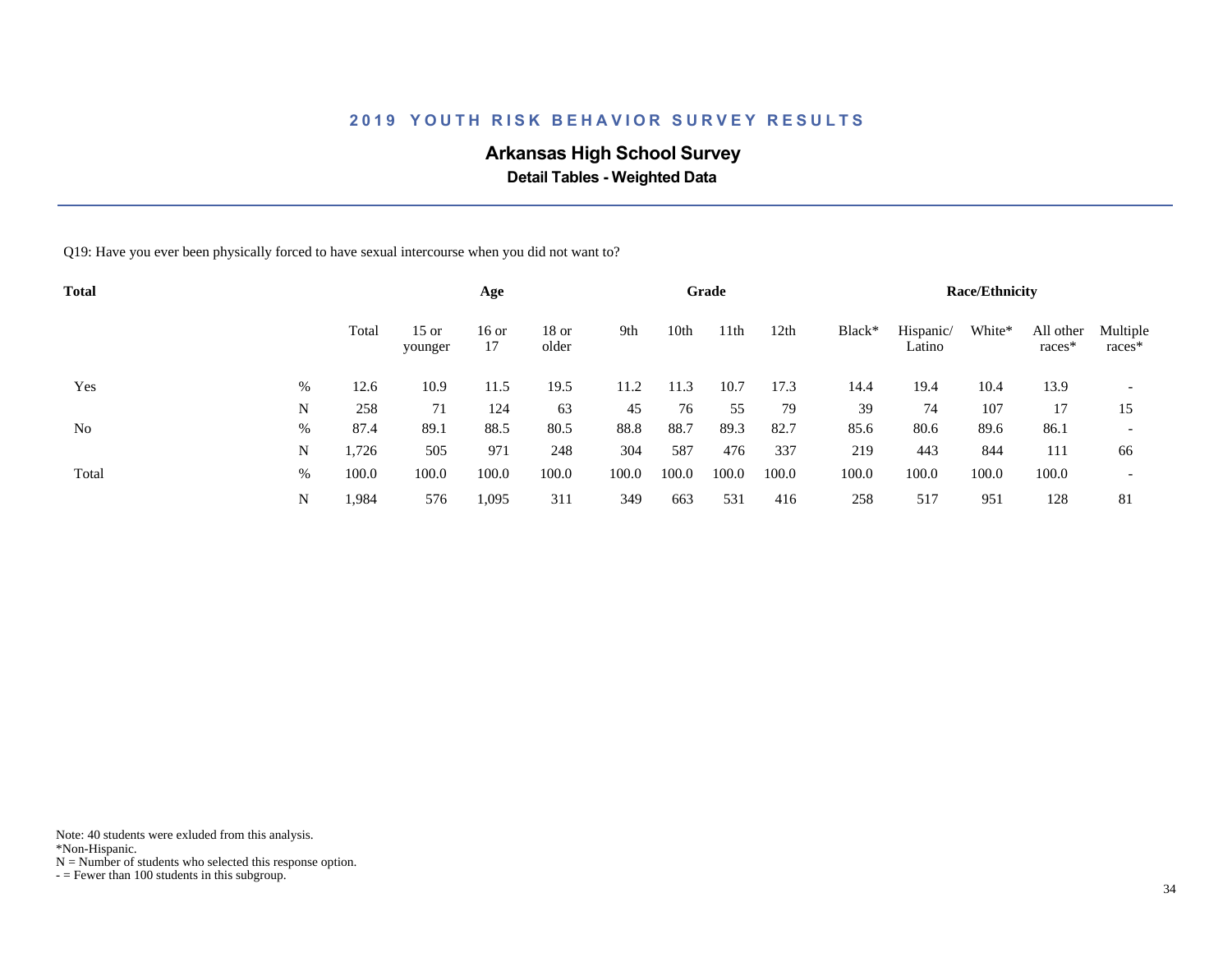## 2019 YOUTH RISK BEHAVIOR SURVEY RESULTS

### Arkansas High School Survey

**Detail Tables - Weighted Data**

Q19: Have you ever been physically forced to have sexual intercourse when you did not want to?

| Total | | | Age | | | Grade | | | | Race/Ethnicity | | | | |
|---|---|---|---|---|---|---|---|---|---|---|---|---|---|---|
| | | Total | 15 or younger | 16 or 17 | 18 or older | 9th | 10th | 11th | 12th | Black* | Hispanic/ Latino | White* | All other races* | Multiple races* |
| Yes | % | 12.6 | 10.9 | 11.5 | 19.5 | 11.2 | 11.3 | 10.7 | 17.3 | 14.4 | 19.4 | 10.4 | 13.9 | - |
| | N | 258 | 71 | 124 | 63 | 45 | 76 | 55 | 79 | 39 | 74 | 107 | 17 | 15 |
| No | % | 87.4 | 89.1 | 88.5 | 80.5 | 88.8 | 88.7 | 89.3 | 82.7 | 85.6 | 80.6 | 89.6 | 86.1 | - |
| | N | 1,726 | 505 | 971 | 248 | 304 | 587 | 476 | 337 | 219 | 443 | 844 | 111 | 66 |
| Total | % | 100.0 | 100.0 | 100.0 | 100.0 | 100.0 | 100.0 | 100.0 | 100.0 | 100.0 | 100.0 | 100.0 | 100.0 | - |
| | N | 1,984 | 576 | 1,095 | 311 | 349 | 663 | 531 | 416 | 258 | 517 | 951 | 128 | 81 |

Note: 40 students were exluded from this analysis.
*Non-Hispanic.
N = Number of students who selected this response option.
- = Fewer than 100 students in this subgroup.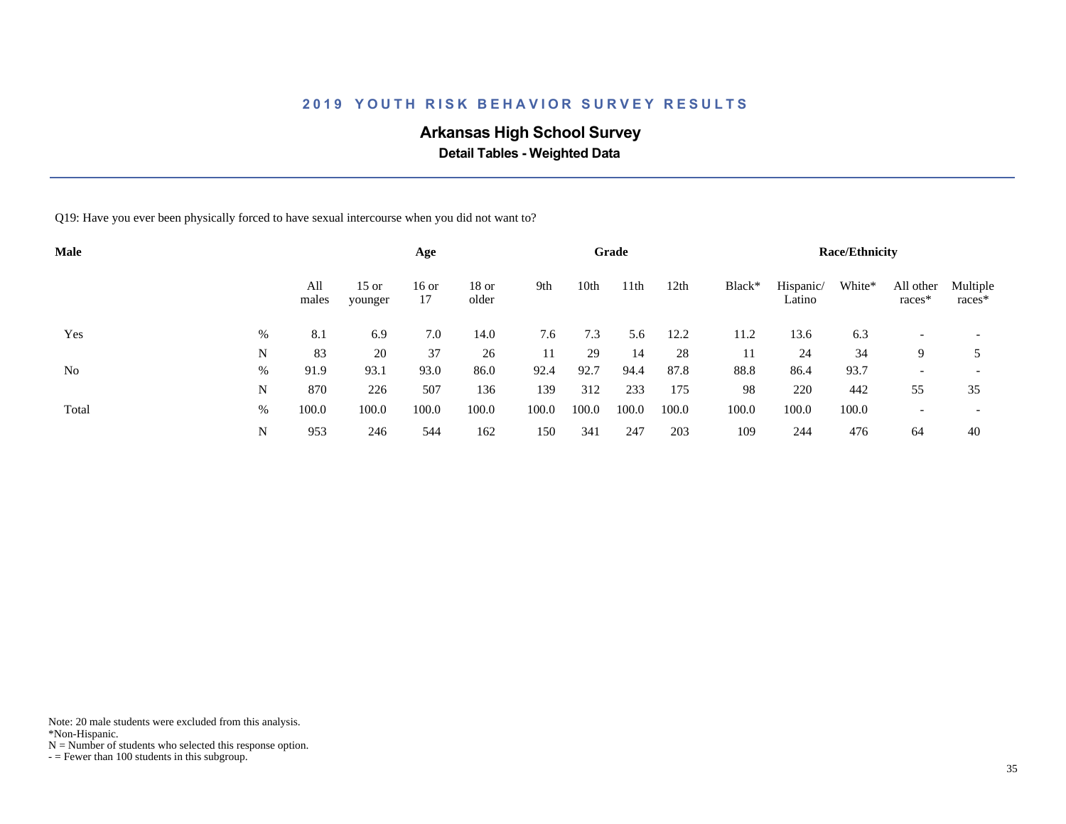## 2019 YOUTH RISK BEHAVIOR SURVEY RESULTS

### Arkansas High School Survey

**Detail Tables - Weighted Data**

Q19: Have you ever been physically forced to have sexual intercourse when you did not want to?

| Male | | | Age | | | Grade | | | | Race/Ethnicity | | | | |
|---|---|---|---|---|---|---|---|---|---|---|---|---|---|---|
| | | All males | 15 or younger | 16 or 17 | 18 or older | 9th | 10th | 11th | 12th | Black* | Hispanic/ Latino | White* | All other races* | Multiple races* |
| Yes | % | 8.1 | 6.9 | 7.0 | 14.0 | 7.6 | 7.3 | 5.6 | 12.2 | 11.2 | 13.6 | 6.3 | - | - |
| | N | 83 | 20 | 37 | 26 | 11 | 29 | 14 | 28 | 11 | 24 | 34 | 9 | 5 |
| No | % | 91.9 | 93.1 | 93.0 | 86.0 | 92.4 | 92.7 | 94.4 | 87.8 | 88.8 | 86.4 | 93.7 | - | - |
| | N | 870 | 226 | 507 | 136 | 139 | 312 | 233 | 175 | 98 | 220 | 442 | 55 | 35 |
| Total | % | 100.0 | 100.0 | 100.0 | 100.0 | 100.0 | 100.0 | 100.0 | 100.0 | 100.0 | 100.0 | 100.0 | - | - |
| | N | 953 | 246 | 544 | 162 | 150 | 341 | 247 | 203 | 109 | 244 | 476 | 64 | 40 |

Note: 20 male students were excluded from this analysis.
*Non-Hispanic.
N = Number of students who selected this response option.
- = Fewer than 100 students in this subgroup.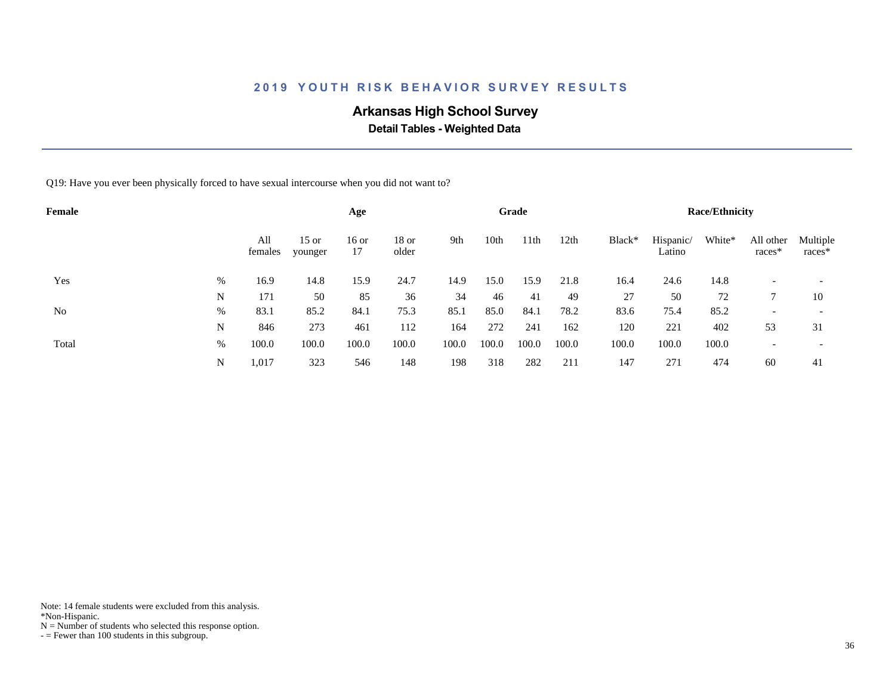## 2019 YOUTH RISK BEHAVIOR SURVEY RESULTS

**Arkansas High School Survey**

**Detail Tables - Weighted Data**

Q19: Have you ever been physically forced to have sexual intercourse when you did not want to?

| Female | | All females | Age | | | Grade | | | | Race/Ethnicity | | | | |
|---|---|---|---|---|---|---|---|---|---|---|---|---|---|---|
| | | | 15 or younger | 16 or 17 | 18 or older | 9th | 10th | 11th | 12th | Black* | Hispanic/ Latino | White* | All other races* | Multiple races* |
| Yes | % | 16.9 | 14.8 | 15.9 | 24.7 | 14.9 | 15.0 | 15.9 | 21.8 | 16.4 | 24.6 | 14.8 | - | - |
| | N | 171 | 50 | 85 | 36 | 34 | 46 | 41 | 49 | 27 | 50 | 72 | 7 | 10 |
| No | % | 83.1 | 85.2 | 84.1 | 75.3 | 85.1 | 85.0 | 84.1 | 78.2 | 83.6 | 75.4 | 85.2 | - | - |
| | N | 846 | 273 | 461 | 112 | 164 | 272 | 241 | 162 | 120 | 221 | 402 | 53 | 31 |
| Total | % | 100.0 | 100.0 | 100.0 | 100.0 | 100.0 | 100.0 | 100.0 | 100.0 | 100.0 | 100.0 | 100.0 | - | - |
| | N | 1,017 | 323 | 546 | 148 | 198 | 318 | 282 | 211 | 147 | 271 | 474 | 60 | 41 |

Note: 14 female students were excluded from this analysis.
*Non-Hispanic.
N = Number of students who selected this response option.
- = Fewer than 100 students in this subgroup.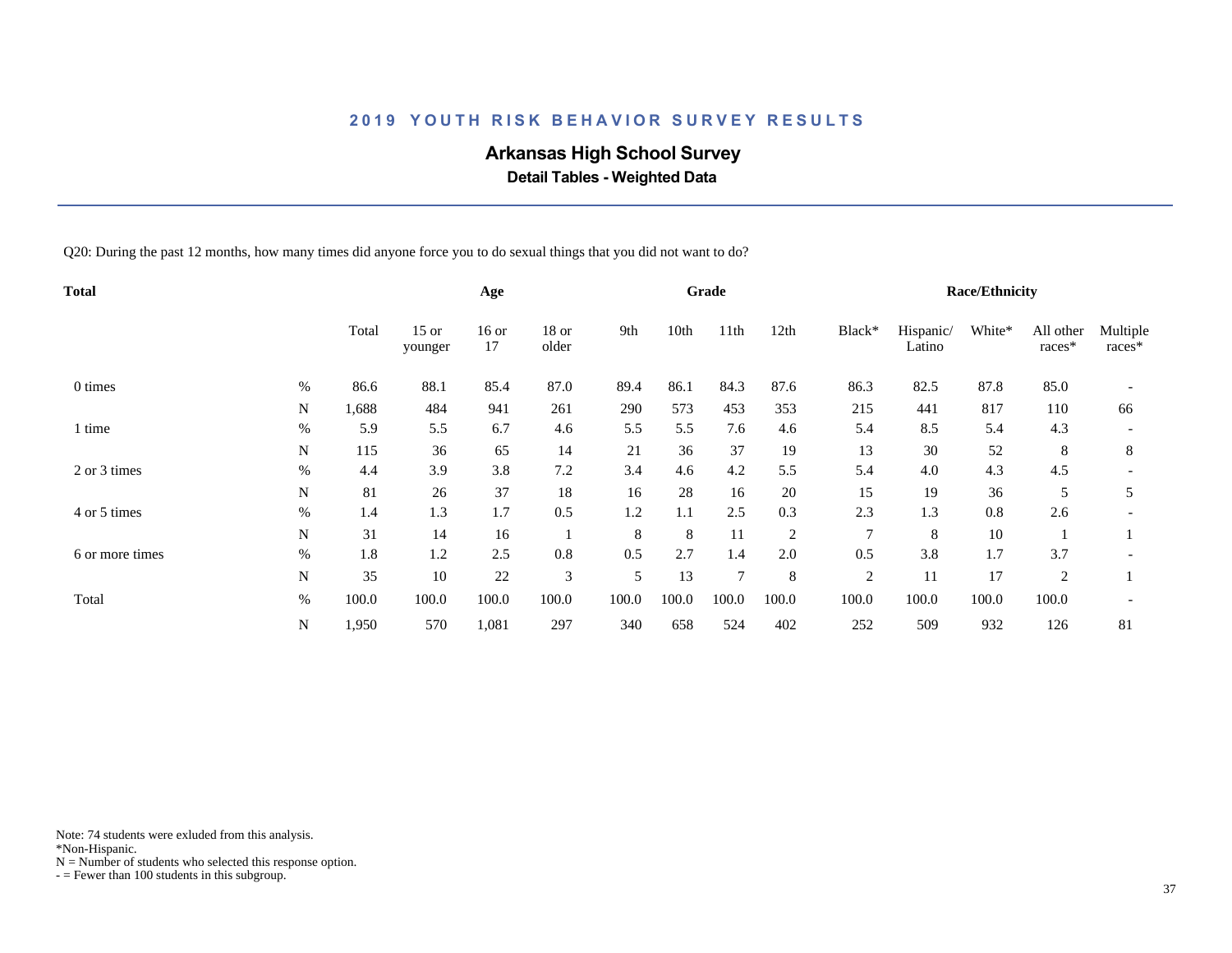## 2019 YOUTH RISK BEHAVIOR SURVEY RESULTS

# Arkansas High School Survey

### Detail Tables - Weighted Data

Q20: During the past 12 months, how many times did anyone force you to do sexual things that you did not want to do?

| Total | | | Age | | | Grade | | | | Race/Ethnicity | | | | |
|---|---|---|---|---|---|---|---|---|---|---|---|---|---|---|
| | | Total | 15 or younger | 16 or 17 | 18 or older | 9th | 10th | 11th | 12th | Black* | Hispanic/ Latino | White* | All other races* | Multiple races* |
| 0 times | % | 86.6 | 88.1 | 85.4 | 87.0 | 89.4 | 86.1 | 84.3 | 87.6 | 86.3 | 82.5 | 87.8 | 85.0 | - |
| | N | 1,688 | 484 | 941 | 261 | 290 | 573 | 453 | 353 | 215 | 441 | 817 | 110 | 66 |
| 1 time | % | 5.9 | 5.5 | 6.7 | 4.6 | 5.5 | 5.5 | 7.6 | 4.6 | 5.4 | 8.5 | 5.4 | 4.3 | - |
| | N | 115 | 36 | 65 | 14 | 21 | 36 | 37 | 19 | 13 | 30 | 52 | 8 | 8 |
| 2 or 3 times | % | 4.4 | 3.9 | 3.8 | 7.2 | 3.4 | 4.6 | 4.2 | 5.5 | 5.4 | 4.0 | 4.3 | 4.5 | - |
| | N | 81 | 26 | 37 | 18 | 16 | 28 | 16 | 20 | 15 | 19 | 36 | 5 | 5 |
| 4 or 5 times | % | 1.4 | 1.3 | 1.7 | 0.5 | 1.2 | 1.1 | 2.5 | 0.3 | 2.3 | 1.3 | 0.8 | 2.6 | - |
| | N | 31 | 14 | 16 | 1 | 8 | 8 | 11 | 2 | 7 | 8 | 10 | 1 | 1 |
| 6 or more times | % | 1.8 | 1.2 | 2.5 | 0.8 | 0.5 | 2.7 | 1.4 | 2.0 | 0.5 | 3.8 | 1.7 | 3.7 | - |
| | N | 35 | 10 | 22 | 3 | 5 | 13 | 7 | 8 | 2 | 11 | 17 | 2 | 1 |
| Total | % | 100.0 | 100.0 | 100.0 | 100.0 | 100.0 | 100.0 | 100.0 | 100.0 | 100.0 | 100.0 | 100.0 | 100.0 | - |
| | N | 1,950 | 570 | 1,081 | 297 | 340 | 658 | 524 | 402 | 252 | 509 | 932 | 126 | 81 |

Note: 74 students were exluded from this analysis.
*Non-Hispanic.
N = Number of students who selected this response option.
- = Fewer than 100 students in this subgroup.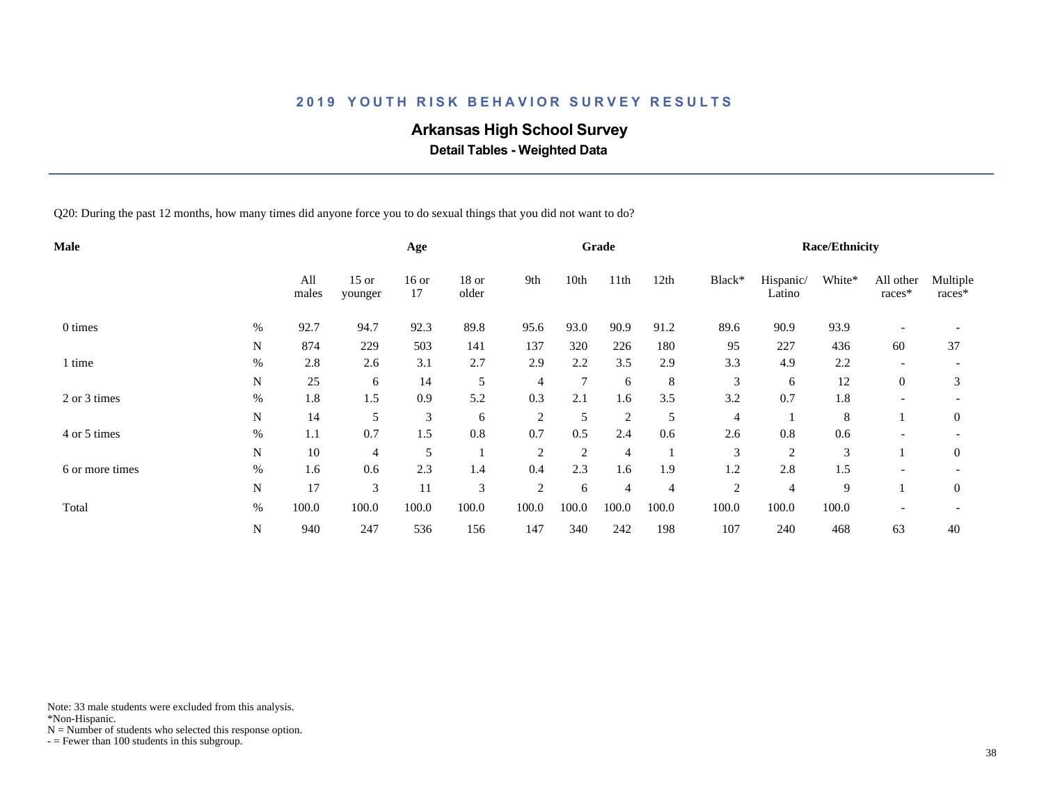## 2019 YOUTH RISK BEHAVIOR SURVEY RESULTS

### Arkansas High School Survey

**Detail Tables - Weighted Data**

Q20: During the past 12 months, how many times did anyone force you to do sexual things that you did not want to do?

| Male | | Age | | | | Grade | | | | Race/Ethnicity | | | | |
|---|---|---|---|---|---|---|---|---|---|---|---|---|---|---|
| | | All males | 15 or younger | 16 or 17 | 18 or older | 9th | 10th | 11th | 12th | Black* | Hispanic/ Latino | White* | All other races* | Multiple races* |
| 0 times | % | 92.7 | 94.7 | 92.3 | 89.8 | 95.6 | 93.0 | 90.9 | 91.2 | 89.6 | 90.9 | 93.9 | - | - |
| | N | 874 | 229 | 503 | 141 | 137 | 320 | 226 | 180 | 95 | 227 | 436 | 60 | 37 |
| 1 time | % | 2.8 | 2.6 | 3.1 | 2.7 | 2.9 | 2.2 | 3.5 | 2.9 | 3.3 | 4.9 | 2.2 | - | - |
| | N | 25 | 6 | 14 | 5 | 4 | 7 | 6 | 8 | 3 | 6 | 12 | 0 | 3 |
| 2 or 3 times | % | 1.8 | 1.5 | 0.9 | 5.2 | 0.3 | 2.1 | 1.6 | 3.5 | 3.2 | 0.7 | 1.8 | - | - |
| | N | 14 | 5 | 3 | 6 | 2 | 5 | 2 | 5 | 4 | 1 | 8 | 1 | 0 |
| 4 or 5 times | % | 1.1 | 0.7 | 1.5 | 0.8 | 0.7 | 0.5 | 2.4 | 0.6 | 2.6 | 0.8 | 0.6 | - | - |
| | N | 10 | 4 | 5 | 1 | 2 | 2 | 4 | 1 | 3 | 2 | 3 | 1 | 0 |
| 6 or more times | % | 1.6 | 0.6 | 2.3 | 1.4 | 0.4 | 2.3 | 1.6 | 1.9 | 1.2 | 2.8 | 1.5 | - | - |
| | N | 17 | 3 | 11 | 3 | 2 | 6 | 4 | 4 | 2 | 4 | 9 | 1 | 0 |
| Total | % | 100.0 | 100.0 | 100.0 | 100.0 | 100.0 | 100.0 | 100.0 | 100.0 | 100.0 | 100.0 | 100.0 | - | - |
| | N | 940 | 247 | 536 | 156 | 147 | 340 | 242 | 198 | 107 | 240 | 468 | 63 | 40 |

Note: 33 male students were excluded from this analysis.
*Non-Hispanic.
N = Number of students who selected this response option.
- = Fewer than 100 students in this subgroup.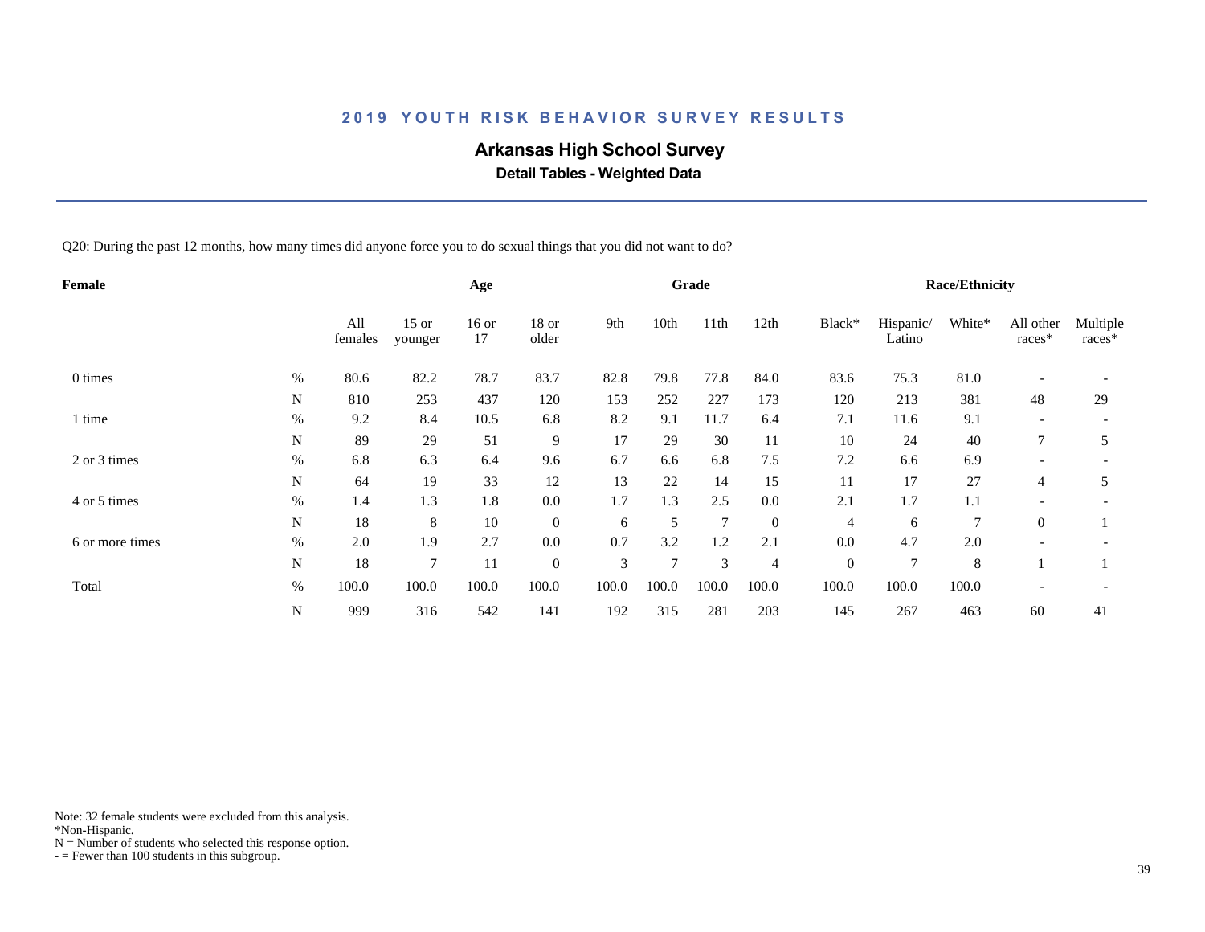## 2019 YOUTH RISK BEHAVIOR SURVEY RESULTS

### Arkansas High School Survey

**Detail Tables - Weighted Data**

Q20: During the past 12 months, how many times did anyone force you to do sexual things that you did not want to do?

| Female | | All females | Age | | | Grade | | | | Race/Ethnicity | | | | |
|---|---|---|---|---|---|---|---|---|---|---|---|---|---|---|
| | | | 15 or younger | 16 or 17 | 18 or older | 9th | 10th | 11th | 12th | Black* | Hispanic/ Latino | White* | All other races* | Multiple races* |
| 0 times | % | 80.6 | 82.2 | 78.7 | 83.7 | 82.8 | 79.8 | 77.8 | 84.0 | 83.6 | 75.3 | 81.0 | - | - |
| | N | 810 | 253 | 437 | 120 | 153 | 252 | 227 | 173 | 120 | 213 | 381 | 48 | 29 |
| 1 time | % | 9.2 | 8.4 | 10.5 | 6.8 | 8.2 | 9.1 | 11.7 | 6.4 | 7.1 | 11.6 | 9.1 | - | - |
| | N | 89 | 29 | 51 | 9 | 17 | 29 | 30 | 11 | 10 | 24 | 40 | 7 | 5 |
| 2 or 3 times | % | 6.8 | 6.3 | 6.4 | 9.6 | 6.7 | 6.6 | 6.8 | 7.5 | 7.2 | 6.6 | 6.9 | - | - |
| | N | 64 | 19 | 33 | 12 | 13 | 22 | 14 | 15 | 11 | 17 | 27 | 4 | 5 |
| 4 or 5 times | % | 1.4 | 1.3 | 1.8 | 0.0 | 1.7 | 1.3 | 2.5 | 0.0 | 2.1 | 1.7 | 1.1 | - | - |
| | N | 18 | 8 | 10 | 0 | 6 | 5 | 7 | 0 | 4 | 6 | 7 | 0 | 1 |
| 6 or more times | % | 2.0 | 1.9 | 2.7 | 0.0 | 0.7 | 3.2 | 1.2 | 2.1 | 0.0 | 4.7 | 2.0 | - | - |
| | N | 18 | 7 | 11 | 0 | 3 | 7 | 3 | 4 | 0 | 7 | 8 | 1 | 1 |
| Total | % | 100.0 | 100.0 | 100.0 | 100.0 | 100.0 | 100.0 | 100.0 | 100.0 | 100.0 | 100.0 | 100.0 | - | - |
| | N | 999 | 316 | 542 | 141 | 192 | 315 | 281 | 203 | 145 | 267 | 463 | 60 | 41 |

Note: 32 female students were excluded from this analysis.
*Non-Hispanic.
N = Number of students who selected this response option.
- = Fewer than 100 students in this subgroup.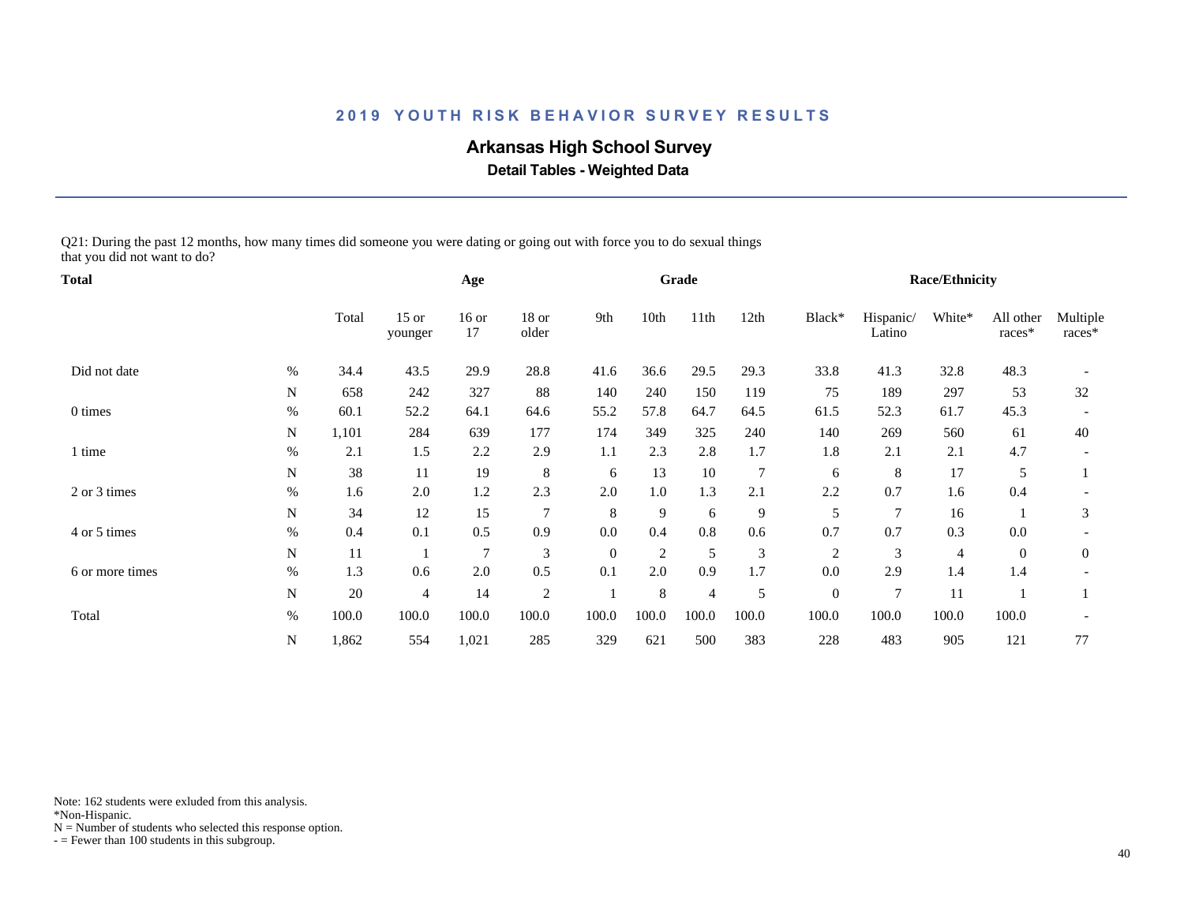## 2019 YOUTH RISK BEHAVIOR SURVEY RESULTS

### Arkansas High School Survey

**Detail Tables - Weighted Data**

Q21: During the past 12 months, how many times did someone you were dating or going out with force you to do sexual things that you did not want to do?

| Total | | | Age | | | Grade | | | | Race/Ethnicity | | | | |
|---|---|---|---|---|---|---|---|---|---|---|---|---|---|---|
| | | Total | 15 or younger | 16 or 17 | 18 or older | 9th | 10th | 11th | 12th | Black* | Hispanic/ Latino | White* | All other races* | Multiple races* |
| Did not date | % | 34.4 | 43.5 | 29.9 | 28.8 | 41.6 | 36.6 | 29.5 | 29.3 | 33.8 | 41.3 | 32.8 | 48.3 | - |
| | N | 658 | 242 | 327 | 88 | 140 | 240 | 150 | 119 | 75 | 189 | 297 | 53 | 32 |
| 0 times | % | 60.1 | 52.2 | 64.1 | 64.6 | 55.2 | 57.8 | 64.7 | 64.5 | 61.5 | 52.3 | 61.7 | 45.3 | - |
| | N | 1,101 | 284 | 639 | 177 | 174 | 349 | 325 | 240 | 140 | 269 | 560 | 61 | 40 |
| 1 time | % | 2.1 | 1.5 | 2.2 | 2.9 | 1.1 | 2.3 | 2.8 | 1.7 | 1.8 | 2.1 | 2.1 | 4.7 | - |
| | N | 38 | 11 | 19 | 8 | 6 | 13 | 10 | 7 | 6 | 8 | 17 | 5 | 1 |
| 2 or 3 times | % | 1.6 | 2.0 | 1.2 | 2.3 | 2.0 | 1.0 | 1.3 | 2.1 | 2.2 | 0.7 | 1.6 | 0.4 | - |
| | N | 34 | 12 | 15 | 7 | 8 | 9 | 6 | 9 | 5 | 7 | 16 | 1 | 3 |
| 4 or 5 times | % | 0.4 | 0.1 | 0.5 | 0.9 | 0.0 | 0.4 | 0.8 | 0.6 | 0.7 | 0.7 | 0.3 | 0.0 | - |
| | N | 11 | 1 | 7 | 3 | 0 | 2 | 5 | 3 | 2 | 3 | 4 | 0 | 0 |
| 6 or more times | % | 1.3 | 0.6 | 2.0 | 0.5 | 0.1 | 2.0 | 0.9 | 1.7 | 0.0 | 2.9 | 1.4 | 1.4 | - |
| | N | 20 | 4 | 14 | 2 | 1 | 8 | 4 | 5 | 0 | 7 | 11 | 1 | 1 |
| Total | % | 100.0 | 100.0 | 100.0 | 100.0 | 100.0 | 100.0 | 100.0 | 100.0 | 100.0 | 100.0 | 100.0 | 100.0 | - |
| | N | 1,862 | 554 | 1,021 | 285 | 329 | 621 | 500 | 383 | 228 | 483 | 905 | 121 | 77 |

Note: 162 students were exluded from this analysis.
*Non-Hispanic.
N = Number of students who selected this response option.
- = Fewer than 100 students in this subgroup.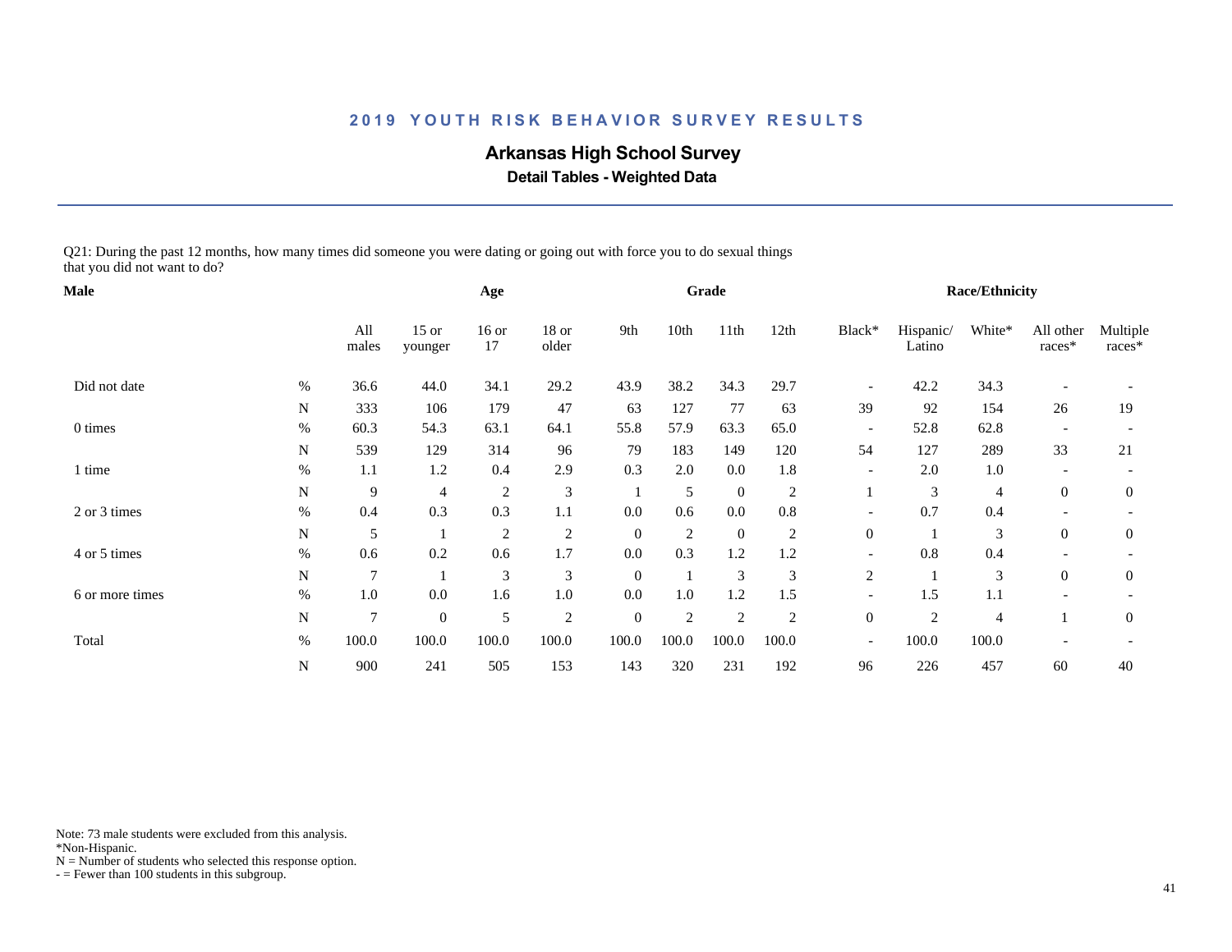# 2019 YOUTH RISK BEHAVIOR SURVEY RESULTS

## Arkansas High School Survey

### Detail Tables - Weighted Data

Q21: During the past 12 months, how many times did someone you were dating or going out with force you to do sexual things that you did not want to do?

| Male | | | Age | | | Grade | | | | Race/Ethnicity | | | | |
|---|---|---|---|---|---|---|---|---|---|---|---|---|---|---|
| | | All males | 15 or younger | 16 or 17 | 18 or older | 9th | 10th | 11th | 12th | Black* | Hispanic/ Latino | White* | All other races* | Multiple races* |
| Did not date | % | 36.6 | 44.0 | 34.1 | 29.2 | 43.9 | 38.2 | 34.3 | 29.7 | - | 42.2 | 34.3 | - | - |
| | N | 333 | 106 | 179 | 47 | 63 | 127 | 77 | 63 | 39 | 92 | 154 | 26 | 19 |
| 0 times | % | 60.3 | 54.3 | 63.1 | 64.1 | 55.8 | 57.9 | 63.3 | 65.0 | - | 52.8 | 62.8 | - | - |
| | N | 539 | 129 | 314 | 96 | 79 | 183 | 149 | 120 | 54 | 127 | 289 | 33 | 21 |
| 1 time | % | 1.1 | 1.2 | 0.4 | 2.9 | 0.3 | 2.0 | 0.0 | 1.8 | - | 2.0 | 1.0 | - | - |
| | N | 9 | 4 | 2 | 3 | 1 | 5 | 0 | 2 | 1 | 3 | 4 | 0 | 0 |
| 2 or 3 times | % | 0.4 | 0.3 | 0.3 | 1.1 | 0.0 | 0.6 | 0.0 | 0.8 | - | 0.7 | 0.4 | - | - |
| | N | 5 | 1 | 2 | 2 | 0 | 2 | 0 | 2 | 0 | 1 | 3 | 0 | 0 |
| 4 or 5 times | % | 0.6 | 0.2 | 0.6 | 1.7 | 0.0 | 0.3 | 1.2 | 1.2 | - | 0.8 | 0.4 | - | - |
| | N | 7 | 1 | 3 | 3 | 0 | 1 | 3 | 3 | 2 | 1 | 3 | 0 | 0 |
| 6 or more times | % | 1.0 | 0.0 | 1.6 | 1.0 | 0.0 | 1.0 | 1.2 | 1.5 | - | 1.5 | 1.1 | - | - |
| | N | 7 | 0 | 5 | 2 | 0 | 2 | 2 | 2 | 0 | 2 | 4 | 1 | 0 |
| Total | % | 100.0 | 100.0 | 100.0 | 100.0 | 100.0 | 100.0 | 100.0 | 100.0 | - | 100.0 | 100.0 | - | - |
| | N | 900 | 241 | 505 | 153 | 143 | 320 | 231 | 192 | 96 | 226 | 457 | 60 | 40 |

Note: 73 male students were excluded from this analysis.
*Non-Hispanic.
N = Number of students who selected this response option.
- = Fewer than 100 students in this subgroup.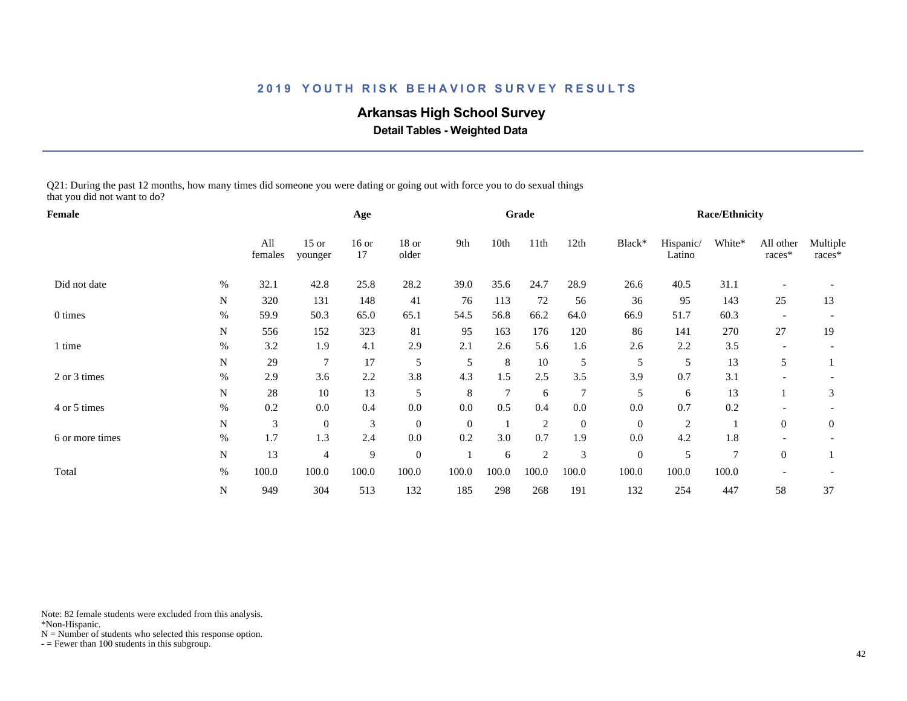## 2019 YOUTH RISK BEHAVIOR SURVEY RESULTS

# Arkansas High School Survey

### Detail Tables - Weighted Data

Q21: During the past 12 months, how many times did someone you were dating or going out with force you to do sexual things that you did not want to do?

| Female | | All females | Age | | | Grade | | | | Race/Ethnicity | | | | |
|---|---|---|---|---|---|---|---|---|---|---|---|---|---|---|
| | | | 15 or younger | 16 or 17 | 18 or older | 9th | 10th | 11th | 12th | Black* | Hispanic/ Latino | White* | All other races* | Multiple races* |
| Did not date | % | 32.1 | 42.8 | 25.8 | 28.2 | 39.0 | 35.6 | 24.7 | 28.9 | 26.6 | 40.5 | 31.1 | - | - |
| | N | 320 | 131 | 148 | 41 | 76 | 113 | 72 | 56 | 36 | 95 | 143 | 25 | 13 |
| 0 times | % | 59.9 | 50.3 | 65.0 | 65.1 | 54.5 | 56.8 | 66.2 | 64.0 | 66.9 | 51.7 | 60.3 | - | - |
| | N | 556 | 152 | 323 | 81 | 95 | 163 | 176 | 120 | 86 | 141 | 270 | 27 | 19 |
| 1 time | % | 3.2 | 1.9 | 4.1 | 2.9 | 2.1 | 2.6 | 5.6 | 1.6 | 2.6 | 2.2 | 3.5 | - | - |
| | N | 29 | 7 | 17 | 5 | 5 | 8 | 10 | 5 | 5 | 5 | 13 | 5 | 1 |
| 2 or 3 times | % | 2.9 | 3.6 | 2.2 | 3.8 | 4.3 | 1.5 | 2.5 | 3.5 | 3.9 | 0.7 | 3.1 | - | - |
| | N | 28 | 10 | 13 | 5 | 8 | 7 | 6 | 7 | 5 | 6 | 13 | 1 | 3 |
| 4 or 5 times | % | 0.2 | 0.0 | 0.4 | 0.0 | 0.0 | 0.5 | 0.4 | 0.0 | 0.0 | 0.7 | 0.2 | - | - |
| | N | 3 | 0 | 3 | 0 | 0 | 1 | 2 | 0 | 0 | 2 | 1 | 0 | 0 |
| 6 or more times | % | 1.7 | 1.3 | 2.4 | 0.0 | 0.2 | 3.0 | 0.7 | 1.9 | 0.0 | 4.2 | 1.8 | - | - |
| | N | 13 | 4 | 9 | 0 | 1 | 6 | 2 | 3 | 0 | 5 | 7 | 0 | 1 |
| Total | % | 100.0 | 100.0 | 100.0 | 100.0 | 100.0 | 100.0 | 100.0 | 100.0 | 100.0 | 100.0 | 100.0 | - | - |
| | N | 949 | 304 | 513 | 132 | 185 | 298 | 268 | 191 | 132 | 254 | 447 | 58 | 37 |

Note: 82 female students were excluded from this analysis.
*Non-Hispanic.
N = Number of students who selected this response option.
- = Fewer than 100 students in this subgroup.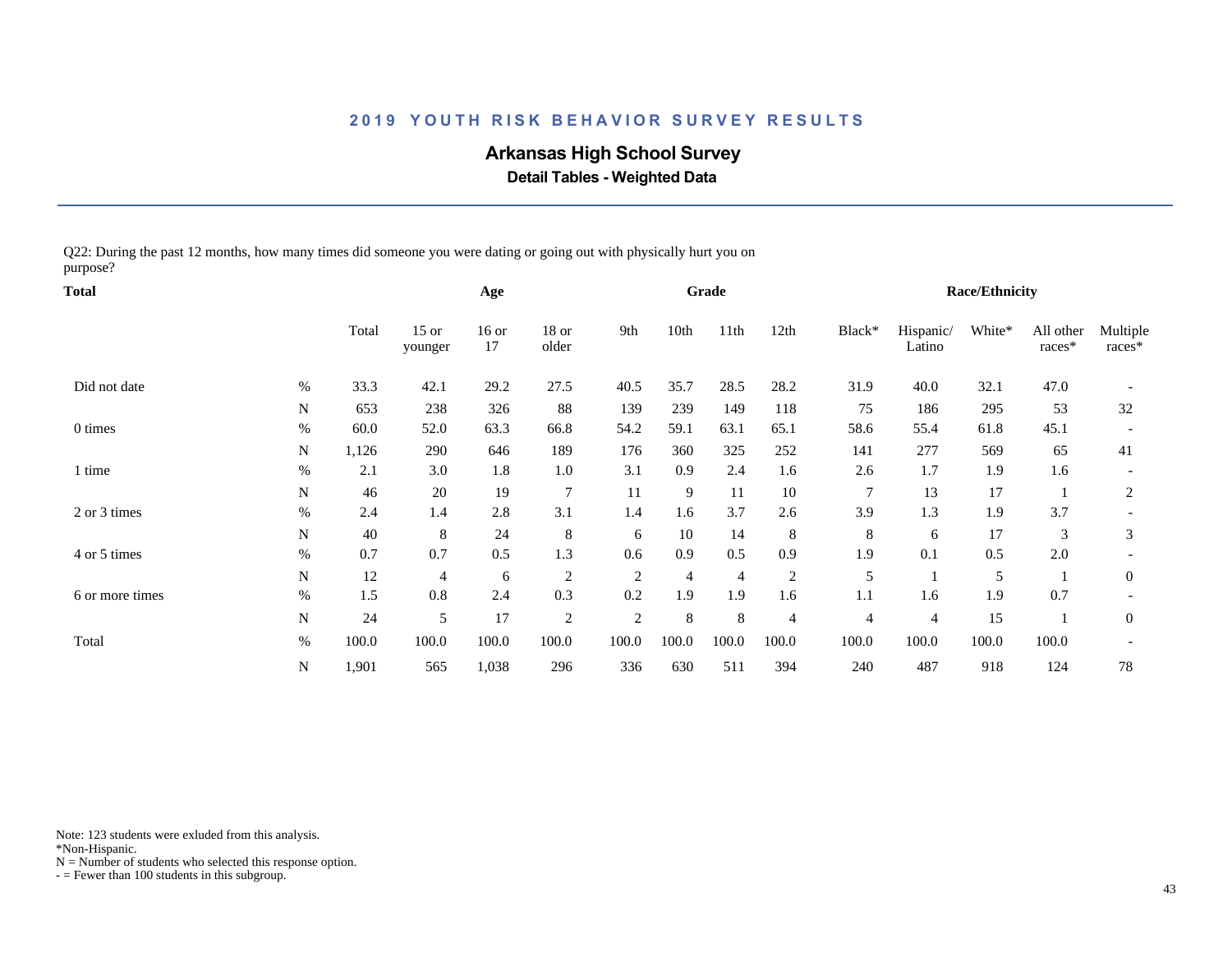## 2019 YOUTH RISK BEHAVIOR SURVEY RESULTS

**Arkansas High School Survey**

**Detail Tables - Weighted Data**

Q22: During the past 12 months, how many times did someone you were dating or going out with physically hurt you on purpose?

| Total | | Age | | | | Grade | | | | Race/Ethnicity | | | | | |
|---|---|---|---|---|---|---|---|---|---|---|---|---|---|---|---|
| | | Total | 15 or younger | 16 or 17 | 18 or older | 9th | 10th | 11th | 12th | Black* | Hispanic/ Latino | White* | All other races* | Multiple races* |
| Did not date | % | 33.3 | 42.1 | 29.2 | 27.5 | 40.5 | 35.7 | 28.5 | 28.2 | 31.9 | 40.0 | 32.1 | 47.0 | - |
| | N | 653 | 238 | 326 | 88 | 139 | 239 | 149 | 118 | 75 | 186 | 295 | 53 | 32 |
| 0 times | % | 60.0 | 52.0 | 63.3 | 66.8 | 54.2 | 59.1 | 63.1 | 65.1 | 58.6 | 55.4 | 61.8 | 45.1 | - |
| | N | 1,126 | 290 | 646 | 189 | 176 | 360 | 325 | 252 | 141 | 277 | 569 | 65 | 41 |
| 1 time | % | 2.1 | 3.0 | 1.8 | 1.0 | 3.1 | 0.9 | 2.4 | 1.6 | 2.6 | 1.7 | 1.9 | 1.6 | - |
| | N | 46 | 20 | 19 | 7 | 11 | 9 | 11 | 10 | 7 | 13 | 17 | 1 | 2 |
| 2 or 3 times | % | 2.4 | 1.4 | 2.8 | 3.1 | 1.4 | 1.6 | 3.7 | 2.6 | 3.9 | 1.3 | 1.9 | 3.7 | - |
| | N | 40 | 8 | 24 | 8 | 6 | 10 | 14 | 8 | 8 | 6 | 17 | 3 | 3 |
| 4 or 5 times | % | 0.7 | 0.7 | 0.5 | 1.3 | 0.6 | 0.9 | 0.5 | 0.9 | 1.9 | 0.1 | 0.5 | 2.0 | - |
| | N | 12 | 4 | 6 | 2 | 2 | 4 | 4 | 2 | 5 | 1 | 5 | 1 | 0 |
| 6 or more times | % | 1.5 | 0.8 | 2.4 | 0.3 | 0.2 | 1.9 | 1.9 | 1.6 | 1.1 | 1.6 | 1.9 | 0.7 | - |
| | N | 24 | 5 | 17 | 2 | 2 | 8 | 8 | 4 | 4 | 4 | 15 | 1 | 0 |
| Total | % | 100.0 | 100.0 | 100.0 | 100.0 | 100.0 | 100.0 | 100.0 | 100.0 | 100.0 | 100.0 | 100.0 | 100.0 | - |
| | N | 1,901 | 565 | 1,038 | 296 | 336 | 630 | 511 | 394 | 240 | 487 | 918 | 124 | 78 |

Note: 123 students were exluded from this analysis.
*Non-Hispanic.
N = Number of students who selected this response option.
- = Fewer than 100 students in this subgroup.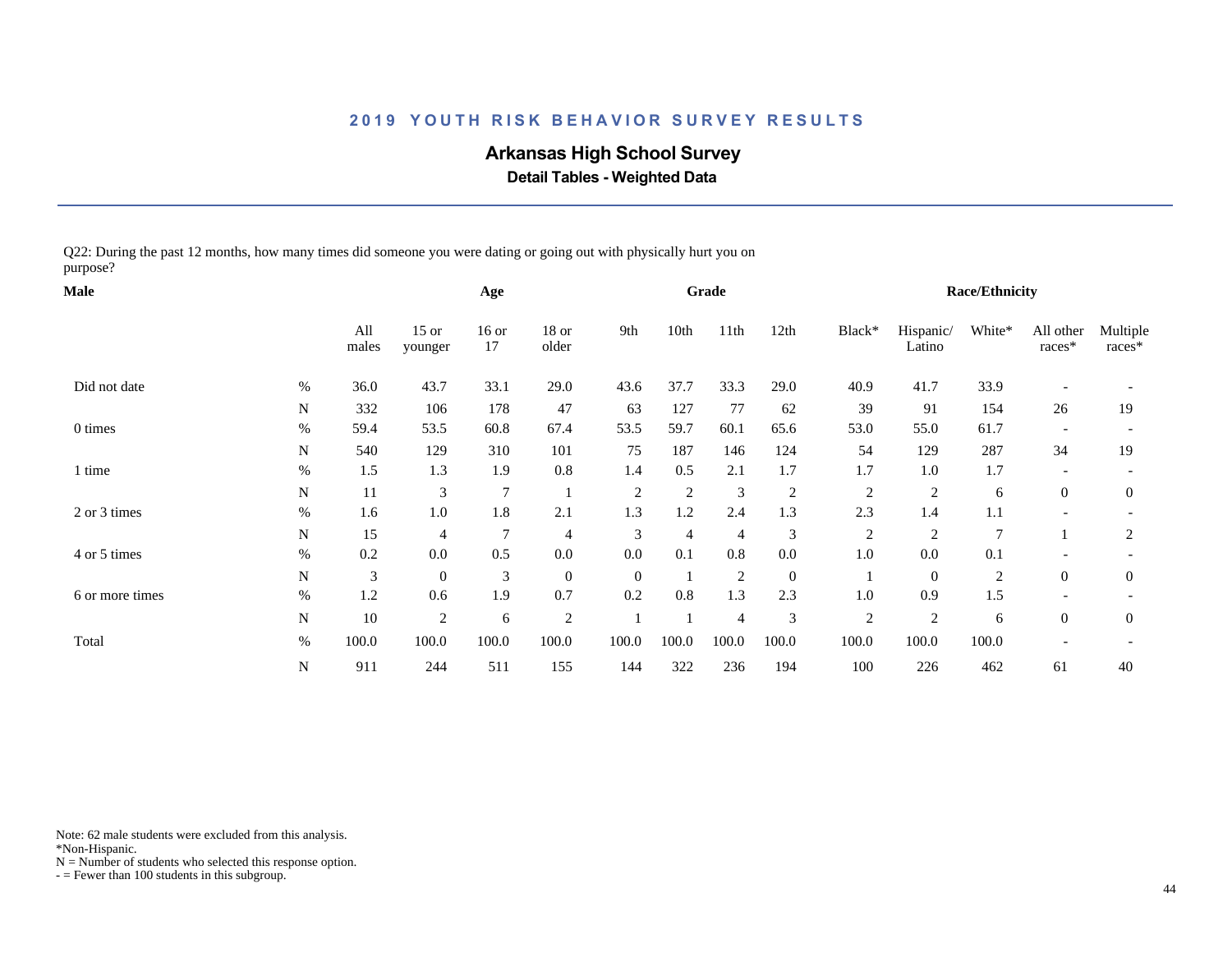## 2019 YOUTH RISK BEHAVIOR SURVEY RESULTS

### Arkansas High School Survey

**Detail Tables - Weighted Data**

Q22: During the past 12 months, how many times did someone you were dating or going out with physically hurt you on purpose?

| Male | | Age | | | | Grade | | | | Race/Ethnicity | | | | |
|---|---|---|---|---|---|---|---|---|---|---|---|---|---|---|
| | | All males | 15 or younger | 16 or 17 | 18 or older | 9th | 10th | 11th | 12th | Black* | Hispanic/ Latino | White* | All other races* | Multiple races* |
| Did not date | % | 36.0 | 43.7 | 33.1 | 29.0 | 43.6 | 37.7 | 33.3 | 29.0 | 40.9 | 41.7 | 33.9 | - | - |
| | N | 332 | 106 | 178 | 47 | 63 | 127 | 77 | 62 | 39 | 91 | 154 | 26 | 19 |
| 0 times | % | 59.4 | 53.5 | 60.8 | 67.4 | 53.5 | 59.7 | 60.1 | 65.6 | 53.0 | 55.0 | 61.7 | - | - |
| | N | 540 | 129 | 310 | 101 | 75 | 187 | 146 | 124 | 54 | 129 | 287 | 34 | 19 |
| 1 time | % | 1.5 | 1.3 | 1.9 | 0.8 | 1.4 | 0.5 | 2.1 | 1.7 | 1.7 | 1.0 | 1.7 | - | - |
| | N | 11 | 3 | 7 | 1 | 2 | 2 | 3 | 2 | 2 | 2 | 6 | 0 | 0 |
| 2 or 3 times | % | 1.6 | 1.0 | 1.8 | 2.1 | 1.3 | 1.2 | 2.4 | 1.3 | 2.3 | 1.4 | 1.1 | - | - |
| | N | 15 | 4 | 7 | 4 | 3 | 4 | 4 | 3 | 2 | 2 | 7 | 1 | 2 |
| 4 or 5 times | % | 0.2 | 0.0 | 0.5 | 0.0 | 0.0 | 0.1 | 0.8 | 0.0 | 1.0 | 0.0 | 0.1 | - | - |
| | N | 3 | 0 | 3 | 0 | 0 | 1 | 2 | 0 | 1 | 0 | 2 | 0 | 0 |
| 6 or more times | % | 1.2 | 0.6 | 1.9 | 0.7 | 0.2 | 0.8 | 1.3 | 2.3 | 1.0 | 0.9 | 1.5 | - | - |
| | N | 10 | 2 | 6 | 2 | 1 | 1 | 4 | 3 | 2 | 2 | 6 | 0 | 0 |
| Total | % | 100.0 | 100.0 | 100.0 | 100.0 | 100.0 | 100.0 | 100.0 | 100.0 | 100.0 | 100.0 | 100.0 | - | - |
| | N | 911 | 244 | 511 | 155 | 144 | 322 | 236 | 194 | 100 | 226 | 462 | 61 | 40 |

Note: 62 male students were excluded from this analysis.
*Non-Hispanic.
N = Number of students who selected this response option.
- = Fewer than 100 students in this subgroup.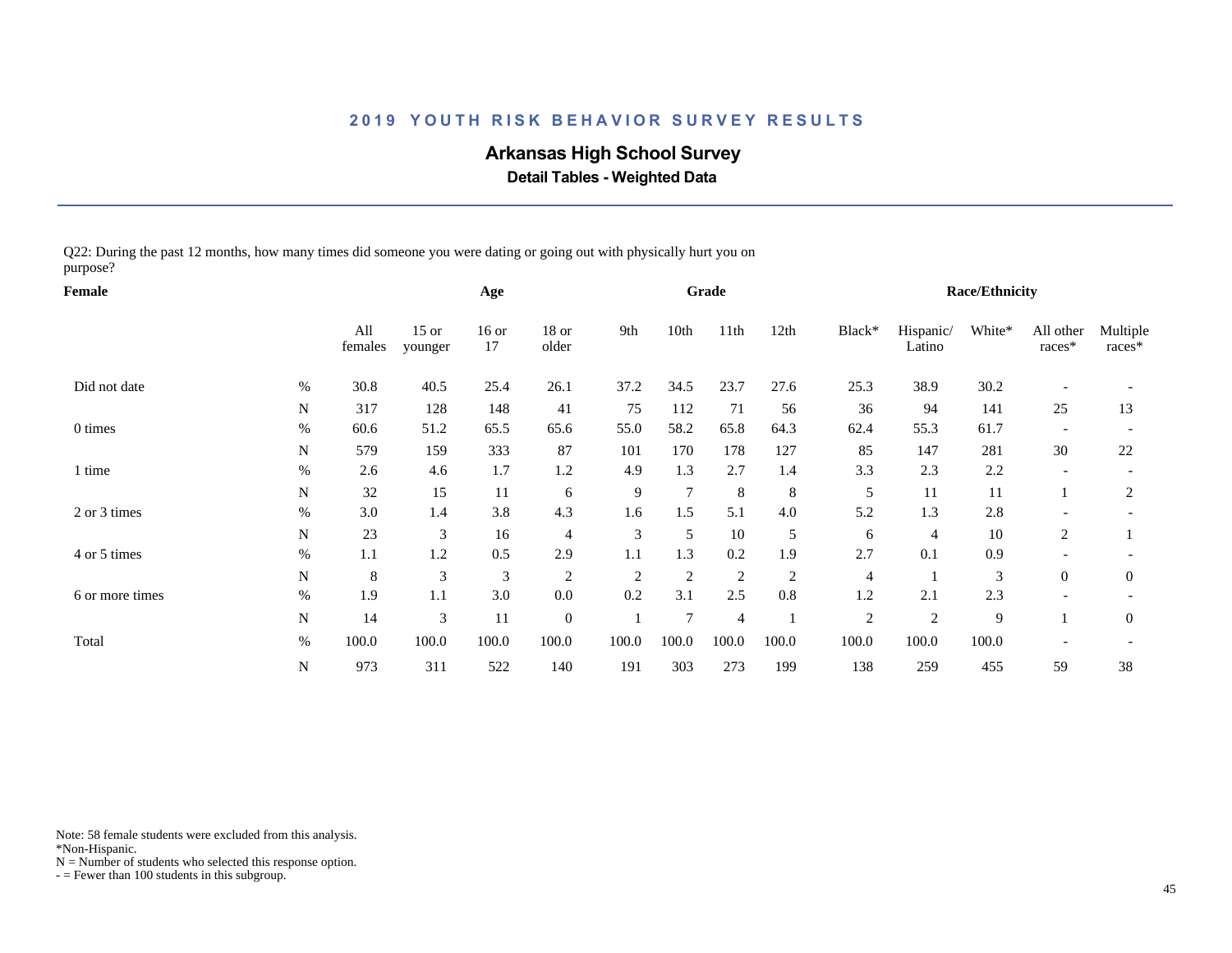# 2019 YOUTH RISK BEHAVIOR SURVEY RESULTS

## Arkansas High School Survey

### Detail Tables - Weighted Data

Q22: During the past 12 months, how many times did someone you were dating or going out with physically hurt you on purpose?

| Female | | Age | | | | Grade | | | | Race/Ethnicity | | | | |
|---|---|---|---|---|---|---|---|---|---|---|---|---|---|---|
| | | All females | 15 or younger | 16 or 17 | 18 or older | 9th | 10th | 11th | 12th | Black* | Hispanic/ Latino | White* | All other races* | Multiple races* |
| Did not date | % | 30.8 | 40.5 | 25.4 | 26.1 | 37.2 | 34.5 | 23.7 | 27.6 | 25.3 | 38.9 | 30.2 | - | - |
| | N | 317 | 128 | 148 | 41 | 75 | 112 | 71 | 56 | 36 | 94 | 141 | 25 | 13 |
| 0 times | % | 60.6 | 51.2 | 65.5 | 65.6 | 55.0 | 58.2 | 65.8 | 64.3 | 62.4 | 55.3 | 61.7 | - | - |
| | N | 579 | 159 | 333 | 87 | 101 | 170 | 178 | 127 | 85 | 147 | 281 | 30 | 22 |
| 1 time | % | 2.6 | 4.6 | 1.7 | 1.2 | 4.9 | 1.3 | 2.7 | 1.4 | 3.3 | 2.3 | 2.2 | - | - |
| | N | 32 | 15 | 11 | 6 | 9 | 7 | 8 | 8 | 5 | 11 | 11 | 1 | 2 |
| 2 or 3 times | % | 3.0 | 1.4 | 3.8 | 4.3 | 1.6 | 1.5 | 5.1 | 4.0 | 5.2 | 1.3 | 2.8 | - | - |
| | N | 23 | 3 | 16 | 4 | 3 | 5 | 10 | 5 | 6 | 4 | 10 | 2 | 1 |
| 4 or 5 times | % | 1.1 | 1.2 | 0.5 | 2.9 | 1.1 | 1.3 | 0.2 | 1.9 | 2.7 | 0.1 | 0.9 | - | - |
| | N | 8 | 3 | 3 | 2 | 2 | 2 | 2 | 2 | 4 | 1 | 3 | 0 | 0 |
| 6 or more times | % | 1.9 | 1.1 | 3.0 | 0.0 | 0.2 | 3.1 | 2.5 | 0.8 | 1.2 | 2.1 | 2.3 | - | - |
| | N | 14 | 3 | 11 | 0 | 1 | 7 | 4 | 1 | 2 | 2 | 9 | 1 | 0 |
| Total | % | 100.0 | 100.0 | 100.0 | 100.0 | 100.0 | 100.0 | 100.0 | 100.0 | 100.0 | 100.0 | 100.0 | - | - |
| | N | 973 | 311 | 522 | 140 | 191 | 303 | 273 | 199 | 138 | 259 | 455 | 59 | 38 |

Note: 58 female students were excluded from this analysis.
*Non-Hispanic.
N = Number of students who selected this response option.
- = Fewer than 100 students in this subgroup.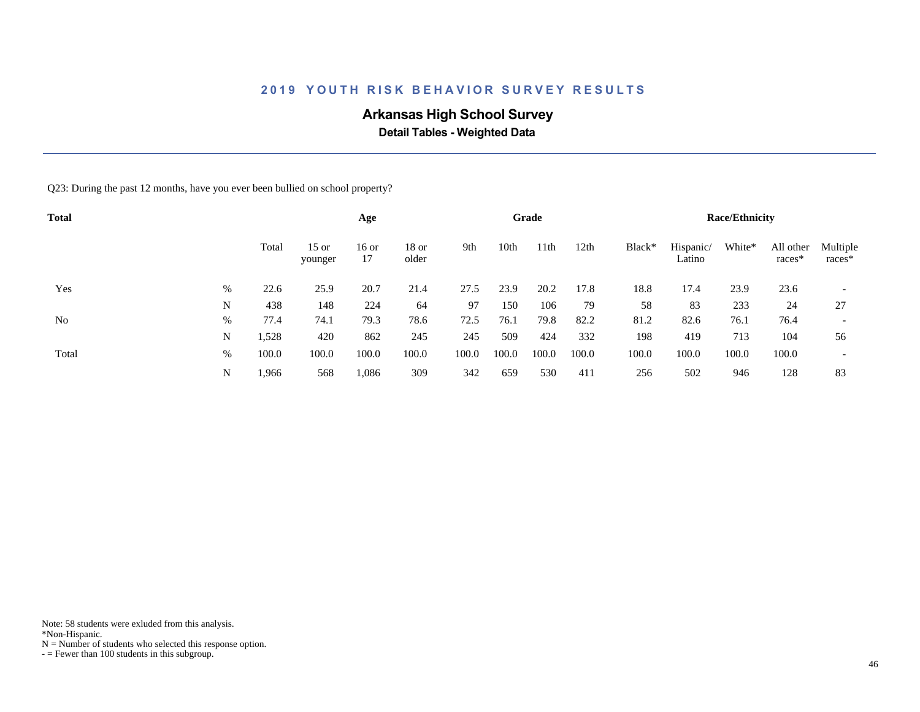# 2019 YOUTH RISK BEHAVIOR SURVEY RESULTS

## Arkansas High School Survey

### Detail Tables - Weighted Data

Q23: During the past 12 months, have you ever been bullied on school property?

| Total | | | Age | | | Grade | | | | Race/Ethnicity | | | | |
|---|---|---|---|---|---|---|---|---|---|---|---|---|---|---|
| | | Total | 15 or younger | 16 or 17 | 18 or older | 9th | 10th | 11th | 12th | Black* | Hispanic/ Latino | White* | All other races* | Multiple races* |
| Yes | % | 22.6 | 25.9 | 20.7 | 21.4 | 27.5 | 23.9 | 20.2 | 17.8 | 18.8 | 17.4 | 23.9 | 23.6 | - |
| | N | 438 | 148 | 224 | 64 | 97 | 150 | 106 | 79 | 58 | 83 | 233 | 24 | 27 |
| No | % | 77.4 | 74.1 | 79.3 | 78.6 | 72.5 | 76.1 | 79.8 | 82.2 | 81.2 | 82.6 | 76.1 | 76.4 | - |
| | N | 1,528 | 420 | 862 | 245 | 245 | 509 | 424 | 332 | 198 | 419 | 713 | 104 | 56 |
| Total | % | 100.0 | 100.0 | 100.0 | 100.0 | 100.0 | 100.0 | 100.0 | 100.0 | 100.0 | 100.0 | 100.0 | 100.0 | - |
| | N | 1,966 | 568 | 1,086 | 309 | 342 | 659 | 530 | 411 | 256 | 502 | 946 | 128 | 83 |

Note: 58 students were exluded from this analysis.
*Non-Hispanic.
N = Number of students who selected this response option.
- = Fewer than 100 students in this subgroup.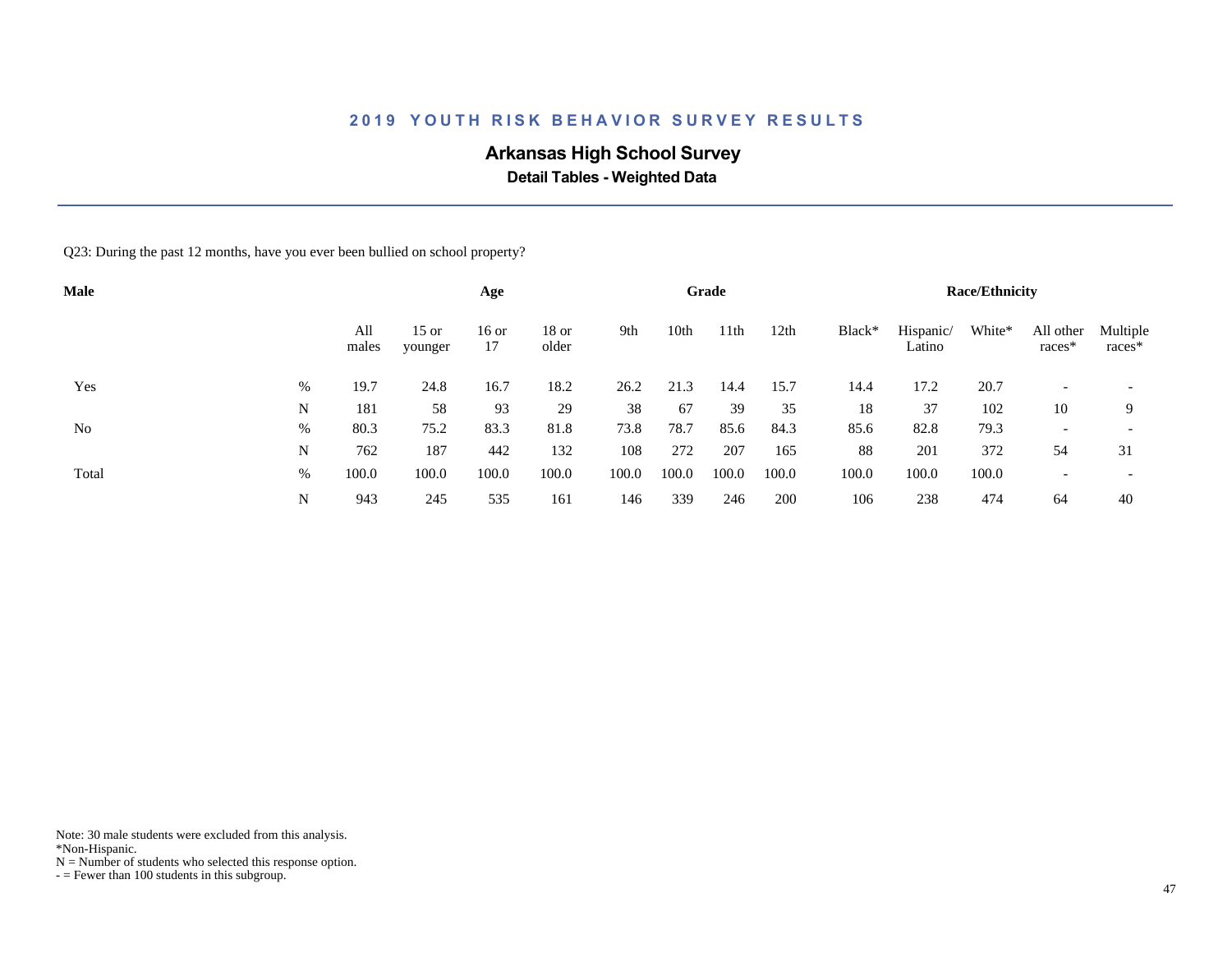## 2019 YOUTH RISK BEHAVIOR SURVEY RESULTS

### Arkansas High School Survey

**Detail Tables - Weighted Data**

Q23: During the past 12 months, have you ever been bullied on school property?

| Male | | All males | Age | | | Grade | | | | Race/Ethnicity | | | | |
|---|---|---|---|---|---|---|---|---|---|---|---|---|---|---|
| | | | 15 or younger | 16 or 17 | 18 or older | 9th | 10th | 11th | 12th | Black* | Hispanic/ Latino | White* | All other races* | Multiple races* |
| Yes | % | 19.7 | 24.8 | 16.7 | 18.2 | 26.2 | 21.3 | 14.4 | 15.7 | 14.4 | 17.2 | 20.7 | - | - |
| | N | 181 | 58 | 93 | 29 | 38 | 67 | 39 | 35 | 18 | 37 | 102 | 10 | 9 |
| No | % | 80.3 | 75.2 | 83.3 | 81.8 | 73.8 | 78.7 | 85.6 | 84.3 | 85.6 | 82.8 | 79.3 | - | - |
| | N | 762 | 187 | 442 | 132 | 108 | 272 | 207 | 165 | 88 | 201 | 372 | 54 | 31 |
| Total | % | 100.0 | 100.0 | 100.0 | 100.0 | 100.0 | 100.0 | 100.0 | 100.0 | 100.0 | 100.0 | 100.0 | - | - |
| | N | 943 | 245 | 535 | 161 | 146 | 339 | 246 | 200 | 106 | 238 | 474 | 64 | 40 |

Note: 30 male students were excluded from this analysis.
*Non-Hispanic.
N = Number of students who selected this response option.
- = Fewer than 100 students in this subgroup.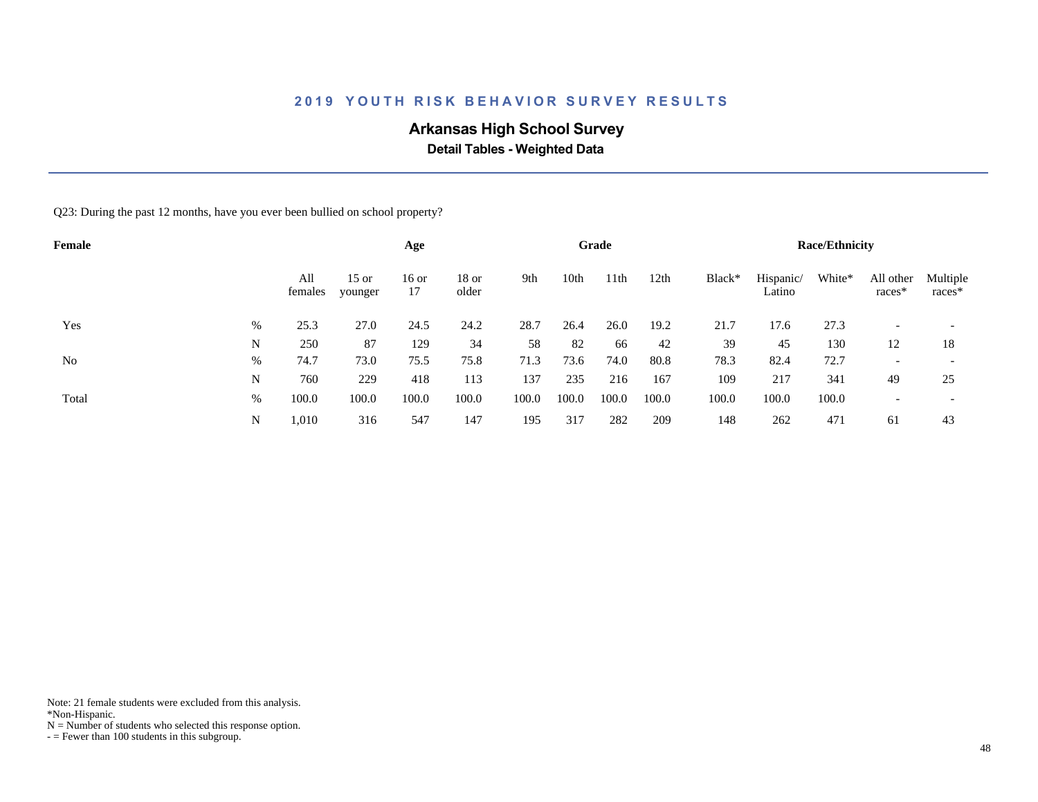## 2019 YOUTH RISK BEHAVIOR SURVEY RESULTS

# Arkansas High School Survey

### Detail Tables - Weighted Data

Q23: During the past 12 months, have you ever been bullied on school property?

| Female | | | Age | | | Grade | | | | Race/Ethnicity | | | | |
|---|---|---|---|---|---|---|---|---|---|---|---|---|---|---|
| | | All females | 15 or younger | 16 or 17 | 18 or older | 9th | 10th | 11th | 12th | Black* | Hispanic/ Latino | White* | All other races* | Multiple races* |
| Yes | % | 25.3 | 27.0 | 24.5 | 24.2 | 28.7 | 26.4 | 26.0 | 19.2 | 21.7 | 17.6 | 27.3 | - | - |
| | N | 250 | 87 | 129 | 34 | 58 | 82 | 66 | 42 | 39 | 45 | 130 | 12 | 18 |
| No | % | 74.7 | 73.0 | 75.5 | 75.8 | 71.3 | 73.6 | 74.0 | 80.8 | 78.3 | 82.4 | 72.7 | - | - |
| | N | 760 | 229 | 418 | 113 | 137 | 235 | 216 | 167 | 109 | 217 | 341 | 49 | 25 |
| Total | % | 100.0 | 100.0 | 100.0 | 100.0 | 100.0 | 100.0 | 100.0 | 100.0 | 100.0 | 100.0 | 100.0 | - | - |
| | N | 1,010 | 316 | 547 | 147 | 195 | 317 | 282 | 209 | 148 | 262 | 471 | 61 | 43 |

Note: 21 female students were excluded from this analysis.
*Non-Hispanic.
N = Number of students who selected this response option.
- = Fewer than 100 students in this subgroup.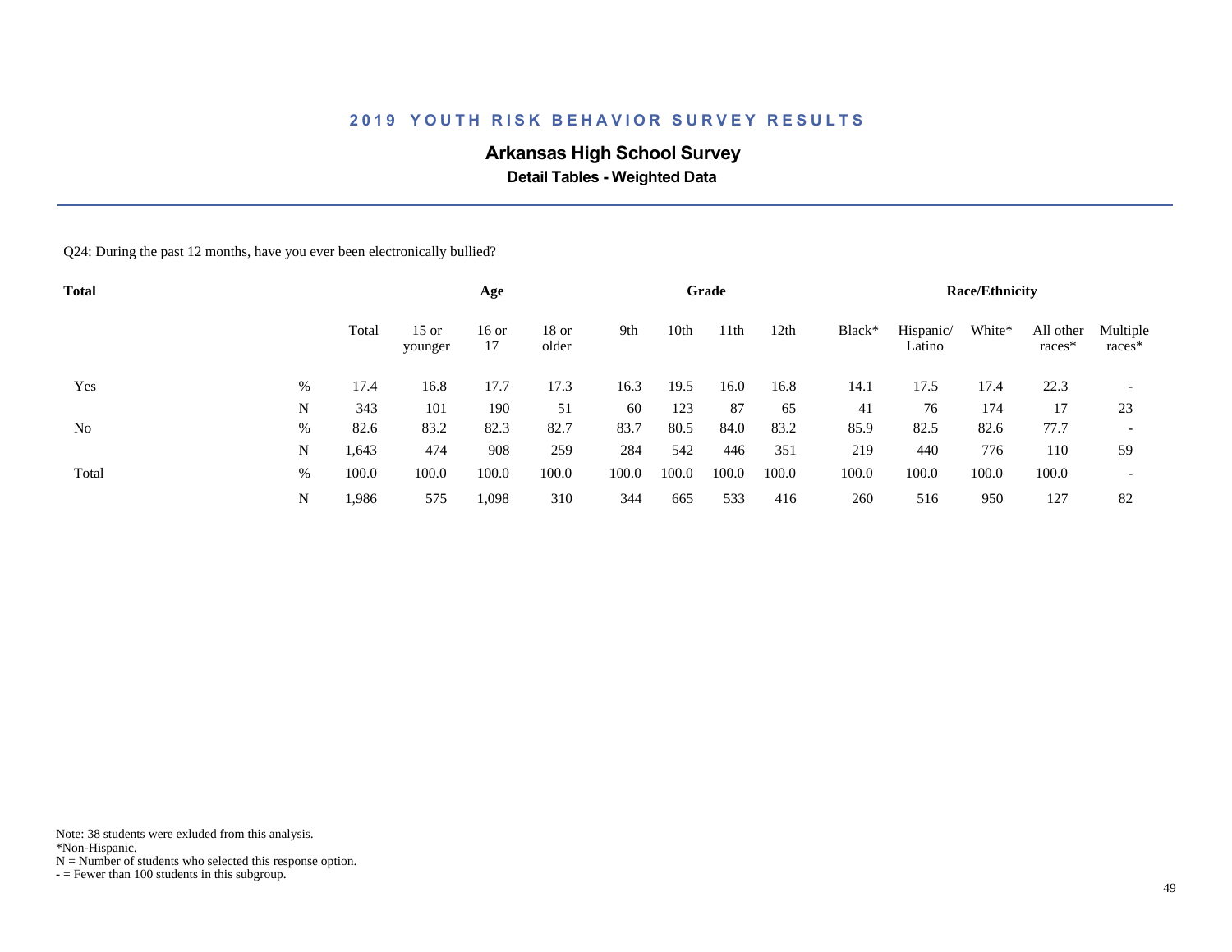# 2019 YOUTH RISK BEHAVIOR SURVEY RESULTS

## Arkansas High School Survey

### Detail Tables - Weighted Data

Q24: During the past 12 months, have you ever been electronically bullied?

| Total | | | Age | | | Grade | | | | Race/Ethnicity | | | | |
|---|---|---|---|---|---|---|---|---|---|---|---|---|---|---|
| | | Total | 15 or younger | 16 or 17 | 18 or older | 9th | 10th | 11th | 12th | Black* | Hispanic/ Latino | White* | All other races* | Multiple races* |
| Yes | % | 17.4 | 16.8 | 17.7 | 17.3 | 16.3 | 19.5 | 16.0 | 16.8 | 14.1 | 17.5 | 17.4 | 22.3 | - |
| | N | 343 | 101 | 190 | 51 | 60 | 123 | 87 | 65 | 41 | 76 | 174 | 17 | 23 |
| No | % | 82.6 | 83.2 | 82.3 | 82.7 | 83.7 | 80.5 | 84.0 | 83.2 | 85.9 | 82.5 | 82.6 | 77.7 | - |
| | N | 1,643 | 474 | 908 | 259 | 284 | 542 | 446 | 351 | 219 | 440 | 776 | 110 | 59 |
| Total | % | 100.0 | 100.0 | 100.0 | 100.0 | 100.0 | 100.0 | 100.0 | 100.0 | 100.0 | 100.0 | 100.0 | 100.0 | - |
| | N | 1,986 | 575 | 1,098 | 310 | 344 | 665 | 533 | 416 | 260 | 516 | 950 | 127 | 82 |

Note: 38 students were exluded from this analysis.
*Non-Hispanic.
N = Number of students who selected this response option.
- = Fewer than 100 students in this subgroup.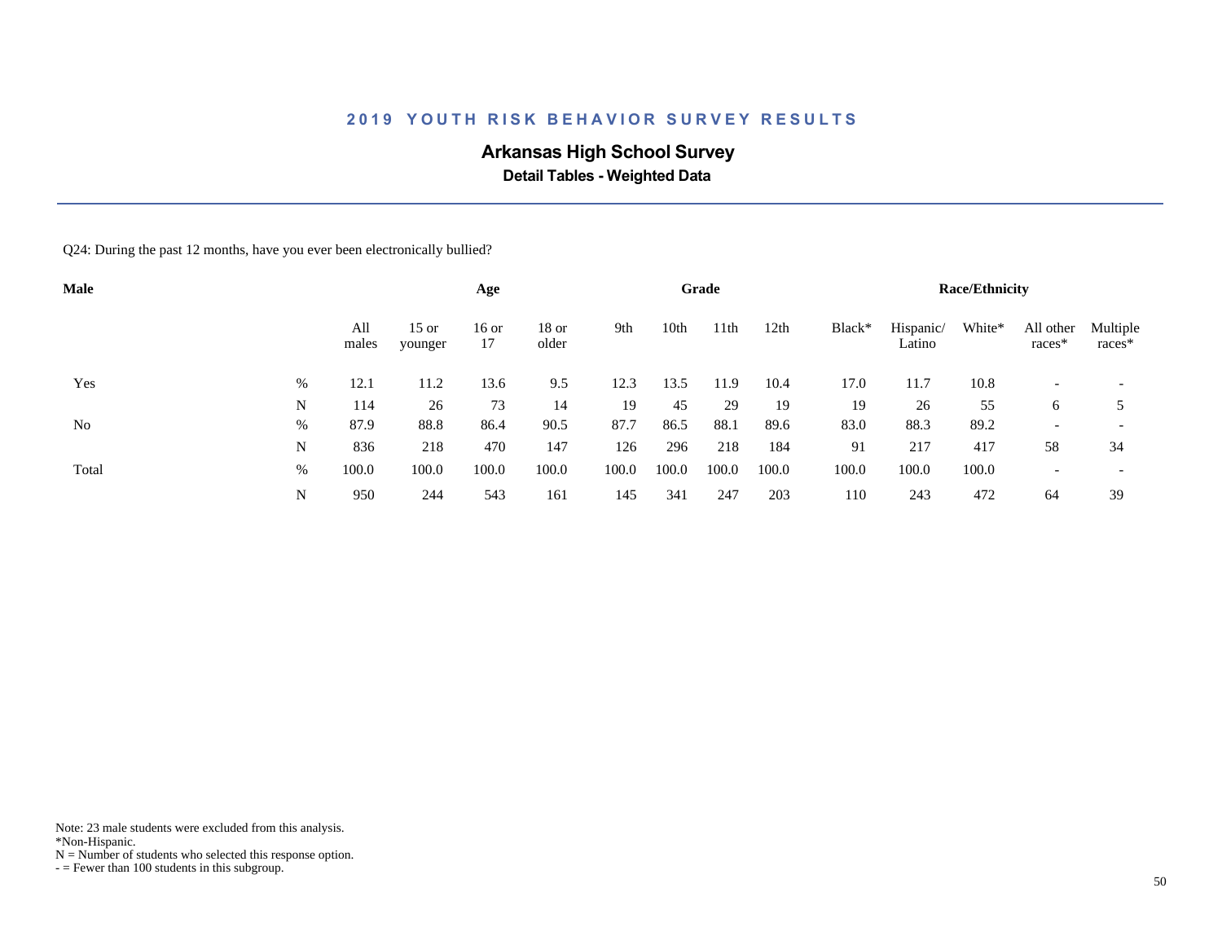## 2019 YOUTH RISK BEHAVIOR SURVEY RESULTS

### Arkansas High School Survey

**Detail Tables - Weighted Data**

Q24: During the past 12 months, have you ever been electronically bullied?

| Male | | | Age | | | Grade | | | | Race/Ethnicity | | | | |
|---|---|---|---|---|---|---|---|---|---|---|---|---|---|---|
| | | All males | 15 or younger | 16 or 17 | 18 or older | 9th | 10th | 11th | 12th | Black* | Hispanic/ Latino | White* | All other races* | Multiple races* |
| Yes | % | 12.1 | 11.2 | 13.6 | 9.5 | 12.3 | 13.5 | 11.9 | 10.4 | 17.0 | 11.7 | 10.8 | - | - |
| | N | 114 | 26 | 73 | 14 | 19 | 45 | 29 | 19 | 19 | 26 | 55 | 6 | 5 |
| No | % | 87.9 | 88.8 | 86.4 | 90.5 | 87.7 | 86.5 | 88.1 | 89.6 | 83.0 | 88.3 | 89.2 | - | - |
| | N | 836 | 218 | 470 | 147 | 126 | 296 | 218 | 184 | 91 | 217 | 417 | 58 | 34 |
| Total | % | 100.0 | 100.0 | 100.0 | 100.0 | 100.0 | 100.0 | 100.0 | 100.0 | 100.0 | 100.0 | 100.0 | - | - |
| | N | 950 | 244 | 543 | 161 | 145 | 341 | 247 | 203 | 110 | 243 | 472 | 64 | 39 |

Note: 23 male students were excluded from this analysis.
*Non-Hispanic.
N = Number of students who selected this response option.
- = Fewer than 100 students in this subgroup.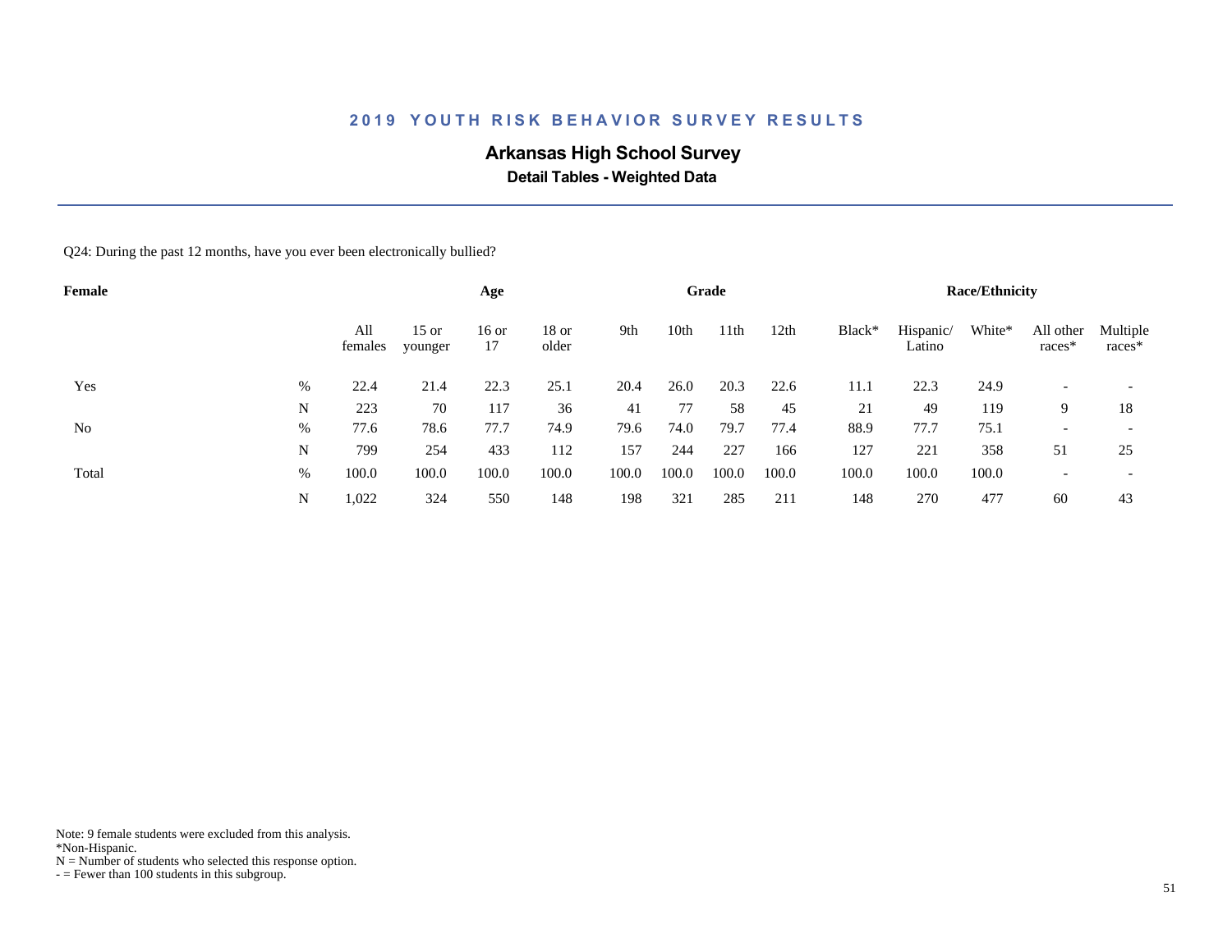## 2019 YOUTH RISK BEHAVIOR SURVEY RESULTS

# Arkansas High School Survey

### Detail Tables - Weighted Data

Q24: During the past 12 months, have you ever been electronically bullied?

| Female | | All females | Age | | | Grade | | | | Race/Ethnicity | | | | |
|---|---|---|---|---|---|---|---|---|---|---|---|---|---|---|
| | | | 15 or younger | 16 or 17 | 18 or older | 9th | 10th | 11th | 12th | Black* | Hispanic/ Latino | White* | All other races* | Multiple races* |
| Yes | % | 22.4 | 21.4 | 22.3 | 25.1 | 20.4 | 26.0 | 20.3 | 22.6 | 11.1 | 22.3 | 24.9 | - | - |
| | N | 223 | 70 | 117 | 36 | 41 | 77 | 58 | 45 | 21 | 49 | 119 | 9 | 18 |
| No | % | 77.6 | 78.6 | 77.7 | 74.9 | 79.6 | 74.0 | 79.7 | 77.4 | 88.9 | 77.7 | 75.1 | - | - |
| | N | 799 | 254 | 433 | 112 | 157 | 244 | 227 | 166 | 127 | 221 | 358 | 51 | 25 |
| Total | % | 100.0 | 100.0 | 100.0 | 100.0 | 100.0 | 100.0 | 100.0 | 100.0 | 100.0 | 100.0 | 100.0 | - | - |
| | N | 1,022 | 324 | 550 | 148 | 198 | 321 | 285 | 211 | 148 | 270 | 477 | 60 | 43 |

Note: 9 female students were excluded from this analysis.
*Non-Hispanic.
N = Number of students who selected this response option.
- = Fewer than 100 students in this subgroup.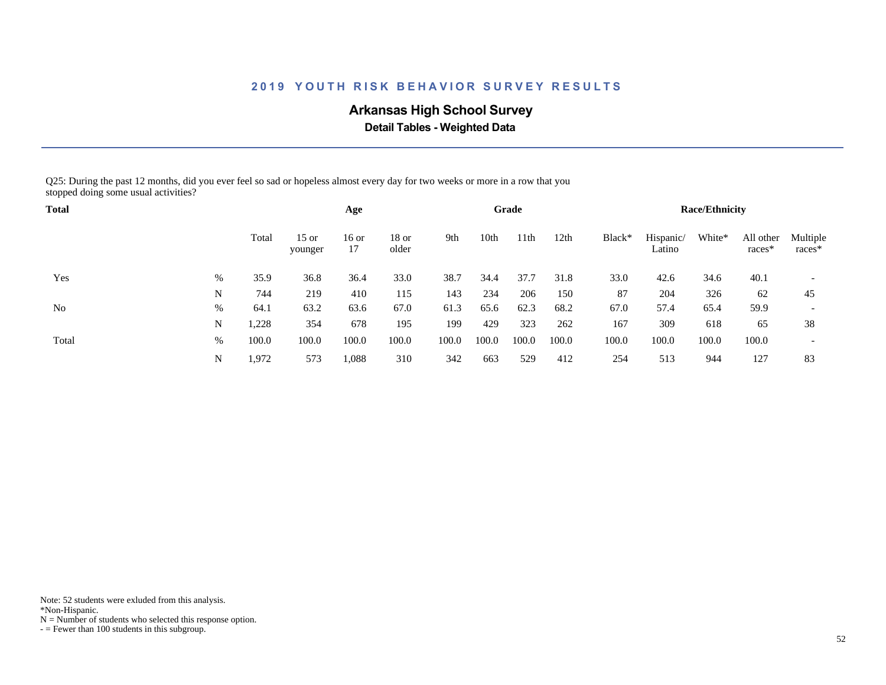## 2019 YOUTH RISK BEHAVIOR SURVEY RESULTS

### Arkansas High School Survey

**Detail Tables - Weighted Data**

Q25: During the past 12 months, did you ever feel so sad or hopeless almost every day for two weeks or more in a row that you stopped doing some usual activities?

| **Total** | | | **Age** | | | **Grade** | | | | **Race/Ethnicity** | | | | |
|---|---|---|---|---|---|---|---|---|---|---|---|---|---|---|
| | | Total | 15 or younger | 16 or 17 | 18 or older | 9th | 10th | 11th | 12th | Black* | Hispanic/ Latino | White* | All other races* | Multiple races* |
| Yes | % | 35.9 | 36.8 | 36.4 | 33.0 | 38.7 | 34.4 | 37.7 | 31.8 | 33.0 | 42.6 | 34.6 | 40.1 | - |
| | N | 744 | 219 | 410 | 115 | 143 | 234 | 206 | 150 | 87 | 204 | 326 | 62 | 45 |
| No | % | 64.1 | 63.2 | 63.6 | 67.0 | 61.3 | 65.6 | 62.3 | 68.2 | 67.0 | 57.4 | 65.4 | 59.9 | - |
| | N | 1,228 | 354 | 678 | 195 | 199 | 429 | 323 | 262 | 167 | 309 | 618 | 65 | 38 |
| Total | % | 100.0 | 100.0 | 100.0 | 100.0 | 100.0 | 100.0 | 100.0 | 100.0 | 100.0 | 100.0 | 100.0 | 100.0 | - |
| | N | 1,972 | 573 | 1,088 | 310 | 342 | 663 | 529 | 412 | 254 | 513 | 944 | 127 | 83 |

Note: 52 students were exluded from this analysis.
*Non-Hispanic.
N = Number of students who selected this response option.
- = Fewer than 100 students in this subgroup.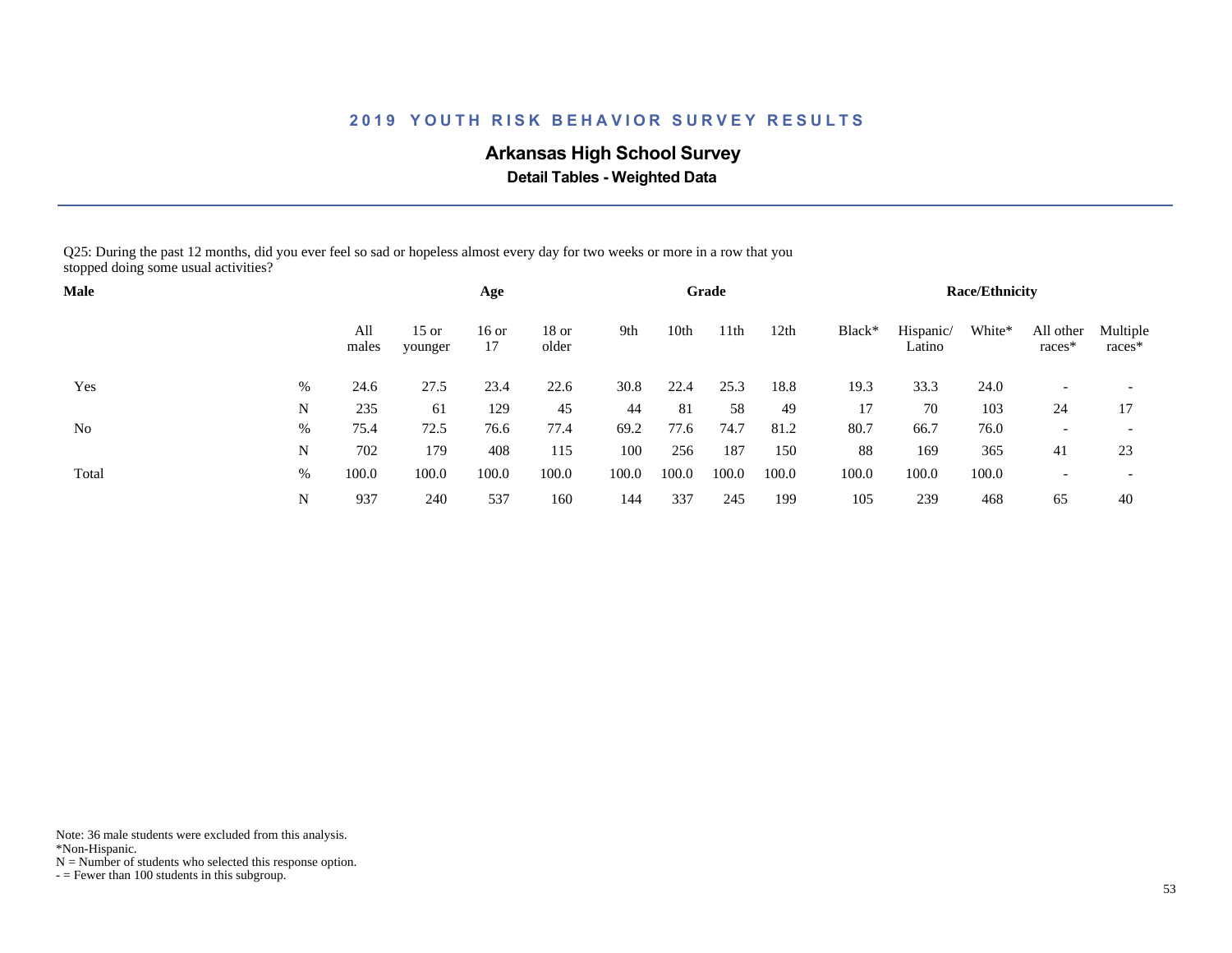## 2019 YOUTH RISK BEHAVIOR SURVEY RESULTS

### Arkansas High School Survey

**Detail Tables - Weighted Data**

Q25: During the past 12 months, did you ever feel so sad or hopeless almost every day for two weeks or more in a row that you stopped doing some usual activities?

| Male | | Age | | | | Grade | | | | Race/Ethnicity | | | | |
|---|---|---|---|---|---|---|---|---|---|---|---|---|---|---|
| | | All males | 15 or younger | 16 or 17 | 18 or older | 9th | 10th | 11th | 12th | Black* | Hispanic/ Latino | White* | All other races* | Multiple races* |
| Yes | % | 24.6 | 27.5 | 23.4 | 22.6 | 30.8 | 22.4 | 25.3 | 18.8 | 19.3 | 33.3 | 24.0 | - | - |
| | N | 235 | 61 | 129 | 45 | 44 | 81 | 58 | 49 | 17 | 70 | 103 | 24 | 17 |
| No | % | 75.4 | 72.5 | 76.6 | 77.4 | 69.2 | 77.6 | 74.7 | 81.2 | 80.7 | 66.7 | 76.0 | - | - |
| | N | 702 | 179 | 408 | 115 | 100 | 256 | 187 | 150 | 88 | 169 | 365 | 41 | 23 |
| Total | % | 100.0 | 100.0 | 100.0 | 100.0 | 100.0 | 100.0 | 100.0 | 100.0 | 100.0 | 100.0 | 100.0 | - | - |
| | N | 937 | 240 | 537 | 160 | 144 | 337 | 245 | 199 | 105 | 239 | 468 | 65 | 40 |

Note: 36 male students were excluded from this analysis.
*Non-Hispanic.
N = Number of students who selected this response option.
- = Fewer than 100 students in this subgroup.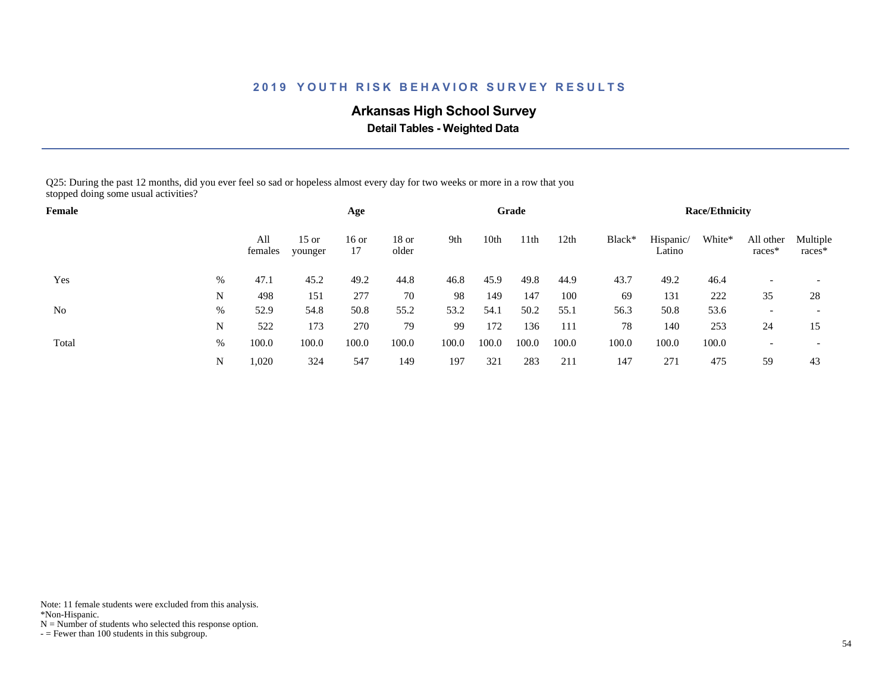# 2019 YOUTH RISK BEHAVIOR SURVEY RESULTS

## Arkansas High School Survey

### Detail Tables - Weighted Data

Q25: During the past 12 months, did you ever feel so sad or hopeless almost every day for two weeks or more in a row that you stopped doing some usual activities?

| Female | | | Age | | | Grade | | | | Race/Ethnicity | | | | |
|---|---|---|---|---|---|---|---|---|---|---|---|---|---|---|
| | | All females | 15 or younger | 16 or 17 | 18 or older | 9th | 10th | 11th | 12th | Black* | Hispanic/ Latino | White* | All other races* | Multiple races* |
| Yes | % | 47.1 | 45.2 | 49.2 | 44.8 | 46.8 | 45.9 | 49.8 | 44.9 | 43.7 | 49.2 | 46.4 | - | - |
| | N | 498 | 151 | 277 | 70 | 98 | 149 | 147 | 100 | 69 | 131 | 222 | 35 | 28 |
| No | % | 52.9 | 54.8 | 50.8 | 55.2 | 53.2 | 54.1 | 50.2 | 55.1 | 56.3 | 50.8 | 53.6 | - | - |
| | N | 522 | 173 | 270 | 79 | 99 | 172 | 136 | 111 | 78 | 140 | 253 | 24 | 15 |
| Total | % | 100.0 | 100.0 | 100.0 | 100.0 | 100.0 | 100.0 | 100.0 | 100.0 | 100.0 | 100.0 | 100.0 | - | - |
| | N | 1,020 | 324 | 547 | 149 | 197 | 321 | 283 | 211 | 147 | 271 | 475 | 59 | 43 |

Note: 11 female students were excluded from this analysis.
*Non-Hispanic.
N = Number of students who selected this response option.
- = Fewer than 100 students in this subgroup.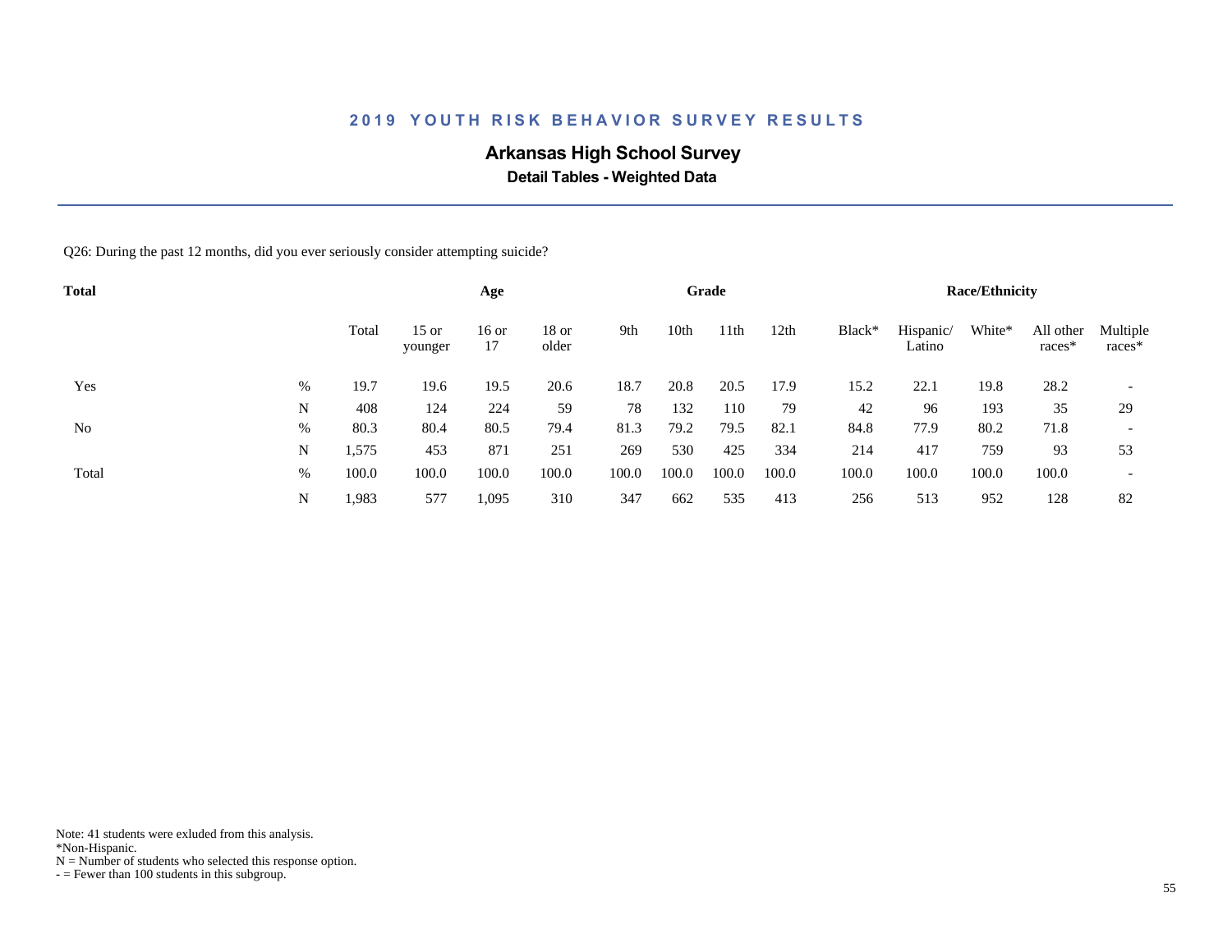## 2019 YOUTH RISK BEHAVIOR SURVEY RESULTS

### Arkansas High School Survey

**Detail Tables - Weighted Data**

Q26: During the past 12 months, did you ever seriously consider attempting suicide?

| Total | | Total | Age | | | Grade | | | | Race/Ethnicity | | | | |
|---|---|---|---|---|---|---|---|---|---|---|---|---|---|---|
| | | Total | 15 or younger | 16 or 17 | 18 or older | 9th | 10th | 11th | 12th | Black* | Hispanic/ Latino | White* | All other races* | Multiple races* |
| Yes | % | 19.7 | 19.6 | 19.5 | 20.6 | 18.7 | 20.8 | 20.5 | 17.9 | 15.2 | 22.1 | 19.8 | 28.2 | - |
| | N | 408 | 124 | 224 | 59 | 78 | 132 | 110 | 79 | 42 | 96 | 193 | 35 | 29 |
| No | % | 80.3 | 80.4 | 80.5 | 79.4 | 81.3 | 79.2 | 79.5 | 82.1 | 84.8 | 77.9 | 80.2 | 71.8 | - |
| | N | 1,575 | 453 | 871 | 251 | 269 | 530 | 425 | 334 | 214 | 417 | 759 | 93 | 53 |
| Total | % | 100.0 | 100.0 | 100.0 | 100.0 | 100.0 | 100.0 | 100.0 | 100.0 | 100.0 | 100.0 | 100.0 | 100.0 | - |
| | N | 1,983 | 577 | 1,095 | 310 | 347 | 662 | 535 | 413 | 256 | 513 | 952 | 128 | 82 |

Note: 41 students were exluded from this analysis.
*Non-Hispanic.
N = Number of students who selected this response option.
- = Fewer than 100 students in this subgroup.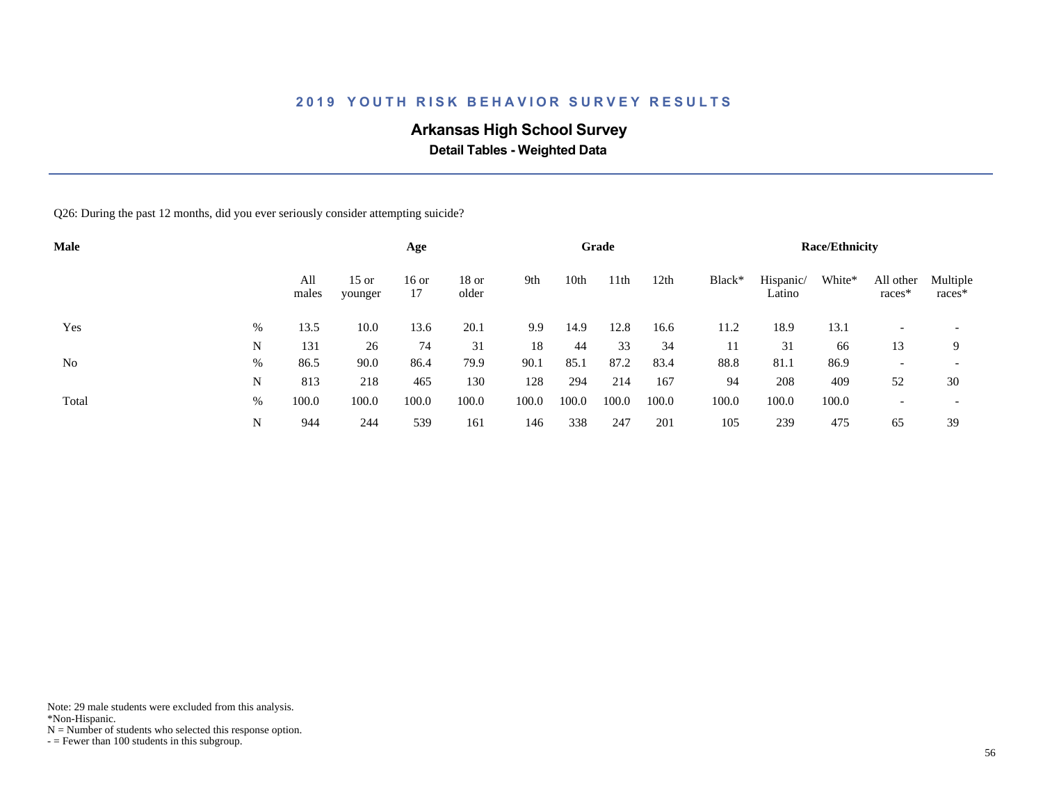## 2019 YOUTH RISK BEHAVIOR SURVEY RESULTS

### Arkansas High School Survey

**Detail Tables - Weighted Data**

Q26: During the past 12 months, did you ever seriously consider attempting suicide?

| Male | | Age | | | | Grade | | | | Race/Ethnicity | | | | |
|---|---|---|---|---|---|---|---|---|---|---|---|---|---|---|
| | | All males | 15 or younger | 16 or 17 | 18 or older | 9th | 10th | 11th | 12th | Black* | Hispanic/ Latino | White* | All other races* | Multiple races* |
| Yes | % | 13.5 | 10.0 | 13.6 | 20.1 | 9.9 | 14.9 | 12.8 | 16.6 | 11.2 | 18.9 | 13.1 | - | - |
| | N | 131 | 26 | 74 | 31 | 18 | 44 | 33 | 34 | 11 | 31 | 66 | 13 | 9 |
| No | % | 86.5 | 90.0 | 86.4 | 79.9 | 90.1 | 85.1 | 87.2 | 83.4 | 88.8 | 81.1 | 86.9 | - | - |
| | N | 813 | 218 | 465 | 130 | 128 | 294 | 214 | 167 | 94 | 208 | 409 | 52 | 30 |
| Total | % | 100.0 | 100.0 | 100.0 | 100.0 | 100.0 | 100.0 | 100.0 | 100.0 | 100.0 | 100.0 | 100.0 | - | - |
| | N | 944 | 244 | 539 | 161 | 146 | 338 | 247 | 201 | 105 | 239 | 475 | 65 | 39 |

Note: 29 male students were excluded from this analysis.
*Non-Hispanic.
N = Number of students who selected this response option.
- = Fewer than 100 students in this subgroup.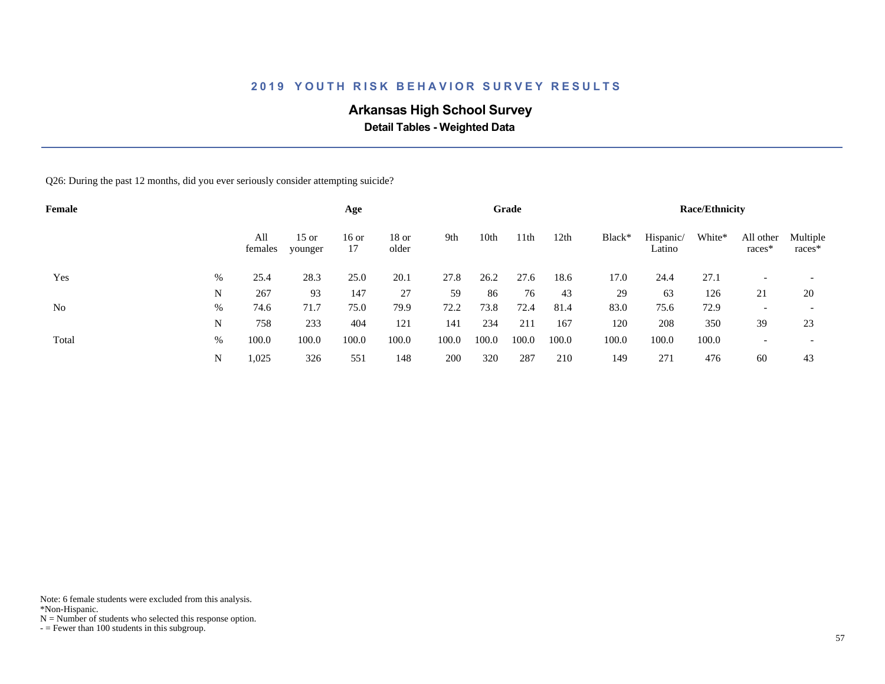## 2019 YOUTH RISK BEHAVIOR SURVEY RESULTS

### Arkansas High School Survey

**Detail Tables - Weighted Data**

Q26: During the past 12 months, did you ever seriously consider attempting suicide?

| Female | | | Age | | | Grade | | | | Race/Ethnicity | | | | |
|---|---|---|---|---|---|---|---|---|---|---|---|---|---|---|
| | | All females | 15 or younger | 16 or 17 | 18 or older | 9th | 10th | 11th | 12th | Black* | Hispanic/ Latino | White* | All other races* | Multiple races* |
| Yes | % | 25.4 | 28.3 | 25.0 | 20.1 | 27.8 | 26.2 | 27.6 | 18.6 | 17.0 | 24.4 | 27.1 | - | - |
| | N | 267 | 93 | 147 | 27 | 59 | 86 | 76 | 43 | 29 | 63 | 126 | 21 | 20 |
| No | % | 74.6 | 71.7 | 75.0 | 79.9 | 72.2 | 73.8 | 72.4 | 81.4 | 83.0 | 75.6 | 72.9 | - | - |
| | N | 758 | 233 | 404 | 121 | 141 | 234 | 211 | 167 | 120 | 208 | 350 | 39 | 23 |
| Total | % | 100.0 | 100.0 | 100.0 | 100.0 | 100.0 | 100.0 | 100.0 | 100.0 | 100.0 | 100.0 | 100.0 | - | - |
| | N | 1,025 | 326 | 551 | 148 | 200 | 320 | 287 | 210 | 149 | 271 | 476 | 60 | 43 |

Note: 6 female students were excluded from this analysis.
*Non-Hispanic.
N = Number of students who selected this response option.
- = Fewer than 100 students in this subgroup.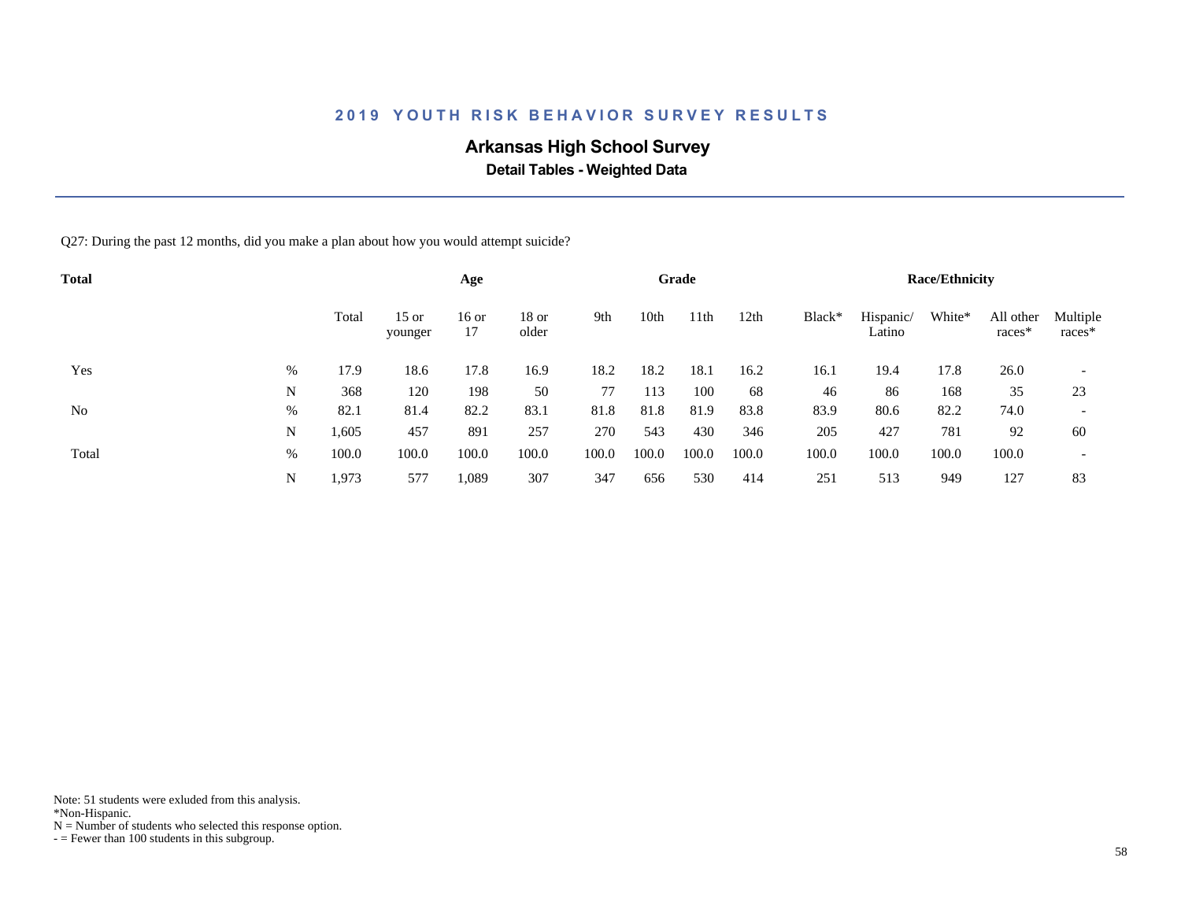## 2019 YOUTH RISK BEHAVIOR SURVEY RESULTS

### Arkansas High School Survey

**Detail Tables - Weighted Data**

Q27: During the past 12 months, did you make a plan about how you would attempt suicide?

| Total | | | Age | | | Grade | | | | Race/Ethnicity | | | | |
|---|---|---|---|---|---|---|---|---|---|---|---|---|---|---|
| | | Total | 15 or younger | 16 or 17 | 18 or older | 9th | 10th | 11th | 12th | Black* | Hispanic/ Latino | White* | All other races* | Multiple races* |
| Yes | % | 17.9 | 18.6 | 17.8 | 16.9 | 18.2 | 18.2 | 18.1 | 16.2 | 16.1 | 19.4 | 17.8 | 26.0 | - |
| | N | 368 | 120 | 198 | 50 | 77 | 113 | 100 | 68 | 46 | 86 | 168 | 35 | 23 |
| No | % | 82.1 | 81.4 | 82.2 | 83.1 | 81.8 | 81.8 | 81.9 | 83.8 | 83.9 | 80.6 | 82.2 | 74.0 | - |
| | N | 1,605 | 457 | 891 | 257 | 270 | 543 | 430 | 346 | 205 | 427 | 781 | 92 | 60 |
| Total | % | 100.0 | 100.0 | 100.0 | 100.0 | 100.0 | 100.0 | 100.0 | 100.0 | 100.0 | 100.0 | 100.0 | 100.0 | - |
| | N | 1,973 | 577 | 1,089 | 307 | 347 | 656 | 530 | 414 | 251 | 513 | 949 | 127 | 83 |

Note: 51 students were exluded from this analysis.
*Non-Hispanic.
N = Number of students who selected this response option.
- = Fewer than 100 students in this subgroup.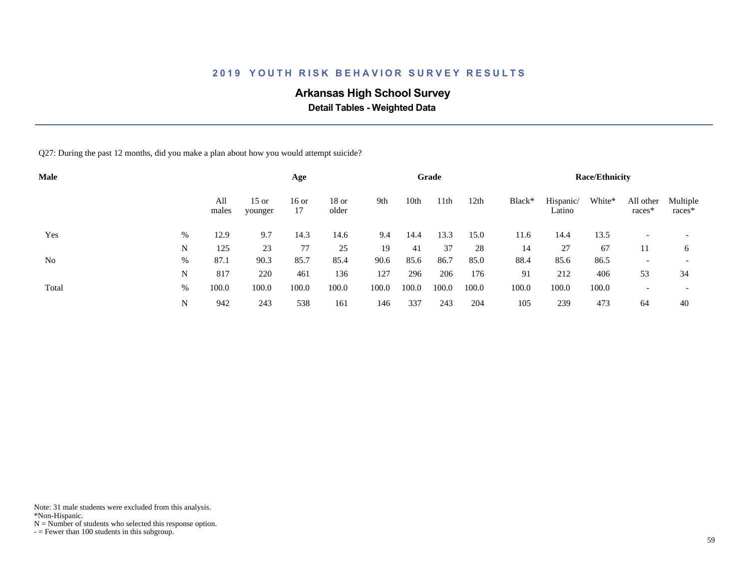## 2019 YOUTH RISK BEHAVIOR SURVEY RESULTS

### Arkansas High School Survey

**Detail Tables - Weighted Data**

Q27: During the past 12 months, did you make a plan about how you would attempt suicide?

| Male | | Age | | | | Grade | | | | Race/Ethnicity | | | | |
|---|---|---|---|---|---|---|---|---|---|---|---|---|---|---|
| | | All males | 15 or younger | 16 or 17 | 18 or older | 9th | 10th | 11th | 12th | Black* | Hispanic/ Latino | White* | All other races* | Multiple races* |
| Yes | % | 12.9 | 9.7 | 14.3 | 14.6 | 9.4 | 14.4 | 13.3 | 15.0 | 11.6 | 14.4 | 13.5 | - | - |
| | N | 125 | 23 | 77 | 25 | 19 | 41 | 37 | 28 | 14 | 27 | 67 | 11 | 6 |
| No | % | 87.1 | 90.3 | 85.7 | 85.4 | 90.6 | 85.6 | 86.7 | 85.0 | 88.4 | 85.6 | 86.5 | - | - |
| | N | 817 | 220 | 461 | 136 | 127 | 296 | 206 | 176 | 91 | 212 | 406 | 53 | 34 |
| Total | % | 100.0 | 100.0 | 100.0 | 100.0 | 100.0 | 100.0 | 100.0 | 100.0 | 100.0 | 100.0 | 100.0 | - | - |
| | N | 942 | 243 | 538 | 161 | 146 | 337 | 243 | 204 | 105 | 239 | 473 | 64 | 40 |

Note: 31 male students were excluded from this analysis.
*Non-Hispanic.
N = Number of students who selected this response option.
- = Fewer than 100 students in this subgroup.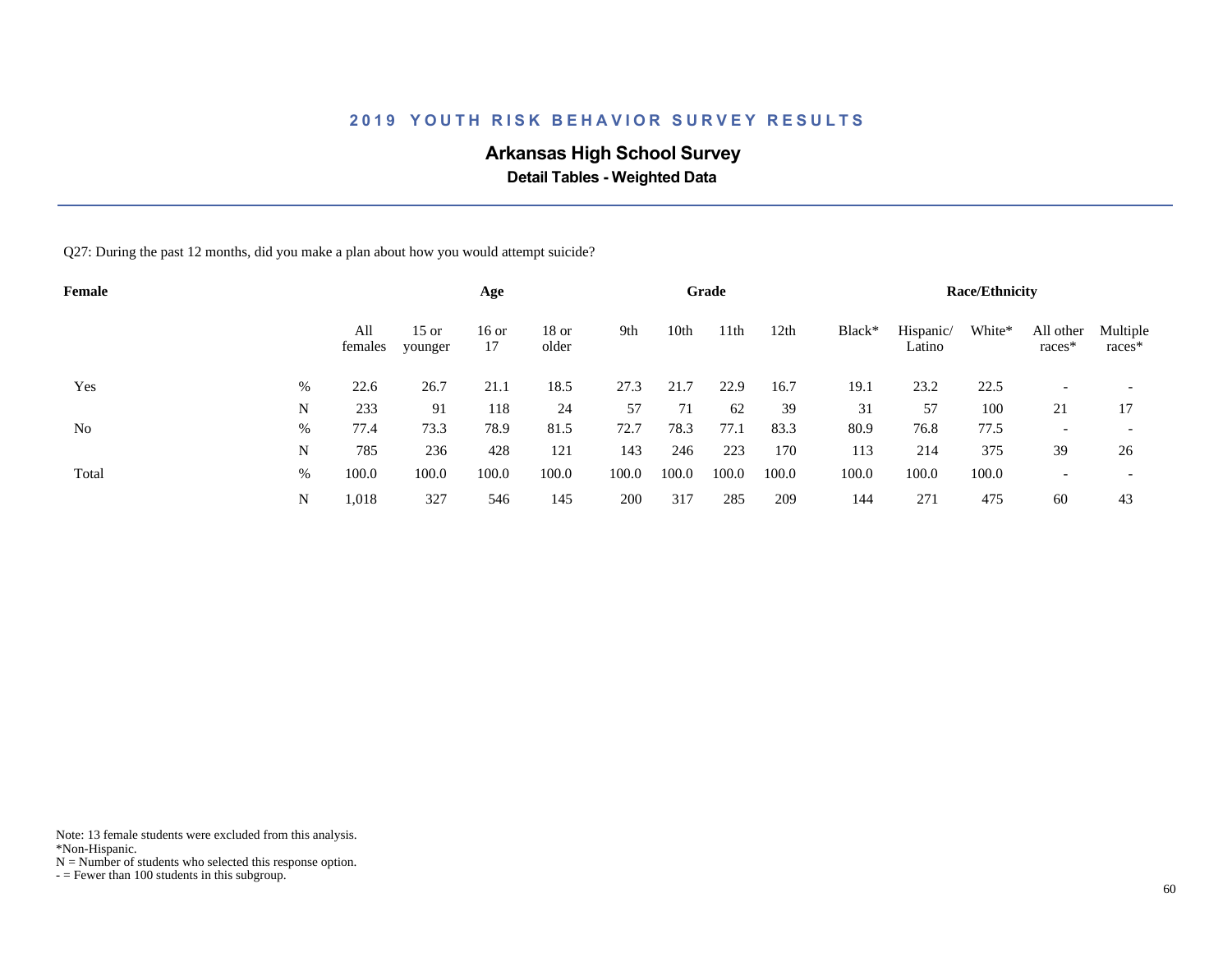# 2019 YOUTH RISK BEHAVIOR SURVEY RESULTS

## Arkansas High School Survey

### Detail Tables - Weighted Data

Q27: During the past 12 months, did you make a plan about how you would attempt suicide?

| Female | | All females | Age | | | Grade | | | | Race/Ethnicity | | | | |
|---|---|---|---|---|---|---|---|---|---|---|---|---|---|---|
| | | | 15 or younger | 16 or 17 | 18 or older | 9th | 10th | 11th | 12th | Black* | Hispanic/ Latino | White* | All other races* | Multiple races* |
| Yes | % | 22.6 | 26.7 | 21.1 | 18.5 | 27.3 | 21.7 | 22.9 | 16.7 | 19.1 | 23.2 | 22.5 | - | - |
| | N | 233 | 91 | 118 | 24 | 57 | 71 | 62 | 39 | 31 | 57 | 100 | 21 | 17 |
| No | % | 77.4 | 73.3 | 78.9 | 81.5 | 72.7 | 78.3 | 77.1 | 83.3 | 80.9 | 76.8 | 77.5 | - | - |
| | N | 785 | 236 | 428 | 121 | 143 | 246 | 223 | 170 | 113 | 214 | 375 | 39 | 26 |
| Total | % | 100.0 | 100.0 | 100.0 | 100.0 | 100.0 | 100.0 | 100.0 | 100.0 | 100.0 | 100.0 | 100.0 | - | - |
| | N | 1,018 | 327 | 546 | 145 | 200 | 317 | 285 | 209 | 144 | 271 | 475 | 60 | 43 |

Note: 13 female students were excluded from this analysis.
*Non-Hispanic.
N = Number of students who selected this response option.
- = Fewer than 100 students in this subgroup.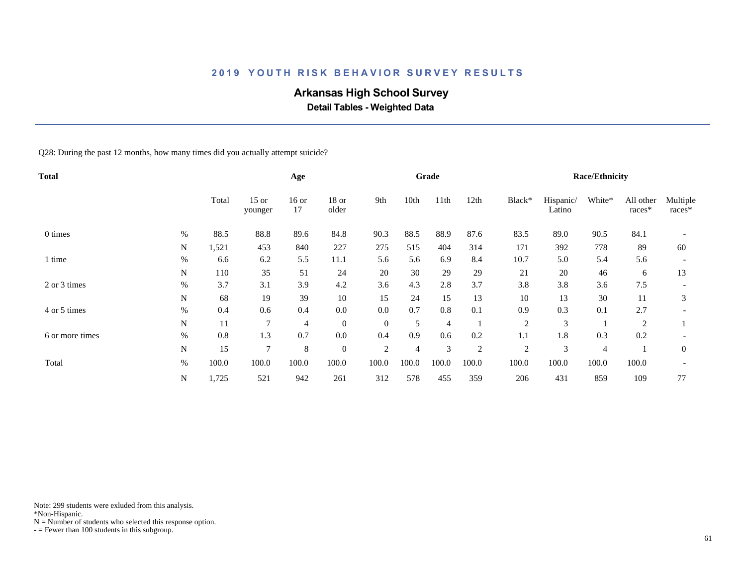# 2019 YOUTH RISK BEHAVIOR SURVEY RESULTS

## Arkansas High School Survey

### Detail Tables - Weighted Data

Q28: During the past 12 months, how many times did you actually attempt suicide?

| Total | | Total | Age | | | Grade | | | | Race/Ethnicity | | | | |
|---|---|---|---|---|---|---|---|---|---|---|---|---|---|---|
| | | Total | 15 or younger | 16 or 17 | 18 or older | 9th | 10th | 11th | 12th | Black* | Hispanic/ Latino | White* | All other races* | Multiple races* |
| 0 times | % | 88.5 | 88.8 | 89.6 | 84.8 | 90.3 | 88.5 | 88.9 | 87.6 | 83.5 | 89.0 | 90.5 | 84.1 | - |
| | N | 1,521 | 453 | 840 | 227 | 275 | 515 | 404 | 314 | 171 | 392 | 778 | 89 | 60 |
| 1 time | % | 6.6 | 6.2 | 5.5 | 11.1 | 5.6 | 5.6 | 6.9 | 8.4 | 10.7 | 5.0 | 5.4 | 5.6 | - |
| | N | 110 | 35 | 51 | 24 | 20 | 30 | 29 | 29 | 21 | 20 | 46 | 6 | 13 |
| 2 or 3 times | % | 3.7 | 3.1 | 3.9 | 4.2 | 3.6 | 4.3 | 2.8 | 3.7 | 3.8 | 3.8 | 3.6 | 7.5 | - |
| | N | 68 | 19 | 39 | 10 | 15 | 24 | 15 | 13 | 10 | 13 | 30 | 11 | 3 |
| 4 or 5 times | % | 0.4 | 0.6 | 0.4 | 0.0 | 0.0 | 0.7 | 0.8 | 0.1 | 0.9 | 0.3 | 0.1 | 2.7 | - |
| | N | 11 | 7 | 4 | 0 | 0 | 5 | 4 | 1 | 2 | 3 | 1 | 2 | 1 |
| 6 or more times | % | 0.8 | 1.3 | 0.7 | 0.0 | 0.4 | 0.9 | 0.6 | 0.2 | 1.1 | 1.8 | 0.3 | 0.2 | - |
| | N | 15 | 7 | 8 | 0 | 2 | 4 | 3 | 2 | 2 | 3 | 4 | 1 | 0 |
| Total | % | 100.0 | 100.0 | 100.0 | 100.0 | 100.0 | 100.0 | 100.0 | 100.0 | 100.0 | 100.0 | 100.0 | 100.0 | - |
| | N | 1,725 | 521 | 942 | 261 | 312 | 578 | 455 | 359 | 206 | 431 | 859 | 109 | 77 |

Note: 299 students were exluded from this analysis.
*Non-Hispanic.
N = Number of students who selected this response option.
- = Fewer than 100 students in this subgroup.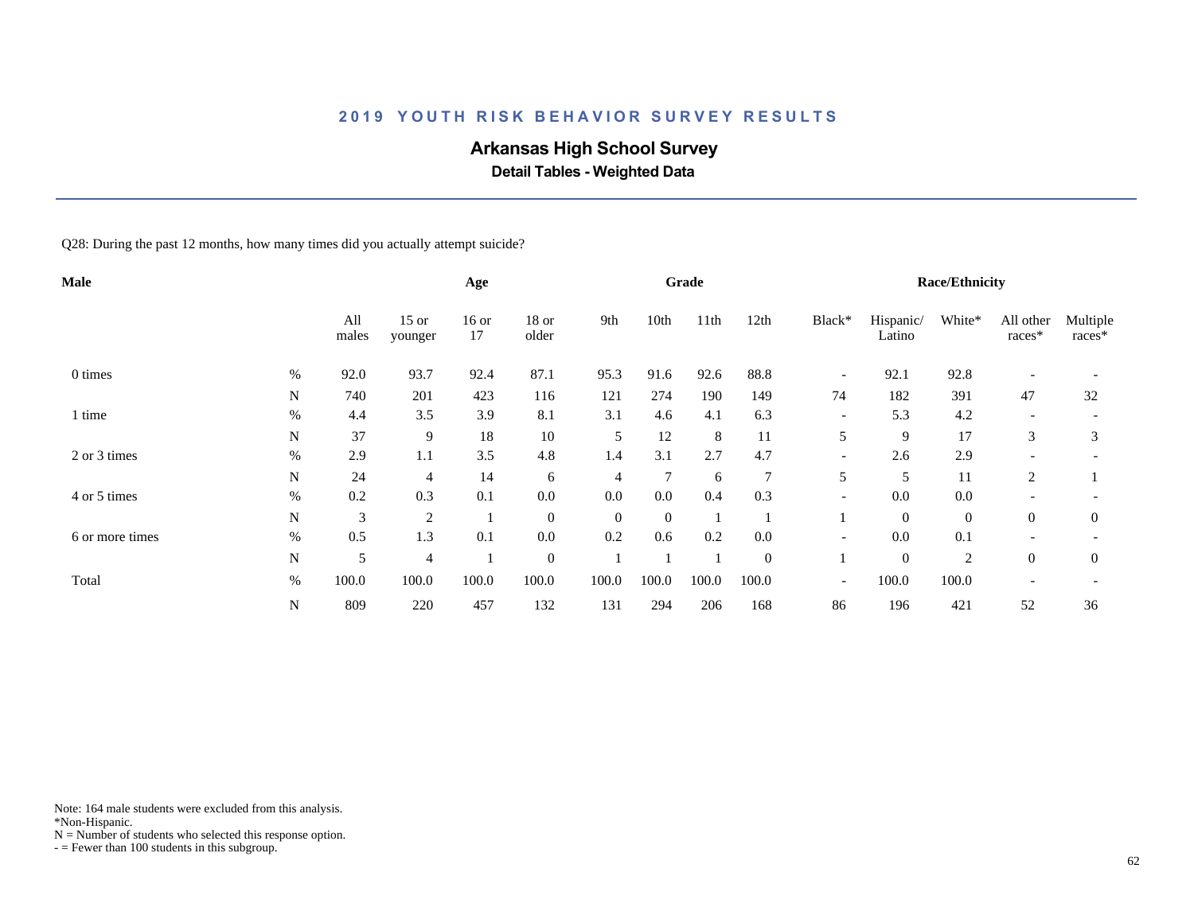## 2019 YOUTH RISK BEHAVIOR SURVEY RESULTS

### Arkansas High School Survey

**Detail Tables - Weighted Data**

Q28: During the past 12 months, how many times did you actually attempt suicide?

| Male | | Age | | | | Grade | | | | Race/Ethnicity | | | | | |
|---|---|---|---|---|---|---|---|---|---|---|---|---|---|---|---|
| | | All males | 15 or younger | 16 or 17 | 18 or older | 9th | 10th | 11th | 12th | Black* | Hispanic/ Latino | White* | All other races* | Multiple races* |
| 0 times | % | 92.0 | 93.7 | 92.4 | 87.1 | 95.3 | 91.6 | 92.6 | 88.8 | - | 92.1 | 92.8 | - | - |
| | N | 740 | 201 | 423 | 116 | 121 | 274 | 190 | 149 | 74 | 182 | 391 | 47 | 32 |
| 1 time | % | 4.4 | 3.5 | 3.9 | 8.1 | 3.1 | 4.6 | 4.1 | 6.3 | - | 5.3 | 4.2 | - | - |
| | N | 37 | 9 | 18 | 10 | 5 | 12 | 8 | 11 | 5 | 9 | 17 | 3 | 3 |
| 2 or 3 times | % | 2.9 | 1.1 | 3.5 | 4.8 | 1.4 | 3.1 | 2.7 | 4.7 | - | 2.6 | 2.9 | - | - |
| | N | 24 | 4 | 14 | 6 | 4 | 7 | 6 | 7 | 5 | 5 | 11 | 2 | 1 |
| 4 or 5 times | % | 0.2 | 0.3 | 0.1 | 0.0 | 0.0 | 0.0 | 0.4 | 0.3 | - | 0.0 | 0.0 | - | - |
| | N | 3 | 2 | 1 | 0 | 0 | 0 | 1 | 1 | 1 | 0 | 0 | 0 | 0 |
| 6 or more times | % | 0.5 | 1.3 | 0.1 | 0.0 | 0.2 | 0.6 | 0.2 | 0.0 | - | 0.0 | 0.1 | - | - |
| | N | 5 | 4 | 1 | 0 | 1 | 1 | 1 | 0 | 1 | 0 | 2 | 0 | 0 |
| Total | % | 100.0 | 100.0 | 100.0 | 100.0 | 100.0 | 100.0 | 100.0 | 100.0 | - | 100.0 | 100.0 | - | - |
| | N | 809 | 220 | 457 | 132 | 131 | 294 | 206 | 168 | 86 | 196 | 421 | 52 | 36 |

Note: 164 male students were excluded from this analysis.
*Non-Hispanic.
N = Number of students who selected this response option.
- = Fewer than 100 students in this subgroup.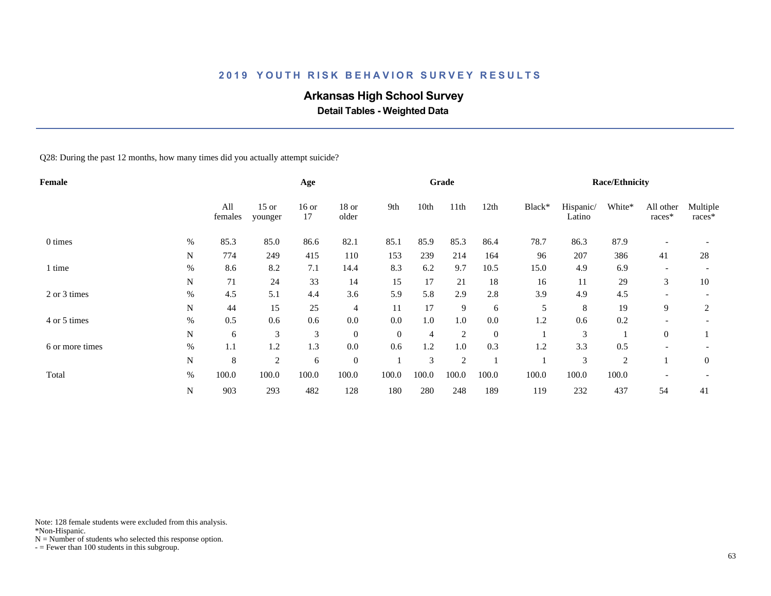## 2019 YOUTH RISK BEHAVIOR SURVEY RESULTS

# Arkansas High School Survey

**Detail Tables - Weighted Data**

Q28: During the past 12 months, how many times did you actually attempt suicide?

| Female | | Age | | | | Grade | | | | Race/Ethnicity | | | | |
|---|---|---|---|---|---|---|---|---|---|---|---|---|---|---|
| | | All females | 15 or younger | 16 or 17 | 18 or older | 9th | 10th | 11th | 12th | Black* | Hispanic/ Latino | White* | All other races* | Multiple races* |
| 0 times | % | 85.3 | 85.0 | 86.6 | 82.1 | 85.1 | 85.9 | 85.3 | 86.4 | 78.7 | 86.3 | 87.9 | - | - |
| | N | 774 | 249 | 415 | 110 | 153 | 239 | 214 | 164 | 96 | 207 | 386 | 41 | 28 |
| 1 time | % | 8.6 | 8.2 | 7.1 | 14.4 | 8.3 | 6.2 | 9.7 | 10.5 | 15.0 | 4.9 | 6.9 | - | - |
| | N | 71 | 24 | 33 | 14 | 15 | 17 | 21 | 18 | 16 | 11 | 29 | 3 | 10 |
| 2 or 3 times | % | 4.5 | 5.1 | 4.4 | 3.6 | 5.9 | 5.8 | 2.9 | 2.8 | 3.9 | 4.9 | 4.5 | - | - |
| | N | 44 | 15 | 25 | 4 | 11 | 17 | 9 | 6 | 5 | 8 | 19 | 9 | 2 |
| 4 or 5 times | % | 0.5 | 0.6 | 0.6 | 0.0 | 0.0 | 1.0 | 1.0 | 0.0 | 1.2 | 0.6 | 0.2 | - | - |
| | N | 6 | 3 | 3 | 0 | 0 | 4 | 2 | 0 | 1 | 3 | 1 | 0 | 1 |
| 6 or more times | % | 1.1 | 1.2 | 1.3 | 0.0 | 0.6 | 1.2 | 1.0 | 0.3 | 1.2 | 3.3 | 0.5 | - | - |
| | N | 8 | 2 | 6 | 0 | 1 | 3 | 2 | 1 | 1 | 3 | 2 | 1 | 0 |
| Total | % | 100.0 | 100.0 | 100.0 | 100.0 | 100.0 | 100.0 | 100.0 | 100.0 | 100.0 | 100.0 | 100.0 | - | - |
| | N | 903 | 293 | 482 | 128 | 180 | 280 | 248 | 189 | 119 | 232 | 437 | 54 | 41 |

Note: 128 female students were excluded from this analysis.
*Non-Hispanic.
N = Number of students who selected this response option.
- = Fewer than 100 students in this subgroup.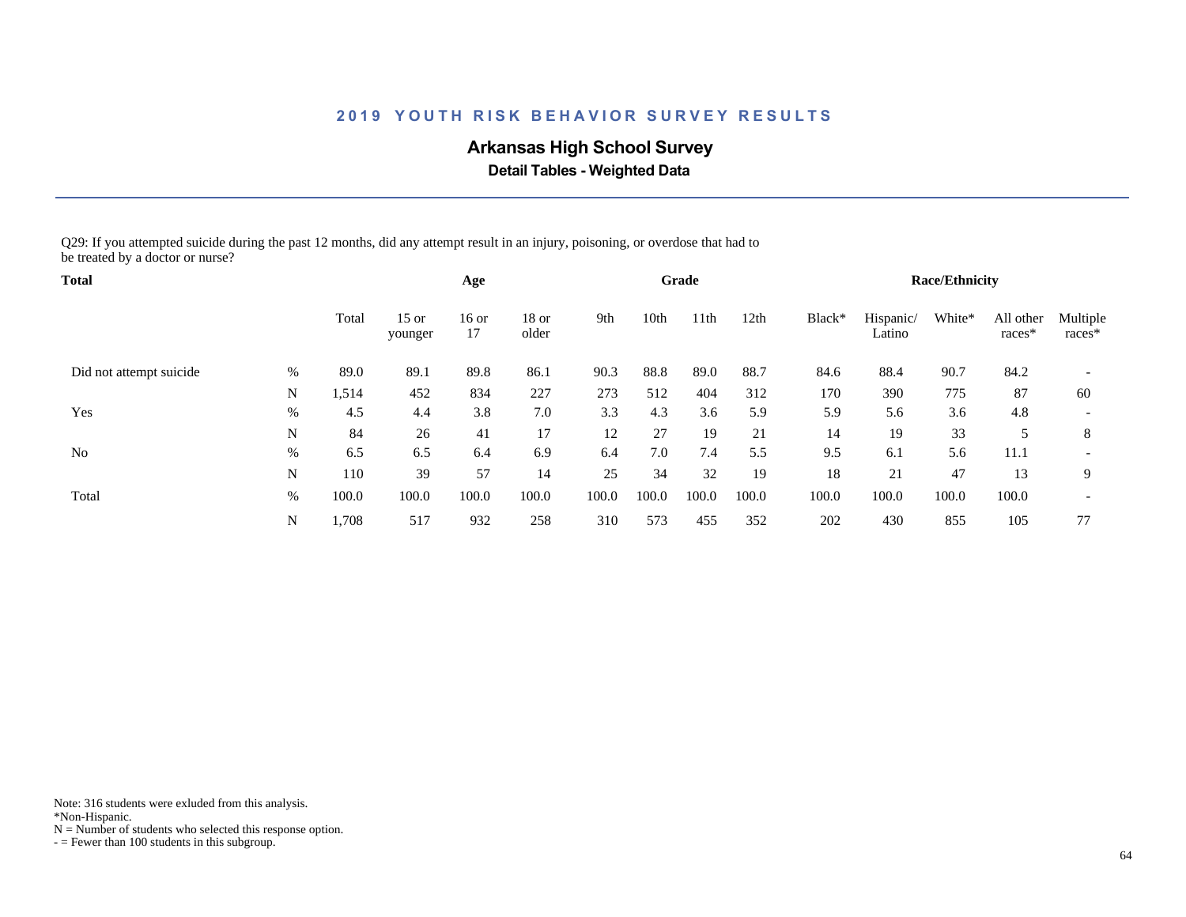## 2019 YOUTH RISK BEHAVIOR SURVEY RESULTS

### Arkansas High School Survey

**Detail Tables - Weighted Data**

Q29: If you attempted suicide during the past 12 months, did any attempt result in an injury, poisoning, or overdose that had to be treated by a doctor or nurse?

| Total | | | Age | | | Grade | | | | Race/Ethnicity | | | | |
|---|---|---|---|---|---|---|---|---|---|---|---|---|---|---|
| | | Total | 15 or younger | 16 or 17 | 18 or older | 9th | 10th | 11th | 12th | Black* | Hispanic/ Latino | White* | All other races* | Multiple races* |
| Did not attempt suicide | % | 89.0 | 89.1 | 89.8 | 86.1 | 90.3 | 88.8 | 89.0 | 88.7 | 84.6 | 88.4 | 90.7 | 84.2 | - |
| | N | 1,514 | 452 | 834 | 227 | 273 | 512 | 404 | 312 | 170 | 390 | 775 | 87 | 60 |
| Yes | % | 4.5 | 4.4 | 3.8 | 7.0 | 3.3 | 4.3 | 3.6 | 5.9 | 5.9 | 5.6 | 3.6 | 4.8 | - |
| | N | 84 | 26 | 41 | 17 | 12 | 27 | 19 | 21 | 14 | 19 | 33 | 5 | 8 |
| No | % | 6.5 | 6.5 | 6.4 | 6.9 | 6.4 | 7.0 | 7.4 | 5.5 | 9.5 | 6.1 | 5.6 | 11.1 | - |
| | N | 110 | 39 | 57 | 14 | 25 | 34 | 32 | 19 | 18 | 21 | 47 | 13 | 9 |
| Total | % | 100.0 | 100.0 | 100.0 | 100.0 | 100.0 | 100.0 | 100.0 | 100.0 | 100.0 | 100.0 | 100.0 | 100.0 | - |
| | N | 1,708 | 517 | 932 | 258 | 310 | 573 | 455 | 352 | 202 | 430 | 855 | 105 | 77 |

Note: 316 students were exluded from this analysis.
*Non-Hispanic.
N = Number of students who selected this response option.
- = Fewer than 100 students in this subgroup.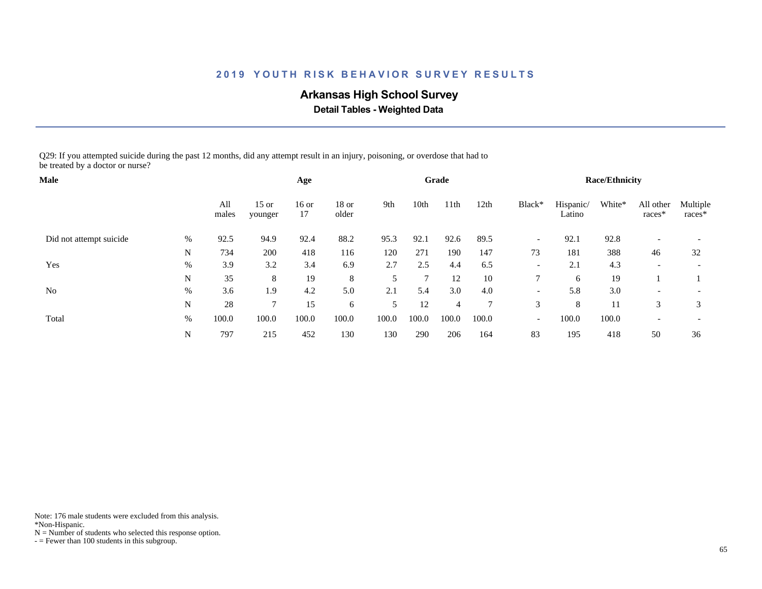## 2019 YOUTH RISK BEHAVIOR SURVEY RESULTS

### Arkansas High School Survey

**Detail Tables - Weighted Data**

Q29: If you attempted suicide during the past 12 months, did any attempt result in an injury, poisoning, or overdose that had to be treated by a doctor or nurse?

| Male | | | Age | | | Grade | | | | Race/Ethnicity | | | | |
|---|---|---|---|---|---|---|---|---|---|---|---|---|---|---|
| | | All males | 15 or younger | 16 or 17 | 18 or older | 9th | 10th | 11th | 12th | Black* | Hispanic/ Latino | White* | All other races* | Multiple races* |
| Did not attempt suicide | % | 92.5 | 94.9 | 92.4 | 88.2 | 95.3 | 92.1 | 92.6 | 89.5 | - | 92.1 | 92.8 | - | - |
| | N | 734 | 200 | 418 | 116 | 120 | 271 | 190 | 147 | 73 | 181 | 388 | 46 | 32 |
| Yes | % | 3.9 | 3.2 | 3.4 | 6.9 | 2.7 | 2.5 | 4.4 | 6.5 | - | 2.1 | 4.3 | - | - |
| | N | 35 | 8 | 19 | 8 | 5 | 7 | 12 | 10 | 7 | 6 | 19 | 1 | 1 |
| No | % | 3.6 | 1.9 | 4.2 | 5.0 | 2.1 | 5.4 | 3.0 | 4.0 | - | 5.8 | 3.0 | - | - |
| | N | 28 | 7 | 15 | 6 | 5 | 12 | 4 | 7 | 3 | 8 | 11 | 3 | 3 |
| Total | % | 100.0 | 100.0 | 100.0 | 100.0 | 100.0 | 100.0 | 100.0 | 100.0 | - | 100.0 | 100.0 | - | - |
| | N | 797 | 215 | 452 | 130 | 130 | 290 | 206 | 164 | 83 | 195 | 418 | 50 | 36 |

Note: 176 male students were excluded from this analysis.
*Non-Hispanic.
N = Number of students who selected this response option.
- = Fewer than 100 students in this subgroup.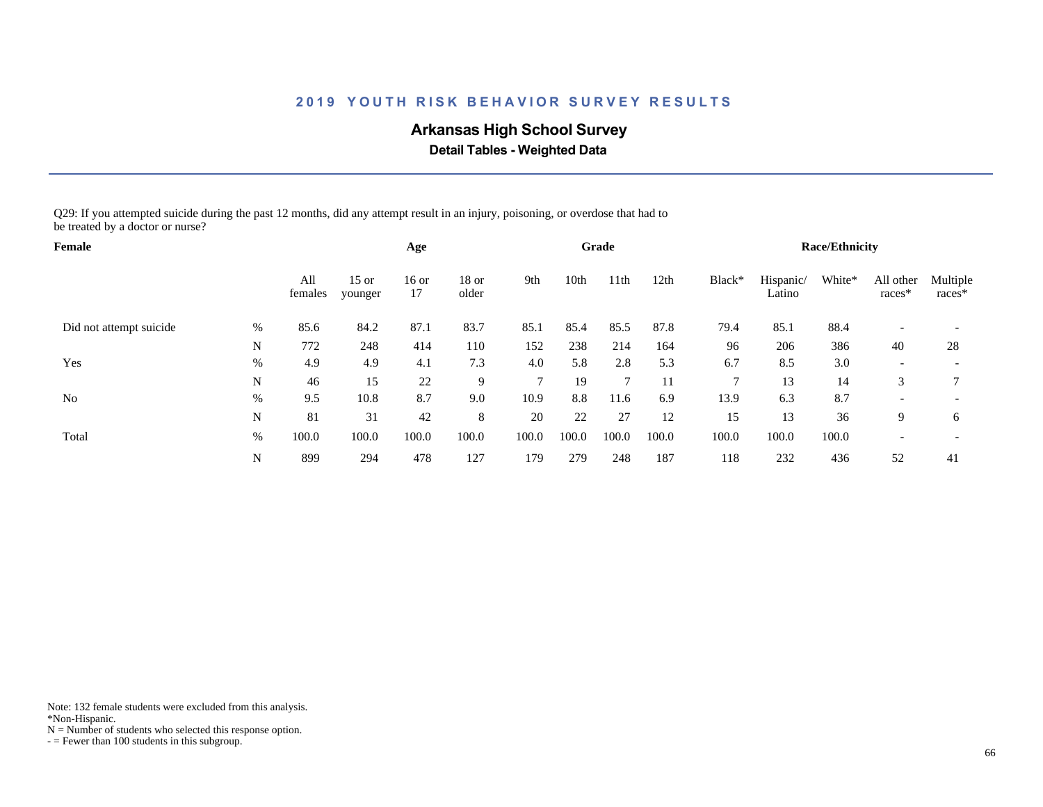## 2019 YOUTH RISK BEHAVIOR SURVEY RESULTS

### Arkansas High School Survey

**Detail Tables - Weighted Data**

Q29: If you attempted suicide during the past 12 months, did any attempt result in an injury, poisoning, or overdose that had to be treated by a doctor or nurse?

| Female | | | Age | | | Grade | | | | Race/Ethnicity | | | | |
|---|---|---|---|---|---|---|---|---|---|---|---|---|---|---|
| | | All females | 15 or younger | 16 or 17 | 18 or older | 9th | 10th | 11th | 12th | Black* | Hispanic/ Latino | White* | All other races* | Multiple races* |
| Did not attempt suicide | % | 85.6 | 84.2 | 87.1 | 83.7 | 85.1 | 85.4 | 85.5 | 87.8 | 79.4 | 85.1 | 88.4 | - | - |
| | N | 772 | 248 | 414 | 110 | 152 | 238 | 214 | 164 | 96 | 206 | 386 | 40 | 28 |
| Yes | % | 4.9 | 4.9 | 4.1 | 7.3 | 4.0 | 5.8 | 2.8 | 5.3 | 6.7 | 8.5 | 3.0 | - | - |
| | N | 46 | 15 | 22 | 9 | 7 | 19 | 7 | 11 | 7 | 13 | 14 | 3 | 7 |
| No | % | 9.5 | 10.8 | 8.7 | 9.0 | 10.9 | 8.8 | 11.6 | 6.9 | 13.9 | 6.3 | 8.7 | - | - |
| | N | 81 | 31 | 42 | 8 | 20 | 22 | 27 | 12 | 15 | 13 | 36 | 9 | 6 |
| Total | % | 100.0 | 100.0 | 100.0 | 100.0 | 100.0 | 100.0 | 100.0 | 100.0 | 100.0 | 100.0 | 100.0 | - | - |
| | N | 899 | 294 | 478 | 127 | 179 | 279 | 248 | 187 | 118 | 232 | 436 | 52 | 41 |

Note: 132 female students were excluded from this analysis.
*Non-Hispanic.
N = Number of students who selected this response option.
- = Fewer than 100 students in this subgroup.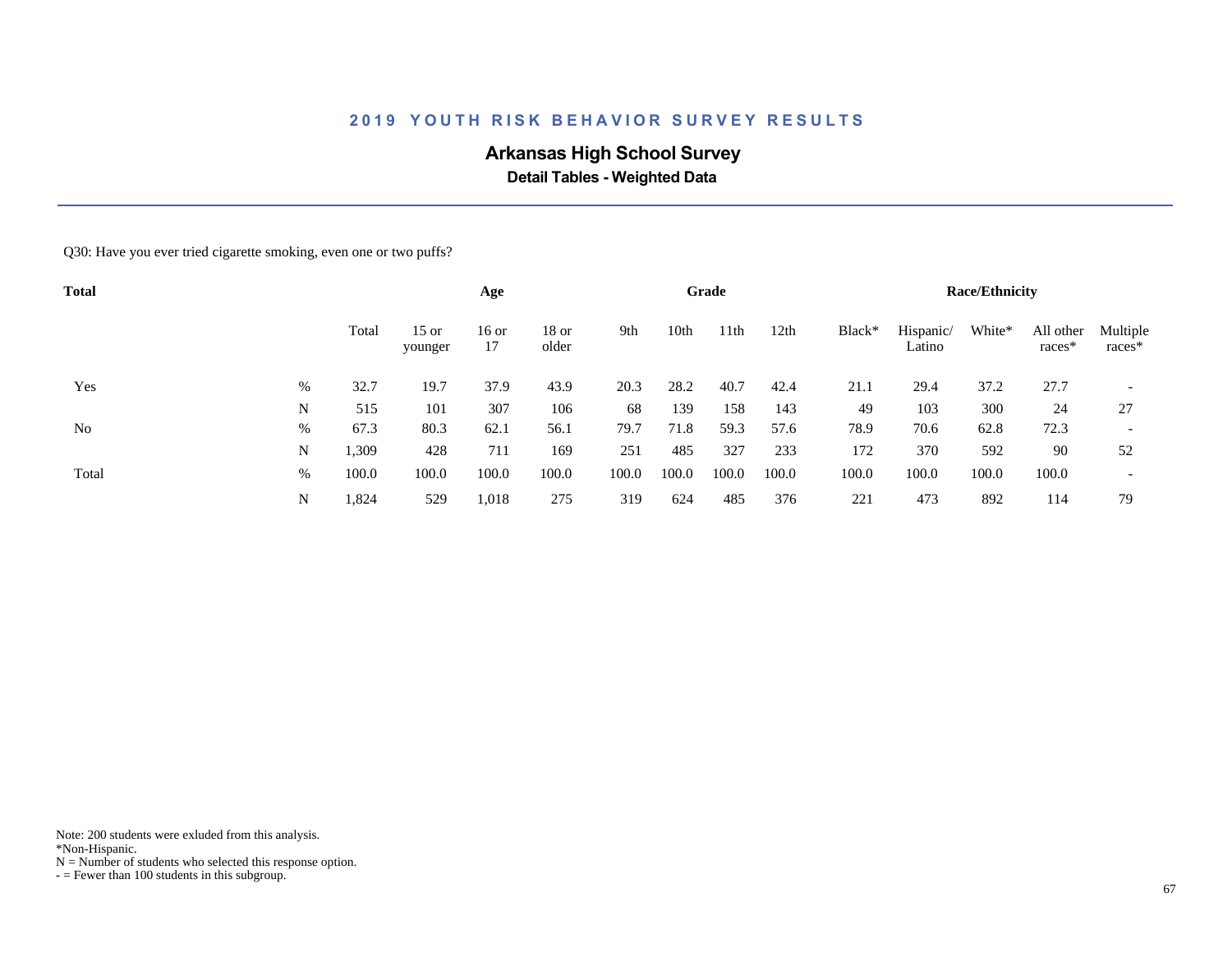## 2019 YOUTH RISK BEHAVIOR SURVEY RESULTS

### Arkansas High School Survey

**Detail Tables - Weighted Data**

Q30: Have you ever tried cigarette smoking, even one or two puffs?

| Total | | | Age | | | Grade | | | | Race/Ethnicity | | | | |
|---|---|---|---|---|---|---|---|---|---|---|---|---|---|---|
| | | Total | 15 or younger | 16 or 17 | 18 or older | 9th | 10th | 11th | 12th | Black* | Hispanic/ Latino | White* | All other races* | Multiple races* |
| Yes | % | 32.7 | 19.7 | 37.9 | 43.9 | 20.3 | 28.2 | 40.7 | 42.4 | 21.1 | 29.4 | 37.2 | 27.7 | - |
| | N | 515 | 101 | 307 | 106 | 68 | 139 | 158 | 143 | 49 | 103 | 300 | 24 | 27 |
| No | % | 67.3 | 80.3 | 62.1 | 56.1 | 79.7 | 71.8 | 59.3 | 57.6 | 78.9 | 70.6 | 62.8 | 72.3 | - |
| | N | 1,309 | 428 | 711 | 169 | 251 | 485 | 327 | 233 | 172 | 370 | 592 | 90 | 52 |
| Total | % | 100.0 | 100.0 | 100.0 | 100.0 | 100.0 | 100.0 | 100.0 | 100.0 | 100.0 | 100.0 | 100.0 | 100.0 | - |
| | N | 1,824 | 529 | 1,018 | 275 | 319 | 624 | 485 | 376 | 221 | 473 | 892 | 114 | 79 |

Note: 200 students were exluded from this analysis.
*Non-Hispanic.
N = Number of students who selected this response option.
- = Fewer than 100 students in this subgroup.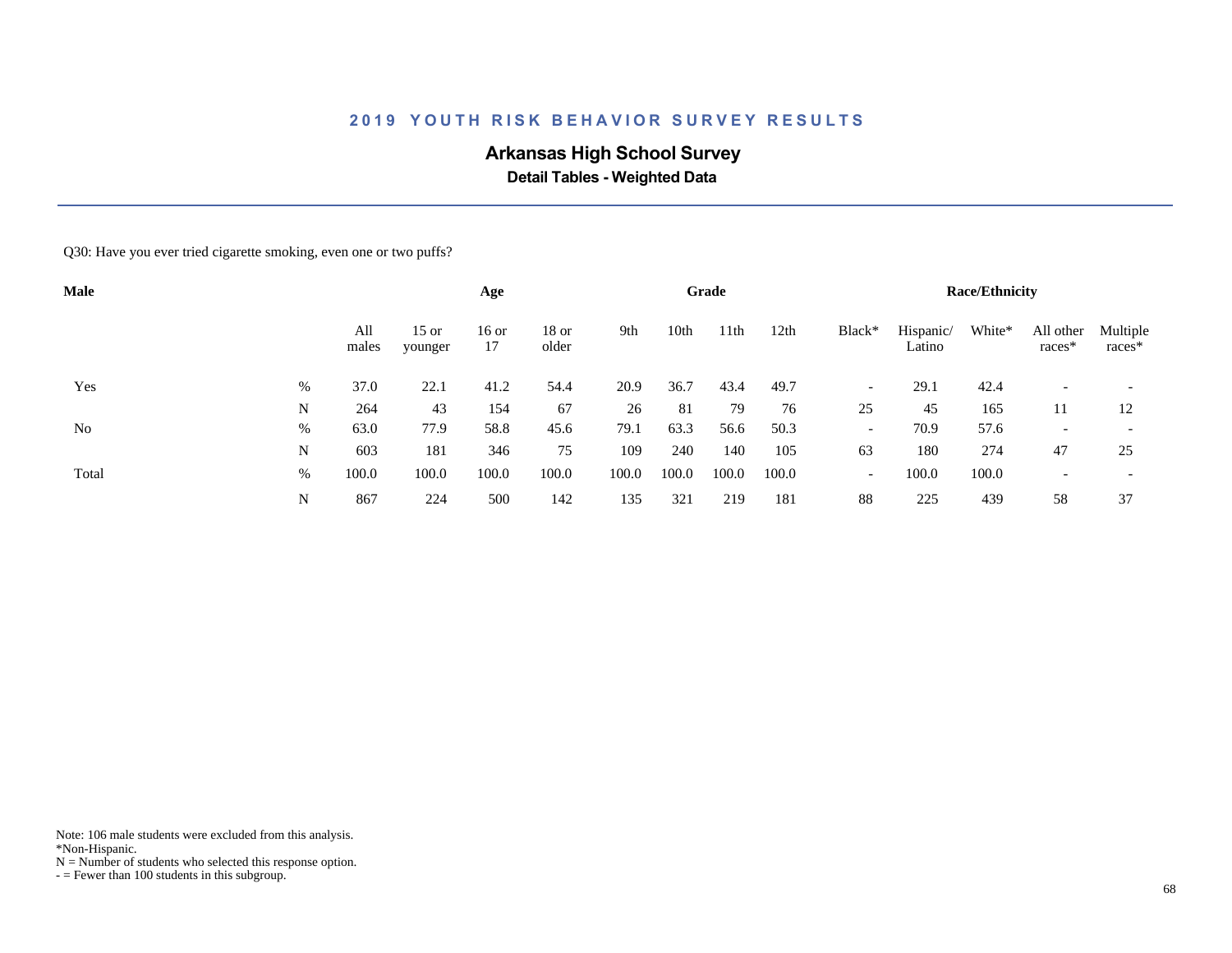## 2019 YOUTH RISK BEHAVIOR SURVEY RESULTS

### Arkansas High School Survey

**Detail Tables - Weighted Data**

Q30: Have you ever tried cigarette smoking, even one or two puffs?

| Male | | All males | Age: 15 or younger | Age: 16 or 17 | Age: 18 or older | Grade: 9th | Grade: 10th | Grade: 11th | Grade: 12th | Race/Ethnicity: Black* | Race/Ethnicity: Hispanic/ Latino | Race/Ethnicity: White* | Race/Ethnicity: All other races* | Race/Ethnicity: Multiple races* |
|---|---|---|---|---|---|---|---|---|---|---|---|---|---|---|
| Yes | % | 37.0 | 22.1 | 41.2 | 54.4 | 20.9 | 36.7 | 43.4 | 49.7 | - | 29.1 | 42.4 | - | - |
| | N | 264 | 43 | 154 | 67 | 26 | 81 | 79 | 76 | 25 | 45 | 165 | 11 | 12 |
| No | % | 63.0 | 77.9 | 58.8 | 45.6 | 79.1 | 63.3 | 56.6 | 50.3 | - | 70.9 | 57.6 | - | - |
| | N | 603 | 181 | 346 | 75 | 109 | 240 | 140 | 105 | 63 | 180 | 274 | 47 | 25 |
| Total | % | 100.0 | 100.0 | 100.0 | 100.0 | 100.0 | 100.0 | 100.0 | 100.0 | - | 100.0 | 100.0 | - | - |
| | N | 867 | 224 | 500 | 142 | 135 | 321 | 219 | 181 | 88 | 225 | 439 | 58 | 37 |

Note: 106 male students were excluded from this analysis.
*Non-Hispanic.
N = Number of students who selected this response option.
- = Fewer than 100 students in this subgroup.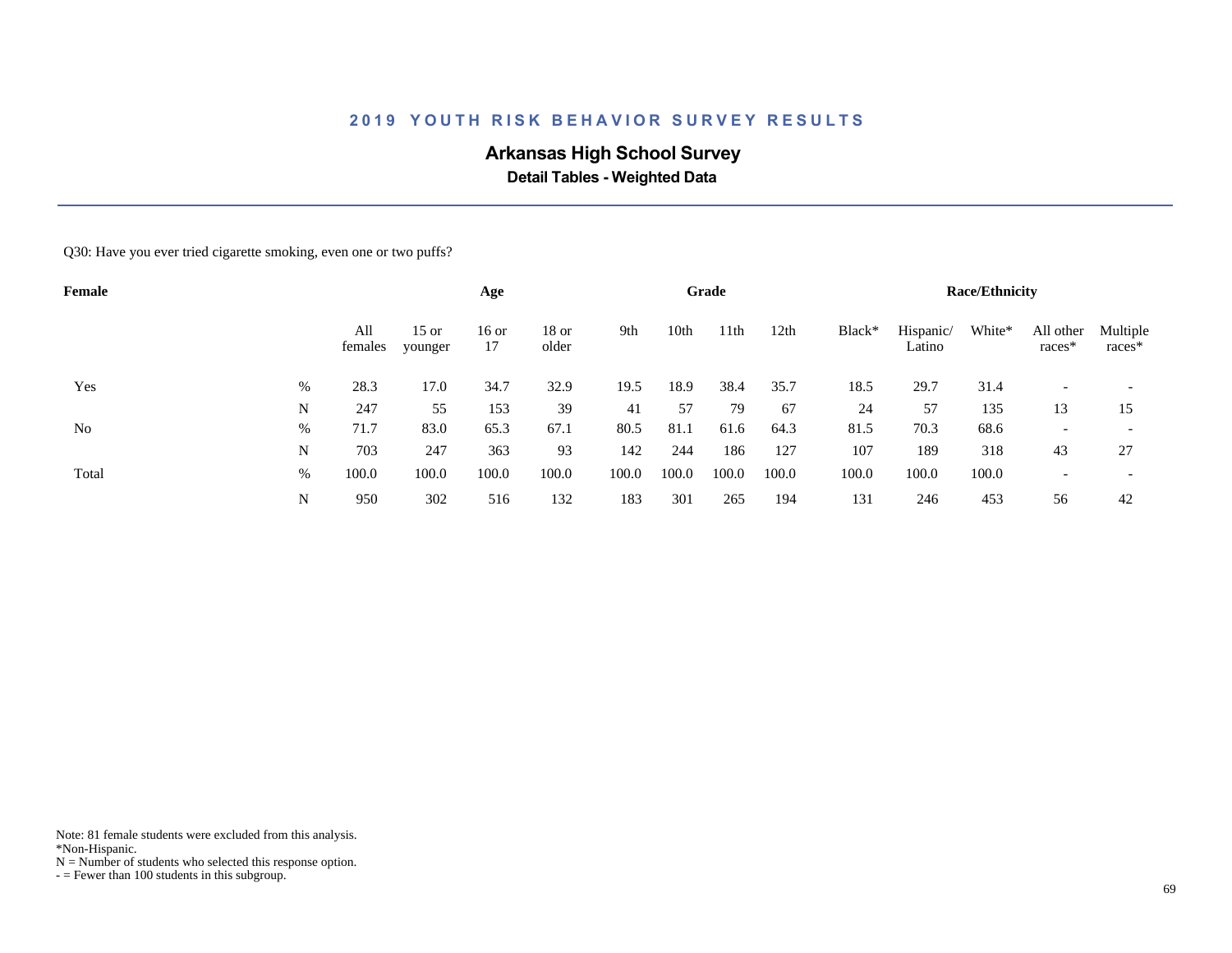## 2019 YOUTH RISK BEHAVIOR SURVEY RESULTS

### Arkansas High School Survey

**Detail Tables - Weighted Data**

Q30: Have you ever tried cigarette smoking, even one or two puffs?

| Female | | Age | | | | Grade | | | | Race/Ethnicity | | | | |
|---|---|---|---|---|---|---|---|---|---|---|---|---|---|---|
| | | All females | 15 or younger | 16 or 17 | 18 or older | 9th | 10th | 11th | 12th | Black* | Hispanic/ Latino | White* | All other races* | Multiple races* |
| Yes | % | 28.3 | 17.0 | 34.7 | 32.9 | 19.5 | 18.9 | 38.4 | 35.7 | 18.5 | 29.7 | 31.4 | - | - |
| | N | 247 | 55 | 153 | 39 | 41 | 57 | 79 | 67 | 24 | 57 | 135 | 13 | 15 |
| No | % | 71.7 | 83.0 | 65.3 | 67.1 | 80.5 | 81.1 | 61.6 | 64.3 | 81.5 | 70.3 | 68.6 | - | - |
| | N | 703 | 247 | 363 | 93 | 142 | 244 | 186 | 127 | 107 | 189 | 318 | 43 | 27 |
| Total | % | 100.0 | 100.0 | 100.0 | 100.0 | 100.0 | 100.0 | 100.0 | 100.0 | 100.0 | 100.0 | 100.0 | - | - |
| | N | 950 | 302 | 516 | 132 | 183 | 301 | 265 | 194 | 131 | 246 | 453 | 56 | 42 |

Note: 81 female students were excluded from this analysis.
*Non-Hispanic.
N = Number of students who selected this response option.
- = Fewer than 100 students in this subgroup.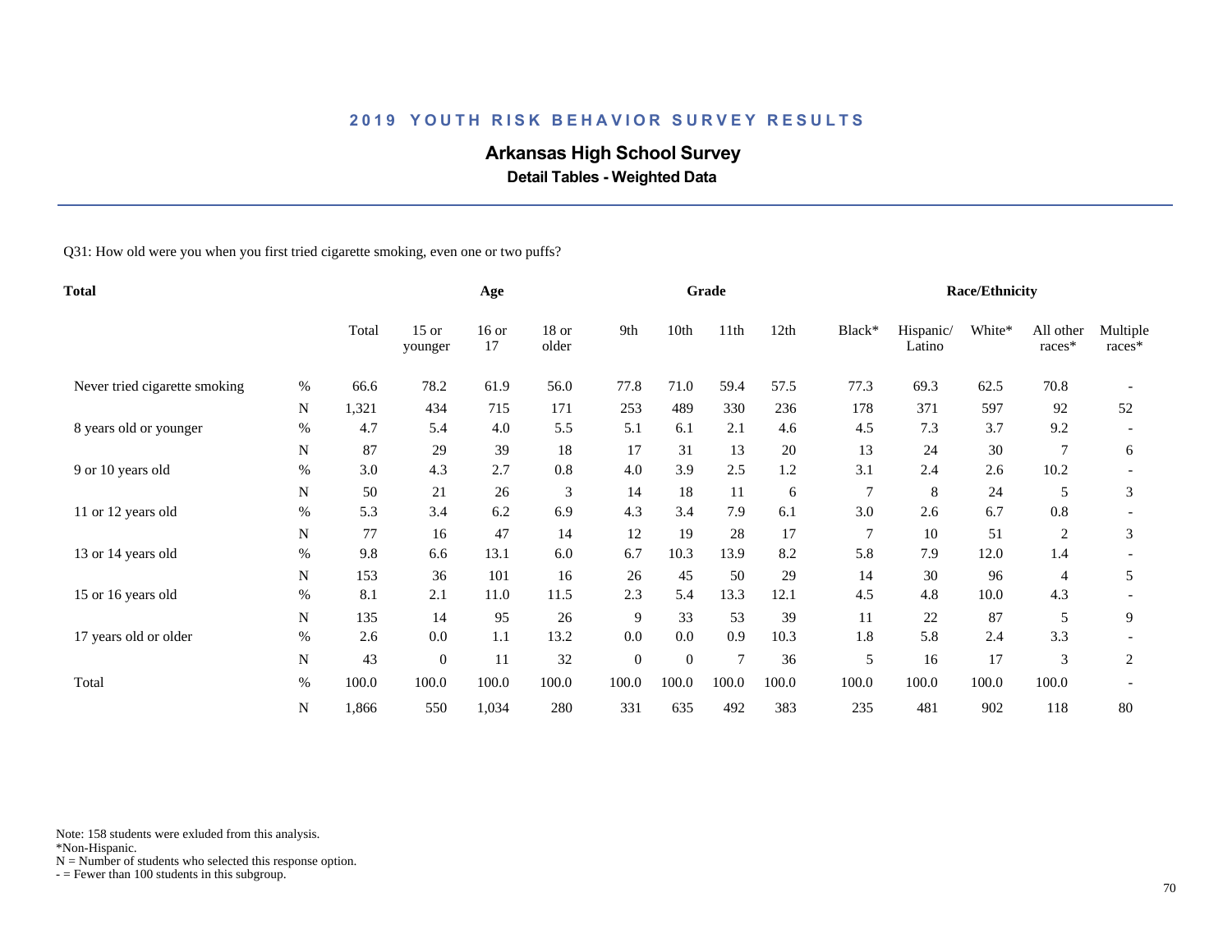## 2019 YOUTH RISK BEHAVIOR SURVEY RESULTS

# Arkansas High School Survey

### Detail Tables - Weighted Data

Q31: How old were you when you first tried cigarette smoking, even one or two puffs?

| Total | | | Age | | | Grade | | | | Race/Ethnicity | | | | |
|---|---|---|---|---|---|---|---|---|---|---|---|---|---|---|
| | | Total | 15 or younger | 16 or 17 | 18 or older | 9th | 10th | 11th | 12th | Black* | Hispanic/ Latino | White* | All other races* | Multiple races* |
| Never tried cigarette smoking | % | 66.6 | 78.2 | 61.9 | 56.0 | 77.8 | 71.0 | 59.4 | 57.5 | 77.3 | 69.3 | 62.5 | 70.8 | - |
| | N | 1,321 | 434 | 715 | 171 | 253 | 489 | 330 | 236 | 178 | 371 | 597 | 92 | 52 |
| 8 years old or younger | % | 4.7 | 5.4 | 4.0 | 5.5 | 5.1 | 6.1 | 2.1 | 4.6 | 4.5 | 7.3 | 3.7 | 9.2 | - |
| | N | 87 | 29 | 39 | 18 | 17 | 31 | 13 | 20 | 13 | 24 | 30 | 7 | 6 |
| 9 or 10 years old | % | 3.0 | 4.3 | 2.7 | 0.8 | 4.0 | 3.9 | 2.5 | 1.2 | 3.1 | 2.4 | 2.6 | 10.2 | - |
| | N | 50 | 21 | 26 | 3 | 14 | 18 | 11 | 6 | 7 | 8 | 24 | 5 | 3 |
| 11 or 12 years old | % | 5.3 | 3.4 | 6.2 | 6.9 | 4.3 | 3.4 | 7.9 | 6.1 | 3.0 | 2.6 | 6.7 | 0.8 | - |
| | N | 77 | 16 | 47 | 14 | 12 | 19 | 28 | 17 | 7 | 10 | 51 | 2 | 3 |
| 13 or 14 years old | % | 9.8 | 6.6 | 13.1 | 6.0 | 6.7 | 10.3 | 13.9 | 8.2 | 5.8 | 7.9 | 12.0 | 1.4 | - |
| | N | 153 | 36 | 101 | 16 | 26 | 45 | 50 | 29 | 14 | 30 | 96 | 4 | 5 |
| 15 or 16 years old | % | 8.1 | 2.1 | 11.0 | 11.5 | 2.3 | 5.4 | 13.3 | 12.1 | 4.5 | 4.8 | 10.0 | 4.3 | - |
| | N | 135 | 14 | 95 | 26 | 9 | 33 | 53 | 39 | 11 | 22 | 87 | 5 | 9 |
| 17 years old or older | % | 2.6 | 0.0 | 1.1 | 13.2 | 0.0 | 0.0 | 0.9 | 10.3 | 1.8 | 5.8 | 2.4 | 3.3 | - |
| | N | 43 | 0 | 11 | 32 | 0 | 0 | 7 | 36 | 5 | 16 | 17 | 3 | 2 |
| Total | % | 100.0 | 100.0 | 100.0 | 100.0 | 100.0 | 100.0 | 100.0 | 100.0 | 100.0 | 100.0 | 100.0 | 100.0 | - |
| | N | 1,866 | 550 | 1,034 | 280 | 331 | 635 | 492 | 383 | 235 | 481 | 902 | 118 | 80 |

Note: 158 students were exluded from this analysis.
*Non-Hispanic.
N = Number of students who selected this response option.
- = Fewer than 100 students in this subgroup.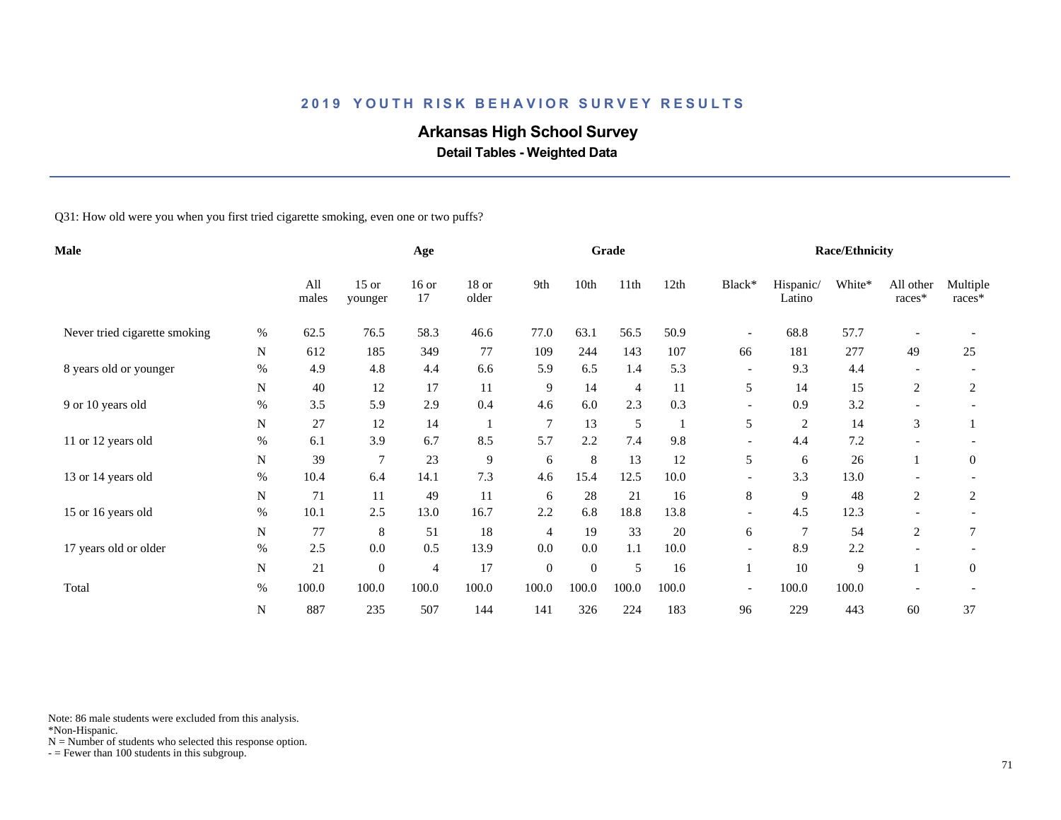## 2019 YOUTH RISK BEHAVIOR SURVEY RESULTS

# Arkansas High School Survey

### Detail Tables - Weighted Data

Q31: How old were you when you first tried cigarette smoking, even one or two puffs?

| Male | | Age | | | | Grade | | | | Race/Ethnicity | | | | |
|---|---|---|---|---|---|---|---|---|---|---|---|---|---|---|
| | | All males | 15 or younger | 16 or 17 | 18 or older | 9th | 10th | 11th | 12th | Black* | Hispanic/ Latino | White* | All other races* | Multiple races* |
| Never tried cigarette smoking | % | 62.5 | 76.5 | 58.3 | 46.6 | 77.0 | 63.1 | 56.5 | 50.9 | - | 68.8 | 57.7 | - | - |
| | N | 612 | 185 | 349 | 77 | 109 | 244 | 143 | 107 | 66 | 181 | 277 | 49 | 25 |
| 8 years old or younger | % | 4.9 | 4.8 | 4.4 | 6.6 | 5.9 | 6.5 | 1.4 | 5.3 | - | 9.3 | 4.4 | - | - |
| | N | 40 | 12 | 17 | 11 | 9 | 14 | 4 | 11 | 5 | 14 | 15 | 2 | 2 |
| 9 or 10 years old | % | 3.5 | 5.9 | 2.9 | 0.4 | 4.6 | 6.0 | 2.3 | 0.3 | - | 0.9 | 3.2 | - | - |
| | N | 27 | 12 | 14 | 1 | 7 | 13 | 5 | 1 | 5 | 2 | 14 | 3 | 1 |
| 11 or 12 years old | % | 6.1 | 3.9 | 6.7 | 8.5 | 5.7 | 2.2 | 7.4 | 9.8 | - | 4.4 | 7.2 | - | - |
| | N | 39 | 7 | 23 | 9 | 6 | 8 | 13 | 12 | 5 | 6 | 26 | 1 | 0 |
| 13 or 14 years old | % | 10.4 | 6.4 | 14.1 | 7.3 | 4.6 | 15.4 | 12.5 | 10.0 | - | 3.3 | 13.0 | - | - |
| | N | 71 | 11 | 49 | 11 | 6 | 28 | 21 | 16 | 8 | 9 | 48 | 2 | 2 |
| 15 or 16 years old | % | 10.1 | 2.5 | 13.0 | 16.7 | 2.2 | 6.8 | 18.8 | 13.8 | - | 4.5 | 12.3 | - | - |
| | N | 77 | 8 | 51 | 18 | 4 | 19 | 33 | 20 | 6 | 7 | 54 | 2 | 7 |
| 17 years old or older | % | 2.5 | 0.0 | 0.5 | 13.9 | 0.0 | 0.0 | 1.1 | 10.0 | - | 8.9 | 2.2 | - | - |
| | N | 21 | 0 | 4 | 17 | 0 | 0 | 5 | 16 | 1 | 10 | 9 | 1 | 0 |
| Total | % | 100.0 | 100.0 | 100.0 | 100.0 | 100.0 | 100.0 | 100.0 | 100.0 | - | 100.0 | 100.0 | - | - |
| | N | 887 | 235 | 507 | 144 | 141 | 326 | 224 | 183 | 96 | 229 | 443 | 60 | 37 |

Note: 86 male students were excluded from this analysis.
*Non-Hispanic.
N = Number of students who selected this response option.
- = Fewer than 100 students in this subgroup.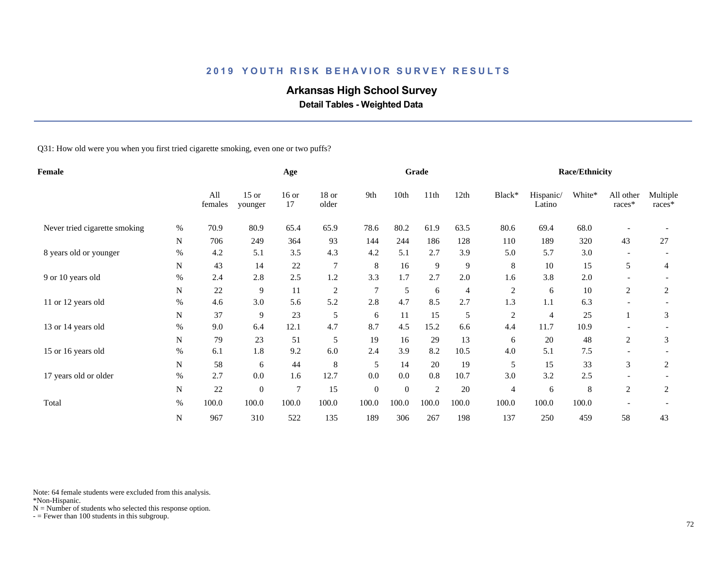## 2019 YOUTH RISK BEHAVIOR SURVEY RESULTS

# Arkansas High School Survey

### Detail Tables - Weighted Data

Q31: How old were you when you first tried cigarette smoking, even one or two puffs?

| Female | | Age | | | | Grade | | | | Race/Ethnicity | | | | |
|---|---|---|---|---|---|---|---|---|---|---|---|---|---|---|
| | | All females | 15 or younger | 16 or 17 | 18 or older | 9th | 10th | 11th | 12th | Black* | Hispanic/ Latino | White* | All other races* | Multiple races* |
| Never tried cigarette smoking | % | 70.9 | 80.9 | 65.4 | 65.9 | 78.6 | 80.2 | 61.9 | 63.5 | 80.6 | 69.4 | 68.0 | - | - |
| | N | 706 | 249 | 364 | 93 | 144 | 244 | 186 | 128 | 110 | 189 | 320 | 43 | 27 |
| 8 years old or younger | % | 4.2 | 5.1 | 3.5 | 4.3 | 4.2 | 5.1 | 2.7 | 3.9 | 5.0 | 5.7 | 3.0 | - | - |
| | N | 43 | 14 | 22 | 7 | 8 | 16 | 9 | 9 | 8 | 10 | 15 | 5 | 4 |
| 9 or 10 years old | % | 2.4 | 2.8 | 2.5 | 1.2 | 3.3 | 1.7 | 2.7 | 2.0 | 1.6 | 3.8 | 2.0 | - | - |
| | N | 22 | 9 | 11 | 2 | 7 | 5 | 6 | 4 | 2 | 6 | 10 | 2 | 2 |
| 11 or 12 years old | % | 4.6 | 3.0 | 5.6 | 5.2 | 2.8 | 4.7 | 8.5 | 2.7 | 1.3 | 1.1 | 6.3 | - | - |
| | N | 37 | 9 | 23 | 5 | 6 | 11 | 15 | 5 | 2 | 4 | 25 | 1 | 3 |
| 13 or 14 years old | % | 9.0 | 6.4 | 12.1 | 4.7 | 8.7 | 4.5 | 15.2 | 6.6 | 4.4 | 11.7 | 10.9 | - | - |
| | N | 79 | 23 | 51 | 5 | 19 | 16 | 29 | 13 | 6 | 20 | 48 | 2 | 3 |
| 15 or 16 years old | % | 6.1 | 1.8 | 9.2 | 6.0 | 2.4 | 3.9 | 8.2 | 10.5 | 4.0 | 5.1 | 7.5 | - | - |
| | N | 58 | 6 | 44 | 8 | 5 | 14 | 20 | 19 | 5 | 15 | 33 | 3 | 2 |
| 17 years old or older | % | 2.7 | 0.0 | 1.6 | 12.7 | 0.0 | 0.0 | 0.8 | 10.7 | 3.0 | 3.2 | 2.5 | - | - |
| | N | 22 | 0 | 7 | 15 | 0 | 0 | 2 | 20 | 4 | 6 | 8 | 2 | 2 |
| Total | % | 100.0 | 100.0 | 100.0 | 100.0 | 100.0 | 100.0 | 100.0 | 100.0 | 100.0 | 100.0 | 100.0 | - | - |
| | N | 967 | 310 | 522 | 135 | 189 | 306 | 267 | 198 | 137 | 250 | 459 | 58 | 43 |

Note: 64 female students were excluded from this analysis.
*Non-Hispanic.
N = Number of students who selected this response option.
- = Fewer than 100 students in this subgroup.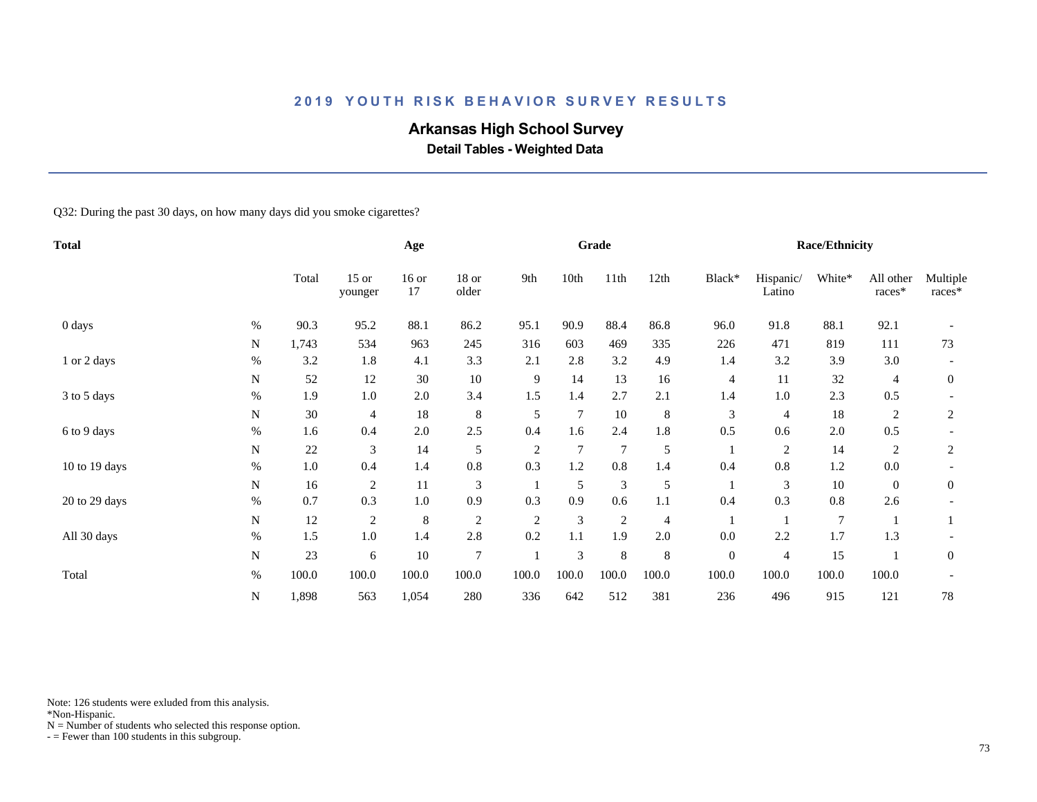## 2019 YOUTH RISK BEHAVIOR SURVEY RESULTS

# Arkansas High School Survey

### Detail Tables - Weighted Data

Q32: During the past 30 days, on how many days did you smoke cigarettes?

| Total | | | Age | | | Grade | | | | Race/Ethnicity | | | | |
|---|---|---|---|---|---|---|---|---|---|---|---|---|---|---|
| | | Total | 15 or younger | 16 or 17 | 18 or older | 9th | 10th | 11th | 12th | Black* | Hispanic/ Latino | White* | All other races* | Multiple races* |
| 0 days | % | 90.3 | 95.2 | 88.1 | 86.2 | 95.1 | 90.9 | 88.4 | 86.8 | 96.0 | 91.8 | 88.1 | 92.1 | - |
| | N | 1,743 | 534 | 963 | 245 | 316 | 603 | 469 | 335 | 226 | 471 | 819 | 111 | 73 |
| 1 or 2 days | % | 3.2 | 1.8 | 4.1 | 3.3 | 2.1 | 2.8 | 3.2 | 4.9 | 1.4 | 3.2 | 3.9 | 3.0 | - |
| | N | 52 | 12 | 30 | 10 | 9 | 14 | 13 | 16 | 4 | 11 | 32 | 4 | 0 |
| 3 to 5 days | % | 1.9 | 1.0 | 2.0 | 3.4 | 1.5 | 1.4 | 2.7 | 2.1 | 1.4 | 1.0 | 2.3 | 0.5 | - |
| | N | 30 | 4 | 18 | 8 | 5 | 7 | 10 | 8 | 3 | 4 | 18 | 2 | 2 |
| 6 to 9 days | % | 1.6 | 0.4 | 2.0 | 2.5 | 0.4 | 1.6 | 2.4 | 1.8 | 0.5 | 0.6 | 2.0 | 0.5 | - |
| | N | 22 | 3 | 14 | 5 | 2 | 7 | 7 | 5 | 1 | 2 | 14 | 2 | 2 |
| 10 to 19 days | % | 1.0 | 0.4 | 1.4 | 0.8 | 0.3 | 1.2 | 0.8 | 1.4 | 0.4 | 0.8 | 1.2 | 0.0 | - |
| | N | 16 | 2 | 11 | 3 | 1 | 5 | 3 | 5 | 1 | 3 | 10 | 0 | 0 |
| 20 to 29 days | % | 0.7 | 0.3 | 1.0 | 0.9 | 0.3 | 0.9 | 0.6 | 1.1 | 0.4 | 0.3 | 0.8 | 2.6 | - |
| | N | 12 | 2 | 8 | 2 | 2 | 3 | 2 | 4 | 1 | 1 | 7 | 1 | 1 |
| All 30 days | % | 1.5 | 1.0 | 1.4 | 2.8 | 0.2 | 1.1 | 1.9 | 2.0 | 0.0 | 2.2 | 1.7 | 1.3 | - |
| | N | 23 | 6 | 10 | 7 | 1 | 3 | 8 | 8 | 0 | 4 | 15 | 1 | 0 |
| Total | % | 100.0 | 100.0 | 100.0 | 100.0 | 100.0 | 100.0 | 100.0 | 100.0 | 100.0 | 100.0 | 100.0 | 100.0 | - |
| | N | 1,898 | 563 | 1,054 | 280 | 336 | 642 | 512 | 381 | 236 | 496 | 915 | 121 | 78 |

Note: 126 students were exluded from this analysis.
*Non-Hispanic.
N = Number of students who selected this response option.
- = Fewer than 100 students in this subgroup.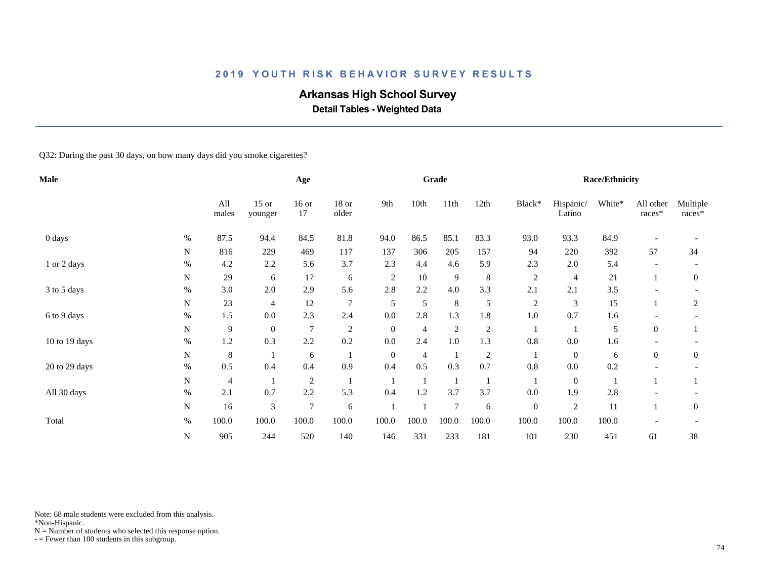## 2019 YOUTH RISK BEHAVIOR SURVEY RESULTS

# Arkansas High School Survey

### Detail Tables - Weighted Data

Q32: During the past 30 days, on how many days did you smoke cigarettes?

| Male | | Age | | | | Grade | | | | Race/Ethnicity | | | | |
|---|---|---|---|---|---|---|---|---|---|---|---|---|---|---|
| | | All males | 15 or younger | 16 or 17 | 18 or older | 9th | 10th | 11th | 12th | Black* | Hispanic/ Latino | White* | All other races* | Multiple races* |
| 0 days | % | 87.5 | 94.4 | 84.5 | 81.8 | 94.0 | 86.5 | 85.1 | 83.3 | 93.0 | 93.3 | 84.9 | - | - |
| | N | 816 | 229 | 469 | 117 | 137 | 306 | 205 | 157 | 94 | 220 | 392 | 57 | 34 |
| 1 or 2 days | % | 4.2 | 2.2 | 5.6 | 3.7 | 2.3 | 4.4 | 4.6 | 5.9 | 2.3 | 2.0 | 5.4 | - | - |
| | N | 29 | 6 | 17 | 6 | 2 | 10 | 9 | 8 | 2 | 4 | 21 | 1 | 0 |
| 3 to 5 days | % | 3.0 | 2.0 | 2.9 | 5.6 | 2.8 | 2.2 | 4.0 | 3.3 | 2.1 | 2.1 | 3.5 | - | - |
| | N | 23 | 4 | 12 | 7 | 5 | 5 | 8 | 5 | 2 | 3 | 15 | 1 | 2 |
| 6 to 9 days | % | 1.5 | 0.0 | 2.3 | 2.4 | 0.0 | 2.8 | 1.3 | 1.8 | 1.0 | 0.7 | 1.6 | - | - |
| | N | 9 | 0 | 7 | 2 | 0 | 4 | 2 | 2 | 1 | 1 | 5 | 0 | 1 |
| 10 to 19 days | % | 1.2 | 0.3 | 2.2 | 0.2 | 0.0 | 2.4 | 1.0 | 1.3 | 0.8 | 0.0 | 1.6 | - | - |
| | N | 8 | 1 | 6 | 1 | 0 | 4 | 1 | 2 | 1 | 0 | 6 | 0 | 0 |
| 20 to 29 days | % | 0.5 | 0.4 | 0.4 | 0.9 | 0.4 | 0.5 | 0.3 | 0.7 | 0.8 | 0.0 | 0.2 | - | - |
| | N | 4 | 1 | 2 | 1 | 1 | 1 | 1 | 1 | 1 | 0 | 1 | 1 | 1 |
| All 30 days | % | 2.1 | 0.7 | 2.2 | 5.3 | 0.4 | 1.2 | 3.7 | 3.7 | 0.0 | 1.9 | 2.8 | - | - |
| | N | 16 | 3 | 7 | 6 | 1 | 1 | 7 | 6 | 0 | 2 | 11 | 1 | 0 |
| Total | % | 100.0 | 100.0 | 100.0 | 100.0 | 100.0 | 100.0 | 100.0 | 100.0 | 100.0 | 100.0 | 100.0 | - | - |
| | N | 905 | 244 | 520 | 140 | 146 | 331 | 233 | 181 | 101 | 230 | 451 | 61 | 38 |

Note: 68 male students were excluded from this analysis.
*Non-Hispanic.
N = Number of students who selected this response option.
- = Fewer than 100 students in this subgroup.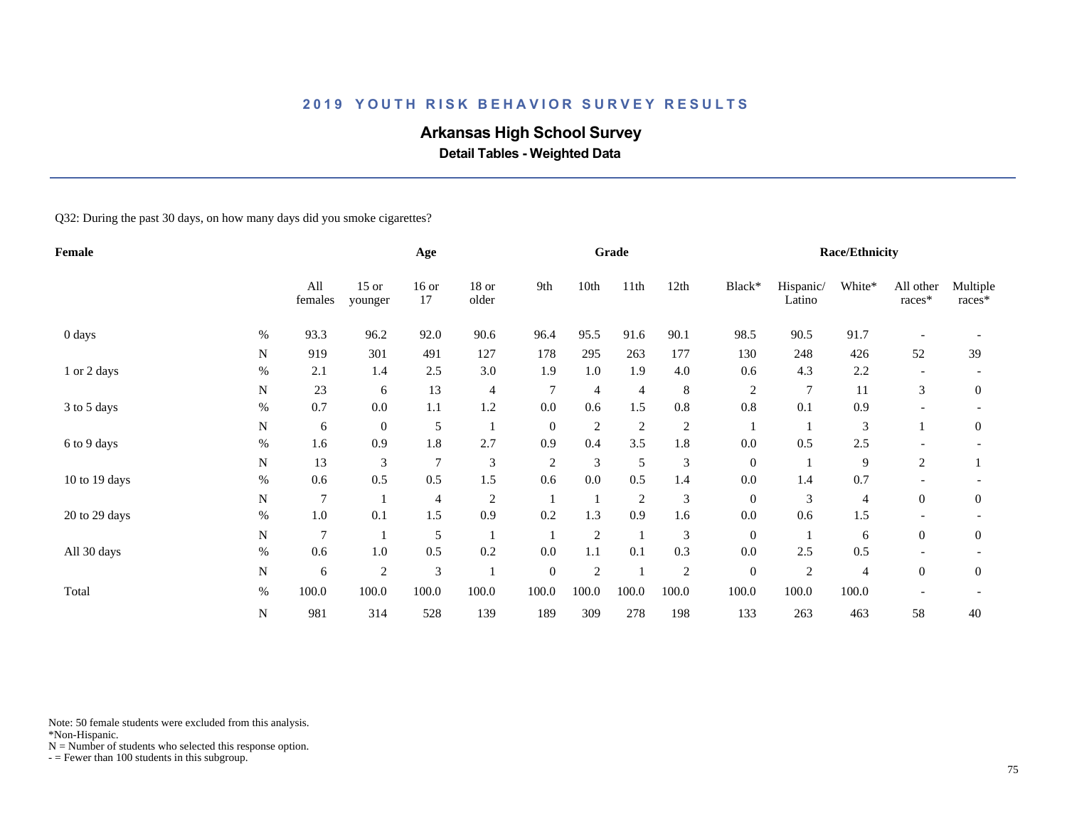# 2019 YOUTH RISK BEHAVIOR SURVEY RESULTS

## Arkansas High School Survey

### Detail Tables - Weighted Data

Q32: During the past 30 days, on how many days did you smoke cigarettes?

| Female | | Age | | | | Grade | | | | Race/Ethnicity | | | | |
|---|---|---|---|---|---|---|---|---|---|---|---|---|---|---|
| | | All females | 15 or younger | 16 or 17 | 18 or older | 9th | 10th | 11th | 12th | Black* | Hispanic/ Latino | White* | All other races* | Multiple races* |
| 0 days | % | 93.3 | 96.2 | 92.0 | 90.6 | 96.4 | 95.5 | 91.6 | 90.1 | 98.5 | 90.5 | 91.7 | - | - |
| | N | 919 | 301 | 491 | 127 | 178 | 295 | 263 | 177 | 130 | 248 | 426 | 52 | 39 |
| 1 or 2 days | % | 2.1 | 1.4 | 2.5 | 3.0 | 1.9 | 1.0 | 1.9 | 4.0 | 0.6 | 4.3 | 2.2 | - | - |
| | N | 23 | 6 | 13 | 4 | 7 | 4 | 4 | 8 | 2 | 7 | 11 | 3 | 0 |
| 3 to 5 days | % | 0.7 | 0.0 | 1.1 | 1.2 | 0.0 | 0.6 | 1.5 | 0.8 | 0.8 | 0.1 | 0.9 | - | - |
| | N | 6 | 0 | 5 | 1 | 0 | 2 | 2 | 2 | 1 | 1 | 3 | 1 | 0 |
| 6 to 9 days | % | 1.6 | 0.9 | 1.8 | 2.7 | 0.9 | 0.4 | 3.5 | 1.8 | 0.0 | 0.5 | 2.5 | - | - |
| | N | 13 | 3 | 7 | 3 | 2 | 3 | 5 | 3 | 0 | 1 | 9 | 2 | 1 |
| 10 to 19 days | % | 0.6 | 0.5 | 0.5 | 1.5 | 0.6 | 0.0 | 0.5 | 1.4 | 0.0 | 1.4 | 0.7 | - | - |
| | N | 7 | 1 | 4 | 2 | 1 | 1 | 2 | 3 | 0 | 3 | 4 | 0 | 0 |
| 20 to 29 days | % | 1.0 | 0.1 | 1.5 | 0.9 | 0.2 | 1.3 | 0.9 | 1.6 | 0.0 | 0.6 | 1.5 | - | - |
| | N | 7 | 1 | 5 | 1 | 1 | 2 | 1 | 3 | 0 | 1 | 6 | 0 | 0 |
| All 30 days | % | 0.6 | 1.0 | 0.5 | 0.2 | 0.0 | 1.1 | 0.1 | 0.3 | 0.0 | 2.5 | 0.5 | - | - |
| | N | 6 | 2 | 3 | 1 | 0 | 2 | 1 | 2 | 0 | 2 | 4 | 0 | 0 |
| Total | % | 100.0 | 100.0 | 100.0 | 100.0 | 100.0 | 100.0 | 100.0 | 100.0 | 100.0 | 100.0 | 100.0 | - | - |
| | N | 981 | 314 | 528 | 139 | 189 | 309 | 278 | 198 | 133 | 263 | 463 | 58 | 40 |

Note: 50 female students were excluded from this analysis.
*Non-Hispanic.
N = Number of students who selected this response option.
- = Fewer than 100 students in this subgroup.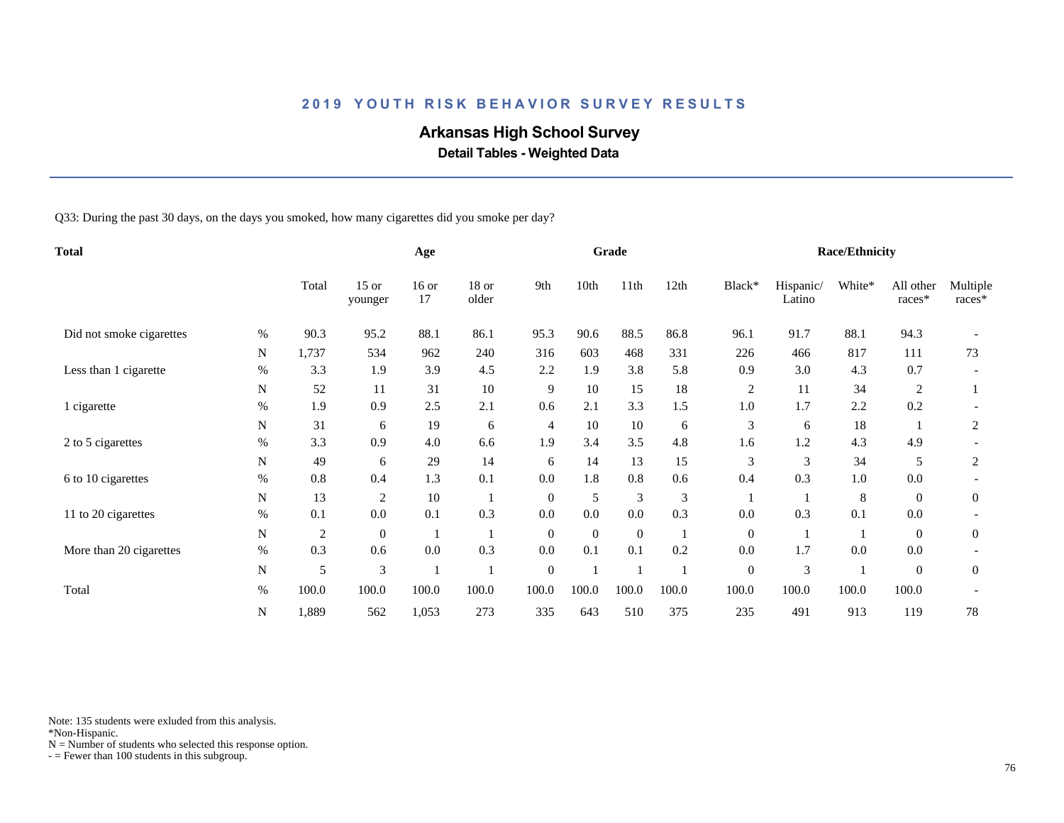## 2019 YOUTH RISK BEHAVIOR SURVEY RESULTS

### Arkansas High School Survey

**Detail Tables - Weighted Data**

Q33: During the past 30 days, on the days you smoked, how many cigarettes did you smoke per day?

| Total | | Total | Age | | | Grade | | | | Race/Ethnicity | | | | |
|---|---|---|---|---|---|---|---|---|---|---|---|---|---|---|
| | | Total | 15 or younger | 16 or 17 | 18 or older | 9th | 10th | 11th | 12th | Black* | Hispanic/ Latino | White* | All other races* | Multiple races* |
| Did not smoke cigarettes | % | 90.3 | 95.2 | 88.1 | 86.1 | 95.3 | 90.6 | 88.5 | 86.8 | 96.1 | 91.7 | 88.1 | 94.3 | - |
| | N | 1,737 | 534 | 962 | 240 | 316 | 603 | 468 | 331 | 226 | 466 | 817 | 111 | 73 |
| Less than 1 cigarette | % | 3.3 | 1.9 | 3.9 | 4.5 | 2.2 | 1.9 | 3.8 | 5.8 | 0.9 | 3.0 | 4.3 | 0.7 | - |
| | N | 52 | 11 | 31 | 10 | 9 | 10 | 15 | 18 | 2 | 11 | 34 | 2 | 1 |
| 1 cigarette | % | 1.9 | 0.9 | 2.5 | 2.1 | 0.6 | 2.1 | 3.3 | 1.5 | 1.0 | 1.7 | 2.2 | 0.2 | - |
| | N | 31 | 6 | 19 | 6 | 4 | 10 | 10 | 6 | 3 | 6 | 18 | 1 | 2 |
| 2 to 5 cigarettes | % | 3.3 | 0.9 | 4.0 | 6.6 | 1.9 | 3.4 | 3.5 | 4.8 | 1.6 | 1.2 | 4.3 | 4.9 | - |
| | N | 49 | 6 | 29 | 14 | 6 | 14 | 13 | 15 | 3 | 3 | 34 | 5 | 2 |
| 6 to 10 cigarettes | % | 0.8 | 0.4 | 1.3 | 0.1 | 0.0 | 1.8 | 0.8 | 0.6 | 0.4 | 0.3 | 1.0 | 0.0 | - |
| | N | 13 | 2 | 10 | 1 | 0 | 5 | 3 | 3 | 1 | 1 | 8 | 0 | 0 |
| 11 to 20 cigarettes | % | 0.1 | 0.0 | 0.1 | 0.3 | 0.0 | 0.0 | 0.0 | 0.3 | 0.0 | 0.3 | 0.1 | 0.0 | - |
| | N | 2 | 0 | 1 | 1 | 0 | 0 | 0 | 1 | 0 | 1 | 1 | 0 | 0 |
| More than 20 cigarettes | % | 0.3 | 0.6 | 0.0 | 0.3 | 0.0 | 0.1 | 0.1 | 0.2 | 0.0 | 1.7 | 0.0 | 0.0 | - |
| | N | 5 | 3 | 1 | 1 | 0 | 1 | 1 | 1 | 0 | 3 | 1 | 0 | 0 |
| Total | % | 100.0 | 100.0 | 100.0 | 100.0 | 100.0 | 100.0 | 100.0 | 100.0 | 100.0 | 100.0 | 100.0 | 100.0 | - |
| | N | 1,889 | 562 | 1,053 | 273 | 335 | 643 | 510 | 375 | 235 | 491 | 913 | 119 | 78 |

Note: 135 students were exluded from this analysis.
*Non-Hispanic.
N = Number of students who selected this response option.
- = Fewer than 100 students in this subgroup.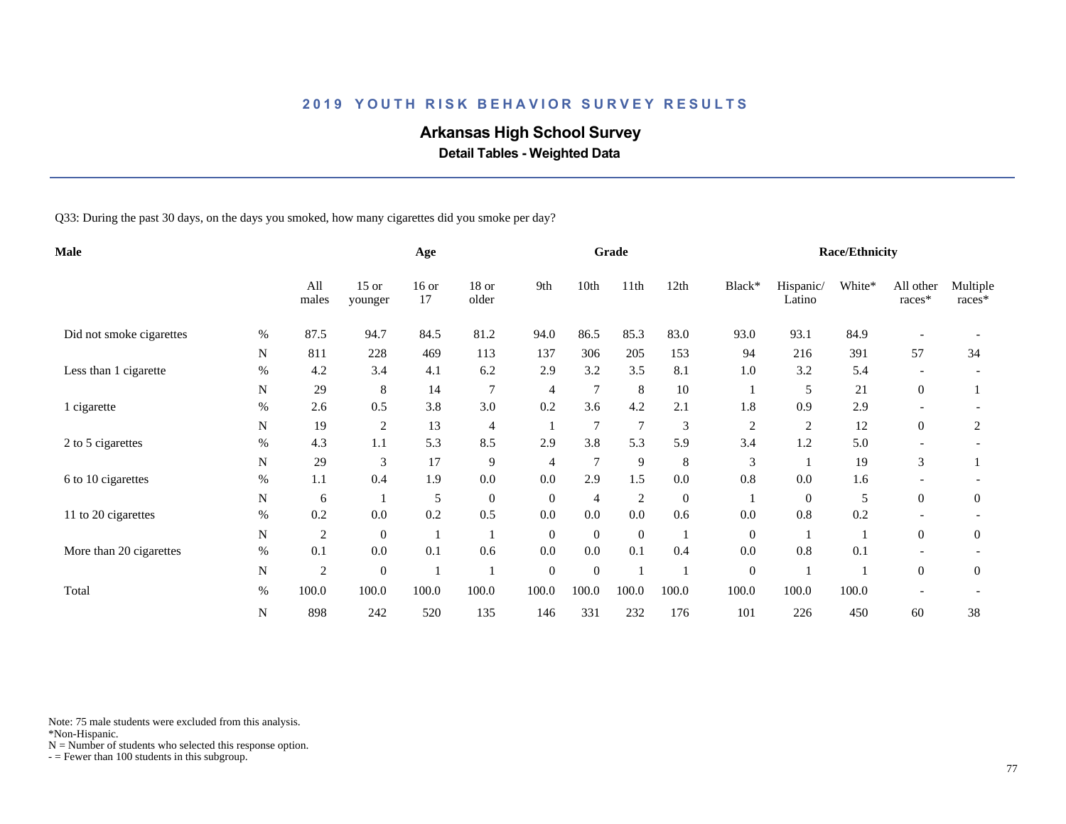# 2019 YOUTH RISK BEHAVIOR SURVEY RESULTS

## Arkansas High School Survey

### Detail Tables - Weighted Data

Q33: During the past 30 days, on the days you smoked, how many cigarettes did you smoke per day?

| Male | | Age | | | | Grade | | | | Race/Ethnicity | | | | |
|---|---|---|---|---|---|---|---|---|---|---|---|---|---|---|
| | | All males | 15 or younger | 16 or 17 | 18 or older | 9th | 10th | 11th | 12th | Black* | Hispanic/ Latino | White* | All other races* | Multiple races* |
| Did not smoke cigarettes | % | 87.5 | 94.7 | 84.5 | 81.2 | 94.0 | 86.5 | 85.3 | 83.0 | 93.0 | 93.1 | 84.9 | - | - |
| | N | 811 | 228 | 469 | 113 | 137 | 306 | 205 | 153 | 94 | 216 | 391 | 57 | 34 |
| Less than 1 cigarette | % | 4.2 | 3.4 | 4.1 | 6.2 | 2.9 | 3.2 | 3.5 | 8.1 | 1.0 | 3.2 | 5.4 | - | - |
| | N | 29 | 8 | 14 | 7 | 4 | 7 | 8 | 10 | 1 | 5 | 21 | 0 | 1 |
| 1 cigarette | % | 2.6 | 0.5 | 3.8 | 3.0 | 0.2 | 3.6 | 4.2 | 2.1 | 1.8 | 0.9 | 2.9 | - | - |
| | N | 19 | 2 | 13 | 4 | 1 | 7 | 7 | 3 | 2 | 2 | 12 | 0 | 2 |
| 2 to 5 cigarettes | % | 4.3 | 1.1 | 5.3 | 8.5 | 2.9 | 3.8 | 5.3 | 5.9 | 3.4 | 1.2 | 5.0 | - | - |
| | N | 29 | 3 | 17 | 9 | 4 | 7 | 9 | 8 | 3 | 1 | 19 | 3 | 1 |
| 6 to 10 cigarettes | % | 1.1 | 0.4 | 1.9 | 0.0 | 0.0 | 2.9 | 1.5 | 0.0 | 0.8 | 0.0 | 1.6 | - | - |
| | N | 6 | 1 | 5 | 0 | 0 | 4 | 2 | 0 | 1 | 0 | 5 | 0 | 0 |
| 11 to 20 cigarettes | % | 0.2 | 0.0 | 0.2 | 0.5 | 0.0 | 0.0 | 0.0 | 0.6 | 0.0 | 0.8 | 0.2 | - | - |
| | N | 2 | 0 | 1 | 1 | 0 | 0 | 0 | 1 | 0 | 1 | 1 | 0 | 0 |
| More than 20 cigarettes | % | 0.1 | 0.0 | 0.1 | 0.6 | 0.0 | 0.0 | 0.1 | 0.4 | 0.0 | 0.8 | 0.1 | - | - |
| | N | 2 | 0 | 1 | 1 | 0 | 0 | 1 | 1 | 0 | 1 | 1 | 0 | 0 |
| Total | % | 100.0 | 100.0 | 100.0 | 100.0 | 100.0 | 100.0 | 100.0 | 100.0 | 100.0 | 100.0 | 100.0 | - | - |
| | N | 898 | 242 | 520 | 135 | 146 | 331 | 232 | 176 | 101 | 226 | 450 | 60 | 38 |

Note: 75 male students were excluded from this analysis.
*Non-Hispanic.
N = Number of students who selected this response option.
- = Fewer than 100 students in this subgroup.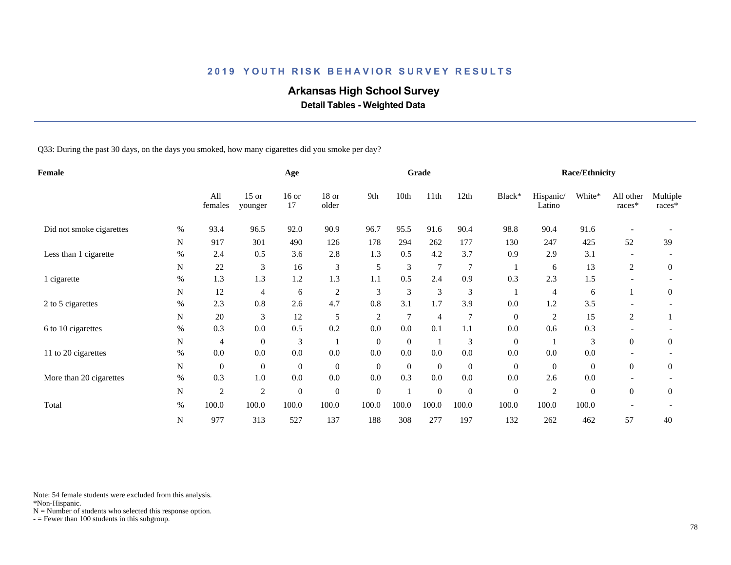## 2019 YOUTH RISK BEHAVIOR SURVEY RESULTS

# Arkansas High School Survey

### Detail Tables - Weighted Data

Q33: During the past 30 days, on the days you smoked, how many cigarettes did you smoke per day?

| Female | | Age | | | | Grade | | | | Race/Ethnicity | | | | |
|---|---|---|---|---|---|---|---|---|---|---|---|---|---|---|
| | | All females | 15 or younger | 16 or 17 | 18 or older | 9th | 10th | 11th | 12th | Black* | Hispanic/ Latino | White* | All other races* | Multiple races* |
| Did not smoke cigarettes | % | 93.4 | 96.5 | 92.0 | 90.9 | 96.7 | 95.5 | 91.6 | 90.4 | 98.8 | 90.4 | 91.6 | - | - |
| | N | 917 | 301 | 490 | 126 | 178 | 294 | 262 | 177 | 130 | 247 | 425 | 52 | 39 |
| Less than 1 cigarette | % | 2.4 | 0.5 | 3.6 | 2.8 | 1.3 | 0.5 | 4.2 | 3.7 | 0.9 | 2.9 | 3.1 | - | - |
| | N | 22 | 3 | 16 | 3 | 5 | 3 | 7 | 7 | 1 | 6 | 13 | 2 | 0 |
| 1 cigarette | % | 1.3 | 1.3 | 1.2 | 1.3 | 1.1 | 0.5 | 2.4 | 0.9 | 0.3 | 2.3 | 1.5 | - | - |
| | N | 12 | 4 | 6 | 2 | 3 | 3 | 3 | 3 | 1 | 4 | 6 | 1 | 0 |
| 2 to 5 cigarettes | % | 2.3 | 0.8 | 2.6 | 4.7 | 0.8 | 3.1 | 1.7 | 3.9 | 0.0 | 1.2 | 3.5 | - | - |
| | N | 20 | 3 | 12 | 5 | 2 | 7 | 4 | 7 | 0 | 2 | 15 | 2 | 1 |
| 6 to 10 cigarettes | % | 0.3 | 0.0 | 0.5 | 0.2 | 0.0 | 0.0 | 0.1 | 1.1 | 0.0 | 0.6 | 0.3 | - | - |
| | N | 4 | 0 | 3 | 1 | 0 | 0 | 1 | 3 | 0 | 1 | 3 | 0 | 0 |
| 11 to 20 cigarettes | % | 0.0 | 0.0 | 0.0 | 0.0 | 0.0 | 0.0 | 0.0 | 0.0 | 0.0 | 0.0 | 0.0 | - | - |
| | N | 0 | 0 | 0 | 0 | 0 | 0 | 0 | 0 | 0 | 0 | 0 | 0 | 0 |
| More than 20 cigarettes | % | 0.3 | 1.0 | 0.0 | 0.0 | 0.0 | 0.3 | 0.0 | 0.0 | 0.0 | 2.6 | 0.0 | - | - |
| | N | 2 | 2 | 0 | 0 | 0 | 1 | 0 | 0 | 0 | 2 | 0 | 0 | 0 |
| Total | % | 100.0 | 100.0 | 100.0 | 100.0 | 100.0 | 100.0 | 100.0 | 100.0 | 100.0 | 100.0 | 100.0 | - | - |
| | N | 977 | 313 | 527 | 137 | 188 | 308 | 277 | 197 | 132 | 262 | 462 | 57 | 40 |

Note: 54 female students were excluded from this analysis.
*Non-Hispanic.
N = Number of students who selected this response option.
- = Fewer than 100 students in this subgroup.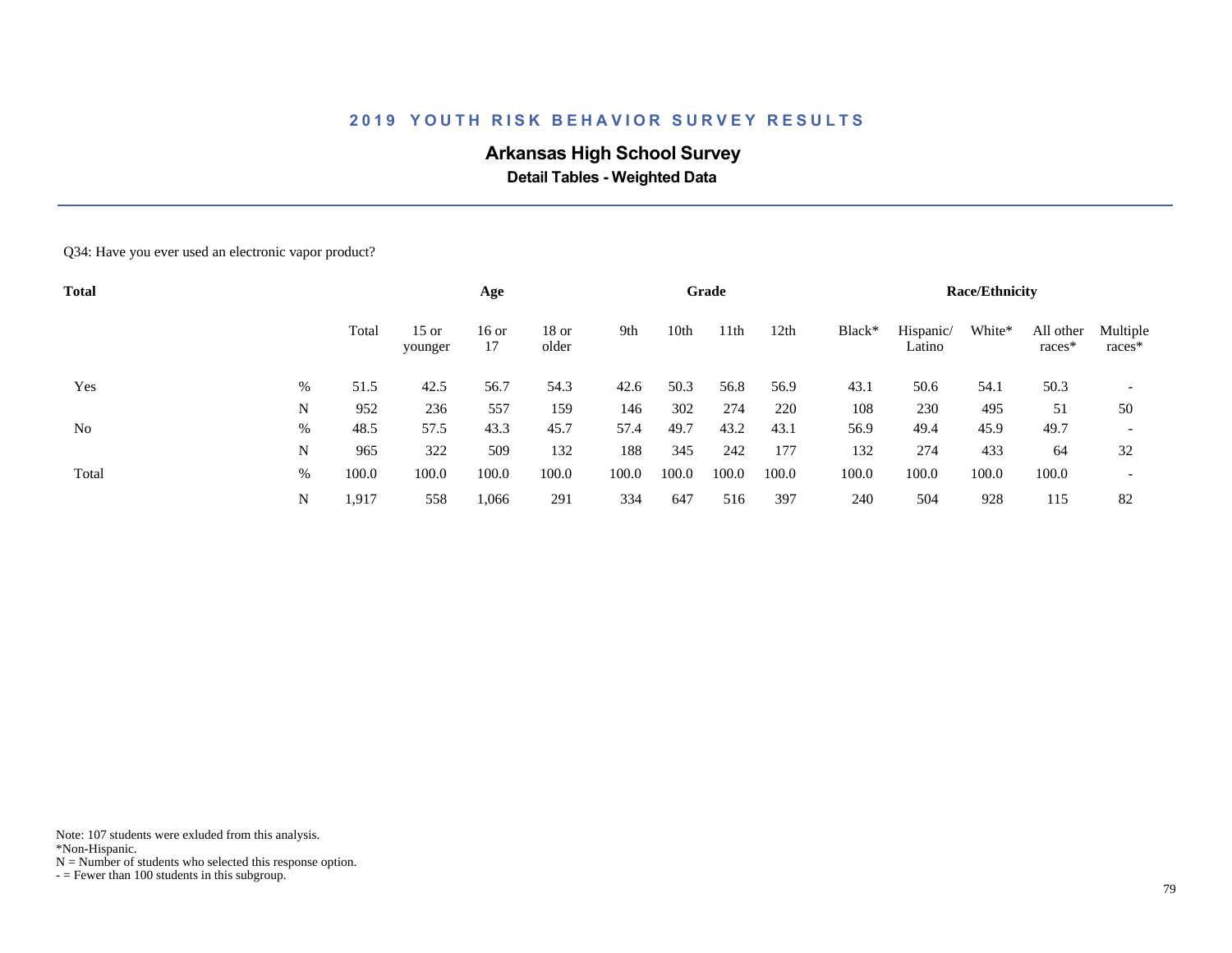## 2019 YOUTH RISK BEHAVIOR SURVEY RESULTS

### Arkansas High School Survey

**Detail Tables - Weighted Data**

Q34: Have you ever used an electronic vapor product?

| Total | | | Age | | | Grade | | | | Race/Ethnicity | | | | |
|---|---|---|---|---|---|---|---|---|---|---|---|---|---|---|
| | | Total | 15 or younger | 16 or 17 | 18 or older | 9th | 10th | 11th | 12th | Black* | Hispanic/ Latino | White* | All other races* | Multiple races* |
| Yes | % | 51.5 | 42.5 | 56.7 | 54.3 | 42.6 | 50.3 | 56.8 | 56.9 | 43.1 | 50.6 | 54.1 | 50.3 | - |
| | N | 952 | 236 | 557 | 159 | 146 | 302 | 274 | 220 | 108 | 230 | 495 | 51 | 50 |
| No | % | 48.5 | 57.5 | 43.3 | 45.7 | 57.4 | 49.7 | 43.2 | 43.1 | 56.9 | 49.4 | 45.9 | 49.7 | - |
| | N | 965 | 322 | 509 | 132 | 188 | 345 | 242 | 177 | 132 | 274 | 433 | 64 | 32 |
| Total | % | 100.0 | 100.0 | 100.0 | 100.0 | 100.0 | 100.0 | 100.0 | 100.0 | 100.0 | 100.0 | 100.0 | 100.0 | - |
| | N | 1,917 | 558 | 1,066 | 291 | 334 | 647 | 516 | 397 | 240 | 504 | 928 | 115 | 82 |

Note: 107 students were exluded from this analysis.
*Non-Hispanic.
N = Number of students who selected this response option.
- = Fewer than 100 students in this subgroup.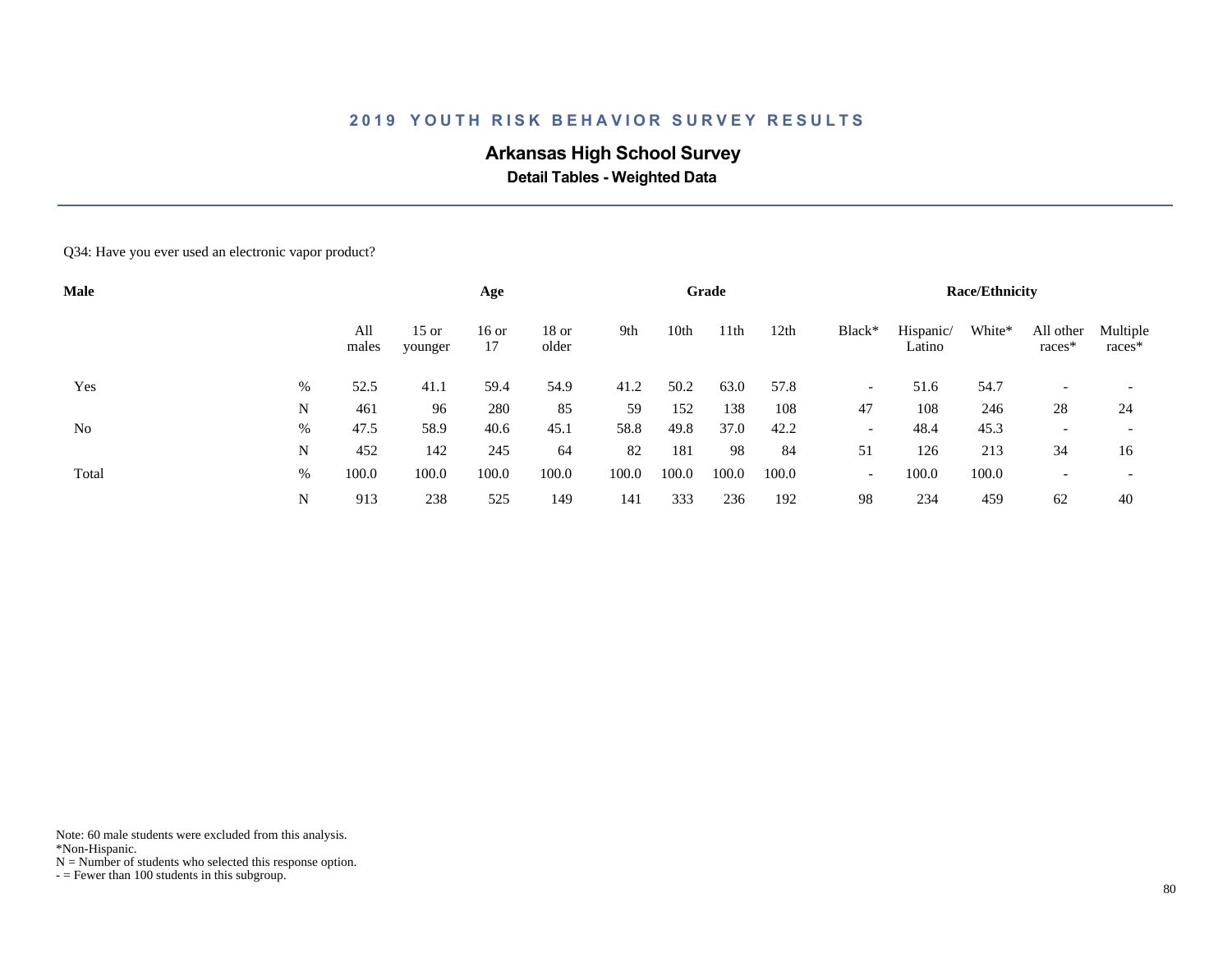## 2019 YOUTH RISK BEHAVIOR SURVEY RESULTS

### Arkansas High School Survey

**Detail Tables - Weighted Data**

Q34: Have you ever used an electronic vapor product?

| Male | | Age | | | | Grade | | | | Race/Ethnicity | | | | |
|---|---|---|---|---|---|---|---|---|---|---|---|---|---|---|
| | | All males | 15 or younger | 16 or 17 | 18 or older | 9th | 10th | 11th | 12th | Black* | Hispanic/ Latino | White* | All other races* | Multiple races* |
| Yes | % | 52.5 | 41.1 | 59.4 | 54.9 | 41.2 | 50.2 | 63.0 | 57.8 | - | 51.6 | 54.7 | - | - |
| | N | 461 | 96 | 280 | 85 | 59 | 152 | 138 | 108 | 47 | 108 | 246 | 28 | 24 |
| No | % | 47.5 | 58.9 | 40.6 | 45.1 | 58.8 | 49.8 | 37.0 | 42.2 | - | 48.4 | 45.3 | - | - |
| | N | 452 | 142 | 245 | 64 | 82 | 181 | 98 | 84 | 51 | 126 | 213 | 34 | 16 |
| Total | % | 100.0 | 100.0 | 100.0 | 100.0 | 100.0 | 100.0 | 100.0 | 100.0 | - | 100.0 | 100.0 | - | - |
| | N | 913 | 238 | 525 | 149 | 141 | 333 | 236 | 192 | 98 | 234 | 459 | 62 | 40 |

Note: 60 male students were excluded from this analysis.
*Non-Hispanic.
N = Number of students who selected this response option.
- = Fewer than 100 students in this subgroup.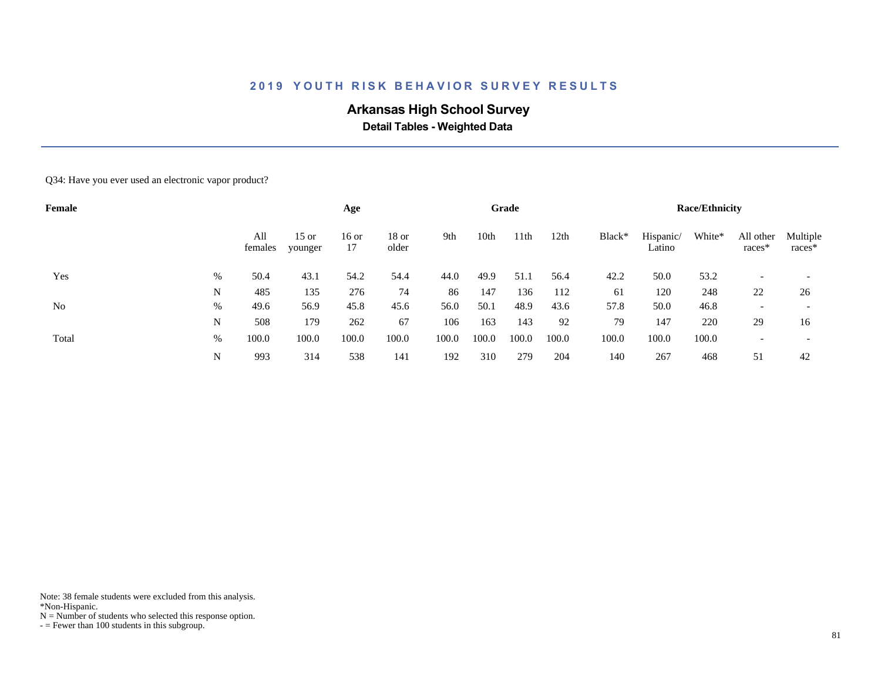## 2019 YOUTH RISK BEHAVIOR SURVEY RESULTS

### Arkansas High School Survey

**Detail Tables - Weighted Data**

Q34: Have you ever used an electronic vapor product?

| Female | | Age | | | | Grade | | | | Race/Ethnicity | | | | |
|---|---|---|---|---|---|---|---|---|---|---|---|---|---|---|
| | | All females | 15 or younger | 16 or 17 | 18 or older | 9th | 10th | 11th | 12th | Black* | Hispanic/ Latino | White* | All other races* | Multiple races* |
| Yes | % | 50.4 | 43.1 | 54.2 | 54.4 | 44.0 | 49.9 | 51.1 | 56.4 | 42.2 | 50.0 | 53.2 | - | - |
| | N | 485 | 135 | 276 | 74 | 86 | 147 | 136 | 112 | 61 | 120 | 248 | 22 | 26 |
| No | % | 49.6 | 56.9 | 45.8 | 45.6 | 56.0 | 50.1 | 48.9 | 43.6 | 57.8 | 50.0 | 46.8 | - | - |
| | N | 508 | 179 | 262 | 67 | 106 | 163 | 143 | 92 | 79 | 147 | 220 | 29 | 16 |
| Total | % | 100.0 | 100.0 | 100.0 | 100.0 | 100.0 | 100.0 | 100.0 | 100.0 | 100.0 | 100.0 | 100.0 | - | - |
| | N | 993 | 314 | 538 | 141 | 192 | 310 | 279 | 204 | 140 | 267 | 468 | 51 | 42 |

Note: 38 female students were excluded from this analysis.
*Non-Hispanic.
N = Number of students who selected this response option.
- = Fewer than 100 students in this subgroup.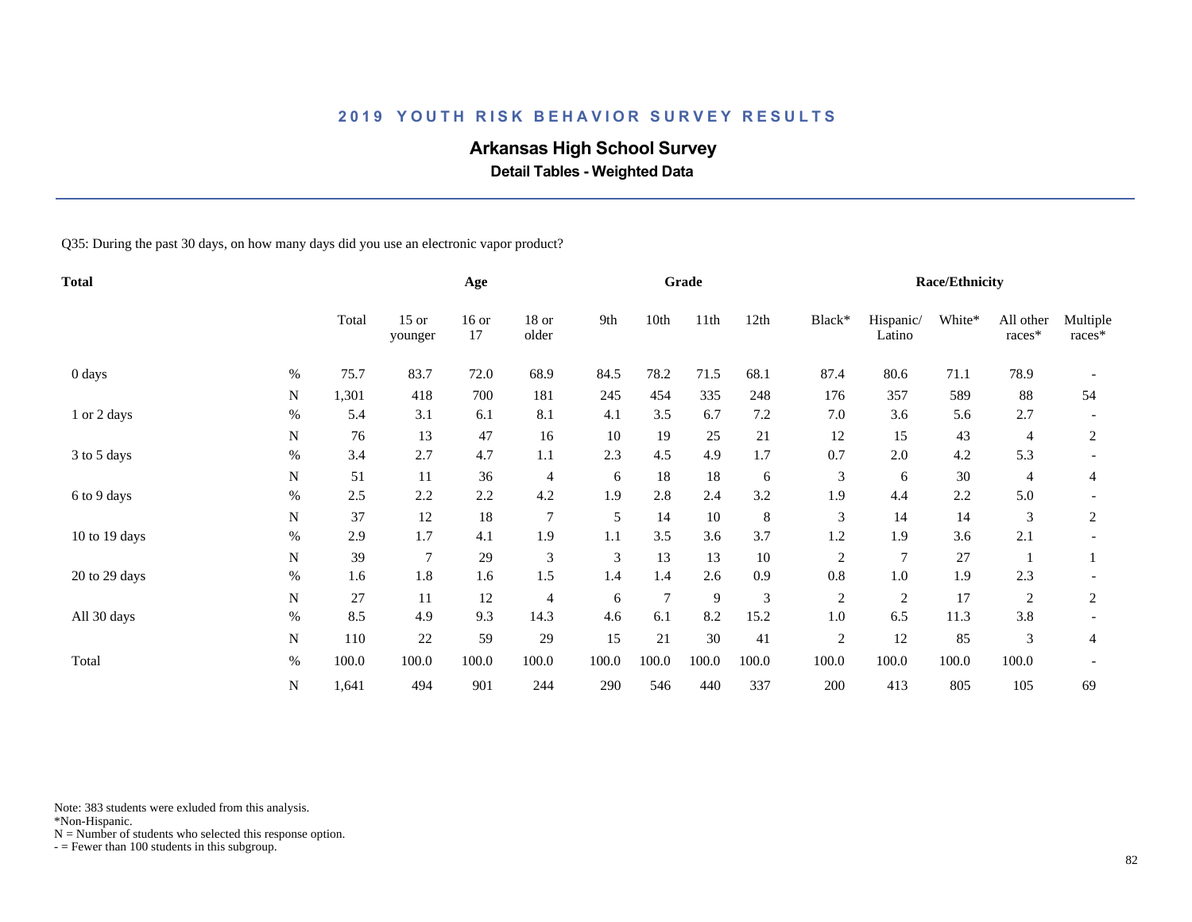## 2019 YOUTH RISK BEHAVIOR SURVEY RESULTS

# Arkansas High School Survey

### Detail Tables - Weighted Data

Q35: During the past 30 days, on how many days did you use an electronic vapor product?

| Total | | Total | Age | | | Grade | | | | Race/Ethnicity | | | | |
|---|---|---|---|---|---|---|---|---|---|---|---|---|---|---|
| | | Total | 15 or younger | 16 or 17 | 18 or older | 9th | 10th | 11th | 12th | Black* | Hispanic/ Latino | White* | All other races* | Multiple races* |
| 0 days | % | 75.7 | 83.7 | 72.0 | 68.9 | 84.5 | 78.2 | 71.5 | 68.1 | 87.4 | 80.6 | 71.1 | 78.9 | - |
| | N | 1,301 | 418 | 700 | 181 | 245 | 454 | 335 | 248 | 176 | 357 | 589 | 88 | 54 |
| 1 or 2 days | % | 5.4 | 3.1 | 6.1 | 8.1 | 4.1 | 3.5 | 6.7 | 7.2 | 7.0 | 3.6 | 5.6 | 2.7 | - |
| | N | 76 | 13 | 47 | 16 | 10 | 19 | 25 | 21 | 12 | 15 | 43 | 4 | 2 |
| 3 to 5 days | % | 3.4 | 2.7 | 4.7 | 1.1 | 2.3 | 4.5 | 4.9 | 1.7 | 0.7 | 2.0 | 4.2 | 5.3 | - |
| | N | 51 | 11 | 36 | 4 | 6 | 18 | 18 | 6 | 3 | 6 | 30 | 4 | 4 |
| 6 to 9 days | % | 2.5 | 2.2 | 2.2 | 4.2 | 1.9 | 2.8 | 2.4 | 3.2 | 1.9 | 4.4 | 2.2 | 5.0 | - |
| | N | 37 | 12 | 18 | 7 | 5 | 14 | 10 | 8 | 3 | 14 | 14 | 3 | 2 |
| 10 to 19 days | % | 2.9 | 1.7 | 4.1 | 1.9 | 1.1 | 3.5 | 3.6 | 3.7 | 1.2 | 1.9 | 3.6 | 2.1 | - |
| | N | 39 | 7 | 29 | 3 | 3 | 13 | 13 | 10 | 2 | 7 | 27 | 1 | 1 |
| 20 to 29 days | % | 1.6 | 1.8 | 1.6 | 1.5 | 1.4 | 1.4 | 2.6 | 0.9 | 0.8 | 1.0 | 1.9 | 2.3 | - |
| | N | 27 | 11 | 12 | 4 | 6 | 7 | 9 | 3 | 2 | 2 | 17 | 2 | 2 |
| All 30 days | % | 8.5 | 4.9 | 9.3 | 14.3 | 4.6 | 6.1 | 8.2 | 15.2 | 1.0 | 6.5 | 11.3 | 3.8 | - |
| | N | 110 | 22 | 59 | 29 | 15 | 21 | 30 | 41 | 2 | 12 | 85 | 3 | 4 |
| Total | % | 100.0 | 100.0 | 100.0 | 100.0 | 100.0 | 100.0 | 100.0 | 100.0 | 100.0 | 100.0 | 100.0 | 100.0 | - |
| | N | 1,641 | 494 | 901 | 244 | 290 | 546 | 440 | 337 | 200 | 413 | 805 | 105 | 69 |

Note: 383 students were exluded from this analysis.
*Non-Hispanic.
N = Number of students who selected this response option.
- = Fewer than 100 students in this subgroup.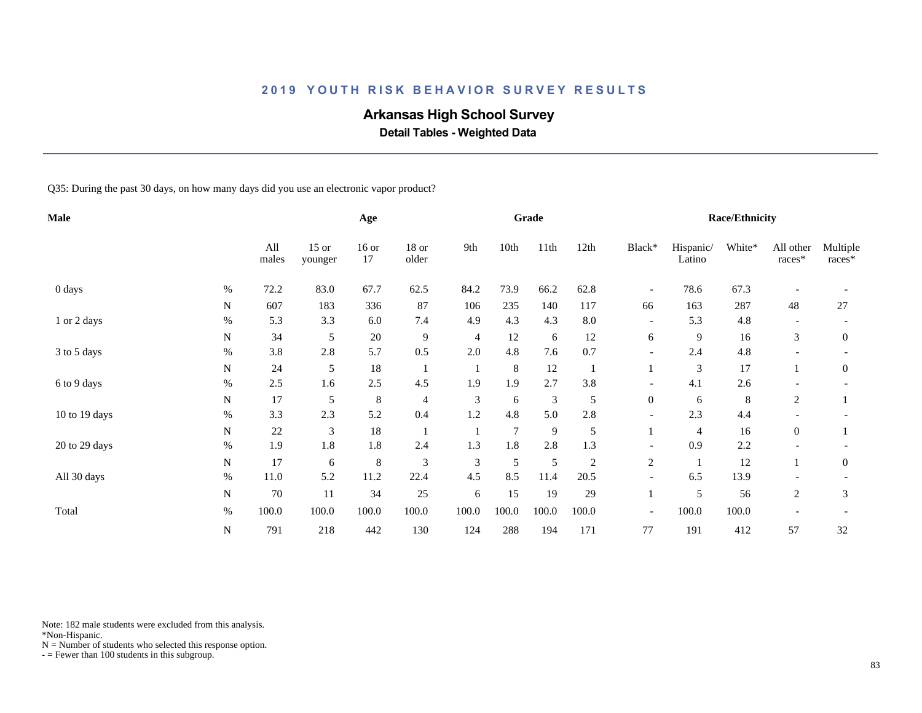## 2019 YOUTH RISK BEHAVIOR SURVEY RESULTS

# Arkansas High School Survey

### Detail Tables - Weighted Data

Q35: During the past 30 days, on how many days did you use an electronic vapor product?

| Male | | Age | | | | Grade | | | | Race/Ethnicity | | | | |
|---|---|---|---|---|---|---|---|---|---|---|---|---|---|---|
| | | All males | 15 or younger | 16 or 17 | 18 or older | 9th | 10th | 11th | 12th | Black* | Hispanic/ Latino | White* | All other races* | Multiple races* |
| 0 days | % | 72.2 | 83.0 | 67.7 | 62.5 | 84.2 | 73.9 | 66.2 | 62.8 | - | 78.6 | 67.3 | - | - |
| | N | 607 | 183 | 336 | 87 | 106 | 235 | 140 | 117 | 66 | 163 | 287 | 48 | 27 |
| 1 or 2 days | % | 5.3 | 3.3 | 6.0 | 7.4 | 4.9 | 4.3 | 4.3 | 8.0 | - | 5.3 | 4.8 | - | - |
| | N | 34 | 5 | 20 | 9 | 4 | 12 | 6 | 12 | 6 | 9 | 16 | 3 | 0 |
| 3 to 5 days | % | 3.8 | 2.8 | 5.7 | 0.5 | 2.0 | 4.8 | 7.6 | 0.7 | - | 2.4 | 4.8 | - | - |
| | N | 24 | 5 | 18 | 1 | 1 | 8 | 12 | 1 | 1 | 3 | 17 | 1 | 0 |
| 6 to 9 days | % | 2.5 | 1.6 | 2.5 | 4.5 | 1.9 | 1.9 | 2.7 | 3.8 | - | 4.1 | 2.6 | - | - |
| | N | 17 | 5 | 8 | 4 | 3 | 6 | 3 | 5 | 0 | 6 | 8 | 2 | 1 |
| 10 to 19 days | % | 3.3 | 2.3 | 5.2 | 0.4 | 1.2 | 4.8 | 5.0 | 2.8 | - | 2.3 | 4.4 | - | - |
| | N | 22 | 3 | 18 | 1 | 1 | 7 | 9 | 5 | 1 | 4 | 16 | 0 | 1 |
| 20 to 29 days | % | 1.9 | 1.8 | 1.8 | 2.4 | 1.3 | 1.8 | 2.8 | 1.3 | - | 0.9 | 2.2 | - | - |
| | N | 17 | 6 | 8 | 3 | 3 | 5 | 5 | 2 | 2 | 1 | 12 | 1 | 0 |
| All 30 days | % | 11.0 | 5.2 | 11.2 | 22.4 | 4.5 | 8.5 | 11.4 | 20.5 | - | 6.5 | 13.9 | - | - |
| | N | 70 | 11 | 34 | 25 | 6 | 15 | 19 | 29 | 1 | 5 | 56 | 2 | 3 |
| Total | % | 100.0 | 100.0 | 100.0 | 100.0 | 100.0 | 100.0 | 100.0 | 100.0 | - | 100.0 | 100.0 | - | - |
| | N | 791 | 218 | 442 | 130 | 124 | 288 | 194 | 171 | 77 | 191 | 412 | 57 | 32 |

Note: 182 male students were excluded from this analysis.
*Non-Hispanic.
N = Number of students who selected this response option.
- = Fewer than 100 students in this subgroup.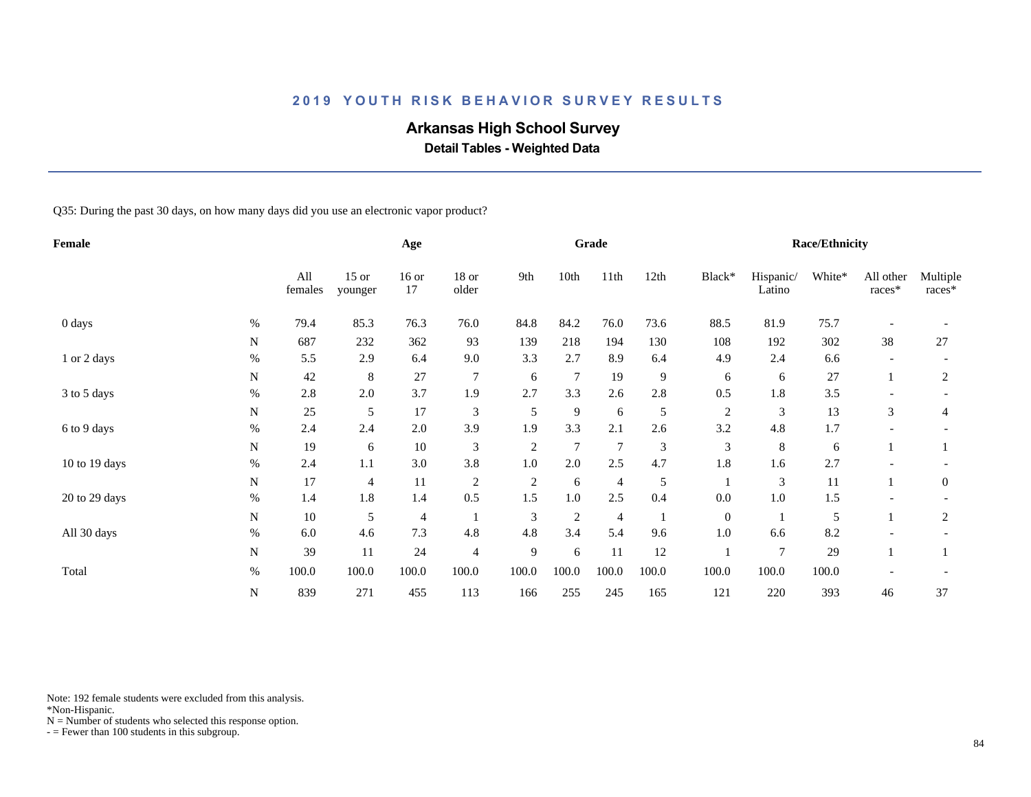## 2019 YOUTH RISK BEHAVIOR SURVEY RESULTS

### Arkansas High School Survey

**Detail Tables - Weighted Data**

Q35: During the past 30 days, on how many days did you use an electronic vapor product?

| Female | | Age | | | | Grade | | | | Race/Ethnicity | | | | |
|---|---|---|---|---|---|---|---|---|---|---|---|---|---|---|
| | | All females | 15 or younger | 16 or 17 | 18 or older | 9th | 10th | 11th | 12th | Black* | Hispanic/ Latino | White* | All other races* | Multiple races* |
| 0 days | % | 79.4 | 85.3 | 76.3 | 76.0 | 84.8 | 84.2 | 76.0 | 73.6 | 88.5 | 81.9 | 75.7 | - | - |
| | N | 687 | 232 | 362 | 93 | 139 | 218 | 194 | 130 | 108 | 192 | 302 | 38 | 27 |
| 1 or 2 days | % | 5.5 | 2.9 | 6.4 | 9.0 | 3.3 | 2.7 | 8.9 | 6.4 | 4.9 | 2.4 | 6.6 | - | - |
| | N | 42 | 8 | 27 | 7 | 6 | 7 | 19 | 9 | 6 | 6 | 27 | 1 | 2 |
| 3 to 5 days | % | 2.8 | 2.0 | 3.7 | 1.9 | 2.7 | 3.3 | 2.6 | 2.8 | 0.5 | 1.8 | 3.5 | - | - |
| | N | 25 | 5 | 17 | 3 | 5 | 9 | 6 | 5 | 2 | 3 | 13 | 3 | 4 |
| 6 to 9 days | % | 2.4 | 2.4 | 2.0 | 3.9 | 1.9 | 3.3 | 2.1 | 2.6 | 3.2 | 4.8 | 1.7 | - | - |
| | N | 19 | 6 | 10 | 3 | 2 | 7 | 7 | 3 | 3 | 8 | 6 | 1 | 1 |
| 10 to 19 days | % | 2.4 | 1.1 | 3.0 | 3.8 | 1.0 | 2.0 | 2.5 | 4.7 | 1.8 | 1.6 | 2.7 | - | - |
| | N | 17 | 4 | 11 | 2 | 2 | 6 | 4 | 5 | 1 | 3 | 11 | 1 | 0 |
| 20 to 29 days | % | 1.4 | 1.8 | 1.4 | 0.5 | 1.5 | 1.0 | 2.5 | 0.4 | 0.0 | 1.0 | 1.5 | - | - |
| | N | 10 | 5 | 4 | 1 | 3 | 2 | 4 | 1 | 0 | 1 | 5 | 1 | 2 |
| All 30 days | % | 6.0 | 4.6 | 7.3 | 4.8 | 4.8 | 3.4 | 5.4 | 9.6 | 1.0 | 6.6 | 8.2 | - | - |
| | N | 39 | 11 | 24 | 4 | 9 | 6 | 11 | 12 | 1 | 7 | 29 | 1 | 1 |
| Total | % | 100.0 | 100.0 | 100.0 | 100.0 | 100.0 | 100.0 | 100.0 | 100.0 | 100.0 | 100.0 | 100.0 | - | - |
| | N | 839 | 271 | 455 | 113 | 166 | 255 | 245 | 165 | 121 | 220 | 393 | 46 | 37 |

Note: 192 female students were excluded from this analysis.
*Non-Hispanic.
N = Number of students who selected this response option.
- = Fewer than 100 students in this subgroup.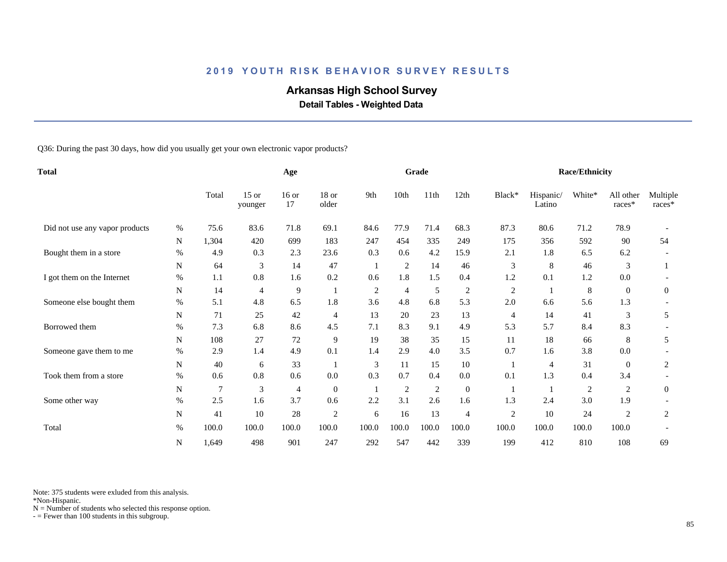## 2019 YOUTH RISK BEHAVIOR SURVEY RESULTS

### Arkansas High School Survey

**Detail Tables - Weighted Data**

Q36: During the past 30 days, how did you usually get your own electronic vapor products?

| Total | | Total | Age | | | Grade | | | | Race/Ethnicity | | | | |
|---|---|---|---|---|---|---|---|---|---|---|---|---|---|---|
| | | Total | 15 or younger | 16 or 17 | 18 or older | 9th | 10th | 11th | 12th | Black* | Hispanic/ Latino | White* | All other races* | Multiple races* |
| Did not use any vapor products | % | 75.6 | 83.6 | 71.8 | 69.1 | 84.6 | 77.9 | 71.4 | 68.3 | 87.3 | 80.6 | 71.2 | 78.9 | - |
| | N | 1,304 | 420 | 699 | 183 | 247 | 454 | 335 | 249 | 175 | 356 | 592 | 90 | 54 |
| Bought them in a store | % | 4.9 | 0.3 | 2.3 | 23.6 | 0.3 | 0.6 | 4.2 | 15.9 | 2.1 | 1.8 | 6.5 | 6.2 | - |
| | N | 64 | 3 | 14 | 47 | 1 | 2 | 14 | 46 | 3 | 8 | 46 | 3 | 1 |
| I got them on the Internet | % | 1.1 | 0.8 | 1.6 | 0.2 | 0.6 | 1.8 | 1.5 | 0.4 | 1.2 | 0.1 | 1.2 | 0.0 | - |
| | N | 14 | 4 | 9 | 1 | 2 | 4 | 5 | 2 | 2 | 1 | 8 | 0 | 0 |
| Someone else bought them | % | 5.1 | 4.8 | 6.5 | 1.8 | 3.6 | 4.8 | 6.8 | 5.3 | 2.0 | 6.6 | 5.6 | 1.3 | - |
| | N | 71 | 25 | 42 | 4 | 13 | 20 | 23 | 13 | 4 | 14 | 41 | 3 | 5 |
| Borrowed them | % | 7.3 | 6.8 | 8.6 | 4.5 | 7.1 | 8.3 | 9.1 | 4.9 | 5.3 | 5.7 | 8.4 | 8.3 | - |
| | N | 108 | 27 | 72 | 9 | 19 | 38 | 35 | 15 | 11 | 18 | 66 | 8 | 5 |
| Someone gave them to me | % | 2.9 | 1.4 | 4.9 | 0.1 | 1.4 | 2.9 | 4.0 | 3.5 | 0.7 | 1.6 | 3.8 | 0.0 | - |
| | N | 40 | 6 | 33 | 1 | 3 | 11 | 15 | 10 | 1 | 4 | 31 | 0 | 2 |
| Took them from a store | % | 0.6 | 0.8 | 0.6 | 0.0 | 0.3 | 0.7 | 0.4 | 0.0 | 0.1 | 1.3 | 0.4 | 3.4 | - |
| | N | 7 | 3 | 4 | 0 | 1 | 2 | 2 | 0 | 1 | 1 | 2 | 2 | 0 |
| Some other way | % | 2.5 | 1.6 | 3.7 | 0.6 | 2.2 | 3.1 | 2.6 | 1.6 | 1.3 | 2.4 | 3.0 | 1.9 | - |
| | N | 41 | 10 | 28 | 2 | 6 | 16 | 13 | 4 | 2 | 10 | 24 | 2 | 2 |
| Total | % | 100.0 | 100.0 | 100.0 | 100.0 | 100.0 | 100.0 | 100.0 | 100.0 | 100.0 | 100.0 | 100.0 | 100.0 | - |
| | N | 1,649 | 498 | 901 | 247 | 292 | 547 | 442 | 339 | 199 | 412 | 810 | 108 | 69 |

Note: 375 students were exluded from this analysis.
*Non-Hispanic.
N = Number of students who selected this response option.
- = Fewer than 100 students in this subgroup.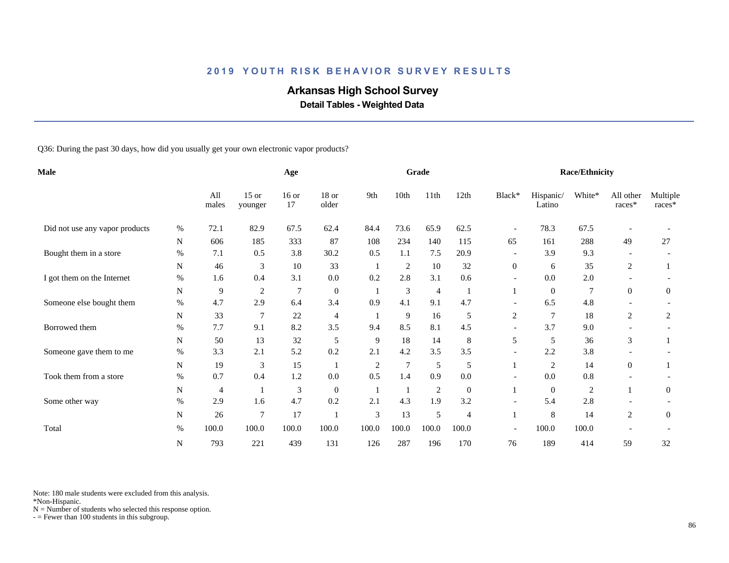## 2019 YOUTH RISK BEHAVIOR SURVEY RESULTS

### Arkansas High School Survey

**Detail Tables - Weighted Data**

Q36: During the past 30 days, how did you usually get your own electronic vapor products?

| Male | | Age | | | | Grade | | | | Race/Ethnicity | | | | |
|---|---|---|---|---|---|---|---|---|---|---|---|---|---|---|
| | | All males | 15 or younger | 16 or 17 | 18 or older | 9th | 10th | 11th | 12th | Black* | Hispanic/ Latino | White* | All other races* | Multiple races* |
| Did not use any vapor products | % | 72.1 | 82.9 | 67.5 | 62.4 | 84.4 | 73.6 | 65.9 | 62.5 | - | 78.3 | 67.5 | - | - |
| | N | 606 | 185 | 333 | 87 | 108 | 234 | 140 | 115 | 65 | 161 | 288 | 49 | 27 |
| Bought them in a store | % | 7.1 | 0.5 | 3.8 | 30.2 | 0.5 | 1.1 | 7.5 | 20.9 | - | 3.9 | 9.3 | - | - |
| | N | 46 | 3 | 10 | 33 | 1 | 2 | 10 | 32 | 0 | 6 | 35 | 2 | 1 |
| I got them on the Internet | % | 1.6 | 0.4 | 3.1 | 0.0 | 0.2 | 2.8 | 3.1 | 0.6 | - | 0.0 | 2.0 | - | - |
| | N | 9 | 2 | 7 | 0 | 1 | 3 | 4 | 1 | 1 | 0 | 7 | 0 | 0 |
| Someone else bought them | % | 4.7 | 2.9 | 6.4 | 3.4 | 0.9 | 4.1 | 9.1 | 4.7 | - | 6.5 | 4.8 | - | - |
| | N | 33 | 7 | 22 | 4 | 1 | 9 | 16 | 5 | 2 | 7 | 18 | 2 | 2 |
| Borrowed them | % | 7.7 | 9.1 | 8.2 | 3.5 | 9.4 | 8.5 | 8.1 | 4.5 | - | 3.7 | 9.0 | - | - |
| | N | 50 | 13 | 32 | 5 | 9 | 18 | 14 | 8 | 5 | 5 | 36 | 3 | 1 |
| Someone gave them to me | % | 3.3 | 2.1 | 5.2 | 0.2 | 2.1 | 4.2 | 3.5 | 3.5 | - | 2.2 | 3.8 | - | - |
| | N | 19 | 3 | 15 | 1 | 2 | 7 | 5 | 5 | 1 | 2 | 14 | 0 | 1 |
| Took them from a store | % | 0.7 | 0.4 | 1.2 | 0.0 | 0.5 | 1.4 | 0.9 | 0.0 | - | 0.0 | 0.8 | - | - |
| | N | 4 | 1 | 3 | 0 | 1 | 1 | 2 | 0 | 1 | 0 | 2 | 1 | 0 |
| Some other way | % | 2.9 | 1.6 | 4.7 | 0.2 | 2.1 | 4.3 | 1.9 | 3.2 | - | 5.4 | 2.8 | - | - |
| | N | 26 | 7 | 17 | 1 | 3 | 13 | 5 | 4 | 1 | 8 | 14 | 2 | 0 |
| Total | % | 100.0 | 100.0 | 100.0 | 100.0 | 100.0 | 100.0 | 100.0 | 100.0 | - | 100.0 | 100.0 | - | - |
| | N | 793 | 221 | 439 | 131 | 126 | 287 | 196 | 170 | 76 | 189 | 414 | 59 | 32 |

Note: 180 male students were excluded from this analysis.
*Non-Hispanic.
N = Number of students who selected this response option.
- = Fewer than 100 students in this subgroup.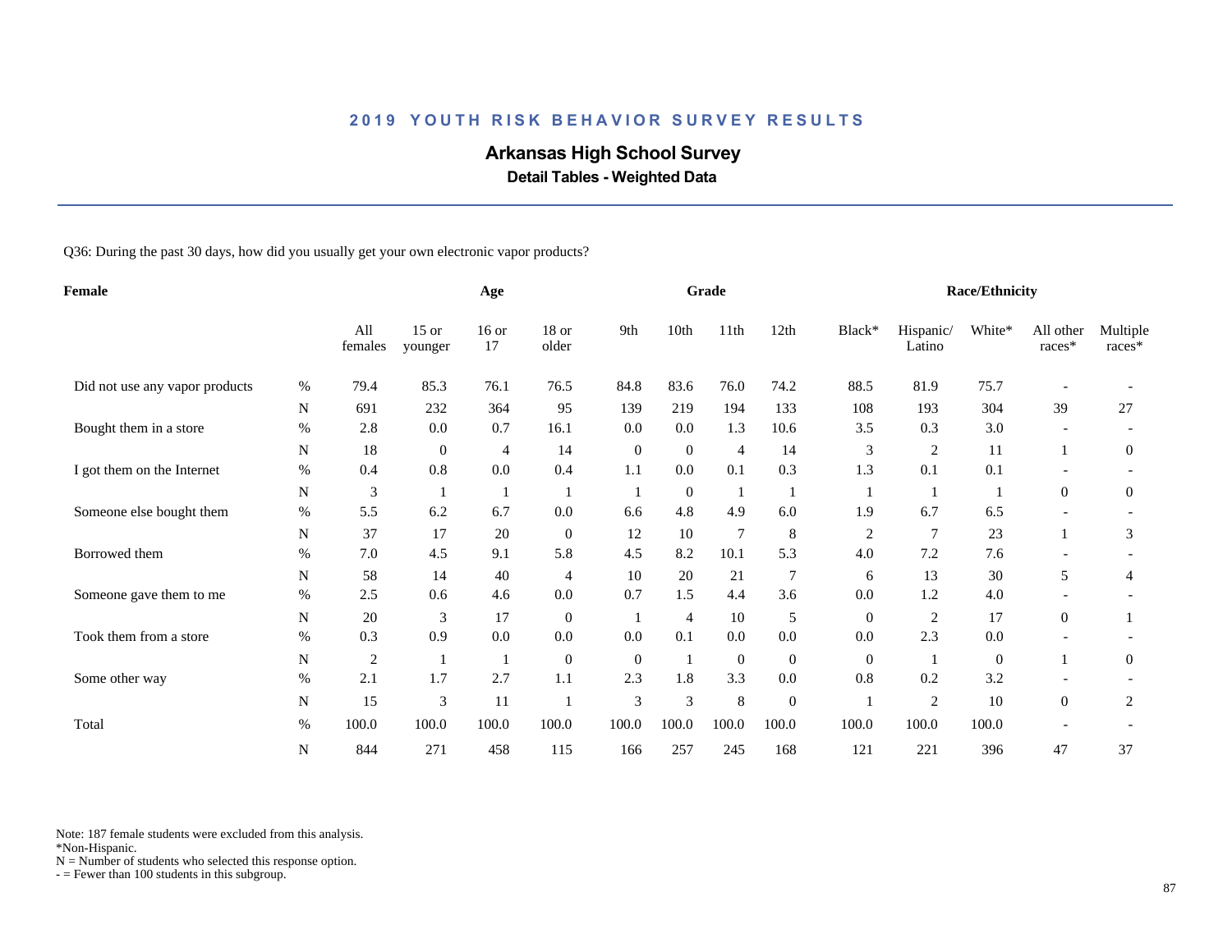# 2019 YOUTH RISK BEHAVIOR SURVEY RESULTS

## Arkansas High School Survey

### Detail Tables - Weighted Data

Q36: During the past 30 days, how did you usually get your own electronic vapor products?

| Female | | Age | | | | Grade | | | | Race/Ethnicity | | | | |
|---|---|---|---|---|---|---|---|---|---|---|---|---|---|---|
| | | All females | 15 or younger | 16 or 17 | 18 or older | 9th | 10th | 11th | 12th | Black* | Hispanic/ Latino | White* | All other races* | Multiple races* |
| Did not use any vapor products | % | 79.4 | 85.3 | 76.1 | 76.5 | 84.8 | 83.6 | 76.0 | 74.2 | 88.5 | 81.9 | 75.7 | - | - |
| | N | 691 | 232 | 364 | 95 | 139 | 219 | 194 | 133 | 108 | 193 | 304 | 39 | 27 |
| Bought them in a store | % | 2.8 | 0.0 | 0.7 | 16.1 | 0.0 | 0.0 | 1.3 | 10.6 | 3.5 | 0.3 | 3.0 | - | - |
| | N | 18 | 0 | 4 | 14 | 0 | 0 | 4 | 14 | 3 | 2 | 11 | 1 | 0 |
| I got them on the Internet | % | 0.4 | 0.8 | 0.0 | 0.4 | 1.1 | 0.0 | 0.1 | 0.3 | 1.3 | 0.1 | 0.1 | - | - |
| | N | 3 | 1 | 1 | 1 | 1 | 0 | 1 | 1 | 1 | 1 | 1 | 0 | 0 |
| Someone else bought them | % | 5.5 | 6.2 | 6.7 | 0.0 | 6.6 | 4.8 | 4.9 | 6.0 | 1.9 | 6.7 | 6.5 | - | - |
| | N | 37 | 17 | 20 | 0 | 12 | 10 | 7 | 8 | 2 | 7 | 23 | 1 | 3 |
| Borrowed them | % | 7.0 | 4.5 | 9.1 | 5.8 | 4.5 | 8.2 | 10.1 | 5.3 | 4.0 | 7.2 | 7.6 | - | - |
| | N | 58 | 14 | 40 | 4 | 10 | 20 | 21 | 7 | 6 | 13 | 30 | 5 | 4 |
| Someone gave them to me | % | 2.5 | 0.6 | 4.6 | 0.0 | 0.7 | 1.5 | 4.4 | 3.6 | 0.0 | 1.2 | 4.0 | - | - |
| | N | 20 | 3 | 17 | 0 | 1 | 4 | 10 | 5 | 0 | 2 | 17 | 0 | 1 |
| Took them from a store | % | 0.3 | 0.9 | 0.0 | 0.0 | 0.0 | 0.1 | 0.0 | 0.0 | 0.0 | 2.3 | 0.0 | - | - |
| | N | 2 | 1 | 1 | 0 | 0 | 1 | 0 | 0 | 0 | 1 | 0 | 1 | 0 |
| Some other way | % | 2.1 | 1.7 | 2.7 | 1.1 | 2.3 | 1.8 | 3.3 | 0.0 | 0.8 | 0.2 | 3.2 | - | - |
| | N | 15 | 3 | 11 | 1 | 3 | 3 | 8 | 0 | 1 | 2 | 10 | 0 | 2 |
| Total | % | 100.0 | 100.0 | 100.0 | 100.0 | 100.0 | 100.0 | 100.0 | 100.0 | 100.0 | 100.0 | 100.0 | - | - |
| | N | 844 | 271 | 458 | 115 | 166 | 257 | 245 | 168 | 121 | 221 | 396 | 47 | 37 |

Note: 187 female students were excluded from this analysis.
*Non-Hispanic.
N = Number of students who selected this response option.
- = Fewer than 100 students in this subgroup.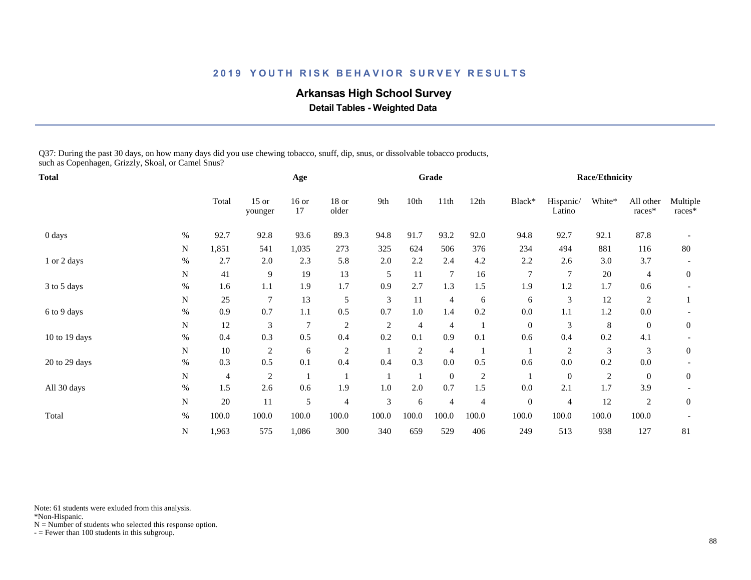## 2019 YOUTH RISK BEHAVIOR SURVEY RESULTS

# Arkansas High School Survey

### Detail Tables - Weighted Data

Q37: During the past 30 days, on how many days did you use chewing tobacco, snuff, dip, snus, or dissolvable tobacco products, such as Copenhagen, Grizzly, Skoal, or Camel Snus?

| Total | | Total | Age | | | Grade | | | | Race/Ethnicity | | | | |
|---|---|---|---|---|---|---|---|---|---|---|---|---|---|---|
| | | Total | 15 or younger | 16 or 17 | 18 or older | 9th | 10th | 11th | 12th | Black* | Hispanic/ Latino | White* | All other races* | Multiple races* |
| 0 days | % | 92.7 | 92.8 | 93.6 | 89.3 | 94.8 | 91.7 | 93.2 | 92.0 | 94.8 | 92.7 | 92.1 | 87.8 | - |
| | N | 1,851 | 541 | 1,035 | 273 | 325 | 624 | 506 | 376 | 234 | 494 | 881 | 116 | 80 |
| 1 or 2 days | % | 2.7 | 2.0 | 2.3 | 5.8 | 2.0 | 2.2 | 2.4 | 4.2 | 2.2 | 2.6 | 3.0 | 3.7 | - |
| | N | 41 | 9 | 19 | 13 | 5 | 11 | 7 | 16 | 7 | 7 | 20 | 4 | 0 |
| 3 to 5 days | % | 1.6 | 1.1 | 1.9 | 1.7 | 0.9 | 2.7 | 1.3 | 1.5 | 1.9 | 1.2 | 1.7 | 0.6 | - |
| | N | 25 | 7 | 13 | 5 | 3 | 11 | 4 | 6 | 6 | 3 | 12 | 2 | 1 |
| 6 to 9 days | % | 0.9 | 0.7 | 1.1 | 0.5 | 0.7 | 1.0 | 1.4 | 0.2 | 0.0 | 1.1 | 1.2 | 0.0 | - |
| | N | 12 | 3 | 7 | 2 | 2 | 4 | 4 | 1 | 0 | 3 | 8 | 0 | 0 |
| 10 to 19 days | % | 0.4 | 0.3 | 0.5 | 0.4 | 0.2 | 0.1 | 0.9 | 0.1 | 0.6 | 0.4 | 0.2 | 4.1 | - |
| | N | 10 | 2 | 6 | 2 | 1 | 2 | 4 | 1 | 1 | 2 | 3 | 3 | 0 |
| 20 to 29 days | % | 0.3 | 0.5 | 0.1 | 0.4 | 0.4 | 0.3 | 0.0 | 0.5 | 0.6 | 0.0 | 0.2 | 0.0 | - |
| | N | 4 | 2 | 1 | 1 | 1 | 1 | 0 | 2 | 1 | 0 | 2 | 0 | 0 |
| All 30 days | % | 1.5 | 2.6 | 0.6 | 1.9 | 1.0 | 2.0 | 0.7 | 1.5 | 0.0 | 2.1 | 1.7 | 3.9 | - |
| | N | 20 | 11 | 5 | 4 | 3 | 6 | 4 | 4 | 0 | 4 | 12 | 2 | 0 |
| Total | % | 100.0 | 100.0 | 100.0 | 100.0 | 100.0 | 100.0 | 100.0 | 100.0 | 100.0 | 100.0 | 100.0 | 100.0 | - |
| | N | 1,963 | 575 | 1,086 | 300 | 340 | 659 | 529 | 406 | 249 | 513 | 938 | 127 | 81 |

Note: 61 students were exluded from this analysis.
*Non-Hispanic.
N = Number of students who selected this response option.
- = Fewer than 100 students in this subgroup.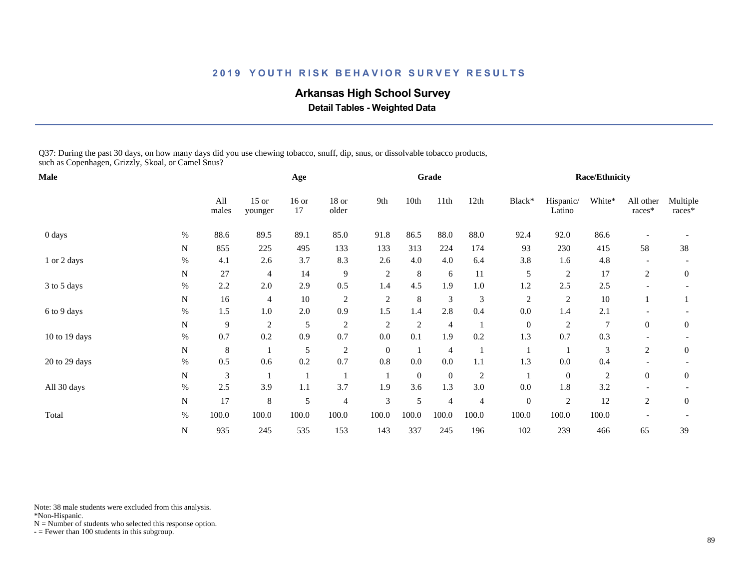## 2019 YOUTH RISK BEHAVIOR SURVEY RESULTS

# Arkansas High School Survey

### Detail Tables - Weighted Data

Q37: During the past 30 days, on how many days did you use chewing tobacco, snuff, dip, snus, or dissolvable tobacco products, such as Copenhagen, Grizzly, Skoal, or Camel Snus?

| Male | | | Age | | | Grade | | | | Race/Ethnicity | | | | |
|---|---|---|---|---|---|---|---|---|---|---|---|---|---|---|
| | | All males | 15 or younger | 16 or 17 | 18 or older | 9th | 10th | 11th | 12th | Black* | Hispanic/ Latino | White* | All other races* | Multiple races* |
| 0 days | % | 88.6 | 89.5 | 89.1 | 85.0 | 91.8 | 86.5 | 88.0 | 88.0 | 92.4 | 92.0 | 86.6 | - | - |
| | N | 855 | 225 | 495 | 133 | 133 | 313 | 224 | 174 | 93 | 230 | 415 | 58 | 38 |
| 1 or 2 days | % | 4.1 | 2.6 | 3.7 | 8.3 | 2.6 | 4.0 | 4.0 | 6.4 | 3.8 | 1.6 | 4.8 | - | - |
| | N | 27 | 4 | 14 | 9 | 2 | 8 | 6 | 11 | 5 | 2 | 17 | 2 | 0 |
| 3 to 5 days | % | 2.2 | 2.0 | 2.9 | 0.5 | 1.4 | 4.5 | 1.9 | 1.0 | 1.2 | 2.5 | 2.5 | - | - |
| | N | 16 | 4 | 10 | 2 | 2 | 8 | 3 | 3 | 2 | 2 | 10 | 1 | 1 |
| 6 to 9 days | % | 1.5 | 1.0 | 2.0 | 0.9 | 1.5 | 1.4 | 2.8 | 0.4 | 0.0 | 1.4 | 2.1 | - | - |
| | N | 9 | 2 | 5 | 2 | 2 | 2 | 4 | 1 | 0 | 2 | 7 | 0 | 0 |
| 10 to 19 days | % | 0.7 | 0.2 | 0.9 | 0.7 | 0.0 | 0.1 | 1.9 | 0.2 | 1.3 | 0.7 | 0.3 | - | - |
| | N | 8 | 1 | 5 | 2 | 0 | 1 | 4 | 1 | 1 | 1 | 3 | 2 | 0 |
| 20 to 29 days | % | 0.5 | 0.6 | 0.2 | 0.7 | 0.8 | 0.0 | 0.0 | 1.1 | 1.3 | 0.0 | 0.4 | - | - |
| | N | 3 | 1 | 1 | 1 | 1 | 0 | 0 | 2 | 1 | 0 | 2 | 0 | 0 |
| All 30 days | % | 2.5 | 3.9 | 1.1 | 3.7 | 1.9 | 3.6 | 1.3 | 3.0 | 0.0 | 1.8 | 3.2 | - | - |
| | N | 17 | 8 | 5 | 4 | 3 | 5 | 4 | 4 | 0 | 2 | 12 | 2 | 0 |
| Total | % | 100.0 | 100.0 | 100.0 | 100.0 | 100.0 | 100.0 | 100.0 | 100.0 | 100.0 | 100.0 | 100.0 | - | - |
| | N | 935 | 245 | 535 | 153 | 143 | 337 | 245 | 196 | 102 | 239 | 466 | 65 | 39 |

Note: 38 male students were excluded from this analysis.
*Non-Hispanic.
N = Number of students who selected this response option.
- = Fewer than 100 students in this subgroup.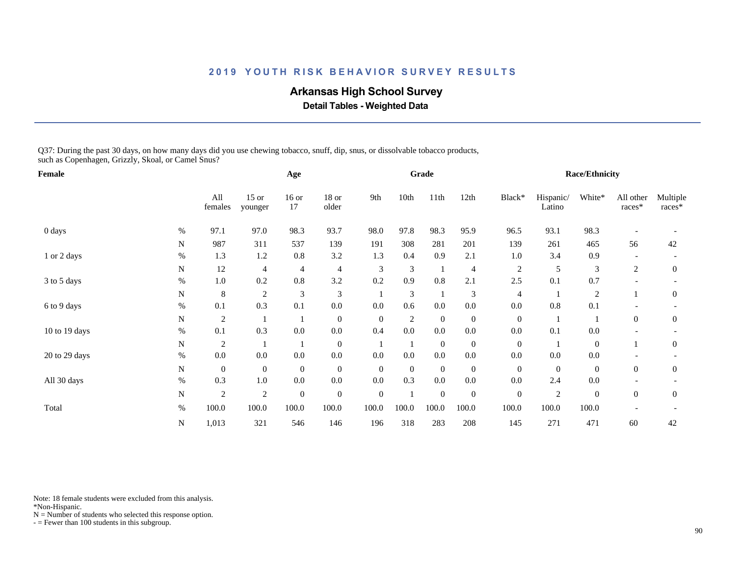## 2019 YOUTH RISK BEHAVIOR SURVEY RESULTS

### Arkansas High School Survey

**Detail Tables - Weighted Data**

Q37: During the past 30 days, on how many days did you use chewing tobacco, snuff, dip, snus, or dissolvable tobacco products, such as Copenhagen, Grizzly, Skoal, or Camel Snus?

| Female | | All females | Age | | | Grade | | | | Race/Ethnicity | | | | |
|---|---|---|---|---|---|---|---|---|---|---|---|---|---|---|
| | | | 15 or younger | 16 or 17 | 18 or older | 9th | 10th | 11th | 12th | Black* | Hispanic/ Latino | White* | All other races* | Multiple races* |
| 0 days | % | 97.1 | 97.0 | 98.3 | 93.7 | 98.0 | 97.8 | 98.3 | 95.9 | 96.5 | 93.1 | 98.3 | - | - |
| | N | 987 | 311 | 537 | 139 | 191 | 308 | 281 | 201 | 139 | 261 | 465 | 56 | 42 |
| 1 or 2 days | % | 1.3 | 1.2 | 0.8 | 3.2 | 1.3 | 0.4 | 0.9 | 2.1 | 1.0 | 3.4 | 0.9 | - | - |
| | N | 12 | 4 | 4 | 4 | 3 | 3 | 1 | 4 | 2 | 5 | 3 | 2 | 0 |
| 3 to 5 days | % | 1.0 | 0.2 | 0.8 | 3.2 | 0.2 | 0.9 | 0.8 | 2.1 | 2.5 | 0.1 | 0.7 | - | - |
| | N | 8 | 2 | 3 | 3 | 1 | 3 | 1 | 3 | 4 | 1 | 2 | 1 | 0 |
| 6 to 9 days | % | 0.1 | 0.3 | 0.1 | 0.0 | 0.0 | 0.6 | 0.0 | 0.0 | 0.0 | 0.8 | 0.1 | - | - |
| | N | 2 | 1 | 1 | 0 | 0 | 2 | 0 | 0 | 0 | 1 | 1 | 0 | 0 |
| 10 to 19 days | % | 0.1 | 0.3 | 0.0 | 0.0 | 0.4 | 0.0 | 0.0 | 0.0 | 0.0 | 0.1 | 0.0 | - | - |
| | N | 2 | 1 | 1 | 0 | 1 | 1 | 0 | 0 | 0 | 1 | 0 | 1 | 0 |
| 20 to 29 days | % | 0.0 | 0.0 | 0.0 | 0.0 | 0.0 | 0.0 | 0.0 | 0.0 | 0.0 | 0.0 | 0.0 | - | - |
| | N | 0 | 0 | 0 | 0 | 0 | 0 | 0 | 0 | 0 | 0 | 0 | 0 | 0 |
| All 30 days | % | 0.3 | 1.0 | 0.0 | 0.0 | 0.0 | 0.3 | 0.0 | 0.0 | 0.0 | 2.4 | 0.0 | - | - |
| | N | 2 | 2 | 0 | 0 | 0 | 1 | 0 | 0 | 0 | 2 | 0 | 0 | 0 |
| Total | % | 100.0 | 100.0 | 100.0 | 100.0 | 100.0 | 100.0 | 100.0 | 100.0 | 100.0 | 100.0 | 100.0 | - | - |
| | N | 1,013 | 321 | 546 | 146 | 196 | 318 | 283 | 208 | 145 | 271 | 471 | 60 | 42 |

Note: 18 female students were excluded from this analysis.
*Non-Hispanic.
N = Number of students who selected this response option.
- = Fewer than 100 students in this subgroup.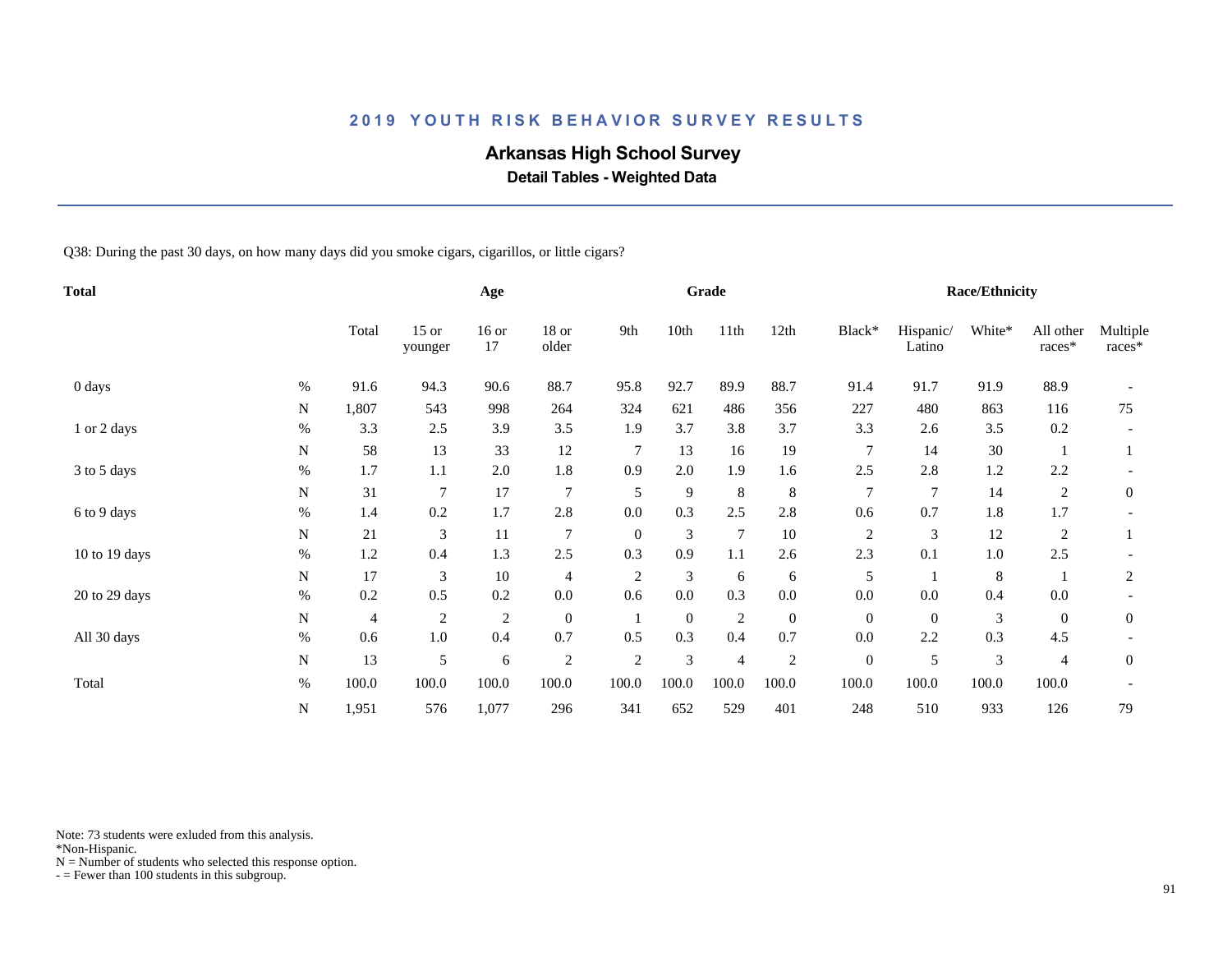# 2019 YOUTH RISK BEHAVIOR SURVEY RESULTS

## Arkansas High School Survey

### Detail Tables - Weighted Data

Q38: During the past 30 days, on how many days did you smoke cigars, cigarillos, or little cigars?

| Total | | Total | Age | | | Grade | | | | Race/Ethnicity | | | | |
|---|---|---|---|---|---|---|---|---|---|---|---|---|---|---|
| | | Total | 15 or younger | 16 or 17 | 18 or older | 9th | 10th | 11th | 12th | Black* | Hispanic/ Latino | White* | All other races* | Multiple races* |
| 0 days | % | 91.6 | 94.3 | 90.6 | 88.7 | 95.8 | 92.7 | 89.9 | 88.7 | 91.4 | 91.7 | 91.9 | 88.9 | - |
| | N | 1,807 | 543 | 998 | 264 | 324 | 621 | 486 | 356 | 227 | 480 | 863 | 116 | 75 |
| 1 or 2 days | % | 3.3 | 2.5 | 3.9 | 3.5 | 1.9 | 3.7 | 3.8 | 3.7 | 3.3 | 2.6 | 3.5 | 0.2 | - |
| | N | 58 | 13 | 33 | 12 | 7 | 13 | 16 | 19 | 7 | 14 | 30 | 1 | 1 |
| 3 to 5 days | % | 1.7 | 1.1 | 2.0 | 1.8 | 0.9 | 2.0 | 1.9 | 1.6 | 2.5 | 2.8 | 1.2 | 2.2 | - |
| | N | 31 | 7 | 17 | 7 | 5 | 9 | 8 | 8 | 7 | 7 | 14 | 2 | 0 |
| 6 to 9 days | % | 1.4 | 0.2 | 1.7 | 2.8 | 0.0 | 0.3 | 2.5 | 2.8 | 0.6 | 0.7 | 1.8 | 1.7 | - |
| | N | 21 | 3 | 11 | 7 | 0 | 3 | 7 | 10 | 2 | 3 | 12 | 2 | 1 |
| 10 to 19 days | % | 1.2 | 0.4 | 1.3 | 2.5 | 0.3 | 0.9 | 1.1 | 2.6 | 2.3 | 0.1 | 1.0 | 2.5 | - |
| | N | 17 | 3 | 10 | 4 | 2 | 3 | 6 | 6 | 5 | 1 | 8 | 1 | 2 |
| 20 to 29 days | % | 0.2 | 0.5 | 0.2 | 0.0 | 0.6 | 0.0 | 0.3 | 0.0 | 0.0 | 0.0 | 0.4 | 0.0 | - |
| | N | 4 | 2 | 2 | 0 | 1 | 0 | 2 | 0 | 0 | 0 | 3 | 0 | 0 |
| All 30 days | % | 0.6 | 1.0 | 0.4 | 0.7 | 0.5 | 0.3 | 0.4 | 0.7 | 0.0 | 2.2 | 0.3 | 4.5 | - |
| | N | 13 | 5 | 6 | 2 | 2 | 3 | 4 | 2 | 0 | 5 | 3 | 4 | 0 |
| Total | % | 100.0 | 100.0 | 100.0 | 100.0 | 100.0 | 100.0 | 100.0 | 100.0 | 100.0 | 100.0 | 100.0 | 100.0 | - |
| | N | 1,951 | 576 | 1,077 | 296 | 341 | 652 | 529 | 401 | 248 | 510 | 933 | 126 | 79 |

Note: 73 students were exluded from this analysis.
*Non-Hispanic.
N = Number of students who selected this response option.
- = Fewer than 100 students in this subgroup.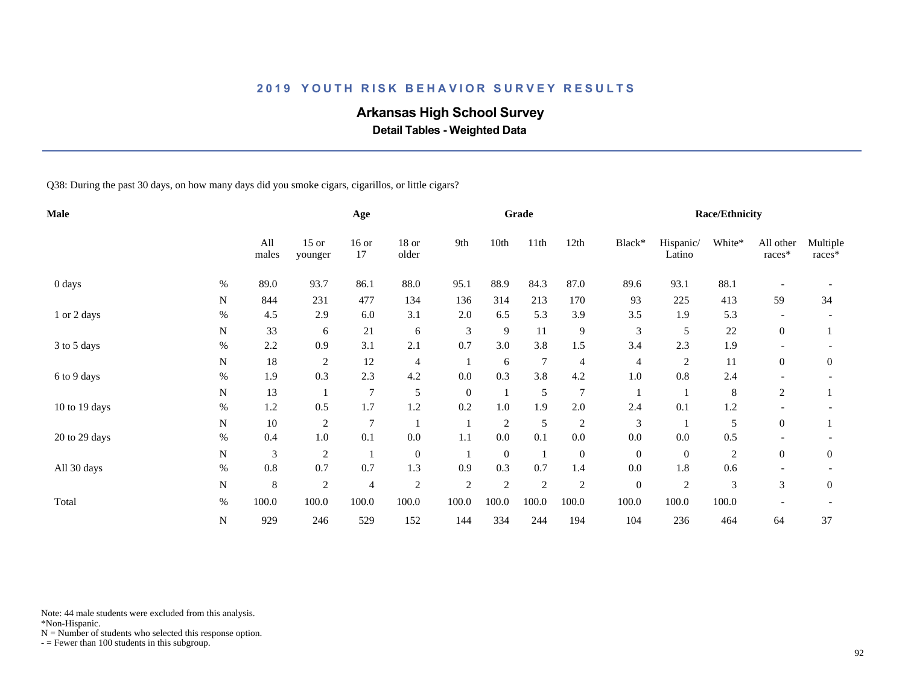# 2019 YOUTH RISK BEHAVIOR SURVEY RESULTS

## Arkansas High School Survey

### Detail Tables - Weighted Data

Q38: During the past 30 days, on how many days did you smoke cigars, cigarillos, or little cigars?

| Male | | Age | | | | Grade | | | | Race/Ethnicity | | | | |
|---|---|---|---|---|---|---|---|---|---|---|---|---|---|---|
| | | All males | 15 or younger | 16 or 17 | 18 or older | 9th | 10th | 11th | 12th | Black* | Hispanic/ Latino | White* | All other races* | Multiple races* |
| 0 days | % | 89.0 | 93.7 | 86.1 | 88.0 | 95.1 | 88.9 | 84.3 | 87.0 | 89.6 | 93.1 | 88.1 | - | - |
| | N | 844 | 231 | 477 | 134 | 136 | 314 | 213 | 170 | 93 | 225 | 413 | 59 | 34 |
| 1 or 2 days | % | 4.5 | 2.9 | 6.0 | 3.1 | 2.0 | 6.5 | 5.3 | 3.9 | 3.5 | 1.9 | 5.3 | - | - |
| | N | 33 | 6 | 21 | 6 | 3 | 9 | 11 | 9 | 3 | 5 | 22 | 0 | 1 |
| 3 to 5 days | % | 2.2 | 0.9 | 3.1 | 2.1 | 0.7 | 3.0 | 3.8 | 1.5 | 3.4 | 2.3 | 1.9 | - | - |
| | N | 18 | 2 | 12 | 4 | 1 | 6 | 7 | 4 | 4 | 2 | 11 | 0 | 0 |
| 6 to 9 days | % | 1.9 | 0.3 | 2.3 | 4.2 | 0.0 | 0.3 | 3.8 | 4.2 | 1.0 | 0.8 | 2.4 | - | - |
| | N | 13 | 1 | 7 | 5 | 0 | 1 | 5 | 7 | 1 | 1 | 8 | 2 | 1 |
| 10 to 19 days | % | 1.2 | 0.5 | 1.7 | 1.2 | 0.2 | 1.0 | 1.9 | 2.0 | 2.4 | 0.1 | 1.2 | - | - |
| | N | 10 | 2 | 7 | 1 | 1 | 2 | 5 | 2 | 3 | 1 | 5 | 0 | 1 |
| 20 to 29 days | % | 0.4 | 1.0 | 0.1 | 0.0 | 1.1 | 0.0 | 0.1 | 0.0 | 0.0 | 0.0 | 0.5 | - | - |
| | N | 3 | 2 | 1 | 0 | 1 | 0 | 1 | 0 | 0 | 0 | 2 | 0 | 0 |
| All 30 days | % | 0.8 | 0.7 | 0.7 | 1.3 | 0.9 | 0.3 | 0.7 | 1.4 | 0.0 | 1.8 | 0.6 | - | - |
| | N | 8 | 2 | 4 | 2 | 2 | 2 | 2 | 2 | 0 | 2 | 3 | 3 | 0 |
| Total | % | 100.0 | 100.0 | 100.0 | 100.0 | 100.0 | 100.0 | 100.0 | 100.0 | 100.0 | 100.0 | 100.0 | - | - |
| | N | 929 | 246 | 529 | 152 | 144 | 334 | 244 | 194 | 104 | 236 | 464 | 64 | 37 |

Note: 44 male students were excluded from this analysis.
*Non-Hispanic.
N = Number of students who selected this response option.
- = Fewer than 100 students in this subgroup.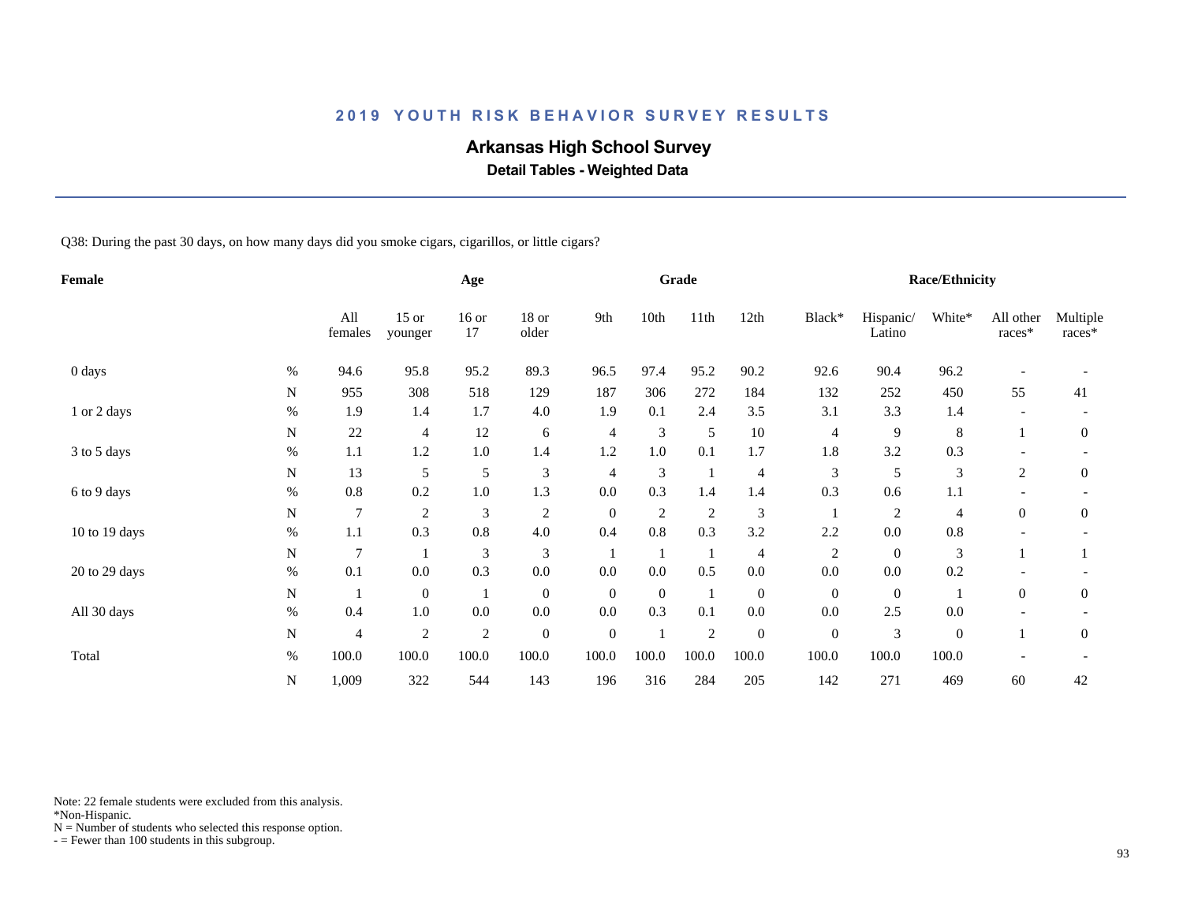## 2019 YOUTH RISK BEHAVIOR SURVEY RESULTS

# Arkansas High School Survey

### Detail Tables - Weighted Data

Q38: During the past 30 days, on how many days did you smoke cigars, cigarillos, or little cigars?

| Female | | Age | | | | Grade | | | | Race/Ethnicity | | | | |
|---|---|---|---|---|---|---|---|---|---|---|---|---|---|---|
| | | All females | 15 or younger | 16 or 17 | 18 or older | 9th | 10th | 11th | 12th | Black* | Hispanic/ Latino | White* | All other races* | Multiple races* |
| 0 days | % | 94.6 | 95.8 | 95.2 | 89.3 | 96.5 | 97.4 | 95.2 | 90.2 | 92.6 | 90.4 | 96.2 | - | - |
| | N | 955 | 308 | 518 | 129 | 187 | 306 | 272 | 184 | 132 | 252 | 450 | 55 | 41 |
| 1 or 2 days | % | 1.9 | 1.4 | 1.7 | 4.0 | 1.9 | 0.1 | 2.4 | 3.5 | 3.1 | 3.3 | 1.4 | - | - |
| | N | 22 | 4 | 12 | 6 | 4 | 3 | 5 | 10 | 4 | 9 | 8 | 1 | 0 |
| 3 to 5 days | % | 1.1 | 1.2 | 1.0 | 1.4 | 1.2 | 1.0 | 0.1 | 1.7 | 1.8 | 3.2 | 0.3 | - | - |
| | N | 13 | 5 | 5 | 3 | 4 | 3 | 1 | 4 | 3 | 5 | 3 | 2 | 0 |
| 6 to 9 days | % | 0.8 | 0.2 | 1.0 | 1.3 | 0.0 | 0.3 | 1.4 | 1.4 | 0.3 | 0.6 | 1.1 | - | - |
| | N | 7 | 2 | 3 | 2 | 0 | 2 | 2 | 3 | 1 | 2 | 4 | 0 | 0 |
| 10 to 19 days | % | 1.1 | 0.3 | 0.8 | 4.0 | 0.4 | 0.8 | 0.3 | 3.2 | 2.2 | 0.0 | 0.8 | - | - |
| | N | 7 | 1 | 3 | 3 | 1 | 1 | 1 | 4 | 2 | 0 | 3 | 1 | 1 |
| 20 to 29 days | % | 0.1 | 0.0 | 0.3 | 0.0 | 0.0 | 0.0 | 0.5 | 0.0 | 0.0 | 0.0 | 0.2 | - | - |
| | N | 1 | 0 | 1 | 0 | 0 | 0 | 1 | 0 | 0 | 0 | 1 | 0 | 0 |
| All 30 days | % | 0.4 | 1.0 | 0.0 | 0.0 | 0.0 | 0.3 | 0.1 | 0.0 | 0.0 | 2.5 | 0.0 | - | - |
| | N | 4 | 2 | 2 | 0 | 0 | 1 | 2 | 0 | 0 | 3 | 0 | 1 | 0 |
| Total | % | 100.0 | 100.0 | 100.0 | 100.0 | 100.0 | 100.0 | 100.0 | 100.0 | 100.0 | 100.0 | 100.0 | - | - |
| | N | 1,009 | 322 | 544 | 143 | 196 | 316 | 284 | 205 | 142 | 271 | 469 | 60 | 42 |

Note: 22 female students were excluded from this analysis.
*Non-Hispanic.
N = Number of students who selected this response option.
- = Fewer than 100 students in this subgroup.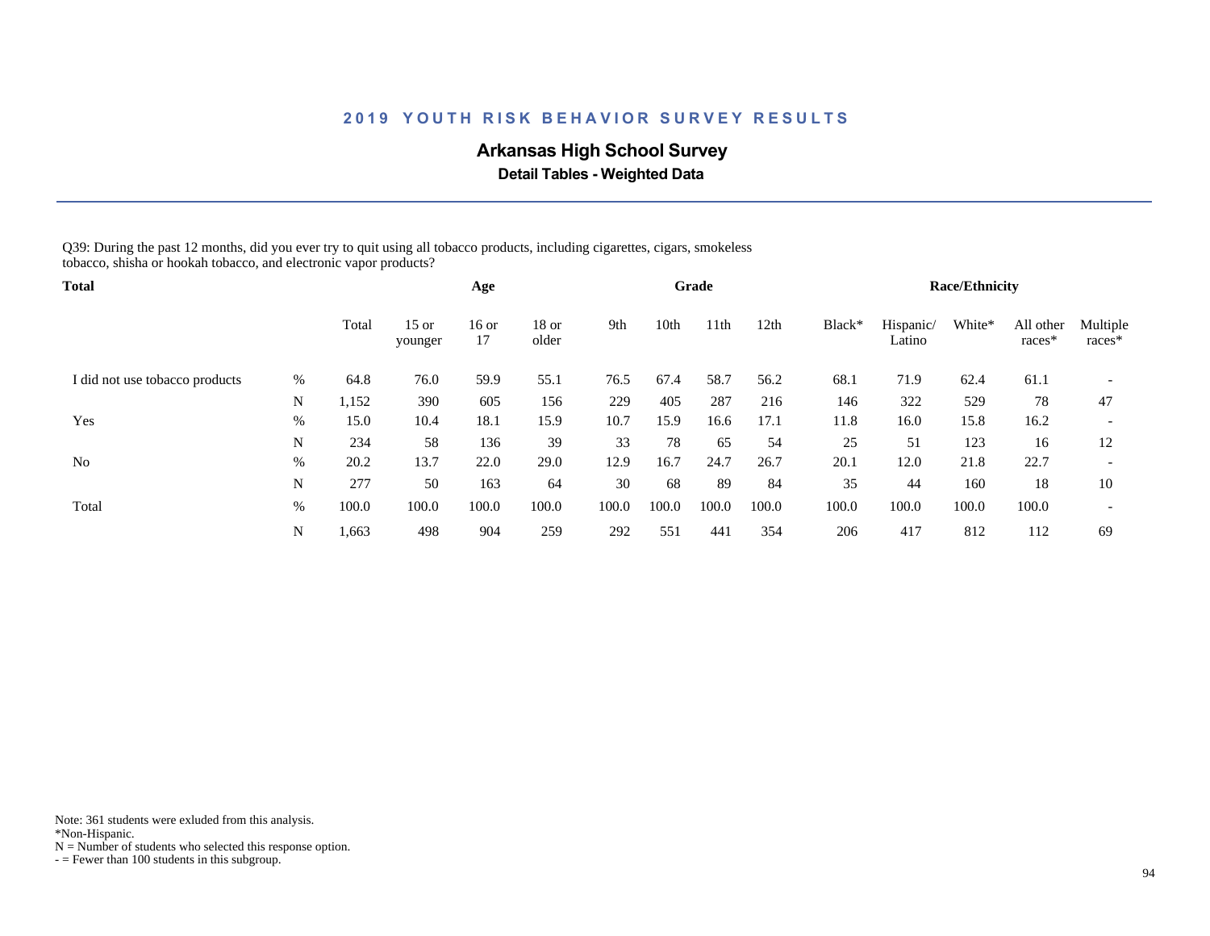## 2019 YOUTH RISK BEHAVIOR SURVEY RESULTS

### Arkansas High School Survey

**Detail Tables - Weighted Data**

Q39: During the past 12 months, did you ever try to quit using all tobacco products, including cigarettes, cigars, smokeless tobacco, shisha or hookah tobacco, and electronic vapor products?

| Total | | | Age | | | Grade | | | | Race/Ethnicity | | | | |
|---|---|---|---|---|---|---|---|---|---|---|---|---|---|---|
| | | Total | 15 or younger | 16 or 17 | 18 or older | 9th | 10th | 11th | 12th | Black* | Hispanic/ Latino | White* | All other races* | Multiple races* |
| I did not use tobacco products | % | 64.8 | 76.0 | 59.9 | 55.1 | 76.5 | 67.4 | 58.7 | 56.2 | 68.1 | 71.9 | 62.4 | 61.1 | - |
| | N | 1,152 | 390 | 605 | 156 | 229 | 405 | 287 | 216 | 146 | 322 | 529 | 78 | 47 |
| Yes | % | 15.0 | 10.4 | 18.1 | 15.9 | 10.7 | 15.9 | 16.6 | 17.1 | 11.8 | 16.0 | 15.8 | 16.2 | - |
| | N | 234 | 58 | 136 | 39 | 33 | 78 | 65 | 54 | 25 | 51 | 123 | 16 | 12 |
| No | % | 20.2 | 13.7 | 22.0 | 29.0 | 12.9 | 16.7 | 24.7 | 26.7 | 20.1 | 12.0 | 21.8 | 22.7 | - |
| | N | 277 | 50 | 163 | 64 | 30 | 68 | 89 | 84 | 35 | 44 | 160 | 18 | 10 |
| Total | % | 100.0 | 100.0 | 100.0 | 100.0 | 100.0 | 100.0 | 100.0 | 100.0 | 100.0 | 100.0 | 100.0 | 100.0 | - |
| | N | 1,663 | 498 | 904 | 259 | 292 | 551 | 441 | 354 | 206 | 417 | 812 | 112 | 69 |

Note: 361 students were exluded from this analysis.
*Non-Hispanic.
N = Number of students who selected this response option.
- = Fewer than 100 students in this subgroup.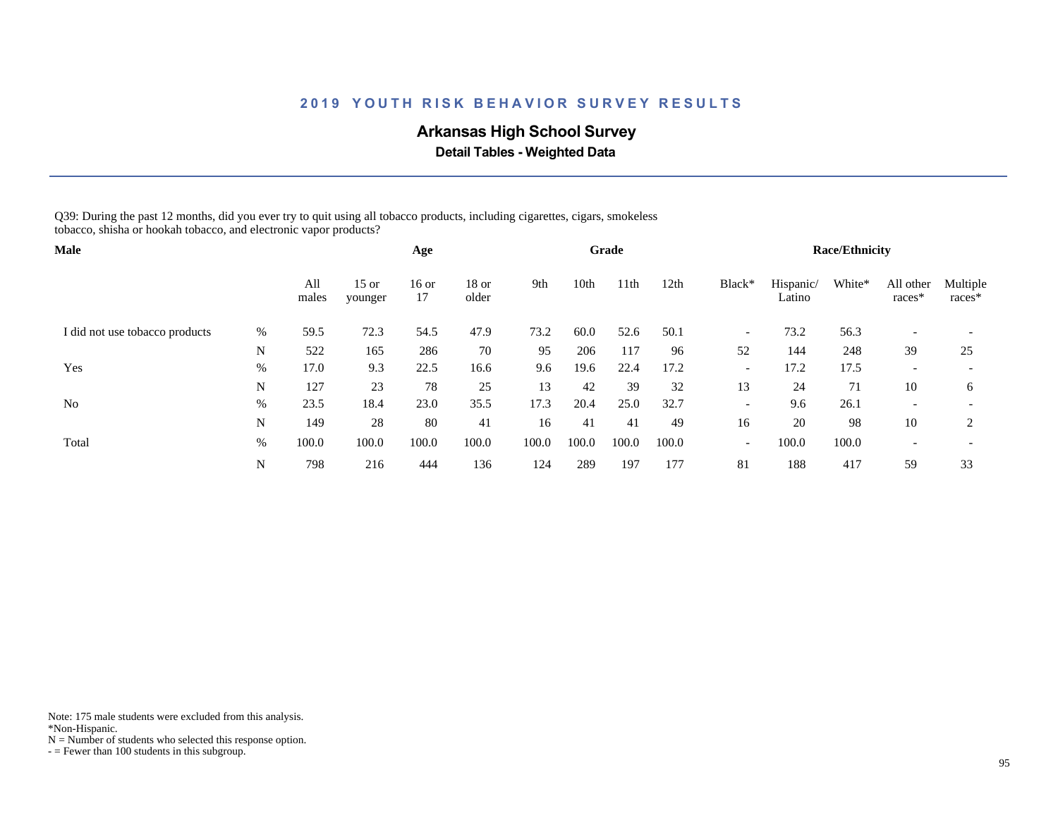## 2019 YOUTH RISK BEHAVIOR SURVEY RESULTS

### Arkansas High School Survey

**Detail Tables - Weighted Data**

Q39: During the past 12 months, did you ever try to quit using all tobacco products, including cigarettes, cigars, smokeless tobacco, shisha or hookah tobacco, and electronic vapor products?

| Male | | | Age | | | Grade | | | | Race/Ethnicity | | | | |
|---|---|---|---|---|---|---|---|---|---|---|---|---|---|---|
| | | All males | 15 or younger | 16 or 17 | 18 or older | 9th | 10th | 11th | 12th | Black* | Hispanic/ Latino | White* | All other races* | Multiple races* |
| I did not use tobacco products | % | 59.5 | 72.3 | 54.5 | 47.9 | 73.2 | 60.0 | 52.6 | 50.1 | - | 73.2 | 56.3 | - | - |
| | N | 522 | 165 | 286 | 70 | 95 | 206 | 117 | 96 | 52 | 144 | 248 | 39 | 25 |
| Yes | % | 17.0 | 9.3 | 22.5 | 16.6 | 9.6 | 19.6 | 22.4 | 17.2 | - | 17.2 | 17.5 | - | - |
| | N | 127 | 23 | 78 | 25 | 13 | 42 | 39 | 32 | 13 | 24 | 71 | 10 | 6 |
| No | % | 23.5 | 18.4 | 23.0 | 35.5 | 17.3 | 20.4 | 25.0 | 32.7 | - | 9.6 | 26.1 | - | - |
| | N | 149 | 28 | 80 | 41 | 16 | 41 | 41 | 49 | 16 | 20 | 98 | 10 | 2 |
| Total | % | 100.0 | 100.0 | 100.0 | 100.0 | 100.0 | 100.0 | 100.0 | 100.0 | - | 100.0 | 100.0 | - | - |
| | N | 798 | 216 | 444 | 136 | 124 | 289 | 197 | 177 | 81 | 188 | 417 | 59 | 33 |

Note: 175 male students were excluded from this analysis.
*Non-Hispanic.
N = Number of students who selected this response option.
- = Fewer than 100 students in this subgroup.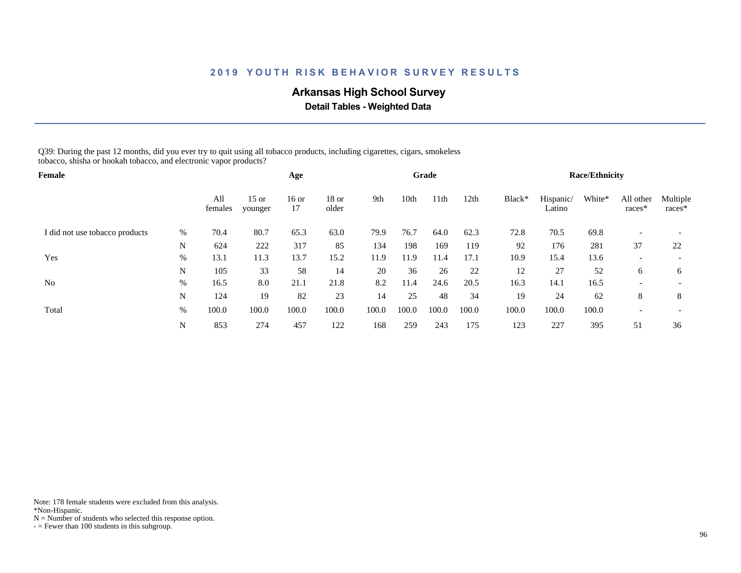## 2019 YOUTH RISK BEHAVIOR SURVEY RESULTS

### Arkansas High School Survey

**Detail Tables - Weighted Data**

Q39: During the past 12 months, did you ever try to quit using all tobacco products, including cigarettes, cigars, smokeless tobacco, shisha or hookah tobacco, and electronic vapor products?

| Female | | Age | | | | Grade | | | | Race/Ethnicity | | | | |
|---|---|---|---|---|---|---|---|---|---|---|---|---|---|---|
| | | All females | 15 or younger | 16 or 17 | 18 or older | 9th | 10th | 11th | 12th | Black* | Hispanic/ Latino | White* | All other races* | Multiple races* |
| I did not use tobacco products | % | 70.4 | 80.7 | 65.3 | 63.0 | 79.9 | 76.7 | 64.0 | 62.3 | 72.8 | 70.5 | 69.8 | - | - |
| | N | 624 | 222 | 317 | 85 | 134 | 198 | 169 | 119 | 92 | 176 | 281 | 37 | 22 |
| Yes | % | 13.1 | 11.3 | 13.7 | 15.2 | 11.9 | 11.9 | 11.4 | 17.1 | 10.9 | 15.4 | 13.6 | - | - |
| | N | 105 | 33 | 58 | 14 | 20 | 36 | 26 | 22 | 12 | 27 | 52 | 6 | 6 |
| No | % | 16.5 | 8.0 | 21.1 | 21.8 | 8.2 | 11.4 | 24.6 | 20.5 | 16.3 | 14.1 | 16.5 | - | - |
| | N | 124 | 19 | 82 | 23 | 14 | 25 | 48 | 34 | 19 | 24 | 62 | 8 | 8 |
| Total | % | 100.0 | 100.0 | 100.0 | 100.0 | 100.0 | 100.0 | 100.0 | 100.0 | 100.0 | 100.0 | 100.0 | - | - |
| | N | 853 | 274 | 457 | 122 | 168 | 259 | 243 | 175 | 123 | 227 | 395 | 51 | 36 |

Note: 178 female students were excluded from this analysis.
*Non-Hispanic.
N = Number of students who selected this response option.
- = Fewer than 100 students in this subgroup.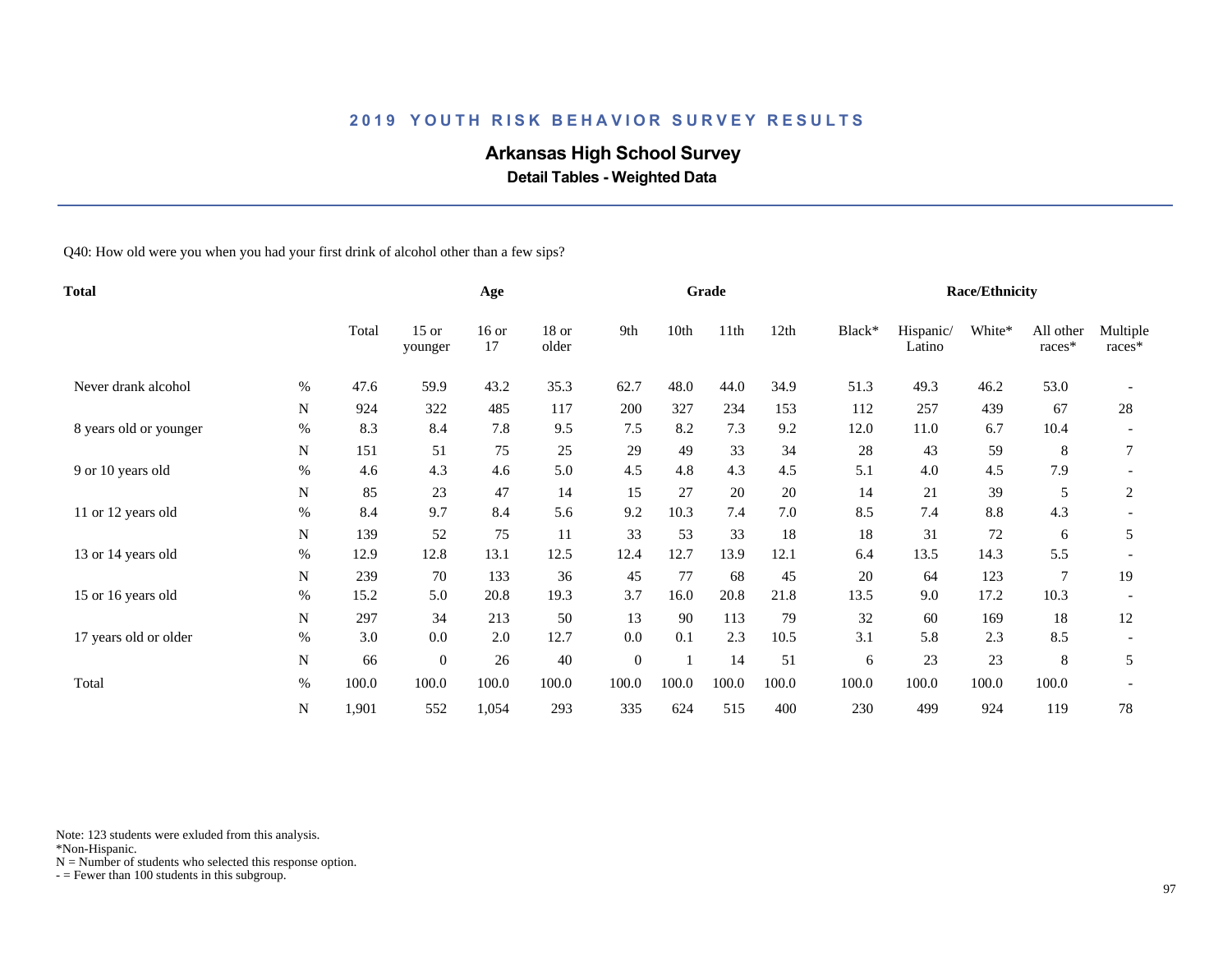## 2019 YOUTH RISK BEHAVIOR SURVEY RESULTS

### Arkansas High School Survey

**Detail Tables - Weighted Data**

Q40: How old were you when you had your first drink of alcohol other than a few sips?

| Total | | Age | | | | Grade | | | | Race/Ethnicity | | | | |
|---|---|---|---|---|---|---|---|---|---|---|---|---|---|---|
| | | Total | 15 or younger | 16 or 17 | 18 or older | 9th | 10th | 11th | 12th | Black* | Hispanic/ Latino | White* | All other races* | Multiple races* |
| Never drank alcohol | % | 47.6 | 59.9 | 43.2 | 35.3 | 62.7 | 48.0 | 44.0 | 34.9 | 51.3 | 49.3 | 46.2 | 53.0 | - |
| | N | 924 | 322 | 485 | 117 | 200 | 327 | 234 | 153 | 112 | 257 | 439 | 67 | 28 |
| 8 years old or younger | % | 8.3 | 8.4 | 7.8 | 9.5 | 7.5 | 8.2 | 7.3 | 9.2 | 12.0 | 11.0 | 6.7 | 10.4 | - |
| | N | 151 | 51 | 75 | 25 | 29 | 49 | 33 | 34 | 28 | 43 | 59 | 8 | 7 |
| 9 or 10 years old | % | 4.6 | 4.3 | 4.6 | 5.0 | 4.5 | 4.8 | 4.3 | 4.5 | 5.1 | 4.0 | 4.5 | 7.9 | - |
| | N | 85 | 23 | 47 | 14 | 15 | 27 | 20 | 20 | 14 | 21 | 39 | 5 | 2 |
| 11 or 12 years old | % | 8.4 | 9.7 | 8.4 | 5.6 | 9.2 | 10.3 | 7.4 | 7.0 | 8.5 | 7.4 | 8.8 | 4.3 | - |
| | N | 139 | 52 | 75 | 11 | 33 | 53 | 33 | 18 | 18 | 31 | 72 | 6 | 5 |
| 13 or 14 years old | % | 12.9 | 12.8 | 13.1 | 12.5 | 12.4 | 12.7 | 13.9 | 12.1 | 6.4 | 13.5 | 14.3 | 5.5 | - |
| | N | 239 | 70 | 133 | 36 | 45 | 77 | 68 | 45 | 20 | 64 | 123 | 7 | 19 |
| 15 or 16 years old | % | 15.2 | 5.0 | 20.8 | 19.3 | 3.7 | 16.0 | 20.8 | 21.8 | 13.5 | 9.0 | 17.2 | 10.3 | - |
| | N | 297 | 34 | 213 | 50 | 13 | 90 | 113 | 79 | 32 | 60 | 169 | 18 | 12 |
| 17 years old or older | % | 3.0 | 0.0 | 2.0 | 12.7 | 0.0 | 0.1 | 2.3 | 10.5 | 3.1 | 5.8 | 2.3 | 8.5 | - |
| | N | 66 | 0 | 26 | 40 | 0 | 1 | 14 | 51 | 6 | 23 | 23 | 8 | 5 |
| Total | % | 100.0 | 100.0 | 100.0 | 100.0 | 100.0 | 100.0 | 100.0 | 100.0 | 100.0 | 100.0 | 100.0 | 100.0 | - |
| | N | 1,901 | 552 | 1,054 | 293 | 335 | 624 | 515 | 400 | 230 | 499 | 924 | 119 | 78 |

Note: 123 students were exluded from this analysis.
*Non-Hispanic.
N = Number of students who selected this response option.
- = Fewer than 100 students in this subgroup.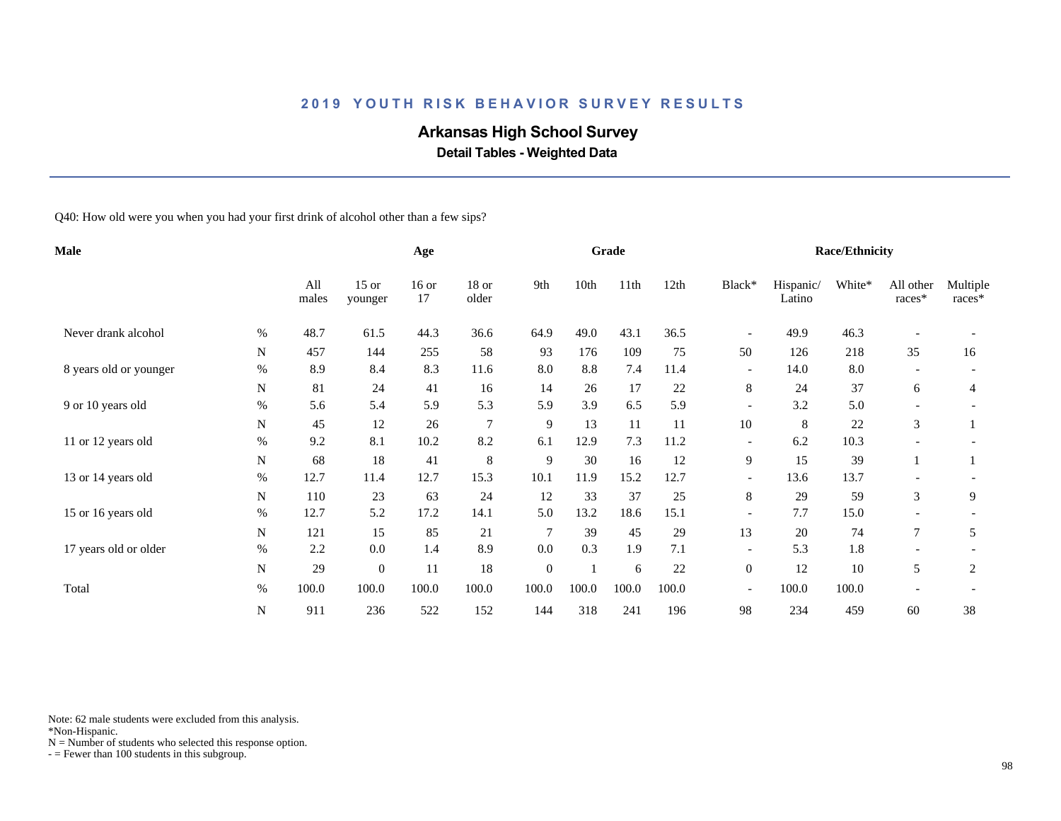## 2019 YOUTH RISK BEHAVIOR SURVEY RESULTS

# Arkansas High School Survey

### Detail Tables - Weighted Data

Q40: How old were you when you had your first drink of alcohol other than a few sips?

| Male | | Age | | | | Grade | | | | Race/Ethnicity | | | | |
|---|---|---|---|---|---|---|---|---|---|---|---|---|---|---|
| | | All males | 15 or younger | 16 or 17 | 18 or older | 9th | 10th | 11th | 12th | Black* | Hispanic/ Latino | White* | All other races* | Multiple races* |
| Never drank alcohol | % | 48.7 | 61.5 | 44.3 | 36.6 | 64.9 | 49.0 | 43.1 | 36.5 | - | 49.9 | 46.3 | - | - |
| | N | 457 | 144 | 255 | 58 | 93 | 176 | 109 | 75 | 50 | 126 | 218 | 35 | 16 |
| 8 years old or younger | % | 8.9 | 8.4 | 8.3 | 11.6 | 8.0 | 8.8 | 7.4 | 11.4 | - | 14.0 | 8.0 | - | - |
| | N | 81 | 24 | 41 | 16 | 14 | 26 | 17 | 22 | 8 | 24 | 37 | 6 | 4 |
| 9 or 10 years old | % | 5.6 | 5.4 | 5.9 | 5.3 | 5.9 | 3.9 | 6.5 | 5.9 | - | 3.2 | 5.0 | - | - |
| | N | 45 | 12 | 26 | 7 | 9 | 13 | 11 | 11 | 10 | 8 | 22 | 3 | 1 |
| 11 or 12 years old | % | 9.2 | 8.1 | 10.2 | 8.2 | 6.1 | 12.9 | 7.3 | 11.2 | - | 6.2 | 10.3 | - | - |
| | N | 68 | 18 | 41 | 8 | 9 | 30 | 16 | 12 | 9 | 15 | 39 | 1 | 1 |
| 13 or 14 years old | % | 12.7 | 11.4 | 12.7 | 15.3 | 10.1 | 11.9 | 15.2 | 12.7 | - | 13.6 | 13.7 | - | - |
| | N | 110 | 23 | 63 | 24 | 12 | 33 | 37 | 25 | 8 | 29 | 59 | 3 | 9 |
| 15 or 16 years old | % | 12.7 | 5.2 | 17.2 | 14.1 | 5.0 | 13.2 | 18.6 | 15.1 | - | 7.7 | 15.0 | - | - |
| | N | 121 | 15 | 85 | 21 | 7 | 39 | 45 | 29 | 13 | 20 | 74 | 7 | 5 |
| 17 years old or older | % | 2.2 | 0.0 | 1.4 | 8.9 | 0.0 | 0.3 | 1.9 | 7.1 | - | 5.3 | 1.8 | - | - |
| | N | 29 | 0 | 11 | 18 | 0 | 1 | 6 | 22 | 0 | 12 | 10 | 5 | 2 |
| Total | % | 100.0 | 100.0 | 100.0 | 100.0 | 100.0 | 100.0 | 100.0 | 100.0 | - | 100.0 | 100.0 | - | - |
| | N | 911 | 236 | 522 | 152 | 144 | 318 | 241 | 196 | 98 | 234 | 459 | 60 | 38 |

Note: 62 male students were excluded from this analysis.
*Non-Hispanic.
N = Number of students who selected this response option.
- = Fewer than 100 students in this subgroup.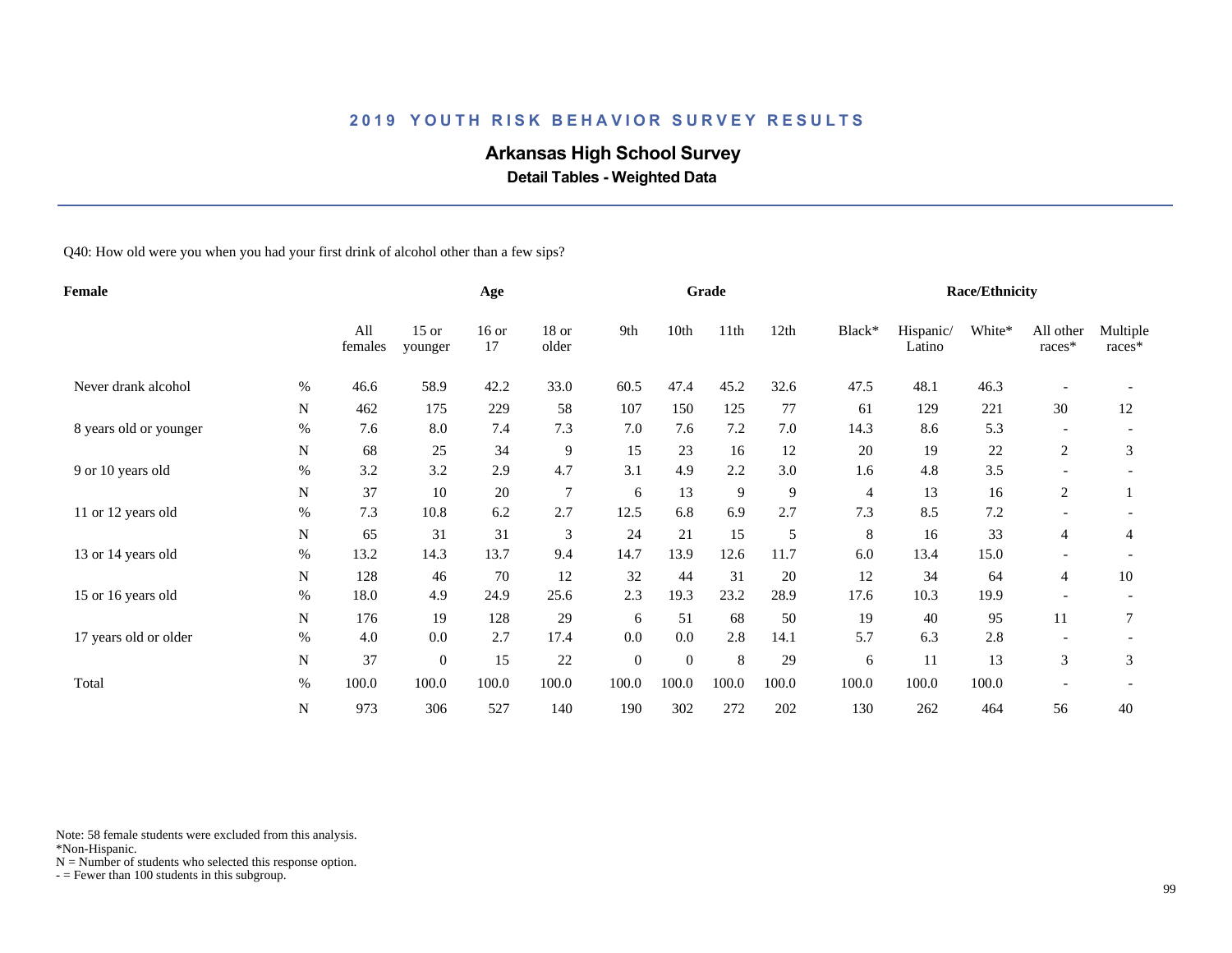## 2019 YOUTH RISK BEHAVIOR SURVEY RESULTS

# Arkansas High School Survey

### Detail Tables - Weighted Data

Q40: How old were you when you had your first drink of alcohol other than a few sips?

| Female | | Age | | | | Grade | | | | | Race/Ethnicity | | | | |
|---|---|---|---|---|---|---|---|---|---|---|---|---|---|---|---|
| | | All females | 15 or younger | 16 or 17 | 18 or older | 9th | 10th | 11th | 12th | Black* | Hispanic/ Latino | White* | All other races* | Multiple races* |
| Never drank alcohol | % | 46.6 | 58.9 | 42.2 | 33.0 | 60.5 | 47.4 | 45.2 | 32.6 | 47.5 | 48.1 | 46.3 | - | - |
| | N | 462 | 175 | 229 | 58 | 107 | 150 | 125 | 77 | 61 | 129 | 221 | 30 | 12 |
| 8 years old or younger | % | 7.6 | 8.0 | 7.4 | 7.3 | 7.0 | 7.6 | 7.2 | 7.0 | 14.3 | 8.6 | 5.3 | - | - |
| | N | 68 | 25 | 34 | 9 | 15 | 23 | 16 | 12 | 20 | 19 | 22 | 2 | 3 |
| 9 or 10 years old | % | 3.2 | 3.2 | 2.9 | 4.7 | 3.1 | 4.9 | 2.2 | 3.0 | 1.6 | 4.8 | 3.5 | - | - |
| | N | 37 | 10 | 20 | 7 | 6 | 13 | 9 | 9 | 4 | 13 | 16 | 2 | 1 |
| 11 or 12 years old | % | 7.3 | 10.8 | 6.2 | 2.7 | 12.5 | 6.8 | 6.9 | 2.7 | 7.3 | 8.5 | 7.2 | - | - |
| | N | 65 | 31 | 31 | 3 | 24 | 21 | 15 | 5 | 8 | 16 | 33 | 4 | 4 |
| 13 or 14 years old | % | 13.2 | 14.3 | 13.7 | 9.4 | 14.7 | 13.9 | 12.6 | 11.7 | 6.0 | 13.4 | 15.0 | - | - |
| | N | 128 | 46 | 70 | 12 | 32 | 44 | 31 | 20 | 12 | 34 | 64 | 4 | 10 |
| 15 or 16 years old | % | 18.0 | 4.9 | 24.9 | 25.6 | 2.3 | 19.3 | 23.2 | 28.9 | 17.6 | 10.3 | 19.9 | - | - |
| | N | 176 | 19 | 128 | 29 | 6 | 51 | 68 | 50 | 19 | 40 | 95 | 11 | 7 |
| 17 years old or older | % | 4.0 | 0.0 | 2.7 | 17.4 | 0.0 | 0.0 | 2.8 | 14.1 | 5.7 | 6.3 | 2.8 | - | - |
| | N | 37 | 0 | 15 | 22 | 0 | 0 | 8 | 29 | 6 | 11 | 13 | 3 | 3 |
| Total | % | 100.0 | 100.0 | 100.0 | 100.0 | 100.0 | 100.0 | 100.0 | 100.0 | 100.0 | 100.0 | 100.0 | - | - |
| | N | 973 | 306 | 527 | 140 | 190 | 302 | 272 | 202 | 130 | 262 | 464 | 56 | 40 |

Note: 58 female students were excluded from this analysis.
*Non-Hispanic.
N = Number of students who selected this response option.
- = Fewer than 100 students in this subgroup.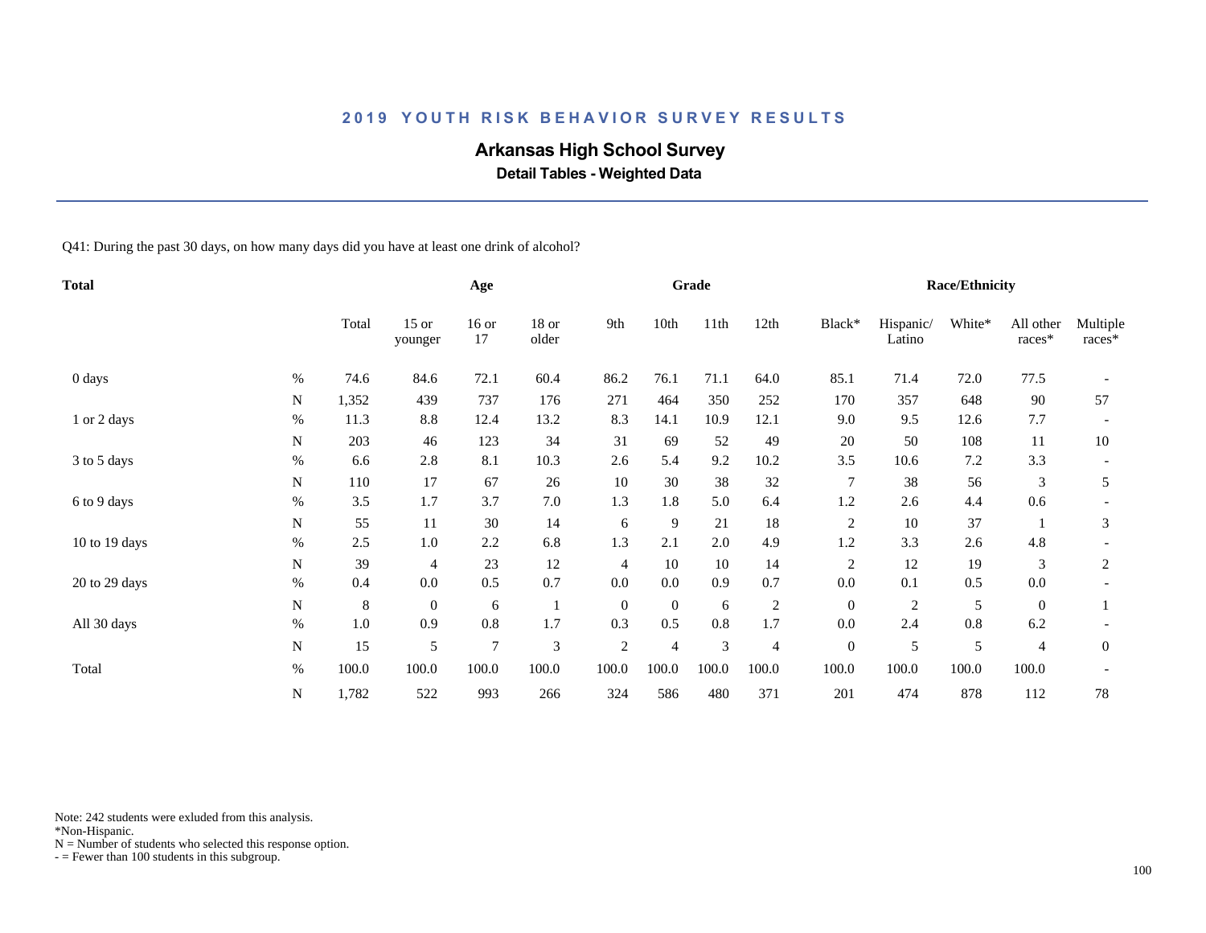# 2019 YOUTH RISK BEHAVIOR SURVEY RESULTS

## Arkansas High School Survey

### Detail Tables - Weighted Data

Q41: During the past 30 days, on how many days did you have at least one drink of alcohol?

| Total | | Total | Age | | | Grade | | | | Race/Ethnicity | | | | |
|---|---|---|---|---|---|---|---|---|---|---|---|---|---|---|
| | | Total | 15 or younger | 16 or 17 | 18 or older | 9th | 10th | 11th | 12th | Black* | Hispanic/ Latino | White* | All other races* | Multiple races* |
| 0 days | % | 74.6 | 84.6 | 72.1 | 60.4 | 86.2 | 76.1 | 71.1 | 64.0 | 85.1 | 71.4 | 72.0 | 77.5 | - |
| | N | 1,352 | 439 | 737 | 176 | 271 | 464 | 350 | 252 | 170 | 357 | 648 | 90 | 57 |
| 1 or 2 days | % | 11.3 | 8.8 | 12.4 | 13.2 | 8.3 | 14.1 | 10.9 | 12.1 | 9.0 | 9.5 | 12.6 | 7.7 | - |
| | N | 203 | 46 | 123 | 34 | 31 | 69 | 52 | 49 | 20 | 50 | 108 | 11 | 10 |
| 3 to 5 days | % | 6.6 | 2.8 | 8.1 | 10.3 | 2.6 | 5.4 | 9.2 | 10.2 | 3.5 | 10.6 | 7.2 | 3.3 | - |
| | N | 110 | 17 | 67 | 26 | 10 | 30 | 38 | 32 | 7 | 38 | 56 | 3 | 5 |
| 6 to 9 days | % | 3.5 | 1.7 | 3.7 | 7.0 | 1.3 | 1.8 | 5.0 | 6.4 | 1.2 | 2.6 | 4.4 | 0.6 | - |
| | N | 55 | 11 | 30 | 14 | 6 | 9 | 21 | 18 | 2 | 10 | 37 | 1 | 3 |
| 10 to 19 days | % | 2.5 | 1.0 | 2.2 | 6.8 | 1.3 | 2.1 | 2.0 | 4.9 | 1.2 | 3.3 | 2.6 | 4.8 | - |
| | N | 39 | 4 | 23 | 12 | 4 | 10 | 10 | 14 | 2 | 12 | 19 | 3 | 2 |
| 20 to 29 days | % | 0.4 | 0.0 | 0.5 | 0.7 | 0.0 | 0.0 | 0.9 | 0.7 | 0.0 | 0.1 | 0.5 | 0.0 | - |
| | N | 8 | 0 | 6 | 1 | 0 | 0 | 6 | 2 | 0 | 2 | 5 | 0 | 1 |
| All 30 days | % | 1.0 | 0.9 | 0.8 | 1.7 | 0.3 | 0.5 | 0.8 | 1.7 | 0.0 | 2.4 | 0.8 | 6.2 | - |
| | N | 15 | 5 | 7 | 3 | 2 | 4 | 3 | 4 | 0 | 5 | 5 | 4 | 0 |
| Total | % | 100.0 | 100.0 | 100.0 | 100.0 | 100.0 | 100.0 | 100.0 | 100.0 | 100.0 | 100.0 | 100.0 | 100.0 | - |
| | N | 1,782 | 522 | 993 | 266 | 324 | 586 | 480 | 371 | 201 | 474 | 878 | 112 | 78 |

Note: 242 students were exluded from this analysis.
*Non-Hispanic.
N = Number of students who selected this response option.
- = Fewer than 100 students in this subgroup.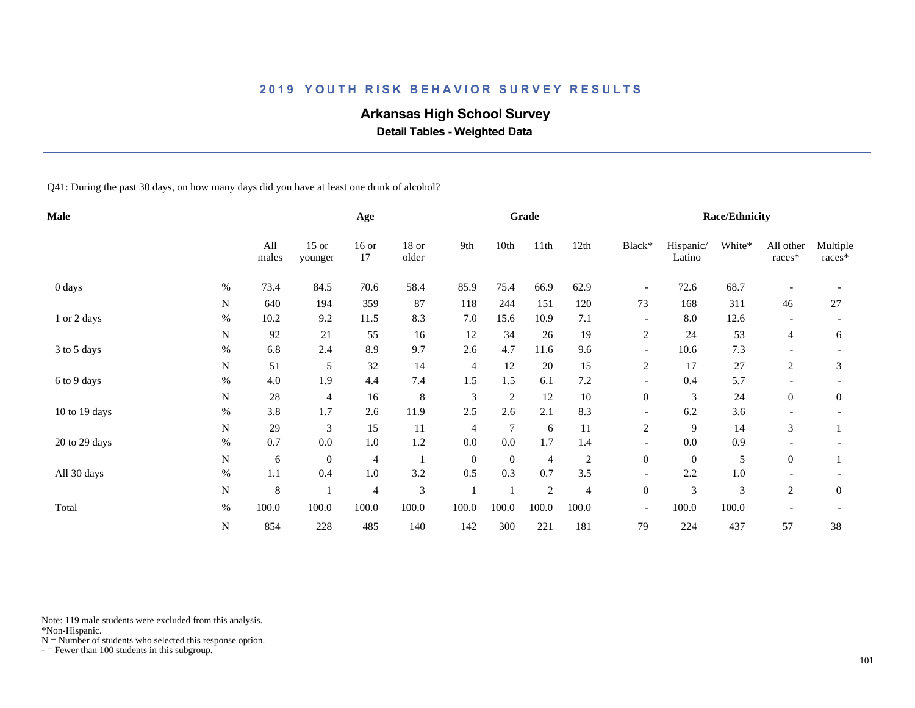## 2019 YOUTH RISK BEHAVIOR SURVEY RESULTS

# Arkansas High School Survey

### Detail Tables - Weighted Data

Q41: During the past 30 days, on how many days did you have at least one drink of alcohol?

| Male | | Age | | | | Grade | | | | Race/Ethnicity | | | | |
|---|---|---|---|---|---|---|---|---|---|---|---|---|---|---|
| | | All males | 15 or younger | 16 or 17 | 18 or older | 9th | 10th | 11th | 12th | Black* | Hispanic/ Latino | White* | All other races* | Multiple races* |
| 0 days | % | 73.4 | 84.5 | 70.6 | 58.4 | 85.9 | 75.4 | 66.9 | 62.9 | - | 72.6 | 68.7 | - | - |
| | N | 640 | 194 | 359 | 87 | 118 | 244 | 151 | 120 | 73 | 168 | 311 | 46 | 27 |
| 1 or 2 days | % | 10.2 | 9.2 | 11.5 | 8.3 | 7.0 | 15.6 | 10.9 | 7.1 | - | 8.0 | 12.6 | - | - |
| | N | 92 | 21 | 55 | 16 | 12 | 34 | 26 | 19 | 2 | 24 | 53 | 4 | 6 |
| 3 to 5 days | % | 6.8 | 2.4 | 8.9 | 9.7 | 2.6 | 4.7 | 11.6 | 9.6 | - | 10.6 | 7.3 | - | - |
| | N | 51 | 5 | 32 | 14 | 4 | 12 | 20 | 15 | 2 | 17 | 27 | 2 | 3 |
| 6 to 9 days | % | 4.0 | 1.9 | 4.4 | 7.4 | 1.5 | 1.5 | 6.1 | 7.2 | - | 0.4 | 5.7 | - | - |
| | N | 28 | 4 | 16 | 8 | 3 | 2 | 12 | 10 | 0 | 3 | 24 | 0 | 0 |
| 10 to 19 days | % | 3.8 | 1.7 | 2.6 | 11.9 | 2.5 | 2.6 | 2.1 | 8.3 | - | 6.2 | 3.6 | - | - |
| | N | 29 | 3 | 15 | 11 | 4 | 7 | 6 | 11 | 2 | 9 | 14 | 3 | 1 |
| 20 to 29 days | % | 0.7 | 0.0 | 1.0 | 1.2 | 0.0 | 0.0 | 1.7 | 1.4 | - | 0.0 | 0.9 | - | - |
| | N | 6 | 0 | 4 | 1 | 0 | 0 | 4 | 2 | 0 | 0 | 5 | 0 | 1 |
| All 30 days | % | 1.1 | 0.4 | 1.0 | 3.2 | 0.5 | 0.3 | 0.7 | 3.5 | - | 2.2 | 1.0 | - | - |
| | N | 8 | 1 | 4 | 3 | 1 | 1 | 2 | 4 | 0 | 3 | 3 | 2 | 0 |
| Total | % | 100.0 | 100.0 | 100.0 | 100.0 | 100.0 | 100.0 | 100.0 | 100.0 | - | 100.0 | 100.0 | - | - |
| | N | 854 | 228 | 485 | 140 | 142 | 300 | 221 | 181 | 79 | 224 | 437 | 57 | 38 |

Note: 119 male students were excluded from this analysis.
*Non-Hispanic.
N = Number of students who selected this response option.
- = Fewer than 100 students in this subgroup.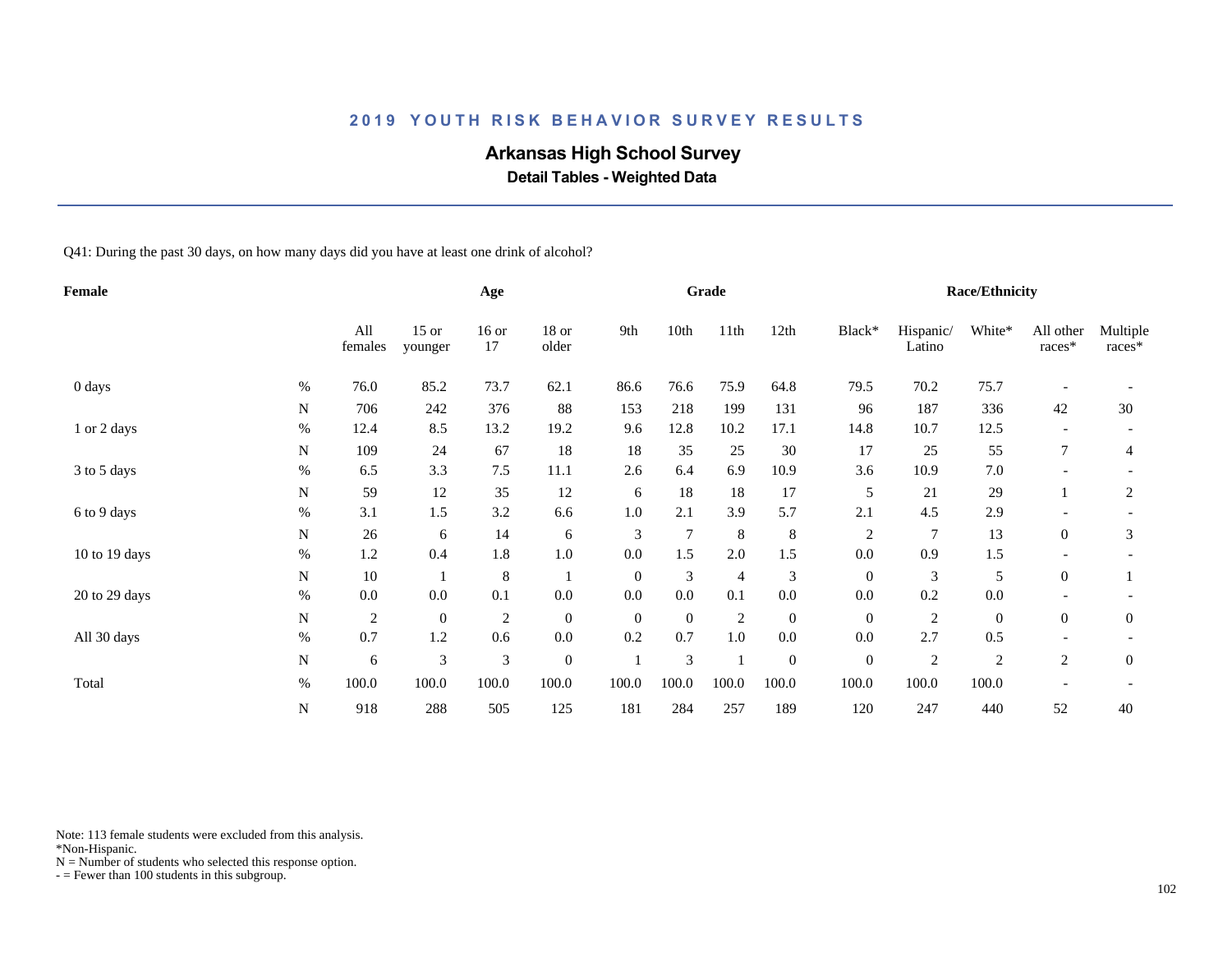## 2019 YOUTH RISK BEHAVIOR SURVEY RESULTS

# Arkansas High School Survey

### Detail Tables - Weighted Data

Q41: During the past 30 days, on how many days did you have at least one drink of alcohol?

| Female | | Age | | | | Grade | | | | Race/Ethnicity | | | | |
|---|---|---|---|---|---|---|---|---|---|---|---|---|---|---|
| | | All females | 15 or younger | 16 or 17 | 18 or older | 9th | 10th | 11th | 12th | Black* | Hispanic/ Latino | White* | All other races* | Multiple races* |
| 0 days | % | 76.0 | 85.2 | 73.7 | 62.1 | 86.6 | 76.6 | 75.9 | 64.8 | 79.5 | 70.2 | 75.7 | - | - |
| | N | 706 | 242 | 376 | 88 | 153 | 218 | 199 | 131 | 96 | 187 | 336 | 42 | 30 |
| 1 or 2 days | % | 12.4 | 8.5 | 13.2 | 19.2 | 9.6 | 12.8 | 10.2 | 17.1 | 14.8 | 10.7 | 12.5 | - | - |
| | N | 109 | 24 | 67 | 18 | 18 | 35 | 25 | 30 | 17 | 25 | 55 | 7 | 4 |
| 3 to 5 days | % | 6.5 | 3.3 | 7.5 | 11.1 | 2.6 | 6.4 | 6.9 | 10.9 | 3.6 | 10.9 | 7.0 | - | - |
| | N | 59 | 12 | 35 | 12 | 6 | 18 | 18 | 17 | 5 | 21 | 29 | 1 | 2 |
| 6 to 9 days | % | 3.1 | 1.5 | 3.2 | 6.6 | 1.0 | 2.1 | 3.9 | 5.7 | 2.1 | 4.5 | 2.9 | - | - |
| | N | 26 | 6 | 14 | 6 | 3 | 7 | 8 | 8 | 2 | 7 | 13 | 0 | 3 |
| 10 to 19 days | % | 1.2 | 0.4 | 1.8 | 1.0 | 0.0 | 1.5 | 2.0 | 1.5 | 0.0 | 0.9 | 1.5 | - | - |
| | N | 10 | 1 | 8 | 1 | 0 | 3 | 4 | 3 | 0 | 3 | 5 | 0 | 1 |
| 20 to 29 days | % | 0.0 | 0.0 | 0.1 | 0.0 | 0.0 | 0.0 | 0.1 | 0.0 | 0.0 | 0.2 | 0.0 | - | - |
| | N | 2 | 0 | 2 | 0 | 0 | 0 | 2 | 0 | 0 | 2 | 0 | 0 | 0 |
| All 30 days | % | 0.7 | 1.2 | 0.6 | 0.0 | 0.2 | 0.7 | 1.0 | 0.0 | 0.0 | 2.7 | 0.5 | - | - |
| | N | 6 | 3 | 3 | 0 | 1 | 3 | 1 | 0 | 0 | 2 | 2 | 2 | 0 |
| Total | % | 100.0 | 100.0 | 100.0 | 100.0 | 100.0 | 100.0 | 100.0 | 100.0 | 100.0 | 100.0 | 100.0 | - | - |
| | N | 918 | 288 | 505 | 125 | 181 | 284 | 257 | 189 | 120 | 247 | 440 | 52 | 40 |

Note: 113 female students were excluded from this analysis.
*Non-Hispanic.
N = Number of students who selected this response option.
- = Fewer than 100 students in this subgroup.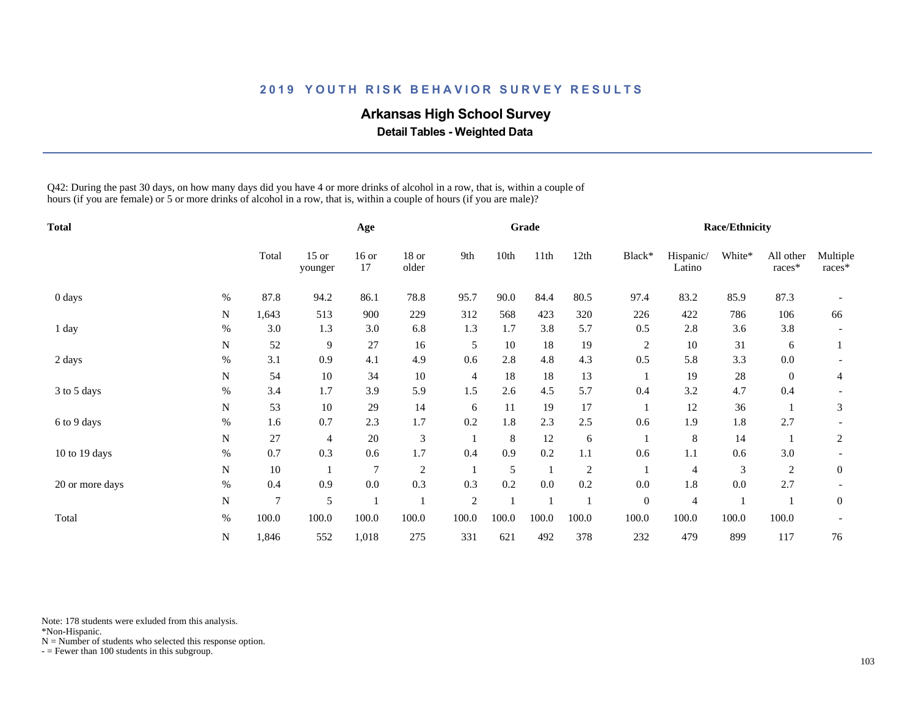## 2019 YOUTH RISK BEHAVIOR SURVEY RESULTS

### Arkansas High School Survey

**Detail Tables - Weighted Data**

Q42: During the past 30 days, on how many days did you have 4 or more drinks of alcohol in a row, that is, within a couple of hours (if you are female) or 5 or more drinks of alcohol in a row, that is, within a couple of hours (if you are male)?

| Total | | Total | Age | | | Grade | | | | Race/Ethnicity | | | | |
|---|---|---|---|---|---|---|---|---|---|---|---|---|---|---|
| | | Total | 15 or younger | 16 or 17 | 18 or older | 9th | 10th | 11th | 12th | Black* | Hispanic/ Latino | White* | All other races* | Multiple races* |
| 0 days | % | 87.8 | 94.2 | 86.1 | 78.8 | 95.7 | 90.0 | 84.4 | 80.5 | 97.4 | 83.2 | 85.9 | 87.3 | - |
| | N | 1,643 | 513 | 900 | 229 | 312 | 568 | 423 | 320 | 226 | 422 | 786 | 106 | 66 |
| 1 day | % | 3.0 | 1.3 | 3.0 | 6.8 | 1.3 | 1.7 | 3.8 | 5.7 | 0.5 | 2.8 | 3.6 | 3.8 | - |
| | N | 52 | 9 | 27 | 16 | 5 | 10 | 18 | 19 | 2 | 10 | 31 | 6 | 1 |
| 2 days | % | 3.1 | 0.9 | 4.1 | 4.9 | 0.6 | 2.8 | 4.8 | 4.3 | 0.5 | 5.8 | 3.3 | 0.0 | - |
| | N | 54 | 10 | 34 | 10 | 4 | 18 | 18 | 13 | 1 | 19 | 28 | 0 | 4 |
| 3 to 5 days | % | 3.4 | 1.7 | 3.9 | 5.9 | 1.5 | 2.6 | 4.5 | 5.7 | 0.4 | 3.2 | 4.7 | 0.4 | - |
| | N | 53 | 10 | 29 | 14 | 6 | 11 | 19 | 17 | 1 | 12 | 36 | 1 | 3 |
| 6 to 9 days | % | 1.6 | 0.7 | 2.3 | 1.7 | 0.2 | 1.8 | 2.3 | 2.5 | 0.6 | 1.9 | 1.8 | 2.7 | - |
| | N | 27 | 4 | 20 | 3 | 1 | 8 | 12 | 6 | 1 | 8 | 14 | 1 | 2 |
| 10 to 19 days | % | 0.7 | 0.3 | 0.6 | 1.7 | 0.4 | 0.9 | 0.2 | 1.1 | 0.6 | 1.1 | 0.6 | 3.0 | - |
| | N | 10 | 1 | 7 | 2 | 1 | 5 | 1 | 2 | 1 | 4 | 3 | 2 | 0 |
| 20 or more days | % | 0.4 | 0.9 | 0.0 | 0.3 | 0.3 | 0.2 | 0.0 | 0.2 | 0.0 | 1.8 | 0.0 | 2.7 | - |
| | N | 7 | 5 | 1 | 1 | 2 | 1 | 1 | 1 | 0 | 4 | 1 | 1 | 0 |
| Total | % | 100.0 | 100.0 | 100.0 | 100.0 | 100.0 | 100.0 | 100.0 | 100.0 | 100.0 | 100.0 | 100.0 | 100.0 | - |
| | N | 1,846 | 552 | 1,018 | 275 | 331 | 621 | 492 | 378 | 232 | 479 | 899 | 117 | 76 |

Note: 178 students were exluded from this analysis.
*Non-Hispanic.
N = Number of students who selected this response option.
- = Fewer than 100 students in this subgroup.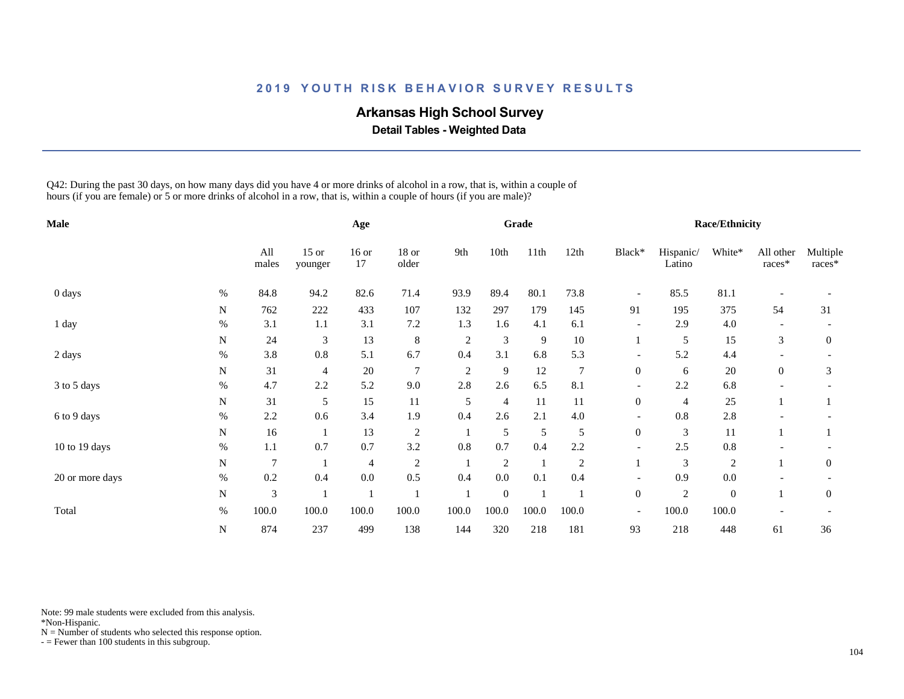# 2019 YOUTH RISK BEHAVIOR SURVEY RESULTS

## Arkansas High School Survey

### Detail Tables - Weighted Data

Q42: During the past 30 days, on how many days did you have 4 or more drinks of alcohol in a row, that is, within a couple of hours (if you are female) or 5 or more drinks of alcohol in a row, that is, within a couple of hours (if you are male)?

| Male | | All males | Age | | | Grade | | | | Race/Ethnicity | | | | |
|---|---|---|---|---|---|---|---|---|---|---|---|---|---|---|
| | | | 15 or younger | 16 or 17 | 18 or older | 9th | 10th | 11th | 12th | Black* | Hispanic/ Latino | White* | All other races* | Multiple races* |
| 0 days | % | 84.8 | 94.2 | 82.6 | 71.4 | 93.9 | 89.4 | 80.1 | 73.8 | - | 85.5 | 81.1 | - | - |
| | N | 762 | 222 | 433 | 107 | 132 | 297 | 179 | 145 | 91 | 195 | 375 | 54 | 31 |
| 1 day | % | 3.1 | 1.1 | 3.1 | 7.2 | 1.3 | 1.6 | 4.1 | 6.1 | - | 2.9 | 4.0 | - | - |
| | N | 24 | 3 | 13 | 8 | 2 | 3 | 9 | 10 | 1 | 5 | 15 | 3 | 0 |
| 2 days | % | 3.8 | 0.8 | 5.1 | 6.7 | 0.4 | 3.1 | 6.8 | 5.3 | - | 5.2 | 4.4 | - | - |
| | N | 31 | 4 | 20 | 7 | 2 | 9 | 12 | 7 | 0 | 6 | 20 | 0 | 3 |
| 3 to 5 days | % | 4.7 | 2.2 | 5.2 | 9.0 | 2.8 | 2.6 | 6.5 | 8.1 | - | 2.2 | 6.8 | - | - |
| | N | 31 | 5 | 15 | 11 | 5 | 4 | 11 | 11 | 0 | 4 | 25 | 1 | 1 |
| 6 to 9 days | % | 2.2 | 0.6 | 3.4 | 1.9 | 0.4 | 2.6 | 2.1 | 4.0 | - | 0.8 | 2.8 | - | - |
| | N | 16 | 1 | 13 | 2 | 1 | 5 | 5 | 5 | 0 | 3 | 11 | 1 | 1 |
| 10 to 19 days | % | 1.1 | 0.7 | 0.7 | 3.2 | 0.8 | 0.7 | 0.4 | 2.2 | - | 2.5 | 0.8 | - | - |
| | N | 7 | 1 | 4 | 2 | 1 | 2 | 1 | 2 | 1 | 3 | 2 | 1 | 0 |
| 20 or more days | % | 0.2 | 0.4 | 0.0 | 0.5 | 0.4 | 0.0 | 0.1 | 0.4 | - | 0.9 | 0.0 | - | - |
| | N | 3 | 1 | 1 | 1 | 1 | 0 | 1 | 1 | 0 | 2 | 0 | 1 | 0 |
| Total | % | 100.0 | 100.0 | 100.0 | 100.0 | 100.0 | 100.0 | 100.0 | 100.0 | - | 100.0 | 100.0 | - | - |
| | N | 874 | 237 | 499 | 138 | 144 | 320 | 218 | 181 | 93 | 218 | 448 | 61 | 36 |

Note: 99 male students were excluded from this analysis.
*Non-Hispanic.
N = Number of students who selected this response option.
- = Fewer than 100 students in this subgroup.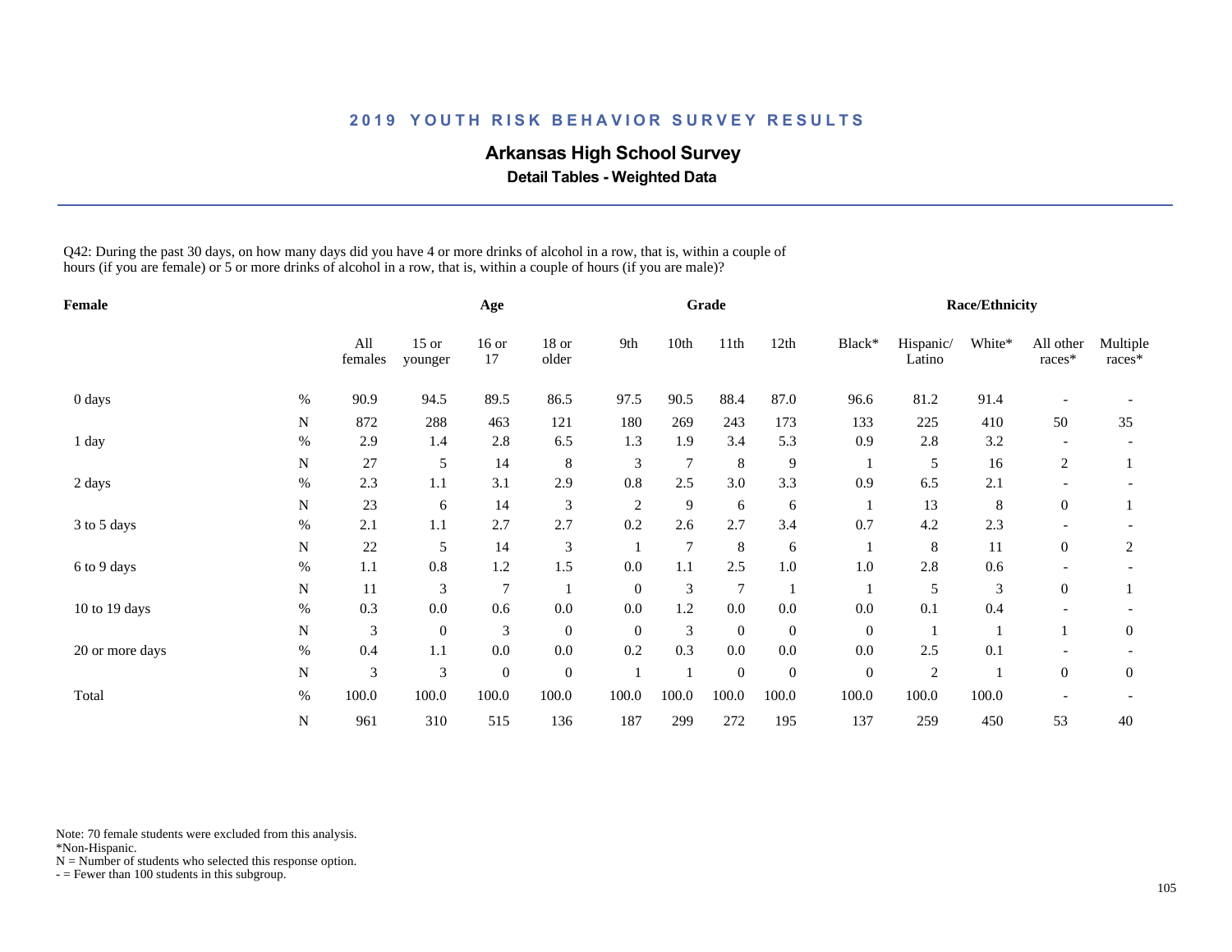## 2019 YOUTH RISK BEHAVIOR SURVEY RESULTS

### Arkansas High School Survey

**Detail Tables - Weighted Data**

Q42: During the past 30 days, on how many days did you have 4 or more drinks of alcohol in a row, that is, within a couple of hours (if you are female) or 5 or more drinks of alcohol in a row, that is, within a couple of hours (if you are male)?

| Female | | Age | | | | Grade | | | | Race/Ethnicity | | | | |
|---|---|---|---|---|---|---|---|---|---|---|---|---|---|---|
| | | All females | 15 or younger | 16 or 17 | 18 or older | 9th | 10th | 11th | 12th | Black* | Hispanic/ Latino | White* | All other races* | Multiple races* |
| 0 days | % | 90.9 | 94.5 | 89.5 | 86.5 | 97.5 | 90.5 | 88.4 | 87.0 | 96.6 | 81.2 | 91.4 | - | - |
| | N | 872 | 288 | 463 | 121 | 180 | 269 | 243 | 173 | 133 | 225 | 410 | 50 | 35 |
| 1 day | % | 2.9 | 1.4 | 2.8 | 6.5 | 1.3 | 1.9 | 3.4 | 5.3 | 0.9 | 2.8 | 3.2 | - | - |
| | N | 27 | 5 | 14 | 8 | 3 | 7 | 8 | 9 | 1 | 5 | 16 | 2 | 1 |
| 2 days | % | 2.3 | 1.1 | 3.1 | 2.9 | 0.8 | 2.5 | 3.0 | 3.3 | 0.9 | 6.5 | 2.1 | - | - |
| | N | 23 | 6 | 14 | 3 | 2 | 9 | 6 | 6 | 1 | 13 | 8 | 0 | 1 |
| 3 to 5 days | % | 2.1 | 1.1 | 2.7 | 2.7 | 0.2 | 2.6 | 2.7 | 3.4 | 0.7 | 4.2 | 2.3 | - | - |
| | N | 22 | 5 | 14 | 3 | 1 | 7 | 8 | 6 | 1 | 8 | 11 | 0 | 2 |
| 6 to 9 days | % | 1.1 | 0.8 | 1.2 | 1.5 | 0.0 | 1.1 | 2.5 | 1.0 | 1.0 | 2.8 | 0.6 | - | - |
| | N | 11 | 3 | 7 | 1 | 0 | 3 | 7 | 1 | 1 | 5 | 3 | 0 | 1 |
| 10 to 19 days | % | 0.3 | 0.0 | 0.6 | 0.0 | 0.0 | 1.2 | 0.0 | 0.0 | 0.0 | 0.1 | 0.4 | - | - |
| | N | 3 | 0 | 3 | 0 | 0 | 3 | 0 | 0 | 0 | 1 | 1 | 1 | 0 |
| 20 or more days | % | 0.4 | 1.1 | 0.0 | 0.0 | 0.2 | 0.3 | 0.0 | 0.0 | 0.0 | 2.5 | 0.1 | - | - |
| | N | 3 | 3 | 0 | 0 | 1 | 1 | 0 | 0 | 0 | 2 | 1 | 0 | 0 |
| Total | % | 100.0 | 100.0 | 100.0 | 100.0 | 100.0 | 100.0 | 100.0 | 100.0 | 100.0 | 100.0 | 100.0 | - | - |
| | N | 961 | 310 | 515 | 136 | 187 | 299 | 272 | 195 | 137 | 259 | 450 | 53 | 40 |

Note: 70 female students were excluded from this analysis.
*Non-Hispanic.
N = Number of students who selected this response option.
- = Fewer than 100 students in this subgroup.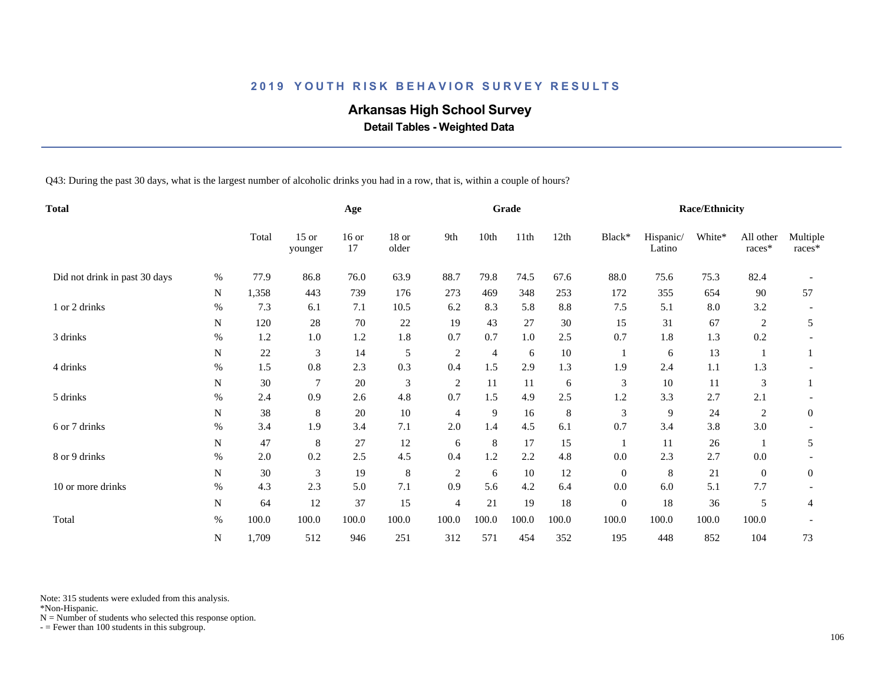## 2019 YOUTH RISK BEHAVIOR SURVEY RESULTS

# Arkansas High School Survey

### Detail Tables - Weighted Data

Q43: During the past 30 days, what is the largest number of alcoholic drinks you had in a row, that is, within a couple of hours?

| Total | | | Age | | | Grade | | | | Race/Ethnicity | | | | |
|---|---|---|---|---|---|---|---|---|---|---|---|---|---|---|
| | | Total | 15 or younger | 16 or 17 | 18 or older | 9th | 10th | 11th | 12th | Black* | Hispanic/ Latino | White* | All other races* | Multiple races* |
| Did not drink in past 30 days | % | 77.9 | 86.8 | 76.0 | 63.9 | 88.7 | 79.8 | 74.5 | 67.6 | 88.0 | 75.6 | 75.3 | 82.4 | - |
| | N | 1,358 | 443 | 739 | 176 | 273 | 469 | 348 | 253 | 172 | 355 | 654 | 90 | 57 |
| 1 or 2 drinks | % | 7.3 | 6.1 | 7.1 | 10.5 | 6.2 | 8.3 | 5.8 | 8.8 | 7.5 | 5.1 | 8.0 | 3.2 | - |
| | N | 120 | 28 | 70 | 22 | 19 | 43 | 27 | 30 | 15 | 31 | 67 | 2 | 5 |
| 3 drinks | % | 1.2 | 1.0 | 1.2 | 1.8 | 0.7 | 0.7 | 1.0 | 2.5 | 0.7 | 1.8 | 1.3 | 0.2 | - |
| | N | 22 | 3 | 14 | 5 | 2 | 4 | 6 | 10 | 1 | 6 | 13 | 1 | 1 |
| 4 drinks | % | 1.5 | 0.8 | 2.3 | 0.3 | 0.4 | 1.5 | 2.9 | 1.3 | 1.9 | 2.4 | 1.1 | 1.3 | - |
| | N | 30 | 7 | 20 | 3 | 2 | 11 | 11 | 6 | 3 | 10 | 11 | 3 | 1 |
| 5 drinks | % | 2.4 | 0.9 | 2.6 | 4.8 | 0.7 | 1.5 | 4.9 | 2.5 | 1.2 | 3.3 | 2.7 | 2.1 | - |
| | N | 38 | 8 | 20 | 10 | 4 | 9 | 16 | 8 | 3 | 9 | 24 | 2 | 0 |
| 6 or 7 drinks | % | 3.4 | 1.9 | 3.4 | 7.1 | 2.0 | 1.4 | 4.5 | 6.1 | 0.7 | 3.4 | 3.8 | 3.0 | - |
| | N | 47 | 8 | 27 | 12 | 6 | 8 | 17 | 15 | 1 | 11 | 26 | 1 | 5 |
| 8 or 9 drinks | % | 2.0 | 0.2 | 2.5 | 4.5 | 0.4 | 1.2 | 2.2 | 4.8 | 0.0 | 2.3 | 2.7 | 0.0 | - |
| | N | 30 | 3 | 19 | 8 | 2 | 6 | 10 | 12 | 0 | 8 | 21 | 0 | 0 |
| 10 or more drinks | % | 4.3 | 2.3 | 5.0 | 7.1 | 0.9 | 5.6 | 4.2 | 6.4 | 0.0 | 6.0 | 5.1 | 7.7 | - |
| | N | 64 | 12 | 37 | 15 | 4 | 21 | 19 | 18 | 0 | 18 | 36 | 5 | 4 |
| Total | % | 100.0 | 100.0 | 100.0 | 100.0 | 100.0 | 100.0 | 100.0 | 100.0 | 100.0 | 100.0 | 100.0 | 100.0 | - |
| | N | 1,709 | 512 | 946 | 251 | 312 | 571 | 454 | 352 | 195 | 448 | 852 | 104 | 73 |

Note: 315 students were exluded from this analysis.
*Non-Hispanic.
N = Number of students who selected this response option.
- = Fewer than 100 students in this subgroup.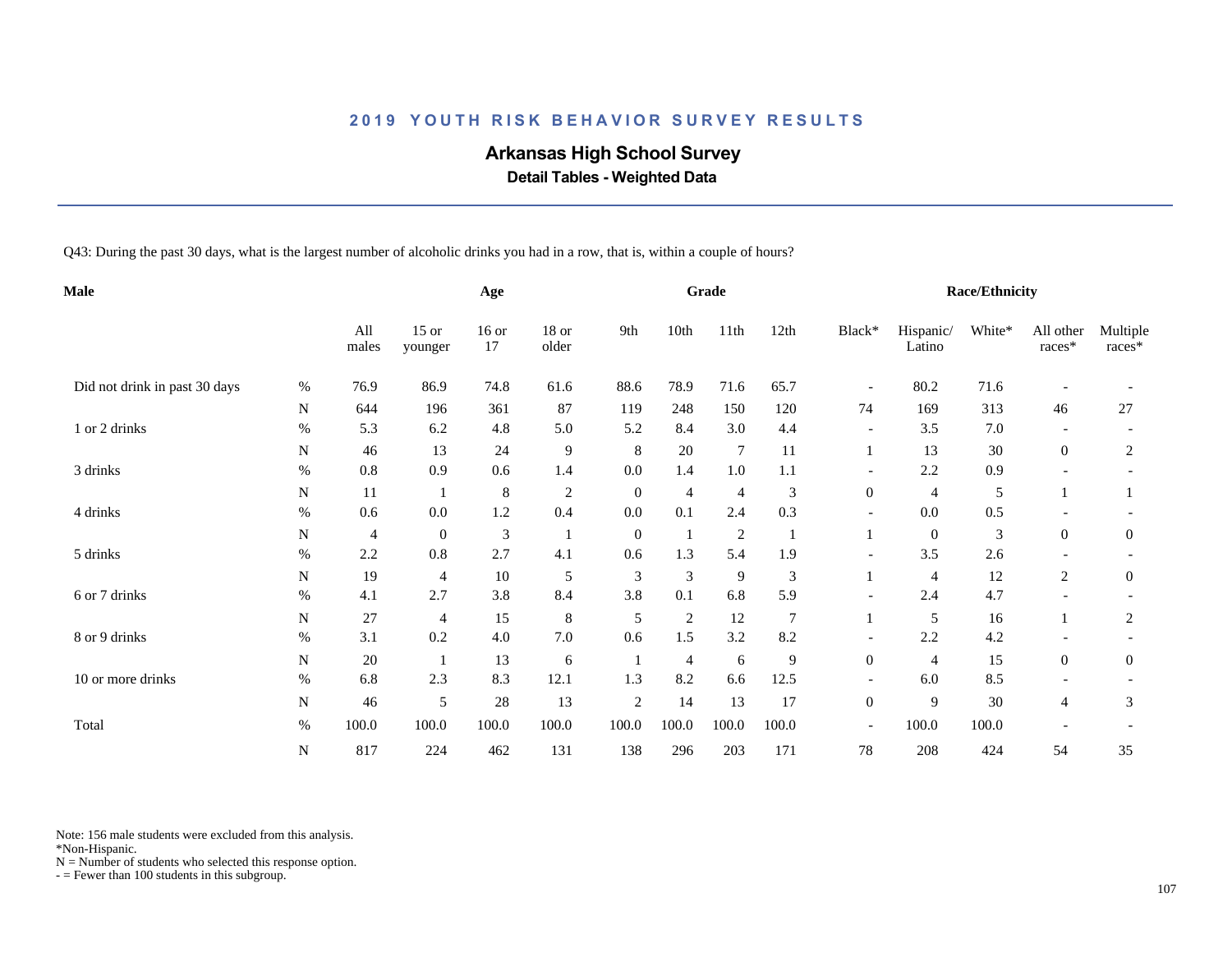# 2019 YOUTH RISK BEHAVIOR SURVEY RESULTS

## Arkansas High School Survey

### Detail Tables - Weighted Data

Q43: During the past 30 days, what is the largest number of alcoholic drinks you had in a row, that is, within a couple of hours?

| Male | | Age | | | | Grade | | | | Race/Ethnicity | | | | |
|---|---|---|---|---|---|---|---|---|---|---|---|---|---|---|
| | | All males | 15 or younger | 16 or 17 | 18 or older | 9th | 10th | 11th | 12th | Black* | Hispanic/ Latino | White* | All other races* | Multiple races* |
| Did not drink in past 30 days | % | 76.9 | 86.9 | 74.8 | 61.6 | 88.6 | 78.9 | 71.6 | 65.7 | - | 80.2 | 71.6 | - | - |
| | N | 644 | 196 | 361 | 87 | 119 | 248 | 150 | 120 | 74 | 169 | 313 | 46 | 27 |
| 1 or 2 drinks | % | 5.3 | 6.2 | 4.8 | 5.0 | 5.2 | 8.4 | 3.0 | 4.4 | - | 3.5 | 7.0 | - | - |
| | N | 46 | 13 | 24 | 9 | 8 | 20 | 7 | 11 | 1 | 13 | 30 | 0 | 2 |
| 3 drinks | % | 0.8 | 0.9 | 0.6 | 1.4 | 0.0 | 1.4 | 1.0 | 1.1 | - | 2.2 | 0.9 | - | - |
| | N | 11 | 1 | 8 | 2 | 0 | 4 | 4 | 3 | 0 | 4 | 5 | 1 | 1 |
| 4 drinks | % | 0.6 | 0.0 | 1.2 | 0.4 | 0.0 | 0.1 | 2.4 | 0.3 | - | 0.0 | 0.5 | - | - |
| | N | 4 | 0 | 3 | 1 | 0 | 1 | 2 | 1 | 1 | 0 | 3 | 0 | 0 |
| 5 drinks | % | 2.2 | 0.8 | 2.7 | 4.1 | 0.6 | 1.3 | 5.4 | 1.9 | - | 3.5 | 2.6 | - | - |
| | N | 19 | 4 | 10 | 5 | 3 | 3 | 9 | 3 | 1 | 4 | 12 | 2 | 0 |
| 6 or 7 drinks | % | 4.1 | 2.7 | 3.8 | 8.4 | 3.8 | 0.1 | 6.8 | 5.9 | - | 2.4 | 4.7 | - | - |
| | N | 27 | 4 | 15 | 8 | 5 | 2 | 12 | 7 | 1 | 5 | 16 | 1 | 2 |
| 8 or 9 drinks | % | 3.1 | 0.2 | 4.0 | 7.0 | 0.6 | 1.5 | 3.2 | 8.2 | - | 2.2 | 4.2 | - | - |
| | N | 20 | 1 | 13 | 6 | 1 | 4 | 6 | 9 | 0 | 4 | 15 | 0 | 0 |
| 10 or more drinks | % | 6.8 | 2.3 | 8.3 | 12.1 | 1.3 | 8.2 | 6.6 | 12.5 | - | 6.0 | 8.5 | - | - |
| | N | 46 | 5 | 28 | 13 | 2 | 14 | 13 | 17 | 0 | 9 | 30 | 4 | 3 |
| Total | % | 100.0 | 100.0 | 100.0 | 100.0 | 100.0 | 100.0 | 100.0 | 100.0 | - | 100.0 | 100.0 | - | - |
| | N | 817 | 224 | 462 | 131 | 138 | 296 | 203 | 171 | 78 | 208 | 424 | 54 | 35 |

Note: 156 male students were excluded from this analysis.
*Non-Hispanic.
N = Number of students who selected this response option.
- = Fewer than 100 students in this subgroup.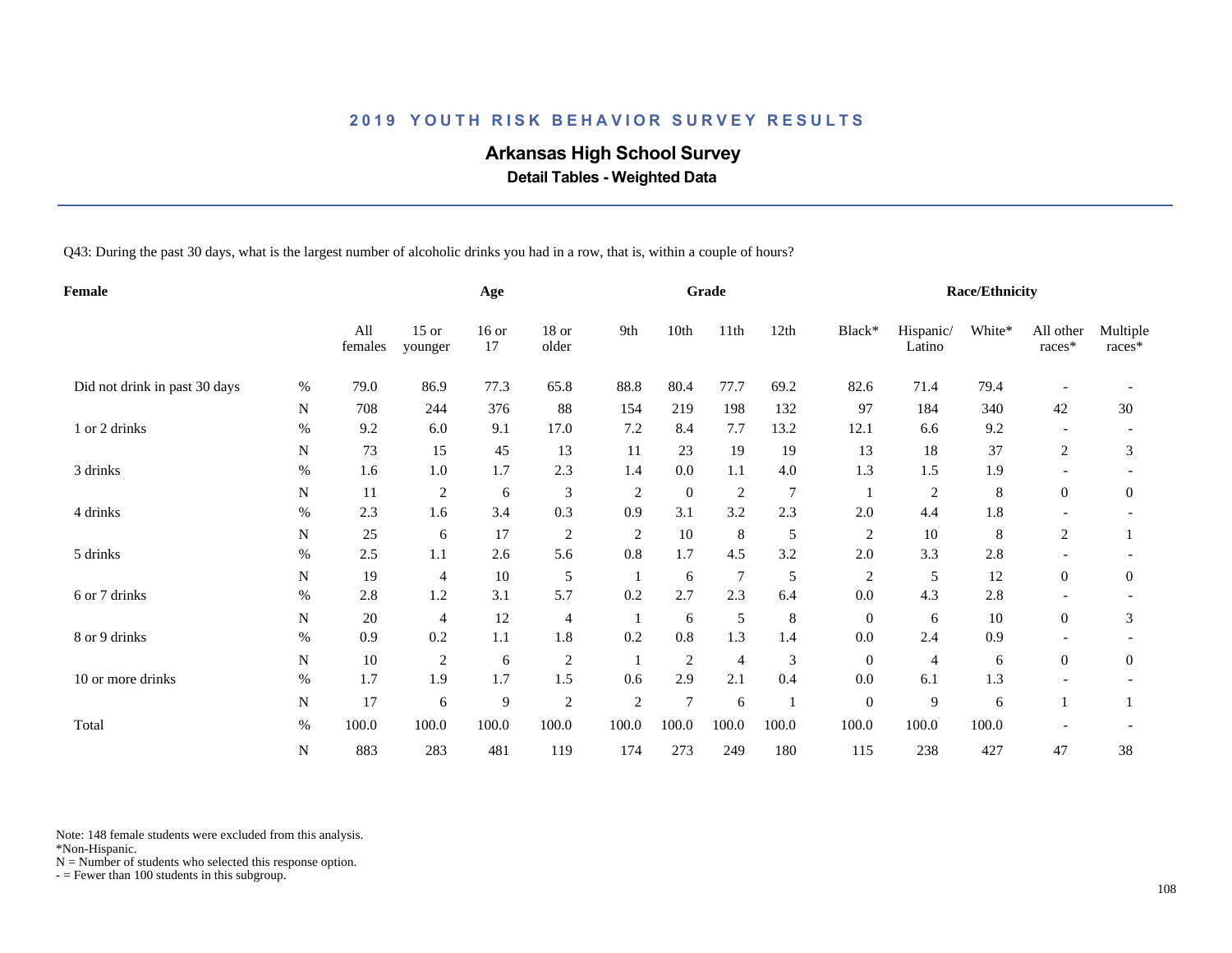## 2019 YOUTH RISK BEHAVIOR SURVEY RESULTS

# Arkansas High School Survey

### Detail Tables - Weighted Data

Q43: During the past 30 days, what is the largest number of alcoholic drinks you had in a row, that is, within a couple of hours?

| Female | | | Age | | | Grade | | | | Race/Ethnicity | | | | |
|---|---|---|---|---|---|---|---|---|---|---|---|---|---|---|
| | | All females | 15 or younger | 16 or 17 | 18 or older | 9th | 10th | 11th | 12th | Black* | Hispanic/ Latino | White* | All other races* | Multiple races* |
| Did not drink in past 30 days | % | 79.0 | 86.9 | 77.3 | 65.8 | 88.8 | 80.4 | 77.7 | 69.2 | 82.6 | 71.4 | 79.4 | - | - |
| | N | 708 | 244 | 376 | 88 | 154 | 219 | 198 | 132 | 97 | 184 | 340 | 42 | 30 |
| 1 or 2 drinks | % | 9.2 | 6.0 | 9.1 | 17.0 | 7.2 | 8.4 | 7.7 | 13.2 | 12.1 | 6.6 | 9.2 | - | - |
| | N | 73 | 15 | 45 | 13 | 11 | 23 | 19 | 19 | 13 | 18 | 37 | 2 | 3 |
| 3 drinks | % | 1.6 | 1.0 | 1.7 | 2.3 | 1.4 | 0.0 | 1.1 | 4.0 | 1.3 | 1.5 | 1.9 | - | - |
| | N | 11 | 2 | 6 | 3 | 2 | 0 | 2 | 7 | 1 | 2 | 8 | 0 | 0 |
| 4 drinks | % | 2.3 | 1.6 | 3.4 | 0.3 | 0.9 | 3.1 | 3.2 | 2.3 | 2.0 | 4.4 | 1.8 | - | - |
| | N | 25 | 6 | 17 | 2 | 2 | 10 | 8 | 5 | 2 | 10 | 8 | 2 | 1 |
| 5 drinks | % | 2.5 | 1.1 | 2.6 | 5.6 | 0.8 | 1.7 | 4.5 | 3.2 | 2.0 | 3.3 | 2.8 | - | - |
| | N | 19 | 4 | 10 | 5 | 1 | 6 | 7 | 5 | 2 | 5 | 12 | 0 | 0 |
| 6 or 7 drinks | % | 2.8 | 1.2 | 3.1 | 5.7 | 0.2 | 2.7 | 2.3 | 6.4 | 0.0 | 4.3 | 2.8 | - | - |
| | N | 20 | 4 | 12 | 4 | 1 | 6 | 5 | 8 | 0 | 6 | 10 | 0 | 3 |
| 8 or 9 drinks | % | 0.9 | 0.2 | 1.1 | 1.8 | 0.2 | 0.8 | 1.3 | 1.4 | 0.0 | 2.4 | 0.9 | - | - |
| | N | 10 | 2 | 6 | 2 | 1 | 2 | 4 | 3 | 0 | 4 | 6 | 0 | 0 |
| 10 or more drinks | % | 1.7 | 1.9 | 1.7 | 1.5 | 0.6 | 2.9 | 2.1 | 0.4 | 0.0 | 6.1 | 1.3 | - | - |
| | N | 17 | 6 | 9 | 2 | 2 | 7 | 6 | 1 | 0 | 9 | 6 | 1 | 1 |
| Total | % | 100.0 | 100.0 | 100.0 | 100.0 | 100.0 | 100.0 | 100.0 | 100.0 | 100.0 | 100.0 | 100.0 | - | - |
| | N | 883 | 283 | 481 | 119 | 174 | 273 | 249 | 180 | 115 | 238 | 427 | 47 | 38 |

Note: 148 female students were excluded from this analysis.
*Non-Hispanic.
N = Number of students who selected this response option.
- = Fewer than 100 students in this subgroup.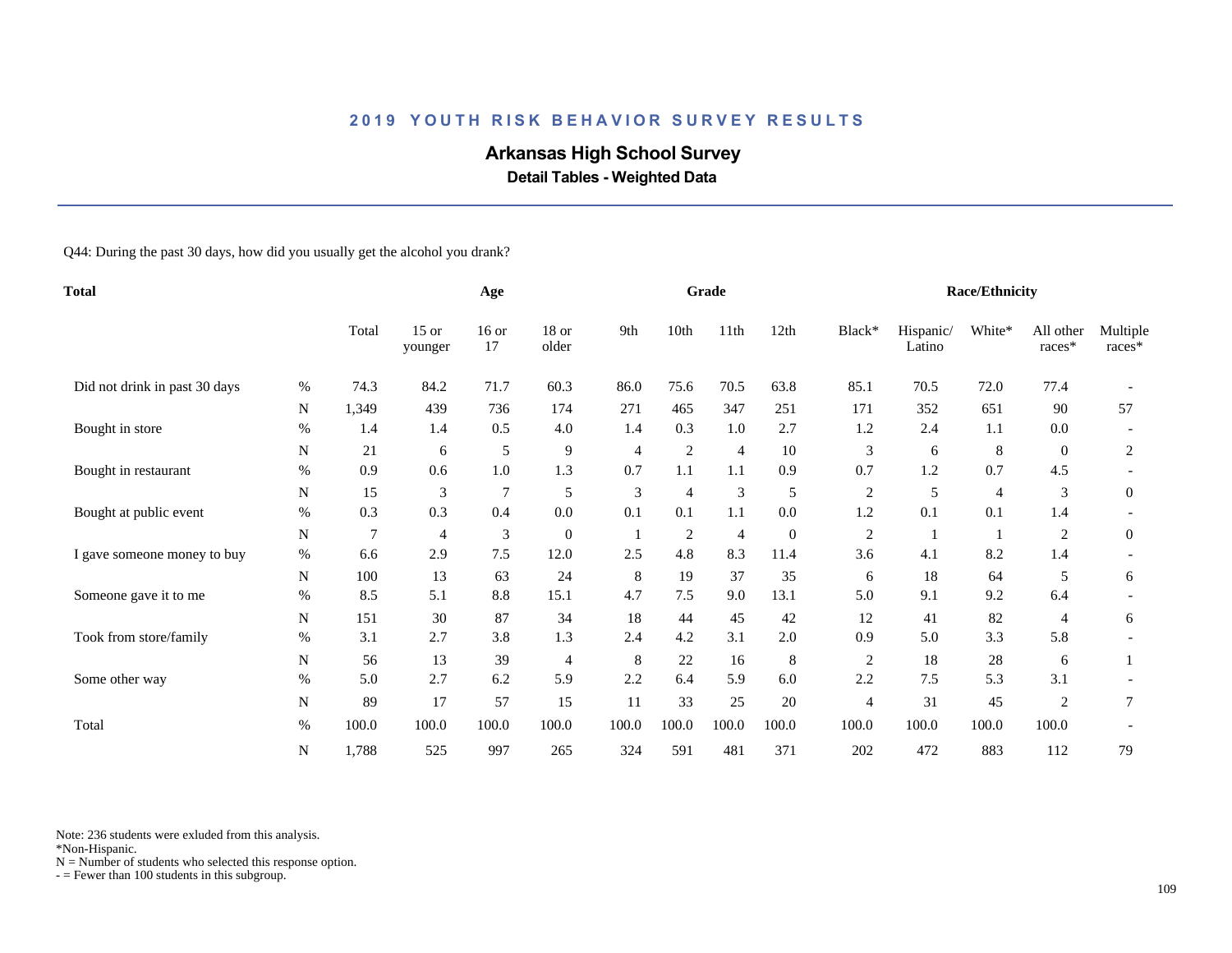## 2019 YOUTH RISK BEHAVIOR SURVEY RESULTS

# Arkansas High School Survey

### Detail Tables - Weighted Data

Q44: During the past 30 days, how did you usually get the alcohol you drank?

| Total | | | Age | | | Grade | | | | Race/Ethnicity | | | | |
|---|---|---|---|---|---|---|---|---|---|---|---|---|---|---|
| | | Total | 15 or younger | 16 or 17 | 18 or older | 9th | 10th | 11th | 12th | Black* | Hispanic/ Latino | White* | All other races* | Multiple races* |
| Did not drink in past 30 days | % | 74.3 | 84.2 | 71.7 | 60.3 | 86.0 | 75.6 | 70.5 | 63.8 | 85.1 | 70.5 | 72.0 | 77.4 | - |
| | N | 1,349 | 439 | 736 | 174 | 271 | 465 | 347 | 251 | 171 | 352 | 651 | 90 | 57 |
| Bought in store | % | 1.4 | 1.4 | 0.5 | 4.0 | 1.4 | 0.3 | 1.0 | 2.7 | 1.2 | 2.4 | 1.1 | 0.0 | - |
| | N | 21 | 6 | 5 | 9 | 4 | 2 | 4 | 10 | 3 | 6 | 8 | 0 | 2 |
| Bought in restaurant | % | 0.9 | 0.6 | 1.0 | 1.3 | 0.7 | 1.1 | 1.1 | 0.9 | 0.7 | 1.2 | 0.7 | 4.5 | - |
| | N | 15 | 3 | 7 | 5 | 3 | 4 | 3 | 5 | 2 | 5 | 4 | 3 | 0 |
| Bought at public event | % | 0.3 | 0.3 | 0.4 | 0.0 | 0.1 | 0.1 | 1.1 | 0.0 | 1.2 | 0.1 | 0.1 | 1.4 | - |
| | N | 7 | 4 | 3 | 0 | 1 | 2 | 4 | 0 | 2 | 1 | 1 | 2 | 0 |
| I gave someone money to buy | % | 6.6 | 2.9 | 7.5 | 12.0 | 2.5 | 4.8 | 8.3 | 11.4 | 3.6 | 4.1 | 8.2 | 1.4 | - |
| | N | 100 | 13 | 63 | 24 | 8 | 19 | 37 | 35 | 6 | 18 | 64 | 5 | 6 |
| Someone gave it to me | % | 8.5 | 5.1 | 8.8 | 15.1 | 4.7 | 7.5 | 9.0 | 13.1 | 5.0 | 9.1 | 9.2 | 6.4 | - |
| | N | 151 | 30 | 87 | 34 | 18 | 44 | 45 | 42 | 12 | 41 | 82 | 4 | 6 |
| Took from store/family | % | 3.1 | 2.7 | 3.8 | 1.3 | 2.4 | 4.2 | 3.1 | 2.0 | 0.9 | 5.0 | 3.3 | 5.8 | - |
| | N | 56 | 13 | 39 | 4 | 8 | 22 | 16 | 8 | 2 | 18 | 28 | 6 | 1 |
| Some other way | % | 5.0 | 2.7 | 6.2 | 5.9 | 2.2 | 6.4 | 5.9 | 6.0 | 2.2 | 7.5 | 5.3 | 3.1 | - |
| | N | 89 | 17 | 57 | 15 | 11 | 33 | 25 | 20 | 4 | 31 | 45 | 2 | 7 |
| Total | % | 100.0 | 100.0 | 100.0 | 100.0 | 100.0 | 100.0 | 100.0 | 100.0 | 100.0 | 100.0 | 100.0 | 100.0 | - |
| | N | 1,788 | 525 | 997 | 265 | 324 | 591 | 481 | 371 | 202 | 472 | 883 | 112 | 79 |

Note: 236 students were exluded from this analysis.
*Non-Hispanic.
N = Number of students who selected this response option.
- = Fewer than 100 students in this subgroup.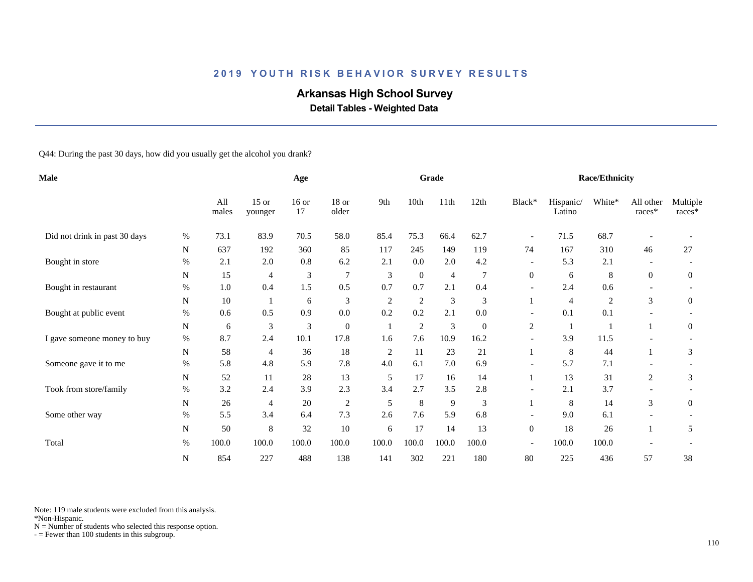## 2019 YOUTH RISK BEHAVIOR SURVEY RESULTS

# Arkansas High School Survey

### Detail Tables - Weighted Data

Q44: During the past 30 days, how did you usually get the alcohol you drank?

| Male | | Age | | | | Grade | | | | Race/Ethnicity | | | | |
|---|---|---|---|---|---|---|---|---|---|---|---|---|---|---|
| | | All males | 15 or younger | 16 or 17 | 18 or older | 9th | 10th | 11th | 12th | Black* | Hispanic/ Latino | White* | All other races* | Multiple races* |
| Did not drink in past 30 days | % | 73.1 | 83.9 | 70.5 | 58.0 | 85.4 | 75.3 | 66.4 | 62.7 | - | 71.5 | 68.7 | - | - |
| | N | 637 | 192 | 360 | 85 | 117 | 245 | 149 | 119 | 74 | 167 | 310 | 46 | 27 |
| Bought in store | % | 2.1 | 2.0 | 0.8 | 6.2 | 2.1 | 0.0 | 2.0 | 4.2 | - | 5.3 | 2.1 | - | - |
| | N | 15 | 4 | 3 | 7 | 3 | 0 | 4 | 7 | 0 | 6 | 8 | 0 | 0 |
| Bought in restaurant | % | 1.0 | 0.4 | 1.5 | 0.5 | 0.7 | 0.7 | 2.1 | 0.4 | - | 2.4 | 0.6 | - | - |
| | N | 10 | 1 | 6 | 3 | 2 | 2 | 3 | 3 | 1 | 4 | 2 | 3 | 0 |
| Bought at public event | % | 0.6 | 0.5 | 0.9 | 0.0 | 0.2 | 0.2 | 2.1 | 0.0 | - | 0.1 | 0.1 | - | - |
| | N | 6 | 3 | 3 | 0 | 1 | 2 | 3 | 0 | 2 | 1 | 1 | 1 | 0 |
| I gave someone money to buy | % | 8.7 | 2.4 | 10.1 | 17.8 | 1.6 | 7.6 | 10.9 | 16.2 | - | 3.9 | 11.5 | - | - |
| | N | 58 | 4 | 36 | 18 | 2 | 11 | 23 | 21 | 1 | 8 | 44 | 1 | 3 |
| Someone gave it to me | % | 5.8 | 4.8 | 5.9 | 7.8 | 4.0 | 6.1 | 7.0 | 6.9 | - | 5.7 | 7.1 | - | - |
| | N | 52 | 11 | 28 | 13 | 5 | 17 | 16 | 14 | 1 | 13 | 31 | 2 | 3 |
| Took from store/family | % | 3.2 | 2.4 | 3.9 | 2.3 | 3.4 | 2.7 | 3.5 | 2.8 | - | 2.1 | 3.7 | - | - |
| | N | 26 | 4 | 20 | 2 | 5 | 8 | 9 | 3 | 1 | 8 | 14 | 3 | 0 |
| Some other way | % | 5.5 | 3.4 | 6.4 | 7.3 | 2.6 | 7.6 | 5.9 | 6.8 | - | 9.0 | 6.1 | - | - |
| | N | 50 | 8 | 32 | 10 | 6 | 17 | 14 | 13 | 0 | 18 | 26 | 1 | 5 |
| Total | % | 100.0 | 100.0 | 100.0 | 100.0 | 100.0 | 100.0 | 100.0 | 100.0 | - | 100.0 | 100.0 | - | - |
| | N | 854 | 227 | 488 | 138 | 141 | 302 | 221 | 180 | 80 | 225 | 436 | 57 | 38 |

Note: 119 male students were excluded from this analysis.
*Non-Hispanic.
N = Number of students who selected this response option.
- = Fewer than 100 students in this subgroup.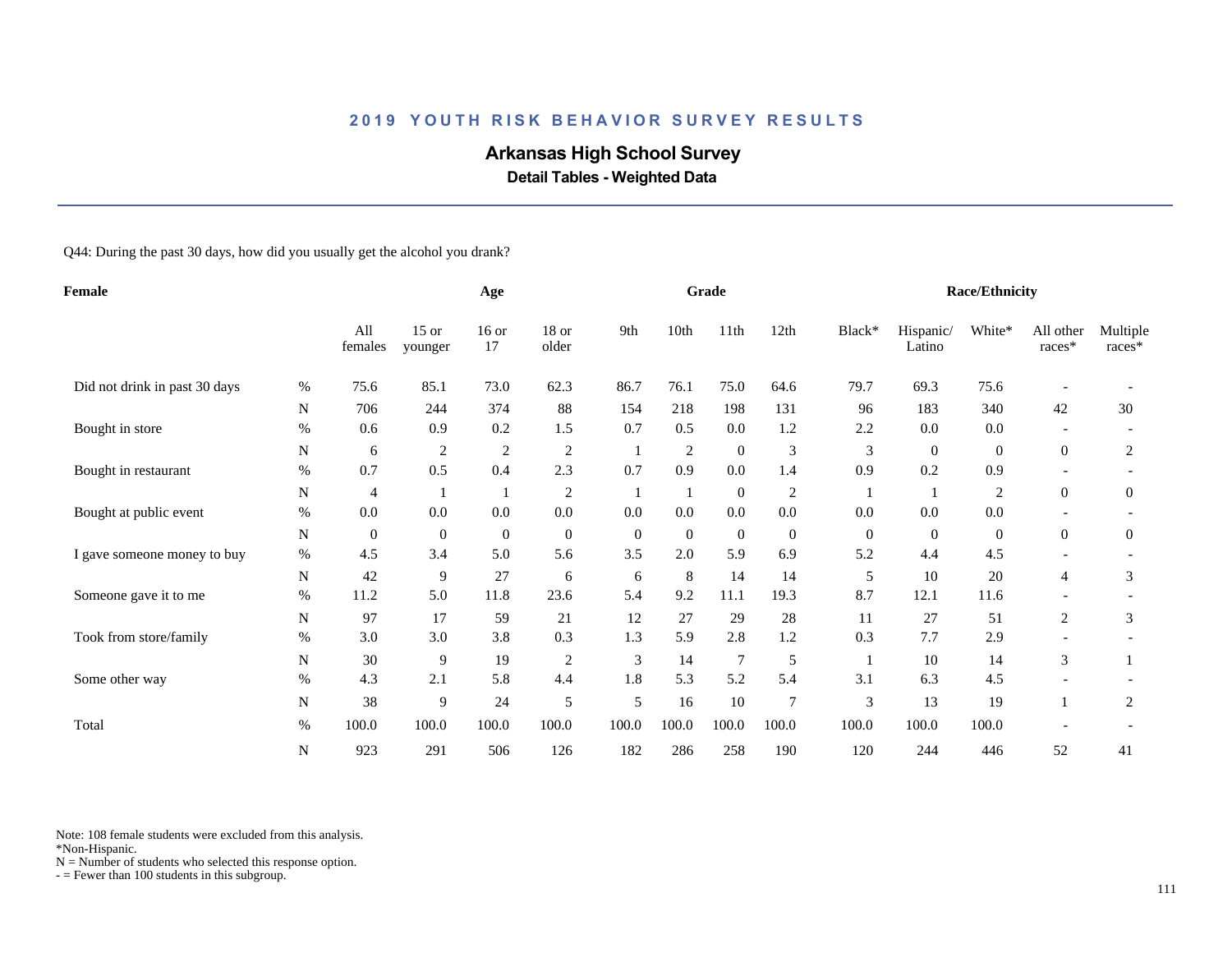## 2019 YOUTH RISK BEHAVIOR SURVEY RESULTS

# Arkansas High School Survey

### Detail Tables - Weighted Data

Q44: During the past 30 days, how did you usually get the alcohol you drank?

| Female | | Age | | | | Grade | | | | Race/Ethnicity | | | | |
|---|---|---|---|---|---|---|---|---|---|---|---|---|---|---|
| | | All females | 15 or younger | 16 or 17 | 18 or older | 9th | 10th | 11th | 12th | Black* | Hispanic/ Latino | White* | All other races* | Multiple races* |
| Did not drink in past 30 days | % | 75.6 | 85.1 | 73.0 | 62.3 | 86.7 | 76.1 | 75.0 | 64.6 | 79.7 | 69.3 | 75.6 | - | - |
| | N | 706 | 244 | 374 | 88 | 154 | 218 | 198 | 131 | 96 | 183 | 340 | 42 | 30 |
| Bought in store | % | 0.6 | 0.9 | 0.2 | 1.5 | 0.7 | 0.5 | 0.0 | 1.2 | 2.2 | 0.0 | 0.0 | - | - |
| | N | 6 | 2 | 2 | 2 | 1 | 2 | 0 | 3 | 3 | 0 | 0 | 0 | 2 |
| Bought in restaurant | % | 0.7 | 0.5 | 0.4 | 2.3 | 0.7 | 0.9 | 0.0 | 1.4 | 0.9 | 0.2 | 0.9 | - | - |
| | N | 4 | 1 | 1 | 2 | 1 | 1 | 0 | 2 | 1 | 1 | 2 | 0 | 0 |
| Bought at public event | % | 0.0 | 0.0 | 0.0 | 0.0 | 0.0 | 0.0 | 0.0 | 0.0 | 0.0 | 0.0 | 0.0 | - | - |
| | N | 0 | 0 | 0 | 0 | 0 | 0 | 0 | 0 | 0 | 0 | 0 | 0 | 0 |
| I gave someone money to buy | % | 4.5 | 3.4 | 5.0 | 5.6 | 3.5 | 2.0 | 5.9 | 6.9 | 5.2 | 4.4 | 4.5 | - | - |
| | N | 42 | 9 | 27 | 6 | 6 | 8 | 14 | 14 | 5 | 10 | 20 | 4 | 3 |
| Someone gave it to me | % | 11.2 | 5.0 | 11.8 | 23.6 | 5.4 | 9.2 | 11.1 | 19.3 | 8.7 | 12.1 | 11.6 | - | - |
| | N | 97 | 17 | 59 | 21 | 12 | 27 | 29 | 28 | 11 | 27 | 51 | 2 | 3 |
| Took from store/family | % | 3.0 | 3.0 | 3.8 | 0.3 | 1.3 | 5.9 | 2.8 | 1.2 | 0.3 | 7.7 | 2.9 | - | - |
| | N | 30 | 9 | 19 | 2 | 3 | 14 | 7 | 5 | 1 | 10 | 14 | 3 | 1 |
| Some other way | % | 4.3 | 2.1 | 5.8 | 4.4 | 1.8 | 5.3 | 5.2 | 5.4 | 3.1 | 6.3 | 4.5 | - | - |
| | N | 38 | 9 | 24 | 5 | 5 | 16 | 10 | 7 | 3 | 13 | 19 | 1 | 2 |
| Total | % | 100.0 | 100.0 | 100.0 | 100.0 | 100.0 | 100.0 | 100.0 | 100.0 | 100.0 | 100.0 | 100.0 | - | - |
| | N | 923 | 291 | 506 | 126 | 182 | 286 | 258 | 190 | 120 | 244 | 446 | 52 | 41 |

Note: 108 female students were excluded from this analysis.
*Non-Hispanic.
N = Number of students who selected this response option.
- = Fewer than 100 students in this subgroup.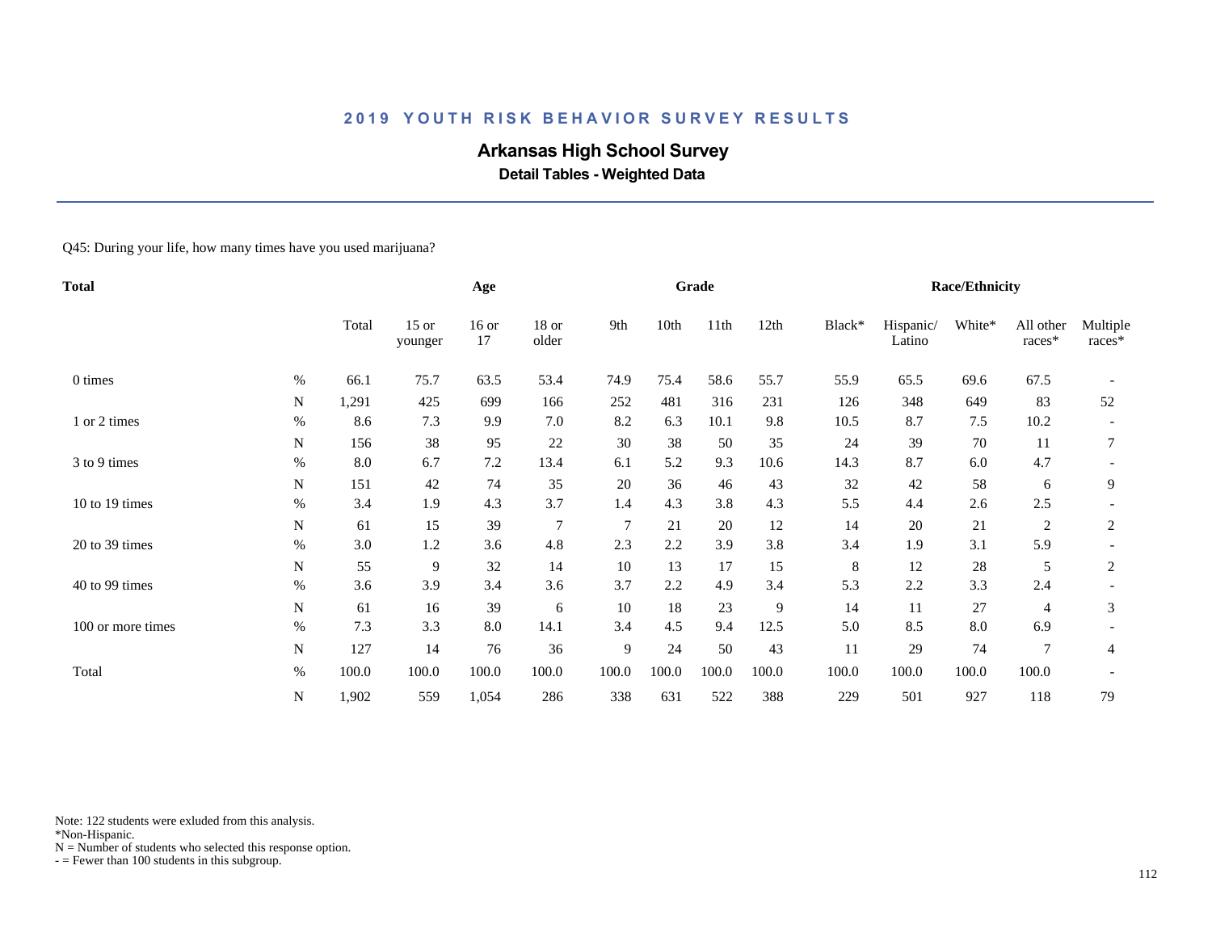## 2019 YOUTH RISK BEHAVIOR SURVEY RESULTS

# Arkansas High School Survey

### Detail Tables - Weighted Data

Q45: During your life, how many times have you used marijuana?

| Total | | | Age | | | Grade | | | | Race/Ethnicity | | | | |
|---|---|---|---|---|---|---|---|---|---|---|---|---|---|---|
| | | Total | 15 or younger | 16 or 17 | 18 or older | 9th | 10th | 11th | 12th | Black* | Hispanic/ Latino | White* | All other races* | Multiple races* |
| 0 times | % | 66.1 | 75.7 | 63.5 | 53.4 | 74.9 | 75.4 | 58.6 | 55.7 | 55.9 | 65.5 | 69.6 | 67.5 | - |
| | N | 1,291 | 425 | 699 | 166 | 252 | 481 | 316 | 231 | 126 | 348 | 649 | 83 | 52 |
| 1 or 2 times | % | 8.6 | 7.3 | 9.9 | 7.0 | 8.2 | 6.3 | 10.1 | 9.8 | 10.5 | 8.7 | 7.5 | 10.2 | - |
| | N | 156 | 38 | 95 | 22 | 30 | 38 | 50 | 35 | 24 | 39 | 70 | 11 | 7 |
| 3 to 9 times | % | 8.0 | 6.7 | 7.2 | 13.4 | 6.1 | 5.2 | 9.3 | 10.6 | 14.3 | 8.7 | 6.0 | 4.7 | - |
| | N | 151 | 42 | 74 | 35 | 20 | 36 | 46 | 43 | 32 | 42 | 58 | 6 | 9 |
| 10 to 19 times | % | 3.4 | 1.9 | 4.3 | 3.7 | 1.4 | 4.3 | 3.8 | 4.3 | 5.5 | 4.4 | 2.6 | 2.5 | - |
| | N | 61 | 15 | 39 | 7 | 7 | 21 | 20 | 12 | 14 | 20 | 21 | 2 | 2 |
| 20 to 39 times | % | 3.0 | 1.2 | 3.6 | 4.8 | 2.3 | 2.2 | 3.9 | 3.8 | 3.4 | 1.9 | 3.1 | 5.9 | - |
| | N | 55 | 9 | 32 | 14 | 10 | 13 | 17 | 15 | 8 | 12 | 28 | 5 | 2 |
| 40 to 99 times | % | 3.6 | 3.9 | 3.4 | 3.6 | 3.7 | 2.2 | 4.9 | 3.4 | 5.3 | 2.2 | 3.3 | 2.4 | - |
| | N | 61 | 16 | 39 | 6 | 10 | 18 | 23 | 9 | 14 | 11 | 27 | 4 | 3 |
| 100 or more times | % | 7.3 | 3.3 | 8.0 | 14.1 | 3.4 | 4.5 | 9.4 | 12.5 | 5.0 | 8.5 | 8.0 | 6.9 | - |
| | N | 127 | 14 | 76 | 36 | 9 | 24 | 50 | 43 | 11 | 29 | 74 | 7 | 4 |
| Total | % | 100.0 | 100.0 | 100.0 | 100.0 | 100.0 | 100.0 | 100.0 | 100.0 | 100.0 | 100.0 | 100.0 | 100.0 | - |
| | N | 1,902 | 559 | 1,054 | 286 | 338 | 631 | 522 | 388 | 229 | 501 | 927 | 118 | 79 |

Note: 122 students were exluded from this analysis.
*Non-Hispanic.
N = Number of students who selected this response option.
- = Fewer than 100 students in this subgroup.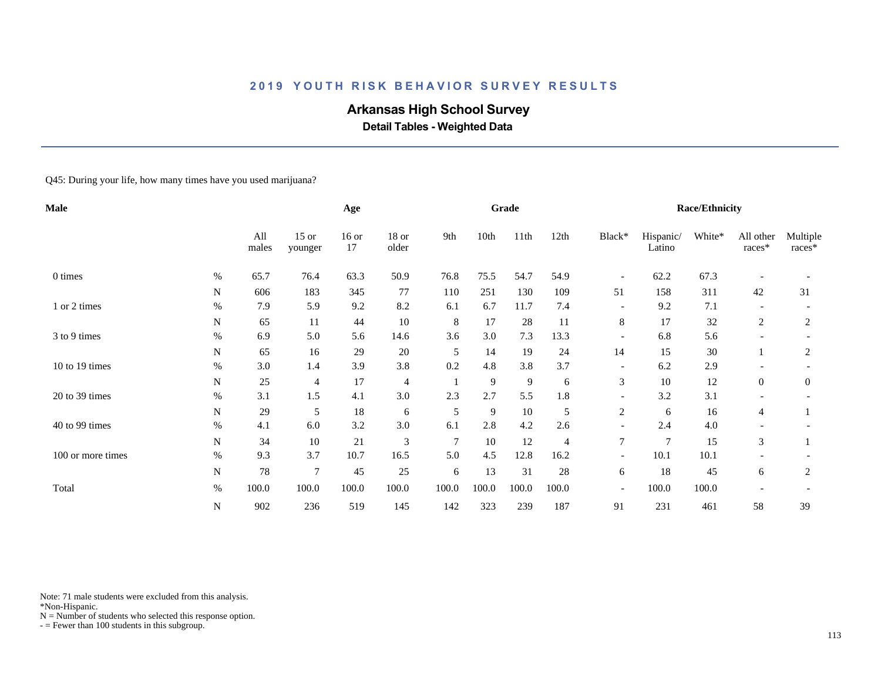# 2019 YOUTH RISK BEHAVIOR SURVEY RESULTS

## Arkansas High School Survey

### Detail Tables - Weighted Data

Q45: During your life, how many times have you used marijuana?

| Male | | | Age | | | Grade | | | | Race/Ethnicity | | | | |
|---|---|---|---|---|---|---|---|---|---|---|---|---|---|---|
| | | All males | 15 or younger | 16 or 17 | 18 or older | 9th | 10th | 11th | 12th | Black* | Hispanic/ Latino | White* | All other races* | Multiple races* |
| 0 times | % | 65.7 | 76.4 | 63.3 | 50.9 | 76.8 | 75.5 | 54.7 | 54.9 | - | 62.2 | 67.3 | - | - |
| | N | 606 | 183 | 345 | 77 | 110 | 251 | 130 | 109 | 51 | 158 | 311 | 42 | 31 |
| 1 or 2 times | % | 7.9 | 5.9 | 9.2 | 8.2 | 6.1 | 6.7 | 11.7 | 7.4 | - | 9.2 | 7.1 | - | - |
| | N | 65 | 11 | 44 | 10 | 8 | 17 | 28 | 11 | 8 | 17 | 32 | 2 | 2 |
| 3 to 9 times | % | 6.9 | 5.0 | 5.6 | 14.6 | 3.6 | 3.0 | 7.3 | 13.3 | - | 6.8 | 5.6 | - | - |
| | N | 65 | 16 | 29 | 20 | 5 | 14 | 19 | 24 | 14 | 15 | 30 | 1 | 2 |
| 10 to 19 times | % | 3.0 | 1.4 | 3.9 | 3.8 | 0.2 | 4.8 | 3.8 | 3.7 | - | 6.2 | 2.9 | - | - |
| | N | 25 | 4 | 17 | 4 | 1 | 9 | 9 | 6 | 3 | 10 | 12 | 0 | 0 |
| 20 to 39 times | % | 3.1 | 1.5 | 4.1 | 3.0 | 2.3 | 2.7 | 5.5 | 1.8 | - | 3.2 | 3.1 | - | - |
| | N | 29 | 5 | 18 | 6 | 5 | 9 | 10 | 5 | 2 | 6 | 16 | 4 | 1 |
| 40 to 99 times | % | 4.1 | 6.0 | 3.2 | 3.0 | 6.1 | 2.8 | 4.2 | 2.6 | - | 2.4 | 4.0 | - | - |
| | N | 34 | 10 | 21 | 3 | 7 | 10 | 12 | 4 | 7 | 7 | 15 | 3 | 1 |
| 100 or more times | % | 9.3 | 3.7 | 10.7 | 16.5 | 5.0 | 4.5 | 12.8 | 16.2 | - | 10.1 | 10.1 | - | - |
| | N | 78 | 7 | 45 | 25 | 6 | 13 | 31 | 28 | 6 | 18 | 45 | 6 | 2 |
| Total | % | 100.0 | 100.0 | 100.0 | 100.0 | 100.0 | 100.0 | 100.0 | 100.0 | - | 100.0 | 100.0 | - | - |
| | N | 902 | 236 | 519 | 145 | 142 | 323 | 239 | 187 | 91 | 231 | 461 | 58 | 39 |

Note: 71 male students were excluded from this analysis.
*Non-Hispanic.
N = Number of students who selected this response option.
- = Fewer than 100 students in this subgroup.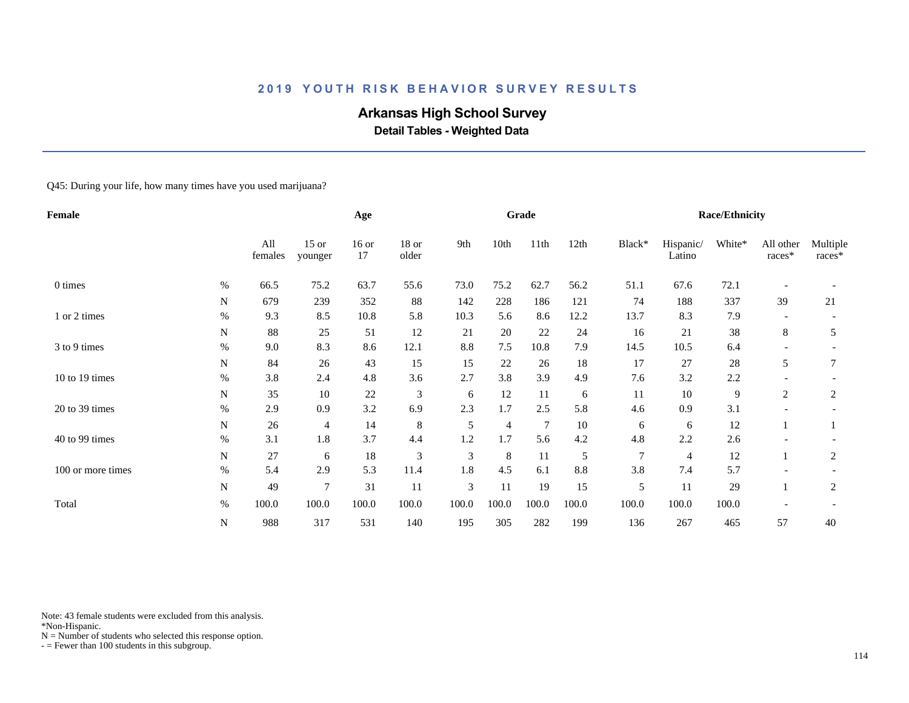# 2019 YOUTH RISK BEHAVIOR SURVEY RESULTS

## Arkansas High School Survey

### Detail Tables - Weighted Data

Q45: During your life, how many times have you used marijuana?

| Female | | Age | | | | Grade | | | | Race/Ethnicity | | | | |
|---|---|---|---|---|---|---|---|---|---|---|---|---|---|---|
| | | All females | 15 or younger | 16 or 17 | 18 or older | 9th | 10th | 11th | 12th | Black* | Hispanic/ Latino | White* | All other races* | Multiple races* |
| 0 times | % | 66.5 | 75.2 | 63.7 | 55.6 | 73.0 | 75.2 | 62.7 | 56.2 | 51.1 | 67.6 | 72.1 | - | - |
| | N | 679 | 239 | 352 | 88 | 142 | 228 | 186 | 121 | 74 | 188 | 337 | 39 | 21 |
| 1 or 2 times | % | 9.3 | 8.5 | 10.8 | 5.8 | 10.3 | 5.6 | 8.6 | 12.2 | 13.7 | 8.3 | 7.9 | - | - |
| | N | 88 | 25 | 51 | 12 | 21 | 20 | 22 | 24 | 16 | 21 | 38 | 8 | 5 |
| 3 to 9 times | % | 9.0 | 8.3 | 8.6 | 12.1 | 8.8 | 7.5 | 10.8 | 7.9 | 14.5 | 10.5 | 6.4 | - | - |
| | N | 84 | 26 | 43 | 15 | 15 | 22 | 26 | 18 | 17 | 27 | 28 | 5 | 7 |
| 10 to 19 times | % | 3.8 | 2.4 | 4.8 | 3.6 | 2.7 | 3.8 | 3.9 | 4.9 | 7.6 | 3.2 | 2.2 | - | - |
| | N | 35 | 10 | 22 | 3 | 6 | 12 | 11 | 6 | 11 | 10 | 9 | 2 | 2 |
| 20 to 39 times | % | 2.9 | 0.9 | 3.2 | 6.9 | 2.3 | 1.7 | 2.5 | 5.8 | 4.6 | 0.9 | 3.1 | - | - |
| | N | 26 | 4 | 14 | 8 | 5 | 4 | 7 | 10 | 6 | 6 | 12 | 1 | 1 |
| 40 to 99 times | % | 3.1 | 1.8 | 3.7 | 4.4 | 1.2 | 1.7 | 5.6 | 4.2 | 4.8 | 2.2 | 2.6 | - | - |
| | N | 27 | 6 | 18 | 3 | 3 | 8 | 11 | 5 | 7 | 4 | 12 | 1 | 2 |
| 100 or more times | % | 5.4 | 2.9 | 5.3 | 11.4 | 1.8 | 4.5 | 6.1 | 8.8 | 3.8 | 7.4 | 5.7 | - | - |
| | N | 49 | 7 | 31 | 11 | 3 | 11 | 19 | 15 | 5 | 11 | 29 | 1 | 2 |
| Total | % | 100.0 | 100.0 | 100.0 | 100.0 | 100.0 | 100.0 | 100.0 | 100.0 | 100.0 | 100.0 | 100.0 | - | - |
| | N | 988 | 317 | 531 | 140 | 195 | 305 | 282 | 199 | 136 | 267 | 465 | 57 | 40 |

Note: 43 female students were excluded from this analysis.
*Non-Hispanic.
N = Number of students who selected this response option.
- = Fewer than 100 students in this subgroup.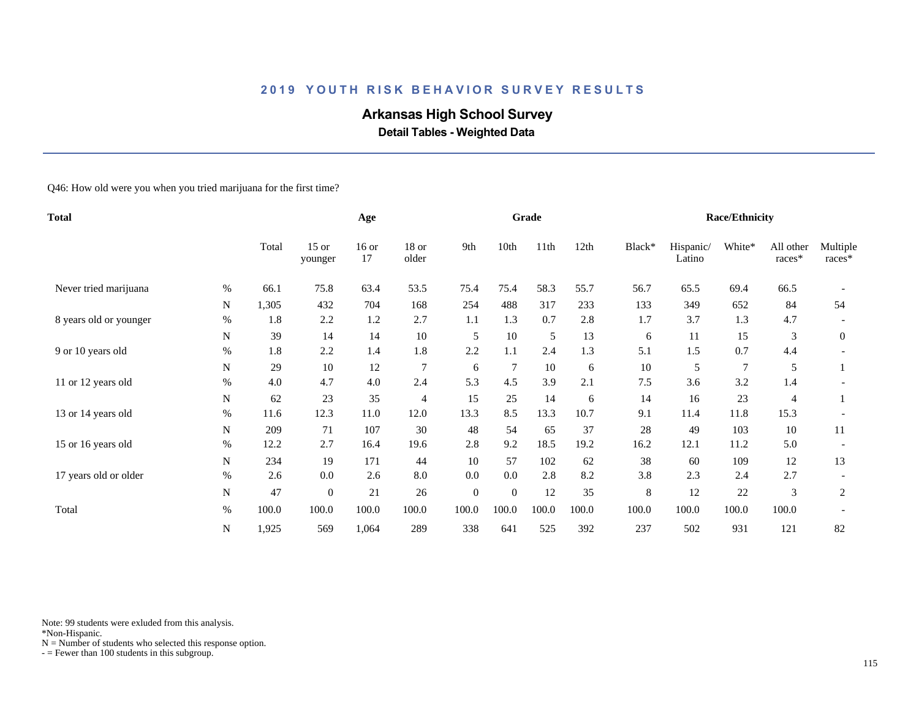## 2019 YOUTH RISK BEHAVIOR SURVEY RESULTS

# Arkansas High School Survey

### Detail Tables - Weighted Data

Q46: How old were you when you tried marijuana for the first time?

| Total | | Total | Age | | | Grade | | | | Race/Ethnicity | | | | |
|---|---|---|---|---|---|---|---|---|---|---|---|---|---|---|
| | | Total | 15 or younger | 16 or 17 | 18 or older | 9th | 10th | 11th | 12th | Black* | Hispanic/ Latino | White* | All other races* | Multiple races* |
| Never tried marijuana | % | 66.1 | 75.8 | 63.4 | 53.5 | 75.4 | 75.4 | 58.3 | 55.7 | 56.7 | 65.5 | 69.4 | 66.5 | - |
| | N | 1,305 | 432 | 704 | 168 | 254 | 488 | 317 | 233 | 133 | 349 | 652 | 84 | 54 |
| 8 years old or younger | % | 1.8 | 2.2 | 1.2 | 2.7 | 1.1 | 1.3 | 0.7 | 2.8 | 1.7 | 3.7 | 1.3 | 4.7 | - |
| | N | 39 | 14 | 14 | 10 | 5 | 10 | 5 | 13 | 6 | 11 | 15 | 3 | 0 |
| 9 or 10 years old | % | 1.8 | 2.2 | 1.4 | 1.8 | 2.2 | 1.1 | 2.4 | 1.3 | 5.1 | 1.5 | 0.7 | 4.4 | - |
| | N | 29 | 10 | 12 | 7 | 6 | 7 | 10 | 6 | 10 | 5 | 7 | 5 | 1 |
| 11 or 12 years old | % | 4.0 | 4.7 | 4.0 | 2.4 | 5.3 | 4.5 | 3.9 | 2.1 | 7.5 | 3.6 | 3.2 | 1.4 | - |
| | N | 62 | 23 | 35 | 4 | 15 | 25 | 14 | 6 | 14 | 16 | 23 | 4 | 1 |
| 13 or 14 years old | % | 11.6 | 12.3 | 11.0 | 12.0 | 13.3 | 8.5 | 13.3 | 10.7 | 9.1 | 11.4 | 11.8 | 15.3 | - |
| | N | 209 | 71 | 107 | 30 | 48 | 54 | 65 | 37 | 28 | 49 | 103 | 10 | 11 |
| 15 or 16 years old | % | 12.2 | 2.7 | 16.4 | 19.6 | 2.8 | 9.2 | 18.5 | 19.2 | 16.2 | 12.1 | 11.2 | 5.0 | - |
| | N | 234 | 19 | 171 | 44 | 10 | 57 | 102 | 62 | 38 | 60 | 109 | 12 | 13 |
| 17 years old or older | % | 2.6 | 0.0 | 2.6 | 8.0 | 0.0 | 0.0 | 2.8 | 8.2 | 3.8 | 2.3 | 2.4 | 2.7 | - |
| | N | 47 | 0 | 21 | 26 | 0 | 0 | 12 | 35 | 8 | 12 | 22 | 3 | 2 |
| Total | % | 100.0 | 100.0 | 100.0 | 100.0 | 100.0 | 100.0 | 100.0 | 100.0 | 100.0 | 100.0 | 100.0 | 100.0 | - |
| | N | 1,925 | 569 | 1,064 | 289 | 338 | 641 | 525 | 392 | 237 | 502 | 931 | 121 | 82 |

Note: 99 students were exluded from this analysis.
*Non-Hispanic.
N = Number of students who selected this response option.
- = Fewer than 100 students in this subgroup.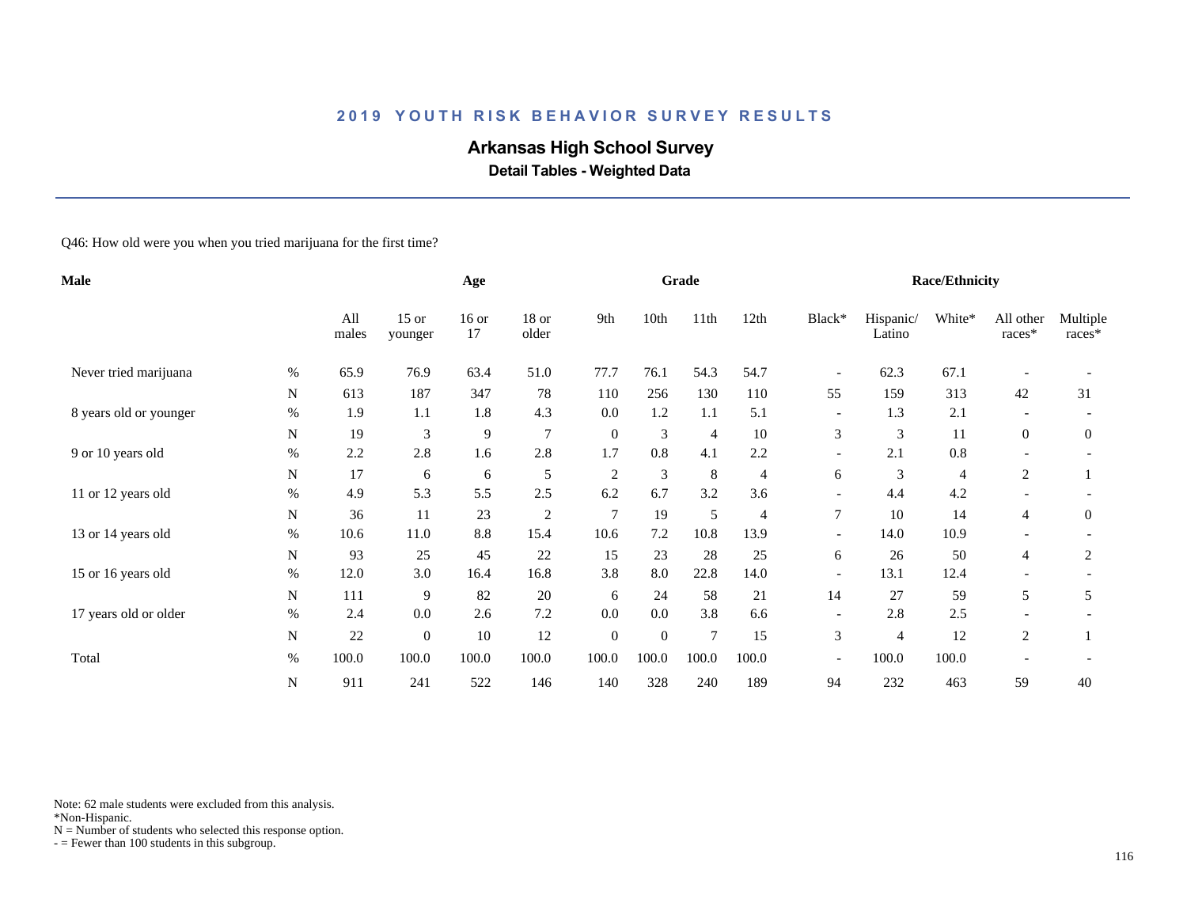## 2019 YOUTH RISK BEHAVIOR SURVEY RESULTS

# Arkansas High School Survey

### Detail Tables - Weighted Data

Q46: How old were you when you tried marijuana for the first time?

| Male | | Age | | | | Grade | | | | Race/Ethnicity | | | | |
|---|---|---|---|---|---|---|---|---|---|---|---|---|---|---|
| | | All males | 15 or younger | 16 or 17 | 18 or older | 9th | 10th | 11th | 12th | Black* | Hispanic/ Latino | White* | All other races* | Multiple races* |
| Never tried marijuana | % | 65.9 | 76.9 | 63.4 | 51.0 | 77.7 | 76.1 | 54.3 | 54.7 | - | 62.3 | 67.1 | - | - |
| | N | 613 | 187 | 347 | 78 | 110 | 256 | 130 | 110 | 55 | 159 | 313 | 42 | 31 |
| 8 years old or younger | % | 1.9 | 1.1 | 1.8 | 4.3 | 0.0 | 1.2 | 1.1 | 5.1 | - | 1.3 | 2.1 | - | - |
| | N | 19 | 3 | 9 | 7 | 0 | 3 | 4 | 10 | 3 | 3 | 11 | 0 | 0 |
| 9 or 10 years old | % | 2.2 | 2.8 | 1.6 | 2.8 | 1.7 | 0.8 | 4.1 | 2.2 | - | 2.1 | 0.8 | - | - |
| | N | 17 | 6 | 6 | 5 | 2 | 3 | 8 | 4 | 6 | 3 | 4 | 2 | 1 |
| 11 or 12 years old | % | 4.9 | 5.3 | 5.5 | 2.5 | 6.2 | 6.7 | 3.2 | 3.6 | - | 4.4 | 4.2 | - | - |
| | N | 36 | 11 | 23 | 2 | 7 | 19 | 5 | 4 | 7 | 10 | 14 | 4 | 0 |
| 13 or 14 years old | % | 10.6 | 11.0 | 8.8 | 15.4 | 10.6 | 7.2 | 10.8 | 13.9 | - | 14.0 | 10.9 | - | - |
| | N | 93 | 25 | 45 | 22 | 15 | 23 | 28 | 25 | 6 | 26 | 50 | 4 | 2 |
| 15 or 16 years old | % | 12.0 | 3.0 | 16.4 | 16.8 | 3.8 | 8.0 | 22.8 | 14.0 | - | 13.1 | 12.4 | - | - |
| | N | 111 | 9 | 82 | 20 | 6 | 24 | 58 | 21 | 14 | 27 | 59 | 5 | 5 |
| 17 years old or older | % | 2.4 | 0.0 | 2.6 | 7.2 | 0.0 | 0.0 | 3.8 | 6.6 | - | 2.8 | 2.5 | - | - |
| | N | 22 | 0 | 10 | 12 | 0 | 0 | 7 | 15 | 3 | 4 | 12 | 2 | 1 |
| Total | % | 100.0 | 100.0 | 100.0 | 100.0 | 100.0 | 100.0 | 100.0 | 100.0 | - | 100.0 | 100.0 | - | - |
| | N | 911 | 241 | 522 | 146 | 140 | 328 | 240 | 189 | 94 | 232 | 463 | 59 | 40 |

Note: 62 male students were excluded from this analysis.
*Non-Hispanic.
N = Number of students who selected this response option.
- = Fewer than 100 students in this subgroup.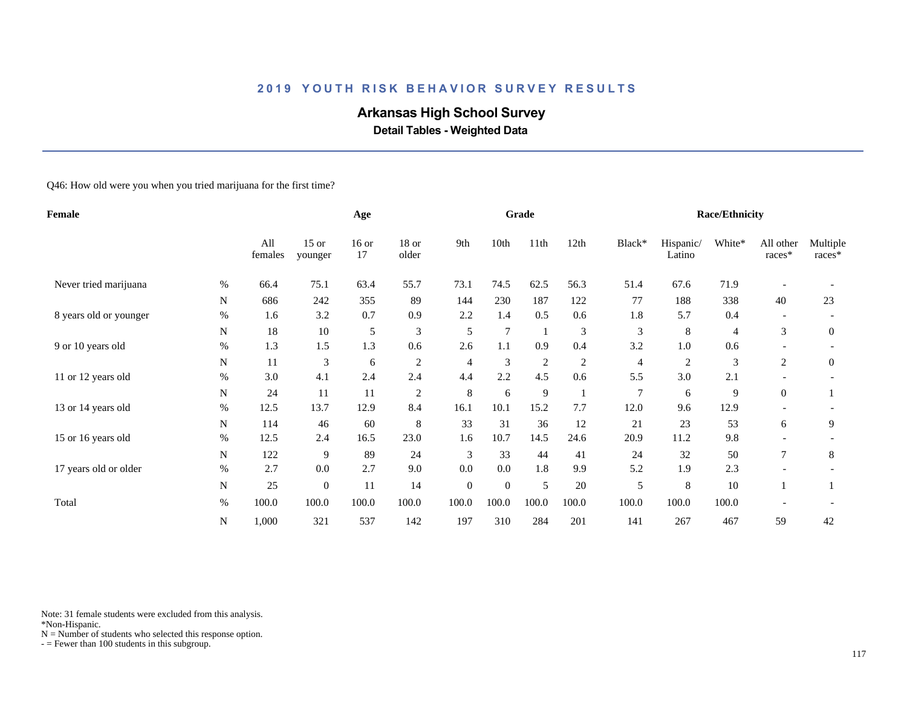## 2019 YOUTH RISK BEHAVIOR SURVEY RESULTS

### Arkansas High School Survey

**Detail Tables - Weighted Data**

Q46: How old were you when you tried marijuana for the first time?

| Female | | Age | | | | Grade | | | | Race/Ethnicity | | | | |
|---|---|---|---|---|---|---|---|---|---|---|---|---|---|---|
| | | All females | 15 or younger | 16 or 17 | 18 or older | 9th | 10th | 11th | 12th | Black* | Hispanic/ Latino | White* | All other races* | Multiple races* |
| Never tried marijuana | % | 66.4 | 75.1 | 63.4 | 55.7 | 73.1 | 74.5 | 62.5 | 56.3 | 51.4 | 67.6 | 71.9 | - | - |
| | N | 686 | 242 | 355 | 89 | 144 | 230 | 187 | 122 | 77 | 188 | 338 | 40 | 23 |
| 8 years old or younger | % | 1.6 | 3.2 | 0.7 | 0.9 | 2.2 | 1.4 | 0.5 | 0.6 | 1.8 | 5.7 | 0.4 | - | - |
| | N | 18 | 10 | 5 | 3 | 5 | 7 | 1 | 3 | 3 | 8 | 4 | 3 | 0 |
| 9 or 10 years old | % | 1.3 | 1.5 | 1.3 | 0.6 | 2.6 | 1.1 | 0.9 | 0.4 | 3.2 | 1.0 | 0.6 | - | - |
| | N | 11 | 3 | 6 | 2 | 4 | 3 | 2 | 2 | 4 | 2 | 3 | 2 | 0 |
| 11 or 12 years old | % | 3.0 | 4.1 | 2.4 | 2.4 | 4.4 | 2.2 | 4.5 | 0.6 | 5.5 | 3.0 | 2.1 | - | - |
| | N | 24 | 11 | 11 | 2 | 8 | 6 | 9 | 1 | 7 | 6 | 9 | 0 | 1 |
| 13 or 14 years old | % | 12.5 | 13.7 | 12.9 | 8.4 | 16.1 | 10.1 | 15.2 | 7.7 | 12.0 | 9.6 | 12.9 | - | - |
| | N | 114 | 46 | 60 | 8 | 33 | 31 | 36 | 12 | 21 | 23 | 53 | 6 | 9 |
| 15 or 16 years old | % | 12.5 | 2.4 | 16.5 | 23.0 | 1.6 | 10.7 | 14.5 | 24.6 | 20.9 | 11.2 | 9.8 | - | - |
| | N | 122 | 9 | 89 | 24 | 3 | 33 | 44 | 41 | 24 | 32 | 50 | 7 | 8 |
| 17 years old or older | % | 2.7 | 0.0 | 2.7 | 9.0 | 0.0 | 0.0 | 1.8 | 9.9 | 5.2 | 1.9 | 2.3 | - | - |
| | N | 25 | 0 | 11 | 14 | 0 | 0 | 5 | 20 | 5 | 8 | 10 | 1 | 1 |
| Total | % | 100.0 | 100.0 | 100.0 | 100.0 | 100.0 | 100.0 | 100.0 | 100.0 | 100.0 | 100.0 | 100.0 | - | - |
| | N | 1,000 | 321 | 537 | 142 | 197 | 310 | 284 | 201 | 141 | 267 | 467 | 59 | 42 |

Note: 31 female students were excluded from this analysis.
*Non-Hispanic.
N = Number of students who selected this response option.
- = Fewer than 100 students in this subgroup.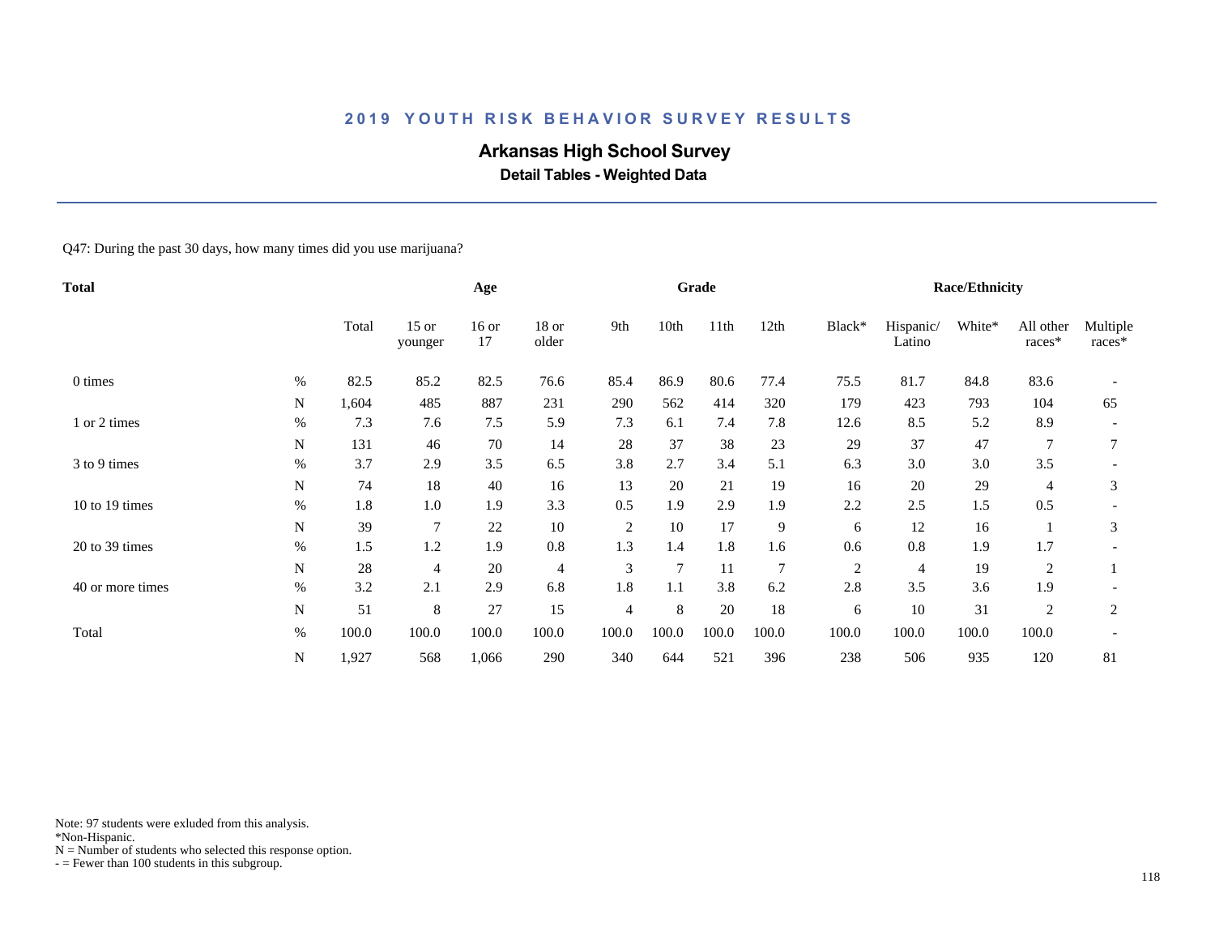## 2019 YOUTH RISK BEHAVIOR SURVEY RESULTS

# Arkansas High School Survey

**Detail Tables - Weighted Data**

Q47: During the past 30 days, how many times did you use marijuana?

| Total | | Age | | | | Grade | | | | Race/Ethnicity | | | | | |
|---|---|---|---|---|---|---|---|---|---|---|---|---|---|---|---|
| | | Total | 15 or younger | 16 or 17 | 18 or older | 9th | 10th | 11th | 12th | Black* | Hispanic/ Latino | White* | All other races* | Multiple races* |
| 0 times | % | 82.5 | 85.2 | 82.5 | 76.6 | 85.4 | 86.9 | 80.6 | 77.4 | 75.5 | 81.7 | 84.8 | 83.6 | - |
| | N | 1,604 | 485 | 887 | 231 | 290 | 562 | 414 | 320 | 179 | 423 | 793 | 104 | 65 |
| 1 or 2 times | % | 7.3 | 7.6 | 7.5 | 5.9 | 7.3 | 6.1 | 7.4 | 7.8 | 12.6 | 8.5 | 5.2 | 8.9 | - |
| | N | 131 | 46 | 70 | 14 | 28 | 37 | 38 | 23 | 29 | 37 | 47 | 7 | 7 |
| 3 to 9 times | % | 3.7 | 2.9 | 3.5 | 6.5 | 3.8 | 2.7 | 3.4 | 5.1 | 6.3 | 3.0 | 3.0 | 3.5 | - |
| | N | 74 | 18 | 40 | 16 | 13 | 20 | 21 | 19 | 16 | 20 | 29 | 4 | 3 |
| 10 to 19 times | % | 1.8 | 1.0 | 1.9 | 3.3 | 0.5 | 1.9 | 2.9 | 1.9 | 2.2 | 2.5 | 1.5 | 0.5 | - |
| | N | 39 | 7 | 22 | 10 | 2 | 10 | 17 | 9 | 6 | 12 | 16 | 1 | 3 |
| 20 to 39 times | % | 1.5 | 1.2 | 1.9 | 0.8 | 1.3 | 1.4 | 1.8 | 1.6 | 0.6 | 0.8 | 1.9 | 1.7 | - |
| | N | 28 | 4 | 20 | 4 | 3 | 7 | 11 | 7 | 2 | 4 | 19 | 2 | 1 |
| 40 or more times | % | 3.2 | 2.1 | 2.9 | 6.8 | 1.8 | 1.1 | 3.8 | 6.2 | 2.8 | 3.5 | 3.6 | 1.9 | - |
| | N | 51 | 8 | 27 | 15 | 4 | 8 | 20 | 18 | 6 | 10 | 31 | 2 | 2 |
| Total | % | 100.0 | 100.0 | 100.0 | 100.0 | 100.0 | 100.0 | 100.0 | 100.0 | 100.0 | 100.0 | 100.0 | 100.0 | - |
| | N | 1,927 | 568 | 1,066 | 290 | 340 | 644 | 521 | 396 | 238 | 506 | 935 | 120 | 81 |

Note: 97 students were exluded from this analysis.
*Non-Hispanic.
N = Number of students who selected this response option.
- = Fewer than 100 students in this subgroup.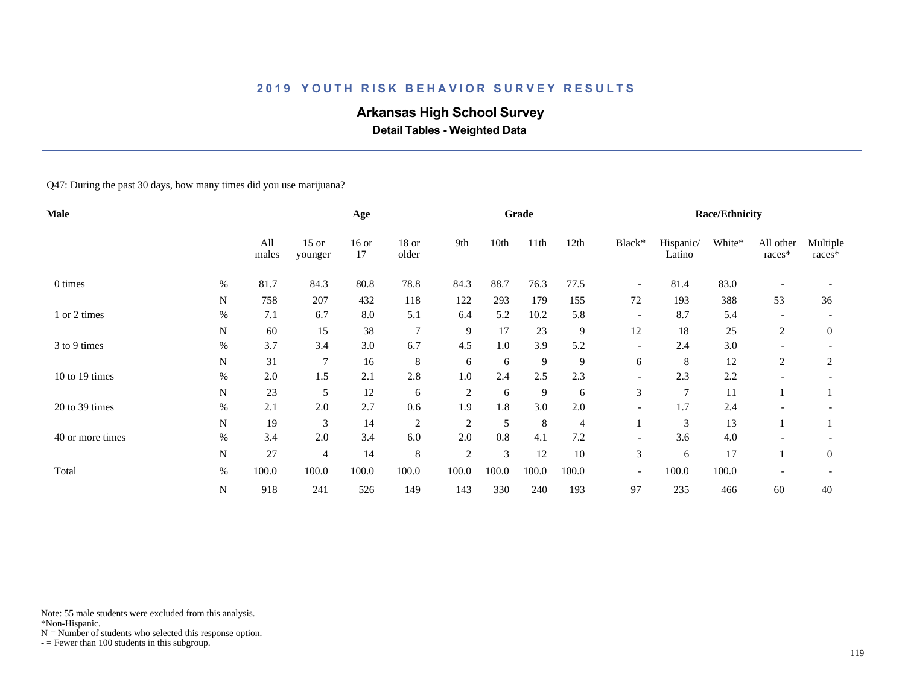# 2019 YOUTH RISK BEHAVIOR SURVEY RESULTS

## Arkansas High School Survey

### Detail Tables - Weighted Data

Q47: During the past 30 days, how many times did you use marijuana?

| Male | | Age | | | | Grade | | | | Race/Ethnicity | | | | |
|---|---|---|---|---|---|---|---|---|---|---|---|---|---|---|
| | | All males | 15 or younger | 16 or 17 | 18 or older | 9th | 10th | 11th | 12th | Black* | Hispanic/ Latino | White* | All other races* | Multiple races* |
| 0 times | % | 81.7 | 84.3 | 80.8 | 78.8 | 84.3 | 88.7 | 76.3 | 77.5 | - | 81.4 | 83.0 | - | - |
| | N | 758 | 207 | 432 | 118 | 122 | 293 | 179 | 155 | 72 | 193 | 388 | 53 | 36 |
| 1 or 2 times | % | 7.1 | 6.7 | 8.0 | 5.1 | 6.4 | 5.2 | 10.2 | 5.8 | - | 8.7 | 5.4 | - | - |
| | N | 60 | 15 | 38 | 7 | 9 | 17 | 23 | 9 | 12 | 18 | 25 | 2 | 0 |
| 3 to 9 times | % | 3.7 | 3.4 | 3.0 | 6.7 | 4.5 | 1.0 | 3.9 | 5.2 | - | 2.4 | 3.0 | - | - |
| | N | 31 | 7 | 16 | 8 | 6 | 6 | 9 | 9 | 6 | 8 | 12 | 2 | 2 |
| 10 to 19 times | % | 2.0 | 1.5 | 2.1 | 2.8 | 1.0 | 2.4 | 2.5 | 2.3 | - | 2.3 | 2.2 | - | - |
| | N | 23 | 5 | 12 | 6 | 2 | 6 | 9 | 6 | 3 | 7 | 11 | 1 | 1 |
| 20 to 39 times | % | 2.1 | 2.0 | 2.7 | 0.6 | 1.9 | 1.8 | 3.0 | 2.0 | - | 1.7 | 2.4 | - | - |
| | N | 19 | 3 | 14 | 2 | 2 | 5 | 8 | 4 | 1 | 3 | 13 | 1 | 1 |
| 40 or more times | % | 3.4 | 2.0 | 3.4 | 6.0 | 2.0 | 0.8 | 4.1 | 7.2 | - | 3.6 | 4.0 | - | - |
| | N | 27 | 4 | 14 | 8 | 2 | 3 | 12 | 10 | 3 | 6 | 17 | 1 | 0 |
| Total | % | 100.0 | 100.0 | 100.0 | 100.0 | 100.0 | 100.0 | 100.0 | 100.0 | - | 100.0 | 100.0 | - | - |
| | N | 918 | 241 | 526 | 149 | 143 | 330 | 240 | 193 | 97 | 235 | 466 | 60 | 40 |

Note: 55 male students were excluded from this analysis.
*Non-Hispanic.
N = Number of students who selected this response option.
- = Fewer than 100 students in this subgroup.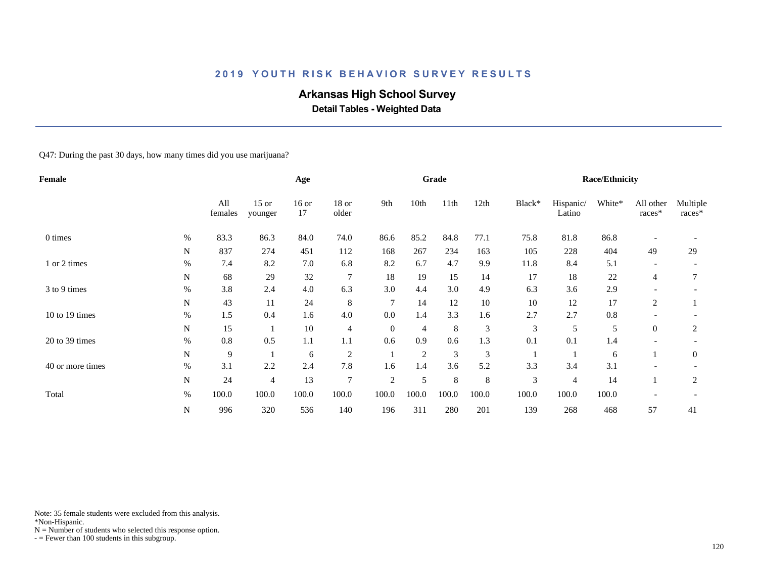## 2019 YOUTH RISK BEHAVIOR SURVEY RESULTS

# Arkansas High School Survey

### Detail Tables - Weighted Data

Q47: During the past 30 days, how many times did you use marijuana?

| Female | | Age | | | | Grade | | | | Race/Ethnicity | | | | |
|---|---|---|---|---|---|---|---|---|---|---|---|---|---|---|
| | | All females | 15 or younger | 16 or 17 | 18 or older | 9th | 10th | 11th | 12th | Black* | Hispanic/ Latino | White* | All other races* | Multiple races* |
| 0 times | % | 83.3 | 86.3 | 84.0 | 74.0 | 86.6 | 85.2 | 84.8 | 77.1 | 75.8 | 81.8 | 86.8 | - | - |
| | N | 837 | 274 | 451 | 112 | 168 | 267 | 234 | 163 | 105 | 228 | 404 | 49 | 29 |
| 1 or 2 times | % | 7.4 | 8.2 | 7.0 | 6.8 | 8.2 | 6.7 | 4.7 | 9.9 | 11.8 | 8.4 | 5.1 | - | - |
| | N | 68 | 29 | 32 | 7 | 18 | 19 | 15 | 14 | 17 | 18 | 22 | 4 | 7 |
| 3 to 9 times | % | 3.8 | 2.4 | 4.0 | 6.3 | 3.0 | 4.4 | 3.0 | 4.9 | 6.3 | 3.6 | 2.9 | - | - |
| | N | 43 | 11 | 24 | 8 | 7 | 14 | 12 | 10 | 10 | 12 | 17 | 2 | 1 |
| 10 to 19 times | % | 1.5 | 0.4 | 1.6 | 4.0 | 0.0 | 1.4 | 3.3 | 1.6 | 2.7 | 2.7 | 0.8 | - | - |
| | N | 15 | 1 | 10 | 4 | 0 | 4 | 8 | 3 | 3 | 5 | 5 | 0 | 2 |
| 20 to 39 times | % | 0.8 | 0.5 | 1.1 | 1.1 | 0.6 | 0.9 | 0.6 | 1.3 | 0.1 | 0.1 | 1.4 | - | - |
| | N | 9 | 1 | 6 | 2 | 1 | 2 | 3 | 3 | 1 | 1 | 6 | 1 | 0 |
| 40 or more times | % | 3.1 | 2.2 | 2.4 | 7.8 | 1.6 | 1.4 | 3.6 | 5.2 | 3.3 | 3.4 | 3.1 | - | - |
| | N | 24 | 4 | 13 | 7 | 2 | 5 | 8 | 8 | 3 | 4 | 14 | 1 | 2 |
| Total | % | 100.0 | 100.0 | 100.0 | 100.0 | 100.0 | 100.0 | 100.0 | 100.0 | 100.0 | 100.0 | 100.0 | - | - |
| | N | 996 | 320 | 536 | 140 | 196 | 311 | 280 | 201 | 139 | 268 | 468 | 57 | 41 |

Note: 35 female students were excluded from this analysis.
*Non-Hispanic.
N = Number of students who selected this response option.
- = Fewer than 100 students in this subgroup.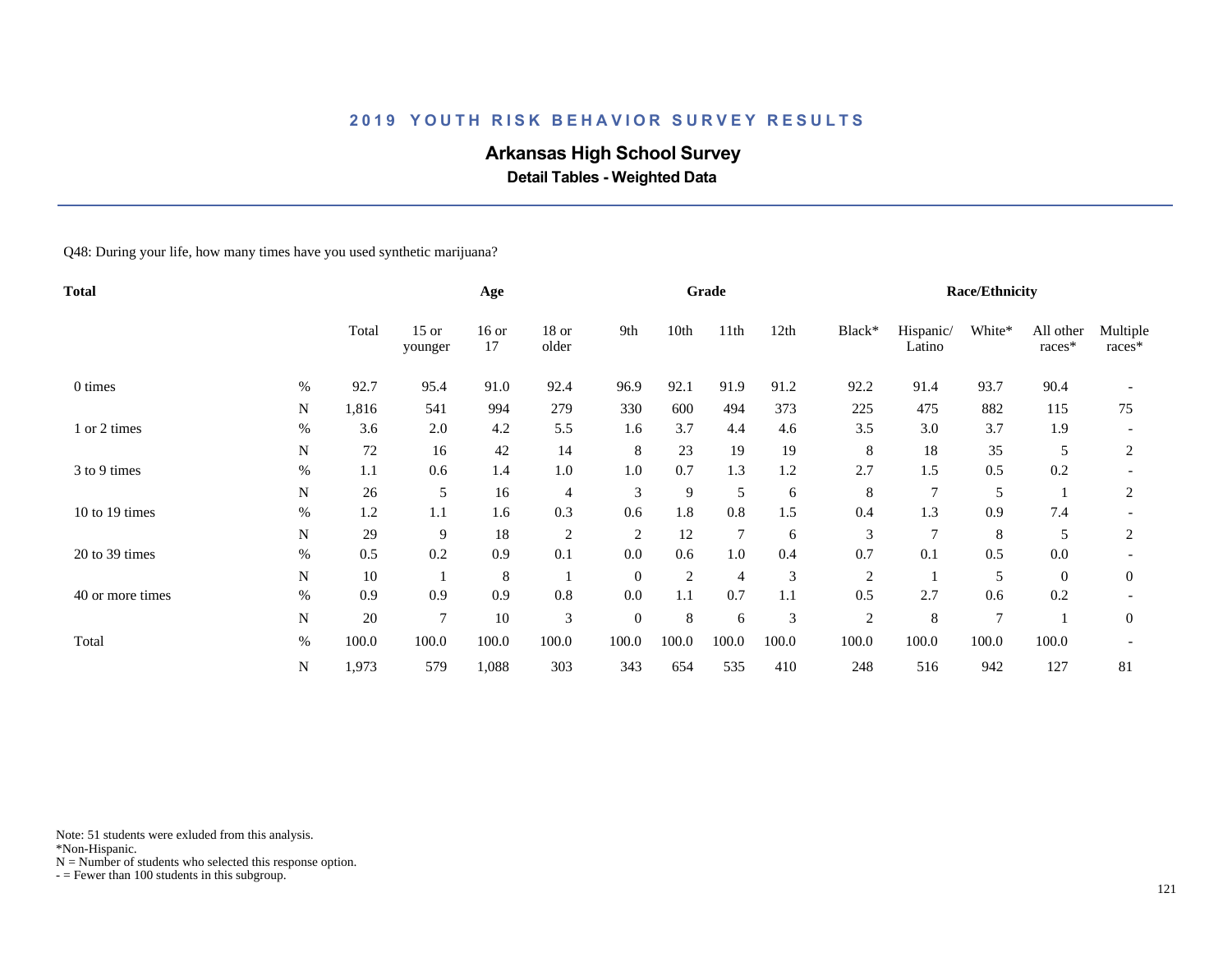## 2019 YOUTH RISK BEHAVIOR SURVEY RESULTS

# Arkansas High School Survey

### Detail Tables - Weighted Data

Q48: During your life, how many times have you used synthetic marijuana?

| Total | | Total | Age | | | Grade | | | | Race/Ethnicity | | | | |
|---|---|---|---|---|---|---|---|---|---|---|---|---|---|---|
| | | Total | 15 or younger | 16 or 17 | 18 or older | 9th | 10th | 11th | 12th | Black* | Hispanic/ Latino | White* | All other races* | Multiple races* |
| 0 times | % | 92.7 | 95.4 | 91.0 | 92.4 | 96.9 | 92.1 | 91.9 | 91.2 | 92.2 | 91.4 | 93.7 | 90.4 | - |
| | N | 1,816 | 541 | 994 | 279 | 330 | 600 | 494 | 373 | 225 | 475 | 882 | 115 | 75 |
| 1 or 2 times | % | 3.6 | 2.0 | 4.2 | 5.5 | 1.6 | 3.7 | 4.4 | 4.6 | 3.5 | 3.0 | 3.7 | 1.9 | - |
| | N | 72 | 16 | 42 | 14 | 8 | 23 | 19 | 19 | 8 | 18 | 35 | 5 | 2 |
| 3 to 9 times | % | 1.1 | 0.6 | 1.4 | 1.0 | 1.0 | 0.7 | 1.3 | 1.2 | 2.7 | 1.5 | 0.5 | 0.2 | - |
| | N | 26 | 5 | 16 | 4 | 3 | 9 | 5 | 6 | 8 | 7 | 5 | 1 | 2 |
| 10 to 19 times | % | 1.2 | 1.1 | 1.6 | 0.3 | 0.6 | 1.8 | 0.8 | 1.5 | 0.4 | 1.3 | 0.9 | 7.4 | - |
| | N | 29 | 9 | 18 | 2 | 2 | 12 | 7 | 6 | 3 | 7 | 8 | 5 | 2 |
| 20 to 39 times | % | 0.5 | 0.2 | 0.9 | 0.1 | 0.0 | 0.6 | 1.0 | 0.4 | 0.7 | 0.1 | 0.5 | 0.0 | - |
| | N | 10 | 1 | 8 | 1 | 0 | 2 | 4 | 3 | 2 | 1 | 5 | 0 | 0 |
| 40 or more times | % | 0.9 | 0.9 | 0.9 | 0.8 | 0.0 | 1.1 | 0.7 | 1.1 | 0.5 | 2.7 | 0.6 | 0.2 | - |
| | N | 20 | 7 | 10 | 3 | 0 | 8 | 6 | 3 | 2 | 8 | 7 | 1 | 0 |
| Total | % | 100.0 | 100.0 | 100.0 | 100.0 | 100.0 | 100.0 | 100.0 | 100.0 | 100.0 | 100.0 | 100.0 | 100.0 | - |
| | N | 1,973 | 579 | 1,088 | 303 | 343 | 654 | 535 | 410 | 248 | 516 | 942 | 127 | 81 |

Note: 51 students were exluded from this analysis.
*Non-Hispanic.
N = Number of students who selected this response option.
- = Fewer than 100 students in this subgroup.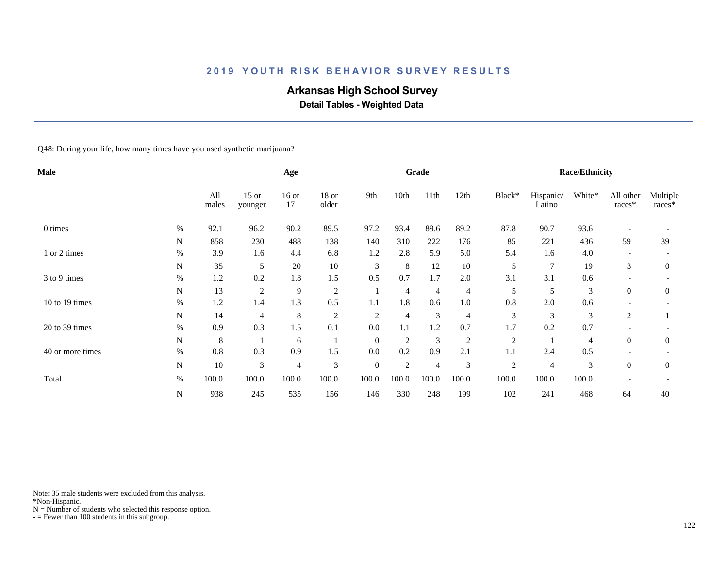## 2019 YOUTH RISK BEHAVIOR SURVEY RESULTS

# Arkansas High School Survey

### Detail Tables - Weighted Data

Q48: During your life, how many times have you used synthetic marijuana?

| Male | | Age | | | | Grade | | | | Race/Ethnicity | | | | |
|---|---|---|---|---|---|---|---|---|---|---|---|---|---|---|
| | | All males | 15 or younger | 16 or 17 | 18 or older | 9th | 10th | 11th | 12th | Black* | Hispanic/ Latino | White* | All other races* | Multiple races* |
| 0 times | % | 92.1 | 96.2 | 90.2 | 89.5 | 97.2 | 93.4 | 89.6 | 89.2 | 87.8 | 90.7 | 93.6 | - | - |
| | N | 858 | 230 | 488 | 138 | 140 | 310 | 222 | 176 | 85 | 221 | 436 | 59 | 39 |
| 1 or 2 times | % | 3.9 | 1.6 | 4.4 | 6.8 | 1.2 | 2.8 | 5.9 | 5.0 | 5.4 | 1.6 | 4.0 | - | - |
| | N | 35 | 5 | 20 | 10 | 3 | 8 | 12 | 10 | 5 | 7 | 19 | 3 | 0 |
| 3 to 9 times | % | 1.2 | 0.2 | 1.8 | 1.5 | 0.5 | 0.7 | 1.7 | 2.0 | 3.1 | 3.1 | 0.6 | - | - |
| | N | 13 | 2 | 9 | 2 | 1 | 4 | 4 | 4 | 5 | 5 | 3 | 0 | 0 |
| 10 to 19 times | % | 1.2 | 1.4 | 1.3 | 0.5 | 1.1 | 1.8 | 0.6 | 1.0 | 0.8 | 2.0 | 0.6 | - | - |
| | N | 14 | 4 | 8 | 2 | 2 | 4 | 3 | 4 | 3 | 3 | 3 | 2 | 1 |
| 20 to 39 times | % | 0.9 | 0.3 | 1.5 | 0.1 | 0.0 | 1.1 | 1.2 | 0.7 | 1.7 | 0.2 | 0.7 | - | - |
| | N | 8 | 1 | 6 | 1 | 0 | 2 | 3 | 2 | 2 | 1 | 4 | 0 | 0 |
| 40 or more times | % | 0.8 | 0.3 | 0.9 | 1.5 | 0.0 | 0.2 | 0.9 | 2.1 | 1.1 | 2.4 | 0.5 | - | - |
| | N | 10 | 3 | 4 | 3 | 0 | 2 | 4 | 3 | 2 | 4 | 3 | 0 | 0 |
| Total | % | 100.0 | 100.0 | 100.0 | 100.0 | 100.0 | 100.0 | 100.0 | 100.0 | 100.0 | 100.0 | 100.0 | - | - |
| | N | 938 | 245 | 535 | 156 | 146 | 330 | 248 | 199 | 102 | 241 | 468 | 64 | 40 |

Note: 35 male students were excluded from this analysis.
*Non-Hispanic.
N = Number of students who selected this response option.
- = Fewer than 100 students in this subgroup.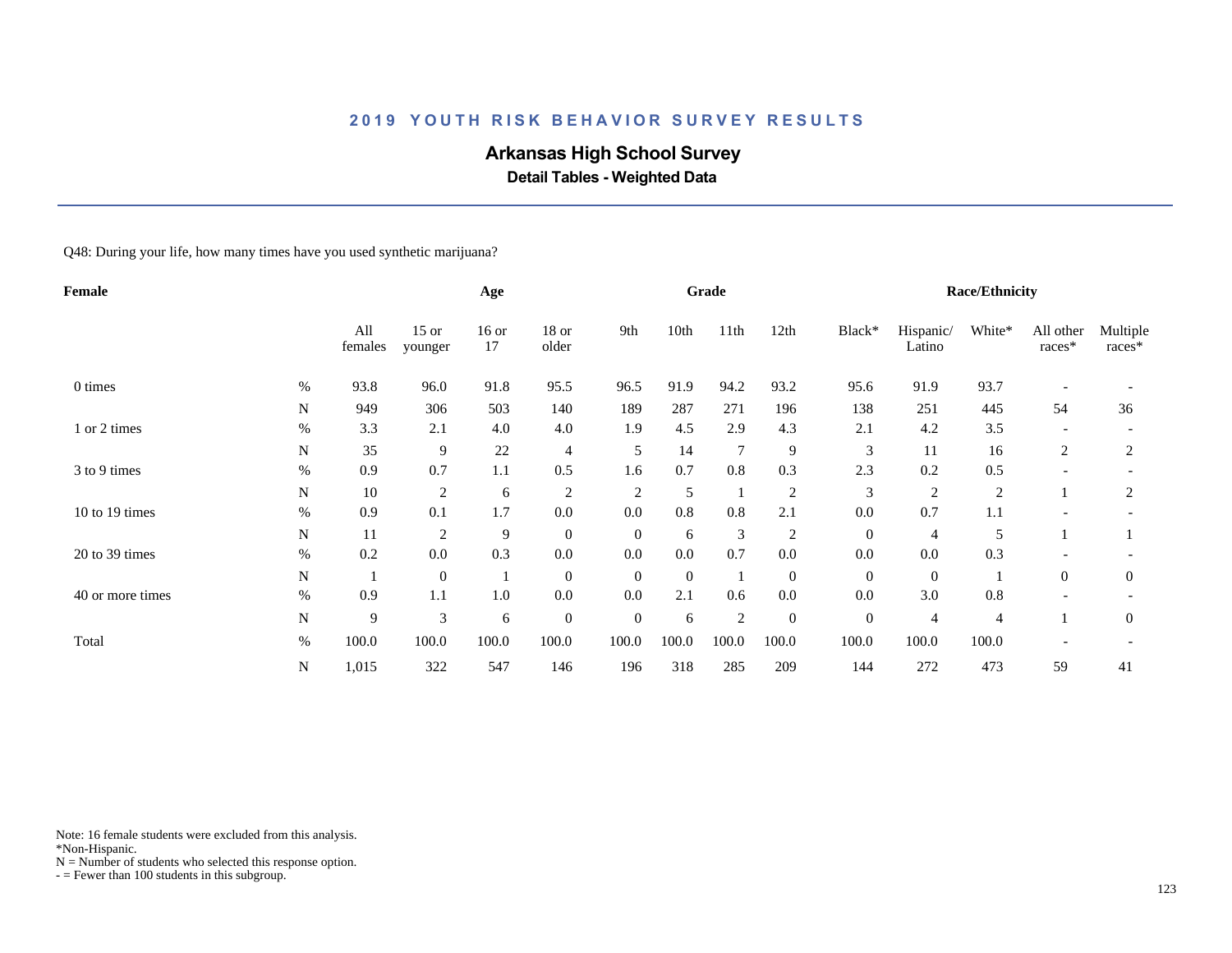## 2019 YOUTH RISK BEHAVIOR SURVEY RESULTS

# Arkansas High School Survey

### Detail Tables - Weighted Data

Q48: During your life, how many times have you used synthetic marijuana?

| Female | | | Age | | | Grade | | | | Race/Ethnicity | | | | |
|---|---|---|---|---|---|---|---|---|---|---|---|---|---|---|
| | | All females | 15 or younger | 16 or 17 | 18 or older | 9th | 10th | 11th | 12th | Black* | Hispanic/ Latino | White* | All other races* | Multiple races* |
| 0 times | % | 93.8 | 96.0 | 91.8 | 95.5 | 96.5 | 91.9 | 94.2 | 93.2 | 95.6 | 91.9 | 93.7 | - | - |
| | N | 949 | 306 | 503 | 140 | 189 | 287 | 271 | 196 | 138 | 251 | 445 | 54 | 36 |
| 1 or 2 times | % | 3.3 | 2.1 | 4.0 | 4.0 | 1.9 | 4.5 | 2.9 | 4.3 | 2.1 | 4.2 | 3.5 | - | - |
| | N | 35 | 9 | 22 | 4 | 5 | 14 | 7 | 9 | 3 | 11 | 16 | 2 | 2 |
| 3 to 9 times | % | 0.9 | 0.7 | 1.1 | 0.5 | 1.6 | 0.7 | 0.8 | 0.3 | 2.3 | 0.2 | 0.5 | - | - |
| | N | 10 | 2 | 6 | 2 | 2 | 5 | 1 | 2 | 3 | 2 | 2 | 1 | 2 |
| 10 to 19 times | % | 0.9 | 0.1 | 1.7 | 0.0 | 0.0 | 0.8 | 0.8 | 2.1 | 0.0 | 0.7 | 1.1 | - | - |
| | N | 11 | 2 | 9 | 0 | 0 | 6 | 3 | 2 | 0 | 4 | 5 | 1 | 1 |
| 20 to 39 times | % | 0.2 | 0.0 | 0.3 | 0.0 | 0.0 | 0.0 | 0.7 | 0.0 | 0.0 | 0.0 | 0.3 | - | - |
| | N | 1 | 0 | 1 | 0 | 0 | 0 | 1 | 0 | 0 | 0 | 1 | 0 | 0 |
| 40 or more times | % | 0.9 | 1.1 | 1.0 | 0.0 | 0.0 | 2.1 | 0.6 | 0.0 | 0.0 | 3.0 | 0.8 | - | - |
| | N | 9 | 3 | 6 | 0 | 0 | 6 | 2 | 0 | 0 | 4 | 4 | 1 | 0 |
| Total | % | 100.0 | 100.0 | 100.0 | 100.0 | 100.0 | 100.0 | 100.0 | 100.0 | 100.0 | 100.0 | 100.0 | - | - |
| | N | 1,015 | 322 | 547 | 146 | 196 | 318 | 285 | 209 | 144 | 272 | 473 | 59 | 41 |

Note: 16 female students were excluded from this analysis.
*Non-Hispanic.
N = Number of students who selected this response option.
- = Fewer than 100 students in this subgroup.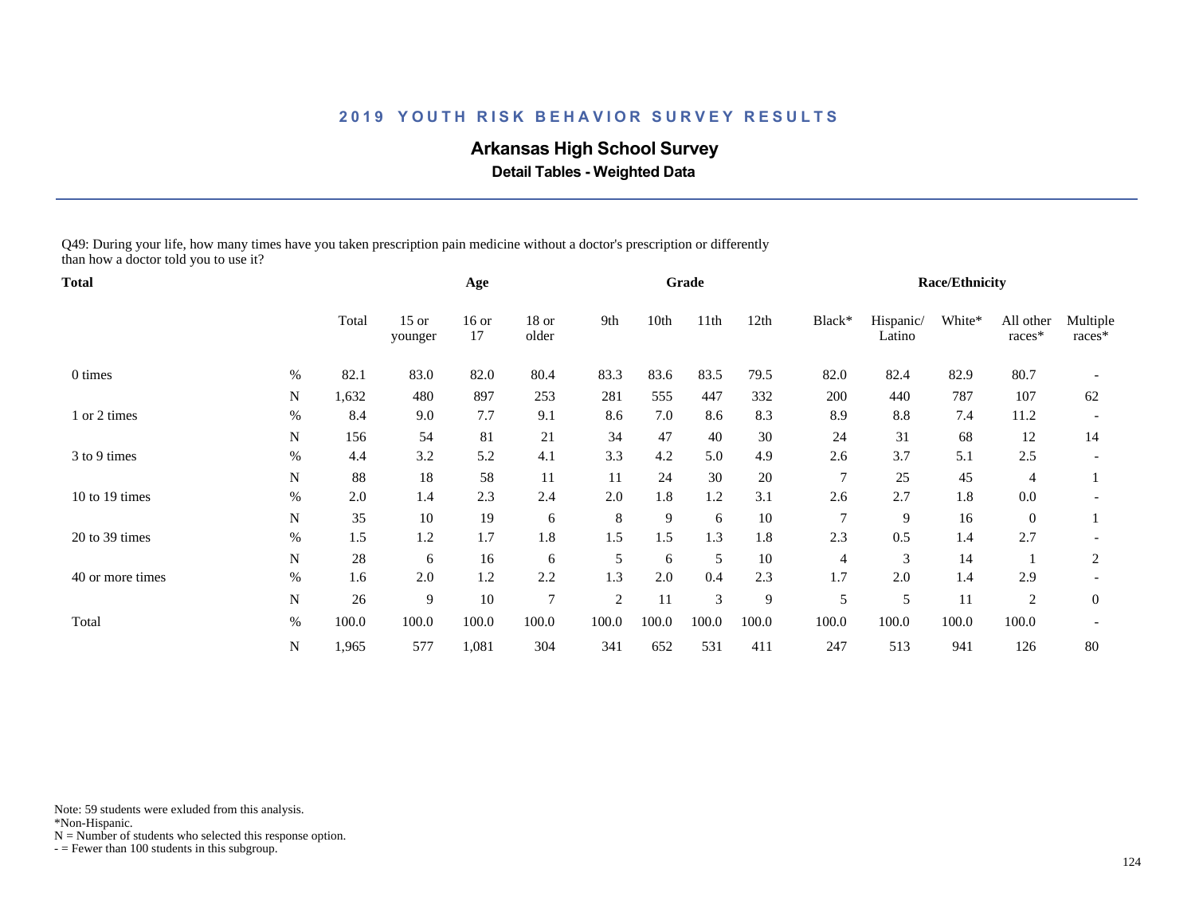# 2019 YOUTH RISK BEHAVIOR SURVEY RESULTS

## Arkansas High School Survey

### Detail Tables - Weighted Data

Q49: During your life, how many times have you taken prescription pain medicine without a doctor's prescription or differently than how a doctor told you to use it?

| Total | | | Age | | | Grade | | | | Race/Ethnicity | | | | |
|---|---|---|---|---|---|---|---|---|---|---|---|---|---|---|
| | | Total | 15 or younger | 16 or 17 | 18 or older | 9th | 10th | 11th | 12th | Black* | Hispanic/ Latino | White* | All other races* | Multiple races* |
| 0 times | % | 82.1 | 83.0 | 82.0 | 80.4 | 83.3 | 83.6 | 83.5 | 79.5 | 82.0 | 82.4 | 82.9 | 80.7 | - |
| | N | 1,632 | 480 | 897 | 253 | 281 | 555 | 447 | 332 | 200 | 440 | 787 | 107 | 62 |
| 1 or 2 times | % | 8.4 | 9.0 | 7.7 | 9.1 | 8.6 | 7.0 | 8.6 | 8.3 | 8.9 | 8.8 | 7.4 | 11.2 | - |
| | N | 156 | 54 | 81 | 21 | 34 | 47 | 40 | 30 | 24 | 31 | 68 | 12 | 14 |
| 3 to 9 times | % | 4.4 | 3.2 | 5.2 | 4.1 | 3.3 | 4.2 | 5.0 | 4.9 | 2.6 | 3.7 | 5.1 | 2.5 | - |
| | N | 88 | 18 | 58 | 11 | 11 | 24 | 30 | 20 | 7 | 25 | 45 | 4 | 1 |
| 10 to 19 times | % | 2.0 | 1.4 | 2.3 | 2.4 | 2.0 | 1.8 | 1.2 | 3.1 | 2.6 | 2.7 | 1.8 | 0.0 | - |
| | N | 35 | 10 | 19 | 6 | 8 | 9 | 6 | 10 | 7 | 9 | 16 | 0 | 1 |
| 20 to 39 times | % | 1.5 | 1.2 | 1.7 | 1.8 | 1.5 | 1.5 | 1.3 | 1.8 | 2.3 | 0.5 | 1.4 | 2.7 | - |
| | N | 28 | 6 | 16 | 6 | 5 | 6 | 5 | 10 | 4 | 3 | 14 | 1 | 2 |
| 40 or more times | % | 1.6 | 2.0 | 1.2 | 2.2 | 1.3 | 2.0 | 0.4 | 2.3 | 1.7 | 2.0 | 1.4 | 2.9 | - |
| | N | 26 | 9 | 10 | 7 | 2 | 11 | 3 | 9 | 5 | 5 | 11 | 2 | 0 |
| Total | % | 100.0 | 100.0 | 100.0 | 100.0 | 100.0 | 100.0 | 100.0 | 100.0 | 100.0 | 100.0 | 100.0 | 100.0 | - |
| | N | 1,965 | 577 | 1,081 | 304 | 341 | 652 | 531 | 411 | 247 | 513 | 941 | 126 | 80 |

Note: 59 students were exluded from this analysis.
*Non-Hispanic.
N = Number of students who selected this response option.
- = Fewer than 100 students in this subgroup.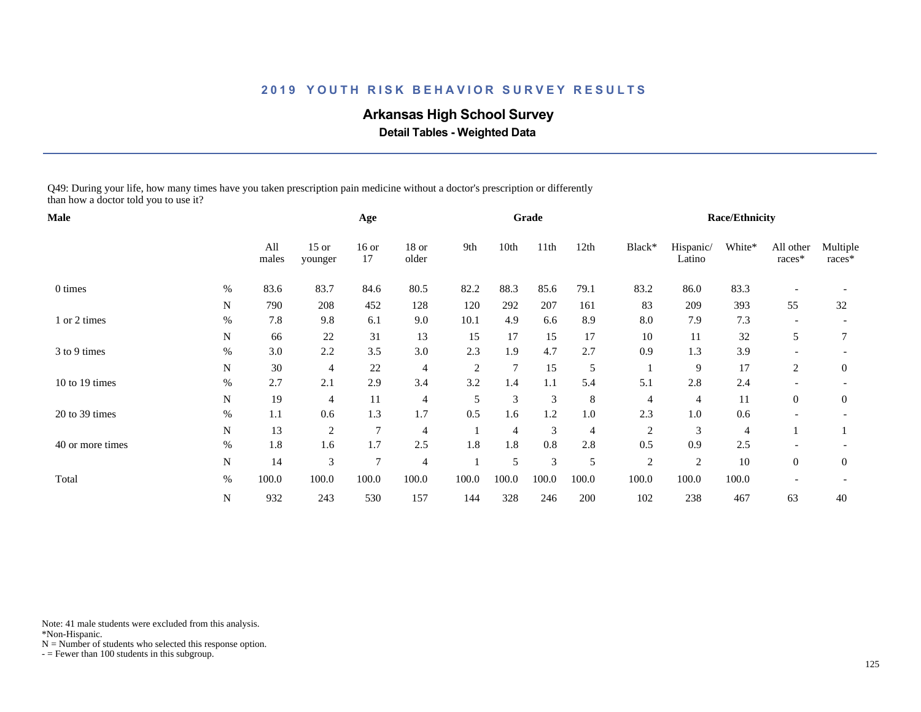# 2019 YOUTH RISK BEHAVIOR SURVEY RESULTS

## Arkansas High School Survey

### Detail Tables - Weighted Data

Q49: During your life, how many times have you taken prescription pain medicine without a doctor's prescription or differently than how a doctor told you to use it?

| Male | | | Age | | | Grade | | | | Race/Ethnicity | | | | |
|---|---|---|---|---|---|---|---|---|---|---|---|---|---|---|
| | | All males | 15 or younger | 16 or 17 | 18 or older | 9th | 10th | 11th | 12th | Black* | Hispanic/ Latino | White* | All other races* | Multiple races* |
| 0 times | % | 83.6 | 83.7 | 84.6 | 80.5 | 82.2 | 88.3 | 85.6 | 79.1 | 83.2 | 86.0 | 83.3 | - | - |
| | N | 790 | 208 | 452 | 128 | 120 | 292 | 207 | 161 | 83 | 209 | 393 | 55 | 32 |
| 1 or 2 times | % | 7.8 | 9.8 | 6.1 | 9.0 | 10.1 | 4.9 | 6.6 | 8.9 | 8.0 | 7.9 | 7.3 | - | - |
| | N | 66 | 22 | 31 | 13 | 15 | 17 | 15 | 17 | 10 | 11 | 32 | 5 | 7 |
| 3 to 9 times | % | 3.0 | 2.2 | 3.5 | 3.0 | 2.3 | 1.9 | 4.7 | 2.7 | 0.9 | 1.3 | 3.9 | - | - |
| | N | 30 | 4 | 22 | 4 | 2 | 7 | 15 | 5 | 1 | 9 | 17 | 2 | 0 |
| 10 to 19 times | % | 2.7 | 2.1 | 2.9 | 3.4 | 3.2 | 1.4 | 1.1 | 5.4 | 5.1 | 2.8 | 2.4 | - | - |
| | N | 19 | 4 | 11 | 4 | 5 | 3 | 3 | 8 | 4 | 4 | 11 | 0 | 0 |
| 20 to 39 times | % | 1.1 | 0.6 | 1.3 | 1.7 | 0.5 | 1.6 | 1.2 | 1.0 | 2.3 | 1.0 | 0.6 | - | - |
| | N | 13 | 2 | 7 | 4 | 1 | 4 | 3 | 4 | 2 | 3 | 4 | 1 | 1 |
| 40 or more times | % | 1.8 | 1.6 | 1.7 | 2.5 | 1.8 | 1.8 | 0.8 | 2.8 | 0.5 | 0.9 | 2.5 | - | - |
| | N | 14 | 3 | 7 | 4 | 1 | 5 | 3 | 5 | 2 | 2 | 10 | 0 | 0 |
| Total | % | 100.0 | 100.0 | 100.0 | 100.0 | 100.0 | 100.0 | 100.0 | 100.0 | 100.0 | 100.0 | 100.0 | - | - |
| | N | 932 | 243 | 530 | 157 | 144 | 328 | 246 | 200 | 102 | 238 | 467 | 63 | 40 |

Note: 41 male students were excluded from this analysis.
*Non-Hispanic.
N = Number of students who selected this response option.
- = Fewer than 100 students in this subgroup.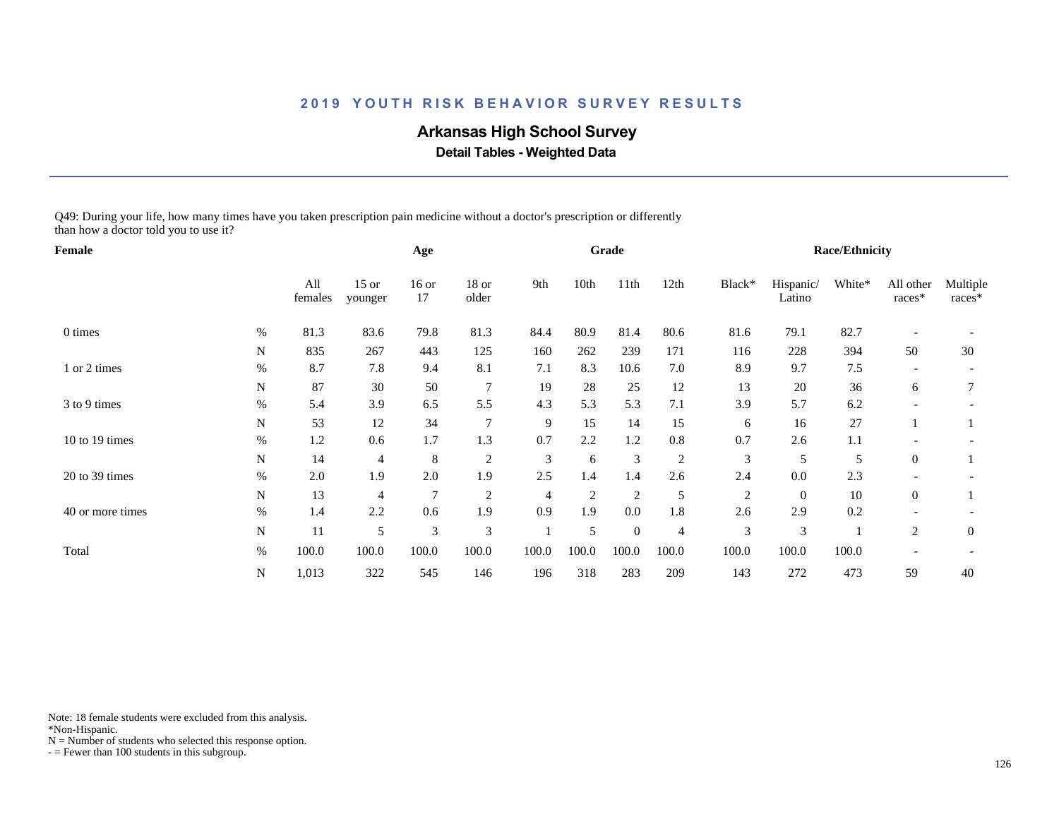## 2019 YOUTH RISK BEHAVIOR SURVEY RESULTS

### Arkansas High School Survey

**Detail Tables - Weighted Data**

Q49: During your life, how many times have you taken prescription pain medicine without a doctor's prescription or differently than how a doctor told you to use it?

| Female | | | Age | | | Grade | | | | Race/Ethnicity | | | | |
|---|---|---|---|---|---|---|---|---|---|---|---|---|---|---|
| | | All females | 15 or younger | 16 or 17 | 18 or older | 9th | 10th | 11th | 12th | Black* | Hispanic/ Latino | White* | All other races* | Multiple races* |
| 0 times | % | 81.3 | 83.6 | 79.8 | 81.3 | 84.4 | 80.9 | 81.4 | 80.6 | 81.6 | 79.1 | 82.7 | - | - |
| | N | 835 | 267 | 443 | 125 | 160 | 262 | 239 | 171 | 116 | 228 | 394 | 50 | 30 |
| 1 or 2 times | % | 8.7 | 7.8 | 9.4 | 8.1 | 7.1 | 8.3 | 10.6 | 7.0 | 8.9 | 9.7 | 7.5 | - | - |
| | N | 87 | 30 | 50 | 7 | 19 | 28 | 25 | 12 | 13 | 20 | 36 | 6 | 7 |
| 3 to 9 times | % | 5.4 | 3.9 | 6.5 | 5.5 | 4.3 | 5.3 | 5.3 | 7.1 | 3.9 | 5.7 | 6.2 | - | - |
| | N | 53 | 12 | 34 | 7 | 9 | 15 | 14 | 15 | 6 | 16 | 27 | 1 | 1 |
| 10 to 19 times | % | 1.2 | 0.6 | 1.7 | 1.3 | 0.7 | 2.2 | 1.2 | 0.8 | 0.7 | 2.6 | 1.1 | - | - |
| | N | 14 | 4 | 8 | 2 | 3 | 6 | 3 | 2 | 3 | 5 | 5 | 0 | 1 |
| 20 to 39 times | % | 2.0 | 1.9 | 2.0 | 1.9 | 2.5 | 1.4 | 1.4 | 2.6 | 2.4 | 0.0 | 2.3 | - | - |
| | N | 13 | 4 | 7 | 2 | 4 | 2 | 2 | 5 | 2 | 0 | 10 | 0 | 1 |
| 40 or more times | % | 1.4 | 2.2 | 0.6 | 1.9 | 0.9 | 1.9 | 0.0 | 1.8 | 2.6 | 2.9 | 0.2 | - | - |
| | N | 11 | 5 | 3 | 3 | 1 | 5 | 0 | 4 | 3 | 3 | 1 | 2 | 0 |
| Total | % | 100.0 | 100.0 | 100.0 | 100.0 | 100.0 | 100.0 | 100.0 | 100.0 | 100.0 | 100.0 | 100.0 | - | - |
| | N | 1,013 | 322 | 545 | 146 | 196 | 318 | 283 | 209 | 143 | 272 | 473 | 59 | 40 |

Note: 18 female students were excluded from this analysis.
*Non-Hispanic.
N = Number of students who selected this response option.
- = Fewer than 100 students in this subgroup.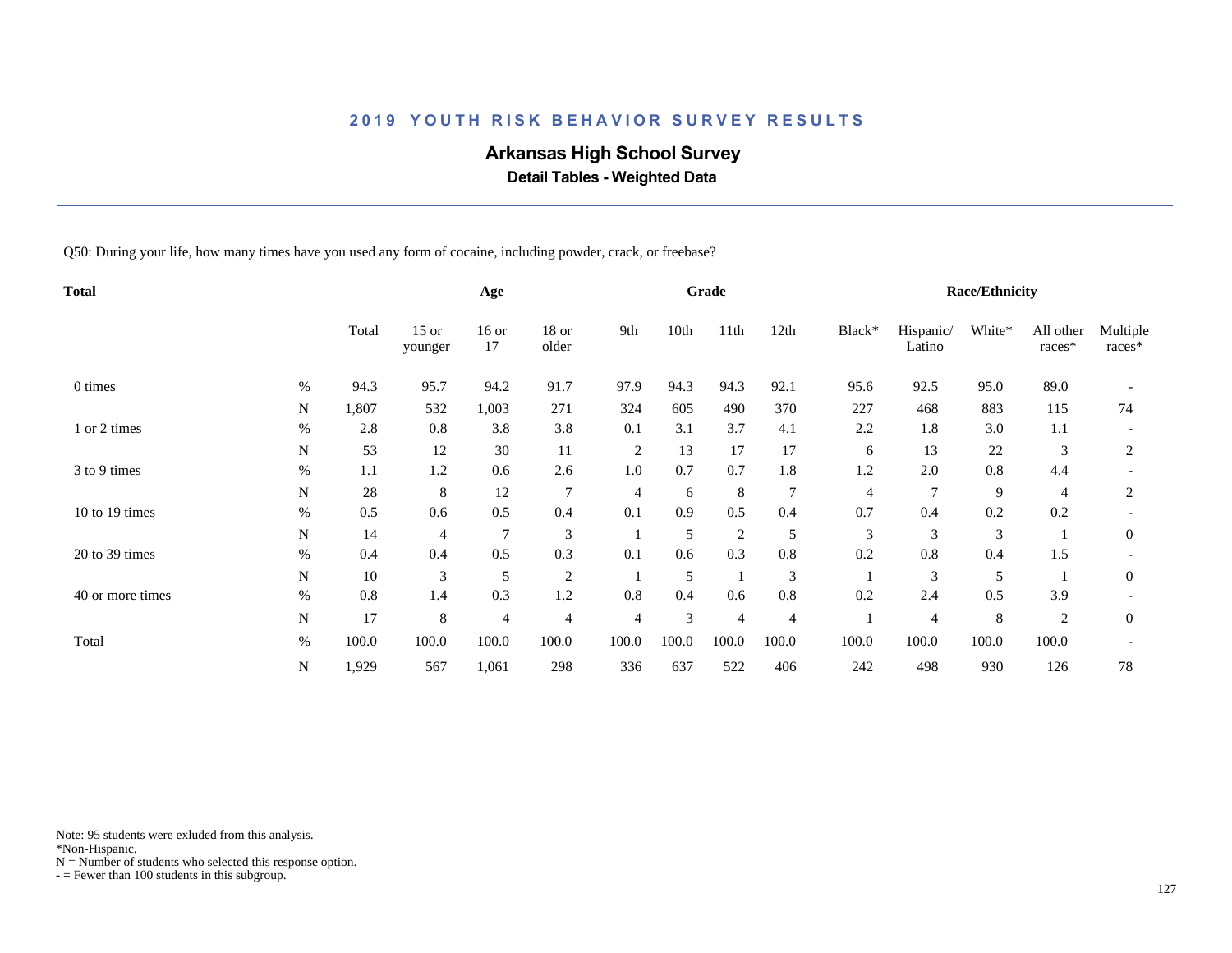## 2019 YOUTH RISK BEHAVIOR SURVEY RESULTS

# Arkansas High School Survey

### Detail Tables - Weighted Data

Q50: During your life, how many times have you used any form of cocaine, including powder, crack, or freebase?

| Total | | Total | 15 or younger | 16 or 17 | 18 or older | 9th | 10th | 11th | 12th | Black* | Hispanic/ Latino | White* | All other races* | Multiple races* |
|---|---|---|---|---|---|---|---|---|---|---|---|---|---|---|
| | | | Age | | | Grade | | | | Race/Ethnicity | | | | |
| 0 times | % | 94.3 | 95.7 | 94.2 | 91.7 | 97.9 | 94.3 | 94.3 | 92.1 | 95.6 | 92.5 | 95.0 | 89.0 | - |
| | N | 1,807 | 532 | 1,003 | 271 | 324 | 605 | 490 | 370 | 227 | 468 | 883 | 115 | 74 |
| 1 or 2 times | % | 2.8 | 0.8 | 3.8 | 3.8 | 0.1 | 3.1 | 3.7 | 4.1 | 2.2 | 1.8 | 3.0 | 1.1 | - |
| | N | 53 | 12 | 30 | 11 | 2 | 13 | 17 | 17 | 6 | 13 | 22 | 3 | 2 |
| 3 to 9 times | % | 1.1 | 1.2 | 0.6 | 2.6 | 1.0 | 0.7 | 0.7 | 1.8 | 1.2 | 2.0 | 0.8 | 4.4 | - |
| | N | 28 | 8 | 12 | 7 | 4 | 6 | 8 | 7 | 4 | 7 | 9 | 4 | 2 |
| 10 to 19 times | % | 0.5 | 0.6 | 0.5 | 0.4 | 0.1 | 0.9 | 0.5 | 0.4 | 0.7 | 0.4 | 0.2 | 0.2 | - |
| | N | 14 | 4 | 7 | 3 | 1 | 5 | 2 | 5 | 3 | 3 | 3 | 1 | 0 |
| 20 to 39 times | % | 0.4 | 0.4 | 0.5 | 0.3 | 0.1 | 0.6 | 0.3 | 0.8 | 0.2 | 0.8 | 0.4 | 1.5 | - |
| | N | 10 | 3 | 5 | 2 | 1 | 5 | 1 | 3 | 1 | 3 | 5 | 1 | 0 |
| 40 or more times | % | 0.8 | 1.4 | 0.3 | 1.2 | 0.8 | 0.4 | 0.6 | 0.8 | 0.2 | 2.4 | 0.5 | 3.9 | - |
| | N | 17 | 8 | 4 | 4 | 4 | 3 | 4 | 4 | 1 | 4 | 8 | 2 | 0 |
| Total | % | 100.0 | 100.0 | 100.0 | 100.0 | 100.0 | 100.0 | 100.0 | 100.0 | 100.0 | 100.0 | 100.0 | 100.0 | - |
| | N | 1,929 | 567 | 1,061 | 298 | 336 | 637 | 522 | 406 | 242 | 498 | 930 | 126 | 78 |

Note: 95 students were exluded from this analysis.
*Non-Hispanic.
N = Number of students who selected this response option.
- = Fewer than 100 students in this subgroup.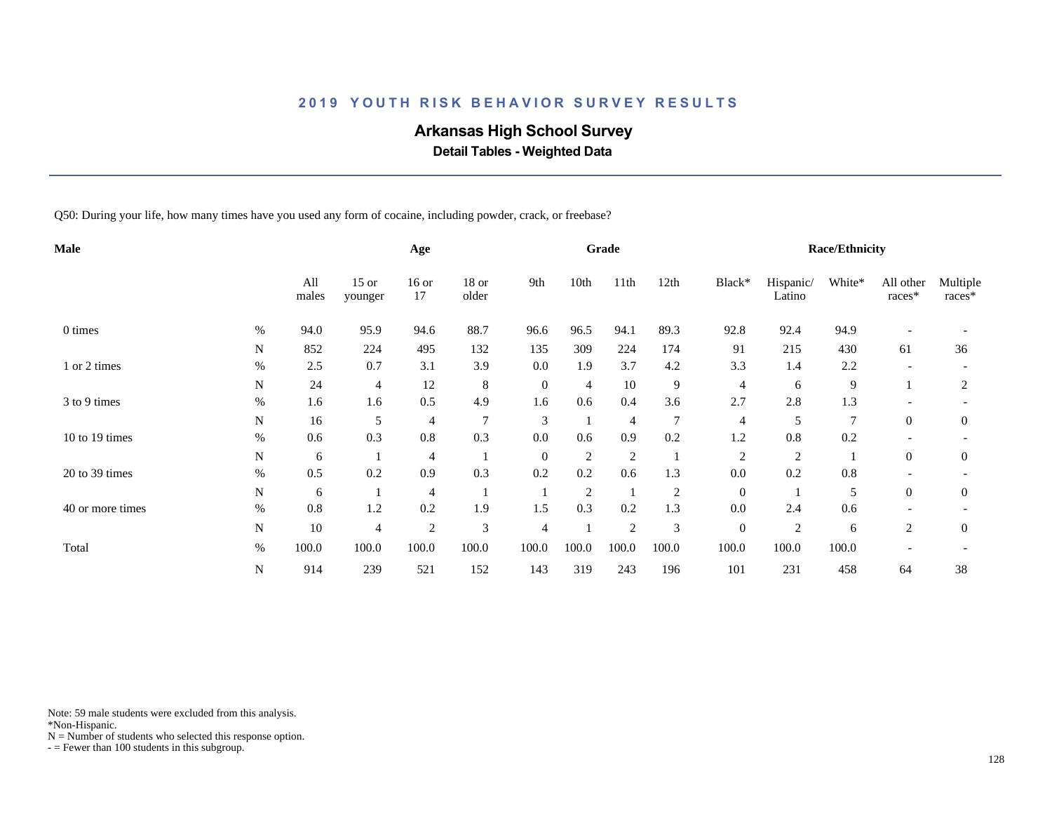## 2019 YOUTH RISK BEHAVIOR SURVEY RESULTS

### Arkansas High School Survey

**Detail Tables - Weighted Data**

Q50: During your life, how many times have you used any form of cocaine, including powder, crack, or freebase?

| Male | | Age | | | | Grade | | | | Race/Ethnicity | | | | |
|---|---|---|---|---|---|---|---|---|---|---|---|---|---|---|
| | | All males | 15 or younger | 16 or 17 | 18 or older | 9th | 10th | 11th | 12th | Black* | Hispanic/ Latino | White* | All other races* | Multiple races* |
| 0 times | % | 94.0 | 95.9 | 94.6 | 88.7 | 96.6 | 96.5 | 94.1 | 89.3 | 92.8 | 92.4 | 94.9 | - | - |
| | N | 852 | 224 | 495 | 132 | 135 | 309 | 224 | 174 | 91 | 215 | 430 | 61 | 36 |
| 1 or 2 times | % | 2.5 | 0.7 | 3.1 | 3.9 | 0.0 | 1.9 | 3.7 | 4.2 | 3.3 | 1.4 | 2.2 | - | - |
| | N | 24 | 4 | 12 | 8 | 0 | 4 | 10 | 9 | 4 | 6 | 9 | 1 | 2 |
| 3 to 9 times | % | 1.6 | 1.6 | 0.5 | 4.9 | 1.6 | 0.6 | 0.4 | 3.6 | 2.7 | 2.8 | 1.3 | - | - |
| | N | 16 | 5 | 4 | 7 | 3 | 1 | 4 | 7 | 4 | 5 | 7 | 0 | 0 |
| 10 to 19 times | % | 0.6 | 0.3 | 0.8 | 0.3 | 0.0 | 0.6 | 0.9 | 0.2 | 1.2 | 0.8 | 0.2 | - | - |
| | N | 6 | 1 | 4 | 1 | 0 | 2 | 2 | 1 | 2 | 2 | 1 | 0 | 0 |
| 20 to 39 times | % | 0.5 | 0.2 | 0.9 | 0.3 | 0.2 | 0.2 | 0.6 | 1.3 | 0.0 | 0.2 | 0.8 | - | - |
| | N | 6 | 1 | 4 | 1 | 1 | 2 | 1 | 2 | 0 | 1 | 5 | 0 | 0 |
| 40 or more times | % | 0.8 | 1.2 | 0.2 | 1.9 | 1.5 | 0.3 | 0.2 | 1.3 | 0.0 | 2.4 | 0.6 | - | - |
| | N | 10 | 4 | 2 | 3 | 4 | 1 | 2 | 3 | 0 | 2 | 6 | 2 | 0 |
| Total | % | 100.0 | 100.0 | 100.0 | 100.0 | 100.0 | 100.0 | 100.0 | 100.0 | 100.0 | 100.0 | 100.0 | - | - |
| | N | 914 | 239 | 521 | 152 | 143 | 319 | 243 | 196 | 101 | 231 | 458 | 64 | 38 |

Note: 59 male students were excluded from this analysis.
*Non-Hispanic.
N = Number of students who selected this response option.
- = Fewer than 100 students in this subgroup.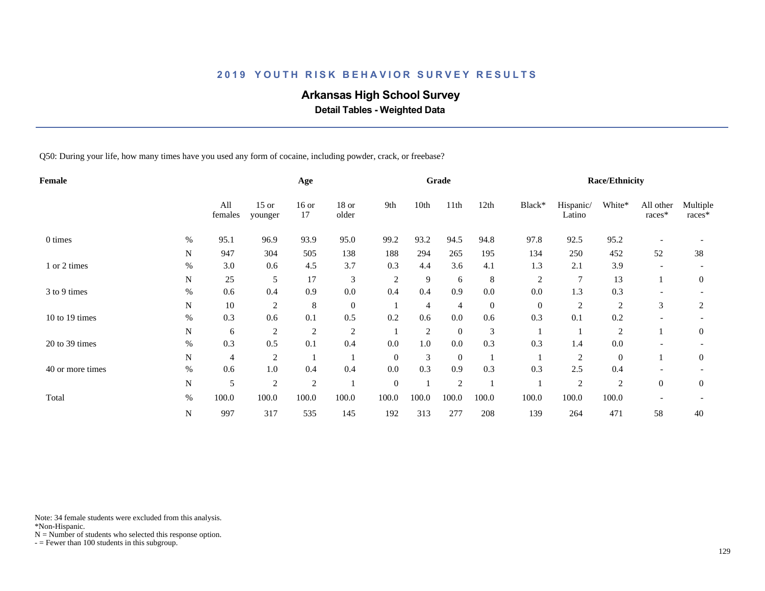# 2019 YOUTH RISK BEHAVIOR SURVEY RESULTS

## Arkansas High School Survey

### Detail Tables - Weighted Data

Q50: During your life, how many times have you used any form of cocaine, including powder, crack, or freebase?

| Female | | Age | | | | Grade | | | | Race/Ethnicity | | | | |
|---|---|---|---|---|---|---|---|---|---|---|---|---|---|---|
| | | All females | 15 or younger | 16 or 17 | 18 or older | 9th | 10th | 11th | 12th | Black* | Hispanic/ Latino | White* | All other races* | Multiple races* |
| 0 times | % | 95.1 | 96.9 | 93.9 | 95.0 | 99.2 | 93.2 | 94.5 | 94.8 | 97.8 | 92.5 | 95.2 | - | - |
| | N | 947 | 304 | 505 | 138 | 188 | 294 | 265 | 195 | 134 | 250 | 452 | 52 | 38 |
| 1 or 2 times | % | 3.0 | 0.6 | 4.5 | 3.7 | 0.3 | 4.4 | 3.6 | 4.1 | 1.3 | 2.1 | 3.9 | - | - |
| | N | 25 | 5 | 17 | 3 | 2 | 9 | 6 | 8 | 2 | 7 | 13 | 1 | 0 |
| 3 to 9 times | % | 0.6 | 0.4 | 0.9 | 0.0 | 0.4 | 0.4 | 0.9 | 0.0 | 0.0 | 1.3 | 0.3 | - | - |
| | N | 10 | 2 | 8 | 0 | 1 | 4 | 4 | 0 | 0 | 2 | 2 | 3 | 2 |
| 10 to 19 times | % | 0.3 | 0.6 | 0.1 | 0.5 | 0.2 | 0.6 | 0.0 | 0.6 | 0.3 | 0.1 | 0.2 | - | - |
| | N | 6 | 2 | 2 | 2 | 1 | 2 | 0 | 3 | 1 | 1 | 2 | 1 | 0 |
| 20 to 39 times | % | 0.3 | 0.5 | 0.1 | 0.4 | 0.0 | 1.0 | 0.0 | 0.3 | 0.3 | 1.4 | 0.0 | - | - |
| | N | 4 | 2 | 1 | 1 | 0 | 3 | 0 | 1 | 1 | 2 | 0 | 1 | 0 |
| 40 or more times | % | 0.6 | 1.0 | 0.4 | 0.4 | 0.0 | 0.3 | 0.9 | 0.3 | 0.3 | 2.5 | 0.4 | - | - |
| | N | 5 | 2 | 2 | 1 | 0 | 1 | 2 | 1 | 1 | 2 | 2 | 0 | 0 |
| Total | % | 100.0 | 100.0 | 100.0 | 100.0 | 100.0 | 100.0 | 100.0 | 100.0 | 100.0 | 100.0 | 100.0 | - | - |
| | N | 997 | 317 | 535 | 145 | 192 | 313 | 277 | 208 | 139 | 264 | 471 | 58 | 40 |

Note: 34 female students were excluded from this analysis.
*Non-Hispanic.
N = Number of students who selected this response option.
- = Fewer than 100 students in this subgroup.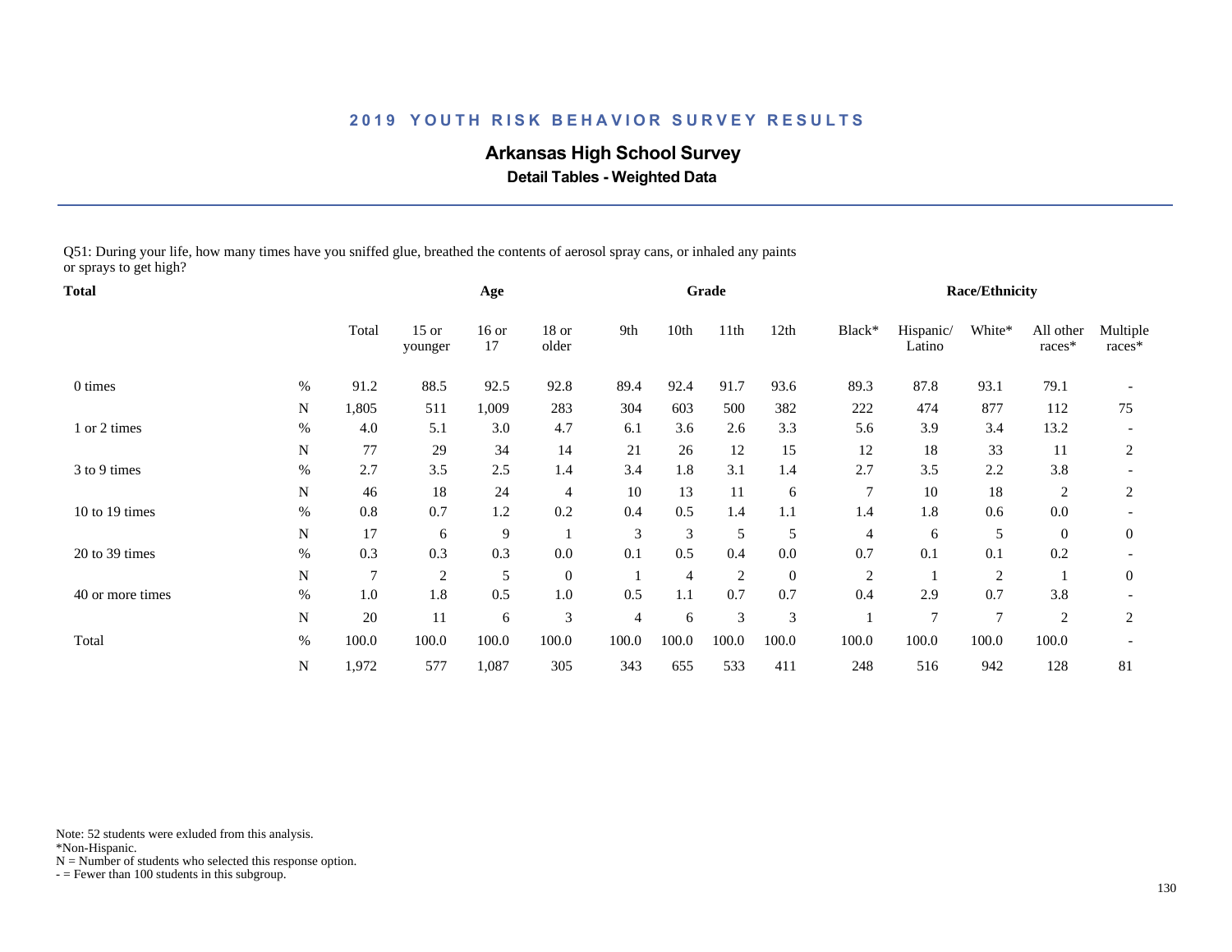# 2019 YOUTH RISK BEHAVIOR SURVEY RESULTS

## Arkansas High School Survey

### Detail Tables - Weighted Data

Q51: During your life, how many times have you sniffed glue, breathed the contents of aerosol spray cans, or inhaled any paints or sprays to get high?

| Total | | | Age | | | Grade | | | | Race/Ethnicity | | | | |
|---|---|---|---|---|---|---|---|---|---|---|---|---|---|---|
| | | Total | 15 or younger | 16 or 17 | 18 or older | 9th | 10th | 11th | 12th | Black* | Hispanic/ Latino | White* | All other races* | Multiple races* |
| 0 times | % | 91.2 | 88.5 | 92.5 | 92.8 | 89.4 | 92.4 | 91.7 | 93.6 | 89.3 | 87.8 | 93.1 | 79.1 | - |
| | N | 1,805 | 511 | 1,009 | 283 | 304 | 603 | 500 | 382 | 222 | 474 | 877 | 112 | 75 |
| 1 or 2 times | % | 4.0 | 5.1 | 3.0 | 4.7 | 6.1 | 3.6 | 2.6 | 3.3 | 5.6 | 3.9 | 3.4 | 13.2 | - |
| | N | 77 | 29 | 34 | 14 | 21 | 26 | 12 | 15 | 12 | 18 | 33 | 11 | 2 |
| 3 to 9 times | % | 2.7 | 3.5 | 2.5 | 1.4 | 3.4 | 1.8 | 3.1 | 1.4 | 2.7 | 3.5 | 2.2 | 3.8 | - |
| | N | 46 | 18 | 24 | 4 | 10 | 13 | 11 | 6 | 7 | 10 | 18 | 2 | 2 |
| 10 to 19 times | % | 0.8 | 0.7 | 1.2 | 0.2 | 0.4 | 0.5 | 1.4 | 1.1 | 1.4 | 1.8 | 0.6 | 0.0 | - |
| | N | 17 | 6 | 9 | 1 | 3 | 3 | 5 | 5 | 4 | 6 | 5 | 0 | 0 |
| 20 to 39 times | % | 0.3 | 0.3 | 0.3 | 0.0 | 0.1 | 0.5 | 0.4 | 0.0 | 0.7 | 0.1 | 0.1 | 0.2 | - |
| | N | 7 | 2 | 5 | 0 | 1 | 4 | 2 | 0 | 2 | 1 | 2 | 1 | 0 |
| 40 or more times | % | 1.0 | 1.8 | 0.5 | 1.0 | 0.5 | 1.1 | 0.7 | 0.7 | 0.4 | 2.9 | 0.7 | 3.8 | - |
| | N | 20 | 11 | 6 | 3 | 4 | 6 | 3 | 3 | 1 | 7 | 7 | 2 | 2 |
| Total | % | 100.0 | 100.0 | 100.0 | 100.0 | 100.0 | 100.0 | 100.0 | 100.0 | 100.0 | 100.0 | 100.0 | 100.0 | - |
| | N | 1,972 | 577 | 1,087 | 305 | 343 | 655 | 533 | 411 | 248 | 516 | 942 | 128 | 81 |

Note: 52 students were exluded from this analysis.
*Non-Hispanic.
N = Number of students who selected this response option.
- = Fewer than 100 students in this subgroup.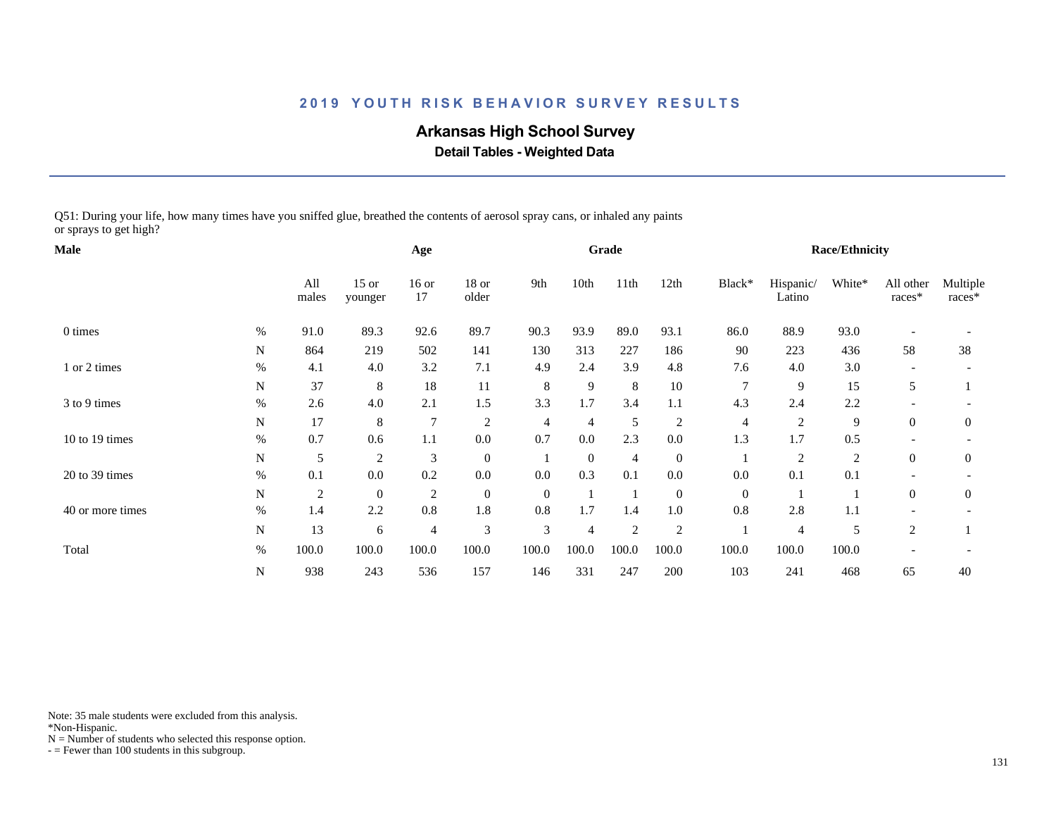# 2019 YOUTH RISK BEHAVIOR SURVEY RESULTS

## Arkansas High School Survey

### Detail Tables - Weighted Data

Q51: During your life, how many times have you sniffed glue, breathed the contents of aerosol spray cans, or inhaled any paints or sprays to get high?

| Male | | | Age | | | Grade | | | | Race/Ethnicity | | | | |
|---|---|---|---|---|---|---|---|---|---|---|---|---|---|---|
| | | All males | 15 or younger | 16 or 17 | 18 or older | 9th | 10th | 11th | 12th | Black* | Hispanic/ Latino | White* | All other races* | Multiple races* |
| 0 times | % | 91.0 | 89.3 | 92.6 | 89.7 | 90.3 | 93.9 | 89.0 | 93.1 | 86.0 | 88.9 | 93.0 | - | - |
| | N | 864 | 219 | 502 | 141 | 130 | 313 | 227 | 186 | 90 | 223 | 436 | 58 | 38 |
| 1 or 2 times | % | 4.1 | 4.0 | 3.2 | 7.1 | 4.9 | 2.4 | 3.9 | 4.8 | 7.6 | 4.0 | 3.0 | - | - |
| | N | 37 | 8 | 18 | 11 | 8 | 9 | 8 | 10 | 7 | 9 | 15 | 5 | 1 |
| 3 to 9 times | % | 2.6 | 4.0 | 2.1 | 1.5 | 3.3 | 1.7 | 3.4 | 1.1 | 4.3 | 2.4 | 2.2 | - | - |
| | N | 17 | 8 | 7 | 2 | 4 | 4 | 5 | 2 | 4 | 2 | 9 | 0 | 0 |
| 10 to 19 times | % | 0.7 | 0.6 | 1.1 | 0.0 | 0.7 | 0.0 | 2.3 | 0.0 | 1.3 | 1.7 | 0.5 | - | - |
| | N | 5 | 2 | 3 | 0 | 1 | 0 | 4 | 0 | 1 | 2 | 2 | 0 | 0 |
| 20 to 39 times | % | 0.1 | 0.0 | 0.2 | 0.0 | 0.0 | 0.3 | 0.1 | 0.0 | 0.0 | 0.1 | 0.1 | - | - |
| | N | 2 | 0 | 2 | 0 | 0 | 1 | 1 | 0 | 0 | 1 | 1 | 0 | 0 |
| 40 or more times | % | 1.4 | 2.2 | 0.8 | 1.8 | 0.8 | 1.7 | 1.4 | 1.0 | 0.8 | 2.8 | 1.1 | - | - |
| | N | 13 | 6 | 4 | 3 | 3 | 4 | 2 | 2 | 1 | 4 | 5 | 2 | 1 |
| Total | % | 100.0 | 100.0 | 100.0 | 100.0 | 100.0 | 100.0 | 100.0 | 100.0 | 100.0 | 100.0 | 100.0 | - | - |
| | N | 938 | 243 | 536 | 157 | 146 | 331 | 247 | 200 | 103 | 241 | 468 | 65 | 40 |

Note: 35 male students were excluded from this analysis.
*Non-Hispanic.
N = Number of students who selected this response option.
- = Fewer than 100 students in this subgroup.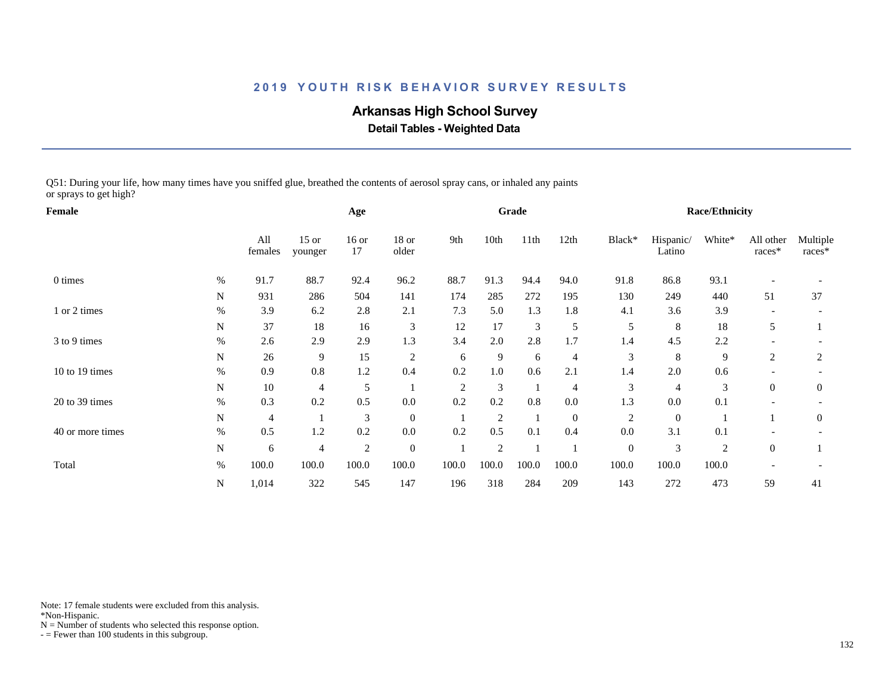# 2019 YOUTH RISK BEHAVIOR SURVEY RESULTS

## Arkansas High School Survey

### Detail Tables - Weighted Data

Q51: During your life, how many times have you sniffed glue, breathed the contents of aerosol spray cans, or inhaled any paints or sprays to get high?

| Female | | Age | | | | Grade | | | | Race/Ethnicity | | | | |
|---|---|---|---|---|---|---|---|---|---|---|---|---|---|---|
| | | All females | 15 or younger | 16 or 17 | 18 or older | 9th | 10th | 11th | 12th | Black* | Hispanic/ Latino | White* | All other races* | Multiple races* |
| 0 times | % | 91.7 | 88.7 | 92.4 | 96.2 | 88.7 | 91.3 | 94.4 | 94.0 | 91.8 | 86.8 | 93.1 | - | - |
| | N | 931 | 286 | 504 | 141 | 174 | 285 | 272 | 195 | 130 | 249 | 440 | 51 | 37 |
| 1 or 2 times | % | 3.9 | 6.2 | 2.8 | 2.1 | 7.3 | 5.0 | 1.3 | 1.8 | 4.1 | 3.6 | 3.9 | - | - |
| | N | 37 | 18 | 16 | 3 | 12 | 17 | 3 | 5 | 5 | 8 | 18 | 5 | 1 |
| 3 to 9 times | % | 2.6 | 2.9 | 2.9 | 1.3 | 3.4 | 2.0 | 2.8 | 1.7 | 1.4 | 4.5 | 2.2 | - | - |
| | N | 26 | 9 | 15 | 2 | 6 | 9 | 6 | 4 | 3 | 8 | 9 | 2 | 2 |
| 10 to 19 times | % | 0.9 | 0.8 | 1.2 | 0.4 | 0.2 | 1.0 | 0.6 | 2.1 | 1.4 | 2.0 | 0.6 | - | - |
| | N | 10 | 4 | 5 | 1 | 2 | 3 | 1 | 4 | 3 | 4 | 3 | 0 | 0 |
| 20 to 39 times | % | 0.3 | 0.2 | 0.5 | 0.0 | 0.2 | 0.2 | 0.8 | 0.0 | 1.3 | 0.0 | 0.1 | - | - |
| | N | 4 | 1 | 3 | 0 | 1 | 2 | 1 | 0 | 2 | 0 | 1 | 1 | 0 |
| 40 or more times | % | 0.5 | 1.2 | 0.2 | 0.0 | 0.2 | 0.5 | 0.1 | 0.4 | 0.0 | 3.1 | 0.1 | - | - |
| | N | 6 | 4 | 2 | 0 | 1 | 2 | 1 | 1 | 0 | 3 | 2 | 0 | 1 |
| Total | % | 100.0 | 100.0 | 100.0 | 100.0 | 100.0 | 100.0 | 100.0 | 100.0 | 100.0 | 100.0 | 100.0 | - | - |
| | N | 1,014 | 322 | 545 | 147 | 196 | 318 | 284 | 209 | 143 | 272 | 473 | 59 | 41 |

Note: 17 female students were excluded from this analysis.
*Non-Hispanic.
N = Number of students who selected this response option.
- = Fewer than 100 students in this subgroup.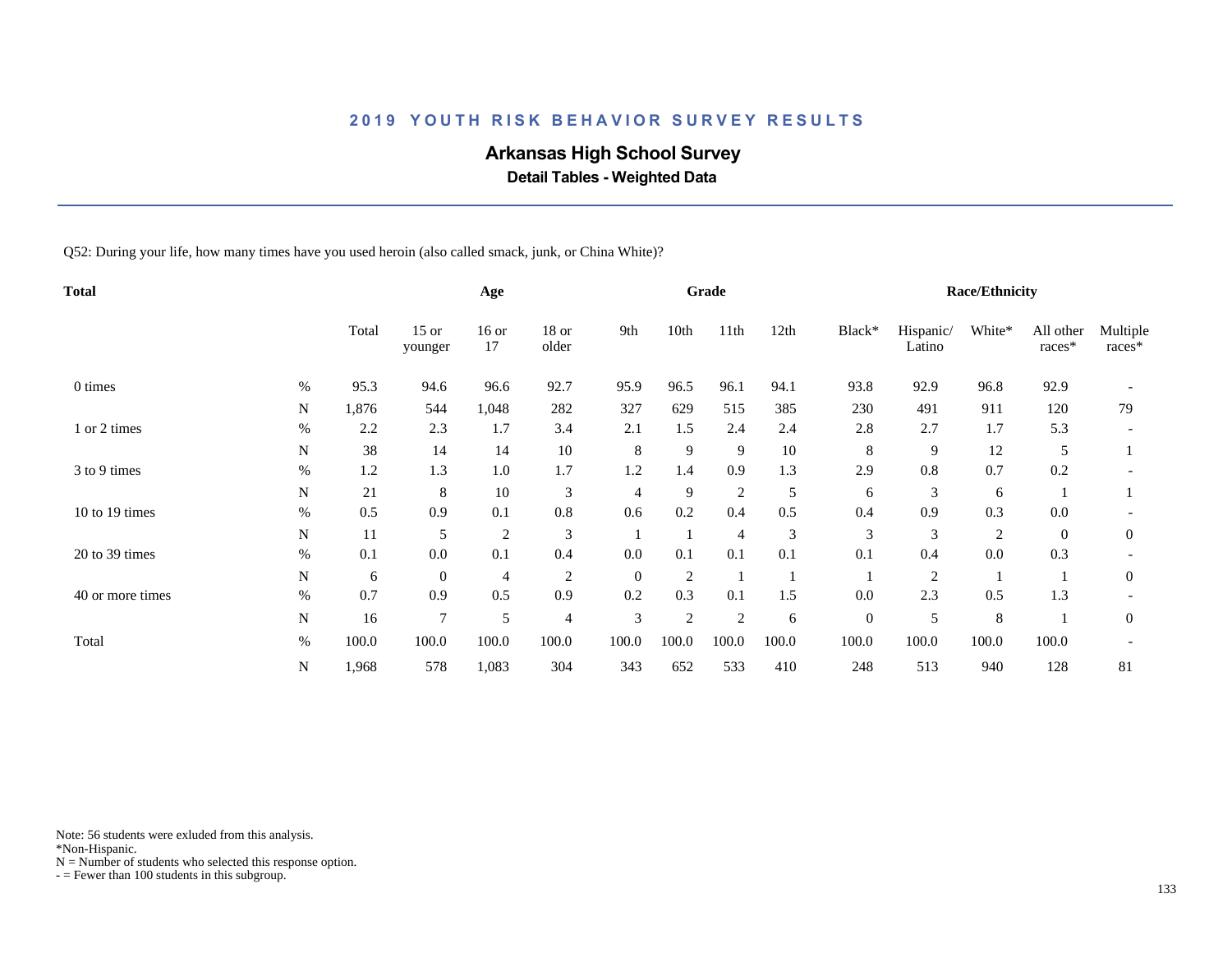## 2019 YOUTH RISK BEHAVIOR SURVEY RESULTS

# Arkansas High School Survey

### Detail Tables - Weighted Data

Q52: During your life, how many times have you used heroin (also called smack, junk, or China White)?

| Total | | Total | Age | | | Grade | | | | Race/Ethnicity | | | | |
|---|---|---|---|---|---|---|---|---|---|---|---|---|---|---|
| | | Total | 15 or younger | 16 or 17 | 18 or older | 9th | 10th | 11th | 12th | Black* | Hispanic/ Latino | White* | All other races* | Multiple races* |
| 0 times | % | 95.3 | 94.6 | 96.6 | 92.7 | 95.9 | 96.5 | 96.1 | 94.1 | 93.8 | 92.9 | 96.8 | 92.9 | - |
| | N | 1,876 | 544 | 1,048 | 282 | 327 | 629 | 515 | 385 | 230 | 491 | 911 | 120 | 79 |
| 1 or 2 times | % | 2.2 | 2.3 | 1.7 | 3.4 | 2.1 | 1.5 | 2.4 | 2.4 | 2.8 | 2.7 | 1.7 | 5.3 | - |
| | N | 38 | 14 | 14 | 10 | 8 | 9 | 9 | 10 | 8 | 9 | 12 | 5 | 1 |
| 3 to 9 times | % | 1.2 | 1.3 | 1.0 | 1.7 | 1.2 | 1.4 | 0.9 | 1.3 | 2.9 | 0.8 | 0.7 | 0.2 | - |
| | N | 21 | 8 | 10 | 3 | 4 | 9 | 2 | 5 | 6 | 3 | 6 | 1 | 1 |
| 10 to 19 times | % | 0.5 | 0.9 | 0.1 | 0.8 | 0.6 | 0.2 | 0.4 | 0.5 | 0.4 | 0.9 | 0.3 | 0.0 | - |
| | N | 11 | 5 | 2 | 3 | 1 | 1 | 4 | 3 | 3 | 3 | 2 | 0 | 0 |
| 20 to 39 times | % | 0.1 | 0.0 | 0.1 | 0.4 | 0.0 | 0.1 | 0.1 | 0.1 | 0.1 | 0.4 | 0.0 | 0.3 | - |
| | N | 6 | 0 | 4 | 2 | 0 | 2 | 1 | 1 | 1 | 2 | 1 | 1 | 0 |
| 40 or more times | % | 0.7 | 0.9 | 0.5 | 0.9 | 0.2 | 0.3 | 0.1 | 1.5 | 0.0 | 2.3 | 0.5 | 1.3 | - |
| | N | 16 | 7 | 5 | 4 | 3 | 2 | 2 | 6 | 0 | 5 | 8 | 1 | 0 |
| Total | % | 100.0 | 100.0 | 100.0 | 100.0 | 100.0 | 100.0 | 100.0 | 100.0 | 100.0 | 100.0 | 100.0 | 100.0 | - |
| | N | 1,968 | 578 | 1,083 | 304 | 343 | 652 | 533 | 410 | 248 | 513 | 940 | 128 | 81 |

Note: 56 students were exluded from this analysis.
*Non-Hispanic.
N = Number of students who selected this response option.
- = Fewer than 100 students in this subgroup.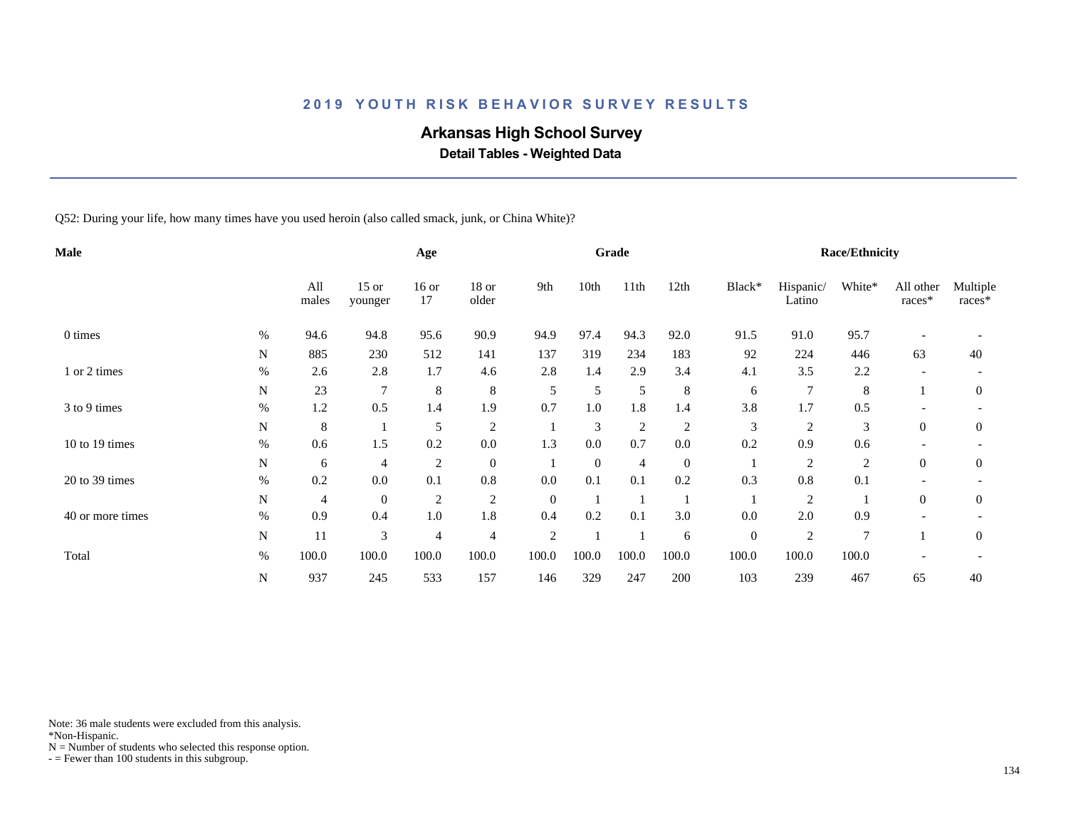## 2019 YOUTH RISK BEHAVIOR SURVEY RESULTS

# Arkansas High School Survey

### Detail Tables - Weighted Data

Q52: During your life, how many times have you used heroin (also called smack, junk, or China White)?

| Male | | Age | | | | Grade | | | | Race/Ethnicity | | | | |
|---|---|---|---|---|---|---|---|---|---|---|---|---|---|---|
| | | All males | 15 or younger | 16 or 17 | 18 or older | 9th | 10th | 11th | 12th | Black* | Hispanic/ Latino | White* | All other races* | Multiple races* |
| 0 times | % | 94.6 | 94.8 | 95.6 | 90.9 | 94.9 | 97.4 | 94.3 | 92.0 | 91.5 | 91.0 | 95.7 | - | - |
| | N | 885 | 230 | 512 | 141 | 137 | 319 | 234 | 183 | 92 | 224 | 446 | 63 | 40 |
| 1 or 2 times | % | 2.6 | 2.8 | 1.7 | 4.6 | 2.8 | 1.4 | 2.9 | 3.4 | 4.1 | 3.5 | 2.2 | - | - |
| | N | 23 | 7 | 8 | 8 | 5 | 5 | 5 | 8 | 6 | 7 | 8 | 1 | 0 |
| 3 to 9 times | % | 1.2 | 0.5 | 1.4 | 1.9 | 0.7 | 1.0 | 1.8 | 1.4 | 3.8 | 1.7 | 0.5 | - | - |
| | N | 8 | 1 | 5 | 2 | 1 | 3 | 2 | 2 | 3 | 2 | 3 | 0 | 0 |
| 10 to 19 times | % | 0.6 | 1.5 | 0.2 | 0.0 | 1.3 | 0.0 | 0.7 | 0.0 | 0.2 | 0.9 | 0.6 | - | - |
| | N | 6 | 4 | 2 | 0 | 1 | 0 | 4 | 0 | 1 | 2 | 2 | 0 | 0 |
| 20 to 39 times | % | 0.2 | 0.0 | 0.1 | 0.8 | 0.0 | 0.1 | 0.1 | 0.2 | 0.3 | 0.8 | 0.1 | - | - |
| | N | 4 | 0 | 2 | 2 | 0 | 1 | 1 | 1 | 1 | 2 | 1 | 0 | 0 |
| 40 or more times | % | 0.9 | 0.4 | 1.0 | 1.8 | 0.4 | 0.2 | 0.1 | 3.0 | 0.0 | 2.0 | 0.9 | - | - |
| | N | 11 | 3 | 4 | 4 | 2 | 1 | 1 | 6 | 0 | 2 | 7 | 1 | 0 |
| Total | % | 100.0 | 100.0 | 100.0 | 100.0 | 100.0 | 100.0 | 100.0 | 100.0 | 100.0 | 100.0 | 100.0 | - | - |
| | N | 937 | 245 | 533 | 157 | 146 | 329 | 247 | 200 | 103 | 239 | 467 | 65 | 40 |

Note: 36 male students were excluded from this analysis.
*Non-Hispanic.
N = Number of students who selected this response option.
- = Fewer than 100 students in this subgroup.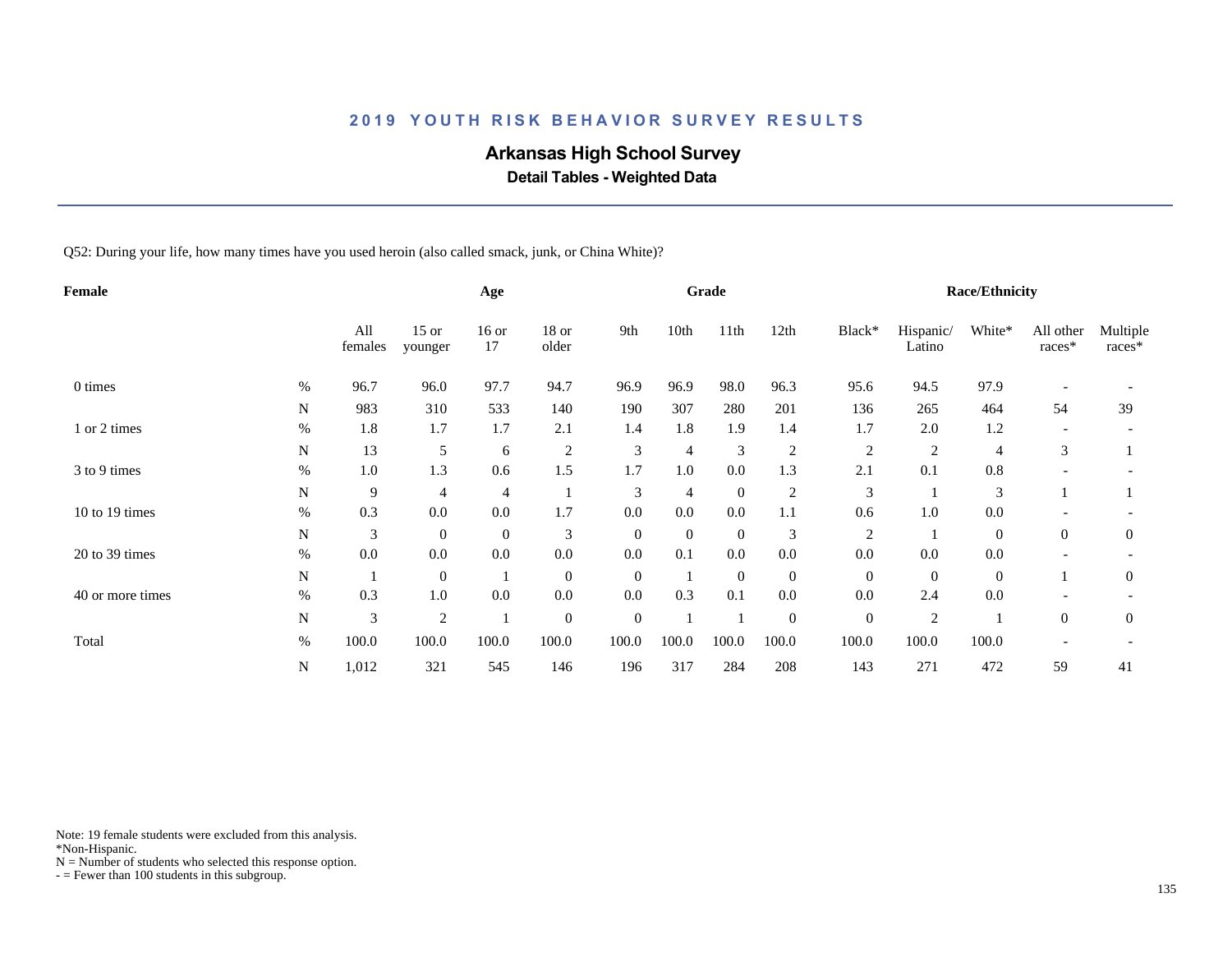## 2019 YOUTH RISK BEHAVIOR SURVEY RESULTS

### Arkansas High School Survey

**Detail Tables - Weighted Data**

Q52: During your life, how many times have you used heroin (also called smack, junk, or China White)?

| Female | | Age | | | | Grade | | | | Race/Ethnicity | | | | |
|---|---|---|---|---|---|---|---|---|---|---|---|---|---|---|
| | | All females | 15 or younger | 16 or 17 | 18 or older | 9th | 10th | 11th | 12th | Black* | Hispanic/ Latino | White* | All other races* | Multiple races* |
| 0 times | % | 96.7 | 96.0 | 97.7 | 94.7 | 96.9 | 96.9 | 98.0 | 96.3 | 95.6 | 94.5 | 97.9 | - | - |
| | N | 983 | 310 | 533 | 140 | 190 | 307 | 280 | 201 | 136 | 265 | 464 | 54 | 39 |
| 1 or 2 times | % | 1.8 | 1.7 | 1.7 | 2.1 | 1.4 | 1.8 | 1.9 | 1.4 | 1.7 | 2.0 | 1.2 | - | - |
| | N | 13 | 5 | 6 | 2 | 3 | 4 | 3 | 2 | 2 | 2 | 4 | 3 | 1 |
| 3 to 9 times | % | 1.0 | 1.3 | 0.6 | 1.5 | 1.7 | 1.0 | 0.0 | 1.3 | 2.1 | 0.1 | 0.8 | - | - |
| | N | 9 | 4 | 4 | 1 | 3 | 4 | 0 | 2 | 3 | 1 | 3 | 1 | 1 |
| 10 to 19 times | % | 0.3 | 0.0 | 0.0 | 1.7 | 0.0 | 0.0 | 0.0 | 1.1 | 0.6 | 1.0 | 0.0 | - | - |
| | N | 3 | 0 | 0 | 3 | 0 | 0 | 0 | 3 | 2 | 1 | 0 | 0 | 0 |
| 20 to 39 times | % | 0.0 | 0.0 | 0.0 | 0.0 | 0.0 | 0.1 | 0.0 | 0.0 | 0.0 | 0.0 | 0.0 | - | - |
| | N | 1 | 0 | 1 | 0 | 0 | 1 | 0 | 0 | 0 | 0 | 0 | 1 | 0 |
| 40 or more times | % | 0.3 | 1.0 | 0.0 | 0.0 | 0.0 | 0.3 | 0.1 | 0.0 | 0.0 | 2.4 | 0.0 | - | - |
| | N | 3 | 2 | 1 | 0 | 0 | 1 | 1 | 0 | 0 | 2 | 1 | 0 | 0 |
| Total | % | 100.0 | 100.0 | 100.0 | 100.0 | 100.0 | 100.0 | 100.0 | 100.0 | 100.0 | 100.0 | 100.0 | - | - |
| | N | 1,012 | 321 | 545 | 146 | 196 | 317 | 284 | 208 | 143 | 271 | 472 | 59 | 41 |

Note: 19 female students were excluded from this analysis.
*Non-Hispanic.
N = Number of students who selected this response option.
- = Fewer than 100 students in this subgroup.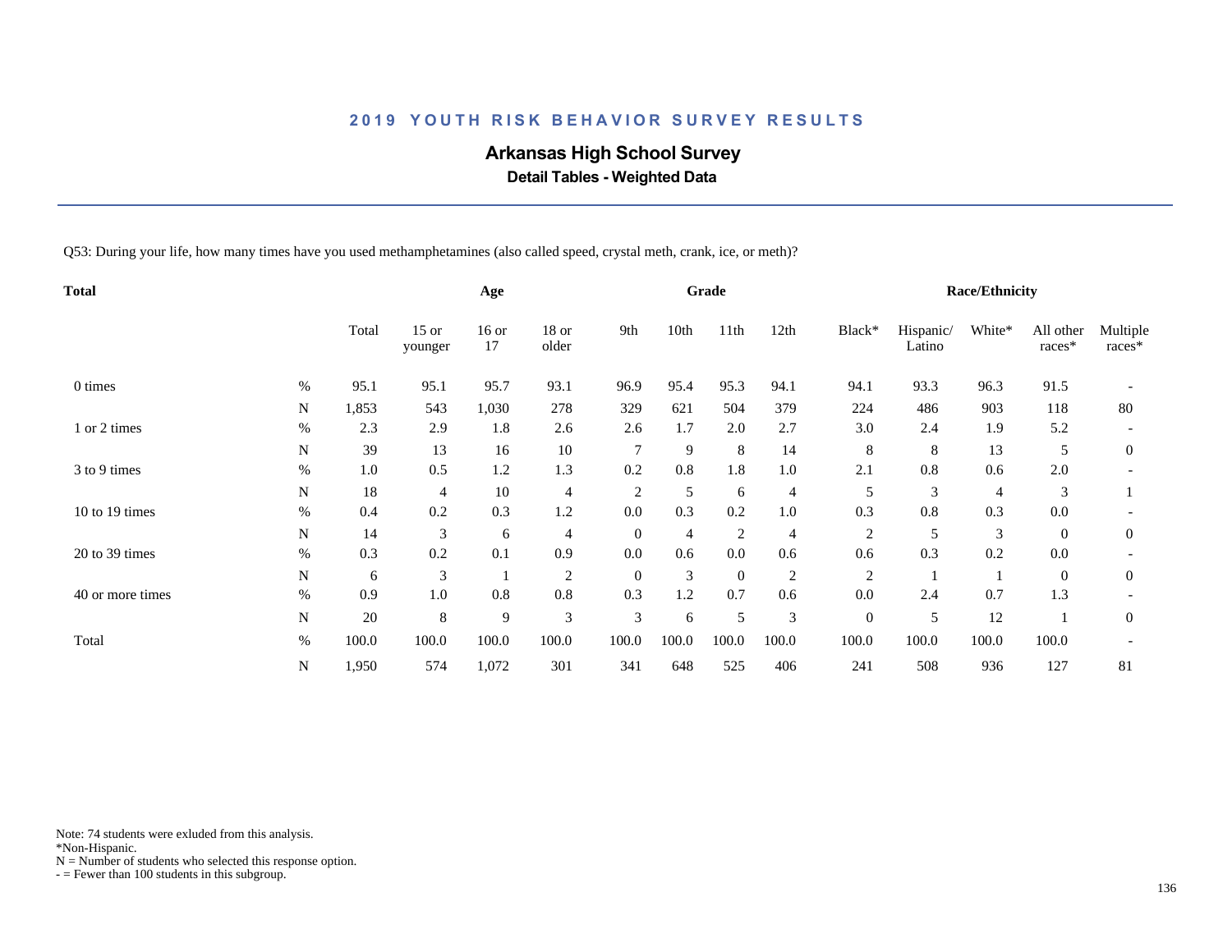## 2019 YOUTH RISK BEHAVIOR SURVEY RESULTS

### Arkansas High School Survey

**Detail Tables - Weighted Data**

Q53: During your life, how many times have you used methamphetamines (also called speed, crystal meth, crank, ice, or meth)?

| Total | | | Age | | | Grade | | | | Race/Ethnicity | | | | |
|---|---|---|---|---|---|---|---|---|---|---|---|---|---|---|
| | | Total | 15 or younger | 16 or 17 | 18 or older | 9th | 10th | 11th | 12th | Black* | Hispanic/ Latino | White* | All other races* | Multiple races* |
| 0 times | % | 95.1 | 95.1 | 95.7 | 93.1 | 96.9 | 95.4 | 95.3 | 94.1 | 94.1 | 93.3 | 96.3 | 91.5 | - |
| | N | 1,853 | 543 | 1,030 | 278 | 329 | 621 | 504 | 379 | 224 | 486 | 903 | 118 | 80 |
| 1 or 2 times | % | 2.3 | 2.9 | 1.8 | 2.6 | 2.6 | 1.7 | 2.0 | 2.7 | 3.0 | 2.4 | 1.9 | 5.2 | - |
| | N | 39 | 13 | 16 | 10 | 7 | 9 | 8 | 14 | 8 | 8 | 13 | 5 | 0 |
| 3 to 9 times | % | 1.0 | 0.5 | 1.2 | 1.3 | 0.2 | 0.8 | 1.8 | 1.0 | 2.1 | 0.8 | 0.6 | 2.0 | - |
| | N | 18 | 4 | 10 | 4 | 2 | 5 | 6 | 4 | 5 | 3 | 4 | 3 | 1 |
| 10 to 19 times | % | 0.4 | 0.2 | 0.3 | 1.2 | 0.0 | 0.3 | 0.2 | 1.0 | 0.3 | 0.8 | 0.3 | 0.0 | - |
| | N | 14 | 3 | 6 | 4 | 0 | 4 | 2 | 4 | 2 | 5 | 3 | 0 | 0 |
| 20 to 39 times | % | 0.3 | 0.2 | 0.1 | 0.9 | 0.0 | 0.6 | 0.0 | 0.6 | 0.6 | 0.3 | 0.2 | 0.0 | - |
| | N | 6 | 3 | 1 | 2 | 0 | 3 | 0 | 2 | 2 | 1 | 1 | 0 | 0 |
| 40 or more times | % | 0.9 | 1.0 | 0.8 | 0.8 | 0.3 | 1.2 | 0.7 | 0.6 | 0.0 | 2.4 | 0.7 | 1.3 | - |
| | N | 20 | 8 | 9 | 3 | 3 | 6 | 5 | 3 | 0 | 5 | 12 | 1 | 0 |
| Total | % | 100.0 | 100.0 | 100.0 | 100.0 | 100.0 | 100.0 | 100.0 | 100.0 | 100.0 | 100.0 | 100.0 | 100.0 | - |
| | N | 1,950 | 574 | 1,072 | 301 | 341 | 648 | 525 | 406 | 241 | 508 | 936 | 127 | 81 |

Note: 74 students were exluded from this analysis.
*Non-Hispanic.
N = Number of students who selected this response option.
- = Fewer than 100 students in this subgroup.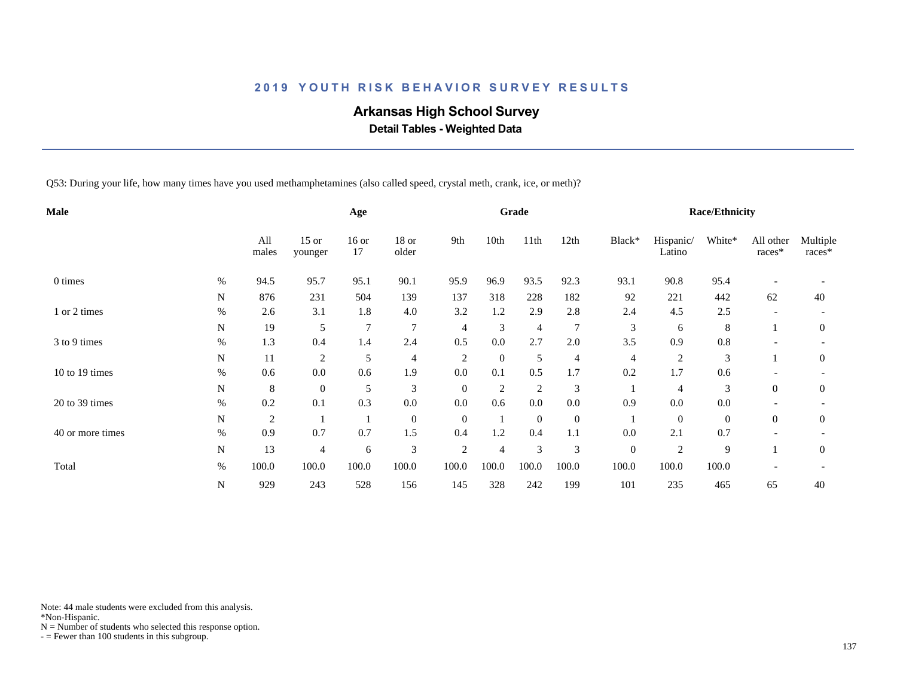# 2019 YOUTH RISK BEHAVIOR SURVEY RESULTS

## Arkansas High School Survey

### Detail Tables - Weighted Data

Q53: During your life, how many times have you used methamphetamines (also called speed, crystal meth, crank, ice, or meth)?

| Male | | Age | | | | Grade | | | | Race/Ethnicity | | | | |
|---|---|---|---|---|---|---|---|---|---|---|---|---|---|---|
| | | All males | 15 or younger | 16 or 17 | 18 or older | 9th | 10th | 11th | 12th | Black* | Hispanic/ Latino | White* | All other races* | Multiple races* |
| 0 times | % | 94.5 | 95.7 | 95.1 | 90.1 | 95.9 | 96.9 | 93.5 | 92.3 | 93.1 | 90.8 | 95.4 | - | - |
| | N | 876 | 231 | 504 | 139 | 137 | 318 | 228 | 182 | 92 | 221 | 442 | 62 | 40 |
| 1 or 2 times | % | 2.6 | 3.1 | 1.8 | 4.0 | 3.2 | 1.2 | 2.9 | 2.8 | 2.4 | 4.5 | 2.5 | - | - |
| | N | 19 | 5 | 7 | 7 | 4 | 3 | 4 | 7 | 3 | 6 | 8 | 1 | 0 |
| 3 to 9 times | % | 1.3 | 0.4 | 1.4 | 2.4 | 0.5 | 0.0 | 2.7 | 2.0 | 3.5 | 0.9 | 0.8 | - | - |
| | N | 11 | 2 | 5 | 4 | 2 | 0 | 5 | 4 | 4 | 2 | 3 | 1 | 0 |
| 10 to 19 times | % | 0.6 | 0.0 | 0.6 | 1.9 | 0.0 | 0.1 | 0.5 | 1.7 | 0.2 | 1.7 | 0.6 | - | - |
| | N | 8 | 0 | 5 | 3 | 0 | 2 | 2 | 3 | 1 | 4 | 3 | 0 | 0 |
| 20 to 39 times | % | 0.2 | 0.1 | 0.3 | 0.0 | 0.0 | 0.6 | 0.0 | 0.0 | 0.9 | 0.0 | 0.0 | - | - |
| | N | 2 | 1 | 1 | 0 | 0 | 1 | 0 | 0 | 1 | 0 | 0 | 0 | 0 |
| 40 or more times | % | 0.9 | 0.7 | 0.7 | 1.5 | 0.4 | 1.2 | 0.4 | 1.1 | 0.0 | 2.1 | 0.7 | - | - |
| | N | 13 | 4 | 6 | 3 | 2 | 4 | 3 | 3 | 0 | 2 | 9 | 1 | 0 |
| Total | % | 100.0 | 100.0 | 100.0 | 100.0 | 100.0 | 100.0 | 100.0 | 100.0 | 100.0 | 100.0 | 100.0 | - | - |
| | N | 929 | 243 | 528 | 156 | 145 | 328 | 242 | 199 | 101 | 235 | 465 | 65 | 40 |

Note: 44 male students were excluded from this analysis.
*Non-Hispanic.
N = Number of students who selected this response option.
- = Fewer than 100 students in this subgroup.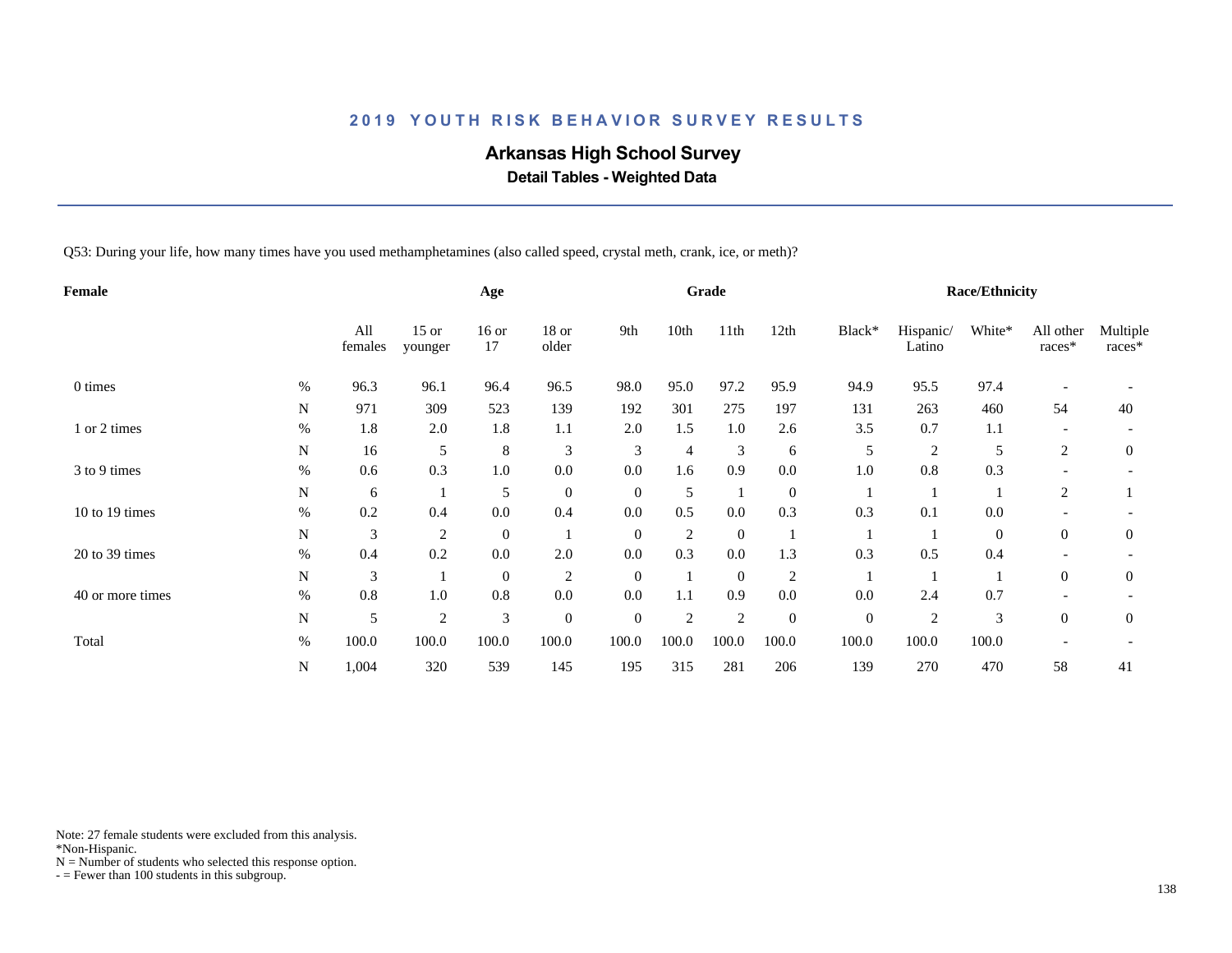## 2019 YOUTH RISK BEHAVIOR SURVEY RESULTS

# Arkansas High School Survey

### Detail Tables - Weighted Data

Q53: During your life, how many times have you used methamphetamines (also called speed, crystal meth, crank, ice, or meth)?

| Female | | Age | | | | Grade | | | | Race/Ethnicity | | | | |
|---|---|---|---|---|---|---|---|---|---|---|---|---|---|---|
| | | All females | 15 or younger | 16 or 17 | 18 or older | 9th | 10th | 11th | 12th | Black* | Hispanic/ Latino | White* | All other races* | Multiple races* |
| 0 times | % | 96.3 | 96.1 | 96.4 | 96.5 | 98.0 | 95.0 | 97.2 | 95.9 | 94.9 | 95.5 | 97.4 | - | - |
| | N | 971 | 309 | 523 | 139 | 192 | 301 | 275 | 197 | 131 | 263 | 460 | 54 | 40 |
| 1 or 2 times | % | 1.8 | 2.0 | 1.8 | 1.1 | 2.0 | 1.5 | 1.0 | 2.6 | 3.5 | 0.7 | 1.1 | - | - |
| | N | 16 | 5 | 8 | 3 | 3 | 4 | 3 | 6 | 5 | 2 | 5 | 2 | 0 |
| 3 to 9 times | % | 0.6 | 0.3 | 1.0 | 0.0 | 0.0 | 1.6 | 0.9 | 0.0 | 1.0 | 0.8 | 0.3 | - | - |
| | N | 6 | 1 | 5 | 0 | 0 | 5 | 1 | 0 | 1 | 1 | 1 | 2 | 1 |
| 10 to 19 times | % | 0.2 | 0.4 | 0.0 | 0.4 | 0.0 | 0.5 | 0.0 | 0.3 | 0.3 | 0.1 | 0.0 | - | - |
| | N | 3 | 2 | 0 | 1 | 0 | 2 | 0 | 1 | 1 | 1 | 0 | 0 | 0 |
| 20 to 39 times | % | 0.4 | 0.2 | 0.0 | 2.0 | 0.0 | 0.3 | 0.0 | 1.3 | 0.3 | 0.5 | 0.4 | - | - |
| | N | 3 | 1 | 0 | 2 | 0 | 1 | 0 | 2 | 1 | 1 | 1 | 0 | 0 |
| 40 or more times | % | 0.8 | 1.0 | 0.8 | 0.0 | 0.0 | 1.1 | 0.9 | 0.0 | 0.0 | 2.4 | 0.7 | - | - |
| | N | 5 | 2 | 3 | 0 | 0 | 2 | 2 | 0 | 0 | 2 | 3 | 0 | 0 |
| Total | % | 100.0 | 100.0 | 100.0 | 100.0 | 100.0 | 100.0 | 100.0 | 100.0 | 100.0 | 100.0 | 100.0 | - | - |
| | N | 1,004 | 320 | 539 | 145 | 195 | 315 | 281 | 206 | 139 | 270 | 470 | 58 | 41 |

Note: 27 female students were excluded from this analysis.
*Non-Hispanic.
N = Number of students who selected this response option.
- = Fewer than 100 students in this subgroup.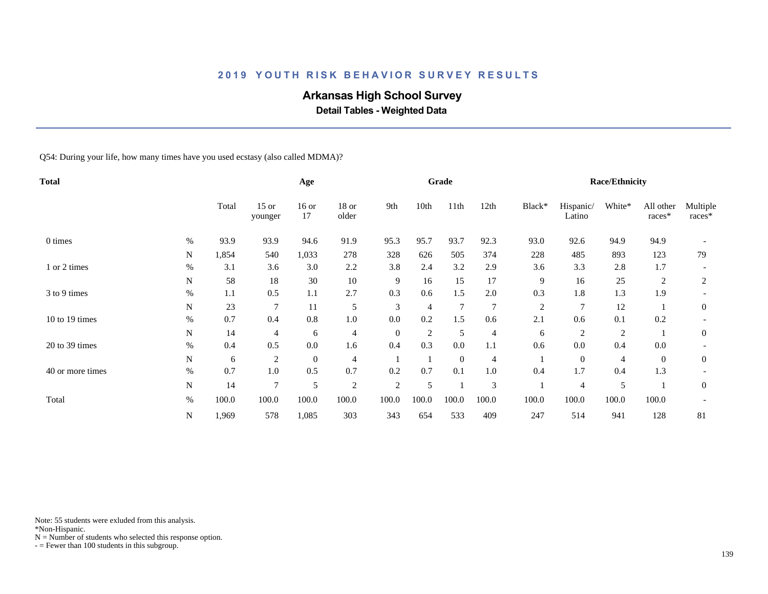## 2019 YOUTH RISK BEHAVIOR SURVEY RESULTS

# Arkansas High School Survey

### Detail Tables - Weighted Data

Q54: During your life, how many times have you used ecstasy (also called MDMA)?

| Total | | | Age | | | Grade | | | | Race/Ethnicity | | | | |
|---|---|---|---|---|---|---|---|---|---|---|---|---|---|---|
| | | Total | 15 or younger | 16 or 17 | 18 or older | 9th | 10th | 11th | 12th | Black* | Hispanic/ Latino | White* | All other races* | Multiple races* |
| 0 times | % | 93.9 | 93.9 | 94.6 | 91.9 | 95.3 | 95.7 | 93.7 | 92.3 | 93.0 | 92.6 | 94.9 | 94.9 | - |
| | N | 1,854 | 540 | 1,033 | 278 | 328 | 626 | 505 | 374 | 228 | 485 | 893 | 123 | 79 |
| 1 or 2 times | % | 3.1 | 3.6 | 3.0 | 2.2 | 3.8 | 2.4 | 3.2 | 2.9 | 3.6 | 3.3 | 2.8 | 1.7 | - |
| | N | 58 | 18 | 30 | 10 | 9 | 16 | 15 | 17 | 9 | 16 | 25 | 2 | 2 |
| 3 to 9 times | % | 1.1 | 0.5 | 1.1 | 2.7 | 0.3 | 0.6 | 1.5 | 2.0 | 0.3 | 1.8 | 1.3 | 1.9 | - |
| | N | 23 | 7 | 11 | 5 | 3 | 4 | 7 | 7 | 2 | 7 | 12 | 1 | 0 |
| 10 to 19 times | % | 0.7 | 0.4 | 0.8 | 1.0 | 0.0 | 0.2 | 1.5 | 0.6 | 2.1 | 0.6 | 0.1 | 0.2 | - |
| | N | 14 | 4 | 6 | 4 | 0 | 2 | 5 | 4 | 6 | 2 | 2 | 1 | 0 |
| 20 to 39 times | % | 0.4 | 0.5 | 0.0 | 1.6 | 0.4 | 0.3 | 0.0 | 1.1 | 0.6 | 0.0 | 0.4 | 0.0 | - |
| | N | 6 | 2 | 0 | 4 | 1 | 1 | 0 | 4 | 1 | 0 | 4 | 0 | 0 |
| 40 or more times | % | 0.7 | 1.0 | 0.5 | 0.7 | 0.2 | 0.7 | 0.1 | 1.0 | 0.4 | 1.7 | 0.4 | 1.3 | - |
| | N | 14 | 7 | 5 | 2 | 2 | 5 | 1 | 3 | 1 | 4 | 5 | 1 | 0 |
| Total | % | 100.0 | 100.0 | 100.0 | 100.0 | 100.0 | 100.0 | 100.0 | 100.0 | 100.0 | 100.0 | 100.0 | 100.0 | - |
| | N | 1,969 | 578 | 1,085 | 303 | 343 | 654 | 533 | 409 | 247 | 514 | 941 | 128 | 81 |

Note: 55 students were exluded from this analysis.
*Non-Hispanic.
N = Number of students who selected this response option.
- = Fewer than 100 students in this subgroup.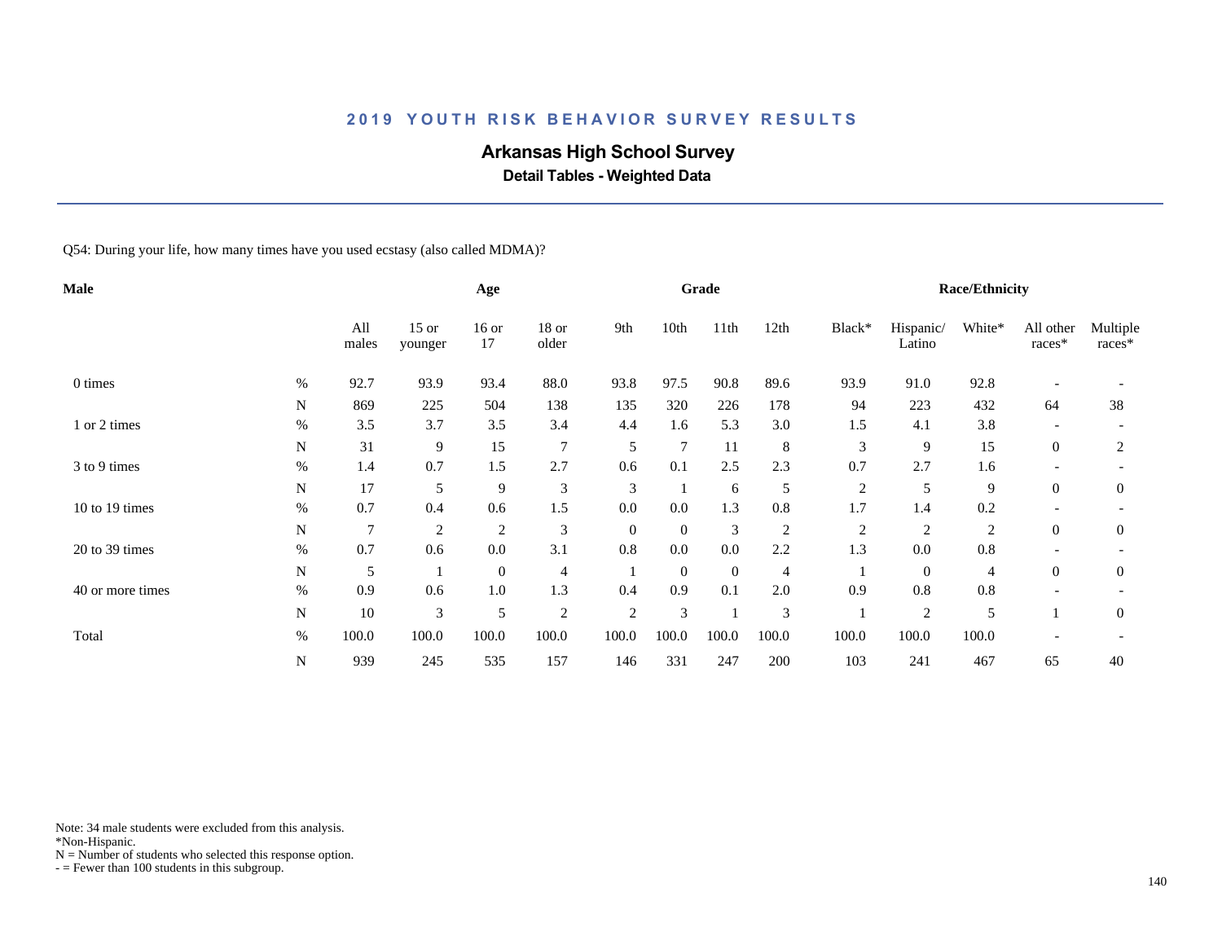# 2019 YOUTH RISK BEHAVIOR SURVEY RESULTS

## Arkansas High School Survey

### Detail Tables - Weighted Data

Q54: During your life, how many times have you used ecstasy (also called MDMA)?

| Male | | Age | | | | Grade | | | | Race/Ethnicity | | | | |
|---|---|---|---|---|---|---|---|---|---|---|---|---|---|---|
| | | All males | 15 or younger | 16 or 17 | 18 or older | 9th | 10th | 11th | 12th | Black* | Hispanic/ Latino | White* | All other races* | Multiple races* |
| 0 times | % | 92.7 | 93.9 | 93.4 | 88.0 | 93.8 | 97.5 | 90.8 | 89.6 | 93.9 | 91.0 | 92.8 | - | - |
| | N | 869 | 225 | 504 | 138 | 135 | 320 | 226 | 178 | 94 | 223 | 432 | 64 | 38 |
| 1 or 2 times | % | 3.5 | 3.7 | 3.5 | 3.4 | 4.4 | 1.6 | 5.3 | 3.0 | 1.5 | 4.1 | 3.8 | - | - |
| | N | 31 | 9 | 15 | 7 | 5 | 7 | 11 | 8 | 3 | 9 | 15 | 0 | 2 |
| 3 to 9 times | % | 1.4 | 0.7 | 1.5 | 2.7 | 0.6 | 0.1 | 2.5 | 2.3 | 0.7 | 2.7 | 1.6 | - | - |
| | N | 17 | 5 | 9 | 3 | 3 | 1 | 6 | 5 | 2 | 5 | 9 | 0 | 0 |
| 10 to 19 times | % | 0.7 | 0.4 | 0.6 | 1.5 | 0.0 | 0.0 | 1.3 | 0.8 | 1.7 | 1.4 | 0.2 | - | - |
| | N | 7 | 2 | 2 | 3 | 0 | 0 | 3 | 2 | 2 | 2 | 2 | 0 | 0 |
| 20 to 39 times | % | 0.7 | 0.6 | 0.0 | 3.1 | 0.8 | 0.0 | 0.0 | 2.2 | 1.3 | 0.0 | 0.8 | - | - |
| | N | 5 | 1 | 0 | 4 | 1 | 0 | 0 | 4 | 1 | 0 | 4 | 0 | 0 |
| 40 or more times | % | 0.9 | 0.6 | 1.0 | 1.3 | 0.4 | 0.9 | 0.1 | 2.0 | 0.9 | 0.8 | 0.8 | - | - |
| | N | 10 | 3 | 5 | 2 | 2 | 3 | 1 | 3 | 1 | 2 | 5 | 1 | 0 |
| Total | % | 100.0 | 100.0 | 100.0 | 100.0 | 100.0 | 100.0 | 100.0 | 100.0 | 100.0 | 100.0 | 100.0 | - | - |
| | N | 939 | 245 | 535 | 157 | 146 | 331 | 247 | 200 | 103 | 241 | 467 | 65 | 40 |

Note: 34 male students were excluded from this analysis.
*Non-Hispanic.
N = Number of students who selected this response option.
- = Fewer than 100 students in this subgroup.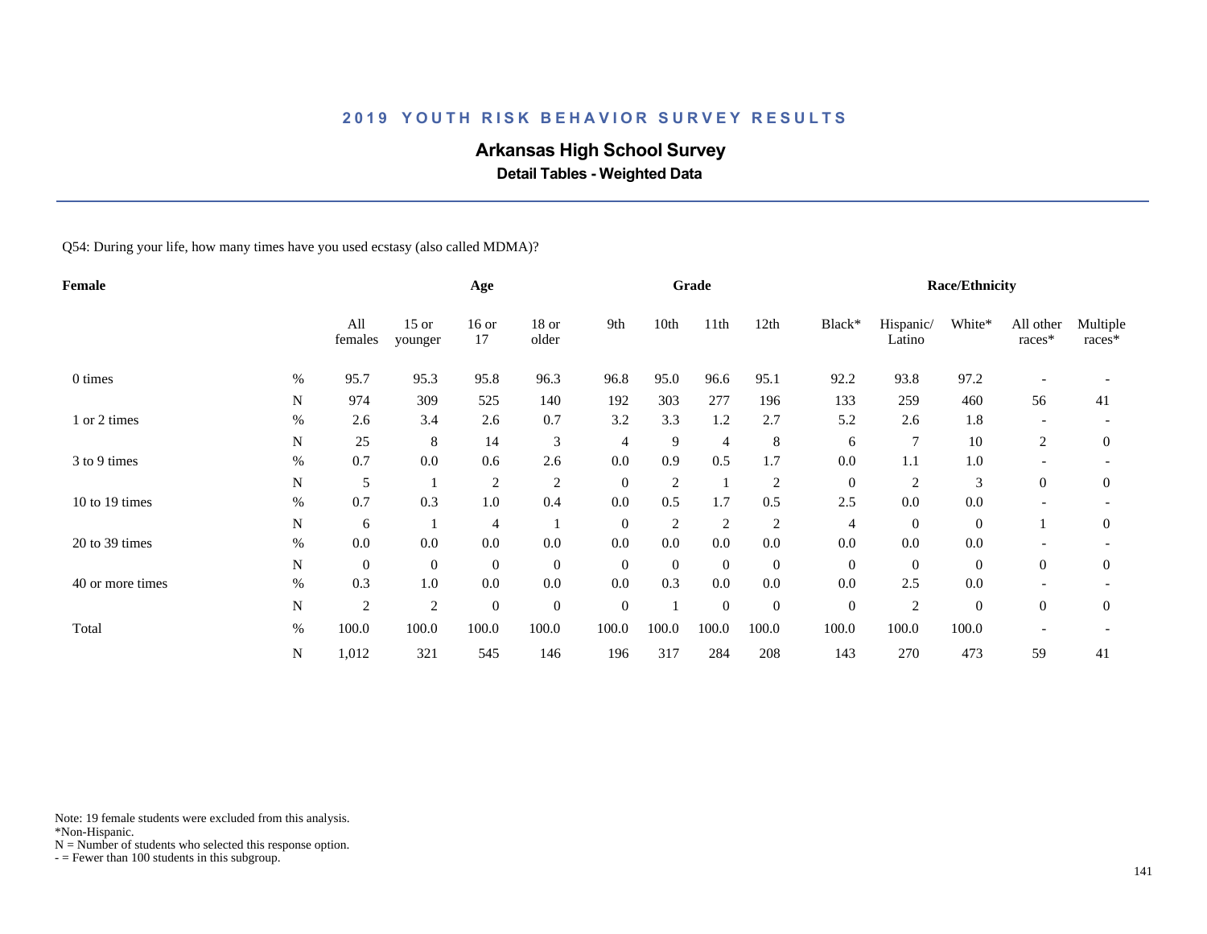# 2019 YOUTH RISK BEHAVIOR SURVEY RESULTS

## Arkansas High School Survey

### Detail Tables - Weighted Data

Q54: During your life, how many times have you used ecstasy (also called MDMA)?

| Female | | Age | | | | Grade | | | | Race/Ethnicity | | | | |
|---|---|---|---|---|---|---|---|---|---|---|---|---|---|---|
| | | All females | 15 or younger | 16 or 17 | 18 or older | 9th | 10th | 11th | 12th | Black* | Hispanic/ Latino | White* | All other races* | Multiple races* |
| 0 times | % | 95.7 | 95.3 | 95.8 | 96.3 | 96.8 | 95.0 | 96.6 | 95.1 | 92.2 | 93.8 | 97.2 | - | - |
| | N | 974 | 309 | 525 | 140 | 192 | 303 | 277 | 196 | 133 | 259 | 460 | 56 | 41 |
| 1 or 2 times | % | 2.6 | 3.4 | 2.6 | 0.7 | 3.2 | 3.3 | 1.2 | 2.7 | 5.2 | 2.6 | 1.8 | - | - |
| | N | 25 | 8 | 14 | 3 | 4 | 9 | 4 | 8 | 6 | 7 | 10 | 2 | 0 |
| 3 to 9 times | % | 0.7 | 0.0 | 0.6 | 2.6 | 0.0 | 0.9 | 0.5 | 1.7 | 0.0 | 1.1 | 1.0 | - | - |
| | N | 5 | 1 | 2 | 2 | 0 | 2 | 1 | 2 | 0 | 2 | 3 | 0 | 0 |
| 10 to 19 times | % | 0.7 | 0.3 | 1.0 | 0.4 | 0.0 | 0.5 | 1.7 | 0.5 | 2.5 | 0.0 | 0.0 | - | - |
| | N | 6 | 1 | 4 | 1 | 0 | 2 | 2 | 2 | 4 | 0 | 0 | 1 | 0 |
| 20 to 39 times | % | 0.0 | 0.0 | 0.0 | 0.0 | 0.0 | 0.0 | 0.0 | 0.0 | 0.0 | 0.0 | 0.0 | - | - |
| | N | 0 | 0 | 0 | 0 | 0 | 0 | 0 | 0 | 0 | 0 | 0 | 0 | 0 |
| 40 or more times | % | 0.3 | 1.0 | 0.0 | 0.0 | 0.0 | 0.3 | 0.0 | 0.0 | 0.0 | 2.5 | 0.0 | - | - |
| | N | 2 | 2 | 0 | 0 | 0 | 1 | 0 | 0 | 0 | 2 | 0 | 0 | 0 |
| Total | % | 100.0 | 100.0 | 100.0 | 100.0 | 100.0 | 100.0 | 100.0 | 100.0 | 100.0 | 100.0 | 100.0 | - | - |
| | N | 1,012 | 321 | 545 | 146 | 196 | 317 | 284 | 208 | 143 | 270 | 473 | 59 | 41 |

Note: 19 female students were excluded from this analysis.
*Non-Hispanic.
N = Number of students who selected this response option.
- = Fewer than 100 students in this subgroup.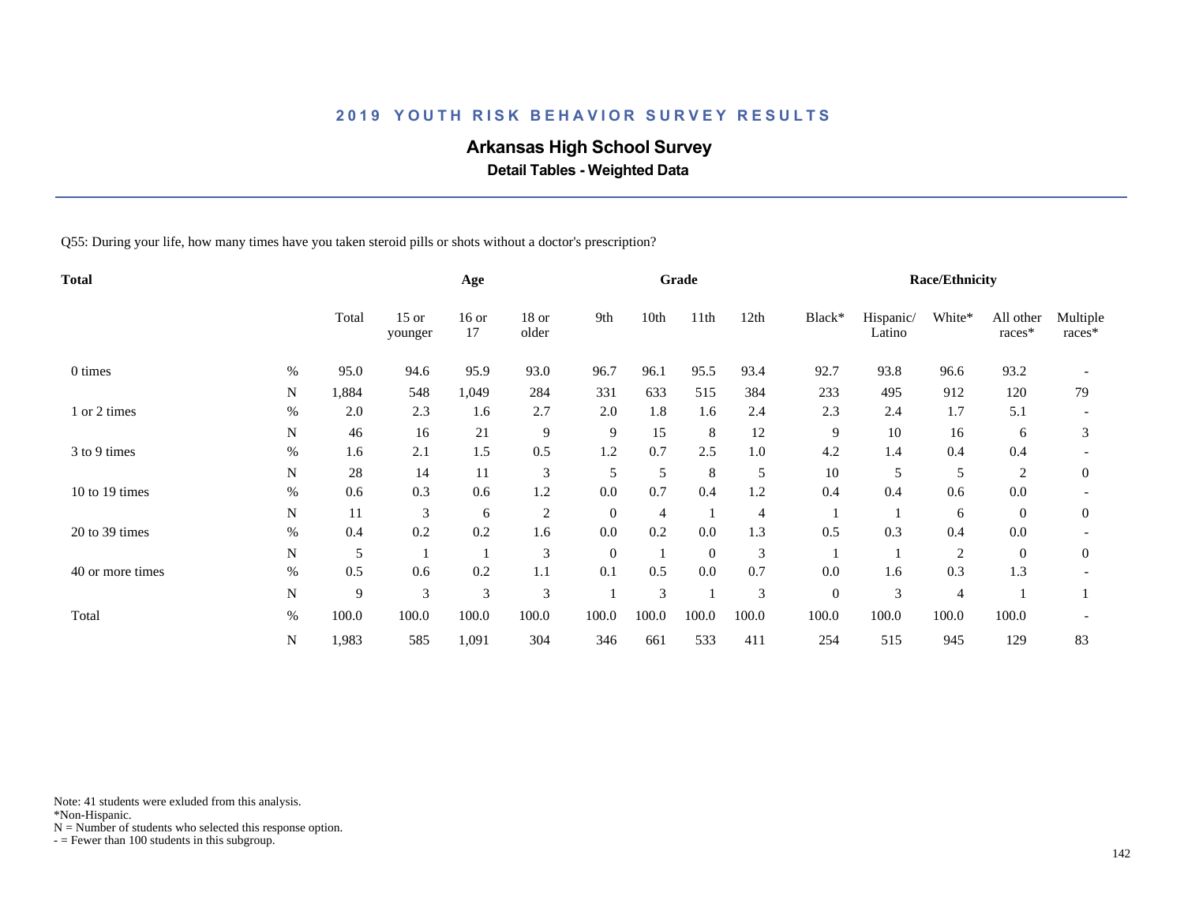## 2019 YOUTH RISK BEHAVIOR SURVEY RESULTS

# Arkansas High School Survey

### Detail Tables - Weighted Data

Q55: During your life, how many times have you taken steroid pills or shots without a doctor's prescription?

| Total | | Total | Age | | | Grade | | | | Race/Ethnicity | | | | |
|---|---|---|---|---|---|---|---|---|---|---|---|---|---|---|
| | | Total | 15 or younger | 16 or 17 | 18 or older | 9th | 10th | 11th | 12th | Black* | Hispanic/ Latino | White* | All other races* | Multiple races* |
| 0 times | % | 95.0 | 94.6 | 95.9 | 93.0 | 96.7 | 96.1 | 95.5 | 93.4 | 92.7 | 93.8 | 96.6 | 93.2 | - |
| | N | 1,884 | 548 | 1,049 | 284 | 331 | 633 | 515 | 384 | 233 | 495 | 912 | 120 | 79 |
| 1 or 2 times | % | 2.0 | 2.3 | 1.6 | 2.7 | 2.0 | 1.8 | 1.6 | 2.4 | 2.3 | 2.4 | 1.7 | 5.1 | - |
| | N | 46 | 16 | 21 | 9 | 9 | 15 | 8 | 12 | 9 | 10 | 16 | 6 | 3 |
| 3 to 9 times | % | 1.6 | 2.1 | 1.5 | 0.5 | 1.2 | 0.7 | 2.5 | 1.0 | 4.2 | 1.4 | 0.4 | 0.4 | - |
| | N | 28 | 14 | 11 | 3 | 5 | 5 | 8 | 5 | 10 | 5 | 5 | 2 | 0 |
| 10 to 19 times | % | 0.6 | 0.3 | 0.6 | 1.2 | 0.0 | 0.7 | 0.4 | 1.2 | 0.4 | 0.4 | 0.6 | 0.0 | - |
| | N | 11 | 3 | 6 | 2 | 0 | 4 | 1 | 4 | 1 | 1 | 6 | 0 | 0 |
| 20 to 39 times | % | 0.4 | 0.2 | 0.2 | 1.6 | 0.0 | 0.2 | 0.0 | 1.3 | 0.5 | 0.3 | 0.4 | 0.0 | - |
| | N | 5 | 1 | 1 | 3 | 0 | 1 | 0 | 3 | 1 | 1 | 2 | 0 | 0 |
| 40 or more times | % | 0.5 | 0.6 | 0.2 | 1.1 | 0.1 | 0.5 | 0.0 | 0.7 | 0.0 | 1.6 | 0.3 | 1.3 | - |
| | N | 9 | 3 | 3 | 3 | 1 | 3 | 1 | 3 | 0 | 3 | 4 | 1 | 1 |
| Total | % | 100.0 | 100.0 | 100.0 | 100.0 | 100.0 | 100.0 | 100.0 | 100.0 | 100.0 | 100.0 | 100.0 | 100.0 | - |
| | N | 1,983 | 585 | 1,091 | 304 | 346 | 661 | 533 | 411 | 254 | 515 | 945 | 129 | 83 |

Note: 41 students were exluded from this analysis.
*Non-Hispanic.
N = Number of students who selected this response option.
- = Fewer than 100 students in this subgroup.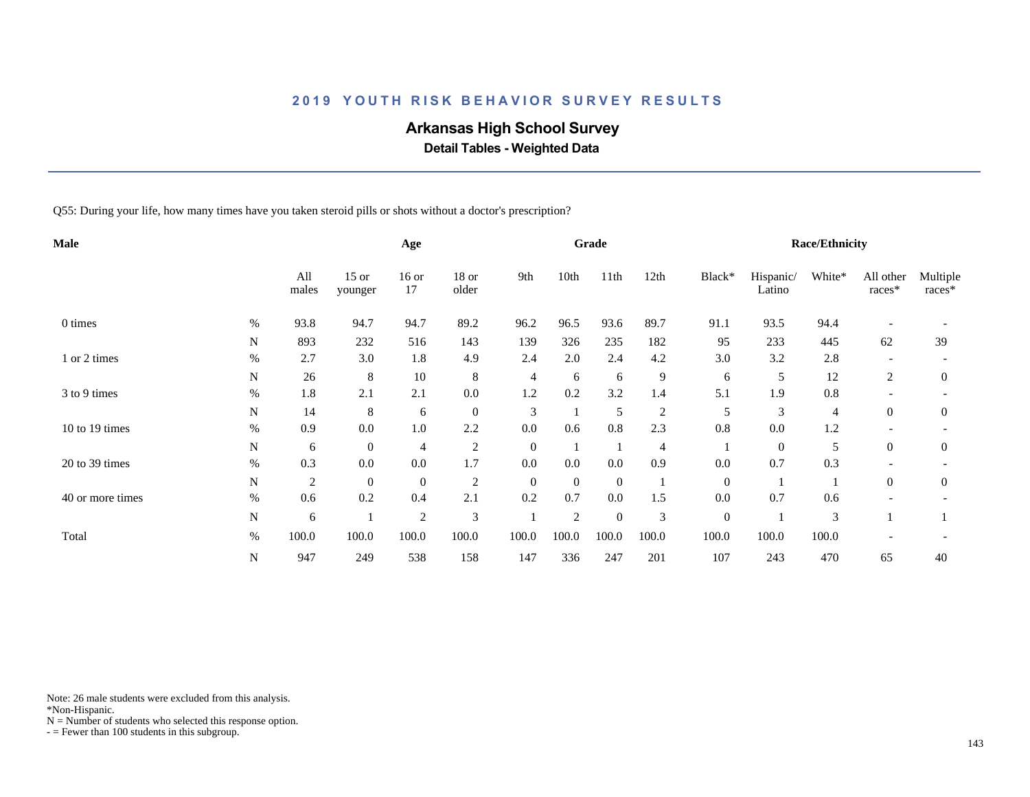# 2019 YOUTH RISK BEHAVIOR SURVEY RESULTS

## Arkansas High School Survey

### Detail Tables - Weighted Data

Q55: During your life, how many times have you taken steroid pills or shots without a doctor's prescription?

| Male | | Age | | | | Grade | | | | Race/Ethnicity | | | | |
|---|---|---|---|---|---|---|---|---|---|---|---|---|---|---|
| | | All males | 15 or younger | 16 or 17 | 18 or older | 9th | 10th | 11th | 12th | Black* | Hispanic/ Latino | White* | All other races* | Multiple races* |
| 0 times | % | 93.8 | 94.7 | 94.7 | 89.2 | 96.2 | 96.5 | 93.6 | 89.7 | 91.1 | 93.5 | 94.4 | - | - |
| | N | 893 | 232 | 516 | 143 | 139 | 326 | 235 | 182 | 95 | 233 | 445 | 62 | 39 |
| 1 or 2 times | % | 2.7 | 3.0 | 1.8 | 4.9 | 2.4 | 2.0 | 2.4 | 4.2 | 3.0 | 3.2 | 2.8 | - | - |
| | N | 26 | 8 | 10 | 8 | 4 | 6 | 6 | 9 | 6 | 5 | 12 | 2 | 0 |
| 3 to 9 times | % | 1.8 | 2.1 | 2.1 | 0.0 | 1.2 | 0.2 | 3.2 | 1.4 | 5.1 | 1.9 | 0.8 | - | - |
| | N | 14 | 8 | 6 | 0 | 3 | 1 | 5 | 2 | 5 | 3 | 4 | 0 | 0 |
| 10 to 19 times | % | 0.9 | 0.0 | 1.0 | 2.2 | 0.0 | 0.6 | 0.8 | 2.3 | 0.8 | 0.0 | 1.2 | - | - |
| | N | 6 | 0 | 4 | 2 | 0 | 1 | 1 | 4 | 1 | 0 | 5 | 0 | 0 |
| 20 to 39 times | % | 0.3 | 0.0 | 0.0 | 1.7 | 0.0 | 0.0 | 0.0 | 0.9 | 0.0 | 0.7 | 0.3 | - | - |
| | N | 2 | 0 | 0 | 2 | 0 | 0 | 0 | 1 | 0 | 1 | 1 | 0 | 0 |
| 40 or more times | % | 0.6 | 0.2 | 0.4 | 2.1 | 0.2 | 0.7 | 0.0 | 1.5 | 0.0 | 0.7 | 0.6 | - | - |
| | N | 6 | 1 | 2 | 3 | 1 | 2 | 0 | 3 | 0 | 1 | 3 | 1 | 1 |
| Total | % | 100.0 | 100.0 | 100.0 | 100.0 | 100.0 | 100.0 | 100.0 | 100.0 | 100.0 | 100.0 | 100.0 | - | - |
| | N | 947 | 249 | 538 | 158 | 147 | 336 | 247 | 201 | 107 | 243 | 470 | 65 | 40 |

Note: 26 male students were excluded from this analysis.
*Non-Hispanic.
N = Number of students who selected this response option.
- = Fewer than 100 students in this subgroup.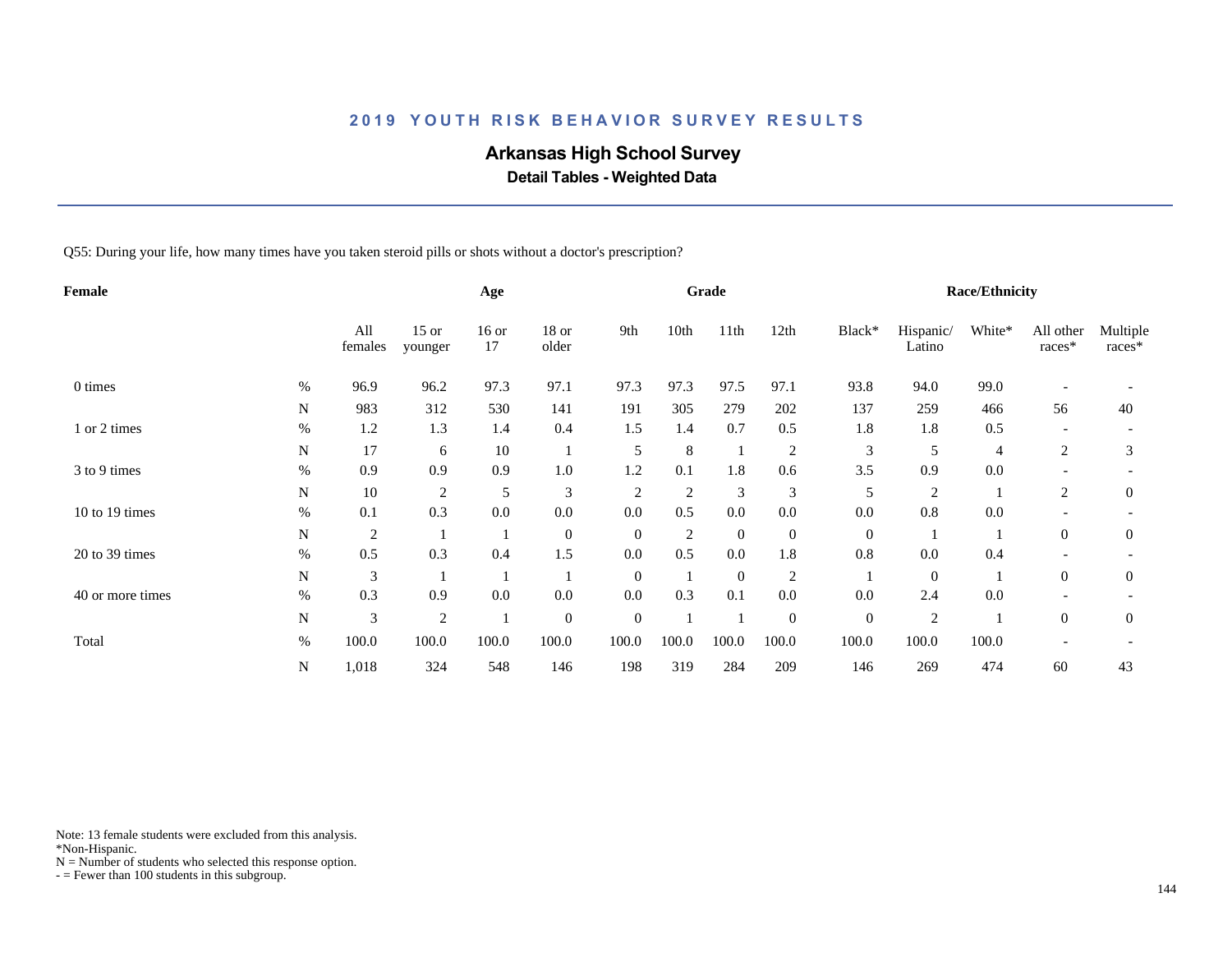## 2019 YOUTH RISK BEHAVIOR SURVEY RESULTS

# Arkansas High School Survey

### Detail Tables - Weighted Data

Q55: During your life, how many times have you taken steroid pills or shots without a doctor's prescription?

| Female | | Age | | | | Grade | | | | Race/Ethnicity | | | | |
|---|---|---|---|---|---|---|---|---|---|---|---|---|---|---|
| | | All females | 15 or younger | 16 or 17 | 18 or older | 9th | 10th | 11th | 12th | Black* | Hispanic/ Latino | White* | All other races* | Multiple races* |
| 0 times | % | 96.9 | 96.2 | 97.3 | 97.1 | 97.3 | 97.3 | 97.5 | 97.1 | 93.8 | 94.0 | 99.0 | - | - |
| | N | 983 | 312 | 530 | 141 | 191 | 305 | 279 | 202 | 137 | 259 | 466 | 56 | 40 |
| 1 or 2 times | % | 1.2 | 1.3 | 1.4 | 0.4 | 1.5 | 1.4 | 0.7 | 0.5 | 1.8 | 1.8 | 0.5 | - | - |
| | N | 17 | 6 | 10 | 1 | 5 | 8 | 1 | 2 | 3 | 5 | 4 | 2 | 3 |
| 3 to 9 times | % | 0.9 | 0.9 | 0.9 | 1.0 | 1.2 | 0.1 | 1.8 | 0.6 | 3.5 | 0.9 | 0.0 | - | - |
| | N | 10 | 2 | 5 | 3 | 2 | 2 | 3 | 3 | 5 | 2 | 1 | 2 | 0 |
| 10 to 19 times | % | 0.1 | 0.3 | 0.0 | 0.0 | 0.0 | 0.5 | 0.0 | 0.0 | 0.0 | 0.8 | 0.0 | - | - |
| | N | 2 | 1 | 1 | 0 | 0 | 2 | 0 | 0 | 0 | 1 | 1 | 0 | 0 |
| 20 to 39 times | % | 0.5 | 0.3 | 0.4 | 1.5 | 0.0 | 0.5 | 0.0 | 1.8 | 0.8 | 0.0 | 0.4 | - | - |
| | N | 3 | 1 | 1 | 1 | 0 | 1 | 0 | 2 | 1 | 0 | 1 | 0 | 0 |
| 40 or more times | % | 0.3 | 0.9 | 0.0 | 0.0 | 0.0 | 0.3 | 0.1 | 0.0 | 0.0 | 2.4 | 0.0 | - | - |
| | N | 3 | 2 | 1 | 0 | 0 | 1 | 1 | 0 | 0 | 2 | 1 | 0 | 0 |
| Total | % | 100.0 | 100.0 | 100.0 | 100.0 | 100.0 | 100.0 | 100.0 | 100.0 | 100.0 | 100.0 | 100.0 | - | - |
| | N | 1,018 | 324 | 548 | 146 | 198 | 319 | 284 | 209 | 146 | 269 | 474 | 60 | 43 |

Note: 13 female students were excluded from this analysis.
*Non-Hispanic.
N = Number of students who selected this response option.
- = Fewer than 100 students in this subgroup.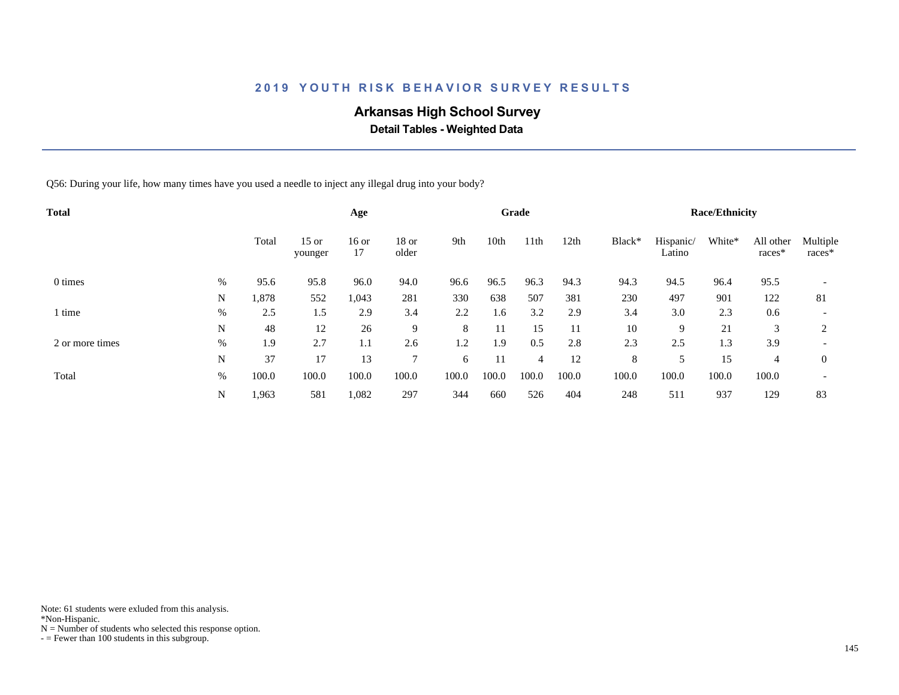# 2019 YOUTH RISK BEHAVIOR SURVEY RESULTS

## Arkansas High School Survey

### Detail Tables - Weighted Data

Q56: During your life, how many times have you used a needle to inject any illegal drug into your body?

| Total | | Total | Age | | | Grade | | | | Race/Ethnicity | | | | |
|---|---|---|---|---|---|---|---|---|---|---|---|---|---|---|
| | | Total | 15 or younger | 16 or 17 | 18 or older | 9th | 10th | 11th | 12th | Black* | Hispanic/ Latino | White* | All other races* | Multiple races* |
| 0 times | % | 95.6 | 95.8 | 96.0 | 94.0 | 96.6 | 96.5 | 96.3 | 94.3 | 94.3 | 94.5 | 96.4 | 95.5 | - |
| | N | 1,878 | 552 | 1,043 | 281 | 330 | 638 | 507 | 381 | 230 | 497 | 901 | 122 | 81 |
| 1 time | % | 2.5 | 1.5 | 2.9 | 3.4 | 2.2 | 1.6 | 3.2 | 2.9 | 3.4 | 3.0 | 2.3 | 0.6 | - |
| | N | 48 | 12 | 26 | 9 | 8 | 11 | 15 | 11 | 10 | 9 | 21 | 3 | 2 |
| 2 or more times | % | 1.9 | 2.7 | 1.1 | 2.6 | 1.2 | 1.9 | 0.5 | 2.8 | 2.3 | 2.5 | 1.3 | 3.9 | - |
| | N | 37 | 17 | 13 | 7 | 6 | 11 | 4 | 12 | 8 | 5 | 15 | 4 | 0 |
| Total | % | 100.0 | 100.0 | 100.0 | 100.0 | 100.0 | 100.0 | 100.0 | 100.0 | 100.0 | 100.0 | 100.0 | 100.0 | - |
| | N | 1,963 | 581 | 1,082 | 297 | 344 | 660 | 526 | 404 | 248 | 511 | 937 | 129 | 83 |

Note: 61 students were exluded from this analysis.
*Non-Hispanic.
N = Number of students who selected this response option.
- = Fewer than 100 students in this subgroup.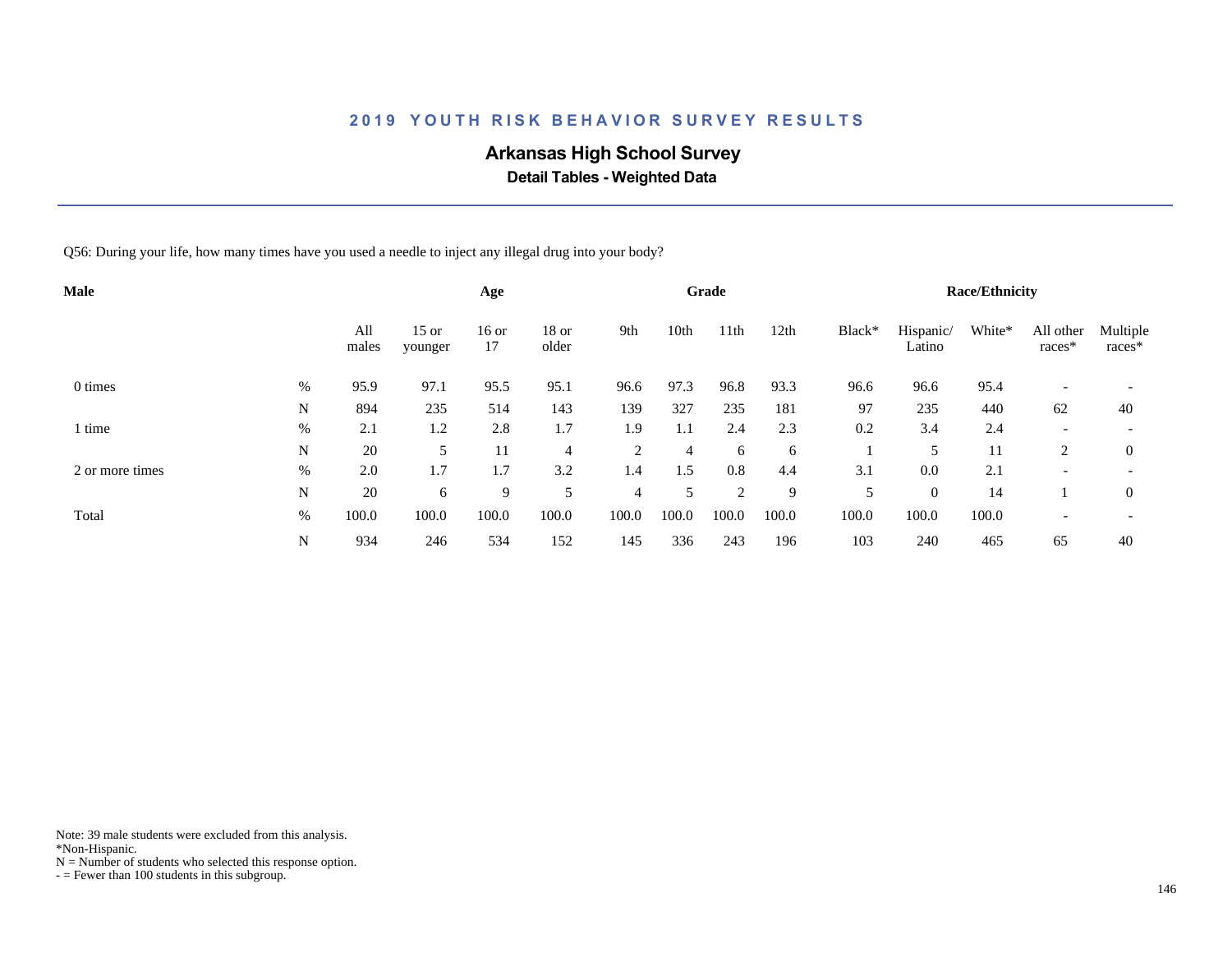## 2019 YOUTH RISK BEHAVIOR SURVEY RESULTS

### Arkansas High School Survey

**Detail Tables - Weighted Data**

Q56: During your life, how many times have you used a needle to inject any illegal drug into your body?

| Male | | | Age | | | Grade | | | | Race/Ethnicity | | | | |
|---|---|---|---|---|---|---|---|---|---|---|---|---|---|---|
| | | All males | 15 or younger | 16 or 17 | 18 or older | 9th | 10th | 11th | 12th | Black* | Hispanic/ Latino | White* | All other races* | Multiple races* |
| 0 times | % | 95.9 | 97.1 | 95.5 | 95.1 | 96.6 | 97.3 | 96.8 | 93.3 | 96.6 | 96.6 | 95.4 | - | - |
| | N | 894 | 235 | 514 | 143 | 139 | 327 | 235 | 181 | 97 | 235 | 440 | 62 | 40 |
| 1 time | % | 2.1 | 1.2 | 2.8 | 1.7 | 1.9 | 1.1 | 2.4 | 2.3 | 0.2 | 3.4 | 2.4 | - | - |
| | N | 20 | 5 | 11 | 4 | 2 | 4 | 6 | 6 | 1 | 5 | 11 | 2 | 0 |
| 2 or more times | % | 2.0 | 1.7 | 1.7 | 3.2 | 1.4 | 1.5 | 0.8 | 4.4 | 3.1 | 0.0 | 2.1 | - | - |
| | N | 20 | 6 | 9 | 5 | 4 | 5 | 2 | 9 | 5 | 0 | 14 | 1 | 0 |
| Total | % | 100.0 | 100.0 | 100.0 | 100.0 | 100.0 | 100.0 | 100.0 | 100.0 | 100.0 | 100.0 | 100.0 | - | - |
| | N | 934 | 246 | 534 | 152 | 145 | 336 | 243 | 196 | 103 | 240 | 465 | 65 | 40 |

Note: 39 male students were excluded from this analysis.
*Non-Hispanic.
N = Number of students who selected this response option.
- = Fewer than 100 students in this subgroup.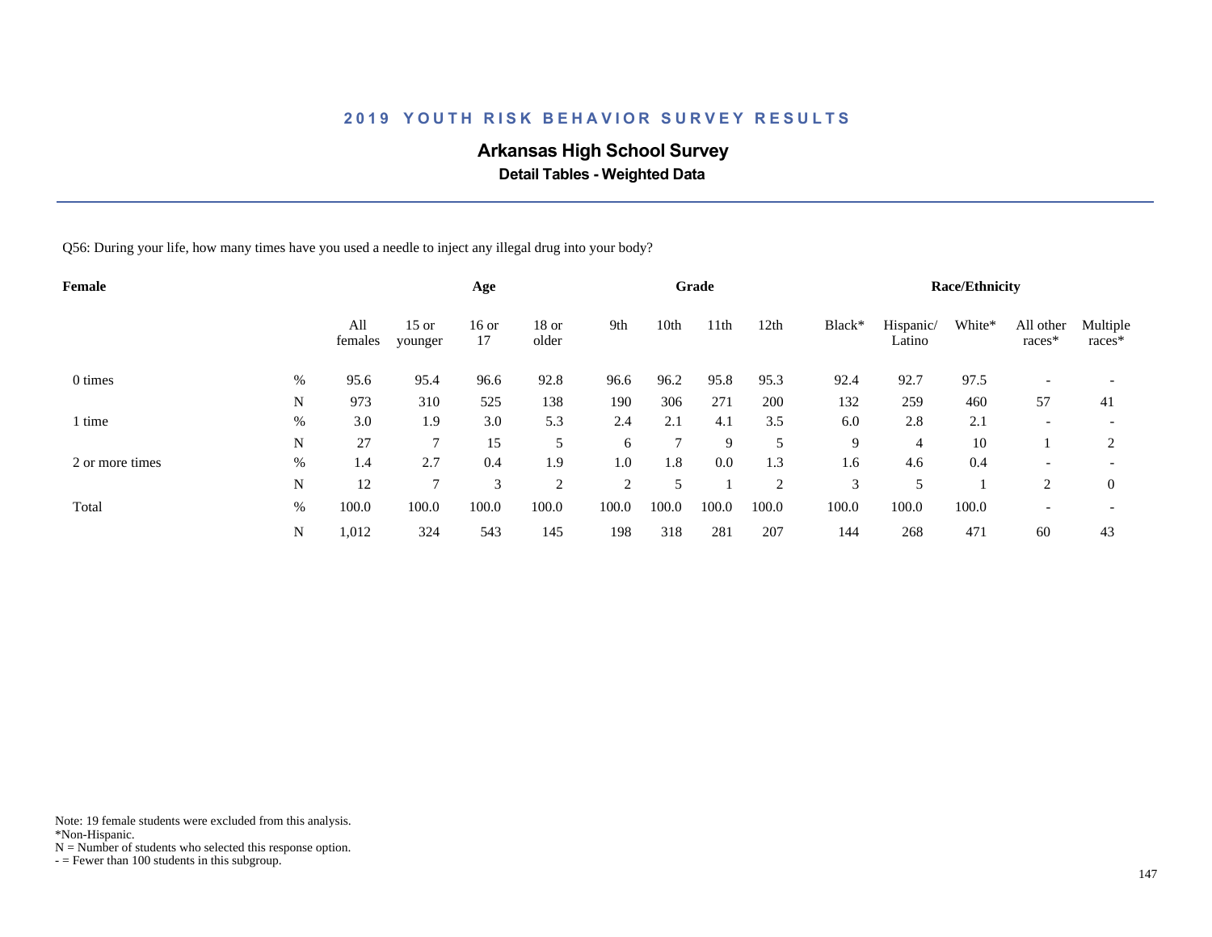## 2019 YOUTH RISK BEHAVIOR SURVEY RESULTS

### Arkansas High School Survey

**Detail Tables - Weighted Data**

Q56: During your life, how many times have you used a needle to inject any illegal drug into your body?

| Female | | Age | | | | Grade | | | | Race/Ethnicity | | | | |
|---|---|---|---|---|---|---|---|---|---|---|---|---|---|---|
| | | All females | 15 or younger | 16 or 17 | 18 or older | 9th | 10th | 11th | 12th | Black* | Hispanic/ Latino | White* | All other races* | Multiple races* |
| 0 times | % | 95.6 | 95.4 | 96.6 | 92.8 | 96.6 | 96.2 | 95.8 | 95.3 | 92.4 | 92.7 | 97.5 | - | - |
| | N | 973 | 310 | 525 | 138 | 190 | 306 | 271 | 200 | 132 | 259 | 460 | 57 | 41 |
| 1 time | % | 3.0 | 1.9 | 3.0 | 5.3 | 2.4 | 2.1 | 4.1 | 3.5 | 6.0 | 2.8 | 2.1 | - | - |
| | N | 27 | 7 | 15 | 5 | 6 | 7 | 9 | 5 | 9 | 4 | 10 | 1 | 2 |
| 2 or more times | % | 1.4 | 2.7 | 0.4 | 1.9 | 1.0 | 1.8 | 0.0 | 1.3 | 1.6 | 4.6 | 0.4 | - | - |
| | N | 12 | 7 | 3 | 2 | 2 | 5 | 1 | 2 | 3 | 5 | 1 | 2 | 0 |
| Total | % | 100.0 | 100.0 | 100.0 | 100.0 | 100.0 | 100.0 | 100.0 | 100.0 | 100.0 | 100.0 | 100.0 | - | - |
| | N | 1,012 | 324 | 543 | 145 | 198 | 318 | 281 | 207 | 144 | 268 | 471 | 60 | 43 |

Note: 19 female students were excluded from this analysis.
*Non-Hispanic.
N = Number of students who selected this response option.
- = Fewer than 100 students in this subgroup.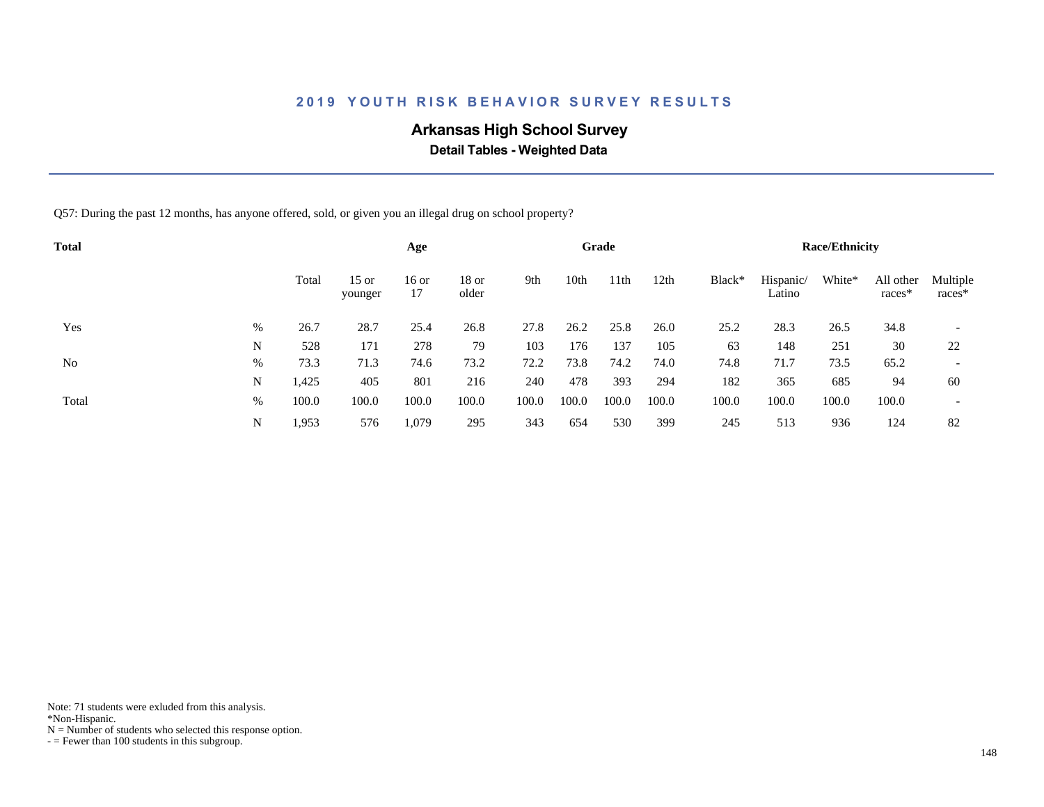# 2019 YOUTH RISK BEHAVIOR SURVEY RESULTS

## Arkansas High School Survey

### Detail Tables - Weighted Data

Q57: During the past 12 months, has anyone offered, sold, or given you an illegal drug on school property?

| Total | | | Age | | | Grade | | | | Race/Ethnicity | | | | |
|---|---|---|---|---|---|---|---|---|---|---|---|---|---|---|
| | | Total | 15 or younger | 16 or 17 | 18 or older | 9th | 10th | 11th | 12th | Black* | Hispanic/ Latino | White* | All other races* | Multiple races* |
| Yes | % | 26.7 | 28.7 | 25.4 | 26.8 | 27.8 | 26.2 | 25.8 | 26.0 | 25.2 | 28.3 | 26.5 | 34.8 | - |
| | N | 528 | 171 | 278 | 79 | 103 | 176 | 137 | 105 | 63 | 148 | 251 | 30 | 22 |
| No | % | 73.3 | 71.3 | 74.6 | 73.2 | 72.2 | 73.8 | 74.2 | 74.0 | 74.8 | 71.7 | 73.5 | 65.2 | - |
| | N | 1,425 | 405 | 801 | 216 | 240 | 478 | 393 | 294 | 182 | 365 | 685 | 94 | 60 |
| Total | % | 100.0 | 100.0 | 100.0 | 100.0 | 100.0 | 100.0 | 100.0 | 100.0 | 100.0 | 100.0 | 100.0 | 100.0 | - |
| | N | 1,953 | 576 | 1,079 | 295 | 343 | 654 | 530 | 399 | 245 | 513 | 936 | 124 | 82 |

Note: 71 students were exluded from this analysis.
*Non-Hispanic.
N = Number of students who selected this response option.
- = Fewer than 100 students in this subgroup.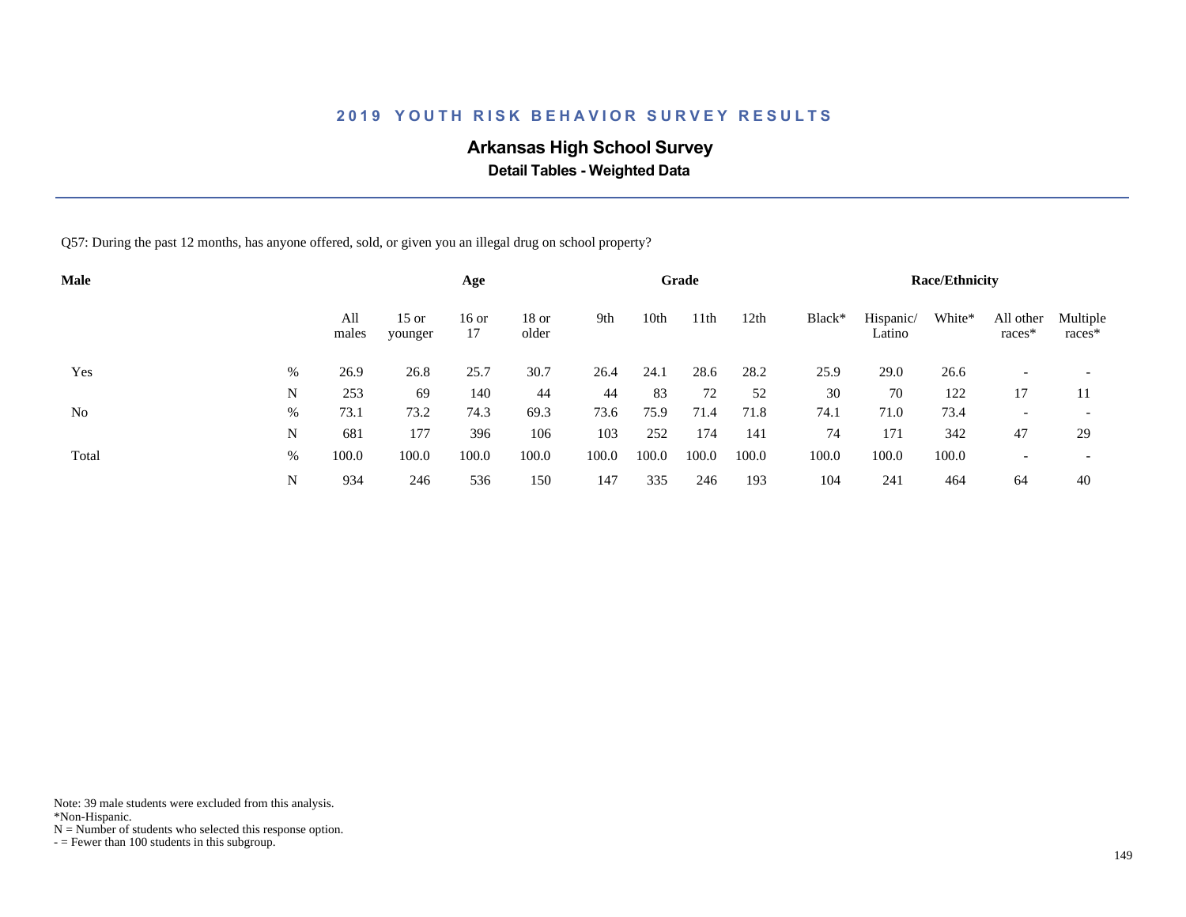2019 YOUTH RISK BEHAVIOR SURVEY RESULTS

# Arkansas High School Survey

## Detail Tables - Weighted Data

Q57: During the past 12 months, has anyone offered, sold, or given you an illegal drug on school property?

| Male | | Age | | | | Grade | | | | Race/Ethnicity | | | | |
|---|---|---|---|---|---|---|---|---|---|---|---|---|---|---|
| | | All males | 15 or younger | 16 or 17 | 18 or older | 9th | 10th | 11th | 12th | Black* | Hispanic/ Latino | White* | All other races* | Multiple races* |
| Yes | % | 26.9 | 26.8 | 25.7 | 30.7 | 26.4 | 24.1 | 28.6 | 28.2 | 25.9 | 29.0 | 26.6 | - | - |
| | N | 253 | 69 | 140 | 44 | 44 | 83 | 72 | 52 | 30 | 70 | 122 | 17 | 11 |
| No | % | 73.1 | 73.2 | 74.3 | 69.3 | 73.6 | 75.9 | 71.4 | 71.8 | 74.1 | 71.0 | 73.4 | - | - |
| | N | 681 | 177 | 396 | 106 | 103 | 252 | 174 | 141 | 74 | 171 | 342 | 47 | 29 |
| Total | % | 100.0 | 100.0 | 100.0 | 100.0 | 100.0 | 100.0 | 100.0 | 100.0 | 100.0 | 100.0 | 100.0 | - | - |
| | N | 934 | 246 | 536 | 150 | 147 | 335 | 246 | 193 | 104 | 241 | 464 | 64 | 40 |

Note: 39 male students were excluded from this analysis.
*Non-Hispanic.
N = Number of students who selected this response option.
- = Fewer than 100 students in this subgroup.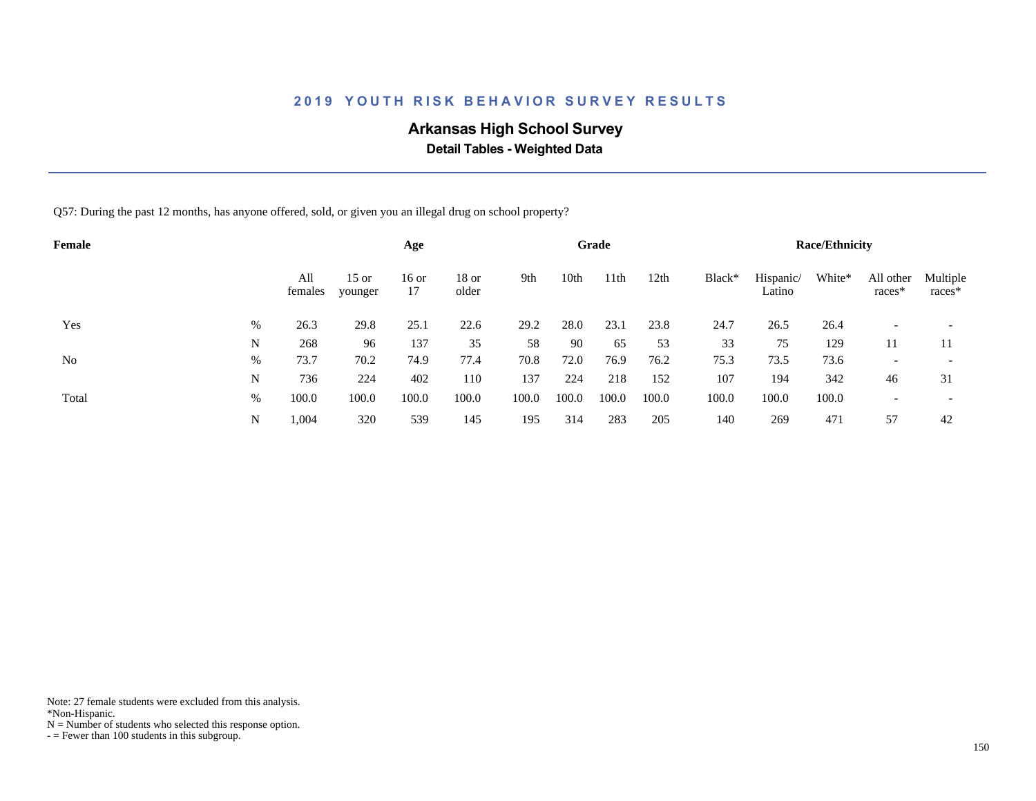## 2019 YOUTH RISK BEHAVIOR SURVEY RESULTS

### Arkansas High School Survey

**Detail Tables - Weighted Data**

Q57: During the past 12 months, has anyone offered, sold, or given you an illegal drug on school property?

| Female | | | Age | | | Grade | | | | Race/Ethnicity | | | | |
|---|---|---|---|---|---|---|---|---|---|---|---|---|---|---|
| | | All females | 15 or younger | 16 or 17 | 18 or older | 9th | 10th | 11th | 12th | Black* | Hispanic/ Latino | White* | All other races* | Multiple races* |
| Yes | % | 26.3 | 29.8 | 25.1 | 22.6 | 29.2 | 28.0 | 23.1 | 23.8 | 24.7 | 26.5 | 26.4 | - | - |
| | N | 268 | 96 | 137 | 35 | 58 | 90 | 65 | 53 | 33 | 75 | 129 | 11 | 11 |
| No | % | 73.7 | 70.2 | 74.9 | 77.4 | 70.8 | 72.0 | 76.9 | 76.2 | 75.3 | 73.5 | 73.6 | - | - |
| | N | 736 | 224 | 402 | 110 | 137 | 224 | 218 | 152 | 107 | 194 | 342 | 46 | 31 |
| Total | % | 100.0 | 100.0 | 100.0 | 100.0 | 100.0 | 100.0 | 100.0 | 100.0 | 100.0 | 100.0 | 100.0 | - | - |
| | N | 1,004 | 320 | 539 | 145 | 195 | 314 | 283 | 205 | 140 | 269 | 471 | 57 | 42 |

Note: 27 female students were excluded from this analysis.
*Non-Hispanic.
N = Number of students who selected this response option.
- = Fewer than 100 students in this subgroup.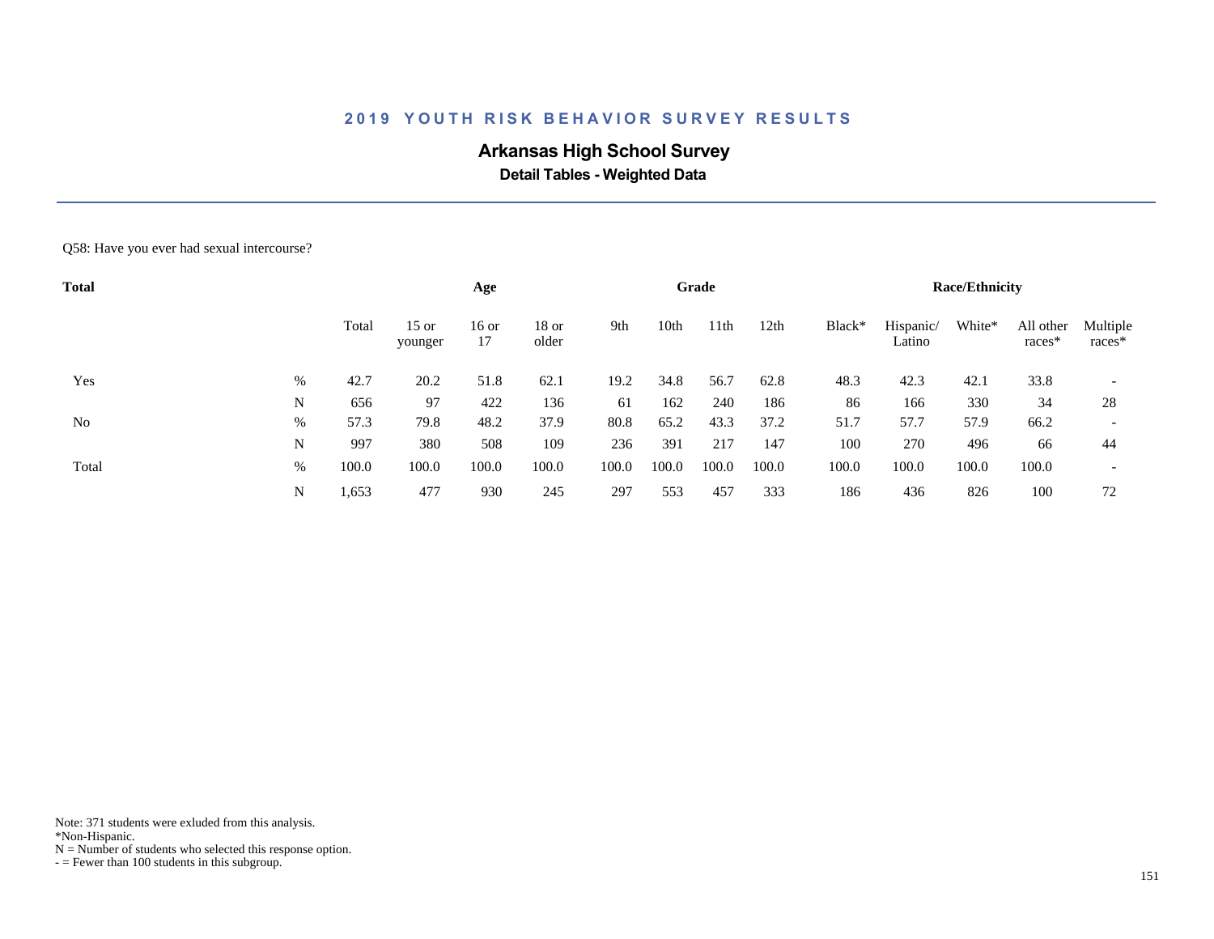# 2019 YOUTH RISK BEHAVIOR SURVEY RESULTS

## Arkansas High School Survey

### Detail Tables - Weighted Data

Q58: Have you ever had sexual intercourse?

| Total | | | Age | | | Grade | | | | Race/Ethnicity | | | | |
|---|---|---|---|---|---|---|---|---|---|---|---|---|---|---|
| | | Total | 15 or younger | 16 or 17 | 18 or older | 9th | 10th | 11th | 12th | Black* | Hispanic/ Latino | White* | All other races* | Multiple races* |
| Yes | % | 42.7 | 20.2 | 51.8 | 62.1 | 19.2 | 34.8 | 56.7 | 62.8 | 48.3 | 42.3 | 42.1 | 33.8 | - |
| | N | 656 | 97 | 422 | 136 | 61 | 162 | 240 | 186 | 86 | 166 | 330 | 34 | 28 |
| No | % | 57.3 | 79.8 | 48.2 | 37.9 | 80.8 | 65.2 | 43.3 | 37.2 | 51.7 | 57.7 | 57.9 | 66.2 | - |
| | N | 997 | 380 | 508 | 109 | 236 | 391 | 217 | 147 | 100 | 270 | 496 | 66 | 44 |
| Total | % | 100.0 | 100.0 | 100.0 | 100.0 | 100.0 | 100.0 | 100.0 | 100.0 | 100.0 | 100.0 | 100.0 | 100.0 | - |
| | N | 1,653 | 477 | 930 | 245 | 297 | 553 | 457 | 333 | 186 | 436 | 826 | 100 | 72 |

Note: 371 students were exluded from this analysis.
*Non-Hispanic.
N = Number of students who selected this response option.
- = Fewer than 100 students in this subgroup.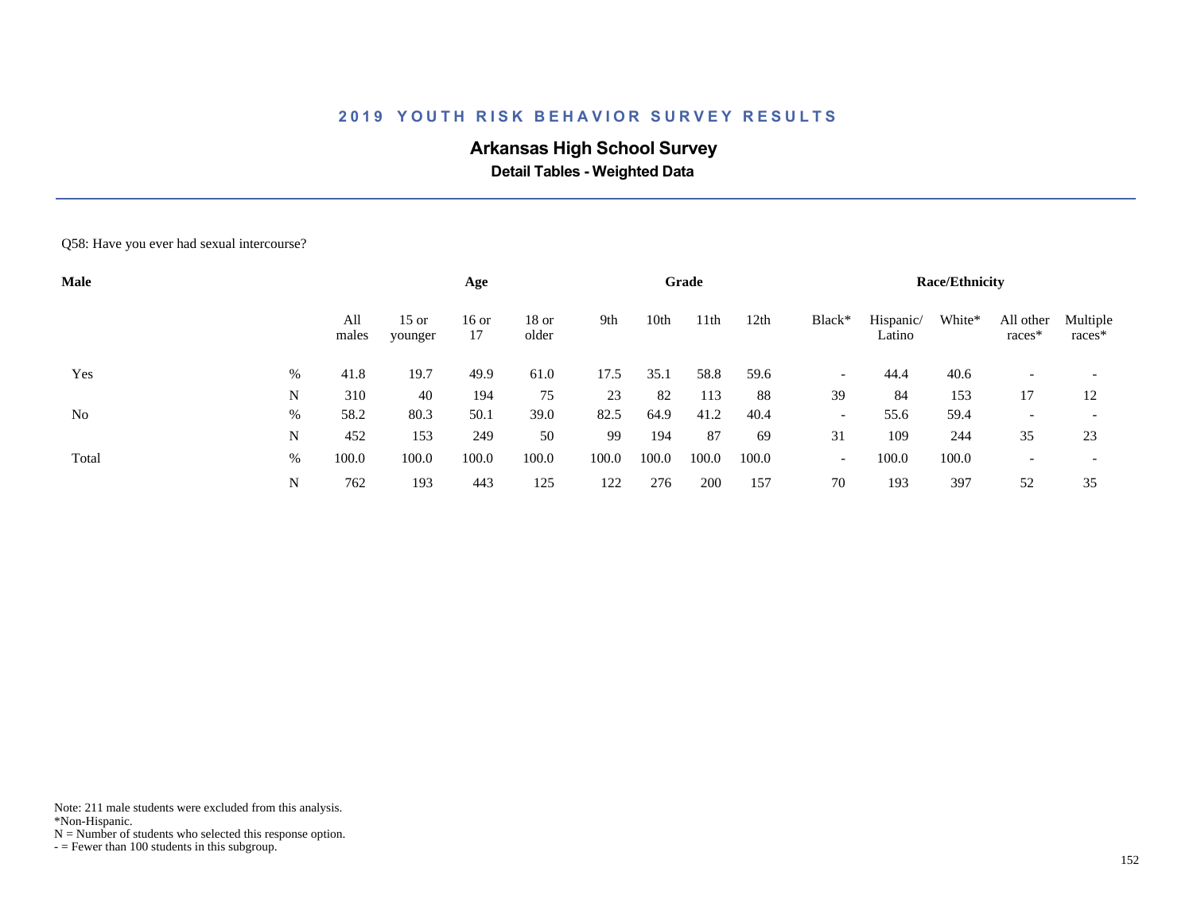## 2019 YOUTH RISK BEHAVIOR SURVEY RESULTS

**Arkansas High School Survey**

**Detail Tables - Weighted Data**

Q58: Have you ever had sexual intercourse?

| Male | | Age | | | | Grade | | | | Race/Ethnicity | | | | |
|---|---|---|---|---|---|---|---|---|---|---|---|---|---|---|
| | | All males | 15 or younger | 16 or 17 | 18 or older | 9th | 10th | 11th | 12th | Black* | Hispanic/ Latino | White* | All other races* | Multiple races* |
| Yes | % | 41.8 | 19.7 | 49.9 | 61.0 | 17.5 | 35.1 | 58.8 | 59.6 | - | 44.4 | 40.6 | - | - |
| | N | 310 | 40 | 194 | 75 | 23 | 82 | 113 | 88 | 39 | 84 | 153 | 17 | 12 |
| No | % | 58.2 | 80.3 | 50.1 | 39.0 | 82.5 | 64.9 | 41.2 | 40.4 | - | 55.6 | 59.4 | - | - |
| | N | 452 | 153 | 249 | 50 | 99 | 194 | 87 | 69 | 31 | 109 | 244 | 35 | 23 |
| Total | % | 100.0 | 100.0 | 100.0 | 100.0 | 100.0 | 100.0 | 100.0 | 100.0 | - | 100.0 | 100.0 | - | - |
| | N | 762 | 193 | 443 | 125 | 122 | 276 | 200 | 157 | 70 | 193 | 397 | 52 | 35 |

Note: 211 male students were excluded from this analysis.
*Non-Hispanic.
N = Number of students who selected this response option.
- = Fewer than 100 students in this subgroup.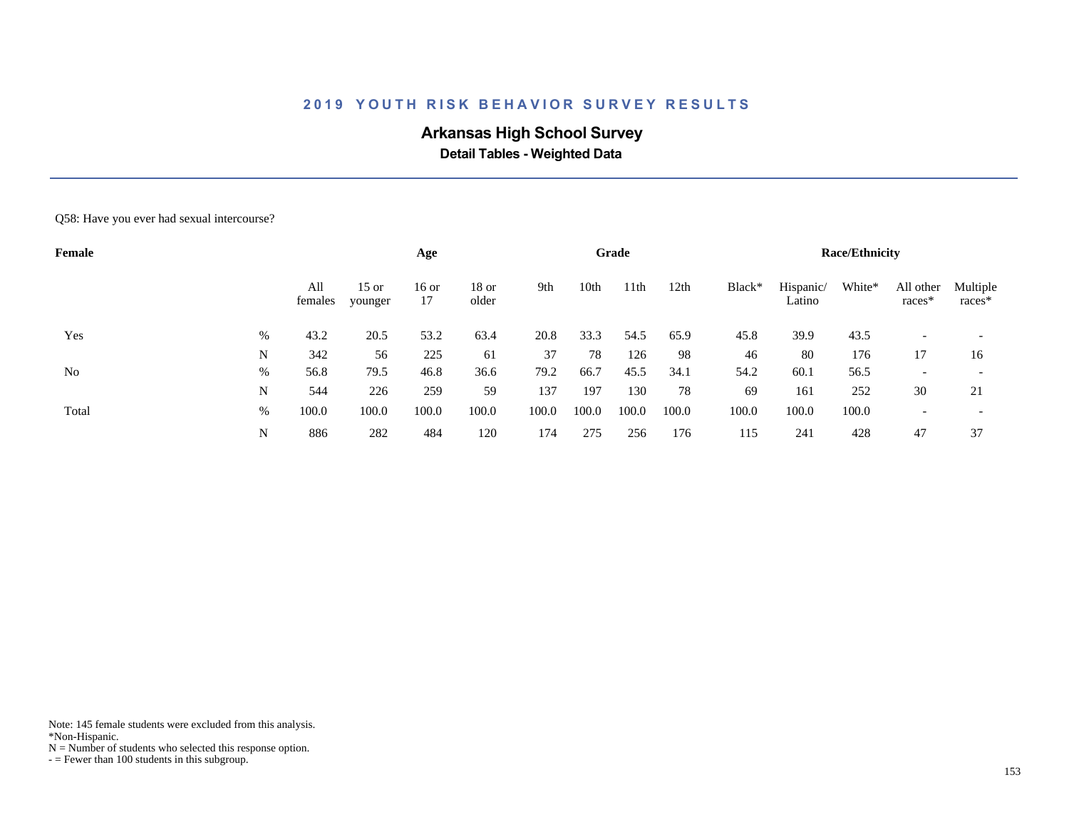## 2019 YOUTH RISK BEHAVIOR SURVEY RESULTS

# Arkansas High School Survey

### Detail Tables - Weighted Data

Q58: Have you ever had sexual intercourse?

| Female | | Age | | | | Grade | | | | Race/Ethnicity | | | | |
|---|---|---|---|---|---|---|---|---|---|---|---|---|---|---|
| | | All females | 15 or younger | 16 or 17 | 18 or older | 9th | 10th | 11th | 12th | Black* | Hispanic/ Latino | White* | All other races* | Multiple races* |
| Yes | % | 43.2 | 20.5 | 53.2 | 63.4 | 20.8 | 33.3 | 54.5 | 65.9 | 45.8 | 39.9 | 43.5 | - | - |
| | N | 342 | 56 | 225 | 61 | 37 | 78 | 126 | 98 | 46 | 80 | 176 | 17 | 16 |
| No | % | 56.8 | 79.5 | 46.8 | 36.6 | 79.2 | 66.7 | 45.5 | 34.1 | 54.2 | 60.1 | 56.5 | - | - |
| | N | 544 | 226 | 259 | 59 | 137 | 197 | 130 | 78 | 69 | 161 | 252 | 30 | 21 |
| Total | % | 100.0 | 100.0 | 100.0 | 100.0 | 100.0 | 100.0 | 100.0 | 100.0 | 100.0 | 100.0 | 100.0 | - | - |
| | N | 886 | 282 | 484 | 120 | 174 | 275 | 256 | 176 | 115 | 241 | 428 | 47 | 37 |

Note: 145 female students were excluded from this analysis.
*Non-Hispanic.
N = Number of students who selected this response option.
- = Fewer than 100 students in this subgroup.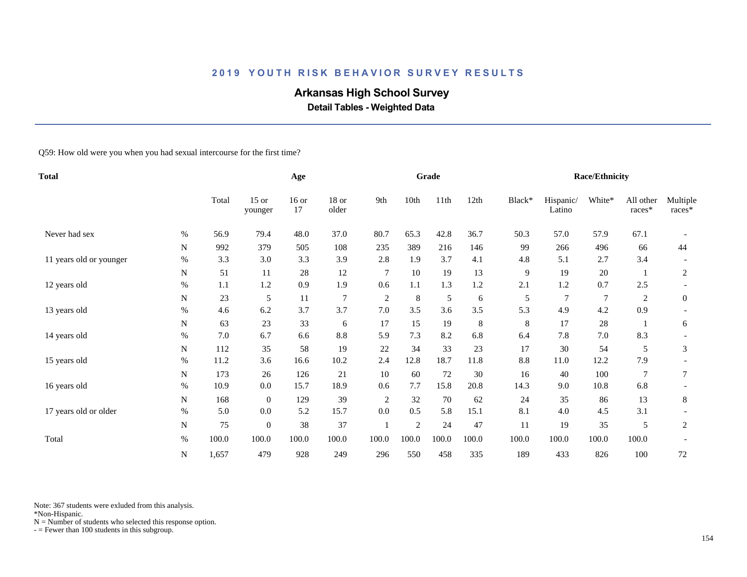## 2019 YOUTH RISK BEHAVIOR SURVEY RESULTS

# Arkansas High School Survey

### Detail Tables - Weighted Data

Q59: How old were you when you had sexual intercourse for the first time?

| Total | | | Age | | | Grade | | | | Race/Ethnicity | | | | |
|---|---|---|---|---|---|---|---|---|---|---|---|---|---|---|
| | | Total | 15 or younger | 16 or 17 | 18 or older | 9th | 10th | 11th | 12th | Black* | Hispanic/ Latino | White* | All other races* | Multiple races* |
| Never had sex | % | 56.9 | 79.4 | 48.0 | 37.0 | 80.7 | 65.3 | 42.8 | 36.7 | 50.3 | 57.0 | 57.9 | 67.1 | - |
| | N | 992 | 379 | 505 | 108 | 235 | 389 | 216 | 146 | 99 | 266 | 496 | 66 | 44 |
| 11 years old or younger | % | 3.3 | 3.0 | 3.3 | 3.9 | 2.8 | 1.9 | 3.7 | 4.1 | 4.8 | 5.1 | 2.7 | 3.4 | - |
| | N | 51 | 11 | 28 | 12 | 7 | 10 | 19 | 13 | 9 | 19 | 20 | 1 | 2 |
| 12 years old | % | 1.1 | 1.2 | 0.9 | 1.9 | 0.6 | 1.1 | 1.3 | 1.2 | 2.1 | 1.2 | 0.7 | 2.5 | - |
| | N | 23 | 5 | 11 | 7 | 2 | 8 | 5 | 6 | 5 | 7 | 7 | 2 | 0 |
| 13 years old | % | 4.6 | 6.2 | 3.7 | 3.7 | 7.0 | 3.5 | 3.6 | 3.5 | 5.3 | 4.9 | 4.2 | 0.9 | - |
| | N | 63 | 23 | 33 | 6 | 17 | 15 | 19 | 8 | 8 | 17 | 28 | 1 | 6 |
| 14 years old | % | 7.0 | 6.7 | 6.6 | 8.8 | 5.9 | 7.3 | 8.2 | 6.8 | 6.4 | 7.8 | 7.0 | 8.3 | - |
| | N | 112 | 35 | 58 | 19 | 22 | 34 | 33 | 23 | 17 | 30 | 54 | 5 | 3 |
| 15 years old | % | 11.2 | 3.6 | 16.6 | 10.2 | 2.4 | 12.8 | 18.7 | 11.8 | 8.8 | 11.0 | 12.2 | 7.9 | - |
| | N | 173 | 26 | 126 | 21 | 10 | 60 | 72 | 30 | 16 | 40 | 100 | 7 | 7 |
| 16 years old | % | 10.9 | 0.0 | 15.7 | 18.9 | 0.6 | 7.7 | 15.8 | 20.8 | 14.3 | 9.0 | 10.8 | 6.8 | - |
| | N | 168 | 0 | 129 | 39 | 2 | 32 | 70 | 62 | 24 | 35 | 86 | 13 | 8 |
| 17 years old or older | % | 5.0 | 0.0 | 5.2 | 15.7 | 0.0 | 0.5 | 5.8 | 15.1 | 8.1 | 4.0 | 4.5 | 3.1 | - |
| | N | 75 | 0 | 38 | 37 | 1 | 2 | 24 | 47 | 11 | 19 | 35 | 5 | 2 |
| Total | % | 100.0 | 100.0 | 100.0 | 100.0 | 100.0 | 100.0 | 100.0 | 100.0 | 100.0 | 100.0 | 100.0 | 100.0 | - |
| | N | 1,657 | 479 | 928 | 249 | 296 | 550 | 458 | 335 | 189 | 433 | 826 | 100 | 72 |

Note: 367 students were exluded from this analysis.
*Non-Hispanic.
N = Number of students who selected this response option.
- = Fewer than 100 students in this subgroup.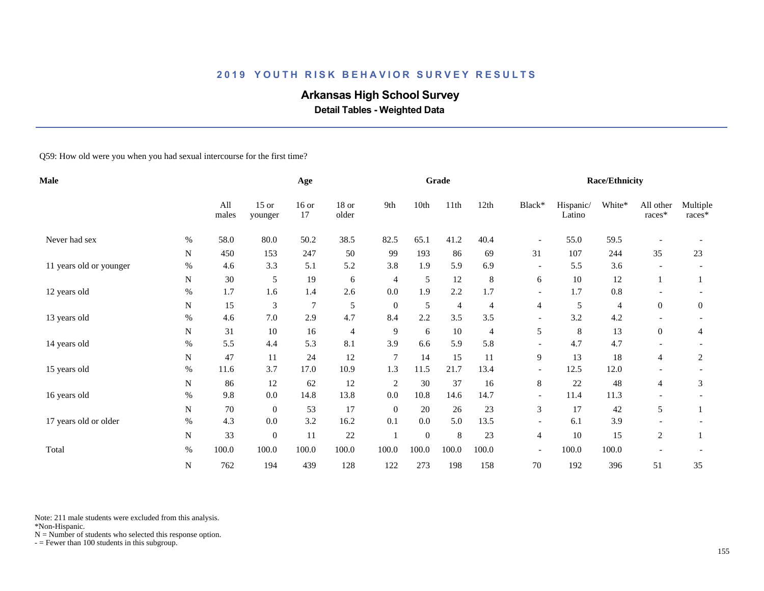# 2019 YOUTH RISK BEHAVIOR SURVEY RESULTS

## Arkansas High School Survey

### Detail Tables - Weighted Data

Q59: How old were you when you had sexual intercourse for the first time?

| Male | | Age | | | | Grade | | | | | Race/Ethnicity | | | | |
|---|---|---|---|---|---|---|---|---|---|---|---|---|---|---|---|
| | | All males | 15 or younger | 16 or 17 | 18 or older | 9th | 10th | 11th | 12th | Black* | Hispanic/ Latino | White* | All other races* | Multiple races* |
| Never had sex | % | 58.0 | 80.0 | 50.2 | 38.5 | 82.5 | 65.1 | 41.2 | 40.4 | - | 55.0 | 59.5 | - | - |
| | N | 450 | 153 | 247 | 50 | 99 | 193 | 86 | 69 | 31 | 107 | 244 | 35 | 23 |
| 11 years old or younger | % | 4.6 | 3.3 | 5.1 | 5.2 | 3.8 | 1.9 | 5.9 | 6.9 | - | 5.5 | 3.6 | - | - |
| | N | 30 | 5 | 19 | 6 | 4 | 5 | 12 | 8 | 6 | 10 | 12 | 1 | 1 |
| 12 years old | % | 1.7 | 1.6 | 1.4 | 2.6 | 0.0 | 1.9 | 2.2 | 1.7 | - | 1.7 | 0.8 | - | - |
| | N | 15 | 3 | 7 | 5 | 0 | 5 | 4 | 4 | 4 | 5 | 4 | 0 | 0 |
| 13 years old | % | 4.6 | 7.0 | 2.9 | 4.7 | 8.4 | 2.2 | 3.5 | 3.5 | - | 3.2 | 4.2 | - | - |
| | N | 31 | 10 | 16 | 4 | 9 | 6 | 10 | 4 | 5 | 8 | 13 | 0 | 4 |
| 14 years old | % | 5.5 | 4.4 | 5.3 | 8.1 | 3.9 | 6.6 | 5.9 | 5.8 | - | 4.7 | 4.7 | - | - |
| | N | 47 | 11 | 24 | 12 | 7 | 14 | 15 | 11 | 9 | 13 | 18 | 4 | 2 |
| 15 years old | % | 11.6 | 3.7 | 17.0 | 10.9 | 1.3 | 11.5 | 21.7 | 13.4 | - | 12.5 | 12.0 | - | - |
| | N | 86 | 12 | 62 | 12 | 2 | 30 | 37 | 16 | 8 | 22 | 48 | 4 | 3 |
| 16 years old | % | 9.8 | 0.0 | 14.8 | 13.8 | 0.0 | 10.8 | 14.6 | 14.7 | - | 11.4 | 11.3 | - | - |
| | N | 70 | 0 | 53 | 17 | 0 | 20 | 26 | 23 | 3 | 17 | 42 | 5 | 1 |
| 17 years old or older | % | 4.3 | 0.0 | 3.2 | 16.2 | 0.1 | 0.0 | 5.0 | 13.5 | - | 6.1 | 3.9 | - | - |
| | N | 33 | 0 | 11 | 22 | 1 | 0 | 8 | 23 | 4 | 10 | 15 | 2 | 1 |
| Total | % | 100.0 | 100.0 | 100.0 | 100.0 | 100.0 | 100.0 | 100.0 | 100.0 | - | 100.0 | 100.0 | - | - |
| | N | 762 | 194 | 439 | 128 | 122 | 273 | 198 | 158 | 70 | 192 | 396 | 51 | 35 |

Note: 211 male students were excluded from this analysis.
*Non-Hispanic.
N = Number of students who selected this response option.
- = Fewer than 100 students in this subgroup.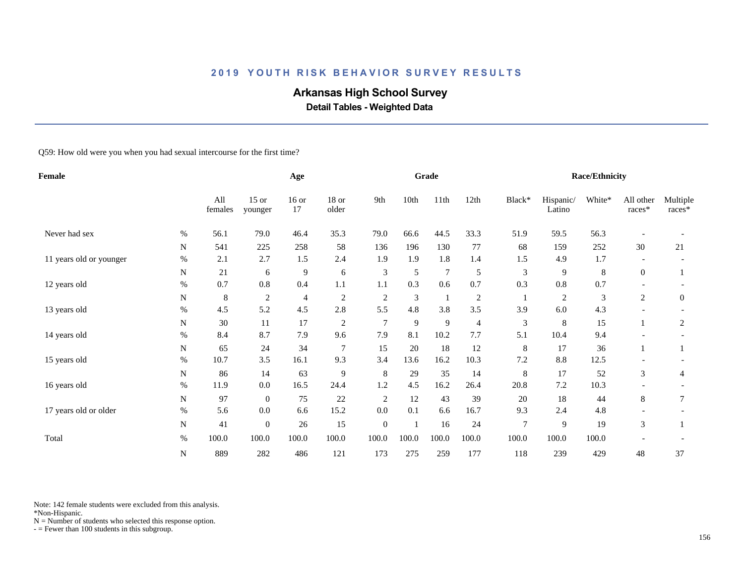## 2019 YOUTH RISK BEHAVIOR SURVEY RESULTS

# Arkansas High School Survey

### Detail Tables - Weighted Data

Q59: How old were you when you had sexual intercourse for the first time?

| Female | | Age | | | | Grade | | | | | Race/Ethnicity | | | | |
|---|---|---|---|---|---|---|---|---|---|---|---|---|---|---|---|
| | | All females | 15 or younger | 16 or 17 | 18 or older | 9th | 10th | 11th | 12th | Black* | Hispanic/ Latino | White* | All other races* | Multiple races* |
| Never had sex | % | 56.1 | 79.0 | 46.4 | 35.3 | 79.0 | 66.6 | 44.5 | 33.3 | 51.9 | 59.5 | 56.3 | - | - |
| | N | 541 | 225 | 258 | 58 | 136 | 196 | 130 | 77 | 68 | 159 | 252 | 30 | 21 |
| 11 years old or younger | % | 2.1 | 2.7 | 1.5 | 2.4 | 1.9 | 1.9 | 1.8 | 1.4 | 1.5 | 4.9 | 1.7 | - | - |
| | N | 21 | 6 | 9 | 6 | 3 | 5 | 7 | 5 | 3 | 9 | 8 | 0 | 1 |
| 12 years old | % | 0.7 | 0.8 | 0.4 | 1.1 | 1.1 | 0.3 | 0.6 | 0.7 | 0.3 | 0.8 | 0.7 | - | - |
| | N | 8 | 2 | 4 | 2 | 2 | 3 | 1 | 2 | 1 | 2 | 3 | 2 | 0 |
| 13 years old | % | 4.5 | 5.2 | 4.5 | 2.8 | 5.5 | 4.8 | 3.8 | 3.5 | 3.9 | 6.0 | 4.3 | - | - |
| | N | 30 | 11 | 17 | 2 | 7 | 9 | 9 | 4 | 3 | 8 | 15 | 1 | 2 |
| 14 years old | % | 8.4 | 8.7 | 7.9 | 9.6 | 7.9 | 8.1 | 10.2 | 7.7 | 5.1 | 10.4 | 9.4 | - | - |
| | N | 65 | 24 | 34 | 7 | 15 | 20 | 18 | 12 | 8 | 17 | 36 | 1 | 1 |
| 15 years old | % | 10.7 | 3.5 | 16.1 | 9.3 | 3.4 | 13.6 | 16.2 | 10.3 | 7.2 | 8.8 | 12.5 | - | - |
| | N | 86 | 14 | 63 | 9 | 8 | 29 | 35 | 14 | 8 | 17 | 52 | 3 | 4 |
| 16 years old | % | 11.9 | 0.0 | 16.5 | 24.4 | 1.2 | 4.5 | 16.2 | 26.4 | 20.8 | 7.2 | 10.3 | - | - |
| | N | 97 | 0 | 75 | 22 | 2 | 12 | 43 | 39 | 20 | 18 | 44 | 8 | 7 |
| 17 years old or older | % | 5.6 | 0.0 | 6.6 | 15.2 | 0.0 | 0.1 | 6.6 | 16.7 | 9.3 | 2.4 | 4.8 | - | - |
| | N | 41 | 0 | 26 | 15 | 0 | 1 | 16 | 24 | 7 | 9 | 19 | 3 | 1 |
| Total | % | 100.0 | 100.0 | 100.0 | 100.0 | 100.0 | 100.0 | 100.0 | 100.0 | 100.0 | 100.0 | 100.0 | - | - |
| | N | 889 | 282 | 486 | 121 | 173 | 275 | 259 | 177 | 118 | 239 | 429 | 48 | 37 |

Note: 142 female students were excluded from this analysis.
*Non-Hispanic.
N = Number of students who selected this response option.
- = Fewer than 100 students in this subgroup.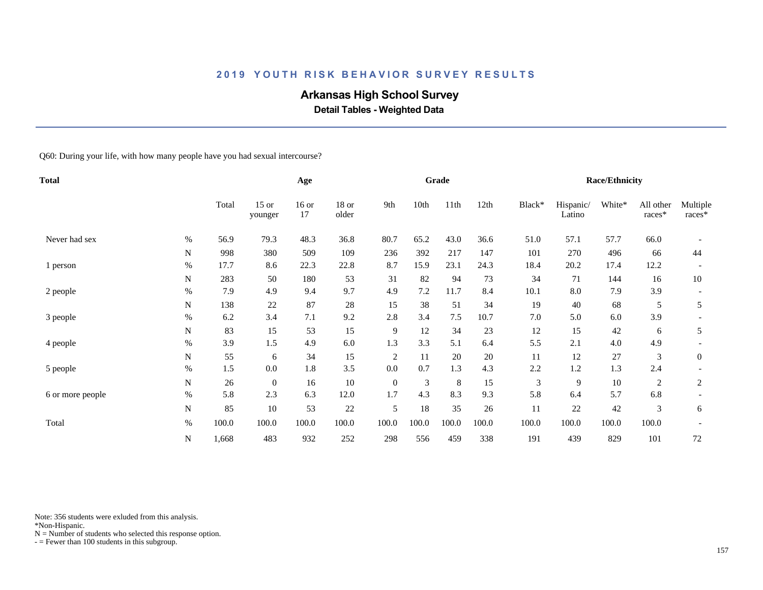# 2019 YOUTH RISK BEHAVIOR SURVEY RESULTS

## Arkansas High School Survey

### Detail Tables - Weighted Data

Q60: During your life, with how many people have you had sexual intercourse?

| Total | | | Age | | | Grade | | | | Race/Ethnicity | | | | |
|---|---|---|---|---|---|---|---|---|---|---|---|---|---|---|
| | | Total | 15 or younger | 16 or 17 | 18 or older | 9th | 10th | 11th | 12th | Black* | Hispanic/ Latino | White* | All other races* | Multiple races* |
| Never had sex | % | 56.9 | 79.3 | 48.3 | 36.8 | 80.7 | 65.2 | 43.0 | 36.6 | 51.0 | 57.1 | 57.7 | 66.0 | - |
| | N | 998 | 380 | 509 | 109 | 236 | 392 | 217 | 147 | 101 | 270 | 496 | 66 | 44 |
| 1 person | % | 17.7 | 8.6 | 22.3 | 22.8 | 8.7 | 15.9 | 23.1 | 24.3 | 18.4 | 20.2 | 17.4 | 12.2 | - |
| | N | 283 | 50 | 180 | 53 | 31 | 82 | 94 | 73 | 34 | 71 | 144 | 16 | 10 |
| 2 people | % | 7.9 | 4.9 | 9.4 | 9.7 | 4.9 | 7.2 | 11.7 | 8.4 | 10.1 | 8.0 | 7.9 | 3.9 | - |
| | N | 138 | 22 | 87 | 28 | 15 | 38 | 51 | 34 | 19 | 40 | 68 | 5 | 5 |
| 3 people | % | 6.2 | 3.4 | 7.1 | 9.2 | 2.8 | 3.4 | 7.5 | 10.7 | 7.0 | 5.0 | 6.0 | 3.9 | - |
| | N | 83 | 15 | 53 | 15 | 9 | 12 | 34 | 23 | 12 | 15 | 42 | 6 | 5 |
| 4 people | % | 3.9 | 1.5 | 4.9 | 6.0 | 1.3 | 3.3 | 5.1 | 6.4 | 5.5 | 2.1 | 4.0 | 4.9 | - |
| | N | 55 | 6 | 34 | 15 | 2 | 11 | 20 | 20 | 11 | 12 | 27 | 3 | 0 |
| 5 people | % | 1.5 | 0.0 | 1.8 | 3.5 | 0.0 | 0.7 | 1.3 | 4.3 | 2.2 | 1.2 | 1.3 | 2.4 | - |
| | N | 26 | 0 | 16 | 10 | 0 | 3 | 8 | 15 | 3 | 9 | 10 | 2 | 2 |
| 6 or more people | % | 5.8 | 2.3 | 6.3 | 12.0 | 1.7 | 4.3 | 8.3 | 9.3 | 5.8 | 6.4 | 5.7 | 6.8 | - |
| | N | 85 | 10 | 53 | 22 | 5 | 18 | 35 | 26 | 11 | 22 | 42 | 3 | 6 |
| Total | % | 100.0 | 100.0 | 100.0 | 100.0 | 100.0 | 100.0 | 100.0 | 100.0 | 100.0 | 100.0 | 100.0 | 100.0 | - |
| | N | 1,668 | 483 | 932 | 252 | 298 | 556 | 459 | 338 | 191 | 439 | 829 | 101 | 72 |

Note: 356 students were exluded from this analysis.
*Non-Hispanic.
N = Number of students who selected this response option.
- = Fewer than 100 students in this subgroup.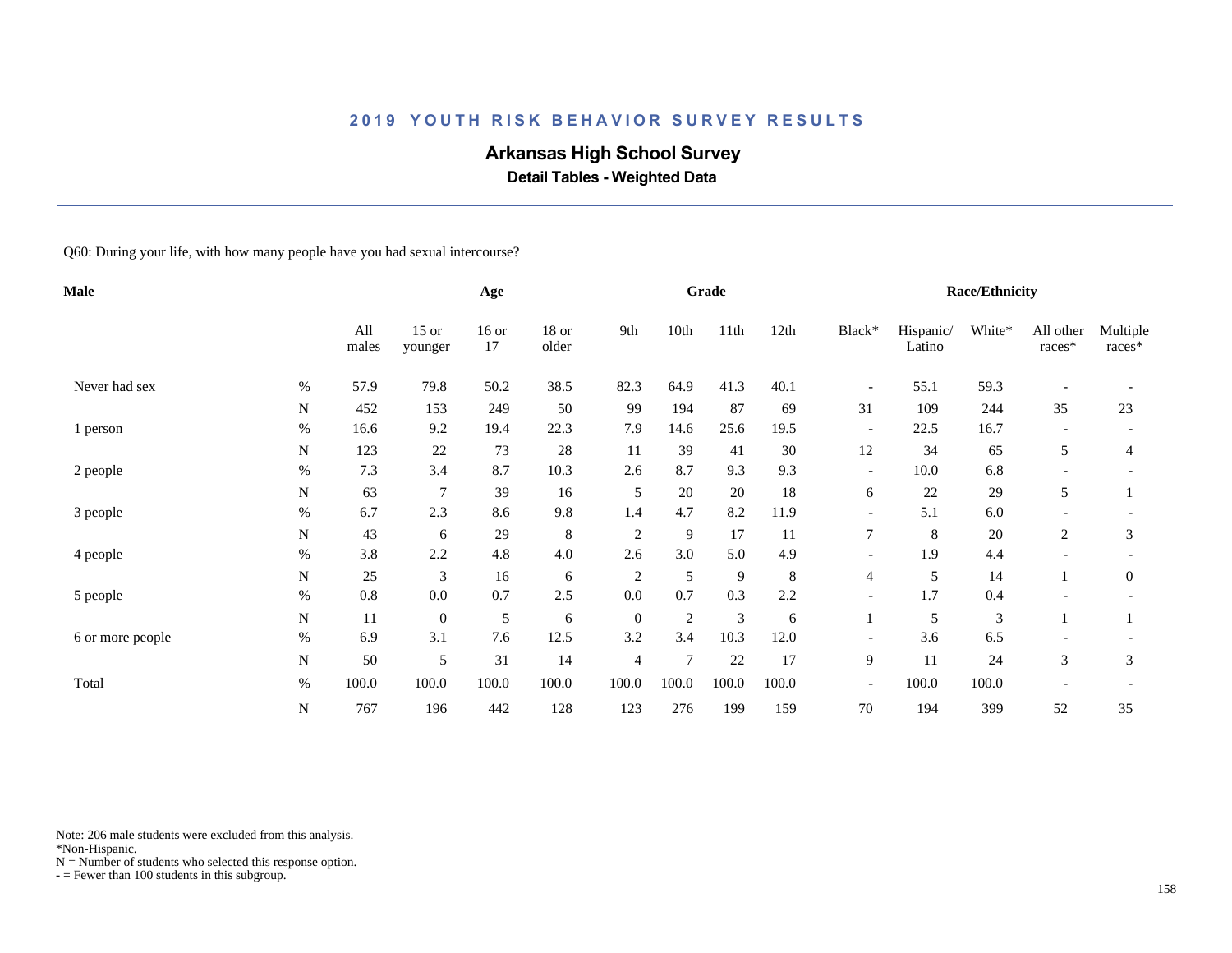## 2019 YOUTH RISK BEHAVIOR SURVEY RESULTS

# Arkansas High School Survey

### Detail Tables - Weighted Data

Q60: During your life, with how many people have you had sexual intercourse?

| Male | | All males | Age | | | Grade | | | | Race/Ethnicity | | | | |
|---|---|---|---|---|---|---|---|---|---|---|---|---|---|---|
| | | | 15 or younger | 16 or 17 | 18 or older | 9th | 10th | 11th | 12th | Black* | Hispanic/ Latino | White* | All other races* | Multiple races* |
| Never had sex | % | 57.9 | 79.8 | 50.2 | 38.5 | 82.3 | 64.9 | 41.3 | 40.1 | - | 55.1 | 59.3 | - | - |
| | N | 452 | 153 | 249 | 50 | 99 | 194 | 87 | 69 | 31 | 109 | 244 | 35 | 23 |
| 1 person | % | 16.6 | 9.2 | 19.4 | 22.3 | 7.9 | 14.6 | 25.6 | 19.5 | - | 22.5 | 16.7 | - | - |
| | N | 123 | 22 | 73 | 28 | 11 | 39 | 41 | 30 | 12 | 34 | 65 | 5 | 4 |
| 2 people | % | 7.3 | 3.4 | 8.7 | 10.3 | 2.6 | 8.7 | 9.3 | 9.3 | - | 10.0 | 6.8 | - | - |
| | N | 63 | 7 | 39 | 16 | 5 | 20 | 20 | 18 | 6 | 22 | 29 | 5 | 1 |
| 3 people | % | 6.7 | 2.3 | 8.6 | 9.8 | 1.4 | 4.7 | 8.2 | 11.9 | - | 5.1 | 6.0 | - | - |
| | N | 43 | 6 | 29 | 8 | 2 | 9 | 17 | 11 | 7 | 8 | 20 | 2 | 3 |
| 4 people | % | 3.8 | 2.2 | 4.8 | 4.0 | 2.6 | 3.0 | 5.0 | 4.9 | - | 1.9 | 4.4 | - | - |
| | N | 25 | 3 | 16 | 6 | 2 | 5 | 9 | 8 | 4 | 5 | 14 | 1 | 0 |
| 5 people | % | 0.8 | 0.0 | 0.7 | 2.5 | 0.0 | 0.7 | 0.3 | 2.2 | - | 1.7 | 0.4 | - | - |
| | N | 11 | 0 | 5 | 6 | 0 | 2 | 3 | 6 | 1 | 5 | 3 | 1 | 1 |
| 6 or more people | % | 6.9 | 3.1 | 7.6 | 12.5 | 3.2 | 3.4 | 10.3 | 12.0 | - | 3.6 | 6.5 | - | - |
| | N | 50 | 5 | 31 | 14 | 4 | 7 | 22 | 17 | 9 | 11 | 24 | 3 | 3 |
| Total | % | 100.0 | 100.0 | 100.0 | 100.0 | 100.0 | 100.0 | 100.0 | 100.0 | - | 100.0 | 100.0 | - | - |
| | N | 767 | 196 | 442 | 128 | 123 | 276 | 199 | 159 | 70 | 194 | 399 | 52 | 35 |

Note: 206 male students were excluded from this analysis.
*Non-Hispanic.
N = Number of students who selected this response option.
- = Fewer than 100 students in this subgroup.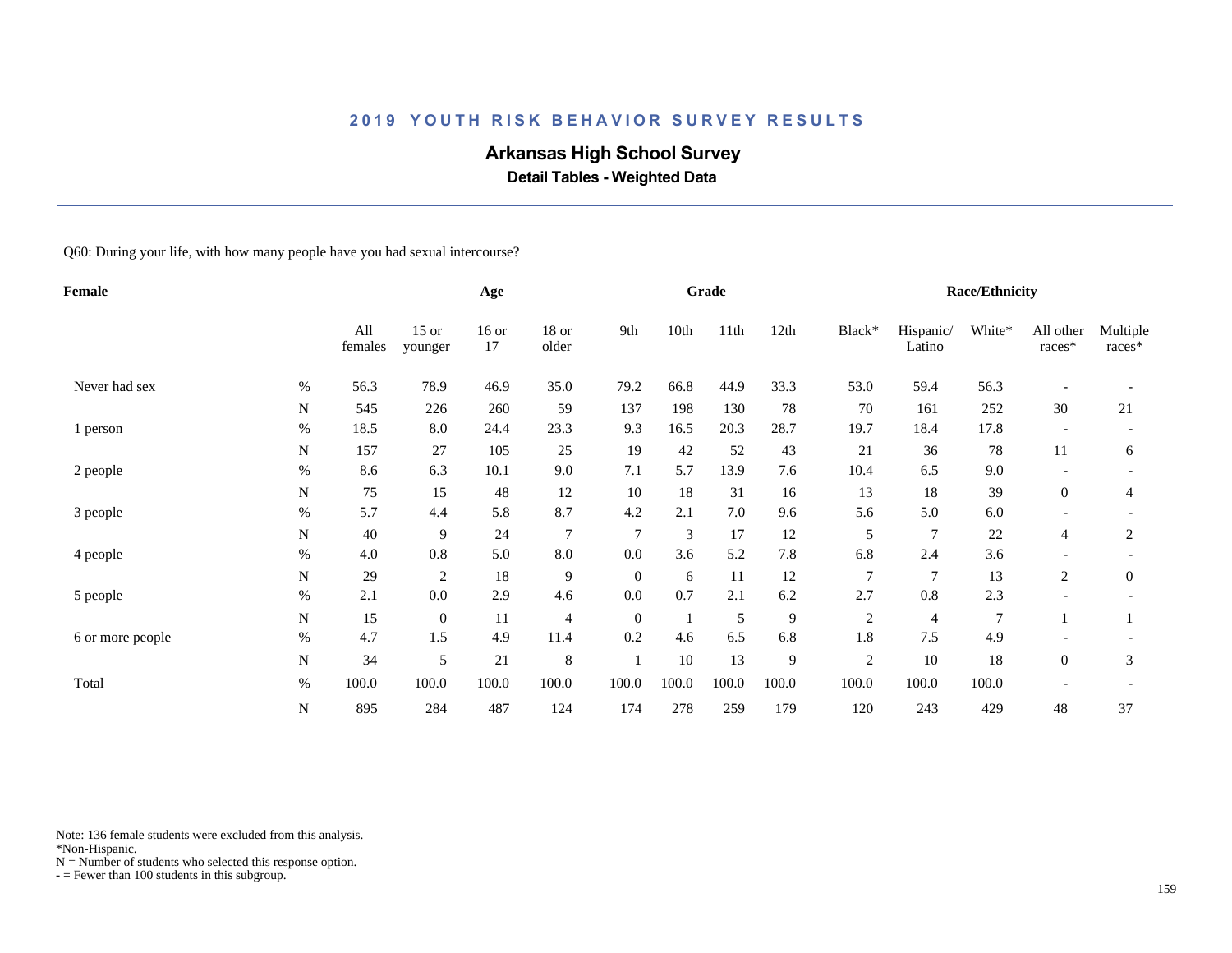## 2019 YOUTH RISK BEHAVIOR SURVEY RESULTS

# Arkansas High School Survey

### Detail Tables - Weighted Data

Q60: During your life, with how many people have you had sexual intercourse?

| Female | | Age | | | | Grade | | | | Race/Ethnicity | | | | |
|---|---|---|---|---|---|---|---|---|---|---|---|---|---|---|
| | | All females | 15 or younger | 16 or 17 | 18 or older | 9th | 10th | 11th | 12th | Black* | Hispanic/ Latino | White* | All other races* | Multiple races* |
| Never had sex | % | 56.3 | 78.9 | 46.9 | 35.0 | 79.2 | 66.8 | 44.9 | 33.3 | 53.0 | 59.4 | 56.3 | - | - |
| | N | 545 | 226 | 260 | 59 | 137 | 198 | 130 | 78 | 70 | 161 | 252 | 30 | 21 |
| 1 person | % | 18.5 | 8.0 | 24.4 | 23.3 | 9.3 | 16.5 | 20.3 | 28.7 | 19.7 | 18.4 | 17.8 | - | - |
| | N | 157 | 27 | 105 | 25 | 19 | 42 | 52 | 43 | 21 | 36 | 78 | 11 | 6 |
| 2 people | % | 8.6 | 6.3 | 10.1 | 9.0 | 7.1 | 5.7 | 13.9 | 7.6 | 10.4 | 6.5 | 9.0 | - | - |
| | N | 75 | 15 | 48 | 12 | 10 | 18 | 31 | 16 | 13 | 18 | 39 | 0 | 4 |
| 3 people | % | 5.7 | 4.4 | 5.8 | 8.7 | 4.2 | 2.1 | 7.0 | 9.6 | 5.6 | 5.0 | 6.0 | - | - |
| | N | 40 | 9 | 24 | 7 | 7 | 3 | 17 | 12 | 5 | 7 | 22 | 4 | 2 |
| 4 people | % | 4.0 | 0.8 | 5.0 | 8.0 | 0.0 | 3.6 | 5.2 | 7.8 | 6.8 | 2.4 | 3.6 | - | - |
| | N | 29 | 2 | 18 | 9 | 0 | 6 | 11 | 12 | 7 | 7 | 13 | 2 | 0 |
| 5 people | % | 2.1 | 0.0 | 2.9 | 4.6 | 0.0 | 0.7 | 2.1 | 6.2 | 2.7 | 0.8 | 2.3 | - | - |
| | N | 15 | 0 | 11 | 4 | 0 | 1 | 5 | 9 | 2 | 4 | 7 | 1 | 1 |
| 6 or more people | % | 4.7 | 1.5 | 4.9 | 11.4 | 0.2 | 4.6 | 6.5 | 6.8 | 1.8 | 7.5 | 4.9 | - | - |
| | N | 34 | 5 | 21 | 8 | 1 | 10 | 13 | 9 | 2 | 10 | 18 | 0 | 3 |
| Total | % | 100.0 | 100.0 | 100.0 | 100.0 | 100.0 | 100.0 | 100.0 | 100.0 | 100.0 | 100.0 | 100.0 | - | - |
| | N | 895 | 284 | 487 | 124 | 174 | 278 | 259 | 179 | 120 | 243 | 429 | 48 | 37 |

Note: 136 female students were excluded from this analysis.
*Non-Hispanic.
N = Number of students who selected this response option.
- = Fewer than 100 students in this subgroup.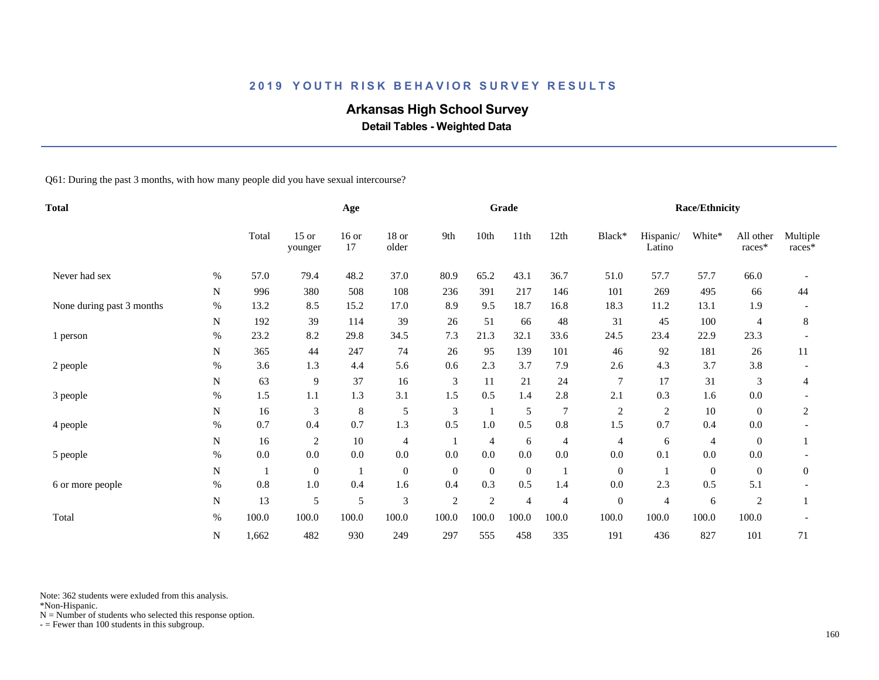# 2019 YOUTH RISK BEHAVIOR SURVEY RESULTS

## Arkansas High School Survey

### Detail Tables - Weighted Data

Q61: During the past 3 months, with how many people did you have sexual intercourse?

| Total | | Age | | | | Grade | | | | Race/Ethnicity | | | | |
|---|---|---|---|---|---|---|---|---|---|---|---|---|---|---|
| | | Total | 15 or younger | 16 or 17 | 18 or older | 9th | 10th | 11th | 12th | Black* | Hispanic/ Latino | White* | All other races* | Multiple races* |
| Never had sex | % | 57.0 | 79.4 | 48.2 | 37.0 | 80.9 | 65.2 | 43.1 | 36.7 | 51.0 | 57.7 | 57.7 | 66.0 | - |
| | N | 996 | 380 | 508 | 108 | 236 | 391 | 217 | 146 | 101 | 269 | 495 | 66 | 44 |
| None during past 3 months | % | 13.2 | 8.5 | 15.2 | 17.0 | 8.9 | 9.5 | 18.7 | 16.8 | 18.3 | 11.2 | 13.1 | 1.9 | - |
| | N | 192 | 39 | 114 | 39 | 26 | 51 | 66 | 48 | 31 | 45 | 100 | 4 | 8 |
| 1 person | % | 23.2 | 8.2 | 29.8 | 34.5 | 7.3 | 21.3 | 32.1 | 33.6 | 24.5 | 23.4 | 22.9 | 23.3 | - |
| | N | 365 | 44 | 247 | 74 | 26 | 95 | 139 | 101 | 46 | 92 | 181 | 26 | 11 |
| 2 people | % | 3.6 | 1.3 | 4.4 | 5.6 | 0.6 | 2.3 | 3.7 | 7.9 | 2.6 | 4.3 | 3.7 | 3.8 | - |
| | N | 63 | 9 | 37 | 16 | 3 | 11 | 21 | 24 | 7 | 17 | 31 | 3 | 4 |
| 3 people | % | 1.5 | 1.1 | 1.3 | 3.1 | 1.5 | 0.5 | 1.4 | 2.8 | 2.1 | 0.3 | 1.6 | 0.0 | - |
| | N | 16 | 3 | 8 | 5 | 3 | 1 | 5 | 7 | 2 | 2 | 10 | 0 | 2 |
| 4 people | % | 0.7 | 0.4 | 0.7 | 1.3 | 0.5 | 1.0 | 0.5 | 0.8 | 1.5 | 0.7 | 0.4 | 0.0 | - |
| | N | 16 | 2 | 10 | 4 | 1 | 4 | 6 | 4 | 4 | 6 | 4 | 0 | 1 |
| 5 people | % | 0.0 | 0.0 | 0.0 | 0.0 | 0.0 | 0.0 | 0.0 | 0.0 | 0.0 | 0.1 | 0.0 | 0.0 | - |
| | N | 1 | 0 | 1 | 0 | 0 | 0 | 0 | 1 | 0 | 1 | 0 | 0 | 0 |
| 6 or more people | % | 0.8 | 1.0 | 0.4 | 1.6 | 0.4 | 0.3 | 0.5 | 1.4 | 0.0 | 2.3 | 0.5 | 5.1 | - |
| | N | 13 | 5 | 5 | 3 | 2 | 2 | 4 | 4 | 0 | 4 | 6 | 2 | 1 |
| Total | % | 100.0 | 100.0 | 100.0 | 100.0 | 100.0 | 100.0 | 100.0 | 100.0 | 100.0 | 100.0 | 100.0 | 100.0 | - |
| | N | 1,662 | 482 | 930 | 249 | 297 | 555 | 458 | 335 | 191 | 436 | 827 | 101 | 71 |

Note: 362 students were exluded from this analysis.
*Non-Hispanic.
N = Number of students who selected this response option.
- = Fewer than 100 students in this subgroup.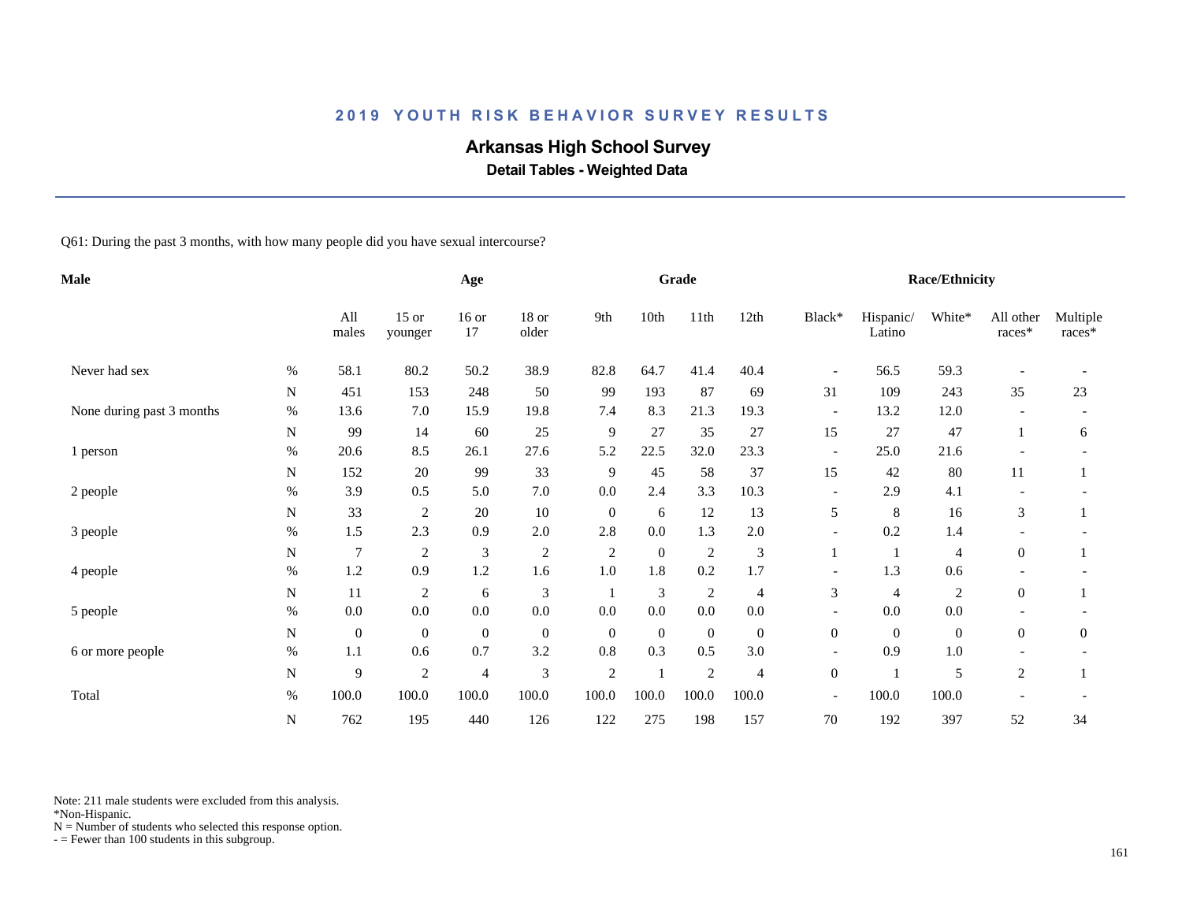# 2019 YOUTH RISK BEHAVIOR SURVEY RESULTS

## Arkansas High School Survey

### Detail Tables - Weighted Data

Q61: During the past 3 months, with how many people did you have sexual intercourse?

| Male | | Age | | | | Grade | | | | | Race/Ethnicity | | | | |
|---|---|---|---|---|---|---|---|---|---|---|---|---|---|---|---|
| | | All males | 15 or younger | 16 or 17 | 18 or older | 9th | 10th | 11th | 12th | Black* | Hispanic/ Latino | White* | All other races* | Multiple races* |
| Never had sex | % | 58.1 | 80.2 | 50.2 | 38.9 | 82.8 | 64.7 | 41.4 | 40.4 | - | 56.5 | 59.3 | - | - |
| | N | 451 | 153 | 248 | 50 | 99 | 193 | 87 | 69 | 31 | 109 | 243 | 35 | 23 |
| None during past 3 months | % | 13.6 | 7.0 | 15.9 | 19.8 | 7.4 | 8.3 | 21.3 | 19.3 | - | 13.2 | 12.0 | - | - |
| | N | 99 | 14 | 60 | 25 | 9 | 27 | 35 | 27 | 15 | 27 | 47 | 1 | 6 |
| 1 person | % | 20.6 | 8.5 | 26.1 | 27.6 | 5.2 | 22.5 | 32.0 | 23.3 | - | 25.0 | 21.6 | - | - |
| | N | 152 | 20 | 99 | 33 | 9 | 45 | 58 | 37 | 15 | 42 | 80 | 11 | 1 |
| 2 people | % | 3.9 | 0.5 | 5.0 | 7.0 | 0.0 | 2.4 | 3.3 | 10.3 | - | 2.9 | 4.1 | - | - |
| | N | 33 | 2 | 20 | 10 | 0 | 6 | 12 | 13 | 5 | 8 | 16 | 3 | 1 |
| 3 people | % | 1.5 | 2.3 | 0.9 | 2.0 | 2.8 | 0.0 | 1.3 | 2.0 | - | 0.2 | 1.4 | - | - |
| | N | 7 | 2 | 3 | 2 | 2 | 0 | 2 | 3 | 1 | 1 | 4 | 0 | 1 |
| 4 people | % | 1.2 | 0.9 | 1.2 | 1.6 | 1.0 | 1.8 | 0.2 | 1.7 | - | 1.3 | 0.6 | - | - |
| | N | 11 | 2 | 6 | 3 | 1 | 3 | 2 | 4 | 3 | 4 | 2 | 0 | 1 |
| 5 people | % | 0.0 | 0.0 | 0.0 | 0.0 | 0.0 | 0.0 | 0.0 | 0.0 | - | 0.0 | 0.0 | - | - |
| | N | 0 | 0 | 0 | 0 | 0 | 0 | 0 | 0 | 0 | 0 | 0 | 0 | 0 |
| 6 or more people | % | 1.1 | 0.6 | 0.7 | 3.2 | 0.8 | 0.3 | 0.5 | 3.0 | - | 0.9 | 1.0 | - | - |
| | N | 9 | 2 | 4 | 3 | 2 | 1 | 2 | 4 | 0 | 1 | 5 | 2 | 1 |
| Total | % | 100.0 | 100.0 | 100.0 | 100.0 | 100.0 | 100.0 | 100.0 | 100.0 | - | 100.0 | 100.0 | - | - |
| | N | 762 | 195 | 440 | 126 | 122 | 275 | 198 | 157 | 70 | 192 | 397 | 52 | 34 |

Note: 211 male students were excluded from this analysis.
*Non-Hispanic.
N = Number of students who selected this response option.
- = Fewer than 100 students in this subgroup.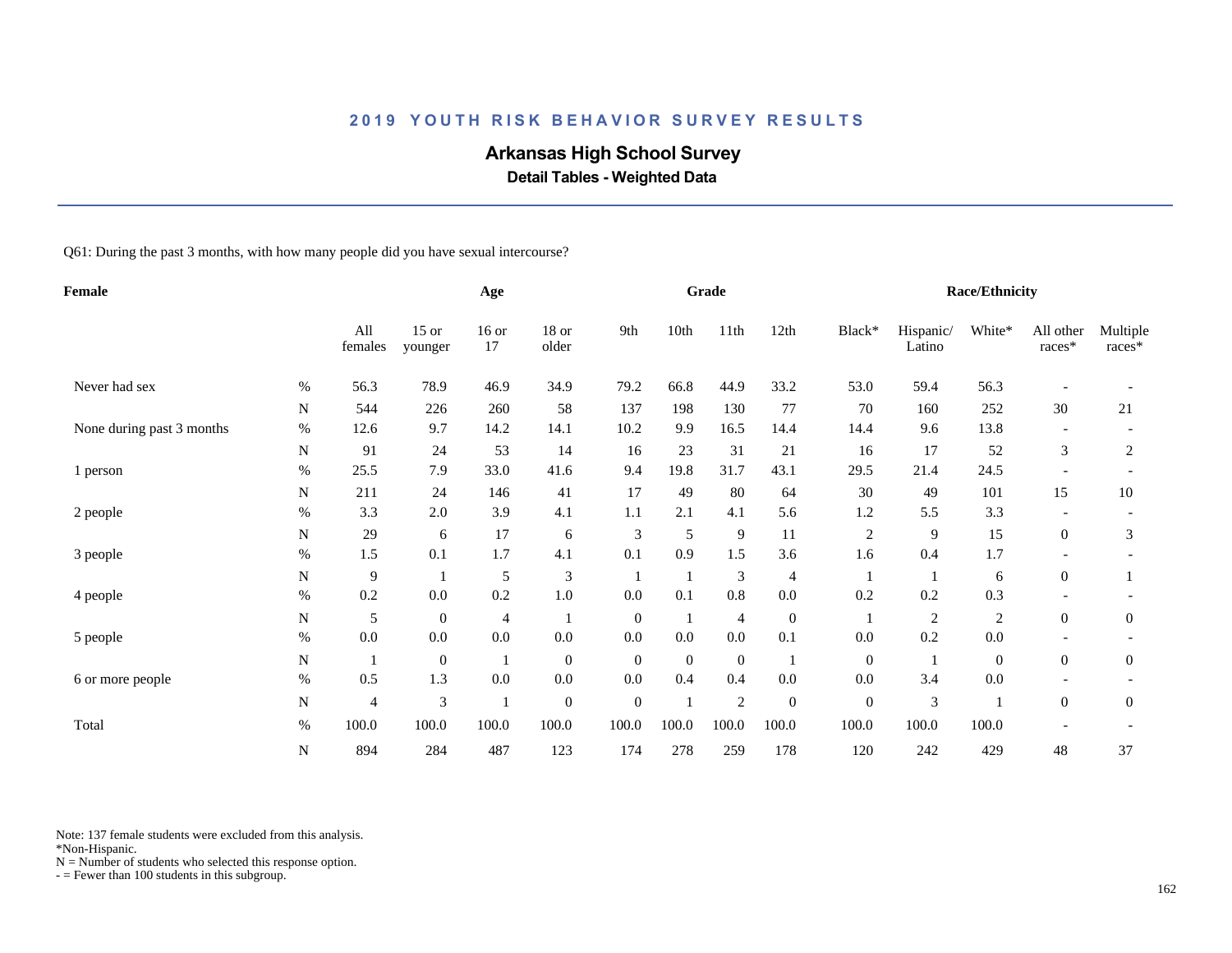## 2019 YOUTH RISK BEHAVIOR SURVEY RESULTS

# Arkansas High School Survey

### Detail Tables - Weighted Data

Q61: During the past 3 months, with how many people did you have sexual intercourse?

| Female | | Age | | | | Grade | | | | Race/Ethnicity | | | | |
|---|---|---|---|---|---|---|---|---|---|---|---|---|---|---|
| | | All females | 15 or younger | 16 or 17 | 18 or older | 9th | 10th | 11th | 12th | Black* | Hispanic/ Latino | White* | All other races* | Multiple races* |
| Never had sex | % | 56.3 | 78.9 | 46.9 | 34.9 | 79.2 | 66.8 | 44.9 | 33.2 | 53.0 | 59.4 | 56.3 | - | - |
| | N | 544 | 226 | 260 | 58 | 137 | 198 | 130 | 77 | 70 | 160 | 252 | 30 | 21 |
| None during past 3 months | % | 12.6 | 9.7 | 14.2 | 14.1 | 10.2 | 9.9 | 16.5 | 14.4 | 14.4 | 9.6 | 13.8 | - | - |
| | N | 91 | 24 | 53 | 14 | 16 | 23 | 31 | 21 | 16 | 17 | 52 | 3 | 2 |
| 1 person | % | 25.5 | 7.9 | 33.0 | 41.6 | 9.4 | 19.8 | 31.7 | 43.1 | 29.5 | 21.4 | 24.5 | - | - |
| | N | 211 | 24 | 146 | 41 | 17 | 49 | 80 | 64 | 30 | 49 | 101 | 15 | 10 |
| 2 people | % | 3.3 | 2.0 | 3.9 | 4.1 | 1.1 | 2.1 | 4.1 | 5.6 | 1.2 | 5.5 | 3.3 | - | - |
| | N | 29 | 6 | 17 | 6 | 3 | 5 | 9 | 11 | 2 | 9 | 15 | 0 | 3 |
| 3 people | % | 1.5 | 0.1 | 1.7 | 4.1 | 0.1 | 0.9 | 1.5 | 3.6 | 1.6 | 0.4 | 1.7 | - | - |
| | N | 9 | 1 | 5 | 3 | 1 | 1 | 3 | 4 | 1 | 1 | 6 | 0 | 1 |
| 4 people | % | 0.2 | 0.0 | 0.2 | 1.0 | 0.0 | 0.1 | 0.8 | 0.0 | 0.2 | 0.2 | 0.3 | - | - |
| | N | 5 | 0 | 4 | 1 | 0 | 1 | 4 | 0 | 1 | 2 | 2 | 0 | 0 |
| 5 people | % | 0.0 | 0.0 | 0.0 | 0.0 | 0.0 | 0.0 | 0.0 | 0.1 | 0.0 | 0.2 | 0.0 | - | - |
| | N | 1 | 0 | 1 | 0 | 0 | 0 | 0 | 1 | 0 | 1 | 0 | 0 | 0 |
| 6 or more people | % | 0.5 | 1.3 | 0.0 | 0.0 | 0.0 | 0.4 | 0.4 | 0.0 | 0.0 | 3.4 | 0.0 | - | - |
| | N | 4 | 3 | 1 | 0 | 0 | 1 | 2 | 0 | 0 | 3 | 1 | 0 | 0 |
| Total | % | 100.0 | 100.0 | 100.0 | 100.0 | 100.0 | 100.0 | 100.0 | 100.0 | 100.0 | 100.0 | 100.0 | - | - |
| | N | 894 | 284 | 487 | 123 | 174 | 278 | 259 | 178 | 120 | 242 | 429 | 48 | 37 |

Note: 137 female students were excluded from this analysis.
*Non-Hispanic.
N = Number of students who selected this response option.
- = Fewer than 100 students in this subgroup.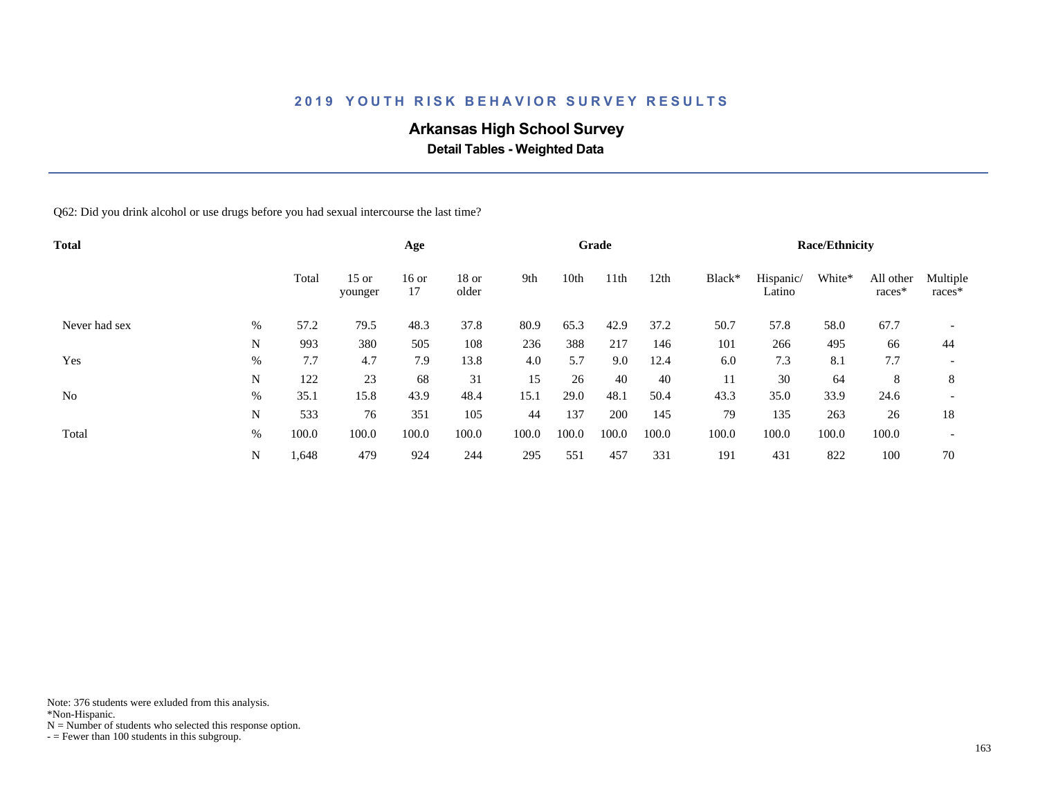## 2019 YOUTH RISK BEHAVIOR SURVEY RESULTS

# Arkansas High School Survey

### Detail Tables - Weighted Data

Q62: Did you drink alcohol or use drugs before you had sexual intercourse the last time?

| Total | | | Age | | | Grade | | | | Race/Ethnicity | | | | |
|---|---|---|---|---|---|---|---|---|---|---|---|---|---|---|
| | | Total | 15 or younger | 16 or 17 | 18 or older | 9th | 10th | 11th | 12th | Black* | Hispanic/ Latino | White* | All other races* | Multiple races* |
| Never had sex | % | 57.2 | 79.5 | 48.3 | 37.8 | 80.9 | 65.3 | 42.9 | 37.2 | 50.7 | 57.8 | 58.0 | 67.7 | - |
| | N | 993 | 380 | 505 | 108 | 236 | 388 | 217 | 146 | 101 | 266 | 495 | 66 | 44 |
| Yes | % | 7.7 | 4.7 | 7.9 | 13.8 | 4.0 | 5.7 | 9.0 | 12.4 | 6.0 | 7.3 | 8.1 | 7.7 | - |
| | N | 122 | 23 | 68 | 31 | 15 | 26 | 40 | 40 | 11 | 30 | 64 | 8 | 8 |
| No | % | 35.1 | 15.8 | 43.9 | 48.4 | 15.1 | 29.0 | 48.1 | 50.4 | 43.3 | 35.0 | 33.9 | 24.6 | - |
| | N | 533 | 76 | 351 | 105 | 44 | 137 | 200 | 145 | 79 | 135 | 263 | 26 | 18 |
| Total | % | 100.0 | 100.0 | 100.0 | 100.0 | 100.0 | 100.0 | 100.0 | 100.0 | 100.0 | 100.0 | 100.0 | 100.0 | - |
| | N | 1,648 | 479 | 924 | 244 | 295 | 551 | 457 | 331 | 191 | 431 | 822 | 100 | 70 |

Note: 376 students were exluded from this analysis.
*Non-Hispanic.
N = Number of students who selected this response option.
- = Fewer than 100 students in this subgroup.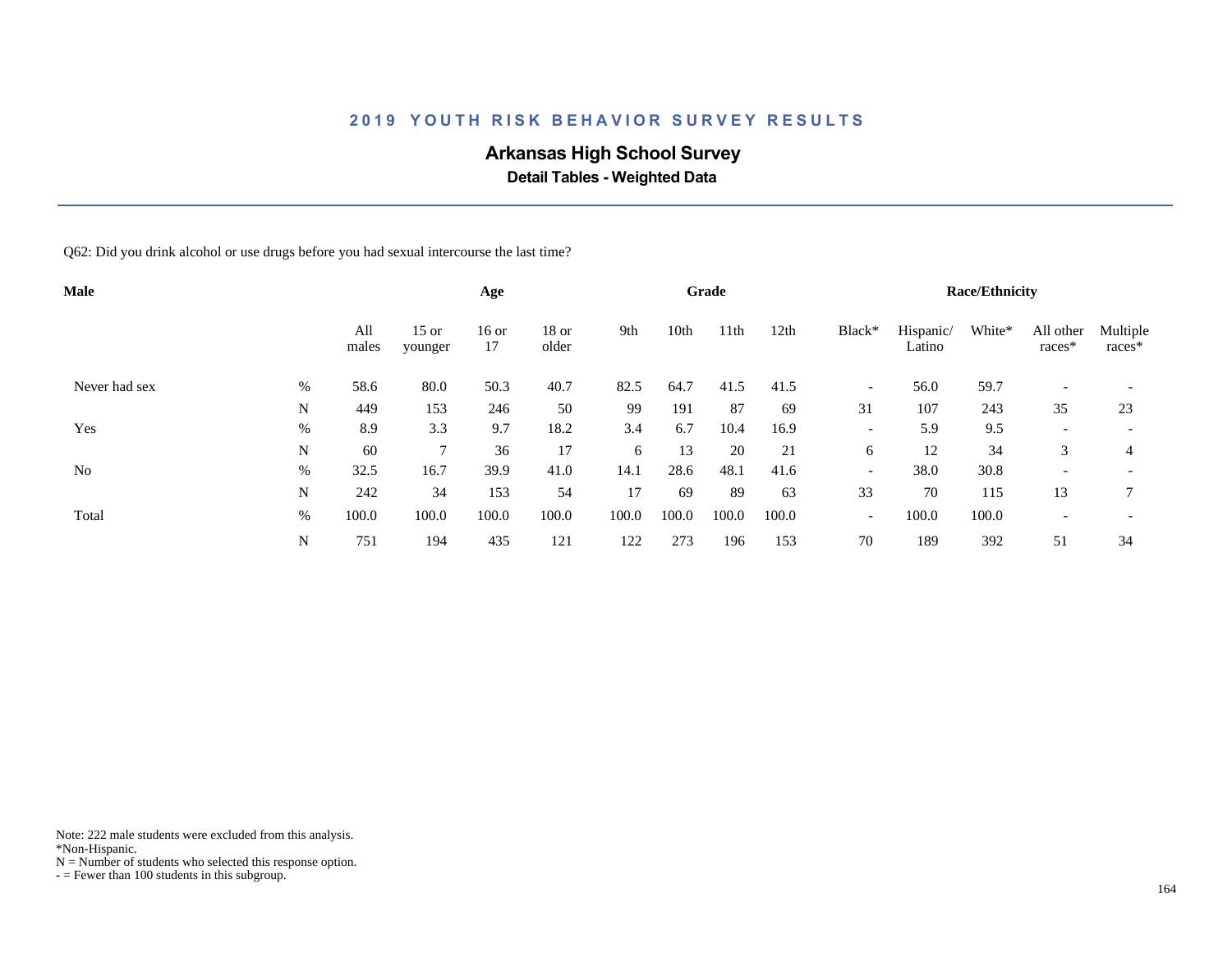## 2019 YOUTH RISK BEHAVIOR SURVEY RESULTS

### Arkansas High School Survey

**Detail Tables - Weighted Data**

Q62: Did you drink alcohol or use drugs before you had sexual intercourse the last time?

| Male | | All males | Age: 15 or younger | Age: 16 or 17 | Age: 18 or older | Grade: 9th | Grade: 10th | Grade: 11th | Grade: 12th | Race/Ethnicity: Black* | Race/Ethnicity: Hispanic/ Latino | Race/Ethnicity: White* | Race/Ethnicity: All other races* | Race/Ethnicity: Multiple races* |
|---|---|---|---|---|---|---|---|---|---|---|---|---|---|---|
| Never had sex | % | 58.6 | 80.0 | 50.3 | 40.7 | 82.5 | 64.7 | 41.5 | 41.5 | - | 56.0 | 59.7 | - | - |
| | N | 449 | 153 | 246 | 50 | 99 | 191 | 87 | 69 | 31 | 107 | 243 | 35 | 23 |
| Yes | % | 8.9 | 3.3 | 9.7 | 18.2 | 3.4 | 6.7 | 10.4 | 16.9 | - | 5.9 | 9.5 | - | - |
| | N | 60 | 7 | 36 | 17 | 6 | 13 | 20 | 21 | 6 | 12 | 34 | 3 | 4 |
| No | % | 32.5 | 16.7 | 39.9 | 41.0 | 14.1 | 28.6 | 48.1 | 41.6 | - | 38.0 | 30.8 | - | - |
| | N | 242 | 34 | 153 | 54 | 17 | 69 | 89 | 63 | 33 | 70 | 115 | 13 | 7 |
| Total | % | 100.0 | 100.0 | 100.0 | 100.0 | 100.0 | 100.0 | 100.0 | 100.0 | - | 100.0 | 100.0 | - | - |
| | N | 751 | 194 | 435 | 121 | 122 | 273 | 196 | 153 | 70 | 189 | 392 | 51 | 34 |

Note: 222 male students were excluded from this analysis.
*Non-Hispanic.
N = Number of students who selected this response option.
- = Fewer than 100 students in this subgroup.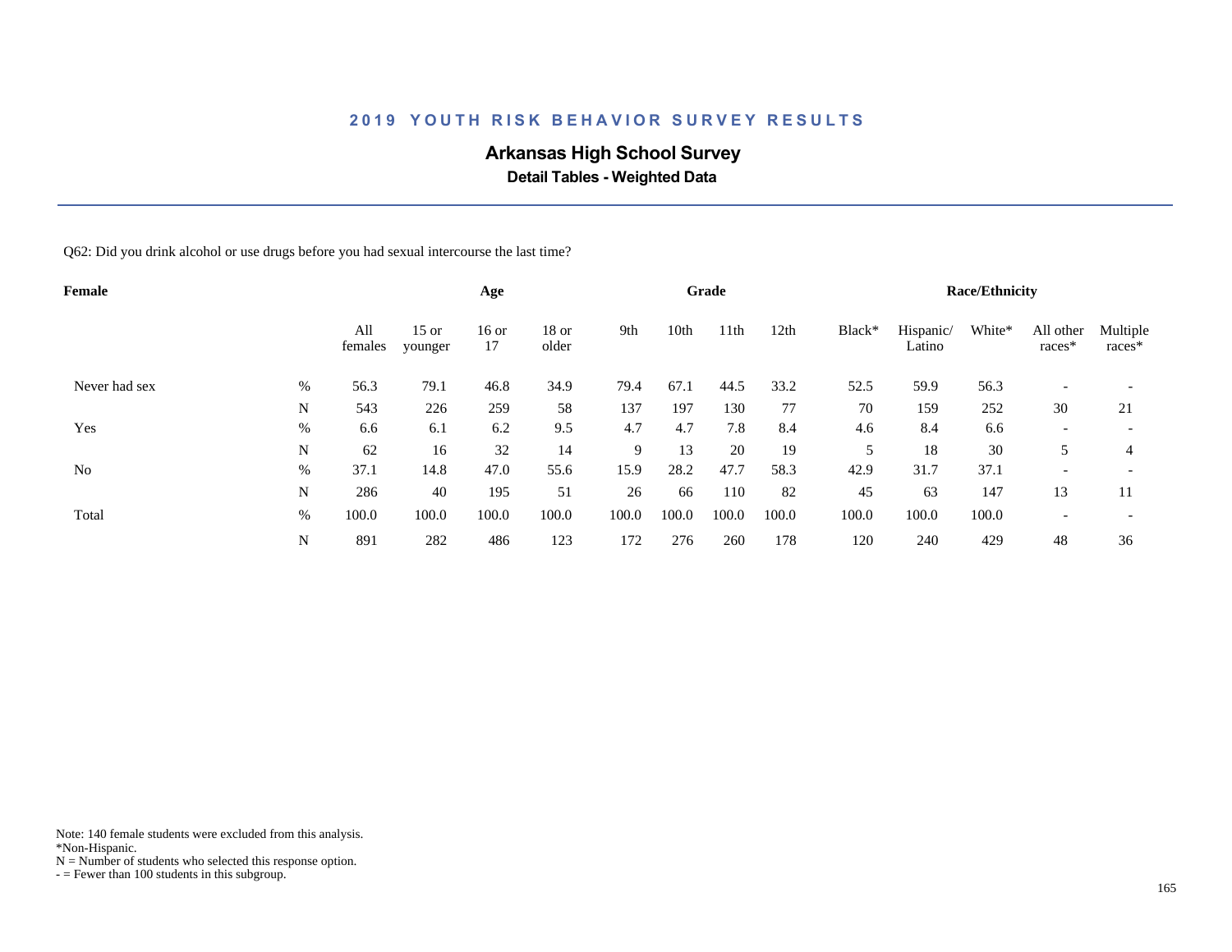## 2019 YOUTH RISK BEHAVIOR SURVEY RESULTS

### Arkansas High School Survey

**Detail Tables - Weighted Data**

Q62: Did you drink alcohol or use drugs before you had sexual intercourse the last time?

| Female | | Age | | | | Grade | | | | Race/Ethnicity | | | | |
|---|---|---|---|---|---|---|---|---|---|---|---|---|---|---|
| | | All females | 15 or younger | 16 or 17 | 18 or older | 9th | 10th | 11th | 12th | Black* | Hispanic/ Latino | White* | All other races* | Multiple races* |
| Never had sex | % | 56.3 | 79.1 | 46.8 | 34.9 | 79.4 | 67.1 | 44.5 | 33.2 | 52.5 | 59.9 | 56.3 | - | - |
| | N | 543 | 226 | 259 | 58 | 137 | 197 | 130 | 77 | 70 | 159 | 252 | 30 | 21 |
| Yes | % | 6.6 | 6.1 | 6.2 | 9.5 | 4.7 | 4.7 | 7.8 | 8.4 | 4.6 | 8.4 | 6.6 | - | - |
| | N | 62 | 16 | 32 | 14 | 9 | 13 | 20 | 19 | 5 | 18 | 30 | 5 | 4 |
| No | % | 37.1 | 14.8 | 47.0 | 55.6 | 15.9 | 28.2 | 47.7 | 58.3 | 42.9 | 31.7 | 37.1 | - | - |
| | N | 286 | 40 | 195 | 51 | 26 | 66 | 110 | 82 | 45 | 63 | 147 | 13 | 11 |
| Total | % | 100.0 | 100.0 | 100.0 | 100.0 | 100.0 | 100.0 | 100.0 | 100.0 | 100.0 | 100.0 | 100.0 | - | - |
| | N | 891 | 282 | 486 | 123 | 172 | 276 | 260 | 178 | 120 | 240 | 429 | 48 | 36 |

Note: 140 female students were excluded from this analysis.
*Non-Hispanic.
N = Number of students who selected this response option.
- = Fewer than 100 students in this subgroup.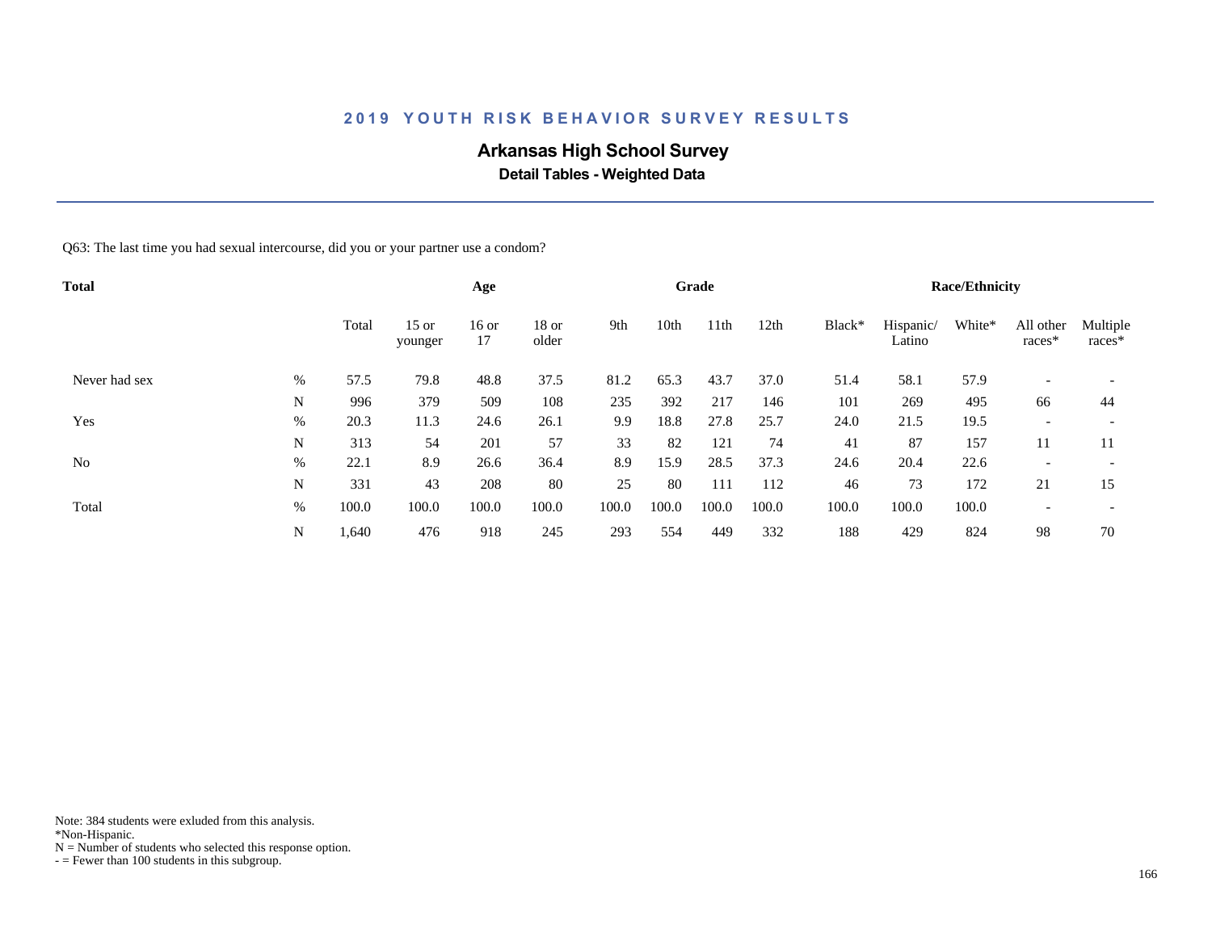## 2019 YOUTH RISK BEHAVIOR SURVEY RESULTS

### Arkansas High School Survey

**Detail Tables - Weighted Data**

Q63: The last time you had sexual intercourse, did you or your partner use a condom?

| **Total** | | Age | | | | Grade | | | | Race/Ethnicity | | | | |
|---|---|---|---|---|---|---|---|---|---|---|---|---|---|---|
| | | Total | 15 or younger | 16 or 17 | 18 or older | 9th | 10th | 11th | 12th | Black* | Hispanic/ Latino | White* | All other races* | Multiple races* |
| Never had sex | % | 57.5 | 79.8 | 48.8 | 37.5 | 81.2 | 65.3 | 43.7 | 37.0 | 51.4 | 58.1 | 57.9 | - | - |
| | N | 996 | 379 | 509 | 108 | 235 | 392 | 217 | 146 | 101 | 269 | 495 | 66 | 44 |
| Yes | % | 20.3 | 11.3 | 24.6 | 26.1 | 9.9 | 18.8 | 27.8 | 25.7 | 24.0 | 21.5 | 19.5 | - | - |
| | N | 313 | 54 | 201 | 57 | 33 | 82 | 121 | 74 | 41 | 87 | 157 | 11 | 11 |
| No | % | 22.1 | 8.9 | 26.6 | 36.4 | 8.9 | 15.9 | 28.5 | 37.3 | 24.6 | 20.4 | 22.6 | - | - |
| | N | 331 | 43 | 208 | 80 | 25 | 80 | 111 | 112 | 46 | 73 | 172 | 21 | 15 |
| Total | % | 100.0 | 100.0 | 100.0 | 100.0 | 100.0 | 100.0 | 100.0 | 100.0 | 100.0 | 100.0 | 100.0 | - | - |
| | N | 1,640 | 476 | 918 | 245 | 293 | 554 | 449 | 332 | 188 | 429 | 824 | 98 | 70 |

Note: 384 students were exluded from this analysis.
*Non-Hispanic.
N = Number of students who selected this response option.
- = Fewer than 100 students in this subgroup.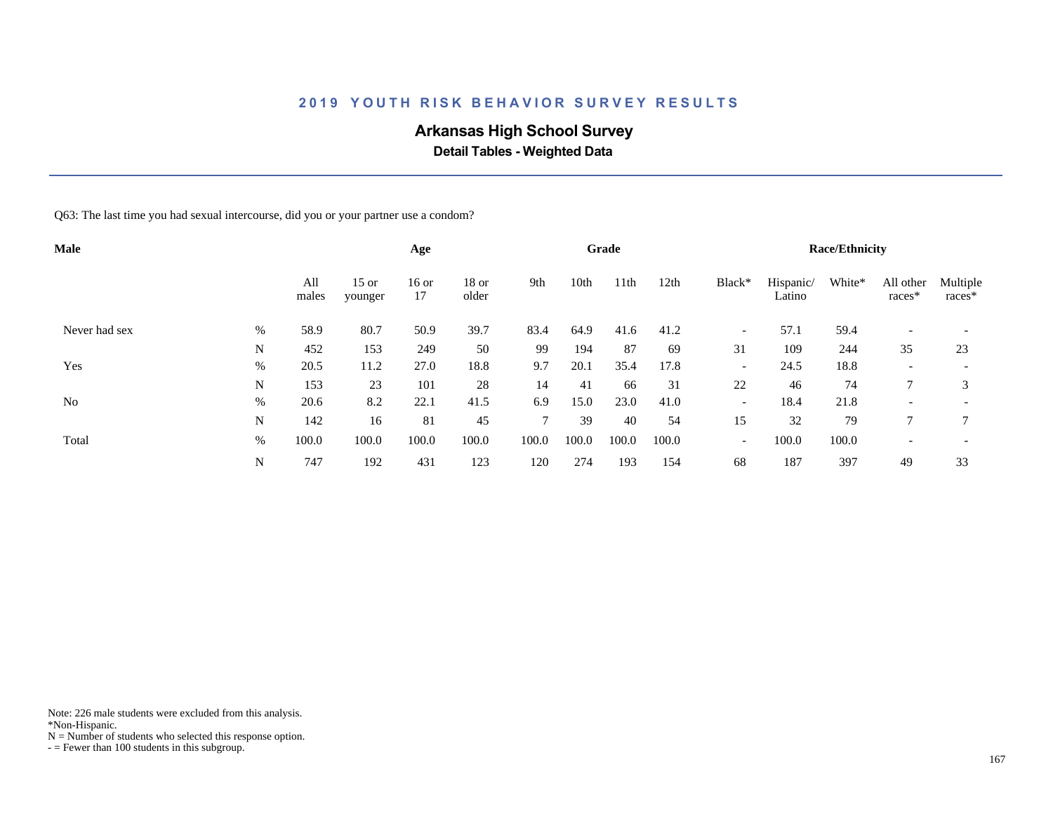## 2019 YOUTH RISK BEHAVIOR SURVEY RESULTS

### Arkansas High School Survey

**Detail Tables - Weighted Data**

Q63: The last time you had sexual intercourse, did you or your partner use a condom?

| Male | | Age | | | | Grade | | | | | Race/Ethnicity | | | | |
|---|---|---|---|---|---|---|---|---|---|---|---|---|---|---|---|
| | | All males | 15 or younger | 16 or 17 | 18 or older | 9th | 10th | 11th | 12th | Black* | Hispanic/ Latino | White* | All other races* | Multiple races* |
| Never had sex | % | 58.9 | 80.7 | 50.9 | 39.7 | 83.4 | 64.9 | 41.6 | 41.2 | - | 57.1 | 59.4 | - | - |
| | N | 452 | 153 | 249 | 50 | 99 | 194 | 87 | 69 | 31 | 109 | 244 | 35 | 23 |
| Yes | % | 20.5 | 11.2 | 27.0 | 18.8 | 9.7 | 20.1 | 35.4 | 17.8 | - | 24.5 | 18.8 | - | - |
| | N | 153 | 23 | 101 | 28 | 14 | 41 | 66 | 31 | 22 | 46 | 74 | 7 | 3 |
| No | % | 20.6 | 8.2 | 22.1 | 41.5 | 6.9 | 15.0 | 23.0 | 41.0 | - | 18.4 | 21.8 | - | - |
| | N | 142 | 16 | 81 | 45 | 7 | 39 | 40 | 54 | 15 | 32 | 79 | 7 | 7 |
| Total | % | 100.0 | 100.0 | 100.0 | 100.0 | 100.0 | 100.0 | 100.0 | 100.0 | - | 100.0 | 100.0 | - | - |
| | N | 747 | 192 | 431 | 123 | 120 | 274 | 193 | 154 | 68 | 187 | 397 | 49 | 33 |

Note: 226 male students were excluded from this analysis.
*Non-Hispanic.
N = Number of students who selected this response option.
- = Fewer than 100 students in this subgroup.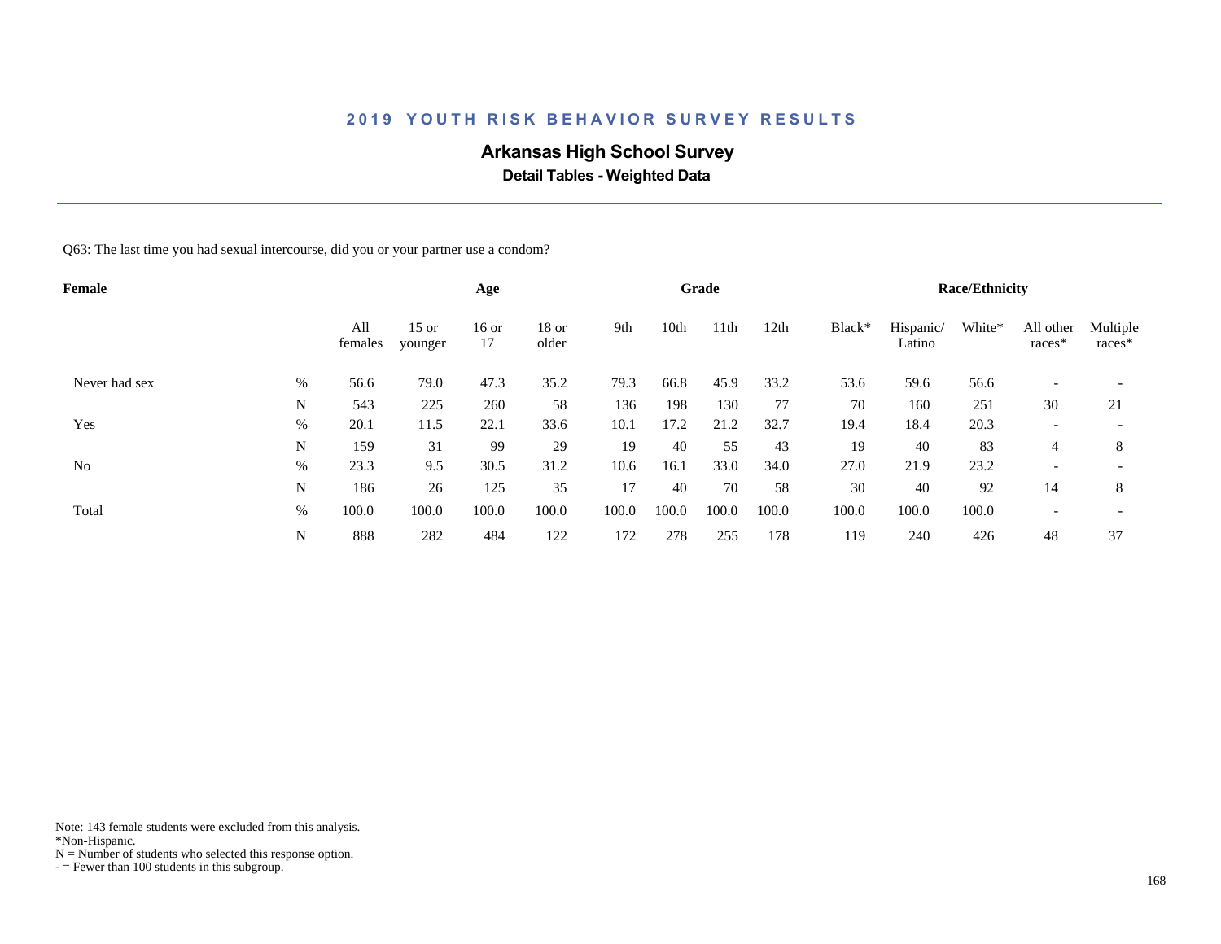# 2019 YOUTH RISK BEHAVIOR SURVEY RESULTS

## Arkansas High School Survey

### Detail Tables - Weighted Data

Q63: The last time you had sexual intercourse, did you or your partner use a condom?

| Female | | Age | | | | Grade | | | | Race/Ethnicity | | | | |
|---|---|---|---|---|---|---|---|---|---|---|---|---|---|---|
| | | All females | 15 or younger | 16 or 17 | 18 or older | 9th | 10th | 11th | 12th | Black* | Hispanic/ Latino | White* | All other races* | Multiple races* |
| Never had sex | % | 56.6 | 79.0 | 47.3 | 35.2 | 79.3 | 66.8 | 45.9 | 33.2 | 53.6 | 59.6 | 56.6 | - | - |
| | N | 543 | 225 | 260 | 58 | 136 | 198 | 130 | 77 | 70 | 160 | 251 | 30 | 21 |
| Yes | % | 20.1 | 11.5 | 22.1 | 33.6 | 10.1 | 17.2 | 21.2 | 32.7 | 19.4 | 18.4 | 20.3 | - | - |
| | N | 159 | 31 | 99 | 29 | 19 | 40 | 55 | 43 | 19 | 40 | 83 | 4 | 8 |
| No | % | 23.3 | 9.5 | 30.5 | 31.2 | 10.6 | 16.1 | 33.0 | 34.0 | 27.0 | 21.9 | 23.2 | - | - |
| | N | 186 | 26 | 125 | 35 | 17 | 40 | 70 | 58 | 30 | 40 | 92 | 14 | 8 |
| Total | % | 100.0 | 100.0 | 100.0 | 100.0 | 100.0 | 100.0 | 100.0 | 100.0 | 100.0 | 100.0 | 100.0 | - | - |
| | N | 888 | 282 | 484 | 122 | 172 | 278 | 255 | 178 | 119 | 240 | 426 | 48 | 37 |

Note: 143 female students were excluded from this analysis.
*Non-Hispanic.
N = Number of students who selected this response option.
- = Fewer than 100 students in this subgroup.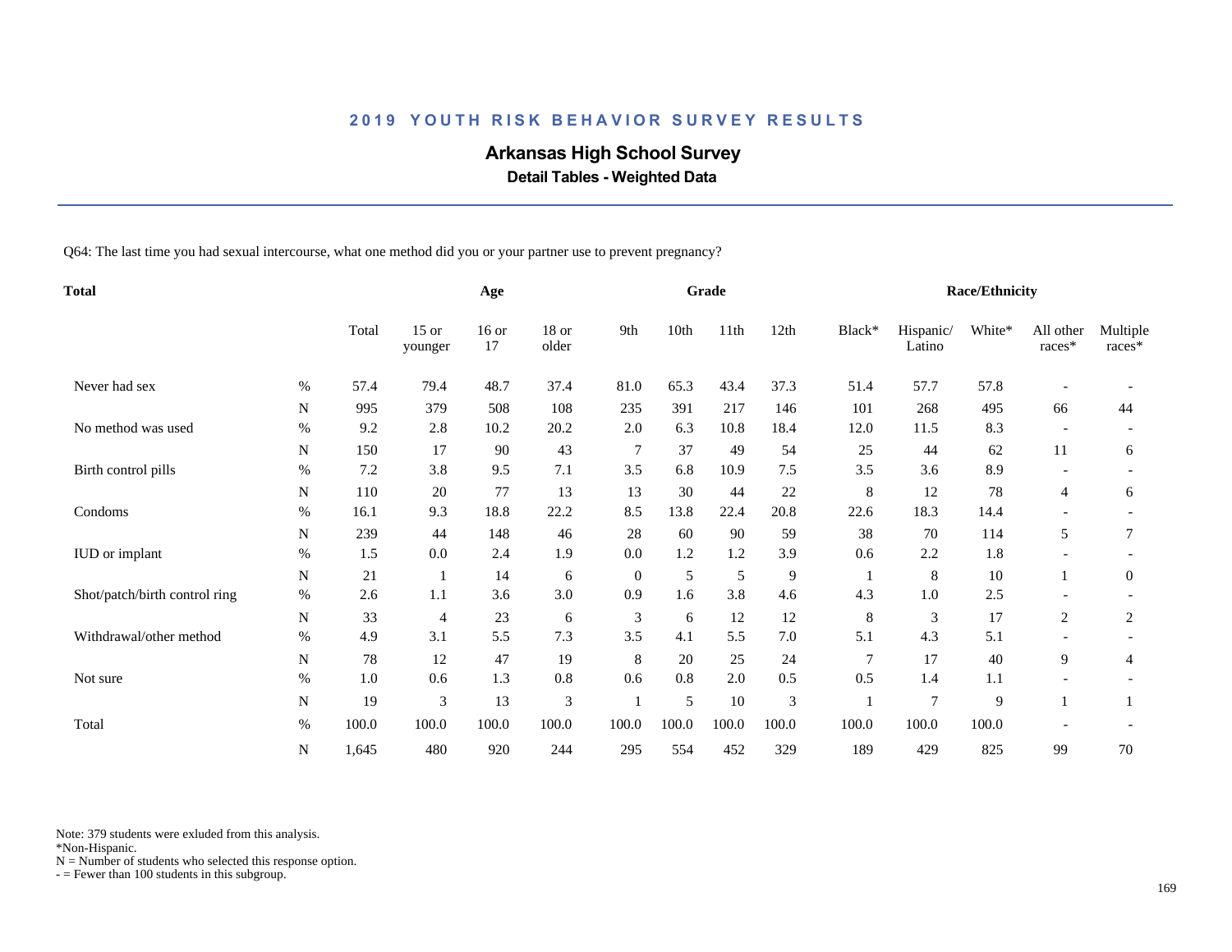## 2019 YOUTH RISK BEHAVIOR SURVEY RESULTS

### Arkansas High School Survey

**Detail Tables - Weighted Data**

Q64: The last time you had sexual intercourse, what one method did you or your partner use to prevent pregnancy?

| Total | | Total | Age | | | Grade | | | | Race/Ethnicity | | | | |
|---|---|---|---|---|---|---|---|---|---|---|---|---|---|---|
| | | Total | 15 or younger | 16 or 17 | 18 or older | 9th | 10th | 11th | 12th | Black* | Hispanic/ Latino | White* | All other races* | Multiple races* |
| Never had sex | % | 57.4 | 79.4 | 48.7 | 37.4 | 81.0 | 65.3 | 43.4 | 37.3 | 51.4 | 57.7 | 57.8 | - | - |
| | N | 995 | 379 | 508 | 108 | 235 | 391 | 217 | 146 | 101 | 268 | 495 | 66 | 44 |
| No method was used | % | 9.2 | 2.8 | 10.2 | 20.2 | 2.0 | 6.3 | 10.8 | 18.4 | 12.0 | 11.5 | 8.3 | - | - |
| | N | 150 | 17 | 90 | 43 | 7 | 37 | 49 | 54 | 25 | 44 | 62 | 11 | 6 |
| Birth control pills | % | 7.2 | 3.8 | 9.5 | 7.1 | 3.5 | 6.8 | 10.9 | 7.5 | 3.5 | 3.6 | 8.9 | - | - |
| | N | 110 | 20 | 77 | 13 | 13 | 30 | 44 | 22 | 8 | 12 | 78 | 4 | 6 |
| Condoms | % | 16.1 | 9.3 | 18.8 | 22.2 | 8.5 | 13.8 | 22.4 | 20.8 | 22.6 | 18.3 | 14.4 | - | - |
| | N | 239 | 44 | 148 | 46 | 28 | 60 | 90 | 59 | 38 | 70 | 114 | 5 | 7 |
| IUD or implant | % | 1.5 | 0.0 | 2.4 | 1.9 | 0.0 | 1.2 | 1.2 | 3.9 | 0.6 | 2.2 | 1.8 | - | - |
| | N | 21 | 1 | 14 | 6 | 0 | 5 | 5 | 9 | 1 | 8 | 10 | 1 | 0 |
| Shot/patch/birth control ring | % | 2.6 | 1.1 | 3.6 | 3.0 | 0.9 | 1.6 | 3.8 | 4.6 | 4.3 | 1.0 | 2.5 | - | - |
| | N | 33 | 4 | 23 | 6 | 3 | 6 | 12 | 12 | 8 | 3 | 17 | 2 | 2 |
| Withdrawal/other method | % | 4.9 | 3.1 | 5.5 | 7.3 | 3.5 | 4.1 | 5.5 | 7.0 | 5.1 | 4.3 | 5.1 | - | - |
| | N | 78 | 12 | 47 | 19 | 8 | 20 | 25 | 24 | 7 | 17 | 40 | 9 | 4 |
| Not sure | % | 1.0 | 0.6 | 1.3 | 0.8 | 0.6 | 0.8 | 2.0 | 0.5 | 0.5 | 1.4 | 1.1 | - | - |
| | N | 19 | 3 | 13 | 3 | 1 | 5 | 10 | 3 | 1 | 7 | 9 | 1 | 1 |
| Total | % | 100.0 | 100.0 | 100.0 | 100.0 | 100.0 | 100.0 | 100.0 | 100.0 | 100.0 | 100.0 | 100.0 | - | - |
| | N | 1,645 | 480 | 920 | 244 | 295 | 554 | 452 | 329 | 189 | 429 | 825 | 99 | 70 |

Note: 379 students were exluded from this analysis.
*Non-Hispanic.
N = Number of students who selected this response option.
- = Fewer than 100 students in this subgroup.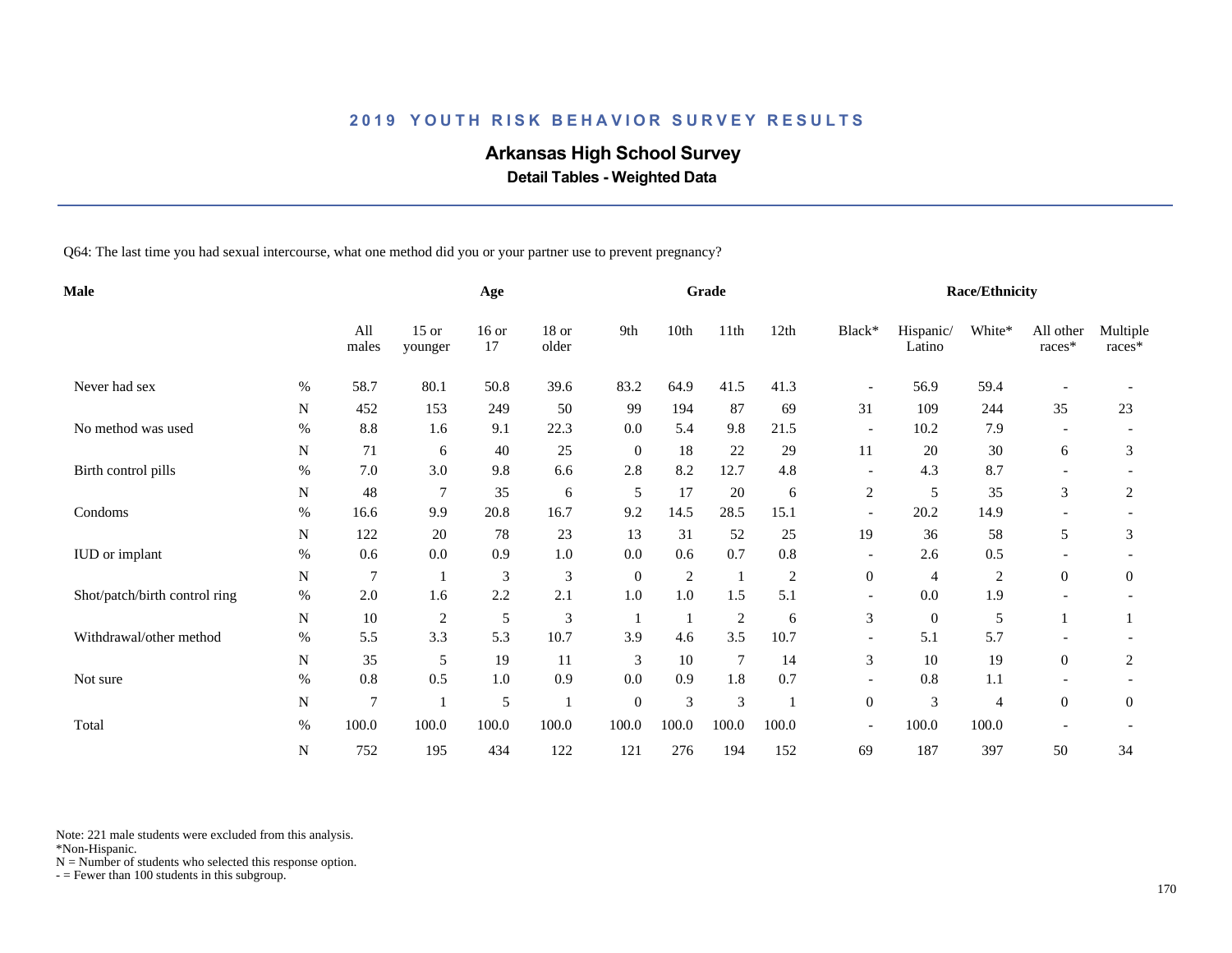# 2019 YOUTH RISK BEHAVIOR SURVEY RESULTS

## Arkansas High School Survey

### Detail Tables - Weighted Data

Q64: The last time you had sexual intercourse, what one method did you or your partner use to prevent pregnancy?

| Male | | | Age | | | Grade | | | | Race/Ethnicity | | | | |
|---|---|---|---|---|---|---|---|---|---|---|---|---|---|---|
| | | All males | 15 or younger | 16 or 17 | 18 or older | 9th | 10th | 11th | 12th | Black* | Hispanic/ Latino | White* | All other races* | Multiple races* |
| Never had sex | % | 58.7 | 80.1 | 50.8 | 39.6 | 83.2 | 64.9 | 41.5 | 41.3 | - | 56.9 | 59.4 | - | - |
| | N | 452 | 153 | 249 | 50 | 99 | 194 | 87 | 69 | 31 | 109 | 244 | 35 | 23 |
| No method was used | % | 8.8 | 1.6 | 9.1 | 22.3 | 0.0 | 5.4 | 9.8 | 21.5 | - | 10.2 | 7.9 | - | - |
| | N | 71 | 6 | 40 | 25 | 0 | 18 | 22 | 29 | 11 | 20 | 30 | 6 | 3 |
| Birth control pills | % | 7.0 | 3.0 | 9.8 | 6.6 | 2.8 | 8.2 | 12.7 | 4.8 | - | 4.3 | 8.7 | - | - |
| | N | 48 | 7 | 35 | 6 | 5 | 17 | 20 | 6 | 2 | 5 | 35 | 3 | 2 |
| Condoms | % | 16.6 | 9.9 | 20.8 | 16.7 | 9.2 | 14.5 | 28.5 | 15.1 | - | 20.2 | 14.9 | - | - |
| | N | 122 | 20 | 78 | 23 | 13 | 31 | 52 | 25 | 19 | 36 | 58 | 5 | 3 |
| IUD or implant | % | 0.6 | 0.0 | 0.9 | 1.0 | 0.0 | 0.6 | 0.7 | 0.8 | - | 2.6 | 0.5 | - | - |
| | N | 7 | 1 | 3 | 3 | 0 | 2 | 1 | 2 | 0 | 4 | 2 | 0 | 0 |
| Shot/patch/birth control ring | % | 2.0 | 1.6 | 2.2 | 2.1 | 1.0 | 1.0 | 1.5 | 5.1 | - | 0.0 | 1.9 | - | - |
| | N | 10 | 2 | 5 | 3 | 1 | 1 | 2 | 6 | 3 | 0 | 5 | 1 | 1 |
| Withdrawal/other method | % | 5.5 | 3.3 | 5.3 | 10.7 | 3.9 | 4.6 | 3.5 | 10.7 | - | 5.1 | 5.7 | - | - |
| | N | 35 | 5 | 19 | 11 | 3 | 10 | 7 | 14 | 3 | 10 | 19 | 0 | 2 |
| Not sure | % | 0.8 | 0.5 | 1.0 | 0.9 | 0.0 | 0.9 | 1.8 | 0.7 | - | 0.8 | 1.1 | - | - |
| | N | 7 | 1 | 5 | 1 | 0 | 3 | 3 | 1 | 0 | 3 | 4 | 0 | 0 |
| Total | % | 100.0 | 100.0 | 100.0 | 100.0 | 100.0 | 100.0 | 100.0 | 100.0 | - | 100.0 | 100.0 | - | - |
| | N | 752 | 195 | 434 | 122 | 121 | 276 | 194 | 152 | 69 | 187 | 397 | 50 | 34 |

Note: 221 male students were excluded from this analysis.
*Non-Hispanic.
N = Number of students who selected this response option.
- = Fewer than 100 students in this subgroup.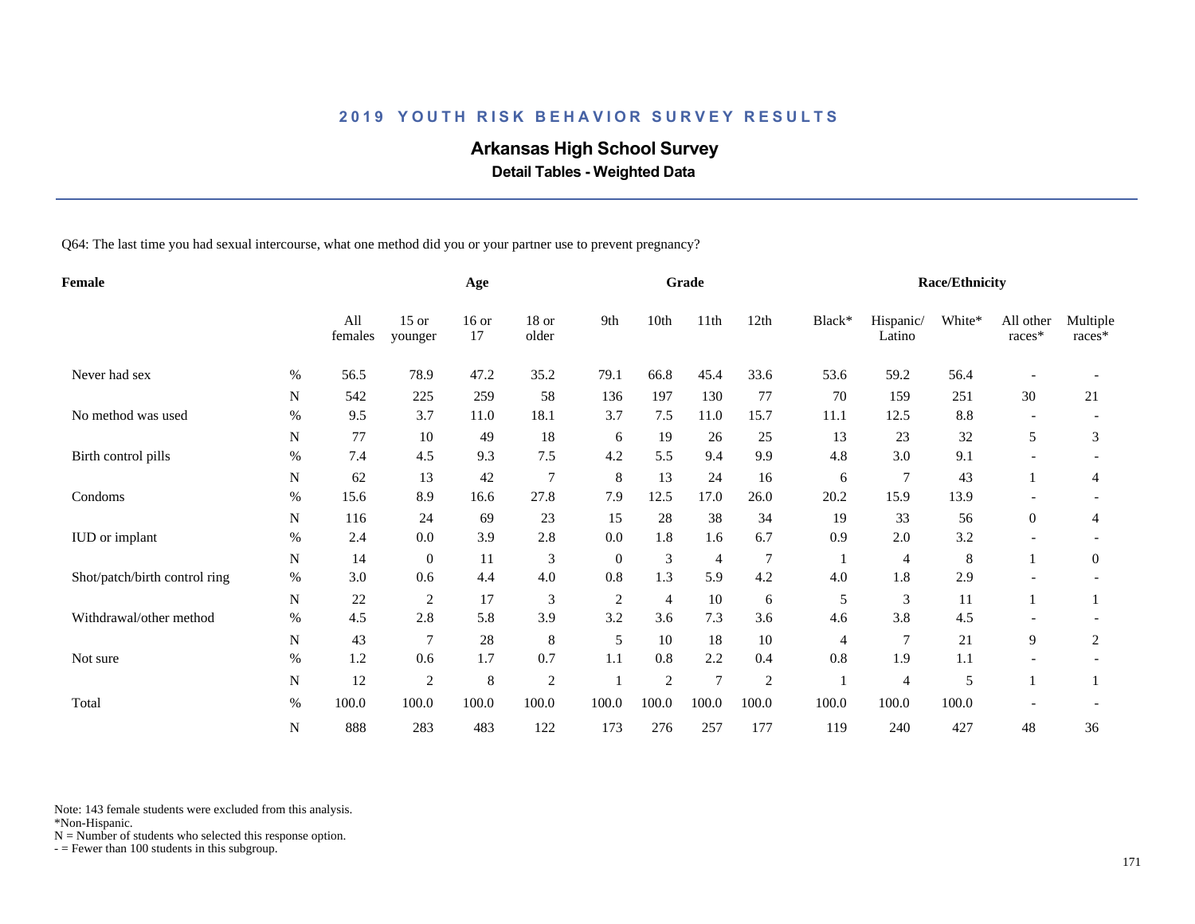# 2019 YOUTH RISK BEHAVIOR SURVEY RESULTS

## Arkansas High School Survey

### Detail Tables - Weighted Data

Q64: The last time you had sexual intercourse, what one method did you or your partner use to prevent pregnancy?

| Female | | Age | | | | Grade | | | | Race/Ethnicity | | | | |
|---|---|---|---|---|---|---|---|---|---|---|---|---|---|---|
| | | All females | 15 or younger | 16 or 17 | 18 or older | 9th | 10th | 11th | 12th | Black* | Hispanic/ Latino | White* | All other races* | Multiple races* |
| Never had sex | % | 56.5 | 78.9 | 47.2 | 35.2 | 79.1 | 66.8 | 45.4 | 33.6 | 53.6 | 59.2 | 56.4 | - | - |
| | N | 542 | 225 | 259 | 58 | 136 | 197 | 130 | 77 | 70 | 159 | 251 | 30 | 21 |
| No method was used | % | 9.5 | 3.7 | 11.0 | 18.1 | 3.7 | 7.5 | 11.0 | 15.7 | 11.1 | 12.5 | 8.8 | - | - |
| | N | 77 | 10 | 49 | 18 | 6 | 19 | 26 | 25 | 13 | 23 | 32 | 5 | 3 |
| Birth control pills | % | 7.4 | 4.5 | 9.3 | 7.5 | 4.2 | 5.5 | 9.4 | 9.9 | 4.8 | 3.0 | 9.1 | - | - |
| | N | 62 | 13 | 42 | 7 | 8 | 13 | 24 | 16 | 6 | 7 | 43 | 1 | 4 |
| Condoms | % | 15.6 | 8.9 | 16.6 | 27.8 | 7.9 | 12.5 | 17.0 | 26.0 | 20.2 | 15.9 | 13.9 | - | - |
| | N | 116 | 24 | 69 | 23 | 15 | 28 | 38 | 34 | 19 | 33 | 56 | 0 | 4 |
| IUD or implant | % | 2.4 | 0.0 | 3.9 | 2.8 | 0.0 | 1.8 | 1.6 | 6.7 | 0.9 | 2.0 | 3.2 | - | - |
| | N | 14 | 0 | 11 | 3 | 0 | 3 | 4 | 7 | 1 | 4 | 8 | 1 | 0 |
| Shot/patch/birth control ring | % | 3.0 | 0.6 | 4.4 | 4.0 | 0.8 | 1.3 | 5.9 | 4.2 | 4.0 | 1.8 | 2.9 | - | - |
| | N | 22 | 2 | 17 | 3 | 2 | 4 | 10 | 6 | 5 | 3 | 11 | 1 | 1 |
| Withdrawal/other method | % | 4.5 | 2.8 | 5.8 | 3.9 | 3.2 | 3.6 | 7.3 | 3.6 | 4.6 | 3.8 | 4.5 | - | - |
| | N | 43 | 7 | 28 | 8 | 5 | 10 | 18 | 10 | 4 | 7 | 21 | 9 | 2 |
| Not sure | % | 1.2 | 0.6 | 1.7 | 0.7 | 1.1 | 0.8 | 2.2 | 0.4 | 0.8 | 1.9 | 1.1 | - | - |
| | N | 12 | 2 | 8 | 2 | 1 | 2 | 7 | 2 | 1 | 4 | 5 | 1 | 1 |
| Total | % | 100.0 | 100.0 | 100.0 | 100.0 | 100.0 | 100.0 | 100.0 | 100.0 | 100.0 | 100.0 | 100.0 | - | - |
| | N | 888 | 283 | 483 | 122 | 173 | 276 | 257 | 177 | 119 | 240 | 427 | 48 | 36 |

Note: 143 female students were excluded from this analysis.
*Non-Hispanic.
N = Number of students who selected this response option.
- = Fewer than 100 students in this subgroup.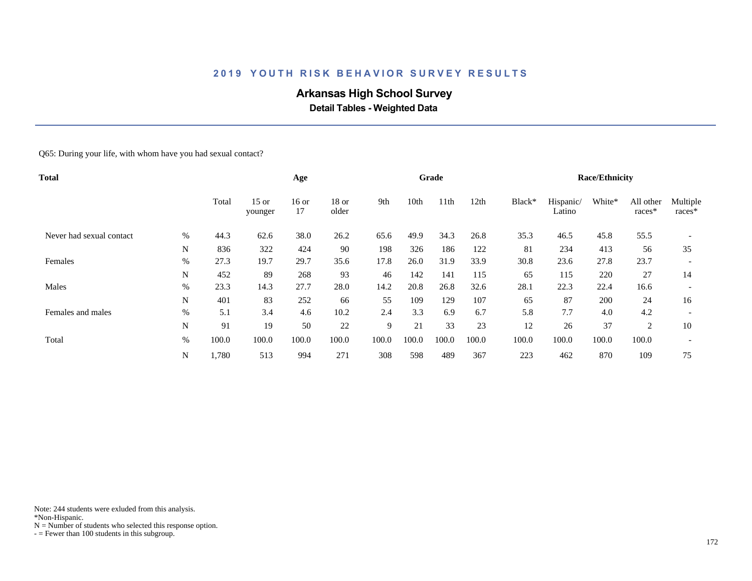## 2019 YOUTH RISK BEHAVIOR SURVEY RESULTS

### Arkansas High School Survey

**Detail Tables - Weighted Data**

Q65: During your life, with whom have you had sexual contact?

| Total | | Total | Age | | | Grade | | | | Race/Ethnicity | | | | |
|---|---|---|---|---|---|---|---|---|---|---|---|---|---|---|
| | | Total | 15 or younger | 16 or 17 | 18 or older | 9th | 10th | 11th | 12th | Black* | Hispanic/ Latino | White* | All other races* | Multiple races* |
| Never had sexual contact | % | 44.3 | 62.6 | 38.0 | 26.2 | 65.6 | 49.9 | 34.3 | 26.8 | 35.3 | 46.5 | 45.8 | 55.5 | - |
| | N | 836 | 322 | 424 | 90 | 198 | 326 | 186 | 122 | 81 | 234 | 413 | 56 | 35 |
| Females | % | 27.3 | 19.7 | 29.7 | 35.6 | 17.8 | 26.0 | 31.9 | 33.9 | 30.8 | 23.6 | 27.8 | 23.7 | - |
| | N | 452 | 89 | 268 | 93 | 46 | 142 | 141 | 115 | 65 | 115 | 220 | 27 | 14 |
| Males | % | 23.3 | 14.3 | 27.7 | 28.0 | 14.2 | 20.8 | 26.8 | 32.6 | 28.1 | 22.3 | 22.4 | 16.6 | - |
| | N | 401 | 83 | 252 | 66 | 55 | 109 | 129 | 107 | 65 | 87 | 200 | 24 | 16 |
| Females and males | % | 5.1 | 3.4 | 4.6 | 10.2 | 2.4 | 3.3 | 6.9 | 6.7 | 5.8 | 7.7 | 4.0 | 4.2 | - |
| | N | 91 | 19 | 50 | 22 | 9 | 21 | 33 | 23 | 12 | 26 | 37 | 2 | 10 |
| Total | % | 100.0 | 100.0 | 100.0 | 100.0 | 100.0 | 100.0 | 100.0 | 100.0 | 100.0 | 100.0 | 100.0 | 100.0 | - |
| | N | 1,780 | 513 | 994 | 271 | 308 | 598 | 489 | 367 | 223 | 462 | 870 | 109 | 75 |

Note: 244 students were exluded from this analysis.
*Non-Hispanic.
N = Number of students who selected this response option.
- = Fewer than 100 students in this subgroup.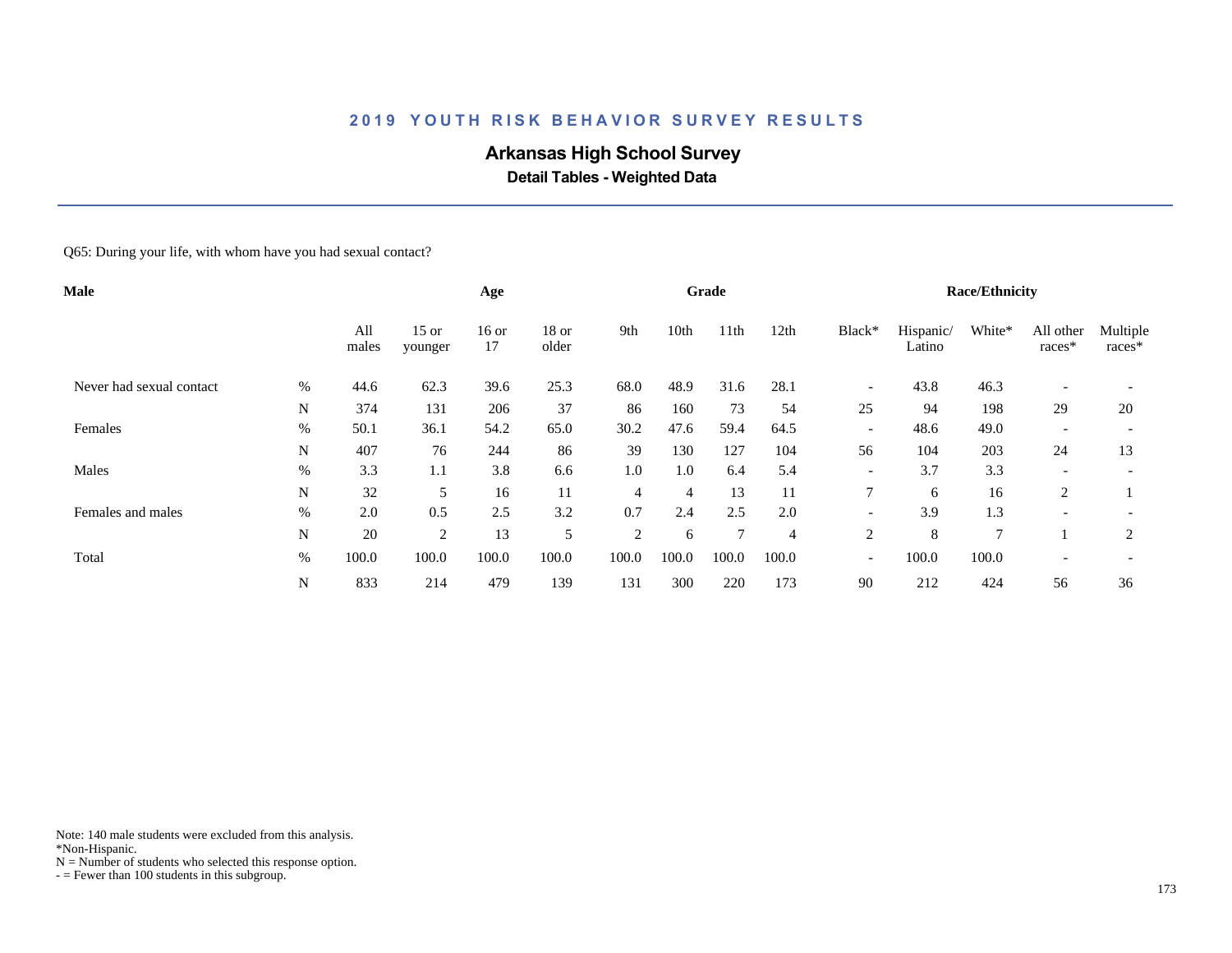## 2019 YOUTH RISK BEHAVIOR SURVEY RESULTS

### Arkansas High School Survey

**Detail Tables - Weighted Data**

Q65: During your life, with whom have you had sexual contact?

| Male | | All males | Age | | | Grade | | | | Race/Ethnicity | | | | |
|---|---|---|---|---|---|---|---|---|---|---|---|---|---|---|
| | | | 15 or younger | 16 or 17 | 18 or older | 9th | 10th | 11th | 12th | Black* | Hispanic/ Latino | White* | All other races* | Multiple races* |
| Never had sexual contact | % | 44.6 | 62.3 | 39.6 | 25.3 | 68.0 | 48.9 | 31.6 | 28.1 | - | 43.8 | 46.3 | - | - |
| | N | 374 | 131 | 206 | 37 | 86 | 160 | 73 | 54 | 25 | 94 | 198 | 29 | 20 |
| Females | % | 50.1 | 36.1 | 54.2 | 65.0 | 30.2 | 47.6 | 59.4 | 64.5 | - | 48.6 | 49.0 | - | - |
| | N | 407 | 76 | 244 | 86 | 39 | 130 | 127 | 104 | 56 | 104 | 203 | 24 | 13 |
| Males | % | 3.3 | 1.1 | 3.8 | 6.6 | 1.0 | 1.0 | 6.4 | 5.4 | - | 3.7 | 3.3 | - | - |
| | N | 32 | 5 | 16 | 11 | 4 | 4 | 13 | 11 | 7 | 6 | 16 | 2 | 1 |
| Females and males | % | 2.0 | 0.5 | 2.5 | 3.2 | 0.7 | 2.4 | 2.5 | 2.0 | - | 3.9 | 1.3 | - | - |
| | N | 20 | 2 | 13 | 5 | 2 | 6 | 7 | 4 | 2 | 8 | 7 | 1 | 2 |
| Total | % | 100.0 | 100.0 | 100.0 | 100.0 | 100.0 | 100.0 | 100.0 | 100.0 | - | 100.0 | 100.0 | - | - |
| | N | 833 | 214 | 479 | 139 | 131 | 300 | 220 | 173 | 90 | 212 | 424 | 56 | 36 |

Note: 140 male students were excluded from this analysis.
*Non-Hispanic.
N = Number of students who selected this response option.
- = Fewer than 100 students in this subgroup.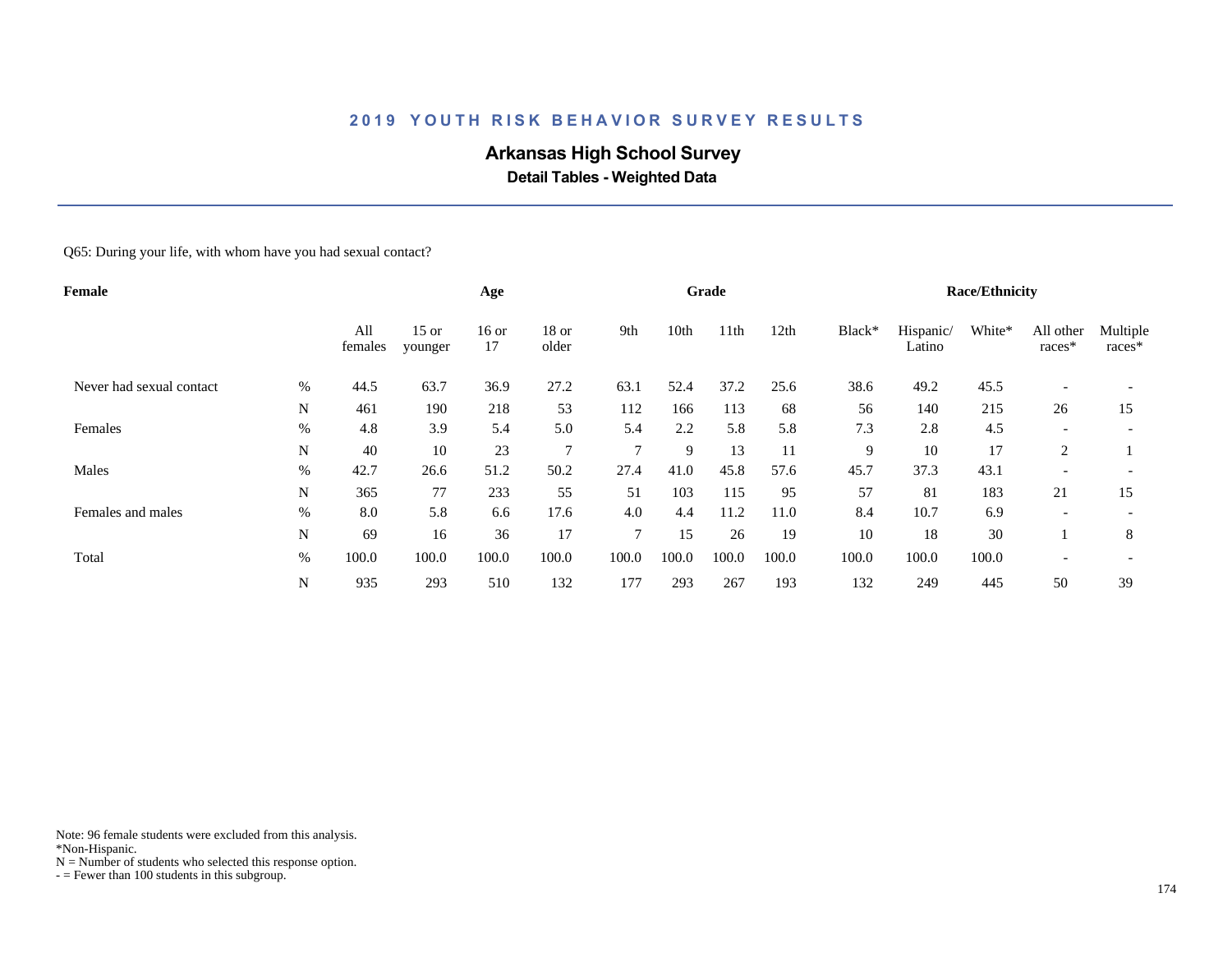## 2019 YOUTH RISK BEHAVIOR SURVEY RESULTS

# Arkansas High School Survey

### Detail Tables - Weighted Data

Q65: During your life, with whom have you had sexual contact?

| Female | | Age | | | | Grade | | | | Race/Ethnicity | | | | |
|---|---|---|---|---|---|---|---|---|---|---|---|---|---|---|
| | | All females | 15 or younger | 16 or 17 | 18 or older | 9th | 10th | 11th | 12th | Black* | Hispanic/ Latino | White* | All other races* | Multiple races* |
| Never had sexual contact | % | 44.5 | 63.7 | 36.9 | 27.2 | 63.1 | 52.4 | 37.2 | 25.6 | 38.6 | 49.2 | 45.5 | - | - |
| | N | 461 | 190 | 218 | 53 | 112 | 166 | 113 | 68 | 56 | 140 | 215 | 26 | 15 |
| Females | % | 4.8 | 3.9 | 5.4 | 5.0 | 5.4 | 2.2 | 5.8 | 5.8 | 7.3 | 2.8 | 4.5 | - | - |
| | N | 40 | 10 | 23 | 7 | 7 | 9 | 13 | 11 | 9 | 10 | 17 | 2 | 1 |
| Males | % | 42.7 | 26.6 | 51.2 | 50.2 | 27.4 | 41.0 | 45.8 | 57.6 | 45.7 | 37.3 | 43.1 | - | - |
| | N | 365 | 77 | 233 | 55 | 51 | 103 | 115 | 95 | 57 | 81 | 183 | 21 | 15 |
| Females and males | % | 8.0 | 5.8 | 6.6 | 17.6 | 4.0 | 4.4 | 11.2 | 11.0 | 8.4 | 10.7 | 6.9 | - | - |
| | N | 69 | 16 | 36 | 17 | 7 | 15 | 26 | 19 | 10 | 18 | 30 | 1 | 8 |
| Total | % | 100.0 | 100.0 | 100.0 | 100.0 | 100.0 | 100.0 | 100.0 | 100.0 | 100.0 | 100.0 | 100.0 | - | - |
| | N | 935 | 293 | 510 | 132 | 177 | 293 | 267 | 193 | 132 | 249 | 445 | 50 | 39 |

Note: 96 female students were excluded from this analysis.
*Non-Hispanic.
N = Number of students who selected this response option.
- = Fewer than 100 students in this subgroup.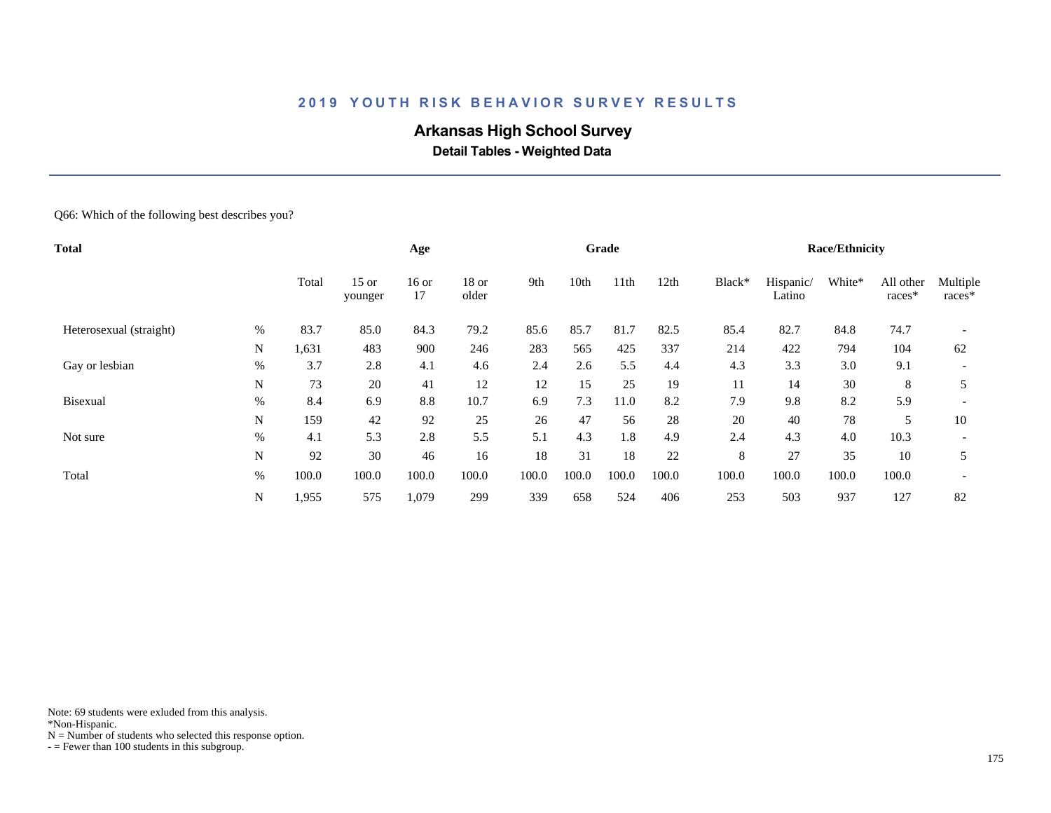# 2019 YOUTH RISK BEHAVIOR SURVEY RESULTS

## Arkansas High School Survey

### Detail Tables - Weighted Data

Q66: Which of the following best describes you?

| Total | | Total | Age | | | Grade | | | | Race/Ethnicity | | | | |
|---|---|---|---|---|---|---|---|---|---|---|---|---|---|---|
| | | Total | 15 or younger | 16 or 17 | 18 or older | 9th | 10th | 11th | 12th | Black* | Hispanic/ Latino | White* | All other races* | Multiple races* |
| Heterosexual (straight) | % | 83.7 | 85.0 | 84.3 | 79.2 | 85.6 | 85.7 | 81.7 | 82.5 | 85.4 | 82.7 | 84.8 | 74.7 | - |
| | N | 1,631 | 483 | 900 | 246 | 283 | 565 | 425 | 337 | 214 | 422 | 794 | 104 | 62 |
| Gay or lesbian | % | 3.7 | 2.8 | 4.1 | 4.6 | 2.4 | 2.6 | 5.5 | 4.4 | 4.3 | 3.3 | 3.0 | 9.1 | - |
| | N | 73 | 20 | 41 | 12 | 12 | 15 | 25 | 19 | 11 | 14 | 30 | 8 | 5 |
| Bisexual | % | 8.4 | 6.9 | 8.8 | 10.7 | 6.9 | 7.3 | 11.0 | 8.2 | 7.9 | 9.8 | 8.2 | 5.9 | - |
| | N | 159 | 42 | 92 | 25 | 26 | 47 | 56 | 28 | 20 | 40 | 78 | 5 | 10 |
| Not sure | % | 4.1 | 5.3 | 2.8 | 5.5 | 5.1 | 4.3 | 1.8 | 4.9 | 2.4 | 4.3 | 4.0 | 10.3 | - |
| | N | 92 | 30 | 46 | 16 | 18 | 31 | 18 | 22 | 8 | 27 | 35 | 10 | 5 |
| Total | % | 100.0 | 100.0 | 100.0 | 100.0 | 100.0 | 100.0 | 100.0 | 100.0 | 100.0 | 100.0 | 100.0 | 100.0 | - |
| | N | 1,955 | 575 | 1,079 | 299 | 339 | 658 | 524 | 406 | 253 | 503 | 937 | 127 | 82 |

Note: 69 students were exluded from this analysis.
*Non-Hispanic.
N = Number of students who selected this response option.
- = Fewer than 100 students in this subgroup.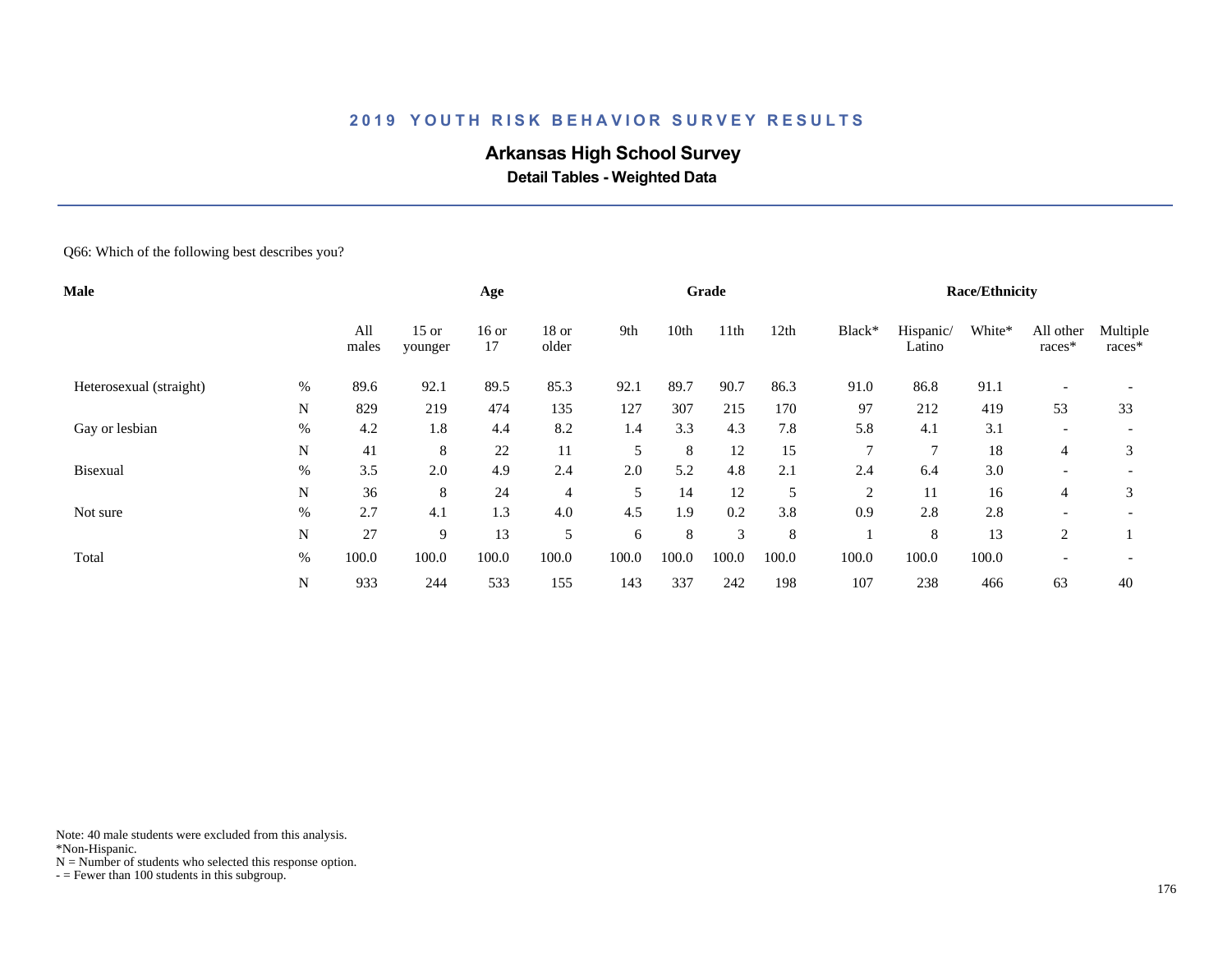## 2019 YOUTH RISK BEHAVIOR SURVEY RESULTS

### Arkansas High School Survey

**Detail Tables - Weighted Data**

Q66: Which of the following best describes you?

| Male | | | Age | | | Grade | | | | Race/Ethnicity | | | | |
|---|---|---|---|---|---|---|---|---|---|---|---|---|---|---|
| | | All males | 15 or younger | 16 or 17 | 18 or older | 9th | 10th | 11th | 12th | Black* | Hispanic/ Latino | White* | All other races* | Multiple races* |
| Heterosexual (straight) | % | 89.6 | 92.1 | 89.5 | 85.3 | 92.1 | 89.7 | 90.7 | 86.3 | 91.0 | 86.8 | 91.1 | - | - |
| | N | 829 | 219 | 474 | 135 | 127 | 307 | 215 | 170 | 97 | 212 | 419 | 53 | 33 |
| Gay or lesbian | % | 4.2 | 1.8 | 4.4 | 8.2 | 1.4 | 3.3 | 4.3 | 7.8 | 5.8 | 4.1 | 3.1 | - | - |
| | N | 41 | 8 | 22 | 11 | 5 | 8 | 12 | 15 | 7 | 7 | 18 | 4 | 3 |
| Bisexual | % | 3.5 | 2.0 | 4.9 | 2.4 | 2.0 | 5.2 | 4.8 | 2.1 | 2.4 | 6.4 | 3.0 | - | - |
| | N | 36 | 8 | 24 | 4 | 5 | 14 | 12 | 5 | 2 | 11 | 16 | 4 | 3 |
| Not sure | % | 2.7 | 4.1 | 1.3 | 4.0 | 4.5 | 1.9 | 0.2 | 3.8 | 0.9 | 2.8 | 2.8 | - | - |
| | N | 27 | 9 | 13 | 5 | 6 | 8 | 3 | 8 | 1 | 8 | 13 | 2 | 1 |
| Total | % | 100.0 | 100.0 | 100.0 | 100.0 | 100.0 | 100.0 | 100.0 | 100.0 | 100.0 | 100.0 | 100.0 | - | - |
| | N | 933 | 244 | 533 | 155 | 143 | 337 | 242 | 198 | 107 | 238 | 466 | 63 | 40 |

Note: 40 male students were excluded from this analysis.
*Non-Hispanic.
N = Number of students who selected this response option.
- = Fewer than 100 students in this subgroup.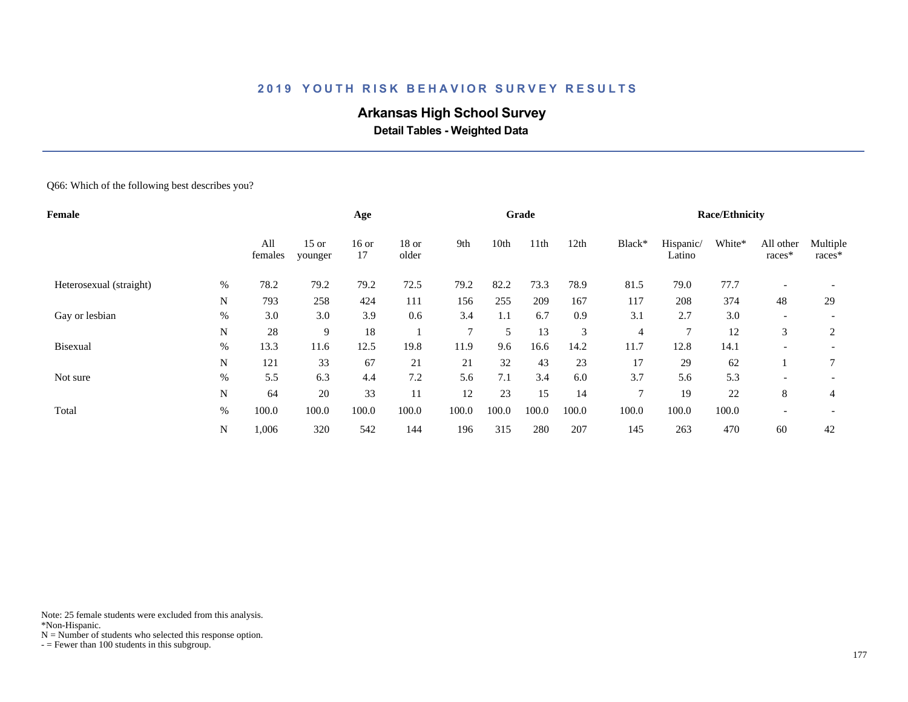# 2019 YOUTH RISK BEHAVIOR SURVEY RESULTS

## Arkansas High School Survey

### Detail Tables - Weighted Data

Q66: Which of the following best describes you?

| Female | | Age | | | | Grade | | | | Race/Ethnicity | | | | |
|---|---|---|---|---|---|---|---|---|---|---|---|---|---|---|
| | | All females | 15 or younger | 16 or 17 | 18 or older | 9th | 10th | 11th | 12th | Black* | Hispanic/ Latino | White* | All other races* | Multiple races* |
| Heterosexual (straight) | % | 78.2 | 79.2 | 79.2 | 72.5 | 79.2 | 82.2 | 73.3 | 78.9 | 81.5 | 79.0 | 77.7 | - | - |
| | N | 793 | 258 | 424 | 111 | 156 | 255 | 209 | 167 | 117 | 208 | 374 | 48 | 29 |
| Gay or lesbian | % | 3.0 | 3.0 | 3.9 | 0.6 | 3.4 | 1.1 | 6.7 | 0.9 | 3.1 | 2.7 | 3.0 | - | - |
| | N | 28 | 9 | 18 | 1 | 7 | 5 | 13 | 3 | 4 | 7 | 12 | 3 | 2 |
| Bisexual | % | 13.3 | 11.6 | 12.5 | 19.8 | 11.9 | 9.6 | 16.6 | 14.2 | 11.7 | 12.8 | 14.1 | - | - |
| | N | 121 | 33 | 67 | 21 | 21 | 32 | 43 | 23 | 17 | 29 | 62 | 1 | 7 |
| Not sure | % | 5.5 | 6.3 | 4.4 | 7.2 | 5.6 | 7.1 | 3.4 | 6.0 | 3.7 | 5.6 | 5.3 | - | - |
| | N | 64 | 20 | 33 | 11 | 12 | 23 | 15 | 14 | 7 | 19 | 22 | 8 | 4 |
| Total | % | 100.0 | 100.0 | 100.0 | 100.0 | 100.0 | 100.0 | 100.0 | 100.0 | 100.0 | 100.0 | 100.0 | - | - |
| | N | 1,006 | 320 | 542 | 144 | 196 | 315 | 280 | 207 | 145 | 263 | 470 | 60 | 42 |

Note: 25 female students were excluded from this analysis.
*Non-Hispanic.
N = Number of students who selected this response option.
- = Fewer than 100 students in this subgroup.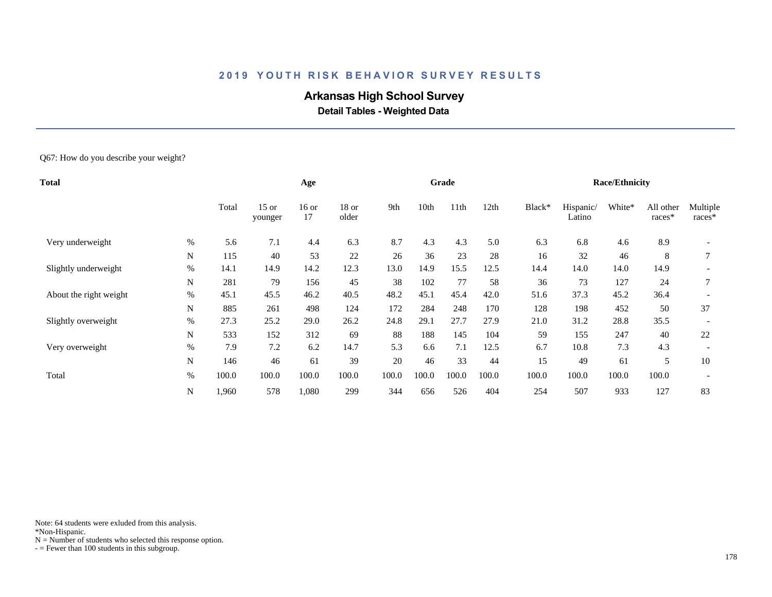## 2019 YOUTH RISK BEHAVIOR SURVEY RESULTS

### Arkansas High School Survey

**Detail Tables - Weighted Data**

Q67: How do you describe your weight?

| Total | | Total | Age | | | Grade | | | | Race/Ethnicity | | | | |
|---|---|---|---|---|---|---|---|---|---|---|---|---|---|---|
| | | Total | 15 or younger | 16 or 17 | 18 or older | 9th | 10th | 11th | 12th | Black* | Hispanic/ Latino | White* | All other races* | Multiple races* |
| Very underweight | % | 5.6 | 7.1 | 4.4 | 6.3 | 8.7 | 4.3 | 4.3 | 5.0 | 6.3 | 6.8 | 4.6 | 8.9 | - |
| | N | 115 | 40 | 53 | 22 | 26 | 36 | 23 | 28 | 16 | 32 | 46 | 8 | 7 |
| Slightly underweight | % | 14.1 | 14.9 | 14.2 | 12.3 | 13.0 | 14.9 | 15.5 | 12.5 | 14.4 | 14.0 | 14.0 | 14.9 | - |
| | N | 281 | 79 | 156 | 45 | 38 | 102 | 77 | 58 | 36 | 73 | 127 | 24 | 7 |
| About the right weight | % | 45.1 | 45.5 | 46.2 | 40.5 | 48.2 | 45.1 | 45.4 | 42.0 | 51.6 | 37.3 | 45.2 | 36.4 | - |
| | N | 885 | 261 | 498 | 124 | 172 | 284 | 248 | 170 | 128 | 198 | 452 | 50 | 37 |
| Slightly overweight | % | 27.3 | 25.2 | 29.0 | 26.2 | 24.8 | 29.1 | 27.7 | 27.9 | 21.0 | 31.2 | 28.8 | 35.5 | - |
| | N | 533 | 152 | 312 | 69 | 88 | 188 | 145 | 104 | 59 | 155 | 247 | 40 | 22 |
| Very overweight | % | 7.9 | 7.2 | 6.2 | 14.7 | 5.3 | 6.6 | 7.1 | 12.5 | 6.7 | 10.8 | 7.3 | 4.3 | - |
| | N | 146 | 46 | 61 | 39 | 20 | 46 | 33 | 44 | 15 | 49 | 61 | 5 | 10 |
| Total | % | 100.0 | 100.0 | 100.0 | 100.0 | 100.0 | 100.0 | 100.0 | 100.0 | 100.0 | 100.0 | 100.0 | 100.0 | - |
| | N | 1,960 | 578 | 1,080 | 299 | 344 | 656 | 526 | 404 | 254 | 507 | 933 | 127 | 83 |

Note: 64 students were exluded from this analysis.
*Non-Hispanic.
N = Number of students who selected this response option.
- = Fewer than 100 students in this subgroup.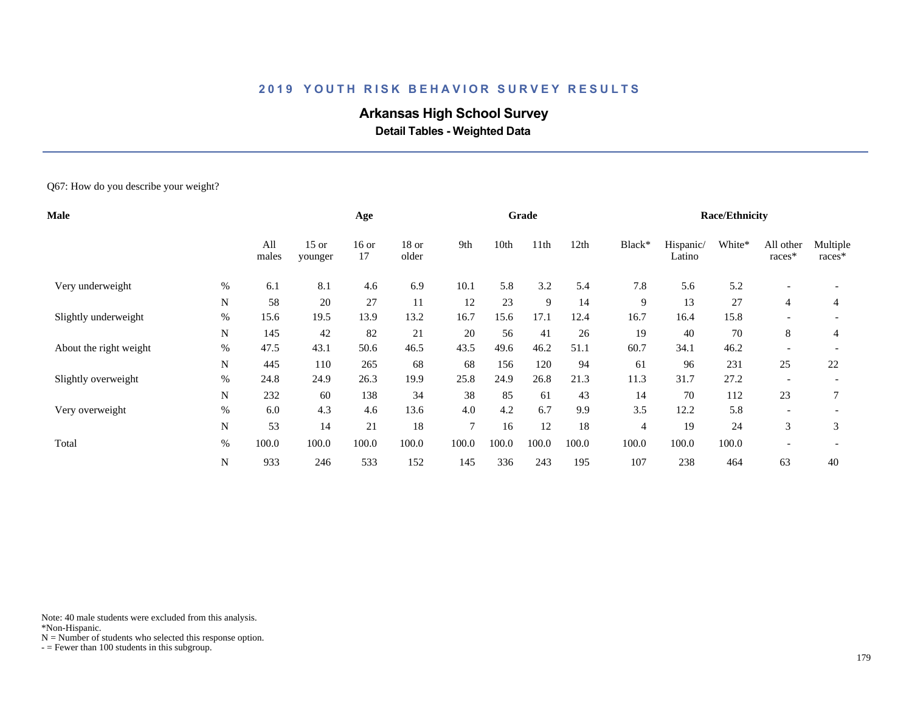# 2019 YOUTH RISK BEHAVIOR SURVEY RESULTS

## Arkansas High School Survey

### Detail Tables - Weighted Data

Q67: How do you describe your weight?

| Male | | Age | | | | Grade | | | | Race/Ethnicity | | | | |
|---|---|---|---|---|---|---|---|---|---|---|---|---|---|---|
| | | All males | 15 or younger | 16 or 17 | 18 or older | 9th | 10th | 11th | 12th | Black* | Hispanic/ Latino | White* | All other races* | Multiple races* |
| Very underweight | % | 6.1 | 8.1 | 4.6 | 6.9 | 10.1 | 5.8 | 3.2 | 5.4 | 7.8 | 5.6 | 5.2 | - | - |
| | N | 58 | 20 | 27 | 11 | 12 | 23 | 9 | 14 | 9 | 13 | 27 | 4 | 4 |
| Slightly underweight | % | 15.6 | 19.5 | 13.9 | 13.2 | 16.7 | 15.6 | 17.1 | 12.4 | 16.7 | 16.4 | 15.8 | - | - |
| | N | 145 | 42 | 82 | 21 | 20 | 56 | 41 | 26 | 19 | 40 | 70 | 8 | 4 |
| About the right weight | % | 47.5 | 43.1 | 50.6 | 46.5 | 43.5 | 49.6 | 46.2 | 51.1 | 60.7 | 34.1 | 46.2 | - | - |
| | N | 445 | 110 | 265 | 68 | 68 | 156 | 120 | 94 | 61 | 96 | 231 | 25 | 22 |
| Slightly overweight | % | 24.8 | 24.9 | 26.3 | 19.9 | 25.8 | 24.9 | 26.8 | 21.3 | 11.3 | 31.7 | 27.2 | - | - |
| | N | 232 | 60 | 138 | 34 | 38 | 85 | 61 | 43 | 14 | 70 | 112 | 23 | 7 |
| Very overweight | % | 6.0 | 4.3 | 4.6 | 13.6 | 4.0 | 4.2 | 6.7 | 9.9 | 3.5 | 12.2 | 5.8 | - | - |
| | N | 53 | 14 | 21 | 18 | 7 | 16 | 12 | 18 | 4 | 19 | 24 | 3 | 3 |
| Total | % | 100.0 | 100.0 | 100.0 | 100.0 | 100.0 | 100.0 | 100.0 | 100.0 | 100.0 | 100.0 | 100.0 | - | - |
| | N | 933 | 246 | 533 | 152 | 145 | 336 | 243 | 195 | 107 | 238 | 464 | 63 | 40 |

Note: 40 male students were excluded from this analysis.
*Non-Hispanic.
N = Number of students who selected this response option.
- = Fewer than 100 students in this subgroup.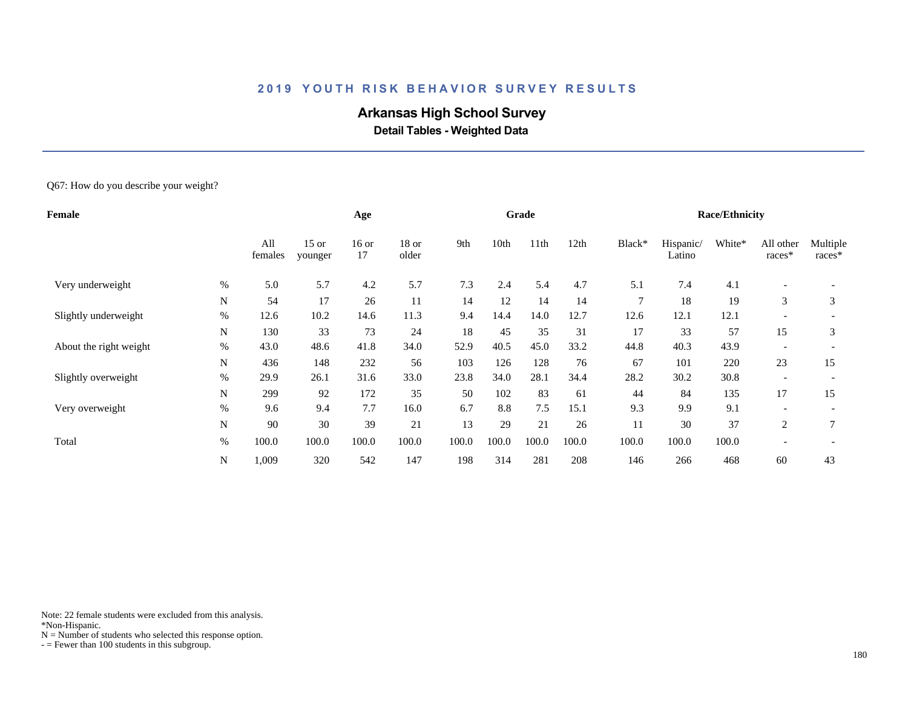# 2019 YOUTH RISK BEHAVIOR SURVEY RESULTS

## Arkansas High School Survey

### Detail Tables - Weighted Data

Q67: How do you describe your weight?

| Female | | Age | | | | Grade | | | | Race/Ethnicity | | | | |
|---|---|---|---|---|---|---|---|---|---|---|---|---|---|---|
| | | All females | 15 or younger | 16 or 17 | 18 or older | 9th | 10th | 11th | 12th | Black* | Hispanic/ Latino | White* | All other races* | Multiple races* |
| Very underweight | % | 5.0 | 5.7 | 4.2 | 5.7 | 7.3 | 2.4 | 5.4 | 4.7 | 5.1 | 7.4 | 4.1 | - | - |
| | N | 54 | 17 | 26 | 11 | 14 | 12 | 14 | 14 | 7 | 18 | 19 | 3 | 3 |
| Slightly underweight | % | 12.6 | 10.2 | 14.6 | 11.3 | 9.4 | 14.4 | 14.0 | 12.7 | 12.6 | 12.1 | 12.1 | - | - |
| | N | 130 | 33 | 73 | 24 | 18 | 45 | 35 | 31 | 17 | 33 | 57 | 15 | 3 |
| About the right weight | % | 43.0 | 48.6 | 41.8 | 34.0 | 52.9 | 40.5 | 45.0 | 33.2 | 44.8 | 40.3 | 43.9 | - | - |
| | N | 436 | 148 | 232 | 56 | 103 | 126 | 128 | 76 | 67 | 101 | 220 | 23 | 15 |
| Slightly overweight | % | 29.9 | 26.1 | 31.6 | 33.0 | 23.8 | 34.0 | 28.1 | 34.4 | 28.2 | 30.2 | 30.8 | - | - |
| | N | 299 | 92 | 172 | 35 | 50 | 102 | 83 | 61 | 44 | 84 | 135 | 17 | 15 |
| Very overweight | % | 9.6 | 9.4 | 7.7 | 16.0 | 6.7 | 8.8 | 7.5 | 15.1 | 9.3 | 9.9 | 9.1 | - | - |
| | N | 90 | 30 | 39 | 21 | 13 | 29 | 21 | 26 | 11 | 30 | 37 | 2 | 7 |
| Total | % | 100.0 | 100.0 | 100.0 | 100.0 | 100.0 | 100.0 | 100.0 | 100.0 | 100.0 | 100.0 | 100.0 | - | - |
| | N | 1,009 | 320 | 542 | 147 | 198 | 314 | 281 | 208 | 146 | 266 | 468 | 60 | 43 |

Note: 22 female students were excluded from this analysis.
*Non-Hispanic.
N = Number of students who selected this response option.
- = Fewer than 100 students in this subgroup.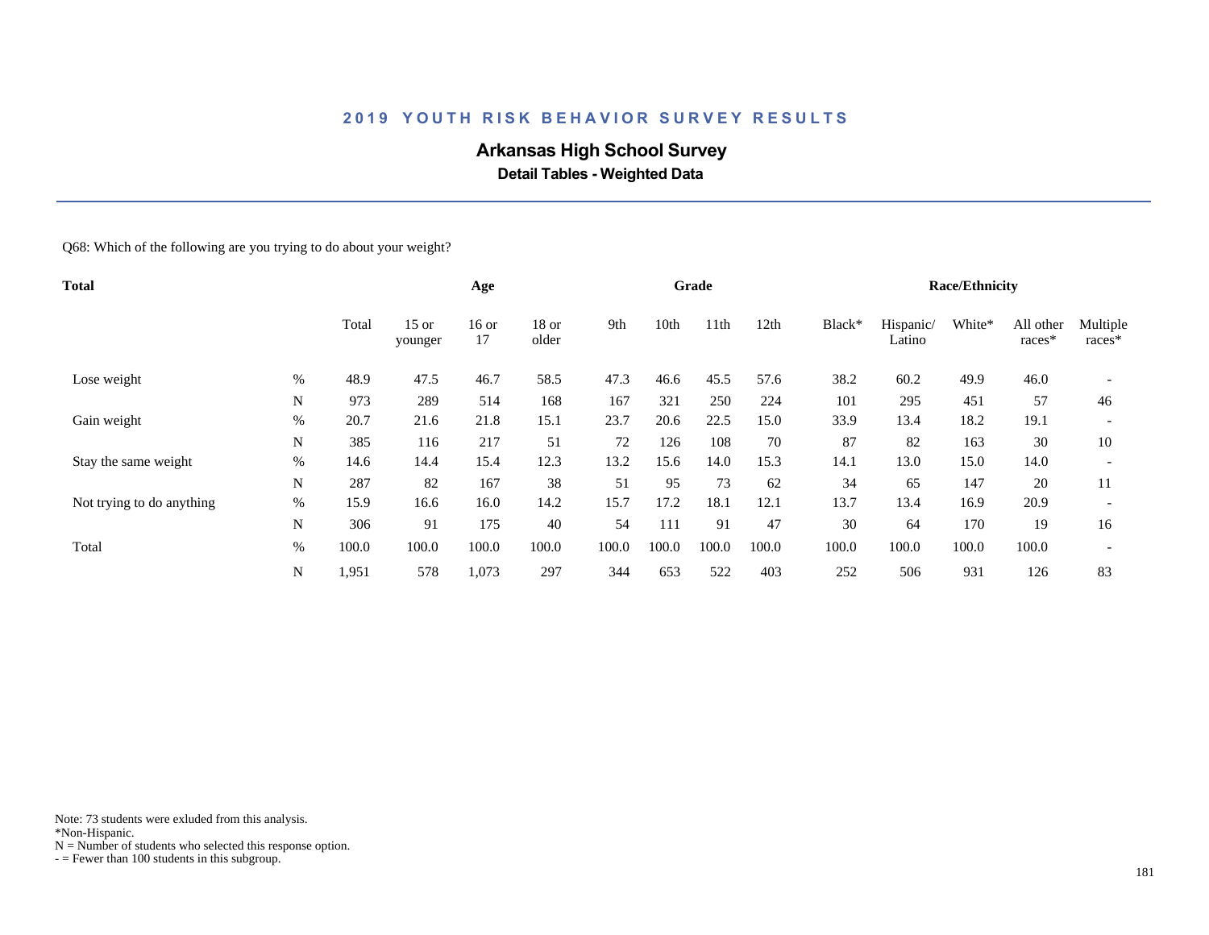## 2019 YOUTH RISK BEHAVIOR SURVEY RESULTS

# Arkansas High School Survey

### Detail Tables - Weighted Data

Q68: Which of the following are you trying to do about your weight?

| Total | | | Age | | | Grade | | | | Race/Ethnicity | | | | |
|---|---|---|---|---|---|---|---|---|---|---|---|---|---|---|
| | | Total | 15 or younger | 16 or 17 | 18 or older | 9th | 10th | 11th | 12th | Black* | Hispanic/ Latino | White* | All other races* | Multiple races* |
| Lose weight | % | 48.9 | 47.5 | 46.7 | 58.5 | 47.3 | 46.6 | 45.5 | 57.6 | 38.2 | 60.2 | 49.9 | 46.0 | - |
| | N | 973 | 289 | 514 | 168 | 167 | 321 | 250 | 224 | 101 | 295 | 451 | 57 | 46 |
| Gain weight | % | 20.7 | 21.6 | 21.8 | 15.1 | 23.7 | 20.6 | 22.5 | 15.0 | 33.9 | 13.4 | 18.2 | 19.1 | - |
| | N | 385 | 116 | 217 | 51 | 72 | 126 | 108 | 70 | 87 | 82 | 163 | 30 | 10 |
| Stay the same weight | % | 14.6 | 14.4 | 15.4 | 12.3 | 13.2 | 15.6 | 14.0 | 15.3 | 14.1 | 13.0 | 15.0 | 14.0 | - |
| | N | 287 | 82 | 167 | 38 | 51 | 95 | 73 | 62 | 34 | 65 | 147 | 20 | 11 |
| Not trying to do anything | % | 15.9 | 16.6 | 16.0 | 14.2 | 15.7 | 17.2 | 18.1 | 12.1 | 13.7 | 13.4 | 16.9 | 20.9 | - |
| | N | 306 | 91 | 175 | 40 | 54 | 111 | 91 | 47 | 30 | 64 | 170 | 19 | 16 |
| Total | % | 100.0 | 100.0 | 100.0 | 100.0 | 100.0 | 100.0 | 100.0 | 100.0 | 100.0 | 100.0 | 100.0 | 100.0 | - |
| | N | 1,951 | 578 | 1,073 | 297 | 344 | 653 | 522 | 403 | 252 | 506 | 931 | 126 | 83 |

Note: 73 students were exluded from this analysis.
*Non-Hispanic.
N = Number of students who selected this response option.
- = Fewer than 100 students in this subgroup.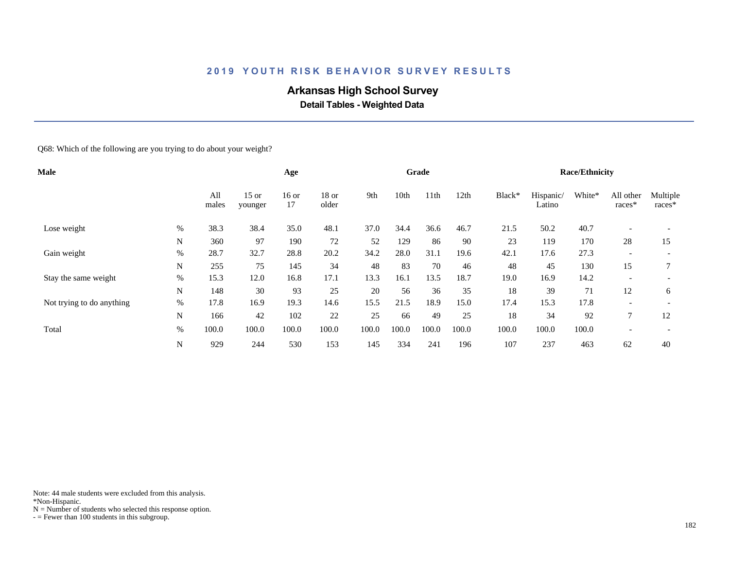## 2019 YOUTH RISK BEHAVIOR SURVEY RESULTS

# Arkansas High School Survey

### Detail Tables - Weighted Data

Q68: Which of the following are you trying to do about your weight?

| Male | | Age | | | | Grade | | | | Race/Ethnicity | | | | |
|---|---|---|---|---|---|---|---|---|---|---|---|---|---|---|
| | | All males | 15 or younger | 16 or 17 | 18 or older | 9th | 10th | 11th | 12th | Black* | Hispanic/ Latino | White* | All other races* | Multiple races* |
| Lose weight | % | 38.3 | 38.4 | 35.0 | 48.1 | 37.0 | 34.4 | 36.6 | 46.7 | 21.5 | 50.2 | 40.7 | - | - |
| | N | 360 | 97 | 190 | 72 | 52 | 129 | 86 | 90 | 23 | 119 | 170 | 28 | 15 |
| Gain weight | % | 28.7 | 32.7 | 28.8 | 20.2 | 34.2 | 28.0 | 31.1 | 19.6 | 42.1 | 17.6 | 27.3 | - | - |
| | N | 255 | 75 | 145 | 34 | 48 | 83 | 70 | 46 | 48 | 45 | 130 | 15 | 7 |
| Stay the same weight | % | 15.3 | 12.0 | 16.8 | 17.1 | 13.3 | 16.1 | 13.5 | 18.7 | 19.0 | 16.9 | 14.2 | - | - |
| | N | 148 | 30 | 93 | 25 | 20 | 56 | 36 | 35 | 18 | 39 | 71 | 12 | 6 |
| Not trying to do anything | % | 17.8 | 16.9 | 19.3 | 14.6 | 15.5 | 21.5 | 18.9 | 15.0 | 17.4 | 15.3 | 17.8 | - | - |
| | N | 166 | 42 | 102 | 22 | 25 | 66 | 49 | 25 | 18 | 34 | 92 | 7 | 12 |
| Total | % | 100.0 | 100.0 | 100.0 | 100.0 | 100.0 | 100.0 | 100.0 | 100.0 | 100.0 | 100.0 | 100.0 | - | - |
| | N | 929 | 244 | 530 | 153 | 145 | 334 | 241 | 196 | 107 | 237 | 463 | 62 | 40 |

Note: 44 male students were excluded from this analysis.
*Non-Hispanic.
N = Number of students who selected this response option.
- = Fewer than 100 students in this subgroup.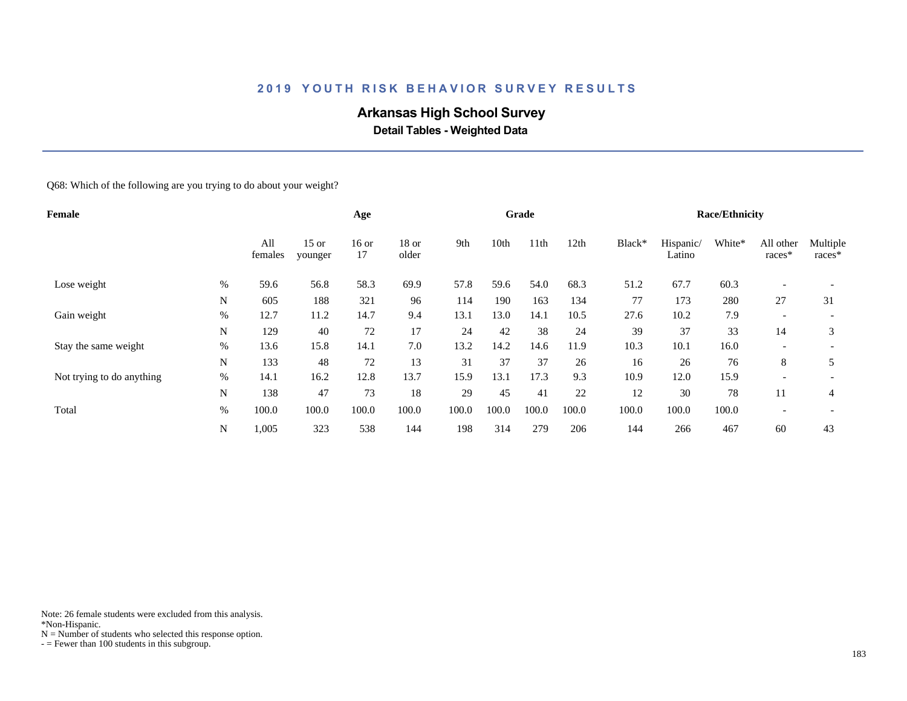## 2019 YOUTH RISK BEHAVIOR SURVEY RESULTS

# Arkansas High School Survey

### Detail Tables - Weighted Data

Q68: Which of the following are you trying to do about your weight?

| Female | | Age | | | | Grade | | | | Race/Ethnicity | | | | |
|---|---|---|---|---|---|---|---|---|---|---|---|---|---|---|
| | | All females | 15 or younger | 16 or 17 | 18 or older | 9th | 10th | 11th | 12th | Black* | Hispanic/ Latino | White* | All other races* | Multiple races* |
| Lose weight | % | 59.6 | 56.8 | 58.3 | 69.9 | 57.8 | 59.6 | 54.0 | 68.3 | 51.2 | 67.7 | 60.3 | - | - |
| | N | 605 | 188 | 321 | 96 | 114 | 190 | 163 | 134 | 77 | 173 | 280 | 27 | 31 |
| Gain weight | % | 12.7 | 11.2 | 14.7 | 9.4 | 13.1 | 13.0 | 14.1 | 10.5 | 27.6 | 10.2 | 7.9 | - | - |
| | N | 129 | 40 | 72 | 17 | 24 | 42 | 38 | 24 | 39 | 37 | 33 | 14 | 3 |
| Stay the same weight | % | 13.6 | 15.8 | 14.1 | 7.0 | 13.2 | 14.2 | 14.6 | 11.9 | 10.3 | 10.1 | 16.0 | - | - |
| | N | 133 | 48 | 72 | 13 | 31 | 37 | 37 | 26 | 16 | 26 | 76 | 8 | 5 |
| Not trying to do anything | % | 14.1 | 16.2 | 12.8 | 13.7 | 15.9 | 13.1 | 17.3 | 9.3 | 10.9 | 12.0 | 15.9 | - | - |
| | N | 138 | 47 | 73 | 18 | 29 | 45 | 41 | 22 | 12 | 30 | 78 | 11 | 4 |
| Total | % | 100.0 | 100.0 | 100.0 | 100.0 | 100.0 | 100.0 | 100.0 | 100.0 | 100.0 | 100.0 | 100.0 | - | - |
| | N | 1,005 | 323 | 538 | 144 | 198 | 314 | 279 | 206 | 144 | 266 | 467 | 60 | 43 |

Note: 26 female students were excluded from this analysis.
*Non-Hispanic.
N = Number of students who selected this response option.
- = Fewer than 100 students in this subgroup.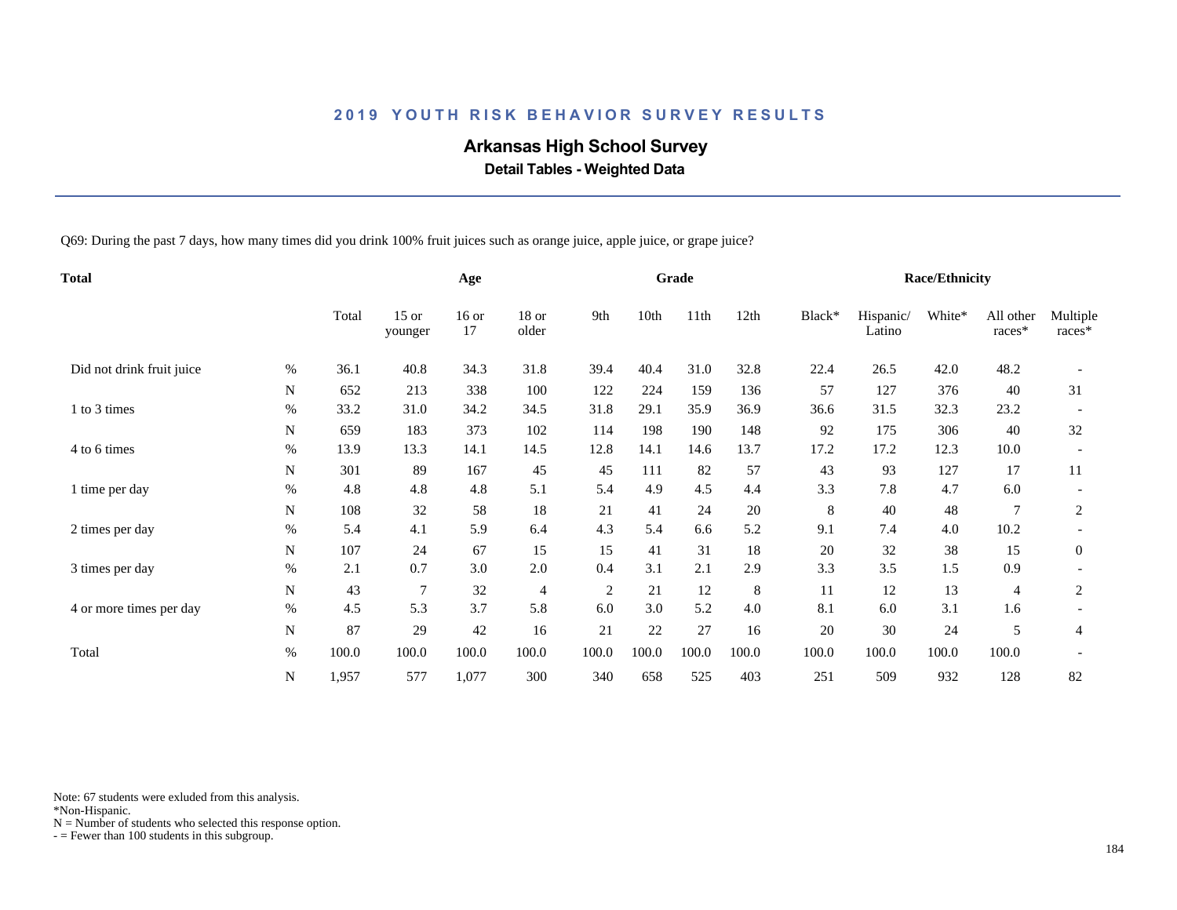## 2019 YOUTH RISK BEHAVIOR SURVEY RESULTS

# Arkansas High School Survey

### Detail Tables - Weighted Data

Q69: During the past 7 days, how many times did you drink 100% fruit juices such as orange juice, apple juice, or grape juice?

| Total | | | Age | | | Grade | | | | Race/Ethnicity | | | | |
|---|---|---|---|---|---|---|---|---|---|---|---|---|---|---|
| | | Total | 15 or younger | 16 or 17 | 18 or older | 9th | 10th | 11th | 12th | Black* | Hispanic/ Latino | White* | All other races* | Multiple races* |
| Did not drink fruit juice | % | 36.1 | 40.8 | 34.3 | 31.8 | 39.4 | 40.4 | 31.0 | 32.8 | 22.4 | 26.5 | 42.0 | 48.2 | - |
| | N | 652 | 213 | 338 | 100 | 122 | 224 | 159 | 136 | 57 | 127 | 376 | 40 | 31 |
| 1 to 3 times | % | 33.2 | 31.0 | 34.2 | 34.5 | 31.8 | 29.1 | 35.9 | 36.9 | 36.6 | 31.5 | 32.3 | 23.2 | - |
| | N | 659 | 183 | 373 | 102 | 114 | 198 | 190 | 148 | 92 | 175 | 306 | 40 | 32 |
| 4 to 6 times | % | 13.9 | 13.3 | 14.1 | 14.5 | 12.8 | 14.1 | 14.6 | 13.7 | 17.2 | 17.2 | 12.3 | 10.0 | - |
| | N | 301 | 89 | 167 | 45 | 45 | 111 | 82 | 57 | 43 | 93 | 127 | 17 | 11 |
| 1 time per day | % | 4.8 | 4.8 | 4.8 | 5.1 | 5.4 | 4.9 | 4.5 | 4.4 | 3.3 | 7.8 | 4.7 | 6.0 | - |
| | N | 108 | 32 | 58 | 18 | 21 | 41 | 24 | 20 | 8 | 40 | 48 | 7 | 2 |
| 2 times per day | % | 5.4 | 4.1 | 5.9 | 6.4 | 4.3 | 5.4 | 6.6 | 5.2 | 9.1 | 7.4 | 4.0 | 10.2 | - |
| | N | 107 | 24 | 67 | 15 | 15 | 41 | 31 | 18 | 20 | 32 | 38 | 15 | 0 |
| 3 times per day | % | 2.1 | 0.7 | 3.0 | 2.0 | 0.4 | 3.1 | 2.1 | 2.9 | 3.3 | 3.5 | 1.5 | 0.9 | - |
| | N | 43 | 7 | 32 | 4 | 2 | 21 | 12 | 8 | 11 | 12 | 13 | 4 | 2 |
| 4 or more times per day | % | 4.5 | 5.3 | 3.7 | 5.8 | 6.0 | 3.0 | 5.2 | 4.0 | 8.1 | 6.0 | 3.1 | 1.6 | - |
| | N | 87 | 29 | 42 | 16 | 21 | 22 | 27 | 16 | 20 | 30 | 24 | 5 | 4 |
| Total | % | 100.0 | 100.0 | 100.0 | 100.0 | 100.0 | 100.0 | 100.0 | 100.0 | 100.0 | 100.0 | 100.0 | 100.0 | - |
| | N | 1,957 | 577 | 1,077 | 300 | 340 | 658 | 525 | 403 | 251 | 509 | 932 | 128 | 82 |

Note: 67 students were exluded from this analysis.
*Non-Hispanic.
N = Number of students who selected this response option.
- = Fewer than 100 students in this subgroup.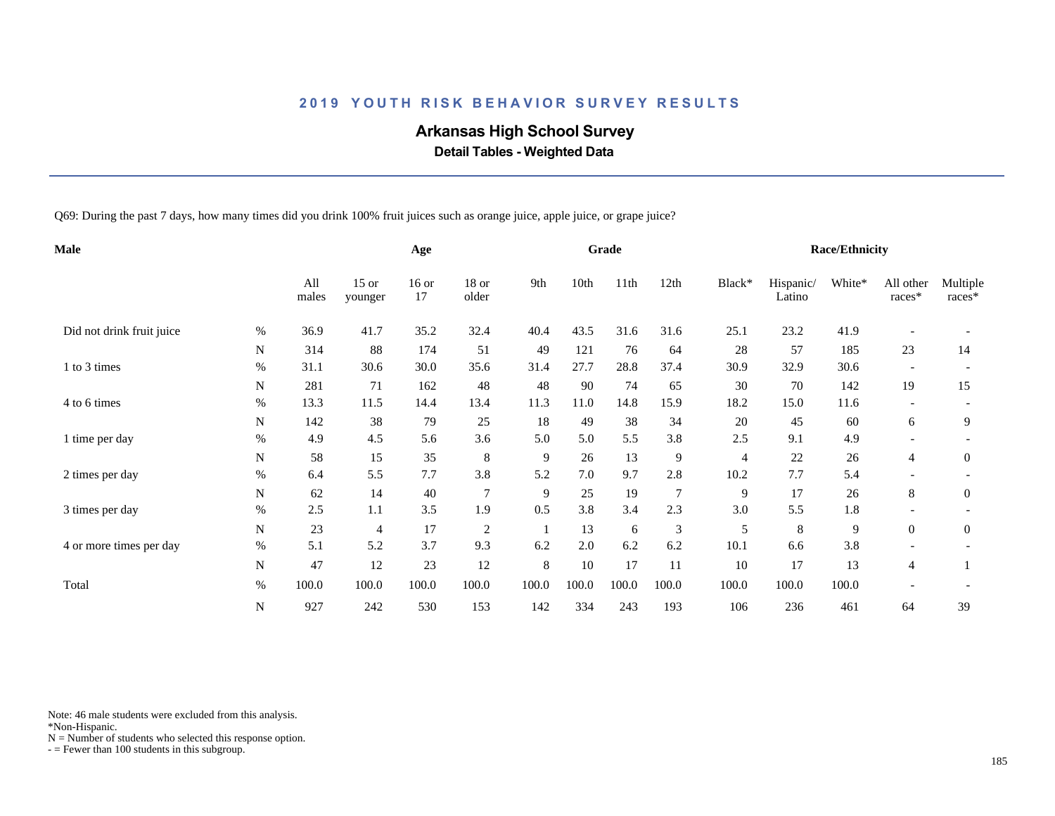## 2019 YOUTH RISK BEHAVIOR SURVEY RESULTS

# Arkansas High School Survey

### Detail Tables - Weighted Data

Q69: During the past 7 days, how many times did you drink 100% fruit juices such as orange juice, apple juice, or grape juice?

| Male | | Age | | | | Grade | | | | | Race/Ethnicity | | | | |
|---|---|---|---|---|---|---|---|---|---|---|---|---|---|---|---|
| | | All males | 15 or younger | 16 or 17 | 18 or older | 9th | 10th | 11th | 12th | Black* | Hispanic/ Latino | White* | All other races* | Multiple races* |
| Did not drink fruit juice | % | 36.9 | 41.7 | 35.2 | 32.4 | 40.4 | 43.5 | 31.6 | 31.6 | 25.1 | 23.2 | 41.9 | - | - |
| | N | 314 | 88 | 174 | 51 | 49 | 121 | 76 | 64 | 28 | 57 | 185 | 23 | 14 |
| 1 to 3 times | % | 31.1 | 30.6 | 30.0 | 35.6 | 31.4 | 27.7 | 28.8 | 37.4 | 30.9 | 32.9 | 30.6 | - | - |
| | N | 281 | 71 | 162 | 48 | 48 | 90 | 74 | 65 | 30 | 70 | 142 | 19 | 15 |
| 4 to 6 times | % | 13.3 | 11.5 | 14.4 | 13.4 | 11.3 | 11.0 | 14.8 | 15.9 | 18.2 | 15.0 | 11.6 | - | - |
| | N | 142 | 38 | 79 | 25 | 18 | 49 | 38 | 34 | 20 | 45 | 60 | 6 | 9 |
| 1 time per day | % | 4.9 | 4.5 | 5.6 | 3.6 | 5.0 | 5.0 | 5.5 | 3.8 | 2.5 | 9.1 | 4.9 | - | - |
| | N | 58 | 15 | 35 | 8 | 9 | 26 | 13 | 9 | 4 | 22 | 26 | 4 | 0 |
| 2 times per day | % | 6.4 | 5.5 | 7.7 | 3.8 | 5.2 | 7.0 | 9.7 | 2.8 | 10.2 | 7.7 | 5.4 | - | - |
| | N | 62 | 14 | 40 | 7 | 9 | 25 | 19 | 7 | 9 | 17 | 26 | 8 | 0 |
| 3 times per day | % | 2.5 | 1.1 | 3.5 | 1.9 | 0.5 | 3.8 | 3.4 | 2.3 | 3.0 | 5.5 | 1.8 | - | - |
| | N | 23 | 4 | 17 | 2 | 1 | 13 | 6 | 3 | 5 | 8 | 9 | 0 | 0 |
| 4 or more times per day | % | 5.1 | 5.2 | 3.7 | 9.3 | 6.2 | 2.0 | 6.2 | 6.2 | 10.1 | 6.6 | 3.8 | - | - |
| | N | 47 | 12 | 23 | 12 | 8 | 10 | 17 | 11 | 10 | 17 | 13 | 4 | 1 |
| Total | % | 100.0 | 100.0 | 100.0 | 100.0 | 100.0 | 100.0 | 100.0 | 100.0 | 100.0 | 100.0 | 100.0 | - | - |
| | N | 927 | 242 | 530 | 153 | 142 | 334 | 243 | 193 | 106 | 236 | 461 | 64 | 39 |

Note: 46 male students were excluded from this analysis.
*Non-Hispanic.
N = Number of students who selected this response option.
- = Fewer than 100 students in this subgroup.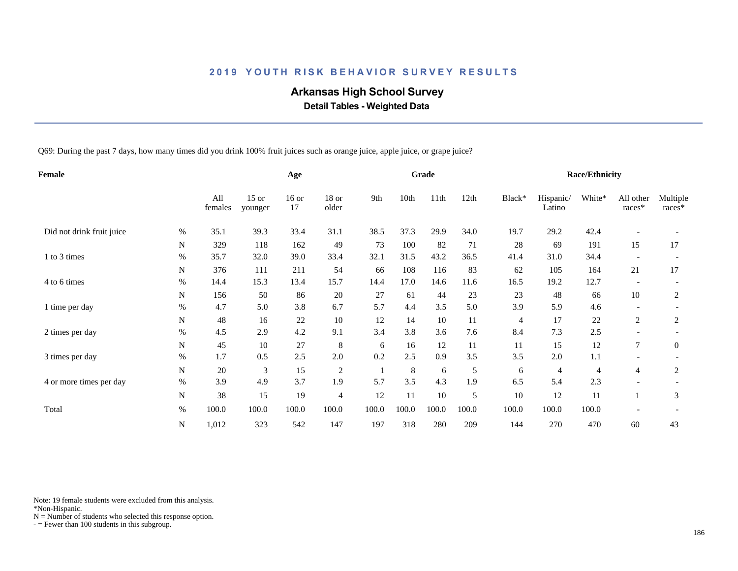# 2019 YOUTH RISK BEHAVIOR SURVEY RESULTS

## Arkansas High School Survey

### Detail Tables - Weighted Data

Q69: During the past 7 days, how many times did you drink 100% fruit juices such as orange juice, apple juice, or grape juice?

| Female | | All females | Age | | | Grade | | | | Race/Ethnicity | | | | |
|---|---|---|---|---|---|---|---|---|---|---|---|---|---|---|
| | | | 15 or younger | 16 or 17 | 18 or older | 9th | 10th | 11th | 12th | Black* | Hispanic/ Latino | White* | All other races* | Multiple races* |
| Did not drink fruit juice | % | 35.1 | 39.3 | 33.4 | 31.1 | 38.5 | 37.3 | 29.9 | 34.0 | 19.7 | 29.2 | 42.4 | - | - |
| | N | 329 | 118 | 162 | 49 | 73 | 100 | 82 | 71 | 28 | 69 | 191 | 15 | 17 |
| 1 to 3 times | % | 35.7 | 32.0 | 39.0 | 33.4 | 32.1 | 31.5 | 43.2 | 36.5 | 41.4 | 31.0 | 34.4 | - | - |
| | N | 376 | 111 | 211 | 54 | 66 | 108 | 116 | 83 | 62 | 105 | 164 | 21 | 17 |
| 4 to 6 times | % | 14.4 | 15.3 | 13.4 | 15.7 | 14.4 | 17.0 | 14.6 | 11.6 | 16.5 | 19.2 | 12.7 | - | - |
| | N | 156 | 50 | 86 | 20 | 27 | 61 | 44 | 23 | 23 | 48 | 66 | 10 | 2 |
| 1 time per day | % | 4.7 | 5.0 | 3.8 | 6.7 | 5.7 | 4.4 | 3.5 | 5.0 | 3.9 | 5.9 | 4.6 | - | - |
| | N | 48 | 16 | 22 | 10 | 12 | 14 | 10 | 11 | 4 | 17 | 22 | 2 | 2 |
| 2 times per day | % | 4.5 | 2.9 | 4.2 | 9.1 | 3.4 | 3.8 | 3.6 | 7.6 | 8.4 | 7.3 | 2.5 | - | - |
| | N | 45 | 10 | 27 | 8 | 6 | 16 | 12 | 11 | 11 | 15 | 12 | 7 | 0 |
| 3 times per day | % | 1.7 | 0.5 | 2.5 | 2.0 | 0.2 | 2.5 | 0.9 | 3.5 | 3.5 | 2.0 | 1.1 | - | - |
| | N | 20 | 3 | 15 | 2 | 1 | 8 | 6 | 5 | 6 | 4 | 4 | 4 | 2 |
| 4 or more times per day | % | 3.9 | 4.9 | 3.7 | 1.9 | 5.7 | 3.5 | 4.3 | 1.9 | 6.5 | 5.4 | 2.3 | - | - |
| | N | 38 | 15 | 19 | 4 | 12 | 11 | 10 | 5 | 10 | 12 | 11 | 1 | 3 |
| Total | % | 100.0 | 100.0 | 100.0 | 100.0 | 100.0 | 100.0 | 100.0 | 100.0 | 100.0 | 100.0 | 100.0 | - | - |
| | N | 1,012 | 323 | 542 | 147 | 197 | 318 | 280 | 209 | 144 | 270 | 470 | 60 | 43 |

Note: 19 female students were excluded from this analysis.
*Non-Hispanic.
N = Number of students who selected this response option.
- = Fewer than 100 students in this subgroup.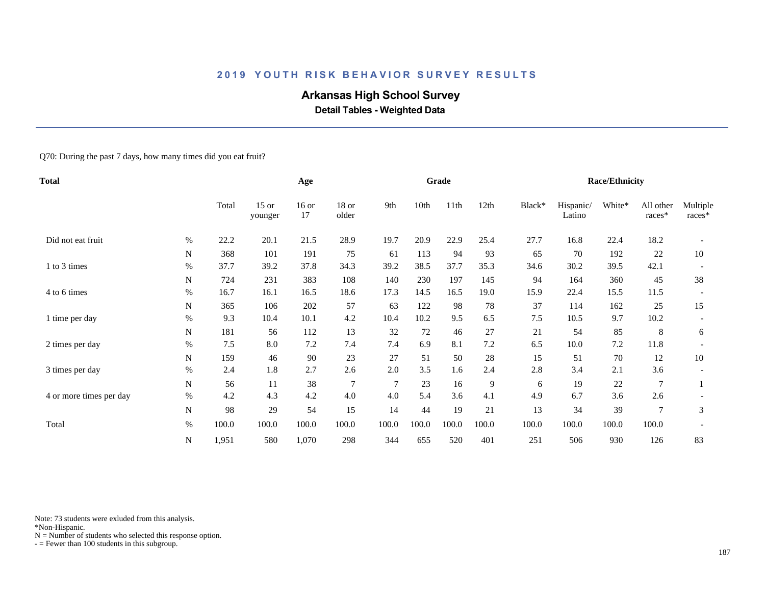## 2019 YOUTH RISK BEHAVIOR SURVEY RESULTS

# Arkansas High School Survey

### Detail Tables - Weighted Data

Q70: During the past 7 days, how many times did you eat fruit?

| Total | | Age | | | | Grade | | | | Race/Ethnicity | | | | |
|---|---|---|---|---|---|---|---|---|---|---|---|---|---|---|
| | | Total | 15 or younger | 16 or 17 | 18 or older | 9th | 10th | 11th | 12th | Black* | Hispanic/ Latino | White* | All other races* | Multiple races* |
| Did not eat fruit | % | 22.2 | 20.1 | 21.5 | 28.9 | 19.7 | 20.9 | 22.9 | 25.4 | 27.7 | 16.8 | 22.4 | 18.2 | - |
| | N | 368 | 101 | 191 | 75 | 61 | 113 | 94 | 93 | 65 | 70 | 192 | 22 | 10 |
| 1 to 3 times | % | 37.7 | 39.2 | 37.8 | 34.3 | 39.2 | 38.5 | 37.7 | 35.3 | 34.6 | 30.2 | 39.5 | 42.1 | - |
| | N | 724 | 231 | 383 | 108 | 140 | 230 | 197 | 145 | 94 | 164 | 360 | 45 | 38 |
| 4 to 6 times | % | 16.7 | 16.1 | 16.5 | 18.6 | 17.3 | 14.5 | 16.5 | 19.0 | 15.9 | 22.4 | 15.5 | 11.5 | - |
| | N | 365 | 106 | 202 | 57 | 63 | 122 | 98 | 78 | 37 | 114 | 162 | 25 | 15 |
| 1 time per day | % | 9.3 | 10.4 | 10.1 | 4.2 | 10.4 | 10.2 | 9.5 | 6.5 | 7.5 | 10.5 | 9.7 | 10.2 | - |
| | N | 181 | 56 | 112 | 13 | 32 | 72 | 46 | 27 | 21 | 54 | 85 | 8 | 6 |
| 2 times per day | % | 7.5 | 8.0 | 7.2 | 7.4 | 7.4 | 6.9 | 8.1 | 7.2 | 6.5 | 10.0 | 7.2 | 11.8 | - |
| | N | 159 | 46 | 90 | 23 | 27 | 51 | 50 | 28 | 15 | 51 | 70 | 12 | 10 |
| 3 times per day | % | 2.4 | 1.8 | 2.7 | 2.6 | 2.0 | 3.5 | 1.6 | 2.4 | 2.8 | 3.4 | 2.1 | 3.6 | - |
| | N | 56 | 11 | 38 | 7 | 7 | 23 | 16 | 9 | 6 | 19 | 22 | 7 | 1 |
| 4 or more times per day | % | 4.2 | 4.3 | 4.2 | 4.0 | 4.0 | 5.4 | 3.6 | 4.1 | 4.9 | 6.7 | 3.6 | 2.6 | - |
| | N | 98 | 29 | 54 | 15 | 14 | 44 | 19 | 21 | 13 | 34 | 39 | 7 | 3 |
| Total | % | 100.0 | 100.0 | 100.0 | 100.0 | 100.0 | 100.0 | 100.0 | 100.0 | 100.0 | 100.0 | 100.0 | 100.0 | - |
| | N | 1,951 | 580 | 1,070 | 298 | 344 | 655 | 520 | 401 | 251 | 506 | 930 | 126 | 83 |

Note: 73 students were exluded from this analysis.
*Non-Hispanic.
N = Number of students who selected this response option.
- = Fewer than 100 students in this subgroup.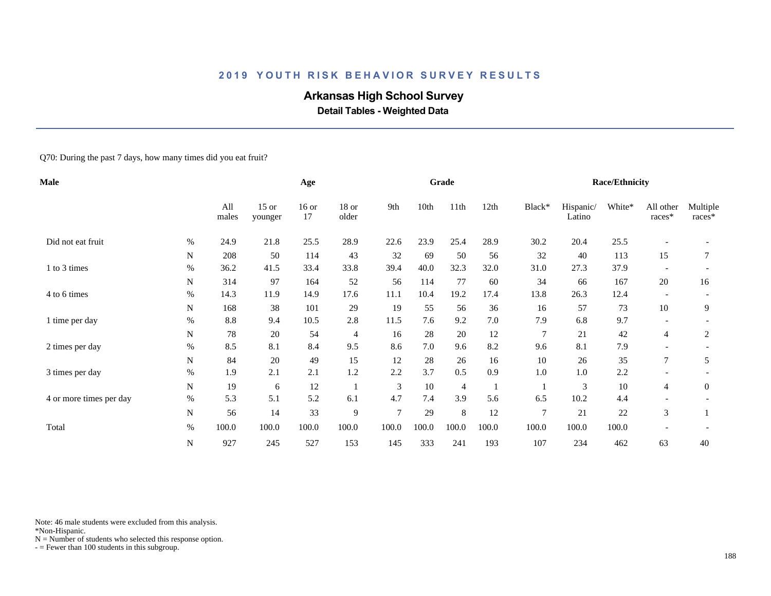# 2019 YOUTH RISK BEHAVIOR SURVEY RESULTS

## Arkansas High School Survey

### Detail Tables - Weighted Data

Q70: During the past 7 days, how many times did you eat fruit?

| Male | | Age | | | | Grade | | | | Race/Ethnicity | | | | |
|---|---|---|---|---|---|---|---|---|---|---|---|---|---|---|
| | | All males | 15 or younger | 16 or 17 | 18 or older | 9th | 10th | 11th | 12th | Black* | Hispanic/ Latino | White* | All other races* | Multiple races* |
| Did not eat fruit | % | 24.9 | 21.8 | 25.5 | 28.9 | 22.6 | 23.9 | 25.4 | 28.9 | 30.2 | 20.4 | 25.5 | - | - |
| | N | 208 | 50 | 114 | 43 | 32 | 69 | 50 | 56 | 32 | 40 | 113 | 15 | 7 |
| 1 to 3 times | % | 36.2 | 41.5 | 33.4 | 33.8 | 39.4 | 40.0 | 32.3 | 32.0 | 31.0 | 27.3 | 37.9 | - | - |
| | N | 314 | 97 | 164 | 52 | 56 | 114 | 77 | 60 | 34 | 66 | 167 | 20 | 16 |
| 4 to 6 times | % | 14.3 | 11.9 | 14.9 | 17.6 | 11.1 | 10.4 | 19.2 | 17.4 | 13.8 | 26.3 | 12.4 | - | - |
| | N | 168 | 38 | 101 | 29 | 19 | 55 | 56 | 36 | 16 | 57 | 73 | 10 | 9 |
| 1 time per day | % | 8.8 | 9.4 | 10.5 | 2.8 | 11.5 | 7.6 | 9.2 | 7.0 | 7.9 | 6.8 | 9.7 | - | - |
| | N | 78 | 20 | 54 | 4 | 16 | 28 | 20 | 12 | 7 | 21 | 42 | 4 | 2 |
| 2 times per day | % | 8.5 | 8.1 | 8.4 | 9.5 | 8.6 | 7.0 | 9.6 | 8.2 | 9.6 | 8.1 | 7.9 | - | - |
| | N | 84 | 20 | 49 | 15 | 12 | 28 | 26 | 16 | 10 | 26 | 35 | 7 | 5 |
| 3 times per day | % | 1.9 | 2.1 | 2.1 | 1.2 | 2.2 | 3.7 | 0.5 | 0.9 | 1.0 | 1.0 | 2.2 | - | - |
| | N | 19 | 6 | 12 | 1 | 3 | 10 | 4 | 1 | 1 | 3 | 10 | 4 | 0 |
| 4 or more times per day | % | 5.3 | 5.1 | 5.2 | 6.1 | 4.7 | 7.4 | 3.9 | 5.6 | 6.5 | 10.2 | 4.4 | - | - |
| | N | 56 | 14 | 33 | 9 | 7 | 29 | 8 | 12 | 7 | 21 | 22 | 3 | 1 |
| Total | % | 100.0 | 100.0 | 100.0 | 100.0 | 100.0 | 100.0 | 100.0 | 100.0 | 100.0 | 100.0 | 100.0 | - | - |
| | N | 927 | 245 | 527 | 153 | 145 | 333 | 241 | 193 | 107 | 234 | 462 | 63 | 40 |

Note: 46 male students were excluded from this analysis.
*Non-Hispanic.
N = Number of students who selected this response option.
- = Fewer than 100 students in this subgroup.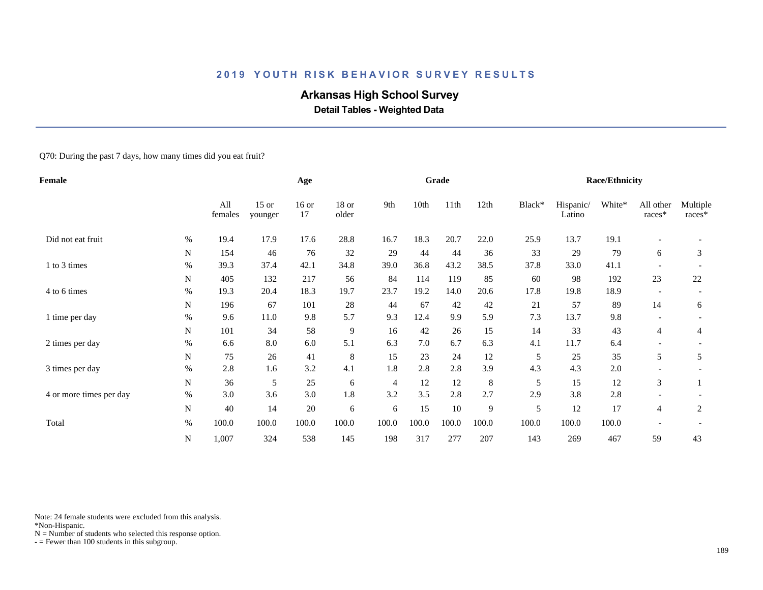## 2019 YOUTH RISK BEHAVIOR SURVEY RESULTS

# Arkansas High School Survey

### Detail Tables - Weighted Data

Q70: During the past 7 days, how many times did you eat fruit?

| Female | | Age | | | | Grade | | | | Race/Ethnicity | | | | |
|---|---|---|---|---|---|---|---|---|---|---|---|---|---|---|
| | | All females | 15 or younger | 16 or 17 | 18 or older | 9th | 10th | 11th | 12th | Black* | Hispanic/ Latino | White* | All other races* | Multiple races* |
| Did not eat fruit | % | 19.4 | 17.9 | 17.6 | 28.8 | 16.7 | 18.3 | 20.7 | 22.0 | 25.9 | 13.7 | 19.1 | - | - |
| | N | 154 | 46 | 76 | 32 | 29 | 44 | 44 | 36 | 33 | 29 | 79 | 6 | 3 |
| 1 to 3 times | % | 39.3 | 37.4 | 42.1 | 34.8 | 39.0 | 36.8 | 43.2 | 38.5 | 37.8 | 33.0 | 41.1 | - | - |
| | N | 405 | 132 | 217 | 56 | 84 | 114 | 119 | 85 | 60 | 98 | 192 | 23 | 22 |
| 4 to 6 times | % | 19.3 | 20.4 | 18.3 | 19.7 | 23.7 | 19.2 | 14.0 | 20.6 | 17.8 | 19.8 | 18.9 | - | - |
| | N | 196 | 67 | 101 | 28 | 44 | 67 | 42 | 42 | 21 | 57 | 89 | 14 | 6 |
| 1 time per day | % | 9.6 | 11.0 | 9.8 | 5.7 | 9.3 | 12.4 | 9.9 | 5.9 | 7.3 | 13.7 | 9.8 | - | - |
| | N | 101 | 34 | 58 | 9 | 16 | 42 | 26 | 15 | 14 | 33 | 43 | 4 | 4 |
| 2 times per day | % | 6.6 | 8.0 | 6.0 | 5.1 | 6.3 | 7.0 | 6.7 | 6.3 | 4.1 | 11.7 | 6.4 | - | - |
| | N | 75 | 26 | 41 | 8 | 15 | 23 | 24 | 12 | 5 | 25 | 35 | 5 | 5 |
| 3 times per day | % | 2.8 | 1.6 | 3.2 | 4.1 | 1.8 | 2.8 | 2.8 | 3.9 | 4.3 | 4.3 | 2.0 | - | - |
| | N | 36 | 5 | 25 | 6 | 4 | 12 | 12 | 8 | 5 | 15 | 12 | 3 | 1 |
| 4 or more times per day | % | 3.0 | 3.6 | 3.0 | 1.8 | 3.2 | 3.5 | 2.8 | 2.7 | 2.9 | 3.8 | 2.8 | - | - |
| | N | 40 | 14 | 20 | 6 | 6 | 15 | 10 | 9 | 5 | 12 | 17 | 4 | 2 |
| Total | % | 100.0 | 100.0 | 100.0 | 100.0 | 100.0 | 100.0 | 100.0 | 100.0 | 100.0 | 100.0 | 100.0 | - | - |
| | N | 1,007 | 324 | 538 | 145 | 198 | 317 | 277 | 207 | 143 | 269 | 467 | 59 | 43 |

Note: 24 female students were excluded from this analysis.
*Non-Hispanic.
N = Number of students who selected this response option.
- = Fewer than 100 students in this subgroup.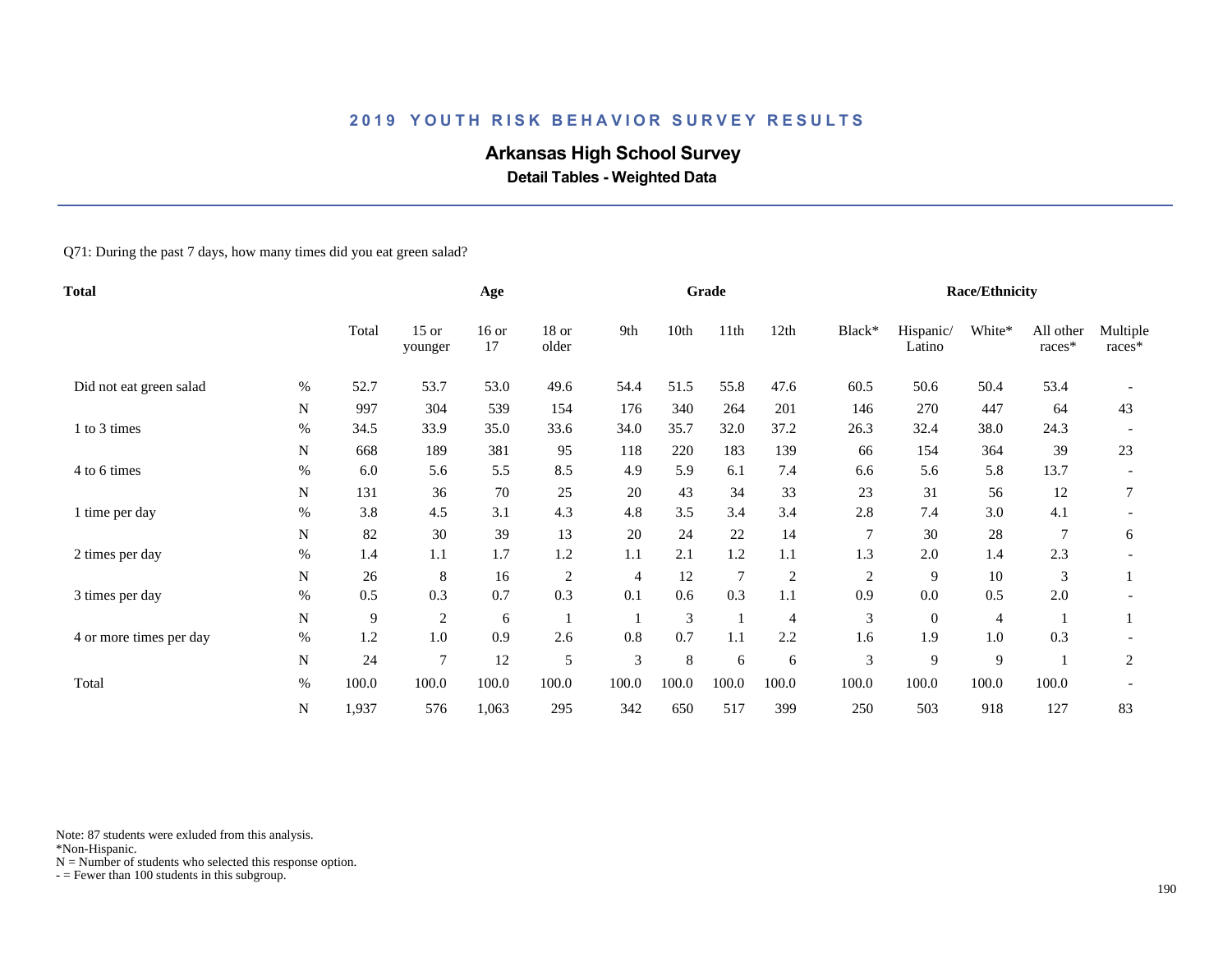## 2019 YOUTH RISK BEHAVIOR SURVEY RESULTS

# Arkansas High School Survey

### Detail Tables - Weighted Data

Q71: During the past 7 days, how many times did you eat green salad?

| Total | | Total | Age: 15 or younger | Age: 16 or 17 | Age: 18 or older | Grade: 9th | Grade: 10th | Grade: 11th | Grade: 12th | Race/Ethnicity: Black* | Race/Ethnicity: Hispanic/ Latino | Race/Ethnicity: White* | Race/Ethnicity: All other races* | Race/Ethnicity: Multiple races* |
|---|---|---|---|---|---|---|---|---|---|---|---|---|---|---|
| Did not eat green salad | % | 52.7 | 53.7 | 53.0 | 49.6 | 54.4 | 51.5 | 55.8 | 47.6 | 60.5 | 50.6 | 50.4 | 53.4 | - |
| | N | 997 | 304 | 539 | 154 | 176 | 340 | 264 | 201 | 146 | 270 | 447 | 64 | 43 |
| 1 to 3 times | % | 34.5 | 33.9 | 35.0 | 33.6 | 34.0 | 35.7 | 32.0 | 37.2 | 26.3 | 32.4 | 38.0 | 24.3 | - |
| | N | 668 | 189 | 381 | 95 | 118 | 220 | 183 | 139 | 66 | 154 | 364 | 39 | 23 |
| 4 to 6 times | % | 6.0 | 5.6 | 5.5 | 8.5 | 4.9 | 5.9 | 6.1 | 7.4 | 6.6 | 5.6 | 5.8 | 13.7 | - |
| | N | 131 | 36 | 70 | 25 | 20 | 43 | 34 | 33 | 23 | 31 | 56 | 12 | 7 |
| 1 time per day | % | 3.8 | 4.5 | 3.1 | 4.3 | 4.8 | 3.5 | 3.4 | 3.4 | 2.8 | 7.4 | 3.0 | 4.1 | - |
| | N | 82 | 30 | 39 | 13 | 20 | 24 | 22 | 14 | 7 | 30 | 28 | 7 | 6 |
| 2 times per day | % | 1.4 | 1.1 | 1.7 | 1.2 | 1.1 | 2.1 | 1.2 | 1.1 | 1.3 | 2.0 | 1.4 | 2.3 | - |
| | N | 26 | 8 | 16 | 2 | 4 | 12 | 7 | 2 | 2 | 9 | 10 | 3 | 1 |
| 3 times per day | % | 0.5 | 0.3 | 0.7 | 0.3 | 0.1 | 0.6 | 0.3 | 1.1 | 0.9 | 0.0 | 0.5 | 2.0 | - |
| | N | 9 | 2 | 6 | 1 | 1 | 3 | 1 | 4 | 3 | 0 | 4 | 1 | 1 |
| 4 or more times per day | % | 1.2 | 1.0 | 0.9 | 2.6 | 0.8 | 0.7 | 1.1 | 2.2 | 1.6 | 1.9 | 1.0 | 0.3 | - |
| | N | 24 | 7 | 12 | 5 | 3 | 8 | 6 | 6 | 3 | 9 | 9 | 1 | 2 |
| Total | % | 100.0 | 100.0 | 100.0 | 100.0 | 100.0 | 100.0 | 100.0 | 100.0 | 100.0 | 100.0 | 100.0 | 100.0 | - |
| | N | 1,937 | 576 | 1,063 | 295 | 342 | 650 | 517 | 399 | 250 | 503 | 918 | 127 | 83 |

Note: 87 students were exluded from this analysis.
*Non-Hispanic.
N = Number of students who selected this response option.
- = Fewer than 100 students in this subgroup.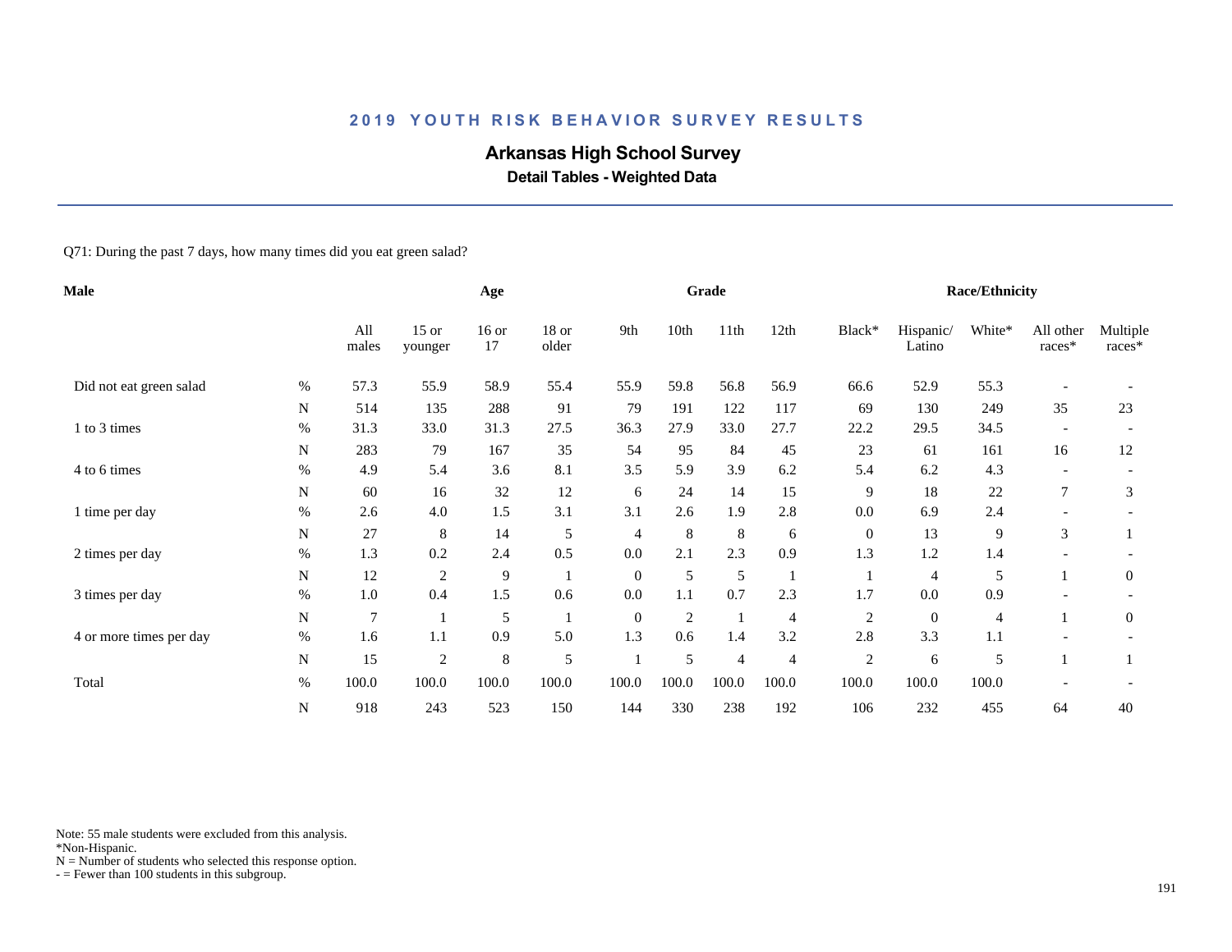## 2019 YOUTH RISK BEHAVIOR SURVEY RESULTS

# Arkansas High School Survey

### Detail Tables - Weighted Data

Q71: During the past 7 days, how many times did you eat green salad?

| Male | | Age | | | | Grade | | | | Race/Ethnicity | | | | |
|---|---|---|---|---|---|---|---|---|---|---|---|---|---|---|
| | | All males | 15 or younger | 16 or 17 | 18 or older | 9th | 10th | 11th | 12th | Black* | Hispanic/ Latino | White* | All other races* | Multiple races* |
| Did not eat green salad | % | 57.3 | 55.9 | 58.9 | 55.4 | 55.9 | 59.8 | 56.8 | 56.9 | 66.6 | 52.9 | 55.3 | - | - |
| | N | 514 | 135 | 288 | 91 | 79 | 191 | 122 | 117 | 69 | 130 | 249 | 35 | 23 |
| 1 to 3 times | % | 31.3 | 33.0 | 31.3 | 27.5 | 36.3 | 27.9 | 33.0 | 27.7 | 22.2 | 29.5 | 34.5 | - | - |
| | N | 283 | 79 | 167 | 35 | 54 | 95 | 84 | 45 | 23 | 61 | 161 | 16 | 12 |
| 4 to 6 times | % | 4.9 | 5.4 | 3.6 | 8.1 | 3.5 | 5.9 | 3.9 | 6.2 | 5.4 | 6.2 | 4.3 | - | - |
| | N | 60 | 16 | 32 | 12 | 6 | 24 | 14 | 15 | 9 | 18 | 22 | 7 | 3 |
| 1 time per day | % | 2.6 | 4.0 | 1.5 | 3.1 | 3.1 | 2.6 | 1.9 | 2.8 | 0.0 | 6.9 | 2.4 | - | - |
| | N | 27 | 8 | 14 | 5 | 4 | 8 | 8 | 6 | 0 | 13 | 9 | 3 | 1 |
| 2 times per day | % | 1.3 | 0.2 | 2.4 | 0.5 | 0.0 | 2.1 | 2.3 | 0.9 | 1.3 | 1.2 | 1.4 | - | - |
| | N | 12 | 2 | 9 | 1 | 0 | 5 | 5 | 1 | 1 | 4 | 5 | 1 | 0 |
| 3 times per day | % | 1.0 | 0.4 | 1.5 | 0.6 | 0.0 | 1.1 | 0.7 | 2.3 | 1.7 | 0.0 | 0.9 | - | - |
| | N | 7 | 1 | 5 | 1 | 0 | 2 | 1 | 4 | 2 | 0 | 4 | 1 | 0 |
| 4 or more times per day | % | 1.6 | 1.1 | 0.9 | 5.0 | 1.3 | 0.6 | 1.4 | 3.2 | 2.8 | 3.3 | 1.1 | - | - |
| | N | 15 | 2 | 8 | 5 | 1 | 5 | 4 | 4 | 2 | 6 | 5 | 1 | 1 |
| Total | % | 100.0 | 100.0 | 100.0 | 100.0 | 100.0 | 100.0 | 100.0 | 100.0 | 100.0 | 100.0 | 100.0 | - | - |
| | N | 918 | 243 | 523 | 150 | 144 | 330 | 238 | 192 | 106 | 232 | 455 | 64 | 40 |

Note: 55 male students were excluded from this analysis.
*Non-Hispanic.
N = Number of students who selected this response option.
- = Fewer than 100 students in this subgroup.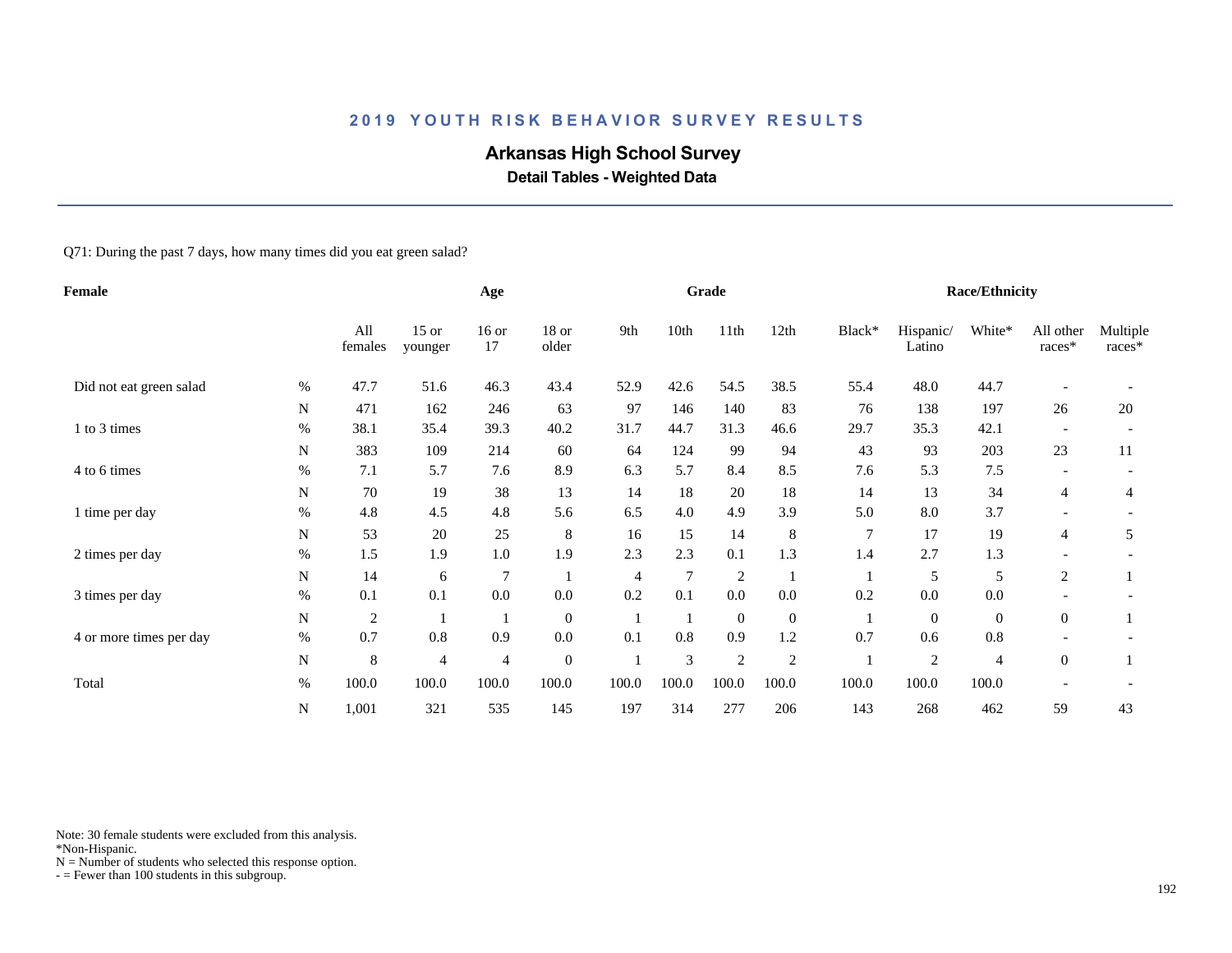# 2019 YOUTH RISK BEHAVIOR SURVEY RESULTS

## Arkansas High School Survey

### Detail Tables - Weighted Data

Q71: During the past 7 days, how many times did you eat green salad?

| Female | | Age | | | | Grade | | | | Race/Ethnicity | | | | |
|---|---|---|---|---|---|---|---|---|---|---|---|---|---|---|
| | | All females | 15 or younger | 16 or 17 | 18 or older | 9th | 10th | 11th | 12th | Black* | Hispanic/ Latino | White* | All other races* | Multiple races* |
| Did not eat green salad | % | 47.7 | 51.6 | 46.3 | 43.4 | 52.9 | 42.6 | 54.5 | 38.5 | 55.4 | 48.0 | 44.7 | - | - |
| | N | 471 | 162 | 246 | 63 | 97 | 146 | 140 | 83 | 76 | 138 | 197 | 26 | 20 |
| 1 to 3 times | % | 38.1 | 35.4 | 39.3 | 40.2 | 31.7 | 44.7 | 31.3 | 46.6 | 29.7 | 35.3 | 42.1 | - | - |
| | N | 383 | 109 | 214 | 60 | 64 | 124 | 99 | 94 | 43 | 93 | 203 | 23 | 11 |
| 4 to 6 times | % | 7.1 | 5.7 | 7.6 | 8.9 | 6.3 | 5.7 | 8.4 | 8.5 | 7.6 | 5.3 | 7.5 | - | - |
| | N | 70 | 19 | 38 | 13 | 14 | 18 | 20 | 18 | 14 | 13 | 34 | 4 | 4 |
| 1 time per day | % | 4.8 | 4.5 | 4.8 | 5.6 | 6.5 | 4.0 | 4.9 | 3.9 | 5.0 | 8.0 | 3.7 | - | - |
| | N | 53 | 20 | 25 | 8 | 16 | 15 | 14 | 8 | 7 | 17 | 19 | 4 | 5 |
| 2 times per day | % | 1.5 | 1.9 | 1.0 | 1.9 | 2.3 | 2.3 | 0.1 | 1.3 | 1.4 | 2.7 | 1.3 | - | - |
| | N | 14 | 6 | 7 | 1 | 4 | 7 | 2 | 1 | 1 | 5 | 5 | 2 | 1 |
| 3 times per day | % | 0.1 | 0.1 | 0.0 | 0.0 | 0.2 | 0.1 | 0.0 | 0.0 | 0.2 | 0.0 | 0.0 | - | - |
| | N | 2 | 1 | 1 | 0 | 1 | 1 | 0 | 0 | 1 | 0 | 0 | 0 | 1 |
| 4 or more times per day | % | 0.7 | 0.8 | 0.9 | 0.0 | 0.1 | 0.8 | 0.9 | 1.2 | 0.7 | 0.6 | 0.8 | - | - |
| | N | 8 | 4 | 4 | 0 | 1 | 3 | 2 | 2 | 1 | 2 | 4 | 0 | 1 |
| Total | % | 100.0 | 100.0 | 100.0 | 100.0 | 100.0 | 100.0 | 100.0 | 100.0 | 100.0 | 100.0 | 100.0 | - | - |
| | N | 1,001 | 321 | 535 | 145 | 197 | 314 | 277 | 206 | 143 | 268 | 462 | 59 | 43 |

Note: 30 female students were excluded from this analysis.
*Non-Hispanic.
N = Number of students who selected this response option.
- = Fewer than 100 students in this subgroup.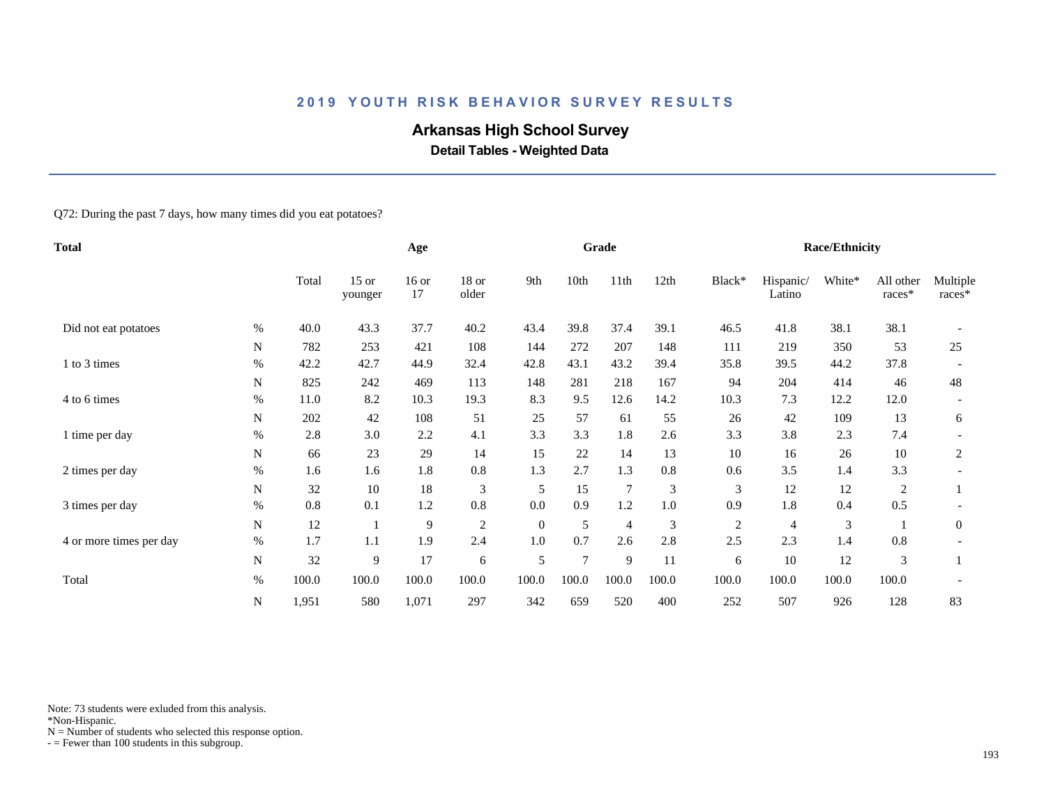## 2019 YOUTH RISK BEHAVIOR SURVEY RESULTS

# Arkansas High School Survey

### Detail Tables - Weighted Data

Q72: During the past 7 days, how many times did you eat potatoes?

| Total | | Age | | | | Grade | | | | Race/Ethnicity | | | | |
|---|---|---|---|---|---|---|---|---|---|---|---|---|---|---|
| | | Total | 15 or younger | 16 or 17 | 18 or older | 9th | 10th | 11th | 12th | Black* | Hispanic/ Latino | White* | All other races* | Multiple races* |
| Did not eat potatoes | % | 40.0 | 43.3 | 37.7 | 40.2 | 43.4 | 39.8 | 37.4 | 39.1 | 46.5 | 41.8 | 38.1 | 38.1 | - |
| | N | 782 | 253 | 421 | 108 | 144 | 272 | 207 | 148 | 111 | 219 | 350 | 53 | 25 |
| 1 to 3 times | % | 42.2 | 42.7 | 44.9 | 32.4 | 42.8 | 43.1 | 43.2 | 39.4 | 35.8 | 39.5 | 44.2 | 37.8 | - |
| | N | 825 | 242 | 469 | 113 | 148 | 281 | 218 | 167 | 94 | 204 | 414 | 46 | 48 |
| 4 to 6 times | % | 11.0 | 8.2 | 10.3 | 19.3 | 8.3 | 9.5 | 12.6 | 14.2 | 10.3 | 7.3 | 12.2 | 12.0 | - |
| | N | 202 | 42 | 108 | 51 | 25 | 57 | 61 | 55 | 26 | 42 | 109 | 13 | 6 |
| 1 time per day | % | 2.8 | 3.0 | 2.2 | 4.1 | 3.3 | 3.3 | 1.8 | 2.6 | 3.3 | 3.8 | 2.3 | 7.4 | - |
| | N | 66 | 23 | 29 | 14 | 15 | 22 | 14 | 13 | 10 | 16 | 26 | 10 | 2 |
| 2 times per day | % | 1.6 | 1.6 | 1.8 | 0.8 | 1.3 | 2.7 | 1.3 | 0.8 | 0.6 | 3.5 | 1.4 | 3.3 | - |
| | N | 32 | 10 | 18 | 3 | 5 | 15 | 7 | 3 | 3 | 12 | 12 | 2 | 1 |
| 3 times per day | % | 0.8 | 0.1 | 1.2 | 0.8 | 0.0 | 0.9 | 1.2 | 1.0 | 0.9 | 1.8 | 0.4 | 0.5 | - |
| | N | 12 | 1 | 9 | 2 | 0 | 5 | 4 | 3 | 2 | 4 | 3 | 1 | 0 |
| 4 or more times per day | % | 1.7 | 1.1 | 1.9 | 2.4 | 1.0 | 0.7 | 2.6 | 2.8 | 2.5 | 2.3 | 1.4 | 0.8 | - |
| | N | 32 | 9 | 17 | 6 | 5 | 7 | 9 | 11 | 6 | 10 | 12 | 3 | 1 |
| Total | % | 100.0 | 100.0 | 100.0 | 100.0 | 100.0 | 100.0 | 100.0 | 100.0 | 100.0 | 100.0 | 100.0 | 100.0 | - |
| | N | 1,951 | 580 | 1,071 | 297 | 342 | 659 | 520 | 400 | 252 | 507 | 926 | 128 | 83 |

Note: 73 students were exluded from this analysis.
*Non-Hispanic.
N = Number of students who selected this response option.
- = Fewer than 100 students in this subgroup.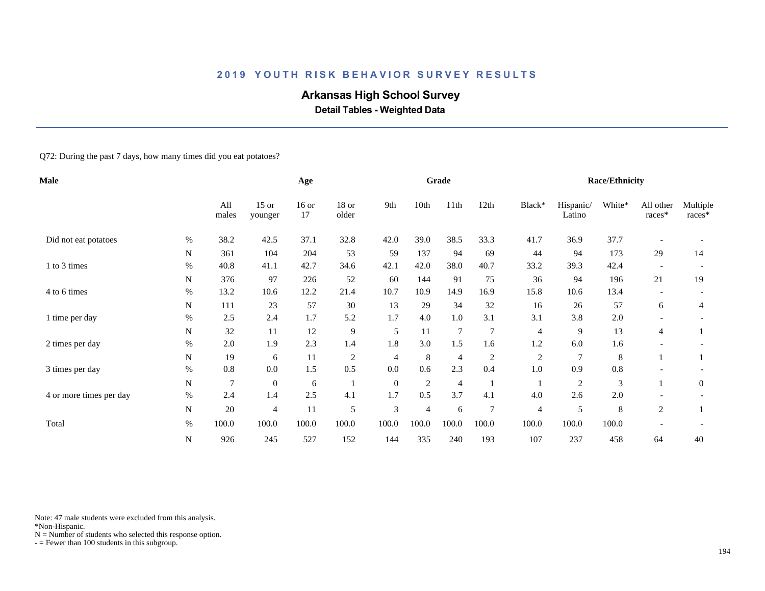## 2019 YOUTH RISK BEHAVIOR SURVEY RESULTS

# Arkansas High School Survey

### Detail Tables - Weighted Data

Q72: During the past 7 days, how many times did you eat potatoes?

| Male | | Age | | | | Grade | | | | Race/Ethnicity | | | | |
|---|---|---|---|---|---|---|---|---|---|---|---|---|---|---|
| | | All males | 15 or younger | 16 or 17 | 18 or older | 9th | 10th | 11th | 12th | Black* | Hispanic/ Latino | White* | All other races* | Multiple races* |
| Did not eat potatoes | % | 38.2 | 42.5 | 37.1 | 32.8 | 42.0 | 39.0 | 38.5 | 33.3 | 41.7 | 36.9 | 37.7 | - | - |
| | N | 361 | 104 | 204 | 53 | 59 | 137 | 94 | 69 | 44 | 94 | 173 | 29 | 14 |
| 1 to 3 times | % | 40.8 | 41.1 | 42.7 | 34.6 | 42.1 | 42.0 | 38.0 | 40.7 | 33.2 | 39.3 | 42.4 | - | - |
| | N | 376 | 97 | 226 | 52 | 60 | 144 | 91 | 75 | 36 | 94 | 196 | 21 | 19 |
| 4 to 6 times | % | 13.2 | 10.6 | 12.2 | 21.4 | 10.7 | 10.9 | 14.9 | 16.9 | 15.8 | 10.6 | 13.4 | - | - |
| | N | 111 | 23 | 57 | 30 | 13 | 29 | 34 | 32 | 16 | 26 | 57 | 6 | 4 |
| 1 time per day | % | 2.5 | 2.4 | 1.7 | 5.2 | 1.7 | 4.0 | 1.0 | 3.1 | 3.1 | 3.8 | 2.0 | - | - |
| | N | 32 | 11 | 12 | 9 | 5 | 11 | 7 | 7 | 4 | 9 | 13 | 4 | 1 |
| 2 times per day | % | 2.0 | 1.9 | 2.3 | 1.4 | 1.8 | 3.0 | 1.5 | 1.6 | 1.2 | 6.0 | 1.6 | - | - |
| | N | 19 | 6 | 11 | 2 | 4 | 8 | 4 | 2 | 2 | 7 | 8 | 1 | 1 |
| 3 times per day | % | 0.8 | 0.0 | 1.5 | 0.5 | 0.0 | 0.6 | 2.3 | 0.4 | 1.0 | 0.9 | 0.8 | - | - |
| | N | 7 | 0 | 6 | 1 | 0 | 2 | 4 | 1 | 1 | 2 | 3 | 1 | 0 |
| 4 or more times per day | % | 2.4 | 1.4 | 2.5 | 4.1 | 1.7 | 0.5 | 3.7 | 4.1 | 4.0 | 2.6 | 2.0 | - | - |
| | N | 20 | 4 | 11 | 5 | 3 | 4 | 6 | 7 | 4 | 5 | 8 | 2 | 1 |
| Total | % | 100.0 | 100.0 | 100.0 | 100.0 | 100.0 | 100.0 | 100.0 | 100.0 | 100.0 | 100.0 | 100.0 | - | - |
| | N | 926 | 245 | 527 | 152 | 144 | 335 | 240 | 193 | 107 | 237 | 458 | 64 | 40 |

Note: 47 male students were excluded from this analysis.
*Non-Hispanic.
N = Number of students who selected this response option.
- = Fewer than 100 students in this subgroup.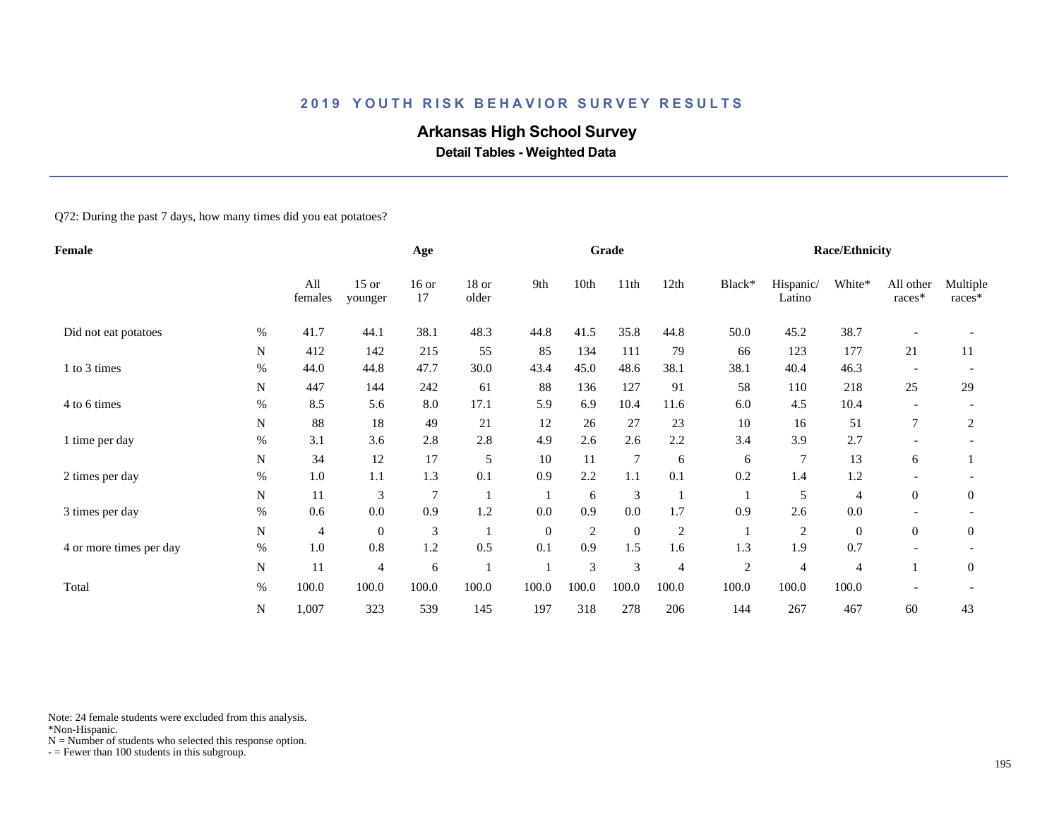# 2019 YOUTH RISK BEHAVIOR SURVEY RESULTS

## Arkansas High School Survey

### Detail Tables - Weighted Data

Q72: During the past 7 days, how many times did you eat potatoes?

| Female | | Age | | | | Grade | | | | Race/Ethnicity | | | | |
|---|---|---|---|---|---|---|---|---|---|---|---|---|---|---|
| | | All females | 15 or younger | 16 or 17 | 18 or older | 9th | 10th | 11th | 12th | Black* | Hispanic/ Latino | White* | All other races* | Multiple races* |
| Did not eat potatoes | % | 41.7 | 44.1 | 38.1 | 48.3 | 44.8 | 41.5 | 35.8 | 44.8 | 50.0 | 45.2 | 38.7 | - | - |
| | N | 412 | 142 | 215 | 55 | 85 | 134 | 111 | 79 | 66 | 123 | 177 | 21 | 11 |
| 1 to 3 times | % | 44.0 | 44.8 | 47.7 | 30.0 | 43.4 | 45.0 | 48.6 | 38.1 | 38.1 | 40.4 | 46.3 | - | - |
| | N | 447 | 144 | 242 | 61 | 88 | 136 | 127 | 91 | 58 | 110 | 218 | 25 | 29 |
| 4 to 6 times | % | 8.5 | 5.6 | 8.0 | 17.1 | 5.9 | 6.9 | 10.4 | 11.6 | 6.0 | 4.5 | 10.4 | - | - |
| | N | 88 | 18 | 49 | 21 | 12 | 26 | 27 | 23 | 10 | 16 | 51 | 7 | 2 |
| 1 time per day | % | 3.1 | 3.6 | 2.8 | 2.8 | 4.9 | 2.6 | 2.6 | 2.2 | 3.4 | 3.9 | 2.7 | - | - |
| | N | 34 | 12 | 17 | 5 | 10 | 11 | 7 | 6 | 6 | 7 | 13 | 6 | 1 |
| 2 times per day | % | 1.0 | 1.1 | 1.3 | 0.1 | 0.9 | 2.2 | 1.1 | 0.1 | 0.2 | 1.4 | 1.2 | - | - |
| | N | 11 | 3 | 7 | 1 | 1 | 6 | 3 | 1 | 1 | 5 | 4 | 0 | 0 |
| 3 times per day | % | 0.6 | 0.0 | 0.9 | 1.2 | 0.0 | 0.9 | 0.0 | 1.7 | 0.9 | 2.6 | 0.0 | - | - |
| | N | 4 | 0 | 3 | 1 | 0 | 2 | 0 | 2 | 1 | 2 | 0 | 0 | 0 |
| 4 or more times per day | % | 1.0 | 0.8 | 1.2 | 0.5 | 0.1 | 0.9 | 1.5 | 1.6 | 1.3 | 1.9 | 0.7 | - | - |
| | N | 11 | 4 | 6 | 1 | 1 | 3 | 3 | 4 | 2 | 4 | 4 | 1 | 0 |
| Total | % | 100.0 | 100.0 | 100.0 | 100.0 | 100.0 | 100.0 | 100.0 | 100.0 | 100.0 | 100.0 | 100.0 | - | - |
| | N | 1,007 | 323 | 539 | 145 | 197 | 318 | 278 | 206 | 144 | 267 | 467 | 60 | 43 |

Note: 24 female students were excluded from this analysis.
*Non-Hispanic.
N = Number of students who selected this response option.
- = Fewer than 100 students in this subgroup.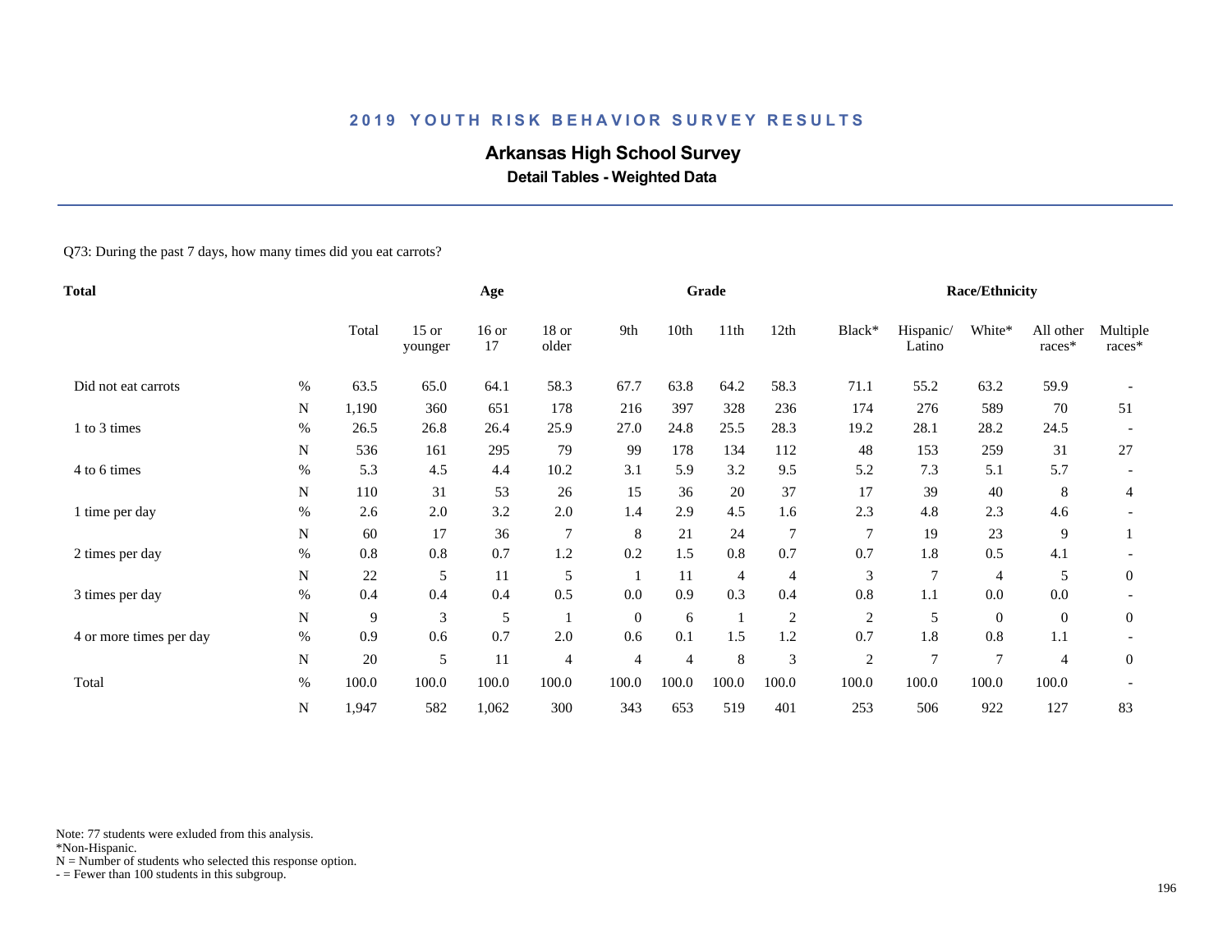# 2019 YOUTH RISK BEHAVIOR SURVEY RESULTS

## Arkansas High School Survey

### Detail Tables - Weighted Data

Q73: During the past 7 days, how many times did you eat carrots?

| Total | | Age | | | | Grade | | | | Race/Ethnicity | | | | | |
|---|---|---|---|---|---|---|---|---|---|---|---|---|---|---|---|
| | | Total | 15 or younger | 16 or 17 | 18 or older | 9th | 10th | 11th | 12th | Black* | Hispanic/ Latino | White* | All other races* | Multiple races* |
| Did not eat carrots | % | 63.5 | 65.0 | 64.1 | 58.3 | 67.7 | 63.8 | 64.2 | 58.3 | 71.1 | 55.2 | 63.2 | 59.9 | - |
| | N | 1,190 | 360 | 651 | 178 | 216 | 397 | 328 | 236 | 174 | 276 | 589 | 70 | 51 |
| 1 to 3 times | % | 26.5 | 26.8 | 26.4 | 25.9 | 27.0 | 24.8 | 25.5 | 28.3 | 19.2 | 28.1 | 28.2 | 24.5 | - |
| | N | 536 | 161 | 295 | 79 | 99 | 178 | 134 | 112 | 48 | 153 | 259 | 31 | 27 |
| 4 to 6 times | % | 5.3 | 4.5 | 4.4 | 10.2 | 3.1 | 5.9 | 3.2 | 9.5 | 5.2 | 7.3 | 5.1 | 5.7 | - |
| | N | 110 | 31 | 53 | 26 | 15 | 36 | 20 | 37 | 17 | 39 | 40 | 8 | 4 |
| 1 time per day | % | 2.6 | 2.0 | 3.2 | 2.0 | 1.4 | 2.9 | 4.5 | 1.6 | 2.3 | 4.8 | 2.3 | 4.6 | - |
| | N | 60 | 17 | 36 | 7 | 8 | 21 | 24 | 7 | 7 | 19 | 23 | 9 | 1 |
| 2 times per day | % | 0.8 | 0.8 | 0.7 | 1.2 | 0.2 | 1.5 | 0.8 | 0.7 | 0.7 | 1.8 | 0.5 | 4.1 | - |
| | N | 22 | 5 | 11 | 5 | 1 | 11 | 4 | 4 | 3 | 7 | 4 | 5 | 0 |
| 3 times per day | % | 0.4 | 0.4 | 0.4 | 0.5 | 0.0 | 0.9 | 0.3 | 0.4 | 0.8 | 1.1 | 0.0 | 0.0 | - |
| | N | 9 | 3 | 5 | 1 | 0 | 6 | 1 | 2 | 2 | 5 | 0 | 0 | 0 |
| 4 or more times per day | % | 0.9 | 0.6 | 0.7 | 2.0 | 0.6 | 0.1 | 1.5 | 1.2 | 0.7 | 1.8 | 0.8 | 1.1 | - |
| | N | 20 | 5 | 11 | 4 | 4 | 4 | 8 | 3 | 2 | 7 | 7 | 4 | 0 |
| Total | % | 100.0 | 100.0 | 100.0 | 100.0 | 100.0 | 100.0 | 100.0 | 100.0 | 100.0 | 100.0 | 100.0 | 100.0 | - |
| | N | 1,947 | 582 | 1,062 | 300 | 343 | 653 | 519 | 401 | 253 | 506 | 922 | 127 | 83 |

Note: 77 students were exluded from this analysis.
*Non-Hispanic.
N = Number of students who selected this response option.
- = Fewer than 100 students in this subgroup.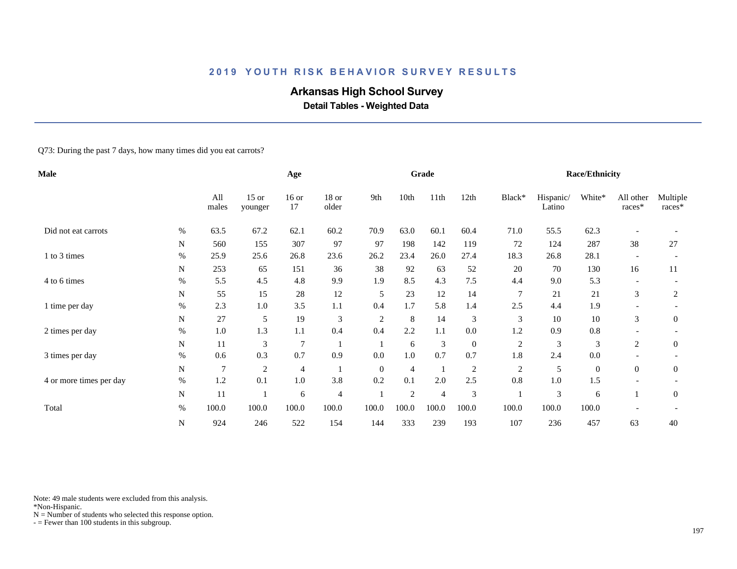## 2019 YOUTH RISK BEHAVIOR SURVEY RESULTS

# Arkansas High School Survey

### Detail Tables - Weighted Data

Q73: During the past 7 days, how many times did you eat carrots?

| Male | | Age | | | | Grade | | | | | Race/Ethnicity | | | | |
|---|---|---|---|---|---|---|---|---|---|---|---|---|---|---|---|
| | | All males | 15 or younger | 16 or 17 | 18 or older | 9th | 10th | 11th | 12th | Black* | Hispanic/ Latino | White* | All other races* | Multiple races* |
| Did not eat carrots | % | 63.5 | 67.2 | 62.1 | 60.2 | 70.9 | 63.0 | 60.1 | 60.4 | 71.0 | 55.5 | 62.3 | - | - |
| | N | 560 | 155 | 307 | 97 | 97 | 198 | 142 | 119 | 72 | 124 | 287 | 38 | 27 |
| 1 to 3 times | % | 25.9 | 25.6 | 26.8 | 23.6 | 26.2 | 23.4 | 26.0 | 27.4 | 18.3 | 26.8 | 28.1 | - | - |
| | N | 253 | 65 | 151 | 36 | 38 | 92 | 63 | 52 | 20 | 70 | 130 | 16 | 11 |
| 4 to 6 times | % | 5.5 | 4.5 | 4.8 | 9.9 | 1.9 | 8.5 | 4.3 | 7.5 | 4.4 | 9.0 | 5.3 | - | - |
| | N | 55 | 15 | 28 | 12 | 5 | 23 | 12 | 14 | 7 | 21 | 21 | 3 | 2 |
| 1 time per day | % | 2.3 | 1.0 | 3.5 | 1.1 | 0.4 | 1.7 | 5.8 | 1.4 | 2.5 | 4.4 | 1.9 | - | - |
| | N | 27 | 5 | 19 | 3 | 2 | 8 | 14 | 3 | 3 | 10 | 10 | 3 | 0 |
| 2 times per day | % | 1.0 | 1.3 | 1.1 | 0.4 | 0.4 | 2.2 | 1.1 | 0.0 | 1.2 | 0.9 | 0.8 | - | - |
| | N | 11 | 3 | 7 | 1 | 1 | 6 | 3 | 0 | 2 | 3 | 3 | 2 | 0 |
| 3 times per day | % | 0.6 | 0.3 | 0.7 | 0.9 | 0.0 | 1.0 | 0.7 | 0.7 | 1.8 | 2.4 | 0.0 | - | - |
| | N | 7 | 2 | 4 | 1 | 0 | 4 | 1 | 2 | 2 | 5 | 0 | 0 | 0 |
| 4 or more times per day | % | 1.2 | 0.1 | 1.0 | 3.8 | 0.2 | 0.1 | 2.0 | 2.5 | 0.8 | 1.0 | 1.5 | - | - |
| | N | 11 | 1 | 6 | 4 | 1 | 2 | 4 | 3 | 1 | 3 | 6 | 1 | 0 |
| Total | % | 100.0 | 100.0 | 100.0 | 100.0 | 100.0 | 100.0 | 100.0 | 100.0 | 100.0 | 100.0 | 100.0 | - | - |
| | N | 924 | 246 | 522 | 154 | 144 | 333 | 239 | 193 | 107 | 236 | 457 | 63 | 40 |

Note: 49 male students were excluded from this analysis.
*Non-Hispanic.
N = Number of students who selected this response option.
- = Fewer than 100 students in this subgroup.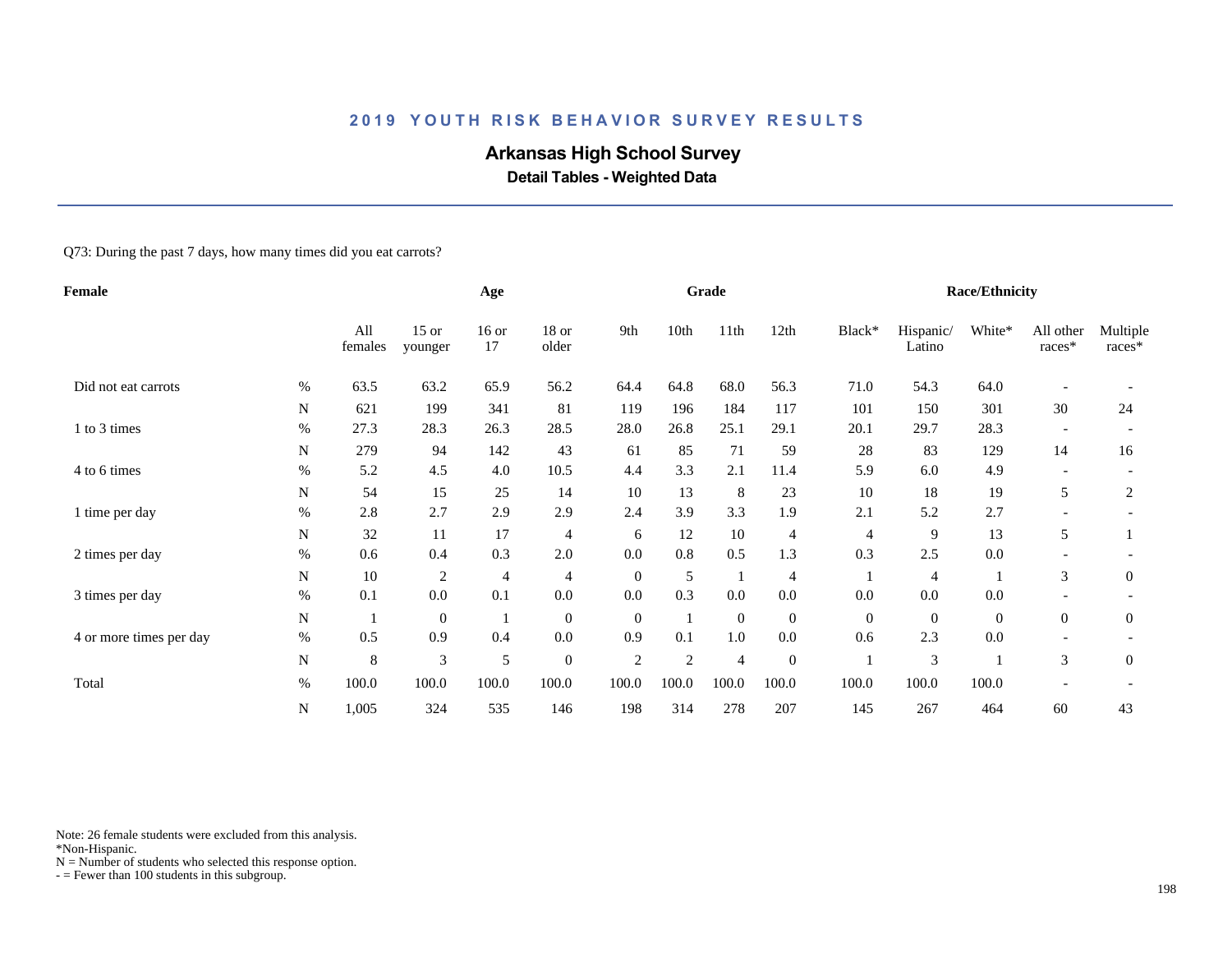## 2019 YOUTH RISK BEHAVIOR SURVEY RESULTS

# Arkansas High School Survey

### Detail Tables - Weighted Data

Q73: During the past 7 days, how many times did you eat carrots?

| Female | | Age | | | | Grade | | | | Race/Ethnicity | | | | |
|---|---|---|---|---|---|---|---|---|---|---|---|---|---|---|
| | | All females | 15 or younger | 16 or 17 | 18 or older | 9th | 10th | 11th | 12th | Black* | Hispanic/ Latino | White* | All other races* | Multiple races* |
| Did not eat carrots | % | 63.5 | 63.2 | 65.9 | 56.2 | 64.4 | 64.8 | 68.0 | 56.3 | 71.0 | 54.3 | 64.0 | - | - |
| | N | 621 | 199 | 341 | 81 | 119 | 196 | 184 | 117 | 101 | 150 | 301 | 30 | 24 |
| 1 to 3 times | % | 27.3 | 28.3 | 26.3 | 28.5 | 28.0 | 26.8 | 25.1 | 29.1 | 20.1 | 29.7 | 28.3 | - | - |
| | N | 279 | 94 | 142 | 43 | 61 | 85 | 71 | 59 | 28 | 83 | 129 | 14 | 16 |
| 4 to 6 times | % | 5.2 | 4.5 | 4.0 | 10.5 | 4.4 | 3.3 | 2.1 | 11.4 | 5.9 | 6.0 | 4.9 | - | - |
| | N | 54 | 15 | 25 | 14 | 10 | 13 | 8 | 23 | 10 | 18 | 19 | 5 | 2 |
| 1 time per day | % | 2.8 | 2.7 | 2.9 | 2.9 | 2.4 | 3.9 | 3.3 | 1.9 | 2.1 | 5.2 | 2.7 | - | - |
| | N | 32 | 11 | 17 | 4 | 6 | 12 | 10 | 4 | 4 | 9 | 13 | 5 | 1 |
| 2 times per day | % | 0.6 | 0.4 | 0.3 | 2.0 | 0.0 | 0.8 | 0.5 | 1.3 | 0.3 | 2.5 | 0.0 | - | - |
| | N | 10 | 2 | 4 | 4 | 0 | 5 | 1 | 4 | 1 | 4 | 1 | 3 | 0 |
| 3 times per day | % | 0.1 | 0.0 | 0.1 | 0.0 | 0.0 | 0.3 | 0.0 | 0.0 | 0.0 | 0.0 | 0.0 | - | - |
| | N | 1 | 0 | 1 | 0 | 0 | 1 | 0 | 0 | 0 | 0 | 0 | 0 | 0 |
| 4 or more times per day | % | 0.5 | 0.9 | 0.4 | 0.0 | 0.9 | 0.1 | 1.0 | 0.0 | 0.6 | 2.3 | 0.0 | - | - |
| | N | 8 | 3 | 5 | 0 | 2 | 2 | 4 | 0 | 1 | 3 | 1 | 3 | 0 |
| Total | % | 100.0 | 100.0 | 100.0 | 100.0 | 100.0 | 100.0 | 100.0 | 100.0 | 100.0 | 100.0 | 100.0 | - | - |
| | N | 1,005 | 324 | 535 | 146 | 198 | 314 | 278 | 207 | 145 | 267 | 464 | 60 | 43 |

Note: 26 female students were excluded from this analysis.
*Non-Hispanic.
N = Number of students who selected this response option.
- = Fewer than 100 students in this subgroup.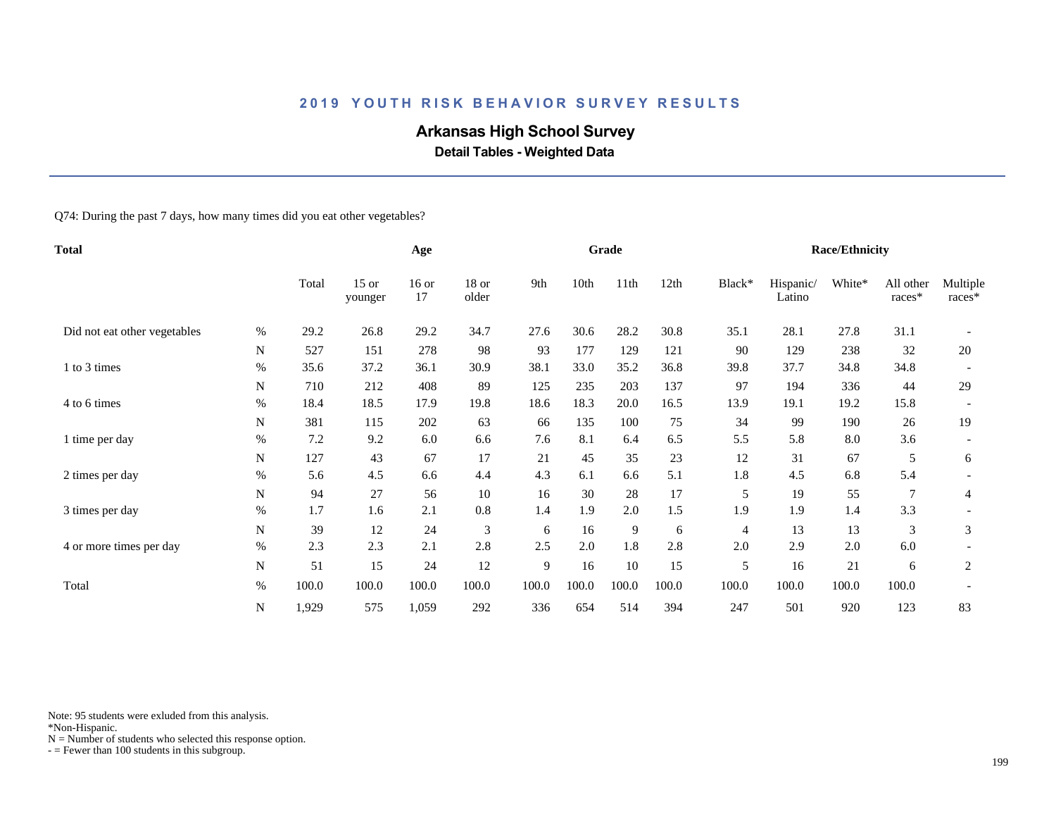## 2019 YOUTH RISK BEHAVIOR SURVEY RESULTS

# Arkansas High School Survey

### Detail Tables - Weighted Data

Q74: During the past 7 days, how many times did you eat other vegetables?

| Total | | Age | | | | Grade | | | | Race/Ethnicity | | | | |
|---|---|---|---|---|---|---|---|---|---|---|---|---|---|---|
| | | Total | 15 or younger | 16 or 17 | 18 or older | 9th | 10th | 11th | 12th | Black* | Hispanic/ Latino | White* | All other races* | Multiple races* |
| Did not eat other vegetables | % | 29.2 | 26.8 | 29.2 | 34.7 | 27.6 | 30.6 | 28.2 | 30.8 | 35.1 | 28.1 | 27.8 | 31.1 | - |
| | N | 527 | 151 | 278 | 98 | 93 | 177 | 129 | 121 | 90 | 129 | 238 | 32 | 20 |
| 1 to 3 times | % | 35.6 | 37.2 | 36.1 | 30.9 | 38.1 | 33.0 | 35.2 | 36.8 | 39.8 | 37.7 | 34.8 | 34.8 | - |
| | N | 710 | 212 | 408 | 89 | 125 | 235 | 203 | 137 | 97 | 194 | 336 | 44 | 29 |
| 4 to 6 times | % | 18.4 | 18.5 | 17.9 | 19.8 | 18.6 | 18.3 | 20.0 | 16.5 | 13.9 | 19.1 | 19.2 | 15.8 | - |
| | N | 381 | 115 | 202 | 63 | 66 | 135 | 100 | 75 | 34 | 99 | 190 | 26 | 19 |
| 1 time per day | % | 7.2 | 9.2 | 6.0 | 6.6 | 7.6 | 8.1 | 6.4 | 6.5 | 5.5 | 5.8 | 8.0 | 3.6 | - |
| | N | 127 | 43 | 67 | 17 | 21 | 45 | 35 | 23 | 12 | 31 | 67 | 5 | 6 |
| 2 times per day | % | 5.6 | 4.5 | 6.6 | 4.4 | 4.3 | 6.1 | 6.6 | 5.1 | 1.8 | 4.5 | 6.8 | 5.4 | - |
| | N | 94 | 27 | 56 | 10 | 16 | 30 | 28 | 17 | 5 | 19 | 55 | 7 | 4 |
| 3 times per day | % | 1.7 | 1.6 | 2.1 | 0.8 | 1.4 | 1.9 | 2.0 | 1.5 | 1.9 | 1.9 | 1.4 | 3.3 | - |
| | N | 39 | 12 | 24 | 3 | 6 | 16 | 9 | 6 | 4 | 13 | 13 | 3 | 3 |
| 4 or more times per day | % | 2.3 | 2.3 | 2.1 | 2.8 | 2.5 | 2.0 | 1.8 | 2.8 | 2.0 | 2.9 | 2.0 | 6.0 | - |
| | N | 51 | 15 | 24 | 12 | 9 | 16 | 10 | 15 | 5 | 16 | 21 | 6 | 2 |
| Total | % | 100.0 | 100.0 | 100.0 | 100.0 | 100.0 | 100.0 | 100.0 | 100.0 | 100.0 | 100.0 | 100.0 | 100.0 | - |
| | N | 1,929 | 575 | 1,059 | 292 | 336 | 654 | 514 | 394 | 247 | 501 | 920 | 123 | 83 |

Note: 95 students were exluded from this analysis.
*Non-Hispanic.
N = Number of students who selected this response option.
- = Fewer than 100 students in this subgroup.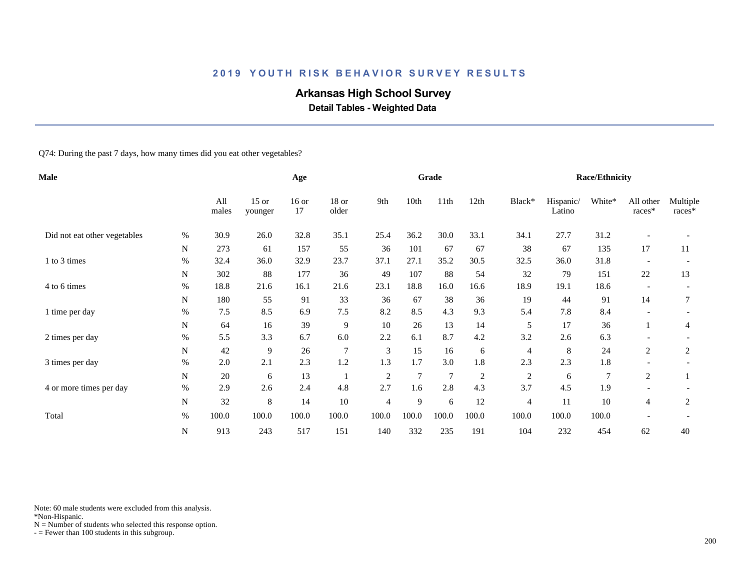## 2019 YOUTH RISK BEHAVIOR SURVEY RESULTS

# Arkansas High School Survey

### Detail Tables - Weighted Data

Q74: During the past 7 days, how many times did you eat other vegetables?

| Male | | Age | | | | Grade | | | | Race/Ethnicity | | | | |
|---|---|---|---|---|---|---|---|---|---|---|---|---|---|---|
| | | All males | 15 or younger | 16 or 17 | 18 or older | 9th | 10th | 11th | 12th | Black* | Hispanic/ Latino | White* | All other races* | Multiple races* |
| Did not eat other vegetables | % | 30.9 | 26.0 | 32.8 | 35.1 | 25.4 | 36.2 | 30.0 | 33.1 | 34.1 | 27.7 | 31.2 | - | - |
| | N | 273 | 61 | 157 | 55 | 36 | 101 | 67 | 67 | 38 | 67 | 135 | 17 | 11 |
| 1 to 3 times | % | 32.4 | 36.0 | 32.9 | 23.7 | 37.1 | 27.1 | 35.2 | 30.5 | 32.5 | 36.0 | 31.8 | - | - |
| | N | 302 | 88 | 177 | 36 | 49 | 107 | 88 | 54 | 32 | 79 | 151 | 22 | 13 |
| 4 to 6 times | % | 18.8 | 21.6 | 16.1 | 21.6 | 23.1 | 18.8 | 16.0 | 16.6 | 18.9 | 19.1 | 18.6 | - | - |
| | N | 180 | 55 | 91 | 33 | 36 | 67 | 38 | 36 | 19 | 44 | 91 | 14 | 7 |
| 1 time per day | % | 7.5 | 8.5 | 6.9 | 7.5 | 8.2 | 8.5 | 4.3 | 9.3 | 5.4 | 7.8 | 8.4 | - | - |
| | N | 64 | 16 | 39 | 9 | 10 | 26 | 13 | 14 | 5 | 17 | 36 | 1 | 4 |
| 2 times per day | % | 5.5 | 3.3 | 6.7 | 6.0 | 2.2 | 6.1 | 8.7 | 4.2 | 3.2 | 2.6 | 6.3 | - | - |
| | N | 42 | 9 | 26 | 7 | 3 | 15 | 16 | 6 | 4 | 8 | 24 | 2 | 2 |
| 3 times per day | % | 2.0 | 2.1 | 2.3 | 1.2 | 1.3 | 1.7 | 3.0 | 1.8 | 2.3 | 2.3 | 1.8 | - | - |
| | N | 20 | 6 | 13 | 1 | 2 | 7 | 7 | 2 | 2 | 6 | 7 | 2 | 1 |
| 4 or more times per day | % | 2.9 | 2.6 | 2.4 | 4.8 | 2.7 | 1.6 | 2.8 | 4.3 | 3.7 | 4.5 | 1.9 | - | - |
| | N | 32 | 8 | 14 | 10 | 4 | 9 | 6 | 12 | 4 | 11 | 10 | 4 | 2 |
| Total | % | 100.0 | 100.0 | 100.0 | 100.0 | 100.0 | 100.0 | 100.0 | 100.0 | 100.0 | 100.0 | 100.0 | - | - |
| | N | 913 | 243 | 517 | 151 | 140 | 332 | 235 | 191 | 104 | 232 | 454 | 62 | 40 |

Note: 60 male students were excluded from this analysis.
*Non-Hispanic.
N = Number of students who selected this response option.
- = Fewer than 100 students in this subgroup.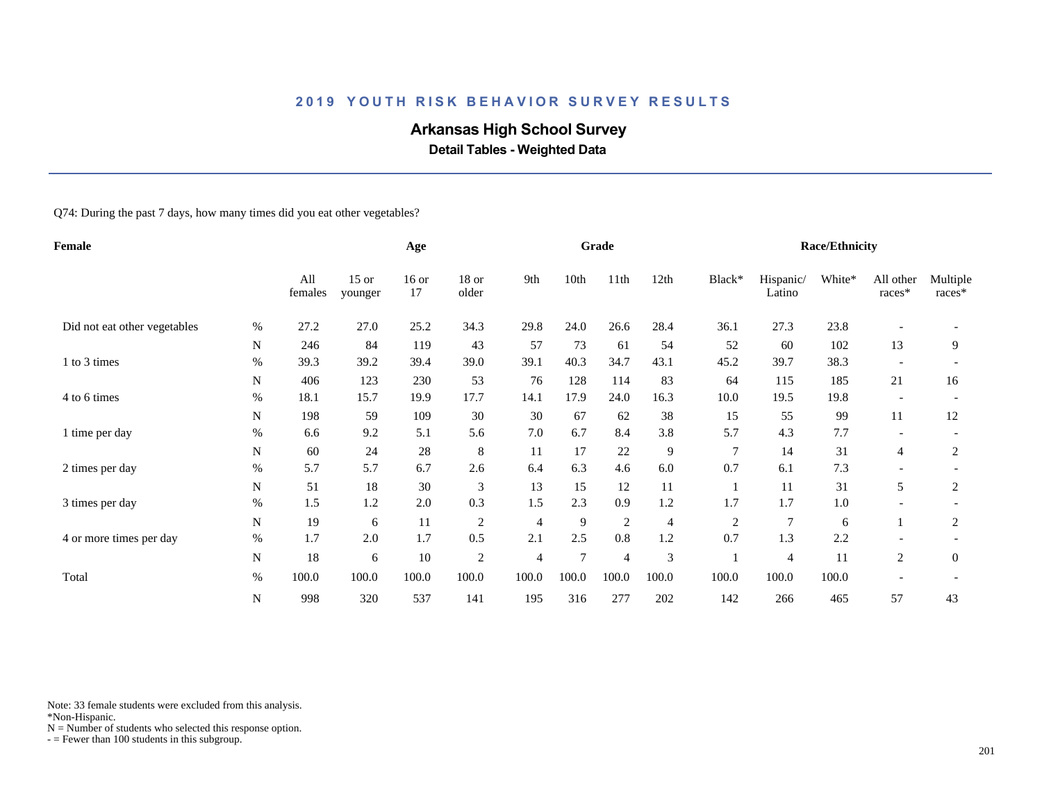## 2019 YOUTH RISK BEHAVIOR SURVEY RESULTS

# Arkansas High School Survey

### Detail Tables - Weighted Data

Q74: During the past 7 days, how many times did you eat other vegetables?

| Female | | Age | | | | Grade | | | | Race/Ethnicity | | | | |
|---|---|---|---|---|---|---|---|---|---|---|---|---|---|---|
| | | All females | 15 or younger | 16 or 17 | 18 or older | 9th | 10th | 11th | 12th | Black* | Hispanic/ Latino | White* | All other races* | Multiple races* |
| Did not eat other vegetables | % | 27.2 | 27.0 | 25.2 | 34.3 | 29.8 | 24.0 | 26.6 | 28.4 | 36.1 | 27.3 | 23.8 | - | - |
| | N | 246 | 84 | 119 | 43 | 57 | 73 | 61 | 54 | 52 | 60 | 102 | 13 | 9 |
| 1 to 3 times | % | 39.3 | 39.2 | 39.4 | 39.0 | 39.1 | 40.3 | 34.7 | 43.1 | 45.2 | 39.7 | 38.3 | - | - |
| | N | 406 | 123 | 230 | 53 | 76 | 128 | 114 | 83 | 64 | 115 | 185 | 21 | 16 |
| 4 to 6 times | % | 18.1 | 15.7 | 19.9 | 17.7 | 14.1 | 17.9 | 24.0 | 16.3 | 10.0 | 19.5 | 19.8 | - | - |
| | N | 198 | 59 | 109 | 30 | 30 | 67 | 62 | 38 | 15 | 55 | 99 | 11 | 12 |
| 1 time per day | % | 6.6 | 9.2 | 5.1 | 5.6 | 7.0 | 6.7 | 8.4 | 3.8 | 5.7 | 4.3 | 7.7 | - | - |
| | N | 60 | 24 | 28 | 8 | 11 | 17 | 22 | 9 | 7 | 14 | 31 | 4 | 2 |
| 2 times per day | % | 5.7 | 5.7 | 6.7 | 2.6 | 6.4 | 6.3 | 4.6 | 6.0 | 0.7 | 6.1 | 7.3 | - | - |
| | N | 51 | 18 | 30 | 3 | 13 | 15 | 12 | 11 | 1 | 11 | 31 | 5 | 2 |
| 3 times per day | % | 1.5 | 1.2 | 2.0 | 0.3 | 1.5 | 2.3 | 0.9 | 1.2 | 1.7 | 1.7 | 1.0 | - | - |
| | N | 19 | 6 | 11 | 2 | 4 | 9 | 2 | 4 | 2 | 7 | 6 | 1 | 2 |
| 4 or more times per day | % | 1.7 | 2.0 | 1.7 | 0.5 | 2.1 | 2.5 | 0.8 | 1.2 | 0.7 | 1.3 | 2.2 | - | - |
| | N | 18 | 6 | 10 | 2 | 4 | 7 | 4 | 3 | 1 | 4 | 11 | 2 | 0 |
| Total | % | 100.0 | 100.0 | 100.0 | 100.0 | 100.0 | 100.0 | 100.0 | 100.0 | 100.0 | 100.0 | 100.0 | - | - |
| | N | 998 | 320 | 537 | 141 | 195 | 316 | 277 | 202 | 142 | 266 | 465 | 57 | 43 |

Note: 33 female students were excluded from this analysis.
*Non-Hispanic.
N = Number of students who selected this response option.
- = Fewer than 100 students in this subgroup.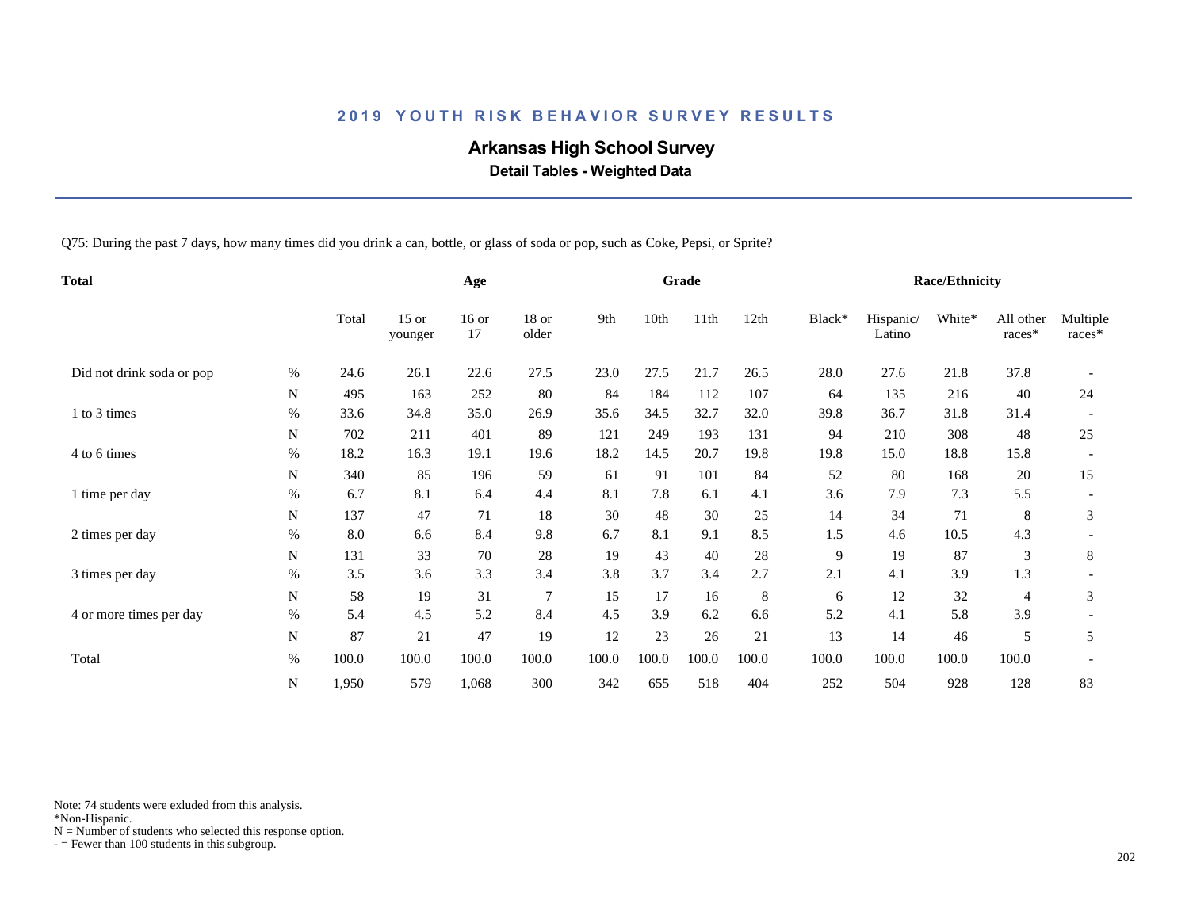## 2019 YOUTH RISK BEHAVIOR SURVEY RESULTS

### Arkansas High School Survey

**Detail Tables - Weighted Data**

Q75: During the past 7 days, how many times did you drink a can, bottle, or glass of soda or pop, such as Coke, Pepsi, or Sprite?

| Total | | | Age | | | Grade | | | | Race/Ethnicity | | | | |
|---|---|---|---|---|---|---|---|---|---|---|---|---|---|---|
| | | Total | 15 or younger | 16 or 17 | 18 or older | 9th | 10th | 11th | 12th | Black* | Hispanic/ Latino | White* | All other races* | Multiple races* |
| Did not drink soda or pop | % | 24.6 | 26.1 | 22.6 | 27.5 | 23.0 | 27.5 | 21.7 | 26.5 | 28.0 | 27.6 | 21.8 | 37.8 | - |
| | N | 495 | 163 | 252 | 80 | 84 | 184 | 112 | 107 | 64 | 135 | 216 | 40 | 24 |
| 1 to 3 times | % | 33.6 | 34.8 | 35.0 | 26.9 | 35.6 | 34.5 | 32.7 | 32.0 | 39.8 | 36.7 | 31.8 | 31.4 | - |
| | N | 702 | 211 | 401 | 89 | 121 | 249 | 193 | 131 | 94 | 210 | 308 | 48 | 25 |
| 4 to 6 times | % | 18.2 | 16.3 | 19.1 | 19.6 | 18.2 | 14.5 | 20.7 | 19.8 | 19.8 | 15.0 | 18.8 | 15.8 | - |
| | N | 340 | 85 | 196 | 59 | 61 | 91 | 101 | 84 | 52 | 80 | 168 | 20 | 15 |
| 1 time per day | % | 6.7 | 8.1 | 6.4 | 4.4 | 8.1 | 7.8 | 6.1 | 4.1 | 3.6 | 7.9 | 7.3 | 5.5 | - |
| | N | 137 | 47 | 71 | 18 | 30 | 48 | 30 | 25 | 14 | 34 | 71 | 8 | 3 |
| 2 times per day | % | 8.0 | 6.6 | 8.4 | 9.8 | 6.7 | 8.1 | 9.1 | 8.5 | 1.5 | 4.6 | 10.5 | 4.3 | - |
| | N | 131 | 33 | 70 | 28 | 19 | 43 | 40 | 28 | 9 | 19 | 87 | 3 | 8 |
| 3 times per day | % | 3.5 | 3.6 | 3.3 | 3.4 | 3.8 | 3.7 | 3.4 | 2.7 | 2.1 | 4.1 | 3.9 | 1.3 | - |
| | N | 58 | 19 | 31 | 7 | 15 | 17 | 16 | 8 | 6 | 12 | 32 | 4 | 3 |
| 4 or more times per day | % | 5.4 | 4.5 | 5.2 | 8.4 | 4.5 | 3.9 | 6.2 | 6.6 | 5.2 | 4.1 | 5.8 | 3.9 | - |
| | N | 87 | 21 | 47 | 19 | 12 | 23 | 26 | 21 | 13 | 14 | 46 | 5 | 5 |
| Total | % | 100.0 | 100.0 | 100.0 | 100.0 | 100.0 | 100.0 | 100.0 | 100.0 | 100.0 | 100.0 | 100.0 | 100.0 | - |
| | N | 1,950 | 579 | 1,068 | 300 | 342 | 655 | 518 | 404 | 252 | 504 | 928 | 128 | 83 |

Note: 74 students were exluded from this analysis.
*Non-Hispanic.
N = Number of students who selected this response option.
- = Fewer than 100 students in this subgroup.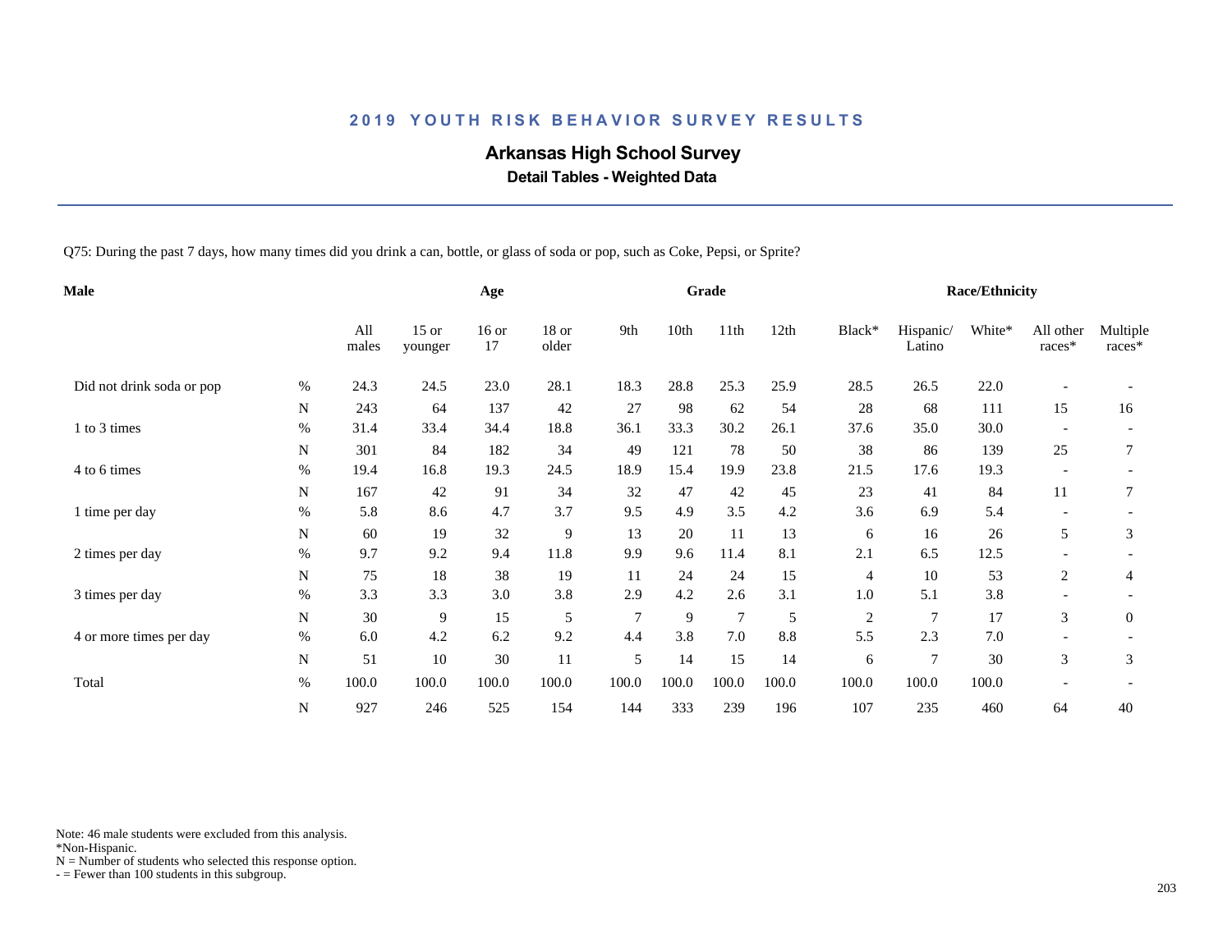## 2019 YOUTH RISK BEHAVIOR SURVEY RESULTS

# Arkansas High School Survey

### Detail Tables - Weighted Data

Q75: During the past 7 days, how many times did you drink a can, bottle, or glass of soda or pop, such as Coke, Pepsi, or Sprite?

| Male | | Age | | | | Grade | | | | | Race/Ethnicity | | | | |
|---|---|---|---|---|---|---|---|---|---|---|---|---|---|---|---|
| | | All males | 15 or younger | 16 or 17 | 18 or older | 9th | 10th | 11th | 12th | Black* | Hispanic/ Latino | White* | All other races* | Multiple races* |
| Did not drink soda or pop | % | 24.3 | 24.5 | 23.0 | 28.1 | 18.3 | 28.8 | 25.3 | 25.9 | 28.5 | 26.5 | 22.0 | - | - |
| | N | 243 | 64 | 137 | 42 | 27 | 98 | 62 | 54 | 28 | 68 | 111 | 15 | 16 |
| 1 to 3 times | % | 31.4 | 33.4 | 34.4 | 18.8 | 36.1 | 33.3 | 30.2 | 26.1 | 37.6 | 35.0 | 30.0 | - | - |
| | N | 301 | 84 | 182 | 34 | 49 | 121 | 78 | 50 | 38 | 86 | 139 | 25 | 7 |
| 4 to 6 times | % | 19.4 | 16.8 | 19.3 | 24.5 | 18.9 | 15.4 | 19.9 | 23.8 | 21.5 | 17.6 | 19.3 | - | - |
| | N | 167 | 42 | 91 | 34 | 32 | 47 | 42 | 45 | 23 | 41 | 84 | 11 | 7 |
| 1 time per day | % | 5.8 | 8.6 | 4.7 | 3.7 | 9.5 | 4.9 | 3.5 | 4.2 | 3.6 | 6.9 | 5.4 | - | - |
| | N | 60 | 19 | 32 | 9 | 13 | 20 | 11 | 13 | 6 | 16 | 26 | 5 | 3 |
| 2 times per day | % | 9.7 | 9.2 | 9.4 | 11.8 | 9.9 | 9.6 | 11.4 | 8.1 | 2.1 | 6.5 | 12.5 | - | - |
| | N | 75 | 18 | 38 | 19 | 11 | 24 | 24 | 15 | 4 | 10 | 53 | 2 | 4 |
| 3 times per day | % | 3.3 | 3.3 | 3.0 | 3.8 | 2.9 | 4.2 | 2.6 | 3.1 | 1.0 | 5.1 | 3.8 | - | - |
| | N | 30 | 9 | 15 | 5 | 7 | 9 | 7 | 5 | 2 | 7 | 17 | 3 | 0 |
| 4 or more times per day | % | 6.0 | 4.2 | 6.2 | 9.2 | 4.4 | 3.8 | 7.0 | 8.8 | 5.5 | 2.3 | 7.0 | - | - |
| | N | 51 | 10 | 30 | 11 | 5 | 14 | 15 | 14 | 6 | 7 | 30 | 3 | 3 |
| Total | % | 100.0 | 100.0 | 100.0 | 100.0 | 100.0 | 100.0 | 100.0 | 100.0 | 100.0 | 100.0 | 100.0 | - | - |
| | N | 927 | 246 | 525 | 154 | 144 | 333 | 239 | 196 | 107 | 235 | 460 | 64 | 40 |

Note: 46 male students were excluded from this analysis.
*Non-Hispanic.
N = Number of students who selected this response option.
- = Fewer than 100 students in this subgroup.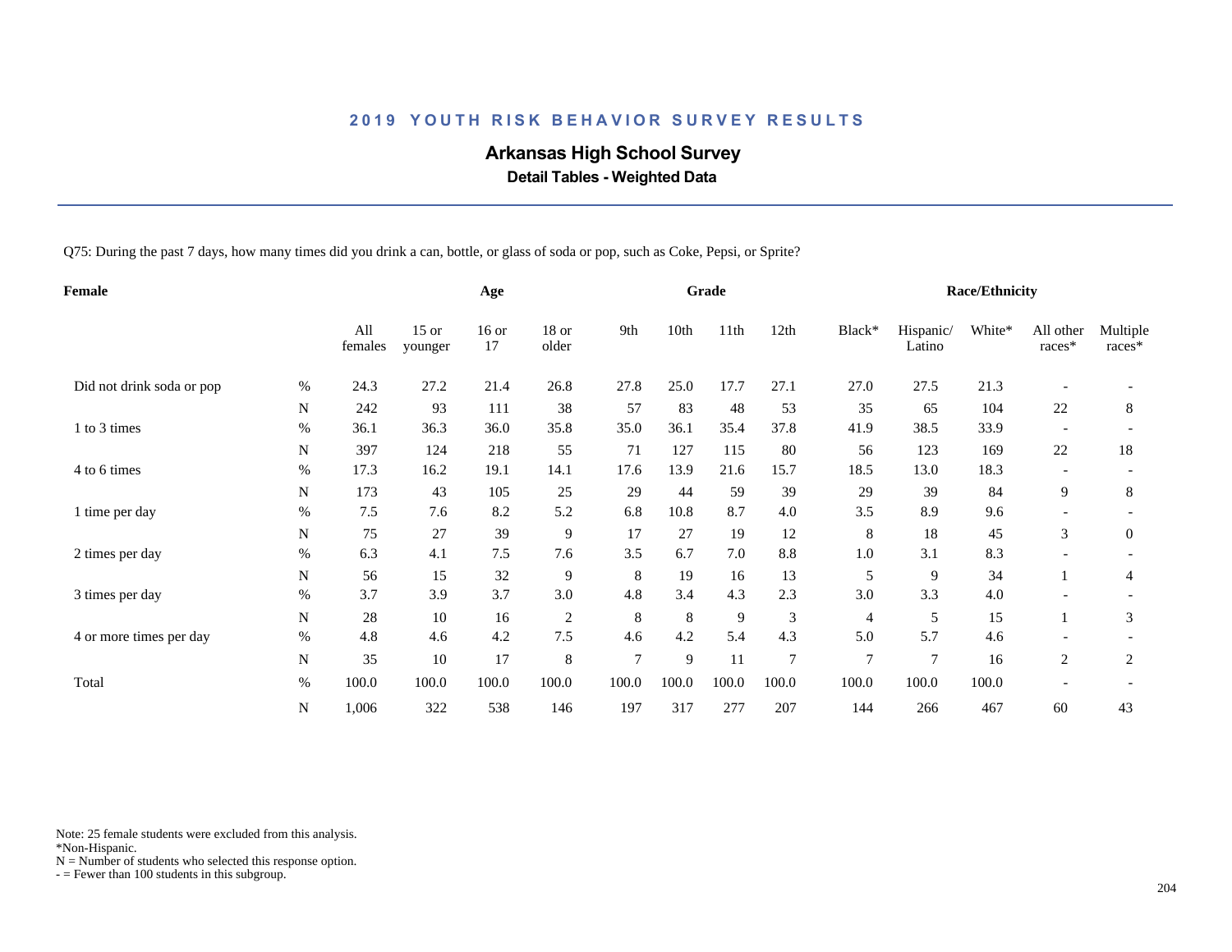## 2019 YOUTH RISK BEHAVIOR SURVEY RESULTS

# Arkansas High School Survey

### Detail Tables - Weighted Data

Q75: During the past 7 days, how many times did you drink a can, bottle, or glass of soda or pop, such as Coke, Pepsi, or Sprite?

| Female | | All females | Age: 15 or younger | Age: 16 or 17 | Age: 18 or older | Grade: 9th | Grade: 10th | Grade: 11th | Grade: 12th | Race/Ethnicity: Black* | Race/Ethnicity: Hispanic/ Latino | Race/Ethnicity: White* | Race/Ethnicity: All other races* | Race/Ethnicity: Multiple races* |
|---|---|---|---|---|---|---|---|---|---|---|---|---|---|---|
| Did not drink soda or pop | % | 24.3 | 27.2 | 21.4 | 26.8 | 27.8 | 25.0 | 17.7 | 27.1 | 27.0 | 27.5 | 21.3 | - | - |
| | N | 242 | 93 | 111 | 38 | 57 | 83 | 48 | 53 | 35 | 65 | 104 | 22 | 8 |
| 1 to 3 times | % | 36.1 | 36.3 | 36.0 | 35.8 | 35.0 | 36.1 | 35.4 | 37.8 | 41.9 | 38.5 | 33.9 | - | - |
| | N | 397 | 124 | 218 | 55 | 71 | 127 | 115 | 80 | 56 | 123 | 169 | 22 | 18 |
| 4 to 6 times | % | 17.3 | 16.2 | 19.1 | 14.1 | 17.6 | 13.9 | 21.6 | 15.7 | 18.5 | 13.0 | 18.3 | - | - |
| | N | 173 | 43 | 105 | 25 | 29 | 44 | 59 | 39 | 29 | 39 | 84 | 9 | 8 |
| 1 time per day | % | 7.5 | 7.6 | 8.2 | 5.2 | 6.8 | 10.8 | 8.7 | 4.0 | 3.5 | 8.9 | 9.6 | - | - |
| | N | 75 | 27 | 39 | 9 | 17 | 27 | 19 | 12 | 8 | 18 | 45 | 3 | 0 |
| 2 times per day | % | 6.3 | 4.1 | 7.5 | 7.6 | 3.5 | 6.7 | 7.0 | 8.8 | 1.0 | 3.1 | 8.3 | - | - |
| | N | 56 | 15 | 32 | 9 | 8 | 19 | 16 | 13 | 5 | 9 | 34 | 1 | 4 |
| 3 times per day | % | 3.7 | 3.9 | 3.7 | 3.0 | 4.8 | 3.4 | 4.3 | 2.3 | 3.0 | 3.3 | 4.0 | - | - |
| | N | 28 | 10 | 16 | 2 | 8 | 8 | 9 | 3 | 4 | 5 | 15 | 1 | 3 |
| 4 or more times per day | % | 4.8 | 4.6 | 4.2 | 7.5 | 4.6 | 4.2 | 5.4 | 4.3 | 5.0 | 5.7 | 4.6 | - | - |
| | N | 35 | 10 | 17 | 8 | 7 | 9 | 11 | 7 | 7 | 7 | 16 | 2 | 2 |
| Total | % | 100.0 | 100.0 | 100.0 | 100.0 | 100.0 | 100.0 | 100.0 | 100.0 | 100.0 | 100.0 | 100.0 | - | - |
| | N | 1,006 | 322 | 538 | 146 | 197 | 317 | 277 | 207 | 144 | 266 | 467 | 60 | 43 |

Note: 25 female students were excluded from this analysis.
*Non-Hispanic.
N = Number of students who selected this response option.
- = Fewer than 100 students in this subgroup.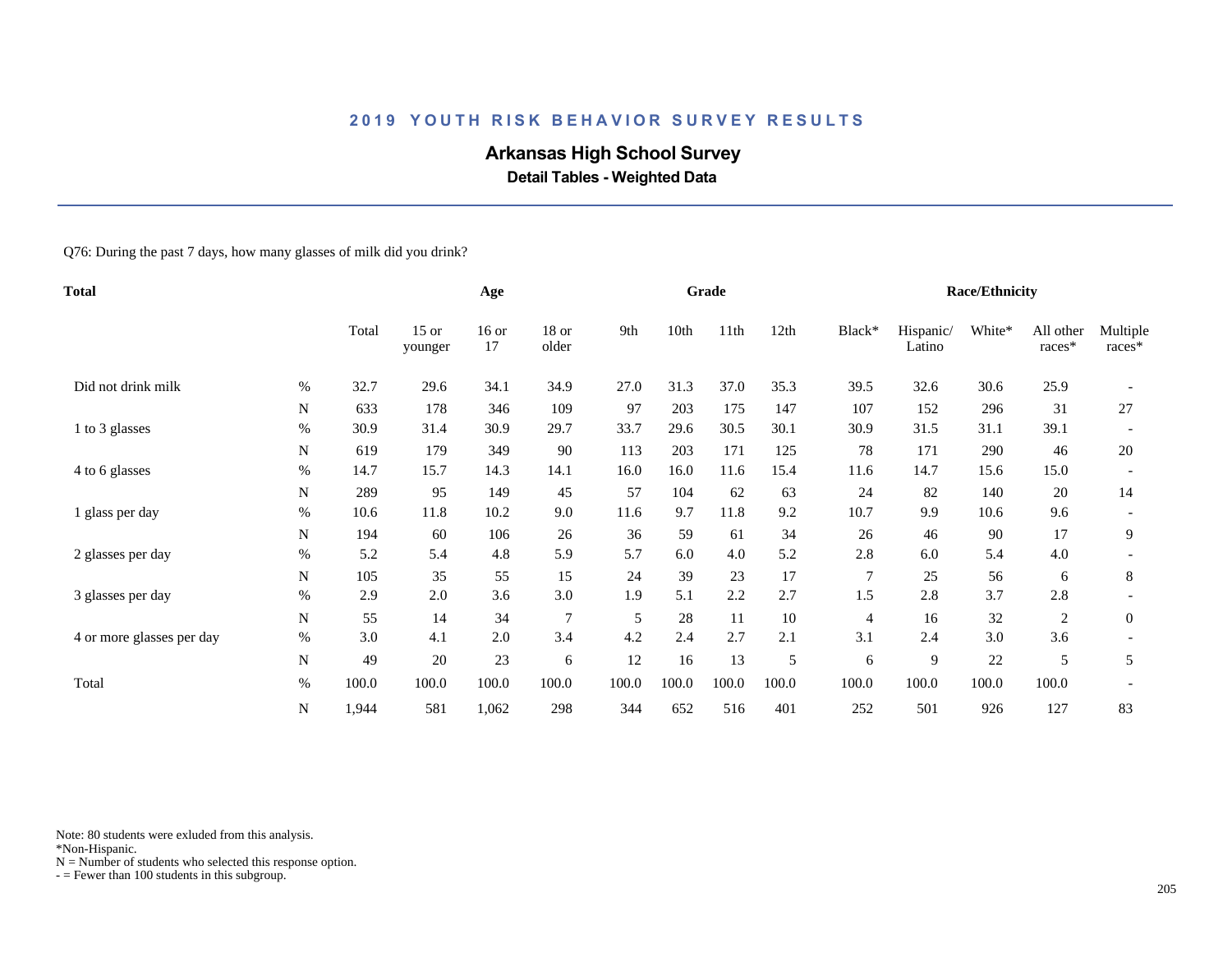## 2019 YOUTH RISK BEHAVIOR SURVEY RESULTS

# Arkansas High School Survey

### Detail Tables - Weighted Data

Q76: During the past 7 days, how many glasses of milk did you drink?

| Total | | | Age | | | Grade | | | | Race/Ethnicity | | | | |
|---|---|---|---|---|---|---|---|---|---|---|---|---|---|---|
| | | Total | 15 or younger | 16 or 17 | 18 or older | 9th | 10th | 11th | 12th | Black* | Hispanic/ Latino | White* | All other races* | Multiple races* |
| Did not drink milk | % | 32.7 | 29.6 | 34.1 | 34.9 | 27.0 | 31.3 | 37.0 | 35.3 | 39.5 | 32.6 | 30.6 | 25.9 | - |
| | N | 633 | 178 | 346 | 109 | 97 | 203 | 175 | 147 | 107 | 152 | 296 | 31 | 27 |
| 1 to 3 glasses | % | 30.9 | 31.4 | 30.9 | 29.7 | 33.7 | 29.6 | 30.5 | 30.1 | 30.9 | 31.5 | 31.1 | 39.1 | - |
| | N | 619 | 179 | 349 | 90 | 113 | 203 | 171 | 125 | 78 | 171 | 290 | 46 | 20 |
| 4 to 6 glasses | % | 14.7 | 15.7 | 14.3 | 14.1 | 16.0 | 16.0 | 11.6 | 15.4 | 11.6 | 14.7 | 15.6 | 15.0 | - |
| | N | 289 | 95 | 149 | 45 | 57 | 104 | 62 | 63 | 24 | 82 | 140 | 20 | 14 |
| 1 glass per day | % | 10.6 | 11.8 | 10.2 | 9.0 | 11.6 | 9.7 | 11.8 | 9.2 | 10.7 | 9.9 | 10.6 | 9.6 | - |
| | N | 194 | 60 | 106 | 26 | 36 | 59 | 61 | 34 | 26 | 46 | 90 | 17 | 9 |
| 2 glasses per day | % | 5.2 | 5.4 | 4.8 | 5.9 | 5.7 | 6.0 | 4.0 | 5.2 | 2.8 | 6.0 | 5.4 | 4.0 | - |
| | N | 105 | 35 | 55 | 15 | 24 | 39 | 23 | 17 | 7 | 25 | 56 | 6 | 8 |
| 3 glasses per day | % | 2.9 | 2.0 | 3.6 | 3.0 | 1.9 | 5.1 | 2.2 | 2.7 | 1.5 | 2.8 | 3.7 | 2.8 | - |
| | N | 55 | 14 | 34 | 7 | 5 | 28 | 11 | 10 | 4 | 16 | 32 | 2 | 0 |
| 4 or more glasses per day | % | 3.0 | 4.1 | 2.0 | 3.4 | 4.2 | 2.4 | 2.7 | 2.1 | 3.1 | 2.4 | 3.0 | 3.6 | - |
| | N | 49 | 20 | 23 | 6 | 12 | 16 | 13 | 5 | 6 | 9 | 22 | 5 | 5 |
| Total | % | 100.0 | 100.0 | 100.0 | 100.0 | 100.0 | 100.0 | 100.0 | 100.0 | 100.0 | 100.0 | 100.0 | 100.0 | - |
| | N | 1,944 | 581 | 1,062 | 298 | 344 | 652 | 516 | 401 | 252 | 501 | 926 | 127 | 83 |

Note: 80 students were exluded from this analysis.
*Non-Hispanic.
N = Number of students who selected this response option.
- = Fewer than 100 students in this subgroup.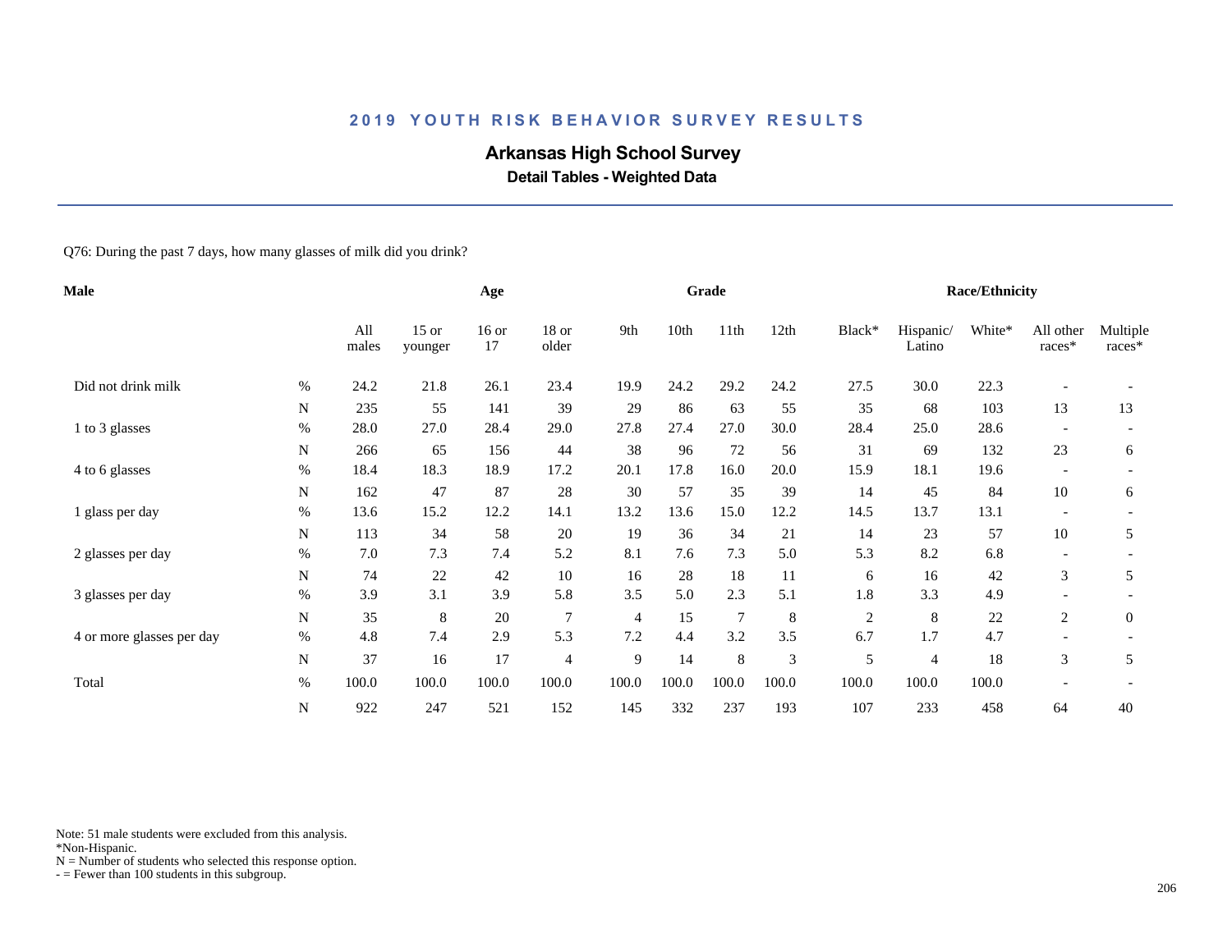# 2019 YOUTH RISK BEHAVIOR SURVEY RESULTS

## Arkansas High School Survey

### Detail Tables - Weighted Data

Q76: During the past 7 days, how many glasses of milk did you drink?

| Male | | Age | | | | Grade | | | | Race/Ethnicity | | | | |
|---|---|---|---|---|---|---|---|---|---|---|---|---|---|---|
| | | All males | 15 or younger | 16 or 17 | 18 or older | 9th | 10th | 11th | 12th | Black* | Hispanic/ Latino | White* | All other races* | Multiple races* |
| Did not drink milk | % | 24.2 | 21.8 | 26.1 | 23.4 | 19.9 | 24.2 | 29.2 | 24.2 | 27.5 | 30.0 | 22.3 | - | - |
| | N | 235 | 55 | 141 | 39 | 29 | 86 | 63 | 55 | 35 | 68 | 103 | 13 | 13 |
| 1 to 3 glasses | % | 28.0 | 27.0 | 28.4 | 29.0 | 27.8 | 27.4 | 27.0 | 30.0 | 28.4 | 25.0 | 28.6 | - | - |
| | N | 266 | 65 | 156 | 44 | 38 | 96 | 72 | 56 | 31 | 69 | 132 | 23 | 6 |
| 4 to 6 glasses | % | 18.4 | 18.3 | 18.9 | 17.2 | 20.1 | 17.8 | 16.0 | 20.0 | 15.9 | 18.1 | 19.6 | - | - |
| | N | 162 | 47 | 87 | 28 | 30 | 57 | 35 | 39 | 14 | 45 | 84 | 10 | 6 |
| 1 glass per day | % | 13.6 | 15.2 | 12.2 | 14.1 | 13.2 | 13.6 | 15.0 | 12.2 | 14.5 | 13.7 | 13.1 | - | - |
| | N | 113 | 34 | 58 | 20 | 19 | 36 | 34 | 21 | 14 | 23 | 57 | 10 | 5 |
| 2 glasses per day | % | 7.0 | 7.3 | 7.4 | 5.2 | 8.1 | 7.6 | 7.3 | 5.0 | 5.3 | 8.2 | 6.8 | - | - |
| | N | 74 | 22 | 42 | 10 | 16 | 28 | 18 | 11 | 6 | 16 | 42 | 3 | 5 |
| 3 glasses per day | % | 3.9 | 3.1 | 3.9 | 5.8 | 3.5 | 5.0 | 2.3 | 5.1 | 1.8 | 3.3 | 4.9 | - | - |
| | N | 35 | 8 | 20 | 7 | 4 | 15 | 7 | 8 | 2 | 8 | 22 | 2 | 0 |
| 4 or more glasses per day | % | 4.8 | 7.4 | 2.9 | 5.3 | 7.2 | 4.4 | 3.2 | 3.5 | 6.7 | 1.7 | 4.7 | - | - |
| | N | 37 | 16 | 17 | 4 | 9 | 14 | 8 | 3 | 5 | 4 | 18 | 3 | 5 |
| Total | % | 100.0 | 100.0 | 100.0 | 100.0 | 100.0 | 100.0 | 100.0 | 100.0 | 100.0 | 100.0 | 100.0 | - | - |
| | N | 922 | 247 | 521 | 152 | 145 | 332 | 237 | 193 | 107 | 233 | 458 | 64 | 40 |

Note: 51 male students were excluded from this analysis.
*Non-Hispanic.
N = Number of students who selected this response option.
- = Fewer than 100 students in this subgroup.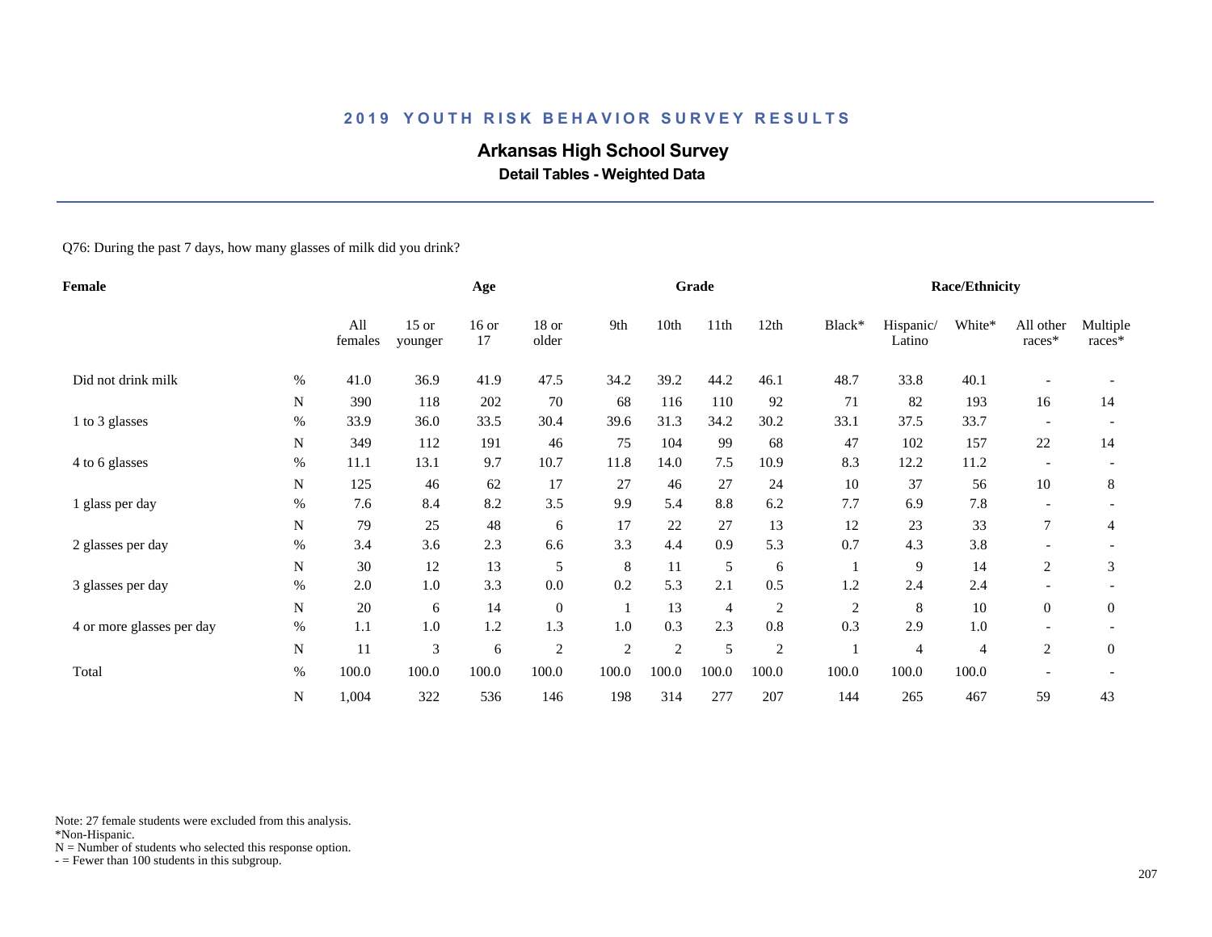## 2019 YOUTH RISK BEHAVIOR SURVEY RESULTS

# Arkansas High School Survey

### Detail Tables - Weighted Data

Q76: During the past 7 days, how many glasses of milk did you drink?

| Female | | Age | | | | Grade | | | | Race/Ethnicity | | | | |
|---|---|---|---|---|---|---|---|---|---|---|---|---|---|---|
| | | All females | 15 or younger | 16 or 17 | 18 or older | 9th | 10th | 11th | 12th | Black* | Hispanic/ Latino | White* | All other races* | Multiple races* |
| Did not drink milk | % | 41.0 | 36.9 | 41.9 | 47.5 | 34.2 | 39.2 | 44.2 | 46.1 | 48.7 | 33.8 | 40.1 | - | - |
| | N | 390 | 118 | 202 | 70 | 68 | 116 | 110 | 92 | 71 | 82 | 193 | 16 | 14 |
| 1 to 3 glasses | % | 33.9 | 36.0 | 33.5 | 30.4 | 39.6 | 31.3 | 34.2 | 30.2 | 33.1 | 37.5 | 33.7 | - | - |
| | N | 349 | 112 | 191 | 46 | 75 | 104 | 99 | 68 | 47 | 102 | 157 | 22 | 14 |
| 4 to 6 glasses | % | 11.1 | 13.1 | 9.7 | 10.7 | 11.8 | 14.0 | 7.5 | 10.9 | 8.3 | 12.2 | 11.2 | - | - |
| | N | 125 | 46 | 62 | 17 | 27 | 46 | 27 | 24 | 10 | 37 | 56 | 10 | 8 |
| 1 glass per day | % | 7.6 | 8.4 | 8.2 | 3.5 | 9.9 | 5.4 | 8.8 | 6.2 | 7.7 | 6.9 | 7.8 | - | - |
| | N | 79 | 25 | 48 | 6 | 17 | 22 | 27 | 13 | 12 | 23 | 33 | 7 | 4 |
| 2 glasses per day | % | 3.4 | 3.6 | 2.3 | 6.6 | 3.3 | 4.4 | 0.9 | 5.3 | 0.7 | 4.3 | 3.8 | - | - |
| | N | 30 | 12 | 13 | 5 | 8 | 11 | 5 | 6 | 1 | 9 | 14 | 2 | 3 |
| 3 glasses per day | % | 2.0 | 1.0 | 3.3 | 0.0 | 0.2 | 5.3 | 2.1 | 0.5 | 1.2 | 2.4 | 2.4 | - | - |
| | N | 20 | 6 | 14 | 0 | 1 | 13 | 4 | 2 | 2 | 8 | 10 | 0 | 0 |
| 4 or more glasses per day | % | 1.1 | 1.0 | 1.2 | 1.3 | 1.0 | 0.3 | 2.3 | 0.8 | 0.3 | 2.9 | 1.0 | - | - |
| | N | 11 | 3 | 6 | 2 | 2 | 2 | 5 | 2 | 1 | 4 | 4 | 2 | 0 |
| Total | % | 100.0 | 100.0 | 100.0 | 100.0 | 100.0 | 100.0 | 100.0 | 100.0 | 100.0 | 100.0 | 100.0 | - | - |
| | N | 1,004 | 322 | 536 | 146 | 198 | 314 | 277 | 207 | 144 | 265 | 467 | 59 | 43 |

Note: 27 female students were excluded from this analysis.
*Non-Hispanic.
N = Number of students who selected this response option.
- = Fewer than 100 students in this subgroup.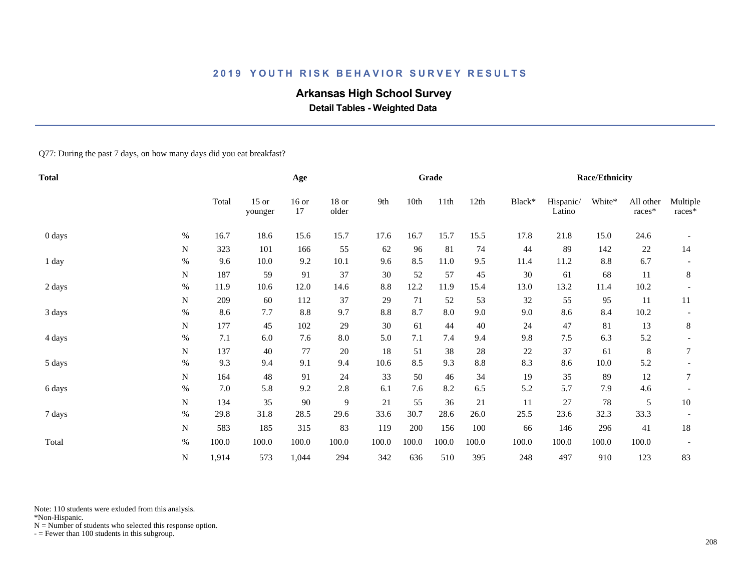## 2019 YOUTH RISK BEHAVIOR SURVEY RESULTS

### Arkansas High School Survey

**Detail Tables - Weighted Data**

Q77: During the past 7 days, on how many days did you eat breakfast?

| Total | | | Age | | | Grade | | | | Race/Ethnicity | | | | |
|---|---|---|---|---|---|---|---|---|---|---|---|---|---|---|
| | | Total | 15 or younger | 16 or 17 | 18 or older | 9th | 10th | 11th | 12th | Black* | Hispanic/ Latino | White* | All other races* | Multiple races* |
| 0 days | % | 16.7 | 18.6 | 15.6 | 15.7 | 17.6 | 16.7 | 15.7 | 15.5 | 17.8 | 21.8 | 15.0 | 24.6 | - |
| | N | 323 | 101 | 166 | 55 | 62 | 96 | 81 | 74 | 44 | 89 | 142 | 22 | 14 |
| 1 day | % | 9.6 | 10.0 | 9.2 | 10.1 | 9.6 | 8.5 | 11.0 | 9.5 | 11.4 | 11.2 | 8.8 | 6.7 | - |
| | N | 187 | 59 | 91 | 37 | 30 | 52 | 57 | 45 | 30 | 61 | 68 | 11 | 8 |
| 2 days | % | 11.9 | 10.6 | 12.0 | 14.6 | 8.8 | 12.2 | 11.9 | 15.4 | 13.0 | 13.2 | 11.4 | 10.2 | - |
| | N | 209 | 60 | 112 | 37 | 29 | 71 | 52 | 53 | 32 | 55 | 95 | 11 | 11 |
| 3 days | % | 8.6 | 7.7 | 8.8 | 9.7 | 8.8 | 8.7 | 8.0 | 9.0 | 9.0 | 8.6 | 8.4 | 10.2 | - |
| | N | 177 | 45 | 102 | 29 | 30 | 61 | 44 | 40 | 24 | 47 | 81 | 13 | 8 |
| 4 days | % | 7.1 | 6.0 | 7.6 | 8.0 | 5.0 | 7.1 | 7.4 | 9.4 | 9.8 | 7.5 | 6.3 | 5.2 | - |
| | N | 137 | 40 | 77 | 20 | 18 | 51 | 38 | 28 | 22 | 37 | 61 | 8 | 7 |
| 5 days | % | 9.3 | 9.4 | 9.1 | 9.4 | 10.6 | 8.5 | 9.3 | 8.8 | 8.3 | 8.6 | 10.0 | 5.2 | - |
| | N | 164 | 48 | 91 | 24 | 33 | 50 | 46 | 34 | 19 | 35 | 89 | 12 | 7 |
| 6 days | % | 7.0 | 5.8 | 9.2 | 2.8 | 6.1 | 7.6 | 8.2 | 6.5 | 5.2 | 5.7 | 7.9 | 4.6 | - |
| | N | 134 | 35 | 90 | 9 | 21 | 55 | 36 | 21 | 11 | 27 | 78 | 5 | 10 |
| 7 days | % | 29.8 | 31.8 | 28.5 | 29.6 | 33.6 | 30.7 | 28.6 | 26.0 | 25.5 | 23.6 | 32.3 | 33.3 | - |
| | N | 583 | 185 | 315 | 83 | 119 | 200 | 156 | 100 | 66 | 146 | 296 | 41 | 18 |
| Total | % | 100.0 | 100.0 | 100.0 | 100.0 | 100.0 | 100.0 | 100.0 | 100.0 | 100.0 | 100.0 | 100.0 | 100.0 | - |
| | N | 1,914 | 573 | 1,044 | 294 | 342 | 636 | 510 | 395 | 248 | 497 | 910 | 123 | 83 |

Note: 110 students were exluded from this analysis.
*Non-Hispanic.
N = Number of students who selected this response option.
- = Fewer than 100 students in this subgroup.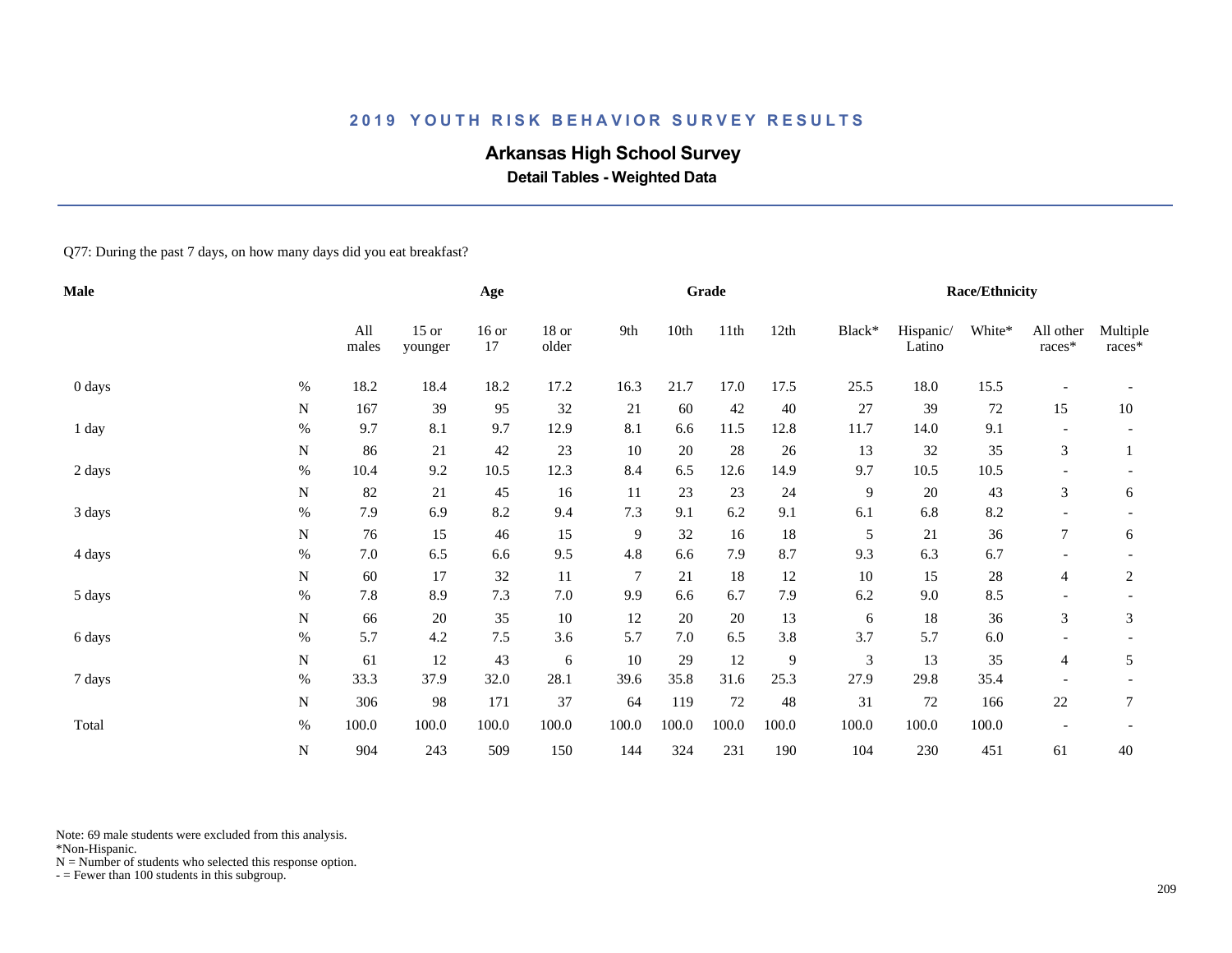## 2019 YOUTH RISK BEHAVIOR SURVEY RESULTS

# Arkansas High School Survey

### Detail Tables - Weighted Data

Q77: During the past 7 days, on how many days did you eat breakfast?

| Male | | Age | | | | Grade | | | | Race/Ethnicity | | | | |
|---|---|---|---|---|---|---|---|---|---|---|---|---|---|---|
| | | All males | 15 or younger | 16 or 17 | 18 or older | 9th | 10th | 11th | 12th | Black* | Hispanic/ Latino | White* | All other races* | Multiple races* |
| 0 days | % | 18.2 | 18.4 | 18.2 | 17.2 | 16.3 | 21.7 | 17.0 | 17.5 | 25.5 | 18.0 | 15.5 | - | - |
| | N | 167 | 39 | 95 | 32 | 21 | 60 | 42 | 40 | 27 | 39 | 72 | 15 | 10 |
| 1 day | % | 9.7 | 8.1 | 9.7 | 12.9 | 8.1 | 6.6 | 11.5 | 12.8 | 11.7 | 14.0 | 9.1 | - | - |
| | N | 86 | 21 | 42 | 23 | 10 | 20 | 28 | 26 | 13 | 32 | 35 | 3 | 1 |
| 2 days | % | 10.4 | 9.2 | 10.5 | 12.3 | 8.4 | 6.5 | 12.6 | 14.9 | 9.7 | 10.5 | 10.5 | - | - |
| | N | 82 | 21 | 45 | 16 | 11 | 23 | 23 | 24 | 9 | 20 | 43 | 3 | 6 |
| 3 days | % | 7.9 | 6.9 | 8.2 | 9.4 | 7.3 | 9.1 | 6.2 | 9.1 | 6.1 | 6.8 | 8.2 | - | - |
| | N | 76 | 15 | 46 | 15 | 9 | 32 | 16 | 18 | 5 | 21 | 36 | 7 | 6 |
| 4 days | % | 7.0 | 6.5 | 6.6 | 9.5 | 4.8 | 6.6 | 7.9 | 8.7 | 9.3 | 6.3 | 6.7 | - | - |
| | N | 60 | 17 | 32 | 11 | 7 | 21 | 18 | 12 | 10 | 15 | 28 | 4 | 2 |
| 5 days | % | 7.8 | 8.9 | 7.3 | 7.0 | 9.9 | 6.6 | 6.7 | 7.9 | 6.2 | 9.0 | 8.5 | - | - |
| | N | 66 | 20 | 35 | 10 | 12 | 20 | 20 | 13 | 6 | 18 | 36 | 3 | 3 |
| 6 days | % | 5.7 | 4.2 | 7.5 | 3.6 | 5.7 | 7.0 | 6.5 | 3.8 | 3.7 | 5.7 | 6.0 | - | - |
| | N | 61 | 12 | 43 | 6 | 10 | 29 | 12 | 9 | 3 | 13 | 35 | 4 | 5 |
| 7 days | % | 33.3 | 37.9 | 32.0 | 28.1 | 39.6 | 35.8 | 31.6 | 25.3 | 27.9 | 29.8 | 35.4 | - | - |
| | N | 306 | 98 | 171 | 37 | 64 | 119 | 72 | 48 | 31 | 72 | 166 | 22 | 7 |
| Total | % | 100.0 | 100.0 | 100.0 | 100.0 | 100.0 | 100.0 | 100.0 | 100.0 | 100.0 | 100.0 | 100.0 | - | - |
| | N | 904 | 243 | 509 | 150 | 144 | 324 | 231 | 190 | 104 | 230 | 451 | 61 | 40 |

Note: 69 male students were excluded from this analysis.
*Non-Hispanic.
N = Number of students who selected this response option.
- = Fewer than 100 students in this subgroup.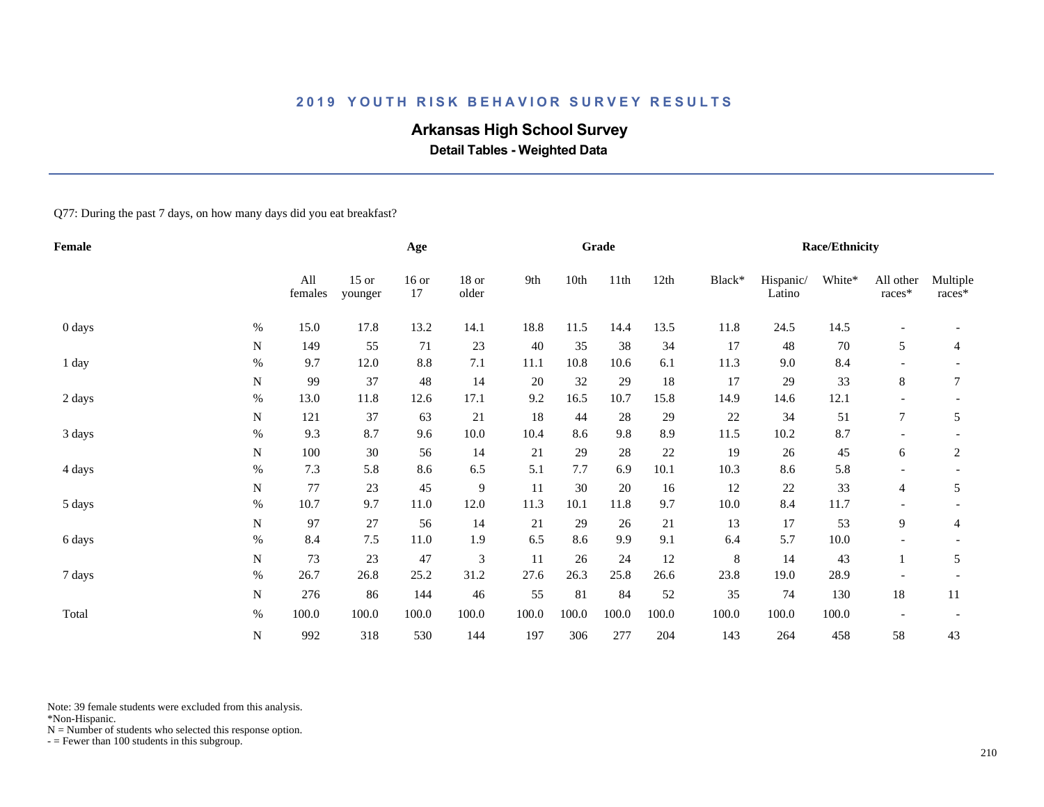# 2019 YOUTH RISK BEHAVIOR SURVEY RESULTS

## Arkansas High School Survey

### Detail Tables - Weighted Data

Q77: During the past 7 days, on how many days did you eat breakfast?

| Female | | Age | | | | Grade | | | | Race/Ethnicity | | | | |
|---|---|---|---|---|---|---|---|---|---|---|---|---|---|---|
| | | All females | 15 or younger | 16 or 17 | 18 or older | 9th | 10th | 11th | 12th | Black* | Hispanic/ Latino | White* | All other races* | Multiple races* |
| 0 days | % | 15.0 | 17.8 | 13.2 | 14.1 | 18.8 | 11.5 | 14.4 | 13.5 | 11.8 | 24.5 | 14.5 | - | - |
| | N | 149 | 55 | 71 | 23 | 40 | 35 | 38 | 34 | 17 | 48 | 70 | 5 | 4 |
| 1 day | % | 9.7 | 12.0 | 8.8 | 7.1 | 11.1 | 10.8 | 10.6 | 6.1 | 11.3 | 9.0 | 8.4 | - | - |
| | N | 99 | 37 | 48 | 14 | 20 | 32 | 29 | 18 | 17 | 29 | 33 | 8 | 7 |
| 2 days | % | 13.0 | 11.8 | 12.6 | 17.1 | 9.2 | 16.5 | 10.7 | 15.8 | 14.9 | 14.6 | 12.1 | - | - |
| | N | 121 | 37 | 63 | 21 | 18 | 44 | 28 | 29 | 22 | 34 | 51 | 7 | 5 |
| 3 days | % | 9.3 | 8.7 | 9.6 | 10.0 | 10.4 | 8.6 | 9.8 | 8.9 | 11.5 | 10.2 | 8.7 | - | - |
| | N | 100 | 30 | 56 | 14 | 21 | 29 | 28 | 22 | 19 | 26 | 45 | 6 | 2 |
| 4 days | % | 7.3 | 5.8 | 8.6 | 6.5 | 5.1 | 7.7 | 6.9 | 10.1 | 10.3 | 8.6 | 5.8 | - | - |
| | N | 77 | 23 | 45 | 9 | 11 | 30 | 20 | 16 | 12 | 22 | 33 | 4 | 5 |
| 5 days | % | 10.7 | 9.7 | 11.0 | 12.0 | 11.3 | 10.1 | 11.8 | 9.7 | 10.0 | 8.4 | 11.7 | - | - |
| | N | 97 | 27 | 56 | 14 | 21 | 29 | 26 | 21 | 13 | 17 | 53 | 9 | 4 |
| 6 days | % | 8.4 | 7.5 | 11.0 | 1.9 | 6.5 | 8.6 | 9.9 | 9.1 | 6.4 | 5.7 | 10.0 | - | - |
| | N | 73 | 23 | 47 | 3 | 11 | 26 | 24 | 12 | 8 | 14 | 43 | 1 | 5 |
| 7 days | % | 26.7 | 26.8 | 25.2 | 31.2 | 27.6 | 26.3 | 25.8 | 26.6 | 23.8 | 19.0 | 28.9 | - | - |
| | N | 276 | 86 | 144 | 46 | 55 | 81 | 84 | 52 | 35 | 74 | 130 | 18 | 11 |
| Total | % | 100.0 | 100.0 | 100.0 | 100.0 | 100.0 | 100.0 | 100.0 | 100.0 | 100.0 | 100.0 | 100.0 | - | - |
| | N | 992 | 318 | 530 | 144 | 197 | 306 | 277 | 204 | 143 | 264 | 458 | 58 | 43 |

Note: 39 female students were excluded from this analysis.
*Non-Hispanic.
N = Number of students who selected this response option.
- = Fewer than 100 students in this subgroup.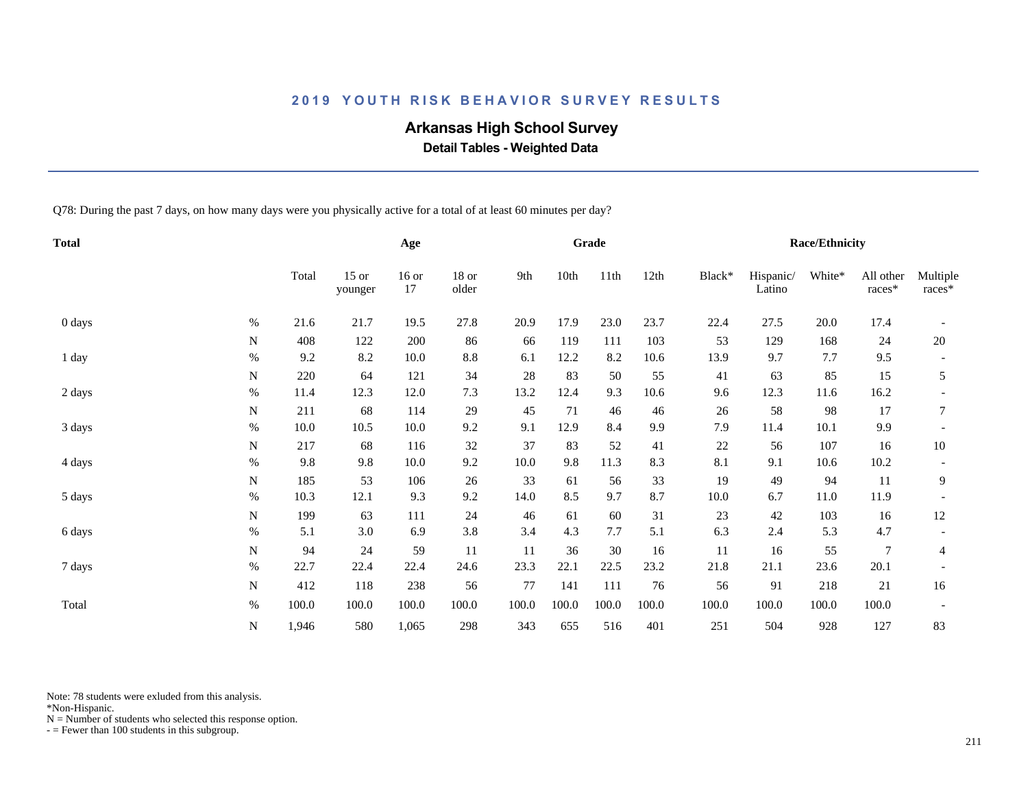## 2019 YOUTH RISK BEHAVIOR SURVEY RESULTS

# Arkansas High School Survey

### Detail Tables - Weighted Data

Q78: During the past 7 days, on how many days were you physically active for a total of at least 60 minutes per day?

| Total | | Total | Age | | | Grade | | | | Race/Ethnicity | | | | |
|---|---|---|---|---|---|---|---|---|---|---|---|---|---|---|
| | | Total | 15 or younger | 16 or 17 | 18 or older | 9th | 10th | 11th | 12th | Black* | Hispanic/ Latino | White* | All other races* | Multiple races* |
| 0 days | % | 21.6 | 21.7 | 19.5 | 27.8 | 20.9 | 17.9 | 23.0 | 23.7 | 22.4 | 27.5 | 20.0 | 17.4 | - |
| | N | 408 | 122 | 200 | 86 | 66 | 119 | 111 | 103 | 53 | 129 | 168 | 24 | 20 |
| 1 day | % | 9.2 | 8.2 | 10.0 | 8.8 | 6.1 | 12.2 | 8.2 | 10.6 | 13.9 | 9.7 | 7.7 | 9.5 | - |
| | N | 220 | 64 | 121 | 34 | 28 | 83 | 50 | 55 | 41 | 63 | 85 | 15 | 5 |
| 2 days | % | 11.4 | 12.3 | 12.0 | 7.3 | 13.2 | 12.4 | 9.3 | 10.6 | 9.6 | 12.3 | 11.6 | 16.2 | - |
| | N | 211 | 68 | 114 | 29 | 45 | 71 | 46 | 46 | 26 | 58 | 98 | 17 | 7 |
| 3 days | % | 10.0 | 10.5 | 10.0 | 9.2 | 9.1 | 12.9 | 8.4 | 9.9 | 7.9 | 11.4 | 10.1 | 9.9 | - |
| | N | 217 | 68 | 116 | 32 | 37 | 83 | 52 | 41 | 22 | 56 | 107 | 16 | 10 |
| 4 days | % | 9.8 | 9.8 | 10.0 | 9.2 | 10.0 | 9.8 | 11.3 | 8.3 | 8.1 | 9.1 | 10.6 | 10.2 | - |
| | N | 185 | 53 | 106 | 26 | 33 | 61 | 56 | 33 | 19 | 49 | 94 | 11 | 9 |
| 5 days | % | 10.3 | 12.1 | 9.3 | 9.2 | 14.0 | 8.5 | 9.7 | 8.7 | 10.0 | 6.7 | 11.0 | 11.9 | - |
| | N | 199 | 63 | 111 | 24 | 46 | 61 | 60 | 31 | 23 | 42 | 103 | 16 | 12 |
| 6 days | % | 5.1 | 3.0 | 6.9 | 3.8 | 3.4 | 4.3 | 7.7 | 5.1 | 6.3 | 2.4 | 5.3 | 4.7 | - |
| | N | 94 | 24 | 59 | 11 | 11 | 36 | 30 | 16 | 11 | 16 | 55 | 7 | 4 |
| 7 days | % | 22.7 | 22.4 | 22.4 | 24.6 | 23.3 | 22.1 | 22.5 | 23.2 | 21.8 | 21.1 | 23.6 | 20.1 | - |
| | N | 412 | 118 | 238 | 56 | 77 | 141 | 111 | 76 | 56 | 91 | 218 | 21 | 16 |
| Total | % | 100.0 | 100.0 | 100.0 | 100.0 | 100.0 | 100.0 | 100.0 | 100.0 | 100.0 | 100.0 | 100.0 | 100.0 | - |
| | N | 1,946 | 580 | 1,065 | 298 | 343 | 655 | 516 | 401 | 251 | 504 | 928 | 127 | 83 |

Note: 78 students were exluded from this analysis.
*Non-Hispanic.
N = Number of students who selected this response option.
- = Fewer than 100 students in this subgroup.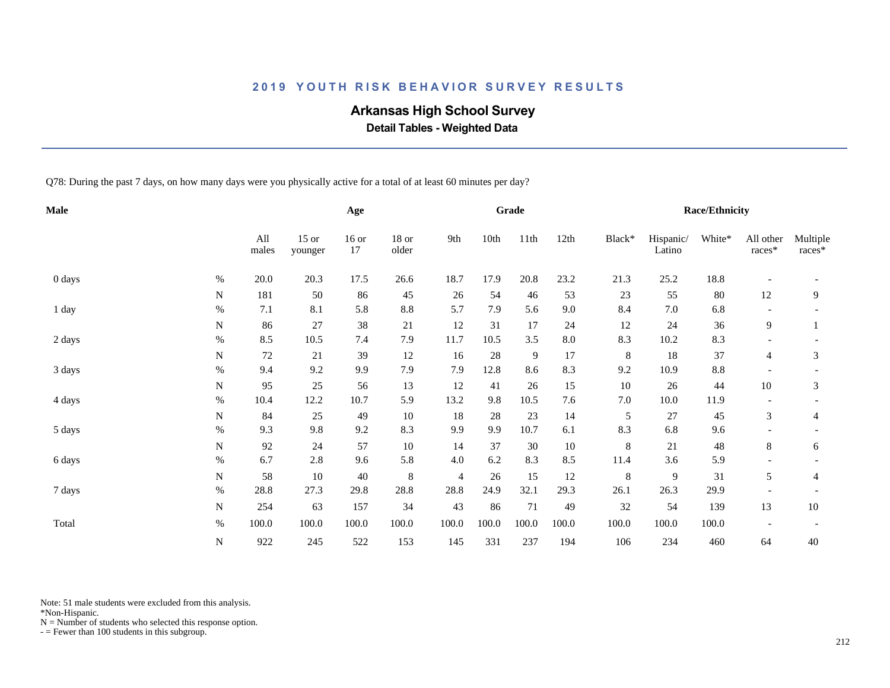## 2019 YOUTH RISK BEHAVIOR SURVEY RESULTS

# Arkansas High School Survey

### Detail Tables - Weighted Data

Q78: During the past 7 days, on how many days were you physically active for a total of at least 60 minutes per day?

| Male | | Age | | | | Grade | | | | Race/Ethnicity | | | | |
|---|---|---|---|---|---|---|---|---|---|---|---|---|---|---|
| | | All males | 15 or younger | 16 or 17 | 18 or older | 9th | 10th | 11th | 12th | Black* | Hispanic/ Latino | White* | All other races* | Multiple races* |
| 0 days | % | 20.0 | 20.3 | 17.5 | 26.6 | 18.7 | 17.9 | 20.8 | 23.2 | 21.3 | 25.2 | 18.8 | - | - |
| | N | 181 | 50 | 86 | 45 | 26 | 54 | 46 | 53 | 23 | 55 | 80 | 12 | 9 |
| 1 day | % | 7.1 | 8.1 | 5.8 | 8.8 | 5.7 | 7.9 | 5.6 | 9.0 | 8.4 | 7.0 | 6.8 | - | - |
| | N | 86 | 27 | 38 | 21 | 12 | 31 | 17 | 24 | 12 | 24 | 36 | 9 | 1 |
| 2 days | % | 8.5 | 10.5 | 7.4 | 7.9 | 11.7 | 10.5 | 3.5 | 8.0 | 8.3 | 10.2 | 8.3 | - | - |
| | N | 72 | 21 | 39 | 12 | 16 | 28 | 9 | 17 | 8 | 18 | 37 | 4 | 3 |
| 3 days | % | 9.4 | 9.2 | 9.9 | 7.9 | 7.9 | 12.8 | 8.6 | 8.3 | 9.2 | 10.9 | 8.8 | - | - |
| | N | 95 | 25 | 56 | 13 | 12 | 41 | 26 | 15 | 10 | 26 | 44 | 10 | 3 |
| 4 days | % | 10.4 | 12.2 | 10.7 | 5.9 | 13.2 | 9.8 | 10.5 | 7.6 | 7.0 | 10.0 | 11.9 | - | - |
| | N | 84 | 25 | 49 | 10 | 18 | 28 | 23 | 14 | 5 | 27 | 45 | 3 | 4 |
| 5 days | % | 9.3 | 9.8 | 9.2 | 8.3 | 9.9 | 9.9 | 10.7 | 6.1 | 8.3 | 6.8 | 9.6 | - | - |
| | N | 92 | 24 | 57 | 10 | 14 | 37 | 30 | 10 | 8 | 21 | 48 | 8 | 6 |
| 6 days | % | 6.7 | 2.8 | 9.6 | 5.8 | 4.0 | 6.2 | 8.3 | 8.5 | 11.4 | 3.6 | 5.9 | - | - |
| | N | 58 | 10 | 40 | 8 | 4 | 26 | 15 | 12 | 8 | 9 | 31 | 5 | 4 |
| 7 days | % | 28.8 | 27.3 | 29.8 | 28.8 | 28.8 | 24.9 | 32.1 | 29.3 | 26.1 | 26.3 | 29.9 | - | - |
| | N | 254 | 63 | 157 | 34 | 43 | 86 | 71 | 49 | 32 | 54 | 139 | 13 | 10 |
| Total | % | 100.0 | 100.0 | 100.0 | 100.0 | 100.0 | 100.0 | 100.0 | 100.0 | 100.0 | 100.0 | 100.0 | - | - |
| | N | 922 | 245 | 522 | 153 | 145 | 331 | 237 | 194 | 106 | 234 | 460 | 64 | 40 |

Note: 51 male students were excluded from this analysis.
*Non-Hispanic.
N = Number of students who selected this response option.
- = Fewer than 100 students in this subgroup.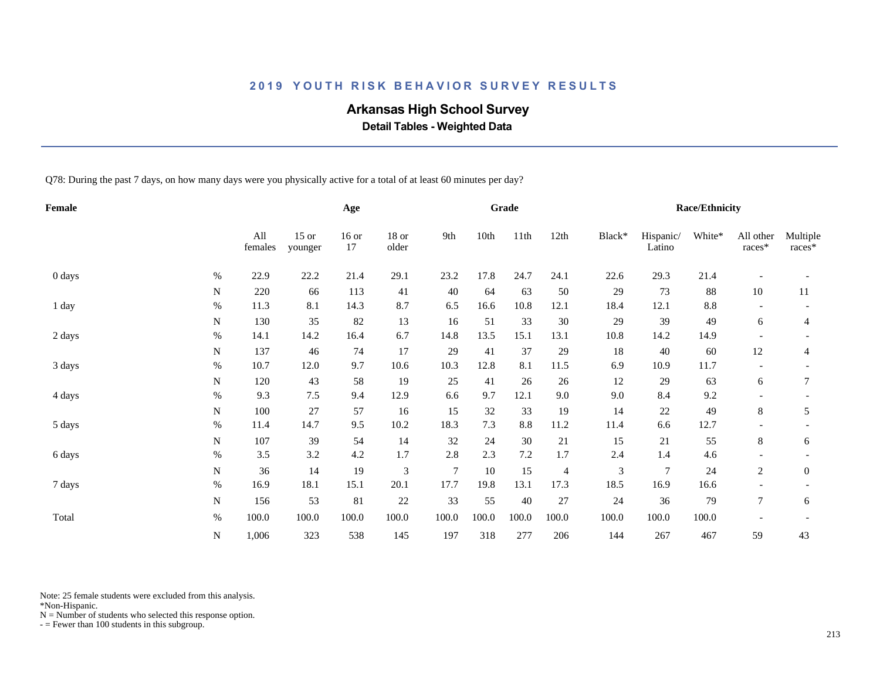## 2019 YOUTH RISK BEHAVIOR SURVEY RESULTS

### Arkansas High School Survey

**Detail Tables - Weighted Data**

Q78: During the past 7 days, on how many days were you physically active for a total of at least 60 minutes per day?

| Female | | All females | 15 or younger | 16 or 17 | 18 or older | 9th | 10th | 11th | 12th | Black* | Hispanic/ Latino | White* | All other races* | Multiple races* |
|---|---|---|---|---|---|---|---|---|---|---|---|---|---|---|
| | | | Age | | | Grade | | | | Race/Ethnicity | | | | |
| 0 days | % | 22.9 | 22.2 | 21.4 | 29.1 | 23.2 | 17.8 | 24.7 | 24.1 | 22.6 | 29.3 | 21.4 | - | - |
| | N | 220 | 66 | 113 | 41 | 40 | 64 | 63 | 50 | 29 | 73 | 88 | 10 | 11 |
| 1 day | % | 11.3 | 8.1 | 14.3 | 8.7 | 6.5 | 16.6 | 10.8 | 12.1 | 18.4 | 12.1 | 8.8 | - | - |
| | N | 130 | 35 | 82 | 13 | 16 | 51 | 33 | 30 | 29 | 39 | 49 | 6 | 4 |
| 2 days | % | 14.1 | 14.2 | 16.4 | 6.7 | 14.8 | 13.5 | 15.1 | 13.1 | 10.8 | 14.2 | 14.9 | - | - |
| | N | 137 | 46 | 74 | 17 | 29 | 41 | 37 | 29 | 18 | 40 | 60 | 12 | 4 |
| 3 days | % | 10.7 | 12.0 | 9.7 | 10.6 | 10.3 | 12.8 | 8.1 | 11.5 | 6.9 | 10.9 | 11.7 | - | - |
| | N | 120 | 43 | 58 | 19 | 25 | 41 | 26 | 26 | 12 | 29 | 63 | 6 | 7 |
| 4 days | % | 9.3 | 7.5 | 9.4 | 12.9 | 6.6 | 9.7 | 12.1 | 9.0 | 9.0 | 8.4 | 9.2 | - | - |
| | N | 100 | 27 | 57 | 16 | 15 | 32 | 33 | 19 | 14 | 22 | 49 | 8 | 5 |
| 5 days | % | 11.4 | 14.7 | 9.5 | 10.2 | 18.3 | 7.3 | 8.8 | 11.2 | 11.4 | 6.6 | 12.7 | - | - |
| | N | 107 | 39 | 54 | 14 | 32 | 24 | 30 | 21 | 15 | 21 | 55 | 8 | 6 |
| 6 days | % | 3.5 | 3.2 | 4.2 | 1.7 | 2.8 | 2.3 | 7.2 | 1.7 | 2.4 | 1.4 | 4.6 | - | - |
| | N | 36 | 14 | 19 | 3 | 7 | 10 | 15 | 4 | 3 | 7 | 24 | 2 | 0 |
| 7 days | % | 16.9 | 18.1 | 15.1 | 20.1 | 17.7 | 19.8 | 13.1 | 17.3 | 18.5 | 16.9 | 16.6 | - | - |
| | N | 156 | 53 | 81 | 22 | 33 | 55 | 40 | 27 | 24 | 36 | 79 | 7 | 6 |
| Total | % | 100.0 | 100.0 | 100.0 | 100.0 | 100.0 | 100.0 | 100.0 | 100.0 | 100.0 | 100.0 | 100.0 | - | - |
| | N | 1,006 | 323 | 538 | 145 | 197 | 318 | 277 | 206 | 144 | 267 | 467 | 59 | 43 |

Note: 25 female students were excluded from this analysis.
*Non-Hispanic.
N = Number of students who selected this response option.
- = Fewer than 100 students in this subgroup.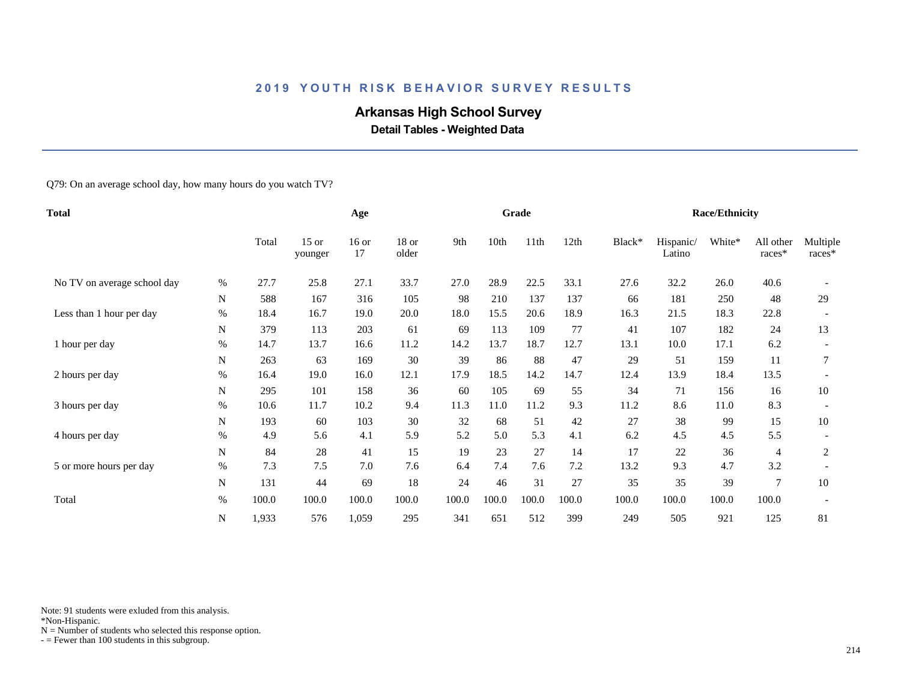## 2019 YOUTH RISK BEHAVIOR SURVEY RESULTS

### Arkansas High School Survey

**Detail Tables - Weighted Data**

Q79: On an average school day, how many hours do you watch TV?

| Total | | | Age | | | Grade | | | | Race/Ethnicity | | | | |
|---|---|---|---|---|---|---|---|---|---|---|---|---|---|---|
| | | Total | 15 or younger | 16 or 17 | 18 or older | 9th | 10th | 11th | 12th | Black* | Hispanic/ Latino | White* | All other races* | Multiple races* |
| No TV on average school day | % | 27.7 | 25.8 | 27.1 | 33.7 | 27.0 | 28.9 | 22.5 | 33.1 | 27.6 | 32.2 | 26.0 | 40.6 | - |
| | N | 588 | 167 | 316 | 105 | 98 | 210 | 137 | 137 | 66 | 181 | 250 | 48 | 29 |
| Less than 1 hour per day | % | 18.4 | 16.7 | 19.0 | 20.0 | 18.0 | 15.5 | 20.6 | 18.9 | 16.3 | 21.5 | 18.3 | 22.8 | - |
| | N | 379 | 113 | 203 | 61 | 69 | 113 | 109 | 77 | 41 | 107 | 182 | 24 | 13 |
| 1 hour per day | % | 14.7 | 13.7 | 16.6 | 11.2 | 14.2 | 13.7 | 18.7 | 12.7 | 13.1 | 10.0 | 17.1 | 6.2 | - |
| | N | 263 | 63 | 169 | 30 | 39 | 86 | 88 | 47 | 29 | 51 | 159 | 11 | 7 |
| 2 hours per day | % | 16.4 | 19.0 | 16.0 | 12.1 | 17.9 | 18.5 | 14.2 | 14.7 | 12.4 | 13.9 | 18.4 | 13.5 | - |
| | N | 295 | 101 | 158 | 36 | 60 | 105 | 69 | 55 | 34 | 71 | 156 | 16 | 10 |
| 3 hours per day | % | 10.6 | 11.7 | 10.2 | 9.4 | 11.3 | 11.0 | 11.2 | 9.3 | 11.2 | 8.6 | 11.0 | 8.3 | - |
| | N | 193 | 60 | 103 | 30 | 32 | 68 | 51 | 42 | 27 | 38 | 99 | 15 | 10 |
| 4 hours per day | % | 4.9 | 5.6 | 4.1 | 5.9 | 5.2 | 5.0 | 5.3 | 4.1 | 6.2 | 4.5 | 4.5 | 5.5 | - |
| | N | 84 | 28 | 41 | 15 | 19 | 23 | 27 | 14 | 17 | 22 | 36 | 4 | 2 |
| 5 or more hours per day | % | 7.3 | 7.5 | 7.0 | 7.6 | 6.4 | 7.4 | 7.6 | 7.2 | 13.2 | 9.3 | 4.7 | 3.2 | - |
| | N | 131 | 44 | 69 | 18 | 24 | 46 | 31 | 27 | 35 | 35 | 39 | 7 | 10 |
| Total | % | 100.0 | 100.0 | 100.0 | 100.0 | 100.0 | 100.0 | 100.0 | 100.0 | 100.0 | 100.0 | 100.0 | 100.0 | - |
| | N | 1,933 | 576 | 1,059 | 295 | 341 | 651 | 512 | 399 | 249 | 505 | 921 | 125 | 81 |

Note: 91 students were exluded from this analysis.
*Non-Hispanic.
N = Number of students who selected this response option.
- = Fewer than 100 students in this subgroup.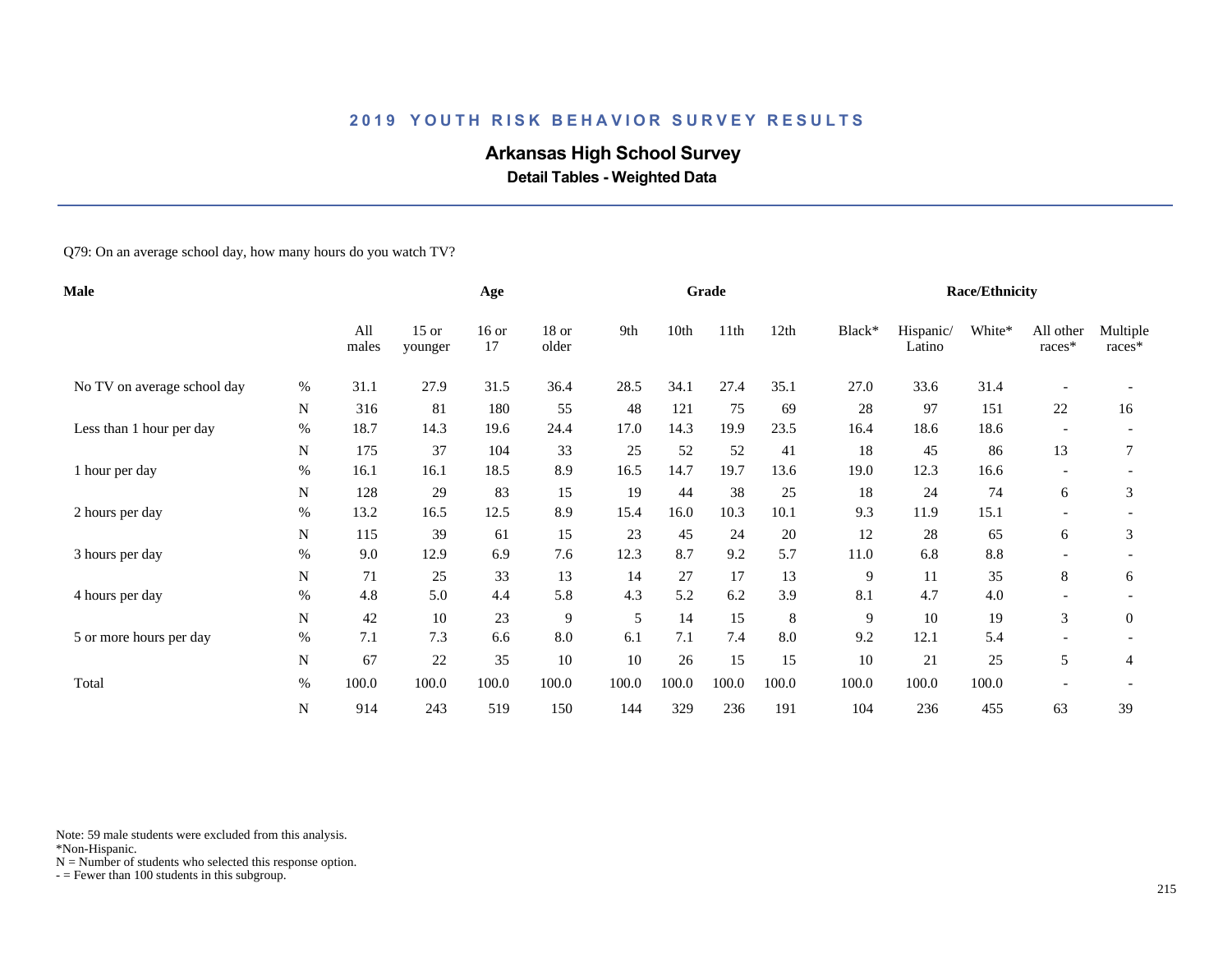# 2019 YOUTH RISK BEHAVIOR SURVEY RESULTS

## Arkansas High School Survey

### Detail Tables - Weighted Data

Q79: On an average school day, how many hours do you watch TV?

| Male | | Age | | | | Grade | | | | Race/Ethnicity | | | | |
|---|---|---|---|---|---|---|---|---|---|---|---|---|---|---|
| | | All males | 15 or younger | 16 or 17 | 18 or older | 9th | 10th | 11th | 12th | Black* | Hispanic/ Latino | White* | All other races* | Multiple races* |
| No TV on average school day | % | 31.1 | 27.9 | 31.5 | 36.4 | 28.5 | 34.1 | 27.4 | 35.1 | 27.0 | 33.6 | 31.4 | - | - |
| | N | 316 | 81 | 180 | 55 | 48 | 121 | 75 | 69 | 28 | 97 | 151 | 22 | 16 |
| Less than 1 hour per day | % | 18.7 | 14.3 | 19.6 | 24.4 | 17.0 | 14.3 | 19.9 | 23.5 | 16.4 | 18.6 | 18.6 | - | - |
| | N | 175 | 37 | 104 | 33 | 25 | 52 | 52 | 41 | 18 | 45 | 86 | 13 | 7 |
| 1 hour per day | % | 16.1 | 16.1 | 18.5 | 8.9 | 16.5 | 14.7 | 19.7 | 13.6 | 19.0 | 12.3 | 16.6 | - | - |
| | N | 128 | 29 | 83 | 15 | 19 | 44 | 38 | 25 | 18 | 24 | 74 | 6 | 3 |
| 2 hours per day | % | 13.2 | 16.5 | 12.5 | 8.9 | 15.4 | 16.0 | 10.3 | 10.1 | 9.3 | 11.9 | 15.1 | - | - |
| | N | 115 | 39 | 61 | 15 | 23 | 45 | 24 | 20 | 12 | 28 | 65 | 6 | 3 |
| 3 hours per day | % | 9.0 | 12.9 | 6.9 | 7.6 | 12.3 | 8.7 | 9.2 | 5.7 | 11.0 | 6.8 | 8.8 | - | - |
| | N | 71 | 25 | 33 | 13 | 14 | 27 | 17 | 13 | 9 | 11 | 35 | 8 | 6 |
| 4 hours per day | % | 4.8 | 5.0 | 4.4 | 5.8 | 4.3 | 5.2 | 6.2 | 3.9 | 8.1 | 4.7 | 4.0 | - | - |
| | N | 42 | 10 | 23 | 9 | 5 | 14 | 15 | 8 | 9 | 10 | 19 | 3 | 0 |
| 5 or more hours per day | % | 7.1 | 7.3 | 6.6 | 8.0 | 6.1 | 7.1 | 7.4 | 8.0 | 9.2 | 12.1 | 5.4 | - | - |
| | N | 67 | 22 | 35 | 10 | 10 | 26 | 15 | 15 | 10 | 21 | 25 | 5 | 4 |
| Total | % | 100.0 | 100.0 | 100.0 | 100.0 | 100.0 | 100.0 | 100.0 | 100.0 | 100.0 | 100.0 | 100.0 | - | - |
| | N | 914 | 243 | 519 | 150 | 144 | 329 | 236 | 191 | 104 | 236 | 455 | 63 | 39 |

Note: 59 male students were excluded from this analysis.
*Non-Hispanic.
N = Number of students who selected this response option.
- = Fewer than 100 students in this subgroup.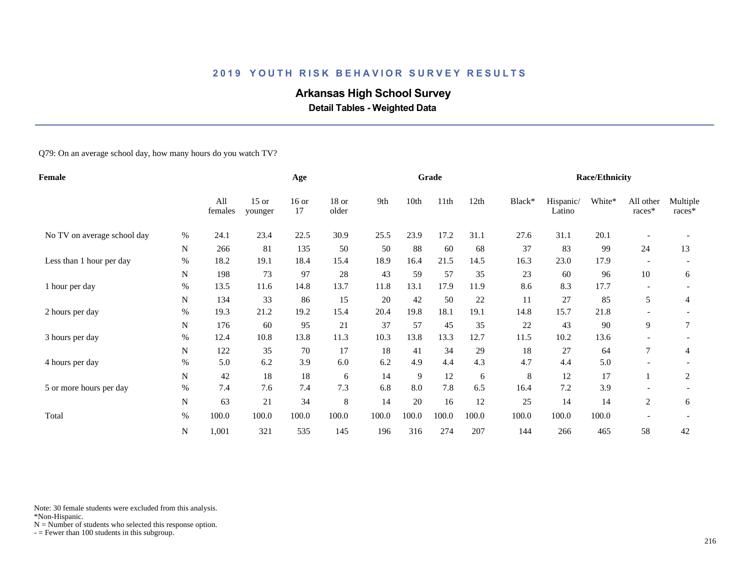# 2019 YOUTH RISK BEHAVIOR SURVEY RESULTS

## Arkansas High School Survey

### Detail Tables - Weighted Data

Q79: On an average school day, how many hours do you watch TV?

| Female | | Age | | | | Grade | | | | Race/Ethnicity | | | | |
|---|---|---|---|---|---|---|---|---|---|---|---|---|---|---|
| | | All females | 15 or younger | 16 or 17 | 18 or older | 9th | 10th | 11th | 12th | Black* | Hispanic/ Latino | White* | All other races* | Multiple races* |
| No TV on average school day | % | 24.1 | 23.4 | 22.5 | 30.9 | 25.5 | 23.9 | 17.2 | 31.1 | 27.6 | 31.1 | 20.1 | - | - |
| | N | 266 | 81 | 135 | 50 | 50 | 88 | 60 | 68 | 37 | 83 | 99 | 24 | 13 |
| Less than 1 hour per day | % | 18.2 | 19.1 | 18.4 | 15.4 | 18.9 | 16.4 | 21.5 | 14.5 | 16.3 | 23.0 | 17.9 | - | - |
| | N | 198 | 73 | 97 | 28 | 43 | 59 | 57 | 35 | 23 | 60 | 96 | 10 | 6 |
| 1 hour per day | % | 13.5 | 11.6 | 14.8 | 13.7 | 11.8 | 13.1 | 17.9 | 11.9 | 8.6 | 8.3 | 17.7 | - | - |
| | N | 134 | 33 | 86 | 15 | 20 | 42 | 50 | 22 | 11 | 27 | 85 | 5 | 4 |
| 2 hours per day | % | 19.3 | 21.2 | 19.2 | 15.4 | 20.4 | 19.8 | 18.1 | 19.1 | 14.8 | 15.7 | 21.8 | - | - |
| | N | 176 | 60 | 95 | 21 | 37 | 57 | 45 | 35 | 22 | 43 | 90 | 9 | 7 |
| 3 hours per day | % | 12.4 | 10.8 | 13.8 | 11.3 | 10.3 | 13.8 | 13.3 | 12.7 | 11.5 | 10.2 | 13.6 | - | - |
| | N | 122 | 35 | 70 | 17 | 18 | 41 | 34 | 29 | 18 | 27 | 64 | 7 | 4 |
| 4 hours per day | % | 5.0 | 6.2 | 3.9 | 6.0 | 6.2 | 4.9 | 4.4 | 4.3 | 4.7 | 4.4 | 5.0 | - | - |
| | N | 42 | 18 | 18 | 6 | 14 | 9 | 12 | 6 | 8 | 12 | 17 | 1 | 2 |
| 5 or more hours per day | % | 7.4 | 7.6 | 7.4 | 7.3 | 6.8 | 8.0 | 7.8 | 6.5 | 16.4 | 7.2 | 3.9 | - | - |
| | N | 63 | 21 | 34 | 8 | 14 | 20 | 16 | 12 | 25 | 14 | 14 | 2 | 6 |
| Total | % | 100.0 | 100.0 | 100.0 | 100.0 | 100.0 | 100.0 | 100.0 | 100.0 | 100.0 | 100.0 | 100.0 | - | - |
| | N | 1,001 | 321 | 535 | 145 | 196 | 316 | 274 | 207 | 144 | 266 | 465 | 58 | 42 |

Note: 30 female students were excluded from this analysis.
*Non-Hispanic.
N = Number of students who selected this response option.
- = Fewer than 100 students in this subgroup.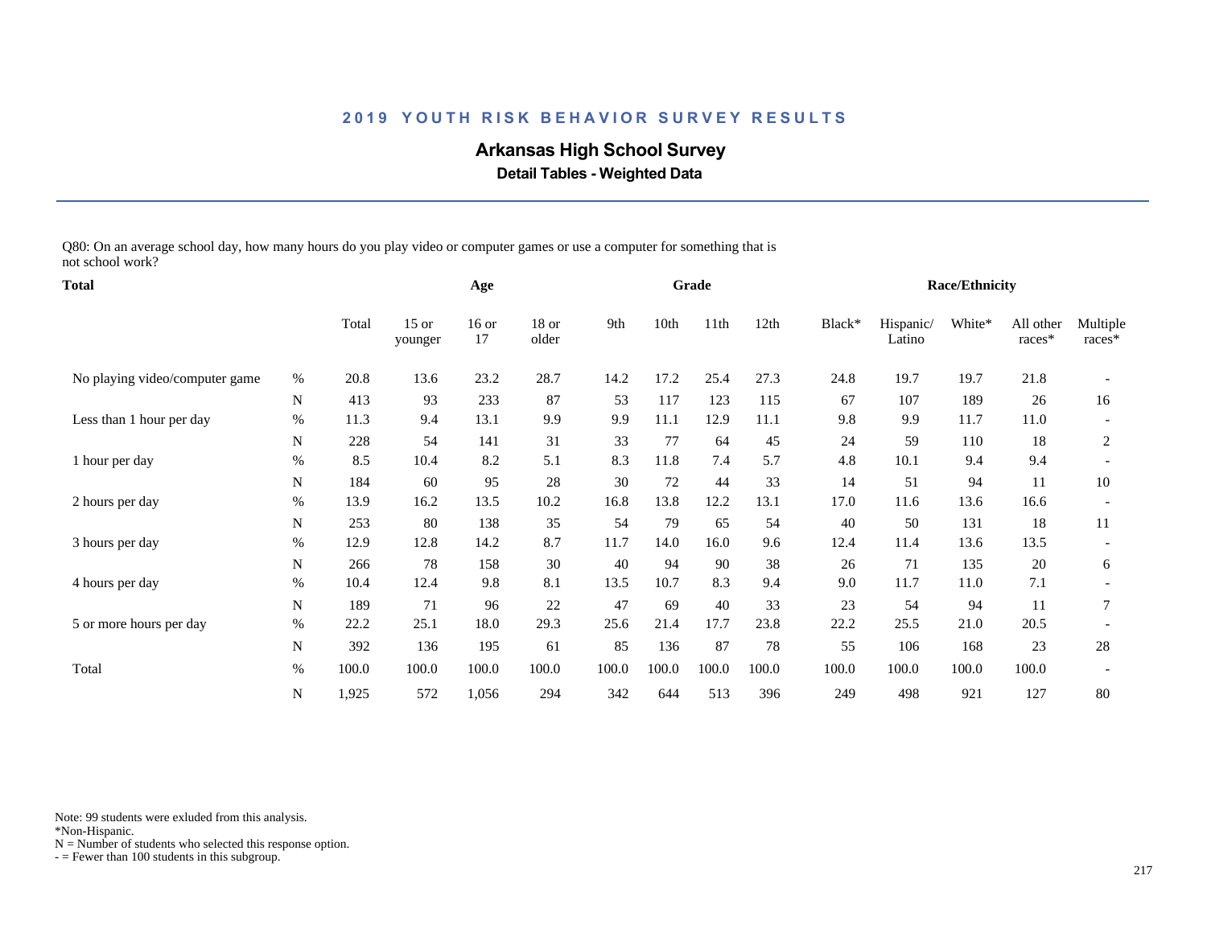## 2019 YOUTH RISK BEHAVIOR SURVEY RESULTS

# Arkansas High School Survey

### Detail Tables - Weighted Data

Q80: On an average school day, how many hours do you play video or computer games or use a computer for something that is not school work?

| Total | | Total | Age | | | Grade | | | | Race/Ethnicity | | | | |
|---|---|---|---|---|---|---|---|---|---|---|---|---|---|---|
| | | Total | 15 or younger | 16 or 17 | 18 or older | 9th | 10th | 11th | 12th | Black* | Hispanic/ Latino | White* | All other races* | Multiple races* |
| No playing video/computer game | % | 20.8 | 13.6 | 23.2 | 28.7 | 14.2 | 17.2 | 25.4 | 27.3 | 24.8 | 19.7 | 19.7 | 21.8 | - |
| | N | 413 | 93 | 233 | 87 | 53 | 117 | 123 | 115 | 67 | 107 | 189 | 26 | 16 |
| Less than 1 hour per day | % | 11.3 | 9.4 | 13.1 | 9.9 | 9.9 | 11.1 | 12.9 | 11.1 | 9.8 | 9.9 | 11.7 | 11.0 | - |
| | N | 228 | 54 | 141 | 31 | 33 | 77 | 64 | 45 | 24 | 59 | 110 | 18 | 2 |
| 1 hour per day | % | 8.5 | 10.4 | 8.2 | 5.1 | 8.3 | 11.8 | 7.4 | 5.7 | 4.8 | 10.1 | 9.4 | 9.4 | - |
| | N | 184 | 60 | 95 | 28 | 30 | 72 | 44 | 33 | 14 | 51 | 94 | 11 | 10 |
| 2 hours per day | % | 13.9 | 16.2 | 13.5 | 10.2 | 16.8 | 13.8 | 12.2 | 13.1 | 17.0 | 11.6 | 13.6 | 16.6 | - |
| | N | 253 | 80 | 138 | 35 | 54 | 79 | 65 | 54 | 40 | 50 | 131 | 18 | 11 |
| 3 hours per day | % | 12.9 | 12.8 | 14.2 | 8.7 | 11.7 | 14.0 | 16.0 | 9.6 | 12.4 | 11.4 | 13.6 | 13.5 | - |
| | N | 266 | 78 | 158 | 30 | 40 | 94 | 90 | 38 | 26 | 71 | 135 | 20 | 6 |
| 4 hours per day | % | 10.4 | 12.4 | 9.8 | 8.1 | 13.5 | 10.7 | 8.3 | 9.4 | 9.0 | 11.7 | 11.0 | 7.1 | - |
| | N | 189 | 71 | 96 | 22 | 47 | 69 | 40 | 33 | 23 | 54 | 94 | 11 | 7 |
| 5 or more hours per day | % | 22.2 | 25.1 | 18.0 | 29.3 | 25.6 | 21.4 | 17.7 | 23.8 | 22.2 | 25.5 | 21.0 | 20.5 | - |
| | N | 392 | 136 | 195 | 61 | 85 | 136 | 87 | 78 | 55 | 106 | 168 | 23 | 28 |
| Total | % | 100.0 | 100.0 | 100.0 | 100.0 | 100.0 | 100.0 | 100.0 | 100.0 | 100.0 | 100.0 | 100.0 | 100.0 | - |
| | N | 1,925 | 572 | 1,056 | 294 | 342 | 644 | 513 | 396 | 249 | 498 | 921 | 127 | 80 |

Note: 99 students were exluded from this analysis.
*Non-Hispanic.
N = Number of students who selected this response option.
- = Fewer than 100 students in this subgroup.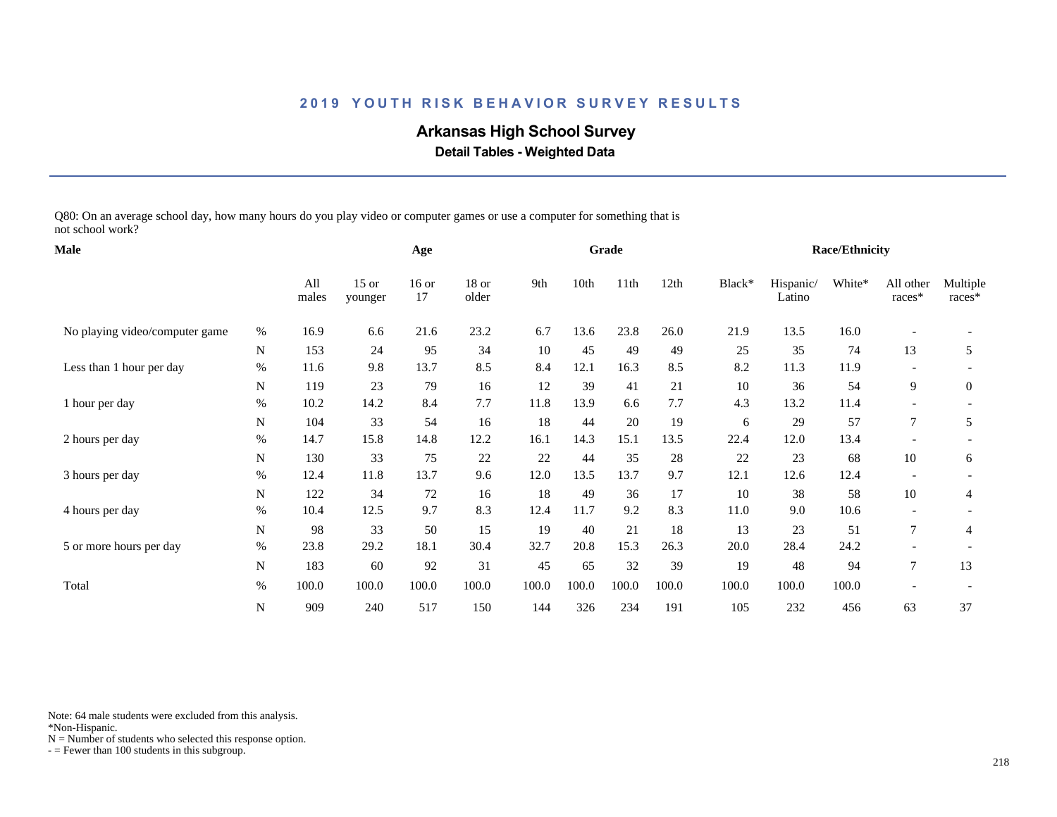## 2019 YOUTH RISK BEHAVIOR SURVEY RESULTS

### Arkansas High School Survey

**Detail Tables - Weighted Data**

Q80: On an average school day, how many hours do you play video or computer games or use a computer for something that is not school work?

| Male | | Age | | | | Grade | | | | Race/Ethnicity | | | | |
|---|---|---|---|---|---|---|---|---|---|---|---|---|---|---|
| | | All males | 15 or younger | 16 or 17 | 18 or older | 9th | 10th | 11th | 12th | Black* | Hispanic/ Latino | White* | All other races* | Multiple races* |
| No playing video/computer game | % | 16.9 | 6.6 | 21.6 | 23.2 | 6.7 | 13.6 | 23.8 | 26.0 | 21.9 | 13.5 | 16.0 | - | - |
| | N | 153 | 24 | 95 | 34 | 10 | 45 | 49 | 49 | 25 | 35 | 74 | 13 | 5 |
| Less than 1 hour per day | % | 11.6 | 9.8 | 13.7 | 8.5 | 8.4 | 12.1 | 16.3 | 8.5 | 8.2 | 11.3 | 11.9 | - | - |
| | N | 119 | 23 | 79 | 16 | 12 | 39 | 41 | 21 | 10 | 36 | 54 | 9 | 0 |
| 1 hour per day | % | 10.2 | 14.2 | 8.4 | 7.7 | 11.8 | 13.9 | 6.6 | 7.7 | 4.3 | 13.2 | 11.4 | - | - |
| | N | 104 | 33 | 54 | 16 | 18 | 44 | 20 | 19 | 6 | 29 | 57 | 7 | 5 |
| 2 hours per day | % | 14.7 | 15.8 | 14.8 | 12.2 | 16.1 | 14.3 | 15.1 | 13.5 | 22.4 | 12.0 | 13.4 | - | - |
| | N | 130 | 33 | 75 | 22 | 22 | 44 | 35 | 28 | 22 | 23 | 68 | 10 | 6 |
| 3 hours per day | % | 12.4 | 11.8 | 13.7 | 9.6 | 12.0 | 13.5 | 13.7 | 9.7 | 12.1 | 12.6 | 12.4 | - | - |
| | N | 122 | 34 | 72 | 16 | 18 | 49 | 36 | 17 | 10 | 38 | 58 | 10 | 4 |
| 4 hours per day | % | 10.4 | 12.5 | 9.7 | 8.3 | 12.4 | 11.7 | 9.2 | 8.3 | 11.0 | 9.0 | 10.6 | - | - |
| | N | 98 | 33 | 50 | 15 | 19 | 40 | 21 | 18 | 13 | 23 | 51 | 7 | 4 |
| 5 or more hours per day | % | 23.8 | 29.2 | 18.1 | 30.4 | 32.7 | 20.8 | 15.3 | 26.3 | 20.0 | 28.4 | 24.2 | - | - |
| | N | 183 | 60 | 92 | 31 | 45 | 65 | 32 | 39 | 19 | 48 | 94 | 7 | 13 |
| Total | % | 100.0 | 100.0 | 100.0 | 100.0 | 100.0 | 100.0 | 100.0 | 100.0 | 100.0 | 100.0 | 100.0 | - | - |
| | N | 909 | 240 | 517 | 150 | 144 | 326 | 234 | 191 | 105 | 232 | 456 | 63 | 37 |

Note: 64 male students were excluded from this analysis.
*Non-Hispanic.
N = Number of students who selected this response option.
- = Fewer than 100 students in this subgroup.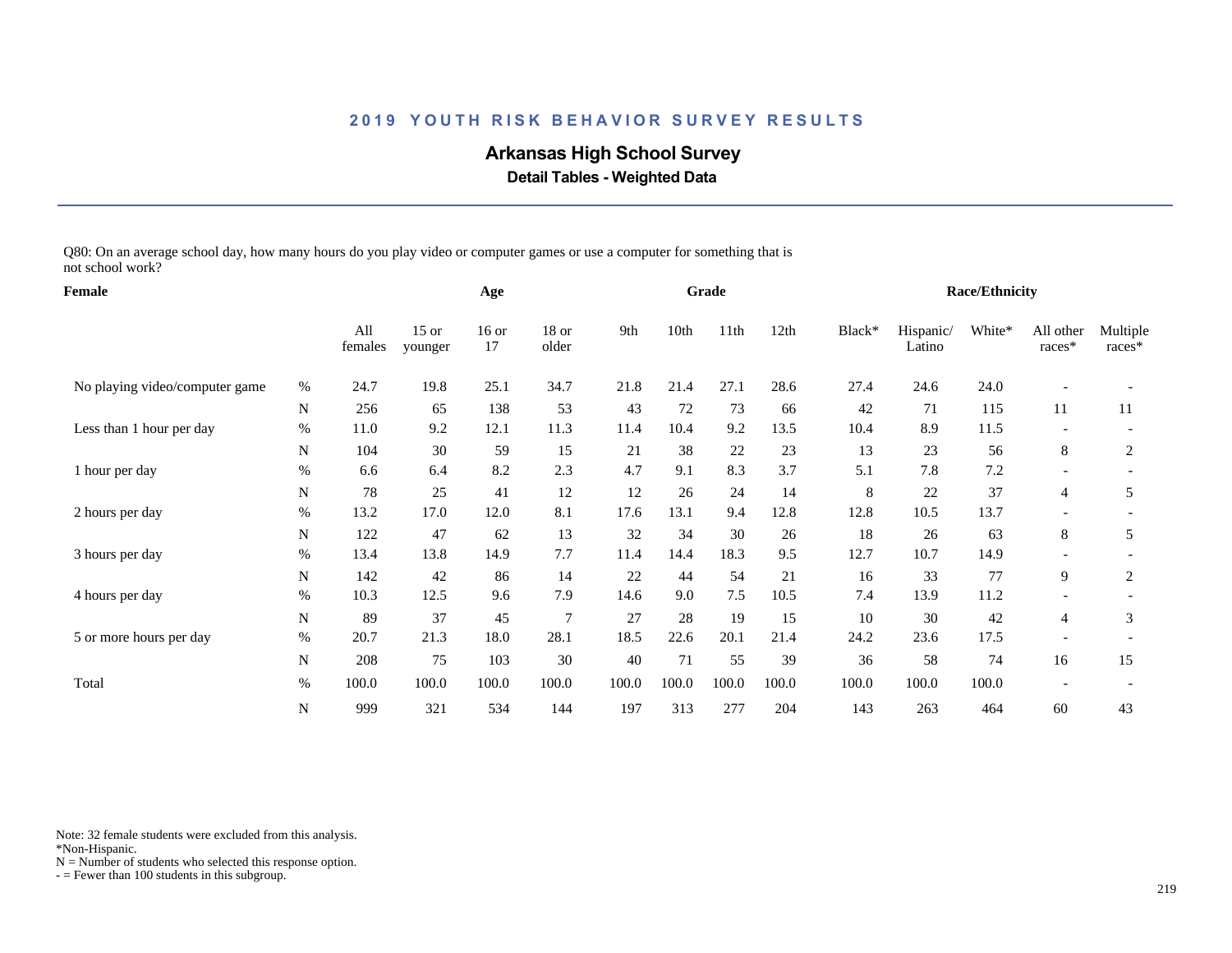# 2019 YOUTH RISK BEHAVIOR SURVEY RESULTS

## Arkansas High School Survey

### Detail Tables - Weighted Data

Q80: On an average school day, how many hours do you play video or computer games or use a computer for something that is not school work?

| Female | | Age | | | | Grade | | | | Race/Ethnicity | | | | |
|---|---|---|---|---|---|---|---|---|---|---|---|---|---|---|
| | | All females | 15 or younger | 16 or 17 | 18 or older | 9th | 10th | 11th | 12th | Black* | Hispanic/ Latino | White* | All other races* | Multiple races* |
| No playing video/computer game | % | 24.7 | 19.8 | 25.1 | 34.7 | 21.8 | 21.4 | 27.1 | 28.6 | 27.4 | 24.6 | 24.0 | - | - |
| | N | 256 | 65 | 138 | 53 | 43 | 72 | 73 | 66 | 42 | 71 | 115 | 11 | 11 |
| Less than 1 hour per day | % | 11.0 | 9.2 | 12.1 | 11.3 | 11.4 | 10.4 | 9.2 | 13.5 | 10.4 | 8.9 | 11.5 | - | - |
| | N | 104 | 30 | 59 | 15 | 21 | 38 | 22 | 23 | 13 | 23 | 56 | 8 | 2 |
| 1 hour per day | % | 6.6 | 6.4 | 8.2 | 2.3 | 4.7 | 9.1 | 8.3 | 3.7 | 5.1 | 7.8 | 7.2 | - | - |
| | N | 78 | 25 | 41 | 12 | 12 | 26 | 24 | 14 | 8 | 22 | 37 | 4 | 5 |
| 2 hours per day | % | 13.2 | 17.0 | 12.0 | 8.1 | 17.6 | 13.1 | 9.4 | 12.8 | 12.8 | 10.5 | 13.7 | - | - |
| | N | 122 | 47 | 62 | 13 | 32 | 34 | 30 | 26 | 18 | 26 | 63 | 8 | 5 |
| 3 hours per day | % | 13.4 | 13.8 | 14.9 | 7.7 | 11.4 | 14.4 | 18.3 | 9.5 | 12.7 | 10.7 | 14.9 | - | - |
| | N | 142 | 42 | 86 | 14 | 22 | 44 | 54 | 21 | 16 | 33 | 77 | 9 | 2 |
| 4 hours per day | % | 10.3 | 12.5 | 9.6 | 7.9 | 14.6 | 9.0 | 7.5 | 10.5 | 7.4 | 13.9 | 11.2 | - | - |
| | N | 89 | 37 | 45 | 7 | 27 | 28 | 19 | 15 | 10 | 30 | 42 | 4 | 3 |
| 5 or more hours per day | % | 20.7 | 21.3 | 18.0 | 28.1 | 18.5 | 22.6 | 20.1 | 21.4 | 24.2 | 23.6 | 17.5 | - | - |
| | N | 208 | 75 | 103 | 30 | 40 | 71 | 55 | 39 | 36 | 58 | 74 | 16 | 15 |
| Total | % | 100.0 | 100.0 | 100.0 | 100.0 | 100.0 | 100.0 | 100.0 | 100.0 | 100.0 | 100.0 | 100.0 | - | - |
| | N | 999 | 321 | 534 | 144 | 197 | 313 | 277 | 204 | 143 | 263 | 464 | 60 | 43 |

Note: 32 female students were excluded from this analysis.
*Non-Hispanic.
N = Number of students who selected this response option.
- = Fewer than 100 students in this subgroup.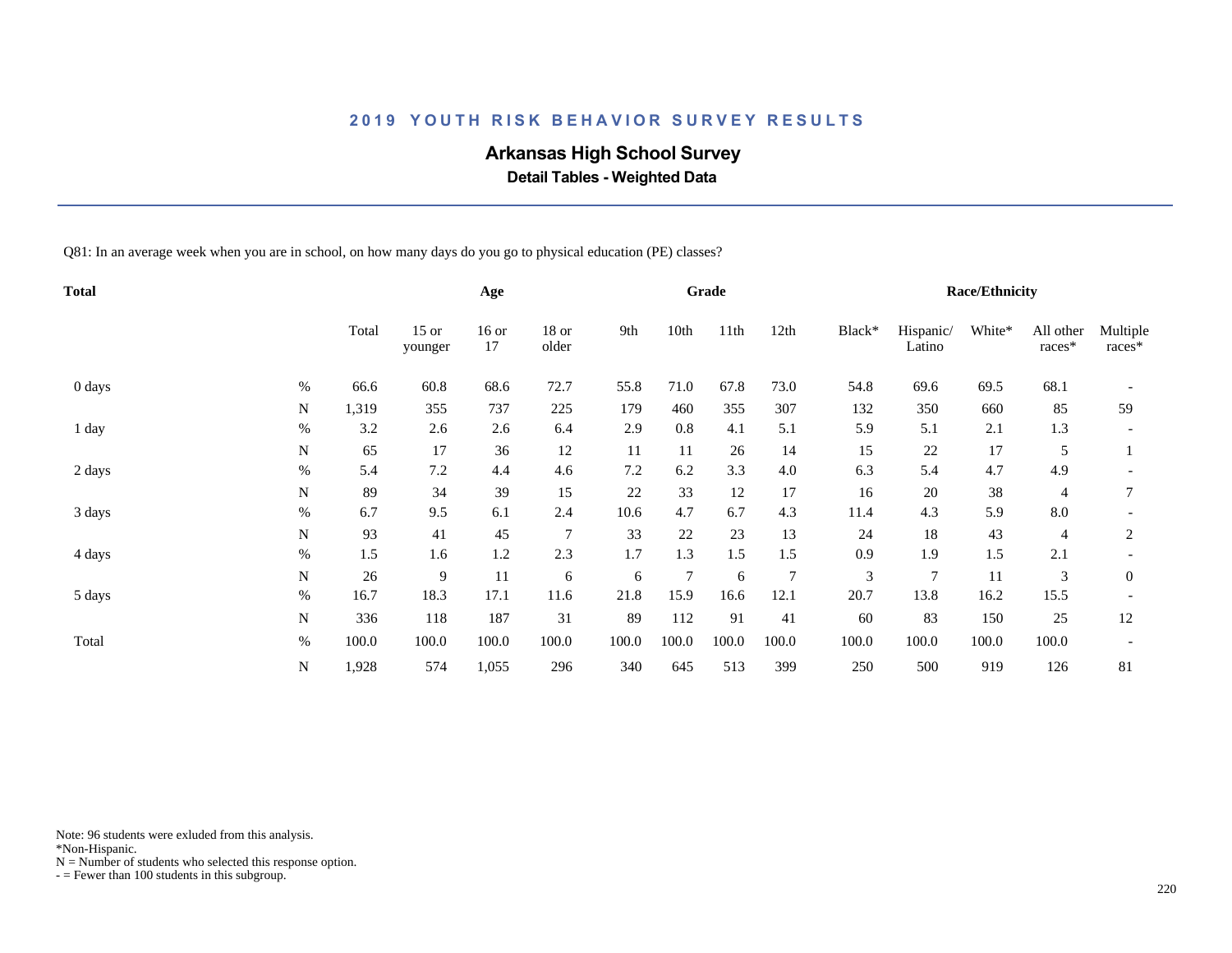## 2019 YOUTH RISK BEHAVIOR SURVEY RESULTS

### Arkansas High School Survey

**Detail Tables - Weighted Data**

Q81: In an average week when you are in school, on how many days do you go to physical education (PE) classes?

| Total | | Total | Age | | | Grade | | | | Race/Ethnicity | | | | |
|---|---|---|---|---|---|---|---|---|---|---|---|---|---|---|
| | | Total | 15 or younger | 16 or 17 | 18 or older | 9th | 10th | 11th | 12th | Black* | Hispanic/ Latino | White* | All other races* | Multiple races* |
| 0 days | % | 66.6 | 60.8 | 68.6 | 72.7 | 55.8 | 71.0 | 67.8 | 73.0 | 54.8 | 69.6 | 69.5 | 68.1 | - |
| | N | 1,319 | 355 | 737 | 225 | 179 | 460 | 355 | 307 | 132 | 350 | 660 | 85 | 59 |
| 1 day | % | 3.2 | 2.6 | 2.6 | 6.4 | 2.9 | 0.8 | 4.1 | 5.1 | 5.9 | 5.1 | 2.1 | 1.3 | - |
| | N | 65 | 17 | 36 | 12 | 11 | 11 | 26 | 14 | 15 | 22 | 17 | 5 | 1 |
| 2 days | % | 5.4 | 7.2 | 4.4 | 4.6 | 7.2 | 6.2 | 3.3 | 4.0 | 6.3 | 5.4 | 4.7 | 4.9 | - |
| | N | 89 | 34 | 39 | 15 | 22 | 33 | 12 | 17 | 16 | 20 | 38 | 4 | 7 |
| 3 days | % | 6.7 | 9.5 | 6.1 | 2.4 | 10.6 | 4.7 | 6.7 | 4.3 | 11.4 | 4.3 | 5.9 | 8.0 | - |
| | N | 93 | 41 | 45 | 7 | 33 | 22 | 23 | 13 | 24 | 18 | 43 | 4 | 2 |
| 4 days | % | 1.5 | 1.6 | 1.2 | 2.3 | 1.7 | 1.3 | 1.5 | 1.5 | 0.9 | 1.9 | 1.5 | 2.1 | - |
| | N | 26 | 9 | 11 | 6 | 6 | 7 | 6 | 7 | 3 | 7 | 11 | 3 | 0 |
| 5 days | % | 16.7 | 18.3 | 17.1 | 11.6 | 21.8 | 15.9 | 16.6 | 12.1 | 20.7 | 13.8 | 16.2 | 15.5 | - |
| | N | 336 | 118 | 187 | 31 | 89 | 112 | 91 | 41 | 60 | 83 | 150 | 25 | 12 |
| Total | % | 100.0 | 100.0 | 100.0 | 100.0 | 100.0 | 100.0 | 100.0 | 100.0 | 100.0 | 100.0 | 100.0 | 100.0 | - |
| | N | 1,928 | 574 | 1,055 | 296 | 340 | 645 | 513 | 399 | 250 | 500 | 919 | 126 | 81 |

Note: 96 students were exluded from this analysis.
*Non-Hispanic.
N = Number of students who selected this response option.
- = Fewer than 100 students in this subgroup.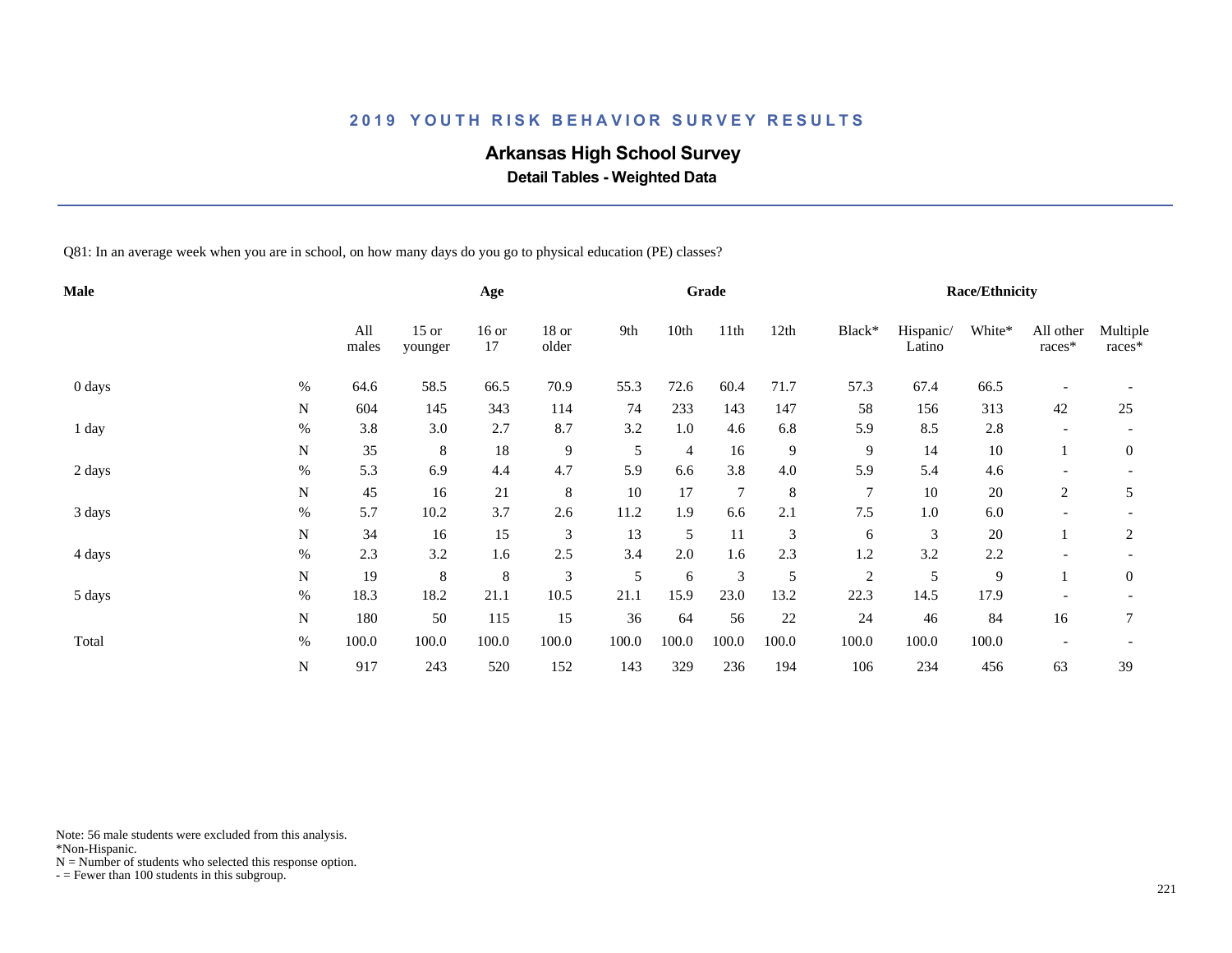# 2019 YOUTH RISK BEHAVIOR SURVEY RESULTS

## Arkansas High School Survey

### Detail Tables - Weighted Data

Q81: In an average week when you are in school, on how many days do you go to physical education (PE) classes?

| Male | | Age | | | | Grade | | | | Race/Ethnicity | | | | |
|---|---|---|---|---|---|---|---|---|---|---|---|---|---|---|
| | | All males | 15 or younger | 16 or 17 | 18 or older | 9th | 10th | 11th | 12th | Black* | Hispanic/ Latino | White* | All other races* | Multiple races* |
| 0 days | % | 64.6 | 58.5 | 66.5 | 70.9 | 55.3 | 72.6 | 60.4 | 71.7 | 57.3 | 67.4 | 66.5 | - | - |
| | N | 604 | 145 | 343 | 114 | 74 | 233 | 143 | 147 | 58 | 156 | 313 | 42 | 25 |
| 1 day | % | 3.8 | 3.0 | 2.7 | 8.7 | 3.2 | 1.0 | 4.6 | 6.8 | 5.9 | 8.5 | 2.8 | - | - |
| | N | 35 | 8 | 18 | 9 | 5 | 4 | 16 | 9 | 9 | 14 | 10 | 1 | 0 |
| 2 days | % | 5.3 | 6.9 | 4.4 | 4.7 | 5.9 | 6.6 | 3.8 | 4.0 | 5.9 | 5.4 | 4.6 | - | - |
| | N | 45 | 16 | 21 | 8 | 10 | 17 | 7 | 8 | 7 | 10 | 20 | 2 | 5 |
| 3 days | % | 5.7 | 10.2 | 3.7 | 2.6 | 11.2 | 1.9 | 6.6 | 2.1 | 7.5 | 1.0 | 6.0 | - | - |
| | N | 34 | 16 | 15 | 3 | 13 | 5 | 11 | 3 | 6 | 3 | 20 | 1 | 2 |
| 4 days | % | 2.3 | 3.2 | 1.6 | 2.5 | 3.4 | 2.0 | 1.6 | 2.3 | 1.2 | 3.2 | 2.2 | - | - |
| | N | 19 | 8 | 8 | 3 | 5 | 6 | 3 | 5 | 2 | 5 | 9 | 1 | 0 |
| 5 days | % | 18.3 | 18.2 | 21.1 | 10.5 | 21.1 | 15.9 | 23.0 | 13.2 | 22.3 | 14.5 | 17.9 | - | - |
| | N | 180 | 50 | 115 | 15 | 36 | 64 | 56 | 22 | 24 | 46 | 84 | 16 | 7 |
| Total | % | 100.0 | 100.0 | 100.0 | 100.0 | 100.0 | 100.0 | 100.0 | 100.0 | 100.0 | 100.0 | 100.0 | - | - |
| | N | 917 | 243 | 520 | 152 | 143 | 329 | 236 | 194 | 106 | 234 | 456 | 63 | 39 |

Note: 56 male students were excluded from this analysis.
*Non-Hispanic.
N = Number of students who selected this response option.
- = Fewer than 100 students in this subgroup.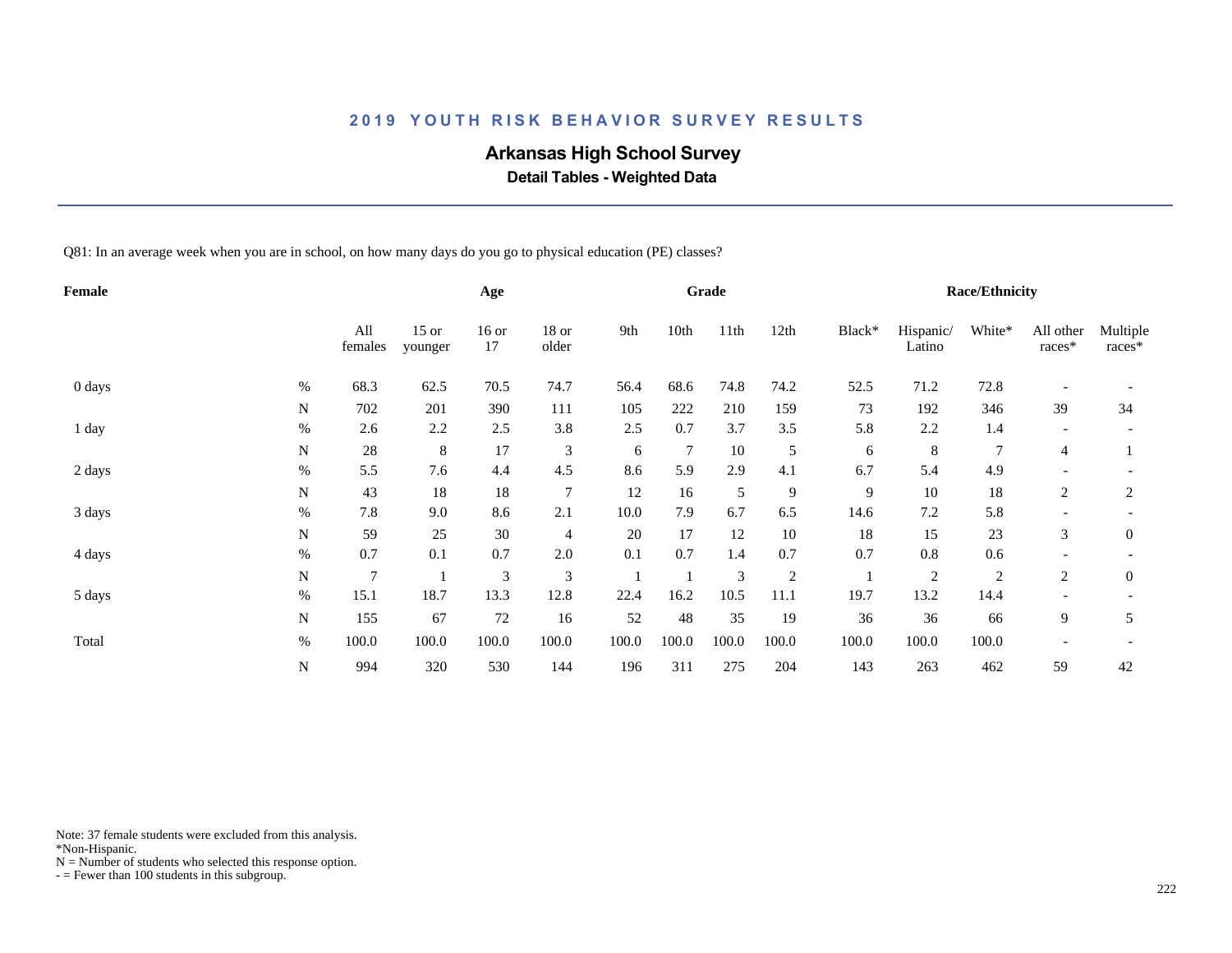# 2019 YOUTH RISK BEHAVIOR SURVEY RESULTS

## Arkansas High School Survey

### Detail Tables - Weighted Data

Q81: In an average week when you are in school, on how many days do you go to physical education (PE) classes?

| Female | | Age | | | | Grade | | | | Race/Ethnicity | | | | |
|---|---|---|---|---|---|---|---|---|---|---|---|---|---|---|
| | | All females | 15 or younger | 16 or 17 | 18 or older | 9th | 10th | 11th | 12th | Black* | Hispanic/ Latino | White* | All other races* | Multiple races* |
| 0 days | % | 68.3 | 62.5 | 70.5 | 74.7 | 56.4 | 68.6 | 74.8 | 74.2 | 52.5 | 71.2 | 72.8 | - | - |
| | N | 702 | 201 | 390 | 111 | 105 | 222 | 210 | 159 | 73 | 192 | 346 | 39 | 34 |
| 1 day | % | 2.6 | 2.2 | 2.5 | 3.8 | 2.5 | 0.7 | 3.7 | 3.5 | 5.8 | 2.2 | 1.4 | - | - |
| | N | 28 | 8 | 17 | 3 | 6 | 7 | 10 | 5 | 6 | 8 | 7 | 4 | 1 |
| 2 days | % | 5.5 | 7.6 | 4.4 | 4.5 | 8.6 | 5.9 | 2.9 | 4.1 | 6.7 | 5.4 | 4.9 | - | - |
| | N | 43 | 18 | 18 | 7 | 12 | 16 | 5 | 9 | 9 | 10 | 18 | 2 | 2 |
| 3 days | % | 7.8 | 9.0 | 8.6 | 2.1 | 10.0 | 7.9 | 6.7 | 6.5 | 14.6 | 7.2 | 5.8 | - | - |
| | N | 59 | 25 | 30 | 4 | 20 | 17 | 12 | 10 | 18 | 15 | 23 | 3 | 0 |
| 4 days | % | 0.7 | 0.1 | 0.7 | 2.0 | 0.1 | 0.7 | 1.4 | 0.7 | 0.7 | 0.8 | 0.6 | - | - |
| | N | 7 | 1 | 3 | 3 | 1 | 1 | 3 | 2 | 1 | 2 | 2 | 2 | 0 |
| 5 days | % | 15.1 | 18.7 | 13.3 | 12.8 | 22.4 | 16.2 | 10.5 | 11.1 | 19.7 | 13.2 | 14.4 | - | - |
| | N | 155 | 67 | 72 | 16 | 52 | 48 | 35 | 19 | 36 | 36 | 66 | 9 | 5 |
| Total | % | 100.0 | 100.0 | 100.0 | 100.0 | 100.0 | 100.0 | 100.0 | 100.0 | 100.0 | 100.0 | 100.0 | - | - |
| | N | 994 | 320 | 530 | 144 | 196 | 311 | 275 | 204 | 143 | 263 | 462 | 59 | 42 |

Note: 37 female students were excluded from this analysis.
*Non-Hispanic.
N = Number of students who selected this response option.
- = Fewer than 100 students in this subgroup.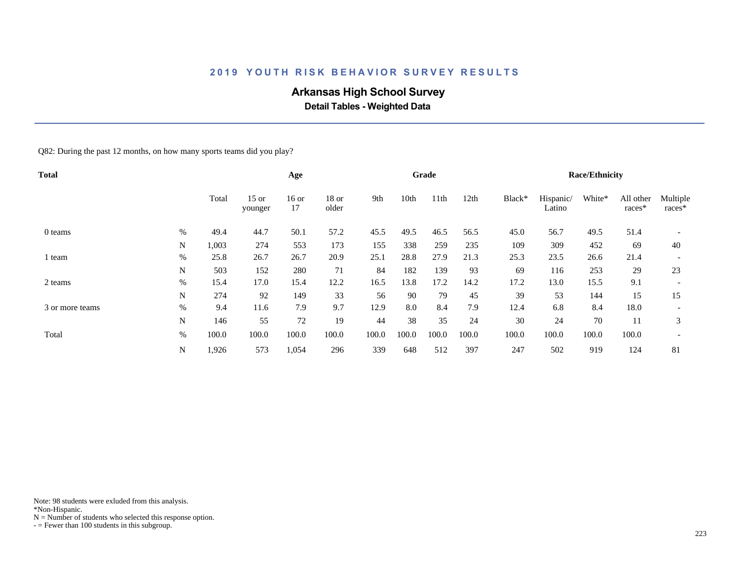# 2019 YOUTH RISK BEHAVIOR SURVEY RESULTS

## Arkansas High School Survey

### Detail Tables - Weighted Data

Q82: During the past 12 months, on how many sports teams did you play?

| Total | | Age | | | | Grade | | | | Race/Ethnicity | | | | |
|---|---|---|---|---|---|---|---|---|---|---|---|---|---|---|
| | | Total | 15 or younger | 16 or 17 | 18 or older | 9th | 10th | 11th | 12th | Black* | Hispanic/ Latino | White* | All other races* | Multiple races* |
| 0 teams | % | 49.4 | 44.7 | 50.1 | 57.2 | 45.5 | 49.5 | 46.5 | 56.5 | 45.0 | 56.7 | 49.5 | 51.4 | - |
| | N | 1,003 | 274 | 553 | 173 | 155 | 338 | 259 | 235 | 109 | 309 | 452 | 69 | 40 |
| 1 team | % | 25.8 | 26.7 | 26.7 | 20.9 | 25.1 | 28.8 | 27.9 | 21.3 | 25.3 | 23.5 | 26.6 | 21.4 | - |
| | N | 503 | 152 | 280 | 71 | 84 | 182 | 139 | 93 | 69 | 116 | 253 | 29 | 23 |
| 2 teams | % | 15.4 | 17.0 | 15.4 | 12.2 | 16.5 | 13.8 | 17.2 | 14.2 | 17.2 | 13.0 | 15.5 | 9.1 | - |
| | N | 274 | 92 | 149 | 33 | 56 | 90 | 79 | 45 | 39 | 53 | 144 | 15 | 15 |
| 3 or more teams | % | 9.4 | 11.6 | 7.9 | 9.7 | 12.9 | 8.0 | 8.4 | 7.9 | 12.4 | 6.8 | 8.4 | 18.0 | - |
| | N | 146 | 55 | 72 | 19 | 44 | 38 | 35 | 24 | 30 | 24 | 70 | 11 | 3 |
| Total | % | 100.0 | 100.0 | 100.0 | 100.0 | 100.0 | 100.0 | 100.0 | 100.0 | 100.0 | 100.0 | 100.0 | 100.0 | - |
| | N | 1,926 | 573 | 1,054 | 296 | 339 | 648 | 512 | 397 | 247 | 502 | 919 | 124 | 81 |

Note: 98 students were exluded from this analysis.
*Non-Hispanic.
N = Number of students who selected this response option.
- = Fewer than 100 students in this subgroup.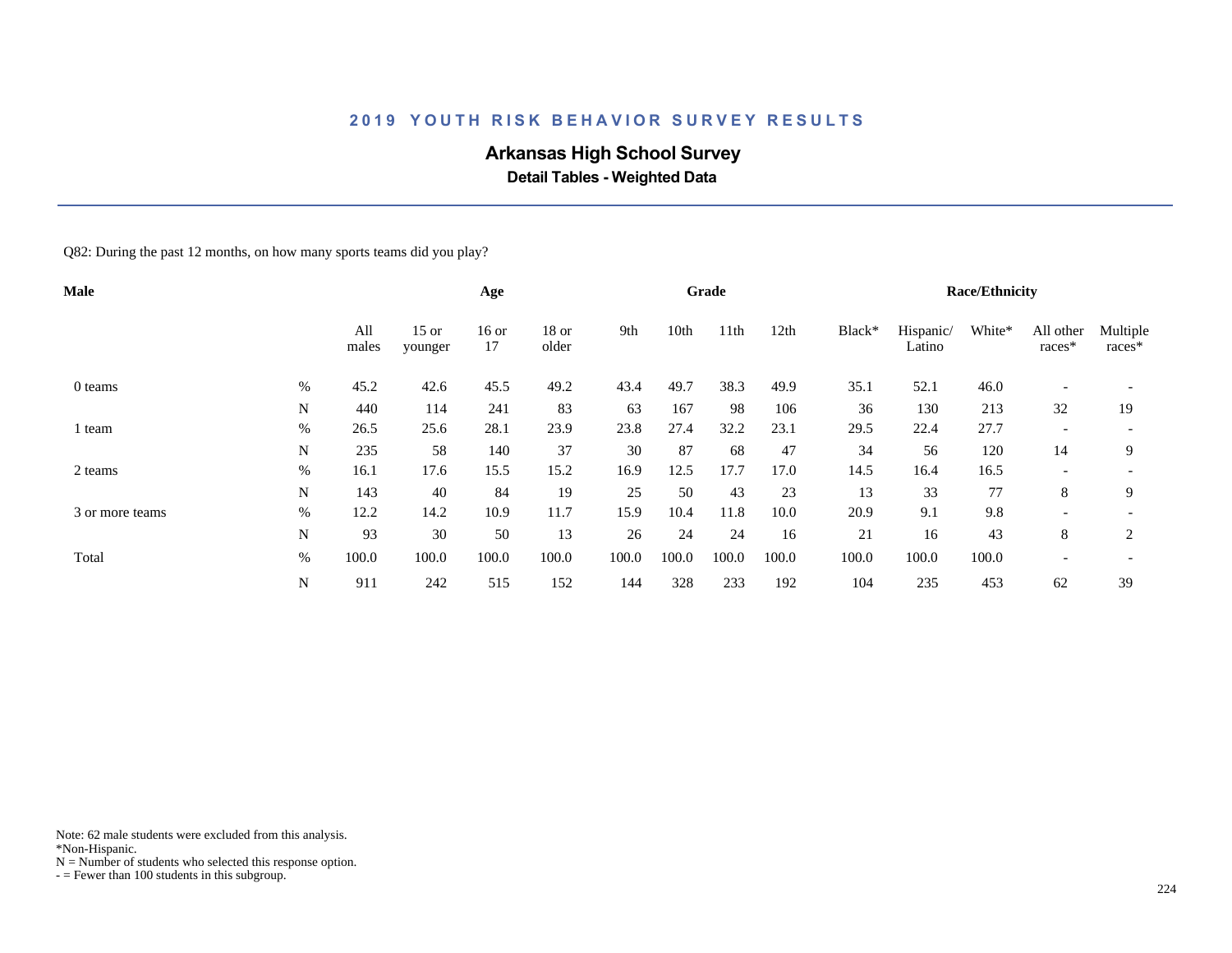# 2019 YOUTH RISK BEHAVIOR SURVEY RESULTS

## Arkansas High School Survey

### Detail Tables - Weighted Data

Q82: During the past 12 months, on how many sports teams did you play?

| Male | | Age | | | | Grade | | | | Race/Ethnicity | | | | |
|---|---|---|---|---|---|---|---|---|---|---|---|---|---|---|
| | | All males | 15 or younger | 16 or 17 | 18 or older | 9th | 10th | 11th | 12th | Black* | Hispanic/ Latino | White* | All other races* | Multiple races* |
| 0 teams | % | 45.2 | 42.6 | 45.5 | 49.2 | 43.4 | 49.7 | 38.3 | 49.9 | 35.1 | 52.1 | 46.0 | - | - |
| | N | 440 | 114 | 241 | 83 | 63 | 167 | 98 | 106 | 36 | 130 | 213 | 32 | 19 |
| 1 team | % | 26.5 | 25.6 | 28.1 | 23.9 | 23.8 | 27.4 | 32.2 | 23.1 | 29.5 | 22.4 | 27.7 | - | - |
| | N | 235 | 58 | 140 | 37 | 30 | 87 | 68 | 47 | 34 | 56 | 120 | 14 | 9 |
| 2 teams | % | 16.1 | 17.6 | 15.5 | 15.2 | 16.9 | 12.5 | 17.7 | 17.0 | 14.5 | 16.4 | 16.5 | - | - |
| | N | 143 | 40 | 84 | 19 | 25 | 50 | 43 | 23 | 13 | 33 | 77 | 8 | 9 |
| 3 or more teams | % | 12.2 | 14.2 | 10.9 | 11.7 | 15.9 | 10.4 | 11.8 | 10.0 | 20.9 | 9.1 | 9.8 | - | - |
| | N | 93 | 30 | 50 | 13 | 26 | 24 | 24 | 16 | 21 | 16 | 43 | 8 | 2 |
| Total | % | 100.0 | 100.0 | 100.0 | 100.0 | 100.0 | 100.0 | 100.0 | 100.0 | 100.0 | 100.0 | 100.0 | - | - |
| | N | 911 | 242 | 515 | 152 | 144 | 328 | 233 | 192 | 104 | 235 | 453 | 62 | 39 |

Note: 62 male students were excluded from this analysis.
*Non-Hispanic.
N = Number of students who selected this response option.
- = Fewer than 100 students in this subgroup.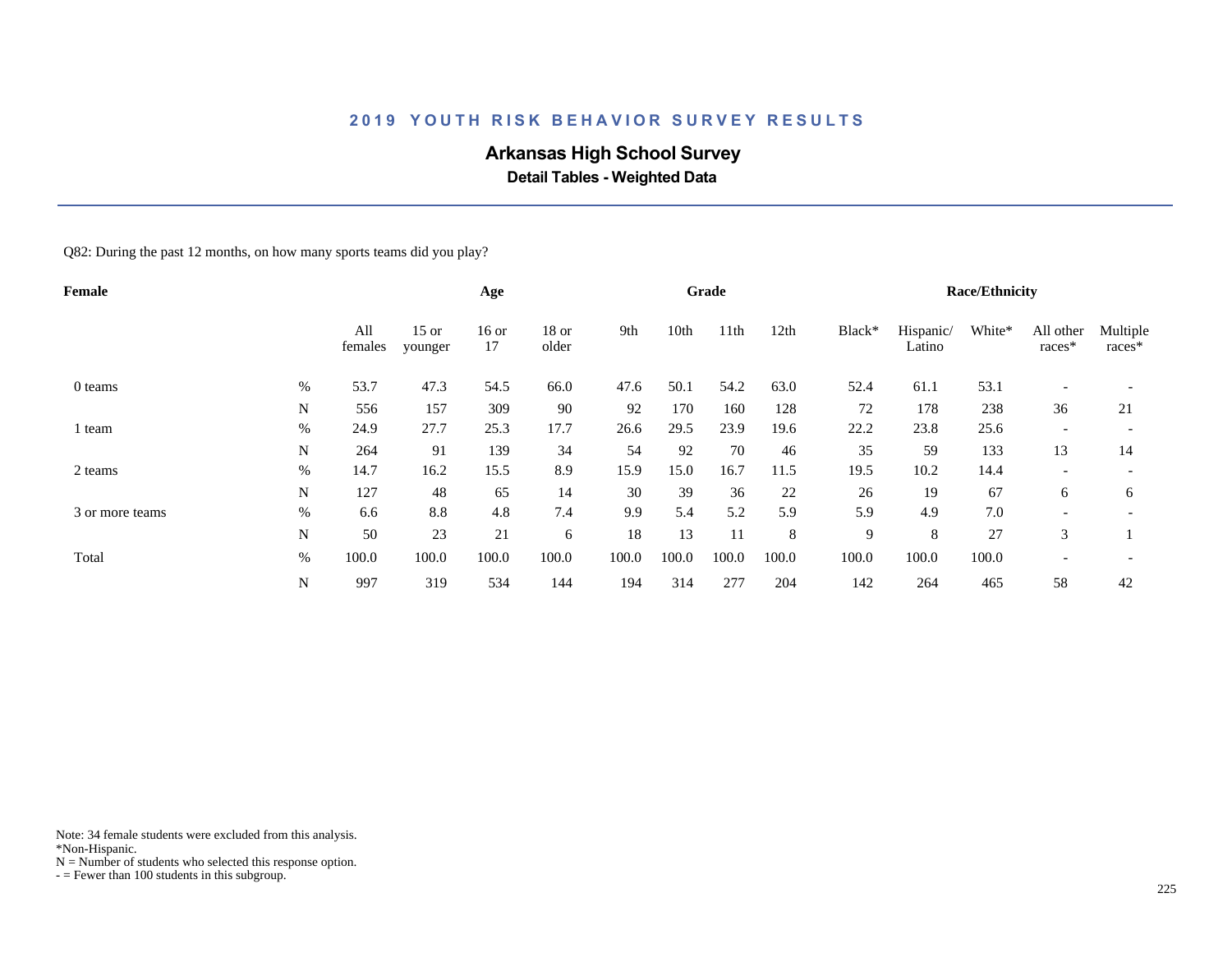## 2019 YOUTH RISK BEHAVIOR SURVEY RESULTS

### Arkansas High School Survey

**Detail Tables - Weighted Data**

Q82: During the past 12 months, on how many sports teams did you play?

| Female | | Age | | | | Grade | | | | Race/Ethnicity | | | | |
|---|---|---|---|---|---|---|---|---|---|---|---|---|---|---|
| | | All females | 15 or younger | 16 or 17 | 18 or older | 9th | 10th | 11th | 12th | Black* | Hispanic/ Latino | White* | All other races* | Multiple races* |
| 0 teams | % | 53.7 | 47.3 | 54.5 | 66.0 | 47.6 | 50.1 | 54.2 | 63.0 | 52.4 | 61.1 | 53.1 | - | - |
| | N | 556 | 157 | 309 | 90 | 92 | 170 | 160 | 128 | 72 | 178 | 238 | 36 | 21 |
| 1 team | % | 24.9 | 27.7 | 25.3 | 17.7 | 26.6 | 29.5 | 23.9 | 19.6 | 22.2 | 23.8 | 25.6 | - | - |
| | N | 264 | 91 | 139 | 34 | 54 | 92 | 70 | 46 | 35 | 59 | 133 | 13 | 14 |
| 2 teams | % | 14.7 | 16.2 | 15.5 | 8.9 | 15.9 | 15.0 | 16.7 | 11.5 | 19.5 | 10.2 | 14.4 | - | - |
| | N | 127 | 48 | 65 | 14 | 30 | 39 | 36 | 22 | 26 | 19 | 67 | 6 | 6 |
| 3 or more teams | % | 6.6 | 8.8 | 4.8 | 7.4 | 9.9 | 5.4 | 5.2 | 5.9 | 5.9 | 4.9 | 7.0 | - | - |
| | N | 50 | 23 | 21 | 6 | 18 | 13 | 11 | 8 | 9 | 8 | 27 | 3 | 1 |
| Total | % | 100.0 | 100.0 | 100.0 | 100.0 | 100.0 | 100.0 | 100.0 | 100.0 | 100.0 | 100.0 | 100.0 | - | - |
| | N | 997 | 319 | 534 | 144 | 194 | 314 | 277 | 204 | 142 | 264 | 465 | 58 | 42 |

Note: 34 female students were excluded from this analysis.
*Non-Hispanic.
N = Number of students who selected this response option.
- = Fewer than 100 students in this subgroup.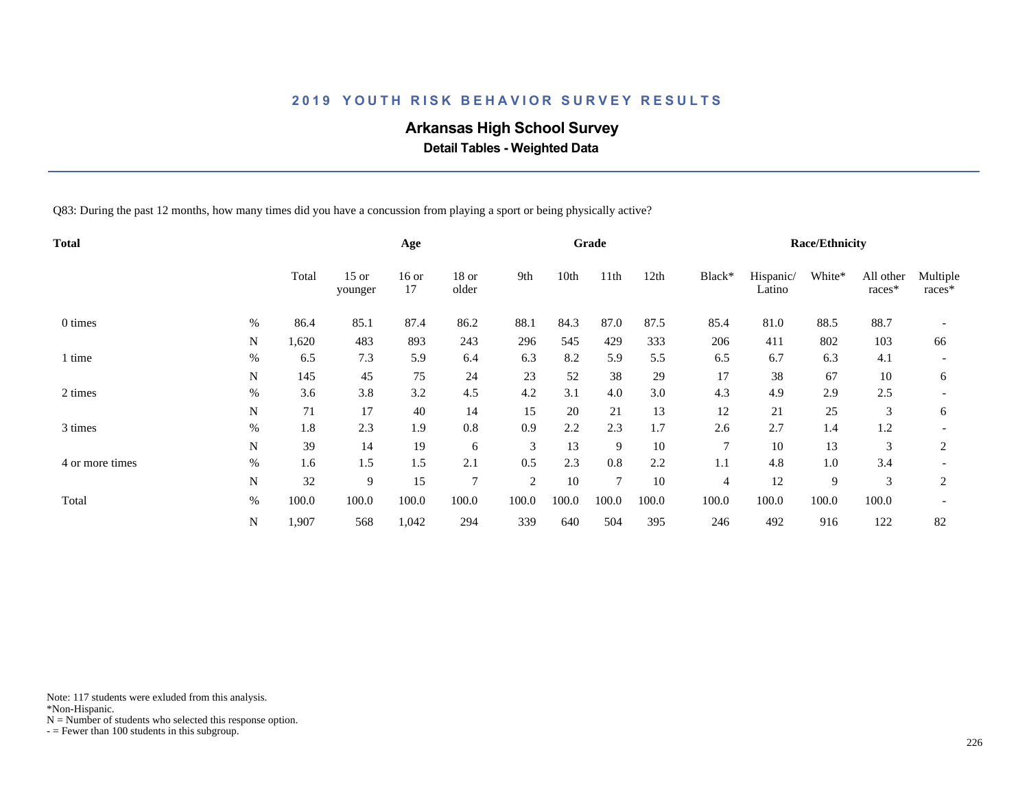## 2019 YOUTH RISK BEHAVIOR SURVEY RESULTS

# Arkansas High School Survey

### Detail Tables - Weighted Data

Q83: During the past 12 months, how many times did you have a concussion from playing a sport or being physically active?

| Total | | | Age | | | Grade | | | | Race/Ethnicity | | | | |
|---|---|---|---|---|---|---|---|---|---|---|---|---|---|---|
| | | Total | 15 or younger | 16 or 17 | 18 or older | 9th | 10th | 11th | 12th | Black* | Hispanic/ Latino | White* | All other races* | Multiple races* |
| 0 times | % | 86.4 | 85.1 | 87.4 | 86.2 | 88.1 | 84.3 | 87.0 | 87.5 | 85.4 | 81.0 | 88.5 | 88.7 | - |
| | N | 1,620 | 483 | 893 | 243 | 296 | 545 | 429 | 333 | 206 | 411 | 802 | 103 | 66 |
| 1 time | % | 6.5 | 7.3 | 5.9 | 6.4 | 6.3 | 8.2 | 5.9 | 5.5 | 6.5 | 6.7 | 6.3 | 4.1 | - |
| | N | 145 | 45 | 75 | 24 | 23 | 52 | 38 | 29 | 17 | 38 | 67 | 10 | 6 |
| 2 times | % | 3.6 | 3.8 | 3.2 | 4.5 | 4.2 | 3.1 | 4.0 | 3.0 | 4.3 | 4.9 | 2.9 | 2.5 | - |
| | N | 71 | 17 | 40 | 14 | 15 | 20 | 21 | 13 | 12 | 21 | 25 | 3 | 6 |
| 3 times | % | 1.8 | 2.3 | 1.9 | 0.8 | 0.9 | 2.2 | 2.3 | 1.7 | 2.6 | 2.7 | 1.4 | 1.2 | - |
| | N | 39 | 14 | 19 | 6 | 3 | 13 | 9 | 10 | 7 | 10 | 13 | 3 | 2 |
| 4 or more times | % | 1.6 | 1.5 | 1.5 | 2.1 | 0.5 | 2.3 | 0.8 | 2.2 | 1.1 | 4.8 | 1.0 | 3.4 | - |
| | N | 32 | 9 | 15 | 7 | 2 | 10 | 7 | 10 | 4 | 12 | 9 | 3 | 2 |
| Total | % | 100.0 | 100.0 | 100.0 | 100.0 | 100.0 | 100.0 | 100.0 | 100.0 | 100.0 | 100.0 | 100.0 | 100.0 | - |
| | N | 1,907 | 568 | 1,042 | 294 | 339 | 640 | 504 | 395 | 246 | 492 | 916 | 122 | 82 |

Note: 117 students were exluded from this analysis.
*Non-Hispanic.
N = Number of students who selected this response option.
- = Fewer than 100 students in this subgroup.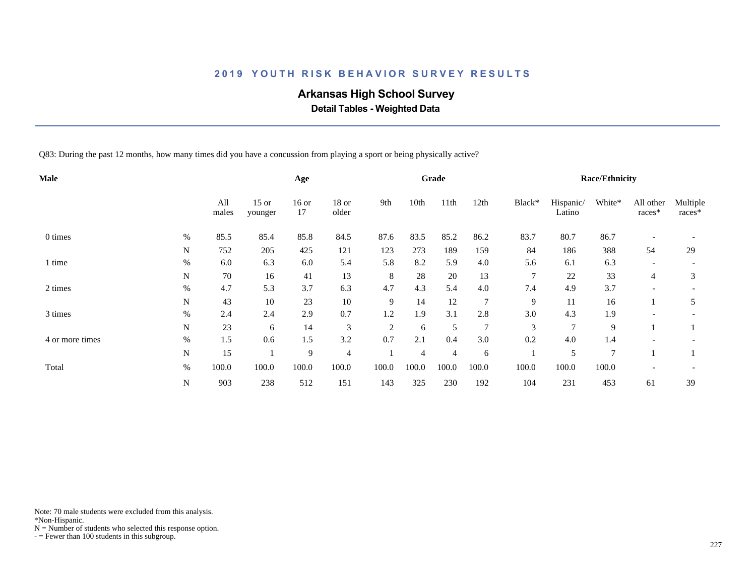# 2019 YOUTH RISK BEHAVIOR SURVEY RESULTS

## Arkansas High School Survey

### Detail Tables - Weighted Data

Q83: During the past 12 months, how many times did you have a concussion from playing a sport or being physically active?

| Male | | Age | | | | Grade | | | | Race/Ethnicity | | | | |
|---|---|---|---|---|---|---|---|---|---|---|---|---|---|---|
| | | All males | 15 or younger | 16 or 17 | 18 or older | 9th | 10th | 11th | 12th | Black* | Hispanic/ Latino | White* | All other races* | Multiple races* |
| 0 times | % | 85.5 | 85.4 | 85.8 | 84.5 | 87.6 | 83.5 | 85.2 | 86.2 | 83.7 | 80.7 | 86.7 | - | - |
| | N | 752 | 205 | 425 | 121 | 123 | 273 | 189 | 159 | 84 | 186 | 388 | 54 | 29 |
| 1 time | % | 6.0 | 6.3 | 6.0 | 5.4 | 5.8 | 8.2 | 5.9 | 4.0 | 5.6 | 6.1 | 6.3 | - | - |
| | N | 70 | 16 | 41 | 13 | 8 | 28 | 20 | 13 | 7 | 22 | 33 | 4 | 3 |
| 2 times | % | 4.7 | 5.3 | 3.7 | 6.3 | 4.7 | 4.3 | 5.4 | 4.0 | 7.4 | 4.9 | 3.7 | - | - |
| | N | 43 | 10 | 23 | 10 | 9 | 14 | 12 | 7 | 9 | 11 | 16 | 1 | 5 |
| 3 times | % | 2.4 | 2.4 | 2.9 | 0.7 | 1.2 | 1.9 | 3.1 | 2.8 | 3.0 | 4.3 | 1.9 | - | - |
| | N | 23 | 6 | 14 | 3 | 2 | 6 | 5 | 7 | 3 | 7 | 9 | 1 | 1 |
| 4 or more times | % | 1.5 | 0.6 | 1.5 | 3.2 | 0.7 | 2.1 | 0.4 | 3.0 | 0.2 | 4.0 | 1.4 | - | - |
| | N | 15 | 1 | 9 | 4 | 1 | 4 | 4 | 6 | 1 | 5 | 7 | 1 | 1 |
| Total | % | 100.0 | 100.0 | 100.0 | 100.0 | 100.0 | 100.0 | 100.0 | 100.0 | 100.0 | 100.0 | 100.0 | - | - |
| | N | 903 | 238 | 512 | 151 | 143 | 325 | 230 | 192 | 104 | 231 | 453 | 61 | 39 |

Note: 70 male students were excluded from this analysis.
*Non-Hispanic.
N = Number of students who selected this response option.
- = Fewer than 100 students in this subgroup.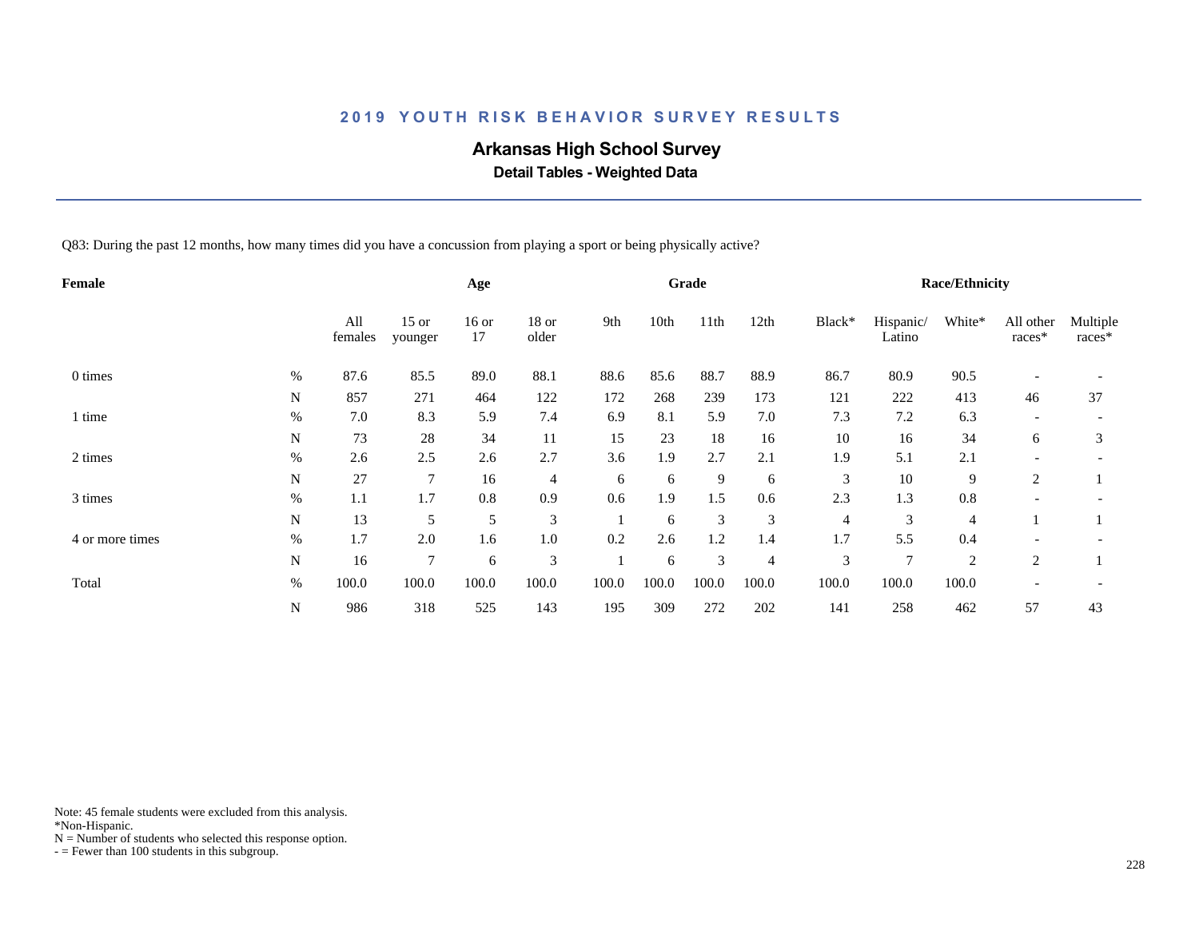# 2019 YOUTH RISK BEHAVIOR SURVEY RESULTS

## Arkansas High School Survey

### Detail Tables - Weighted Data

Q83: During the past 12 months, how many times did you have a concussion from playing a sport or being physically active?

| Female | | All females | Age | | | Grade | | | | Race/Ethnicity | | | | |
|---|---|---|---|---|---|---|---|---|---|---|---|---|---|---|
| | | | 15 or younger | 16 or 17 | 18 or older | 9th | 10th | 11th | 12th | Black* | Hispanic/ Latino | White* | All other races* | Multiple races* |
| 0 times | % | 87.6 | 85.5 | 89.0 | 88.1 | 88.6 | 85.6 | 88.7 | 88.9 | 86.7 | 80.9 | 90.5 | - | - |
| | N | 857 | 271 | 464 | 122 | 172 | 268 | 239 | 173 | 121 | 222 | 413 | 46 | 37 |
| 1 time | % | 7.0 | 8.3 | 5.9 | 7.4 | 6.9 | 8.1 | 5.9 | 7.0 | 7.3 | 7.2 | 6.3 | - | - |
| | N | 73 | 28 | 34 | 11 | 15 | 23 | 18 | 16 | 10 | 16 | 34 | 6 | 3 |
| 2 times | % | 2.6 | 2.5 | 2.6 | 2.7 | 3.6 | 1.9 | 2.7 | 2.1 | 1.9 | 5.1 | 2.1 | - | - |
| | N | 27 | 7 | 16 | 4 | 6 | 6 | 9 | 6 | 3 | 10 | 9 | 2 | 1 |
| 3 times | % | 1.1 | 1.7 | 0.8 | 0.9 | 0.6 | 1.9 | 1.5 | 0.6 | 2.3 | 1.3 | 0.8 | - | - |
| | N | 13 | 5 | 5 | 3 | 1 | 6 | 3 | 3 | 4 | 3 | 4 | 1 | 1 |
| 4 or more times | % | 1.7 | 2.0 | 1.6 | 1.0 | 0.2 | 2.6 | 1.2 | 1.4 | 1.7 | 5.5 | 0.4 | - | - |
| | N | 16 | 7 | 6 | 3 | 1 | 6 | 3 | 4 | 3 | 7 | 2 | 2 | 1 |
| Total | % | 100.0 | 100.0 | 100.0 | 100.0 | 100.0 | 100.0 | 100.0 | 100.0 | 100.0 | 100.0 | 100.0 | - | - |
| | N | 986 | 318 | 525 | 143 | 195 | 309 | 272 | 202 | 141 | 258 | 462 | 57 | 43 |

Note: 45 female students were excluded from this analysis.
*Non-Hispanic.
N = Number of students who selected this response option.
- = Fewer than 100 students in this subgroup.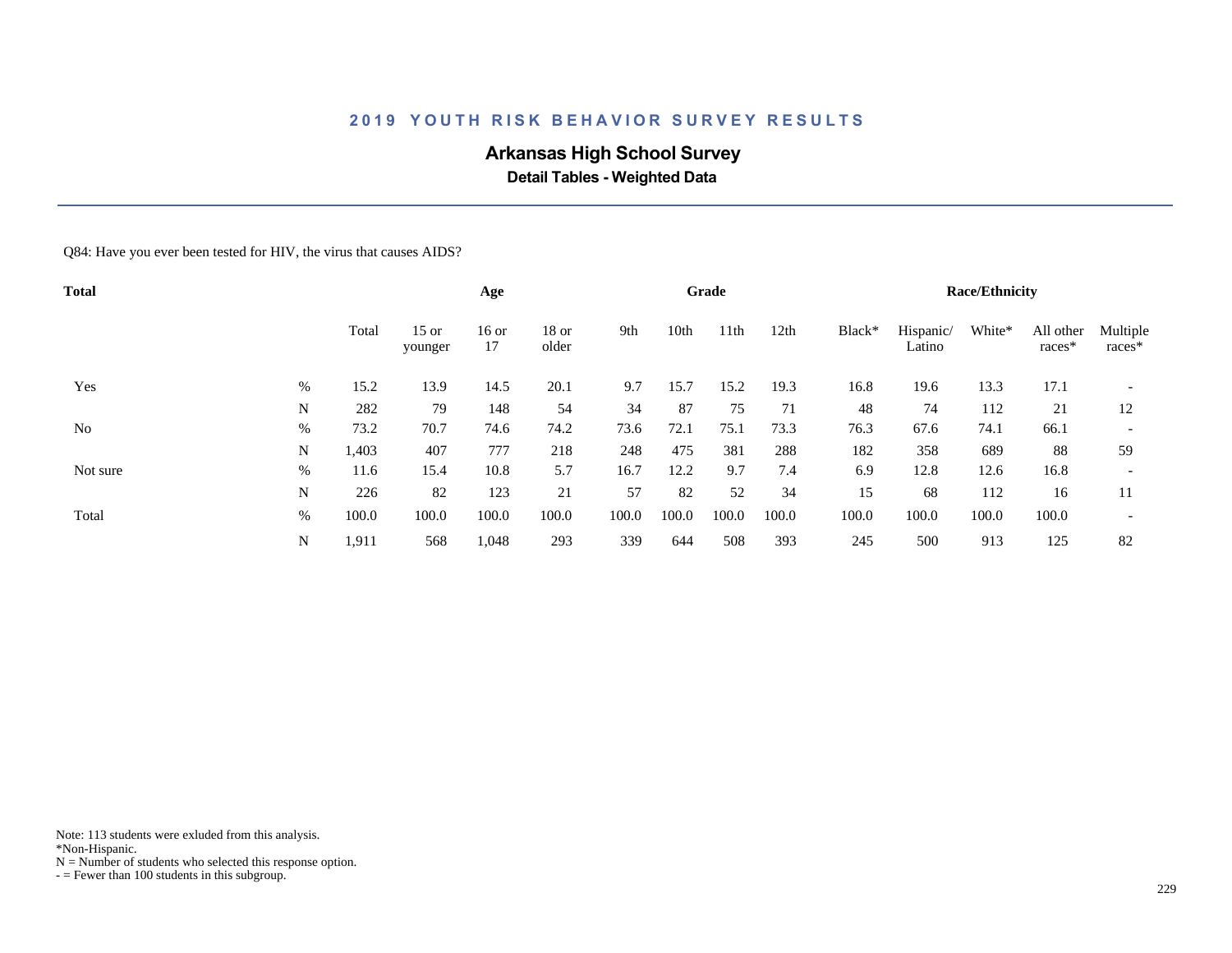# 2019 YOUTH RISK BEHAVIOR SURVEY RESULTS

## Arkansas High School Survey

### Detail Tables - Weighted Data

Q84: Have you ever been tested for HIV, the virus that causes AIDS?

| Total | | | Age | | | Grade | | | | Race/Ethnicity | | | | |
|---|---|---|---|---|---|---|---|---|---|---|---|---|---|---|
| | | Total | 15 or younger | 16 or 17 | 18 or older | 9th | 10th | 11th | 12th | Black* | Hispanic/ Latino | White* | All other races* | Multiple races* |
| Yes | % | 15.2 | 13.9 | 14.5 | 20.1 | 9.7 | 15.7 | 15.2 | 19.3 | 16.8 | 19.6 | 13.3 | 17.1 | - |
| | N | 282 | 79 | 148 | 54 | 34 | 87 | 75 | 71 | 48 | 74 | 112 | 21 | 12 |
| No | % | 73.2 | 70.7 | 74.6 | 74.2 | 73.6 | 72.1 | 75.1 | 73.3 | 76.3 | 67.6 | 74.1 | 66.1 | - |
| | N | 1,403 | 407 | 777 | 218 | 248 | 475 | 381 | 288 | 182 | 358 | 689 | 88 | 59 |
| Not sure | % | 11.6 | 15.4 | 10.8 | 5.7 | 16.7 | 12.2 | 9.7 | 7.4 | 6.9 | 12.8 | 12.6 | 16.8 | - |
| | N | 226 | 82 | 123 | 21 | 57 | 82 | 52 | 34 | 15 | 68 | 112 | 16 | 11 |
| Total | % | 100.0 | 100.0 | 100.0 | 100.0 | 100.0 | 100.0 | 100.0 | 100.0 | 100.0 | 100.0 | 100.0 | 100.0 | - |
| | N | 1,911 | 568 | 1,048 | 293 | 339 | 644 | 508 | 393 | 245 | 500 | 913 | 125 | 82 |

Note: 113 students were exluded from this analysis.
*Non-Hispanic.
N = Number of students who selected this response option.
- = Fewer than 100 students in this subgroup.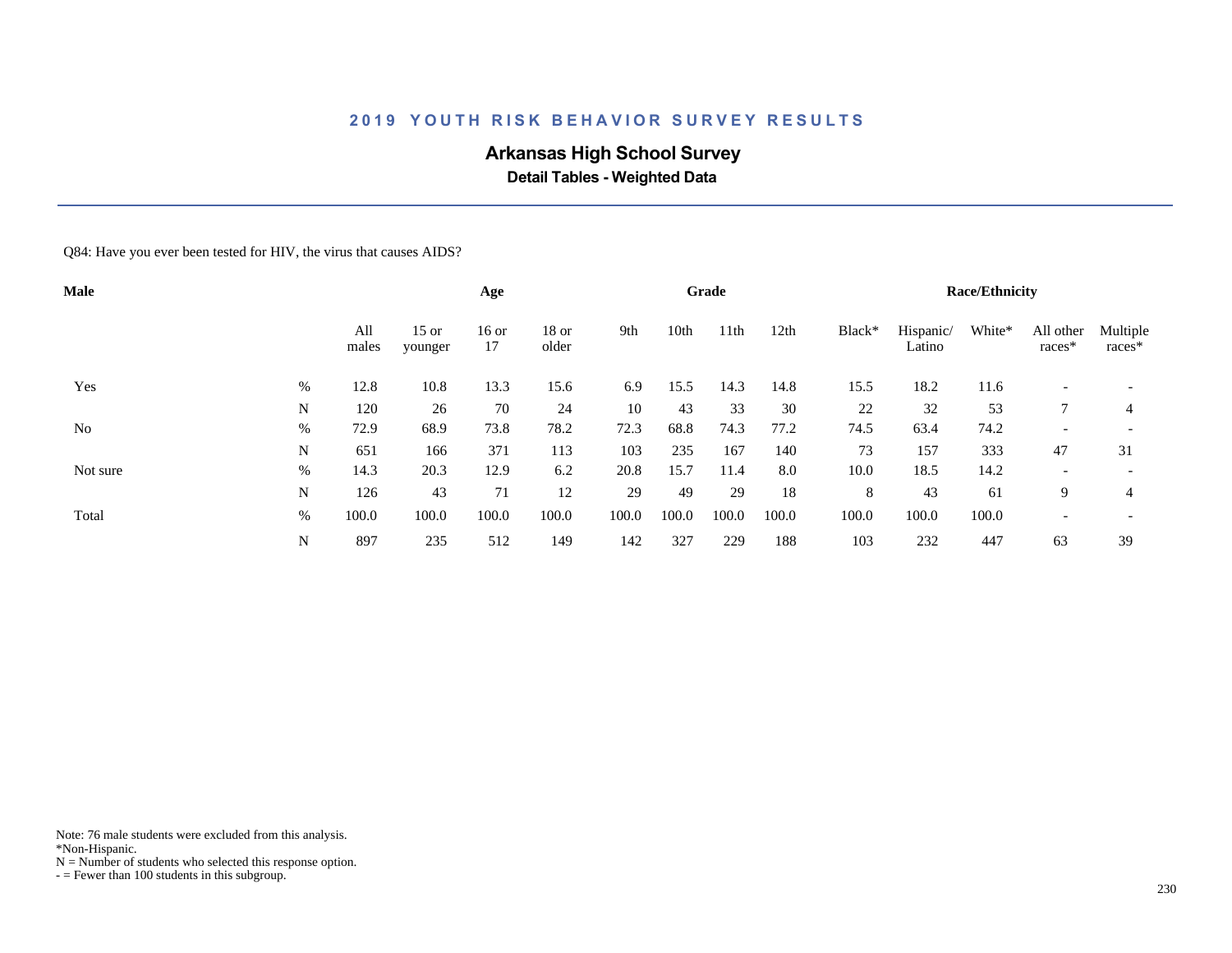## 2019 YOUTH RISK BEHAVIOR SURVEY RESULTS

### Arkansas High School Survey

**Detail Tables - Weighted Data**

Q84: Have you ever been tested for HIV, the virus that causes AIDS?

| Male | | Age | | | | Grade | | | | Race/Ethnicity | | | | |
|---|---|---|---|---|---|---|---|---|---|---|---|---|---|---|
| | | All males | 15 or younger | 16 or 17 | 18 or older | 9th | 10th | 11th | 12th | Black* | Hispanic/ Latino | White* | All other races* | Multiple races* |
| Yes | % | 12.8 | 10.8 | 13.3 | 15.6 | 6.9 | 15.5 | 14.3 | 14.8 | 15.5 | 18.2 | 11.6 | - | - |
| | N | 120 | 26 | 70 | 24 | 10 | 43 | 33 | 30 | 22 | 32 | 53 | 7 | 4 |
| No | % | 72.9 | 68.9 | 73.8 | 78.2 | 72.3 | 68.8 | 74.3 | 77.2 | 74.5 | 63.4 | 74.2 | - | - |
| | N | 651 | 166 | 371 | 113 | 103 | 235 | 167 | 140 | 73 | 157 | 333 | 47 | 31 |
| Not sure | % | 14.3 | 20.3 | 12.9 | 6.2 | 20.8 | 15.7 | 11.4 | 8.0 | 10.0 | 18.5 | 14.2 | - | - |
| | N | 126 | 43 | 71 | 12 | 29 | 49 | 29 | 18 | 8 | 43 | 61 | 9 | 4 |
| Total | % | 100.0 | 100.0 | 100.0 | 100.0 | 100.0 | 100.0 | 100.0 | 100.0 | 100.0 | 100.0 | 100.0 | - | - |
| | N | 897 | 235 | 512 | 149 | 142 | 327 | 229 | 188 | 103 | 232 | 447 | 63 | 39 |

Note: 76 male students were excluded from this analysis.
*Non-Hispanic.
N = Number of students who selected this response option.
- = Fewer than 100 students in this subgroup.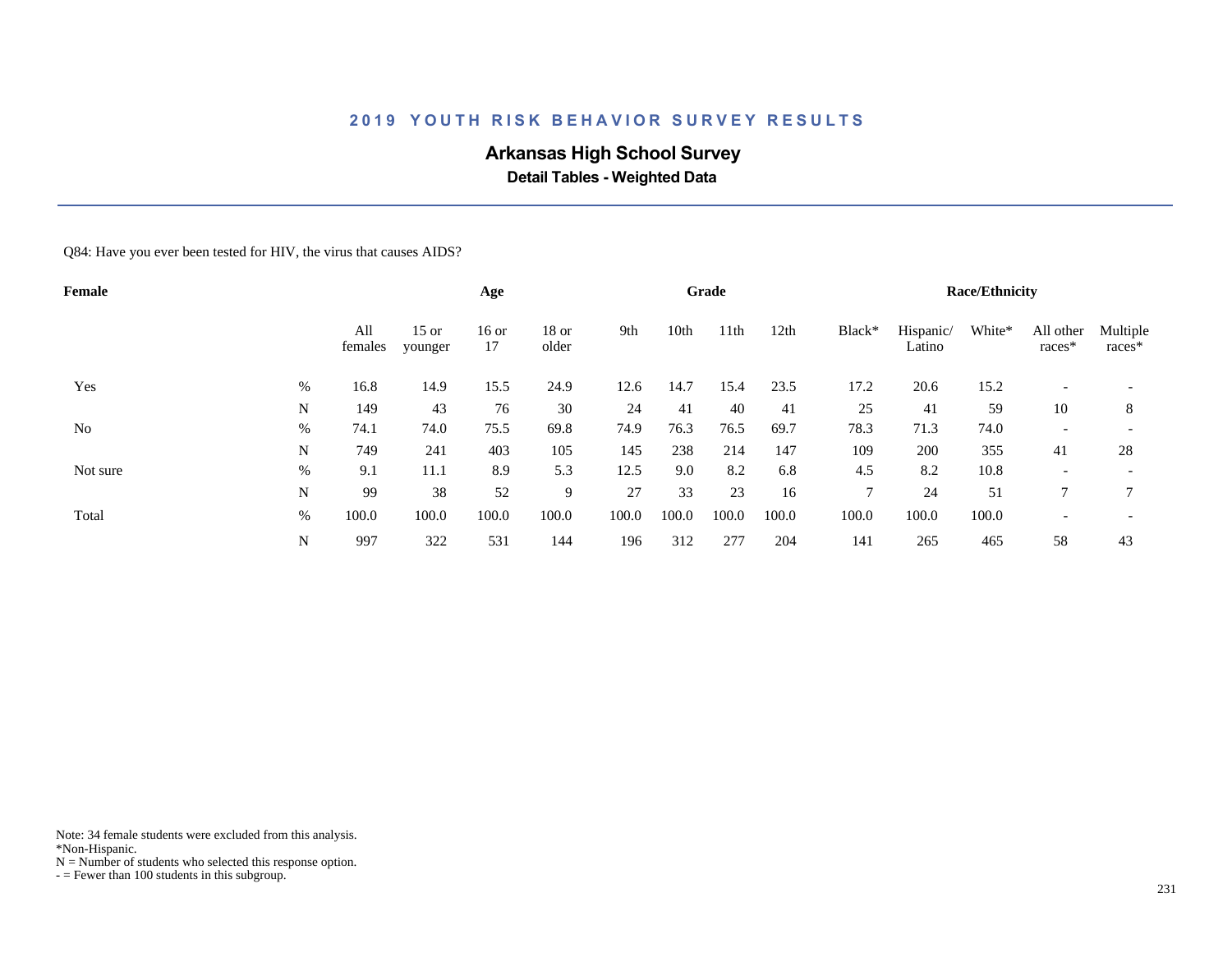# 2019 YOUTH RISK BEHAVIOR SURVEY RESULTS

## Arkansas High School Survey

### Detail Tables - Weighted Data

Q84: Have you ever been tested for HIV, the virus that causes AIDS?

| Female | | Age | | | | Grade | | | | Race/Ethnicity | | | | |
|---|---|---|---|---|---|---|---|---|---|---|---|---|---|---|
| | | All females | 15 or younger | 16 or 17 | 18 or older | 9th | 10th | 11th | 12th | Black* | Hispanic/ Latino | White* | All other races* | Multiple races* |
| Yes | % | 16.8 | 14.9 | 15.5 | 24.9 | 12.6 | 14.7 | 15.4 | 23.5 | 17.2 | 20.6 | 15.2 | - | - |
| | N | 149 | 43 | 76 | 30 | 24 | 41 | 40 | 41 | 25 | 41 | 59 | 10 | 8 |
| No | % | 74.1 | 74.0 | 75.5 | 69.8 | 74.9 | 76.3 | 76.5 | 69.7 | 78.3 | 71.3 | 74.0 | - | - |
| | N | 749 | 241 | 403 | 105 | 145 | 238 | 214 | 147 | 109 | 200 | 355 | 41 | 28 |
| Not sure | % | 9.1 | 11.1 | 8.9 | 5.3 | 12.5 | 9.0 | 8.2 | 6.8 | 4.5 | 8.2 | 10.8 | - | - |
| | N | 99 | 38 | 52 | 9 | 27 | 33 | 23 | 16 | 7 | 24 | 51 | 7 | 7 |
| Total | % | 100.0 | 100.0 | 100.0 | 100.0 | 100.0 | 100.0 | 100.0 | 100.0 | 100.0 | 100.0 | 100.0 | - | - |
| | N | 997 | 322 | 531 | 144 | 196 | 312 | 277 | 204 | 141 | 265 | 465 | 58 | 43 |

Note: 34 female students were excluded from this analysis.
*Non-Hispanic.
N = Number of students who selected this response option.
- = Fewer than 100 students in this subgroup.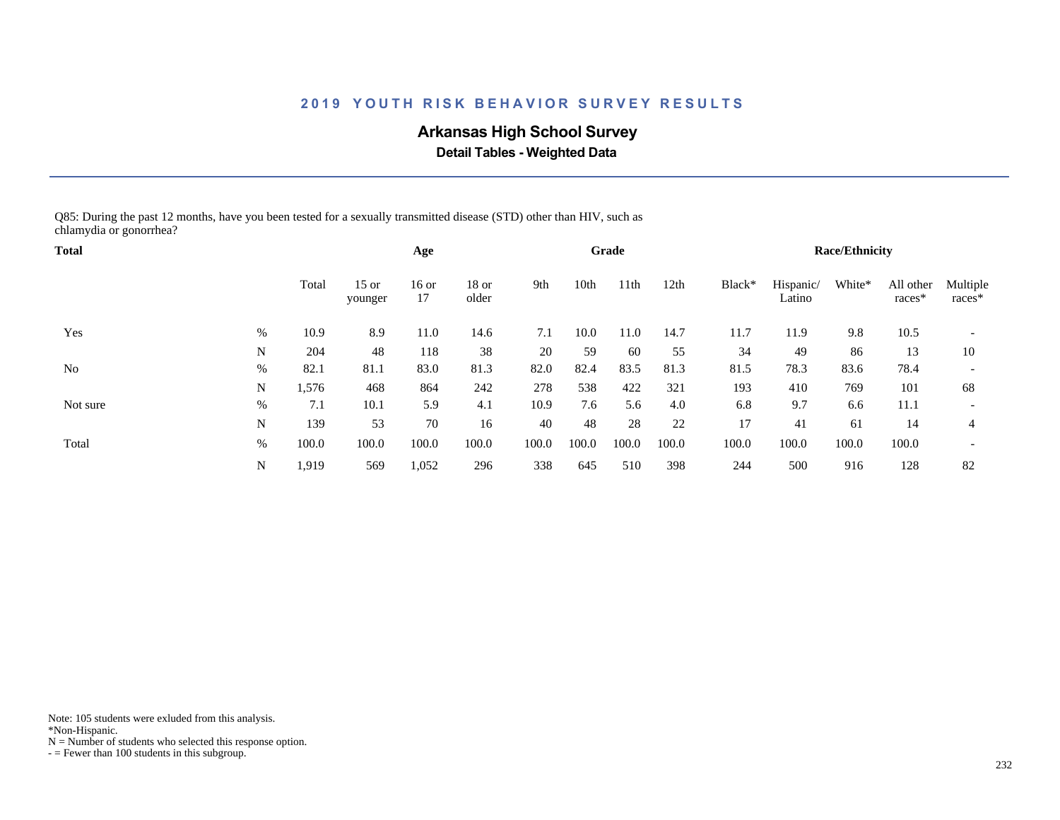## 2019 YOUTH RISK BEHAVIOR SURVEY RESULTS

### Arkansas High School Survey

**Detail Tables - Weighted Data**

Q85: During the past 12 months, have you been tested for a sexually transmitted disease (STD) other than HIV, such as chlamydia or gonorrhea?

| Total | | Total | Age | | | Grade | | | | Race/Ethnicity | | | | |
|---|---|---|---|---|---|---|---|---|---|---|---|---|---|---|
| | | Total | 15 or younger | 16 or 17 | 18 or older | 9th | 10th | 11th | 12th | Black* | Hispanic/ Latino | White* | All other races* | Multiple races* |
| Yes | % | 10.9 | 8.9 | 11.0 | 14.6 | 7.1 | 10.0 | 11.0 | 14.7 | 11.7 | 11.9 | 9.8 | 10.5 | - |
| | N | 204 | 48 | 118 | 38 | 20 | 59 | 60 | 55 | 34 | 49 | 86 | 13 | 10 |
| No | % | 82.1 | 81.1 | 83.0 | 81.3 | 82.0 | 82.4 | 83.5 | 81.3 | 81.5 | 78.3 | 83.6 | 78.4 | - |
| | N | 1,576 | 468 | 864 | 242 | 278 | 538 | 422 | 321 | 193 | 410 | 769 | 101 | 68 |
| Not sure | % | 7.1 | 10.1 | 5.9 | 4.1 | 10.9 | 7.6 | 5.6 | 4.0 | 6.8 | 9.7 | 6.6 | 11.1 | - |
| | N | 139 | 53 | 70 | 16 | 40 | 48 | 28 | 22 | 17 | 41 | 61 | 14 | 4 |
| Total | % | 100.0 | 100.0 | 100.0 | 100.0 | 100.0 | 100.0 | 100.0 | 100.0 | 100.0 | 100.0 | 100.0 | 100.0 | - |
| | N | 1,919 | 569 | 1,052 | 296 | 338 | 645 | 510 | 398 | 244 | 500 | 916 | 128 | 82 |

Note: 105 students were exluded from this analysis.
*Non-Hispanic.
N = Number of students who selected this response option.
- = Fewer than 100 students in this subgroup.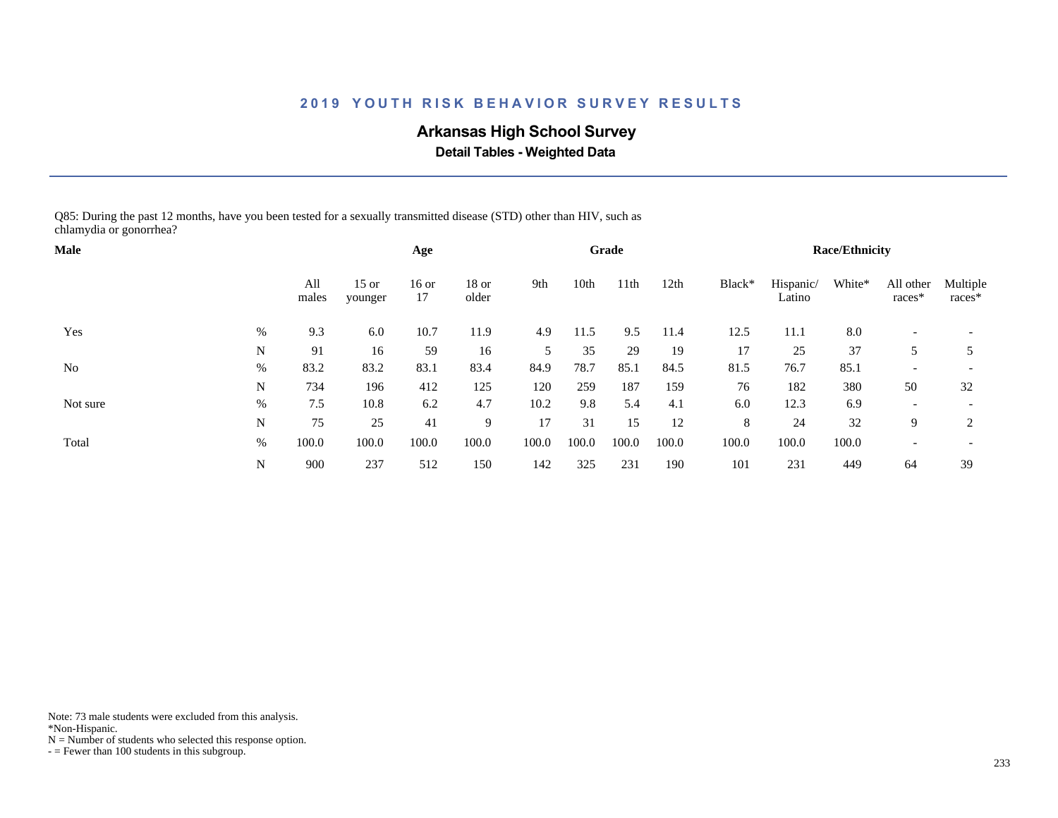## 2019 YOUTH RISK BEHAVIOR SURVEY RESULTS

### Arkansas High School Survey

**Detail Tables - Weighted Data**

Q85: During the past 12 months, have you been tested for a sexually transmitted disease (STD) other than HIV, such as chlamydia or gonorrhea?

| Male | | Age | | | | Grade | | | | | Race/Ethnicity | | | | |
|---|---|---|---|---|---|---|---|---|---|---|---|---|---|---|---|
| | | All males | 15 or younger | 16 or 17 | 18 or older | 9th | 10th | 11th | 12th | Black* | Hispanic/ Latino | White* | All other races* | Multiple races* |
| Yes | % | 9.3 | 6.0 | 10.7 | 11.9 | 4.9 | 11.5 | 9.5 | 11.4 | 12.5 | 11.1 | 8.0 | - | - |
| | N | 91 | 16 | 59 | 16 | 5 | 35 | 29 | 19 | 17 | 25 | 37 | 5 | 5 |
| No | % | 83.2 | 83.2 | 83.1 | 83.4 | 84.9 | 78.7 | 85.1 | 84.5 | 81.5 | 76.7 | 85.1 | - | - |
| | N | 734 | 196 | 412 | 125 | 120 | 259 | 187 | 159 | 76 | 182 | 380 | 50 | 32 |
| Not sure | % | 7.5 | 10.8 | 6.2 | 4.7 | 10.2 | 9.8 | 5.4 | 4.1 | 6.0 | 12.3 | 6.9 | - | - |
| | N | 75 | 25 | 41 | 9 | 17 | 31 | 15 | 12 | 8 | 24 | 32 | 9 | 2 |
| Total | % | 100.0 | 100.0 | 100.0 | 100.0 | 100.0 | 100.0 | 100.0 | 100.0 | 100.0 | 100.0 | 100.0 | - | - |
| | N | 900 | 237 | 512 | 150 | 142 | 325 | 231 | 190 | 101 | 231 | 449 | 64 | 39 |

Note: 73 male students were excluded from this analysis.
*Non-Hispanic.
N = Number of students who selected this response option.
- = Fewer than 100 students in this subgroup.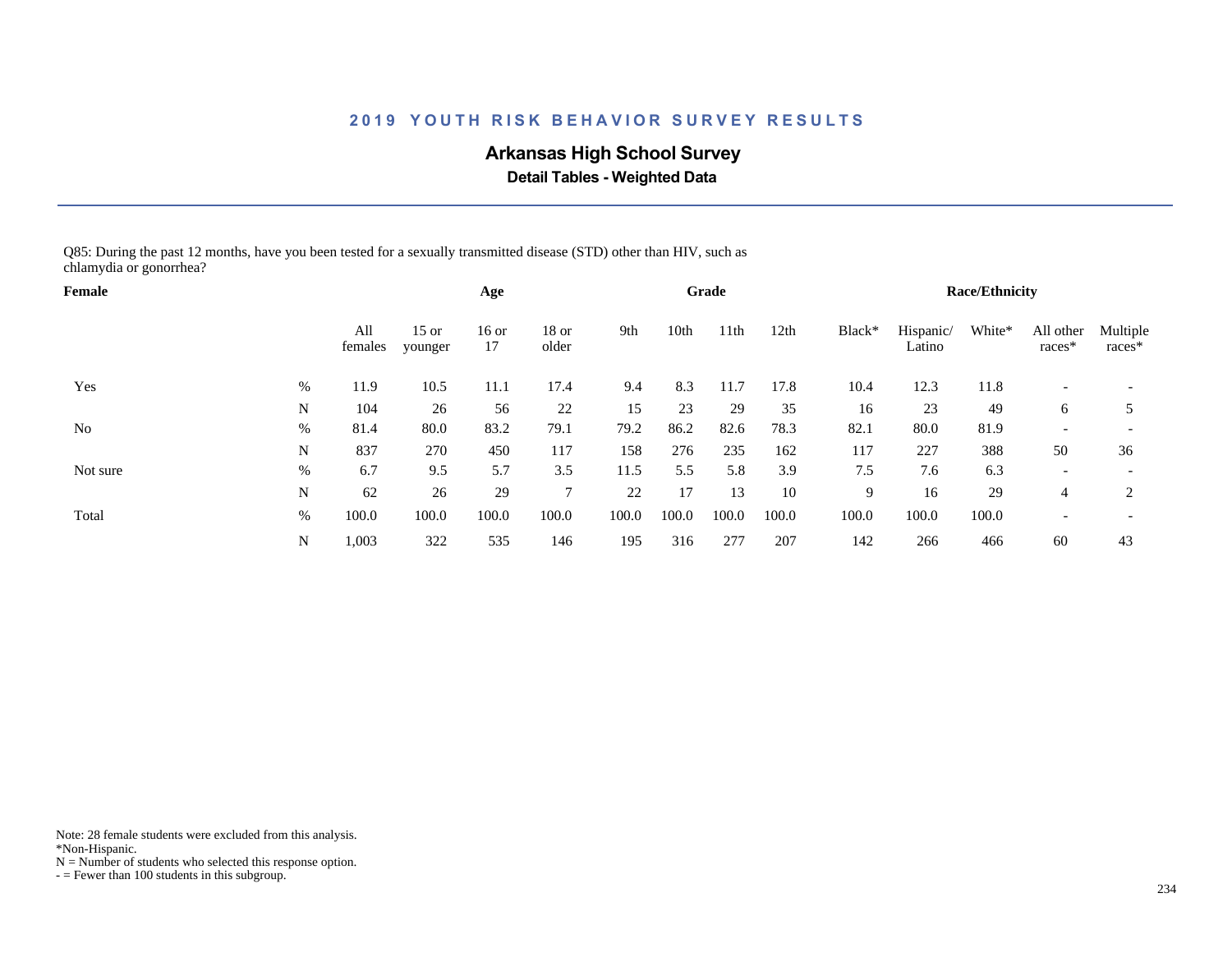# 2019 YOUTH RISK BEHAVIOR SURVEY RESULTS

## Arkansas High School Survey

### Detail Tables - Weighted Data

Q85: During the past 12 months, have you been tested for a sexually transmitted disease (STD) other than HIV, such as chlamydia or gonorrhea?

| Female | | | Age | | | Grade | | | | Race/Ethnicity | | | | |
|---|---|---|---|---|---|---|---|---|---|---|---|---|---|---|
| | | All females | 15 or younger | 16 or 17 | 18 or older | 9th | 10th | 11th | 12th | Black* | Hispanic/ Latino | White* | All other races* | Multiple races* |
| Yes | % | 11.9 | 10.5 | 11.1 | 17.4 | 9.4 | 8.3 | 11.7 | 17.8 | 10.4 | 12.3 | 11.8 | - | - |
| | N | 104 | 26 | 56 | 22 | 15 | 23 | 29 | 35 | 16 | 23 | 49 | 6 | 5 |
| No | % | 81.4 | 80.0 | 83.2 | 79.1 | 79.2 | 86.2 | 82.6 | 78.3 | 82.1 | 80.0 | 81.9 | - | - |
| | N | 837 | 270 | 450 | 117 | 158 | 276 | 235 | 162 | 117 | 227 | 388 | 50 | 36 |
| Not sure | % | 6.7 | 9.5 | 5.7 | 3.5 | 11.5 | 5.5 | 5.8 | 3.9 | 7.5 | 7.6 | 6.3 | - | - |
| | N | 62 | 26 | 29 | 7 | 22 | 17 | 13 | 10 | 9 | 16 | 29 | 4 | 2 |
| Total | % | 100.0 | 100.0 | 100.0 | 100.0 | 100.0 | 100.0 | 100.0 | 100.0 | 100.0 | 100.0 | 100.0 | - | - |
| | N | 1,003 | 322 | 535 | 146 | 195 | 316 | 277 | 207 | 142 | 266 | 466 | 60 | 43 |

Note: 28 female students were excluded from this analysis.
*Non-Hispanic.
N = Number of students who selected this response option.
- = Fewer than 100 students in this subgroup.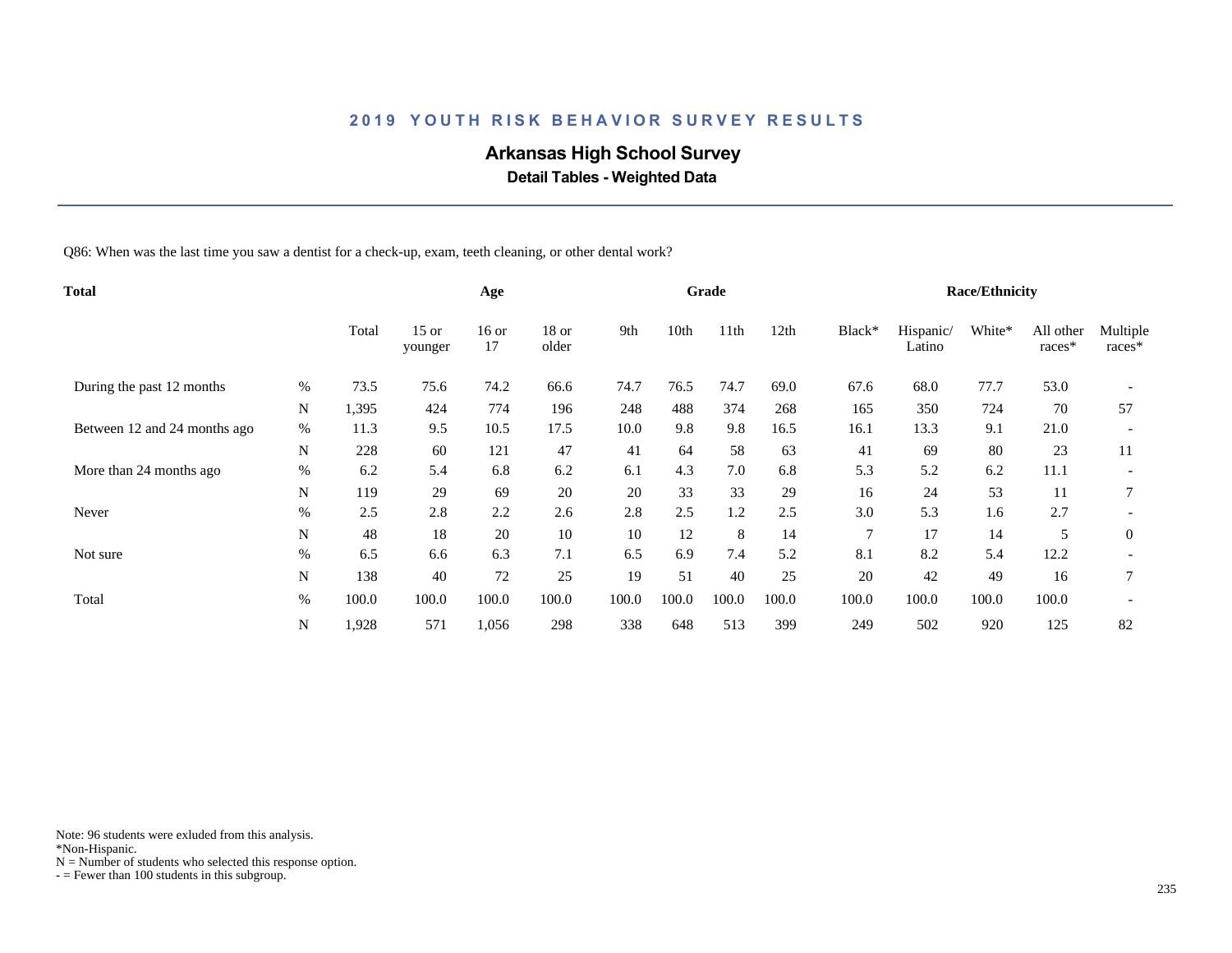# 2019 YOUTH RISK BEHAVIOR SURVEY RESULTS

## Arkansas High School Survey

### Detail Tables - Weighted Data

Q86: When was the last time you saw a dentist for a check-up, exam, teeth cleaning, or other dental work?

| Total | | Total | Age | | | Grade | | | | Race/Ethnicity | | | | |
|---|---|---|---|---|---|---|---|---|---|---|---|---|---|---|
| | | Total | 15 or younger | 16 or 17 | 18 or older | 9th | 10th | 11th | 12th | Black* | Hispanic/ Latino | White* | All other races* | Multiple races* |
| During the past 12 months | % | 73.5 | 75.6 | 74.2 | 66.6 | 74.7 | 76.5 | 74.7 | 69.0 | 67.6 | 68.0 | 77.7 | 53.0 | - |
| | N | 1,395 | 424 | 774 | 196 | 248 | 488 | 374 | 268 | 165 | 350 | 724 | 70 | 57 |
| Between 12 and 24 months ago | % | 11.3 | 9.5 | 10.5 | 17.5 | 10.0 | 9.8 | 9.8 | 16.5 | 16.1 | 13.3 | 9.1 | 21.0 | - |
| | N | 228 | 60 | 121 | 47 | 41 | 64 | 58 | 63 | 41 | 69 | 80 | 23 | 11 |
| More than 24 months ago | % | 6.2 | 5.4 | 6.8 | 6.2 | 6.1 | 4.3 | 7.0 | 6.8 | 5.3 | 5.2 | 6.2 | 11.1 | - |
| | N | 119 | 29 | 69 | 20 | 20 | 33 | 33 | 29 | 16 | 24 | 53 | 11 | 7 |
| Never | % | 2.5 | 2.8 | 2.2 | 2.6 | 2.8 | 2.5 | 1.2 | 2.5 | 3.0 | 5.3 | 1.6 | 2.7 | - |
| | N | 48 | 18 | 20 | 10 | 10 | 12 | 8 | 14 | 7 | 17 | 14 | 5 | 0 |
| Not sure | % | 6.5 | 6.6 | 6.3 | 7.1 | 6.5 | 6.9 | 7.4 | 5.2 | 8.1 | 8.2 | 5.4 | 12.2 | - |
| | N | 138 | 40 | 72 | 25 | 19 | 51 | 40 | 25 | 20 | 42 | 49 | 16 | 7 |
| Total | % | 100.0 | 100.0 | 100.0 | 100.0 | 100.0 | 100.0 | 100.0 | 100.0 | 100.0 | 100.0 | 100.0 | 100.0 | - |
| | N | 1,928 | 571 | 1,056 | 298 | 338 | 648 | 513 | 399 | 249 | 502 | 920 | 125 | 82 |

Note: 96 students were exluded from this analysis.
*Non-Hispanic.
N = Number of students who selected this response option.
- = Fewer than 100 students in this subgroup.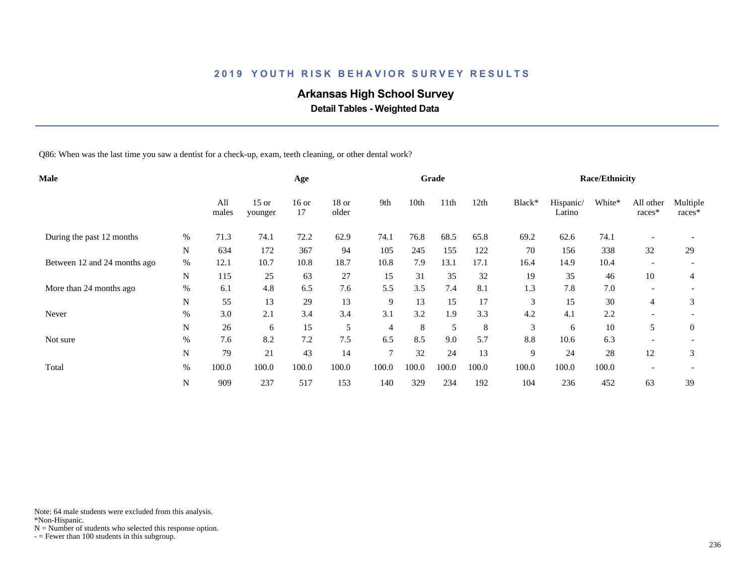# 2019 YOUTH RISK BEHAVIOR SURVEY RESULTS

## Arkansas High School Survey

### Detail Tables - Weighted Data

Q86: When was the last time you saw a dentist for a check-up, exam, teeth cleaning, or other dental work?

| Male | | Age | | | | Grade | | | | Race/Ethnicity | | | | |
|---|---|---|---|---|---|---|---|---|---|---|---|---|---|---|
| | | All males | 15 or younger | 16 or 17 | 18 or older | 9th | 10th | 11th | 12th | Black* | Hispanic/ Latino | White* | All other races* | Multiple races* |
| During the past 12 months | % | 71.3 | 74.1 | 72.2 | 62.9 | 74.1 | 76.8 | 68.5 | 65.8 | 69.2 | 62.6 | 74.1 | - | - |
| | N | 634 | 172 | 367 | 94 | 105 | 245 | 155 | 122 | 70 | 156 | 338 | 32 | 29 |
| Between 12 and 24 months ago | % | 12.1 | 10.7 | 10.8 | 18.7 | 10.8 | 7.9 | 13.1 | 17.1 | 16.4 | 14.9 | 10.4 | - | - |
| | N | 115 | 25 | 63 | 27 | 15 | 31 | 35 | 32 | 19 | 35 | 46 | 10 | 4 |
| More than 24 months ago | % | 6.1 | 4.8 | 6.5 | 7.6 | 5.5 | 3.5 | 7.4 | 8.1 | 1.3 | 7.8 | 7.0 | - | - |
| | N | 55 | 13 | 29 | 13 | 9 | 13 | 15 | 17 | 3 | 15 | 30 | 4 | 3 |
| Never | % | 3.0 | 2.1 | 3.4 | 3.4 | 3.1 | 3.2 | 1.9 | 3.3 | 4.2 | 4.1 | 2.2 | - | - |
| | N | 26 | 6 | 15 | 5 | 4 | 8 | 5 | 8 | 3 | 6 | 10 | 5 | 0 |
| Not sure | % | 7.6 | 8.2 | 7.2 | 7.5 | 6.5 | 8.5 | 9.0 | 5.7 | 8.8 | 10.6 | 6.3 | - | - |
| | N | 79 | 21 | 43 | 14 | 7 | 32 | 24 | 13 | 9 | 24 | 28 | 12 | 3 |
| Total | % | 100.0 | 100.0 | 100.0 | 100.0 | 100.0 | 100.0 | 100.0 | 100.0 | 100.0 | 100.0 | 100.0 | - | - |
| | N | 909 | 237 | 517 | 153 | 140 | 329 | 234 | 192 | 104 | 236 | 452 | 63 | 39 |

Note: 64 male students were excluded from this analysis.
*Non-Hispanic.
N = Number of students who selected this response option.
- = Fewer than 100 students in this subgroup.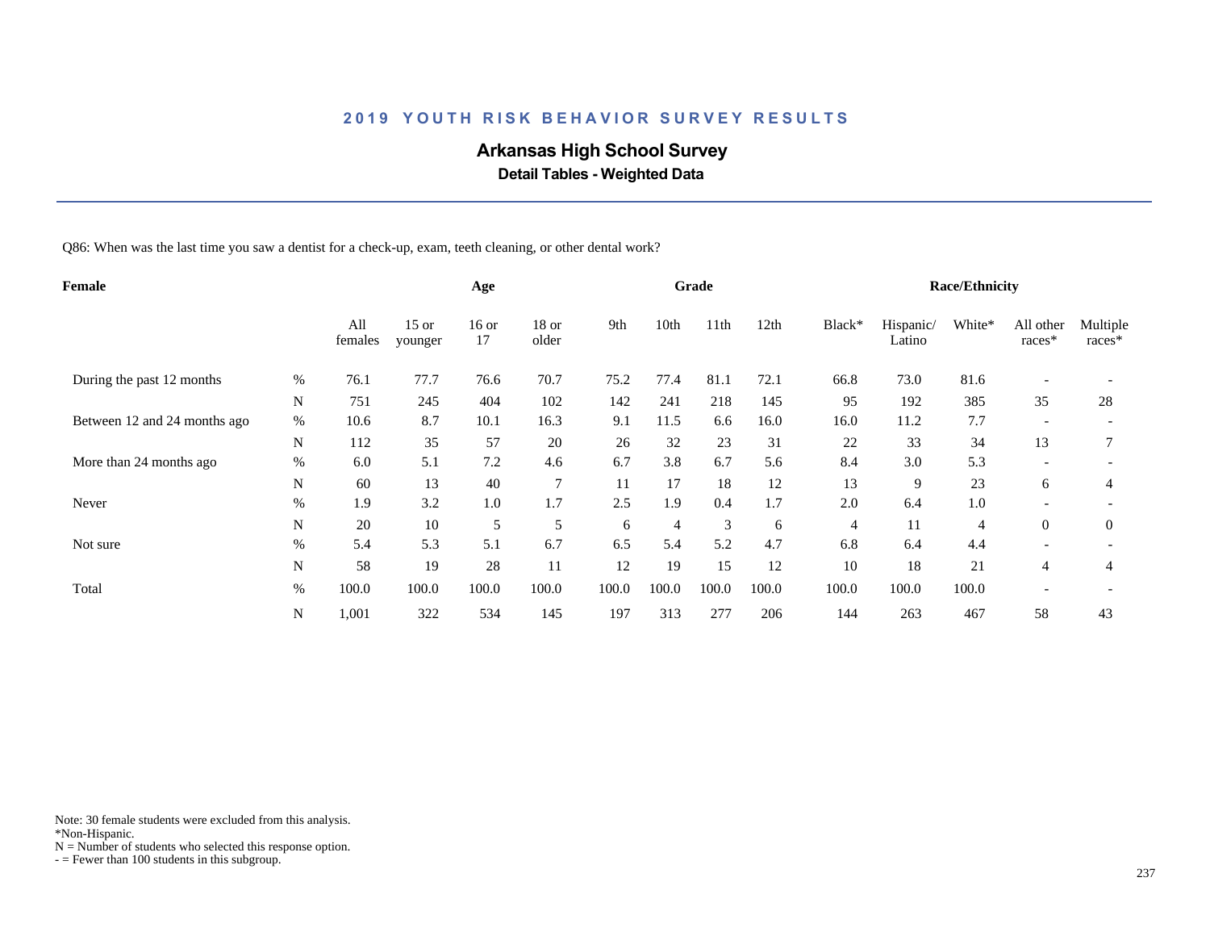# 2019 YOUTH RISK BEHAVIOR SURVEY RESULTS

## Arkansas High School Survey

### Detail Tables - Weighted Data

Q86: When was the last time you saw a dentist for a check-up, exam, teeth cleaning, or other dental work?

| Female | | | Age | | | Grade | | | | Race/Ethnicity | | | | |
|---|---|---|---|---|---|---|---|---|---|---|---|---|---|---|
| | | All females | 15 or younger | 16 or 17 | 18 or older | 9th | 10th | 11th | 12th | Black* | Hispanic/ Latino | White* | All other races* | Multiple races* |
| During the past 12 months | % | 76.1 | 77.7 | 76.6 | 70.7 | 75.2 | 77.4 | 81.1 | 72.1 | 66.8 | 73.0 | 81.6 | - | - |
| | N | 751 | 245 | 404 | 102 | 142 | 241 | 218 | 145 | 95 | 192 | 385 | 35 | 28 |
| Between 12 and 24 months ago | % | 10.6 | 8.7 | 10.1 | 16.3 | 9.1 | 11.5 | 6.6 | 16.0 | 16.0 | 11.2 | 7.7 | - | - |
| | N | 112 | 35 | 57 | 20 | 26 | 32 | 23 | 31 | 22 | 33 | 34 | 13 | 7 |
| More than 24 months ago | % | 6.0 | 5.1 | 7.2 | 4.6 | 6.7 | 3.8 | 6.7 | 5.6 | 8.4 | 3.0 | 5.3 | - | - |
| | N | 60 | 13 | 40 | 7 | 11 | 17 | 18 | 12 | 13 | 9 | 23 | 6 | 4 |
| Never | % | 1.9 | 3.2 | 1.0 | 1.7 | 2.5 | 1.9 | 0.4 | 1.7 | 2.0 | 6.4 | 1.0 | - | - |
| | N | 20 | 10 | 5 | 5 | 6 | 4 | 3 | 6 | 4 | 11 | 4 | 0 | 0 |
| Not sure | % | 5.4 | 5.3 | 5.1 | 6.7 | 6.5 | 5.4 | 5.2 | 4.7 | 6.8 | 6.4 | 4.4 | - | - |
| | N | 58 | 19 | 28 | 11 | 12 | 19 | 15 | 12 | 10 | 18 | 21 | 4 | 4 |
| Total | % | 100.0 | 100.0 | 100.0 | 100.0 | 100.0 | 100.0 | 100.0 | 100.0 | 100.0 | 100.0 | 100.0 | - | - |
| | N | 1,001 | 322 | 534 | 145 | 197 | 313 | 277 | 206 | 144 | 263 | 467 | 58 | 43 |

Note: 30 female students were excluded from this analysis.
*Non-Hispanic.
N = Number of students who selected this response option.
- = Fewer than 100 students in this subgroup.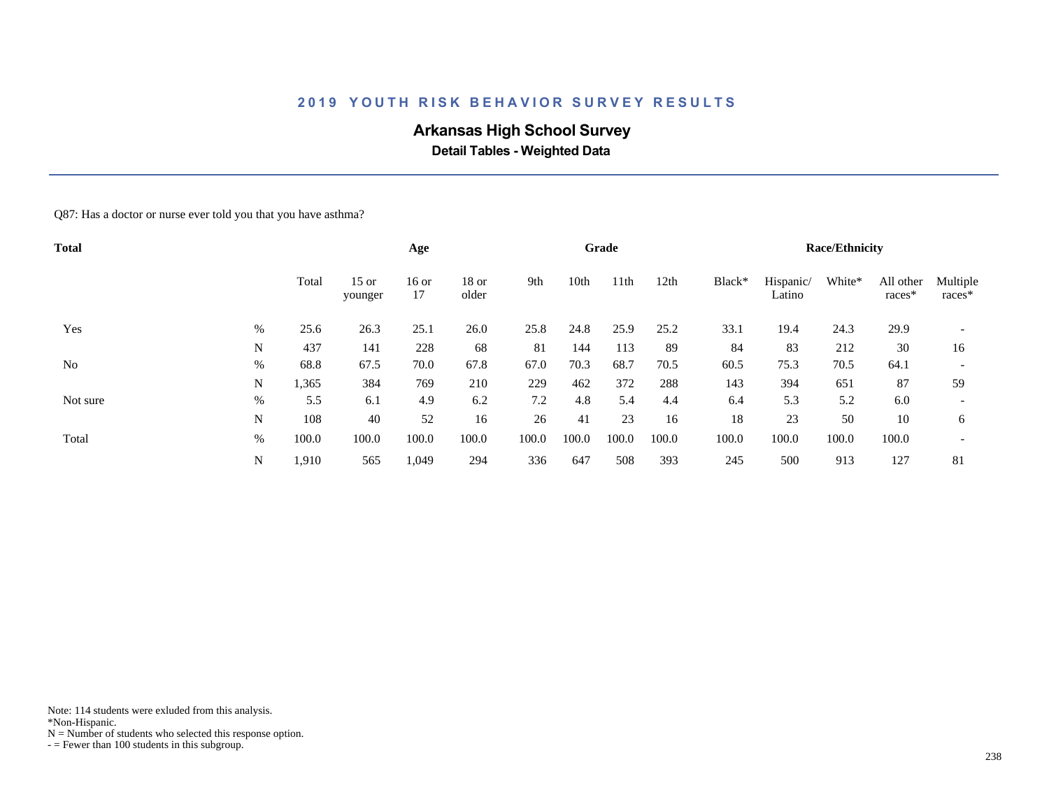## 2019 YOUTH RISK BEHAVIOR SURVEY RESULTS

### Arkansas High School Survey

**Detail Tables - Weighted Data**

Q87: Has a doctor or nurse ever told you that you have asthma?

| Total | | Total | Age | | | Grade | | | | Race/Ethnicity | | | | |
|---|---|---|---|---|---|---|---|---|---|---|---|---|---|---|
| | | Total | 15 or younger | 16 or 17 | 18 or older | 9th | 10th | 11th | 12th | Black* | Hispanic/ Latino | White* | All other races* | Multiple races* |
| Yes | % | 25.6 | 26.3 | 25.1 | 26.0 | 25.8 | 24.8 | 25.9 | 25.2 | 33.1 | 19.4 | 24.3 | 29.9 | - |
| | N | 437 | 141 | 228 | 68 | 81 | 144 | 113 | 89 | 84 | 83 | 212 | 30 | 16 |
| No | % | 68.8 | 67.5 | 70.0 | 67.8 | 67.0 | 70.3 | 68.7 | 70.5 | 60.5 | 75.3 | 70.5 | 64.1 | - |
| | N | 1,365 | 384 | 769 | 210 | 229 | 462 | 372 | 288 | 143 | 394 | 651 | 87 | 59 |
| Not sure | % | 5.5 | 6.1 | 4.9 | 6.2 | 7.2 | 4.8 | 5.4 | 4.4 | 6.4 | 5.3 | 5.2 | 6.0 | - |
| | N | 108 | 40 | 52 | 16 | 26 | 41 | 23 | 16 | 18 | 23 | 50 | 10 | 6 |
| Total | % | 100.0 | 100.0 | 100.0 | 100.0 | 100.0 | 100.0 | 100.0 | 100.0 | 100.0 | 100.0 | 100.0 | 100.0 | - |
| | N | 1,910 | 565 | 1,049 | 294 | 336 | 647 | 508 | 393 | 245 | 500 | 913 | 127 | 81 |

Note: 114 students were exluded from this analysis.
*Non-Hispanic.
N = Number of students who selected this response option.
- = Fewer than 100 students in this subgroup.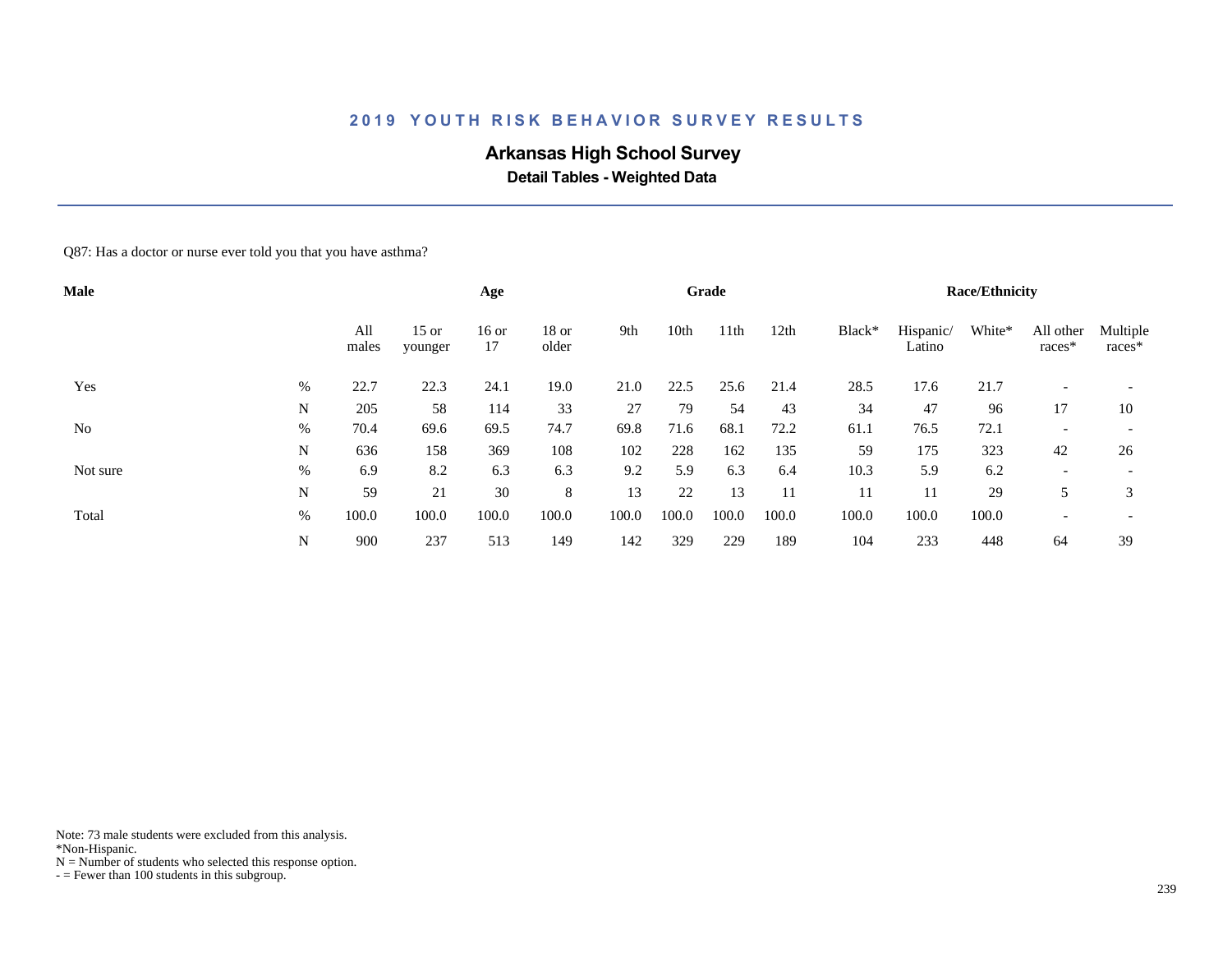# 2019 YOUTH RISK BEHAVIOR SURVEY RESULTS

## Arkansas High School Survey

### Detail Tables - Weighted Data

Q87: Has a doctor or nurse ever told you that you have asthma?

| Male | | | Age | | | Grade | | | | Race/Ethnicity | | | | |
|---|---|---|---|---|---|---|---|---|---|---|---|---|---|---|
| | | All males | 15 or younger | 16 or 17 | 18 or older | 9th | 10th | 11th | 12th | Black* | Hispanic/ Latino | White* | All other races* | Multiple races* |
| Yes | % | 22.7 | 22.3 | 24.1 | 19.0 | 21.0 | 22.5 | 25.6 | 21.4 | 28.5 | 17.6 | 21.7 | - | - |
| | N | 205 | 58 | 114 | 33 | 27 | 79 | 54 | 43 | 34 | 47 | 96 | 17 | 10 |
| No | % | 70.4 | 69.6 | 69.5 | 74.7 | 69.8 | 71.6 | 68.1 | 72.2 | 61.1 | 76.5 | 72.1 | - | - |
| | N | 636 | 158 | 369 | 108 | 102 | 228 | 162 | 135 | 59 | 175 | 323 | 42 | 26 |
| Not sure | % | 6.9 | 8.2 | 6.3 | 6.3 | 9.2 | 5.9 | 6.3 | 6.4 | 10.3 | 5.9 | 6.2 | - | - |
| | N | 59 | 21 | 30 | 8 | 13 | 22 | 13 | 11 | 11 | 11 | 29 | 5 | 3 |
| Total | % | 100.0 | 100.0 | 100.0 | 100.0 | 100.0 | 100.0 | 100.0 | 100.0 | 100.0 | 100.0 | 100.0 | - | - |
| | N | 900 | 237 | 513 | 149 | 142 | 329 | 229 | 189 | 104 | 233 | 448 | 64 | 39 |

Note: 73 male students were excluded from this analysis.
*Non-Hispanic.
N = Number of students who selected this response option.
- = Fewer than 100 students in this subgroup.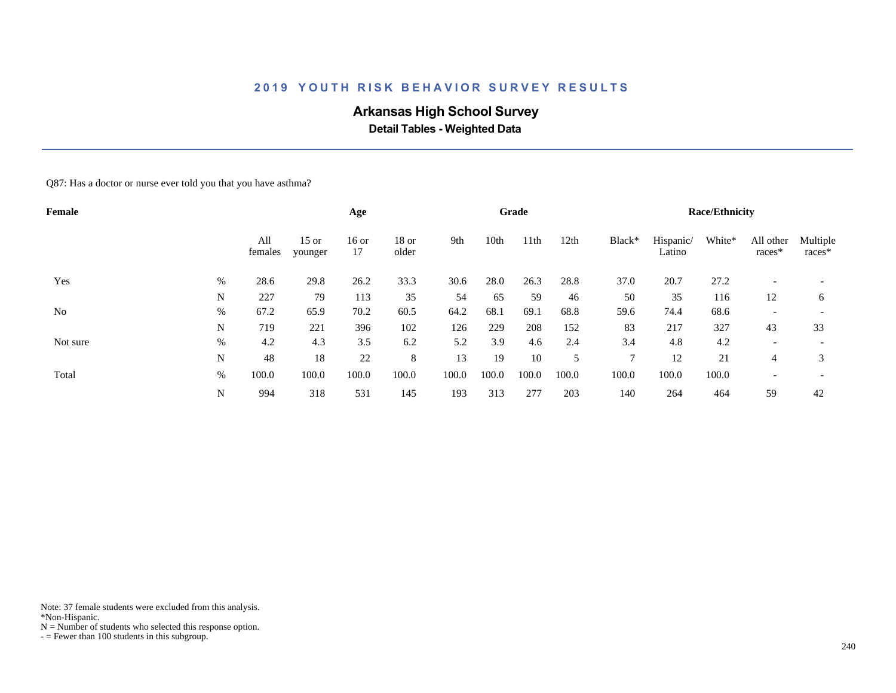# 2019 YOUTH RISK BEHAVIOR SURVEY RESULTS

## Arkansas High School Survey

### Detail Tables - Weighted Data

Q87: Has a doctor or nurse ever told you that you have asthma?

| Female | | | Age | | | Grade | | | | Race/Ethnicity | | | | |
|---|---|---|---|---|---|---|---|---|---|---|---|---|---|---|
| | | All females | 15 or younger | 16 or 17 | 18 or older | 9th | 10th | 11th | 12th | Black* | Hispanic/ Latino | White* | All other races* | Multiple races* |
| Yes | % | 28.6 | 29.8 | 26.2 | 33.3 | 30.6 | 28.0 | 26.3 | 28.8 | 37.0 | 20.7 | 27.2 | - | - |
| | N | 227 | 79 | 113 | 35 | 54 | 65 | 59 | 46 | 50 | 35 | 116 | 12 | 6 |
| No | % | 67.2 | 65.9 | 70.2 | 60.5 | 64.2 | 68.1 | 69.1 | 68.8 | 59.6 | 74.4 | 68.6 | - | - |
| | N | 719 | 221 | 396 | 102 | 126 | 229 | 208 | 152 | 83 | 217 | 327 | 43 | 33 |
| Not sure | % | 4.2 | 4.3 | 3.5 | 6.2 | 5.2 | 3.9 | 4.6 | 2.4 | 3.4 | 4.8 | 4.2 | - | - |
| | N | 48 | 18 | 22 | 8 | 13 | 19 | 10 | 5 | 7 | 12 | 21 | 4 | 3 |
| Total | % | 100.0 | 100.0 | 100.0 | 100.0 | 100.0 | 100.0 | 100.0 | 100.0 | 100.0 | 100.0 | 100.0 | - | - |
| | N | 994 | 318 | 531 | 145 | 193 | 313 | 277 | 203 | 140 | 264 | 464 | 59 | 42 |

Note: 37 female students were excluded from this analysis.
*Non-Hispanic.
N = Number of students who selected this response option.
- = Fewer than 100 students in this subgroup.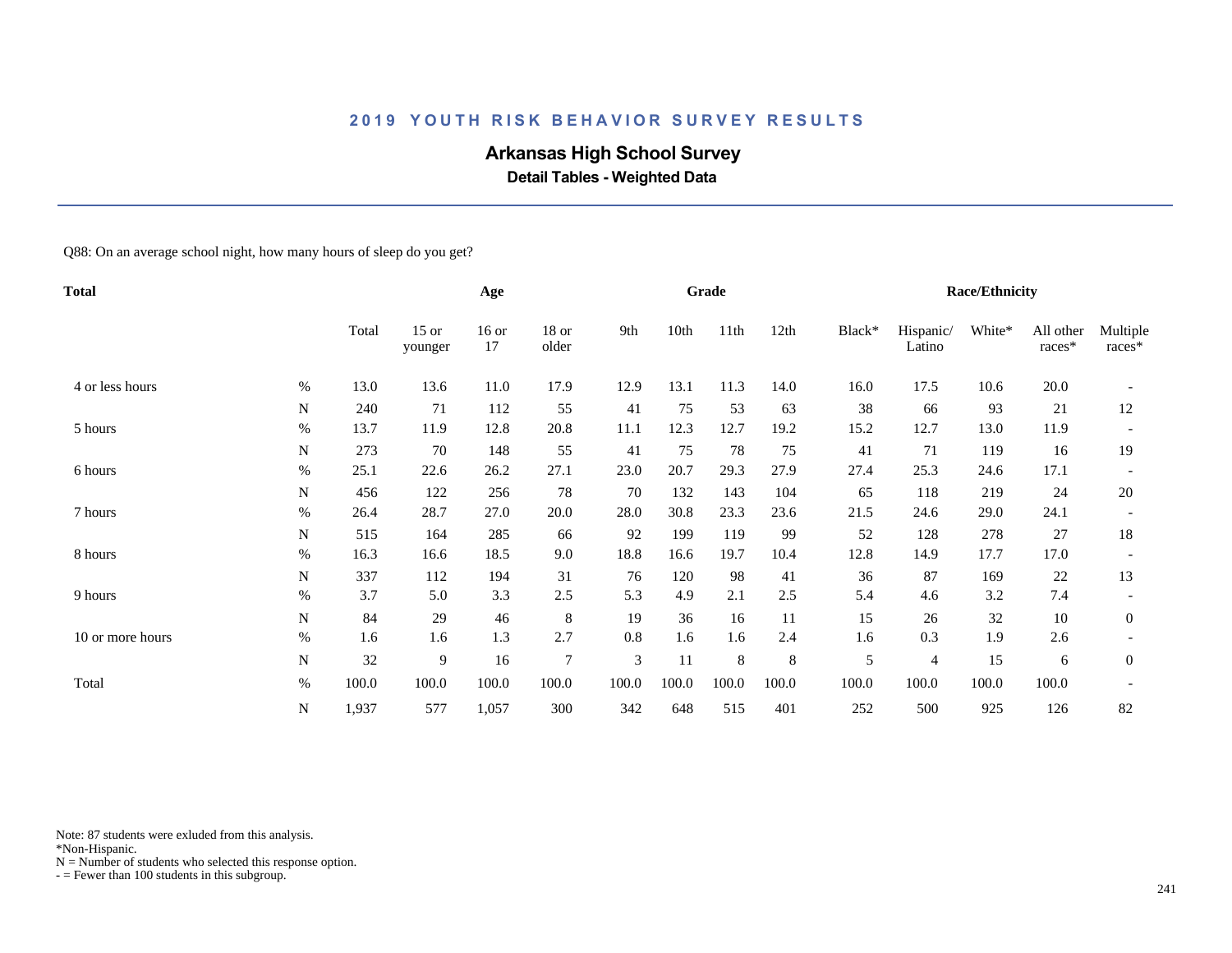## 2019 YOUTH RISK BEHAVIOR SURVEY RESULTS

# Arkansas High School Survey

**Detail Tables - Weighted Data**

Q88: On an average school night, how many hours of sleep do you get?

| Total | | | Age | | | Grade | | | | Race/Ethnicity | | | | |
|---|---|---|---|---|---|---|---|---|---|---|---|---|---|---|
| | | Total | 15 or younger | 16 or 17 | 18 or older | 9th | 10th | 11th | 12th | Black* | Hispanic/ Latino | White* | All other races* | Multiple races* |
| 4 or less hours | % | 13.0 | 13.6 | 11.0 | 17.9 | 12.9 | 13.1 | 11.3 | 14.0 | 16.0 | 17.5 | 10.6 | 20.0 | - |
| | N | 240 | 71 | 112 | 55 | 41 | 75 | 53 | 63 | 38 | 66 | 93 | 21 | 12 |
| 5 hours | % | 13.7 | 11.9 | 12.8 | 20.8 | 11.1 | 12.3 | 12.7 | 19.2 | 15.2 | 12.7 | 13.0 | 11.9 | - |
| | N | 273 | 70 | 148 | 55 | 41 | 75 | 78 | 75 | 41 | 71 | 119 | 16 | 19 |
| 6 hours | % | 25.1 | 22.6 | 26.2 | 27.1 | 23.0 | 20.7 | 29.3 | 27.9 | 27.4 | 25.3 | 24.6 | 17.1 | - |
| | N | 456 | 122 | 256 | 78 | 70 | 132 | 143 | 104 | 65 | 118 | 219 | 24 | 20 |
| 7 hours | % | 26.4 | 28.7 | 27.0 | 20.0 | 28.0 | 30.8 | 23.3 | 23.6 | 21.5 | 24.6 | 29.0 | 24.1 | - |
| | N | 515 | 164 | 285 | 66 | 92 | 199 | 119 | 99 | 52 | 128 | 278 | 27 | 18 |
| 8 hours | % | 16.3 | 16.6 | 18.5 | 9.0 | 18.8 | 16.6 | 19.7 | 10.4 | 12.8 | 14.9 | 17.7 | 17.0 | - |
| | N | 337 | 112 | 194 | 31 | 76 | 120 | 98 | 41 | 36 | 87 | 169 | 22 | 13 |
| 9 hours | % | 3.7 | 5.0 | 3.3 | 2.5 | 5.3 | 4.9 | 2.1 | 2.5 | 5.4 | 4.6 | 3.2 | 7.4 | - |
| | N | 84 | 29 | 46 | 8 | 19 | 36 | 16 | 11 | 15 | 26 | 32 | 10 | 0 |
| 10 or more hours | % | 1.6 | 1.6 | 1.3 | 2.7 | 0.8 | 1.6 | 1.6 | 2.4 | 1.6 | 0.3 | 1.9 | 2.6 | - |
| | N | 32 | 9 | 16 | 7 | 3 | 11 | 8 | 8 | 5 | 4 | 15 | 6 | 0 |
| Total | % | 100.0 | 100.0 | 100.0 | 100.0 | 100.0 | 100.0 | 100.0 | 100.0 | 100.0 | 100.0 | 100.0 | 100.0 | - |
| | N | 1,937 | 577 | 1,057 | 300 | 342 | 648 | 515 | 401 | 252 | 500 | 925 | 126 | 82 |

Note: 87 students were exluded from this analysis.
*Non-Hispanic.
N = Number of students who selected this response option.
- = Fewer than 100 students in this subgroup.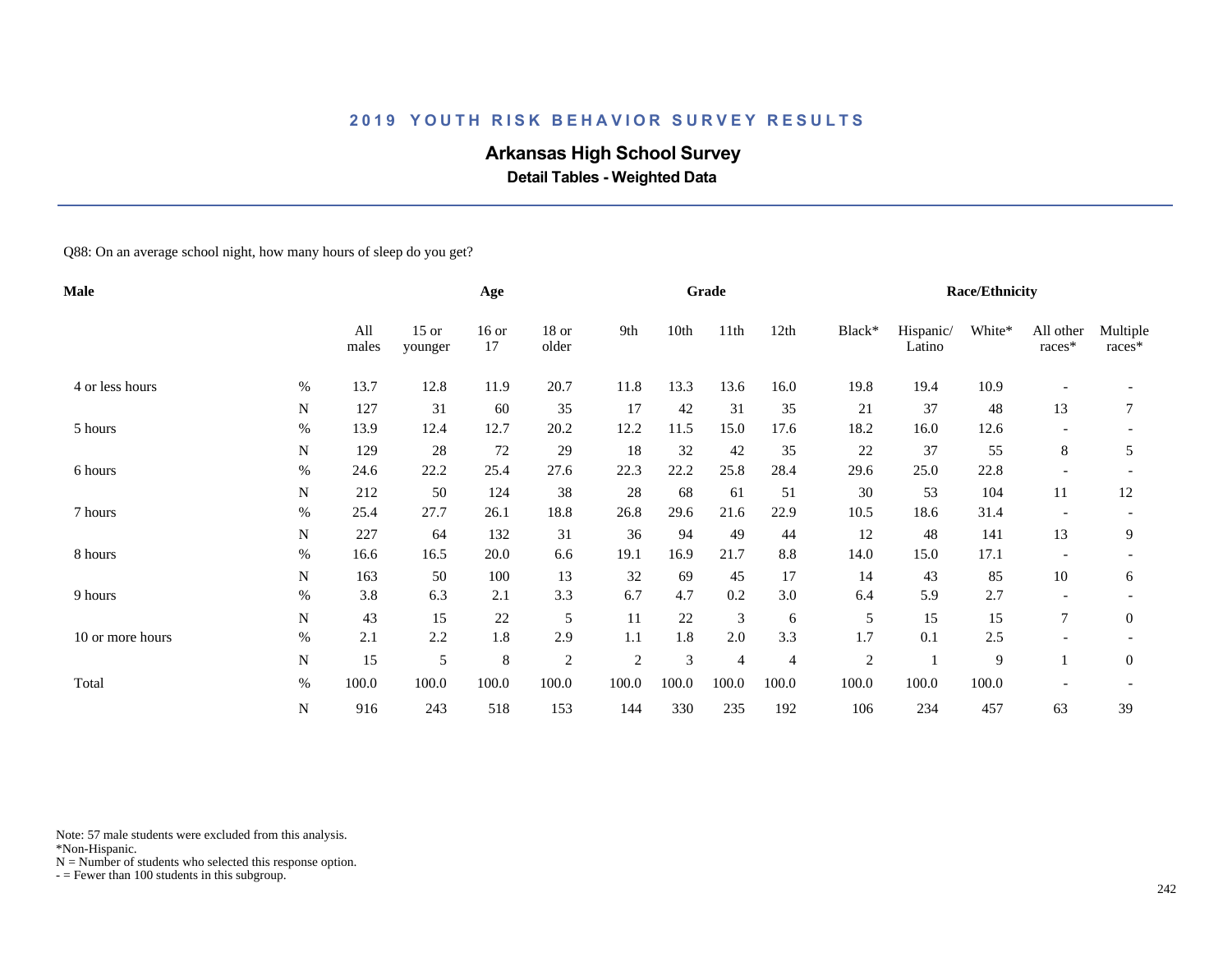# 2019 YOUTH RISK BEHAVIOR SURVEY RESULTS

## Arkansas High School Survey

### Detail Tables - Weighted Data

Q88: On an average school night, how many hours of sleep do you get?

| Male | | Age | | | | Grade | | | | Race/Ethnicity | | | | |
|---|---|---|---|---|---|---|---|---|---|---|---|---|---|---|
| | | All males | 15 or younger | 16 or 17 | 18 or older | 9th | 10th | 11th | 12th | Black* | Hispanic/ Latino | White* | All other races* | Multiple races* |
| 4 or less hours | % | 13.7 | 12.8 | 11.9 | 20.7 | 11.8 | 13.3 | 13.6 | 16.0 | 19.8 | 19.4 | 10.9 | - | - |
| | N | 127 | 31 | 60 | 35 | 17 | 42 | 31 | 35 | 21 | 37 | 48 | 13 | 7 |
| 5 hours | % | 13.9 | 12.4 | 12.7 | 20.2 | 12.2 | 11.5 | 15.0 | 17.6 | 18.2 | 16.0 | 12.6 | - | - |
| | N | 129 | 28 | 72 | 29 | 18 | 32 | 42 | 35 | 22 | 37 | 55 | 8 | 5 |
| 6 hours | % | 24.6 | 22.2 | 25.4 | 27.6 | 22.3 | 22.2 | 25.8 | 28.4 | 29.6 | 25.0 | 22.8 | - | - |
| | N | 212 | 50 | 124 | 38 | 28 | 68 | 61 | 51 | 30 | 53 | 104 | 11 | 12 |
| 7 hours | % | 25.4 | 27.7 | 26.1 | 18.8 | 26.8 | 29.6 | 21.6 | 22.9 | 10.5 | 18.6 | 31.4 | - | - |
| | N | 227 | 64 | 132 | 31 | 36 | 94 | 49 | 44 | 12 | 48 | 141 | 13 | 9 |
| 8 hours | % | 16.6 | 16.5 | 20.0 | 6.6 | 19.1 | 16.9 | 21.7 | 8.8 | 14.0 | 15.0 | 17.1 | - | - |
| | N | 163 | 50 | 100 | 13 | 32 | 69 | 45 | 17 | 14 | 43 | 85 | 10 | 6 |
| 9 hours | % | 3.8 | 6.3 | 2.1 | 3.3 | 6.7 | 4.7 | 0.2 | 3.0 | 6.4 | 5.9 | 2.7 | - | - |
| | N | 43 | 15 | 22 | 5 | 11 | 22 | 3 | 6 | 5 | 15 | 15 | 7 | 0 |
| 10 or more hours | % | 2.1 | 2.2 | 1.8 | 2.9 | 1.1 | 1.8 | 2.0 | 3.3 | 1.7 | 0.1 | 2.5 | - | - |
| | N | 15 | 5 | 8 | 2 | 2 | 3 | 4 | 4 | 2 | 1 | 9 | 1 | 0 |
| Total | % | 100.0 | 100.0 | 100.0 | 100.0 | 100.0 | 100.0 | 100.0 | 100.0 | 100.0 | 100.0 | 100.0 | - | - |
| | N | 916 | 243 | 518 | 153 | 144 | 330 | 235 | 192 | 106 | 234 | 457 | 63 | 39 |

Note: 57 male students were excluded from this analysis.
*Non-Hispanic.
N = Number of students who selected this response option.
- = Fewer than 100 students in this subgroup.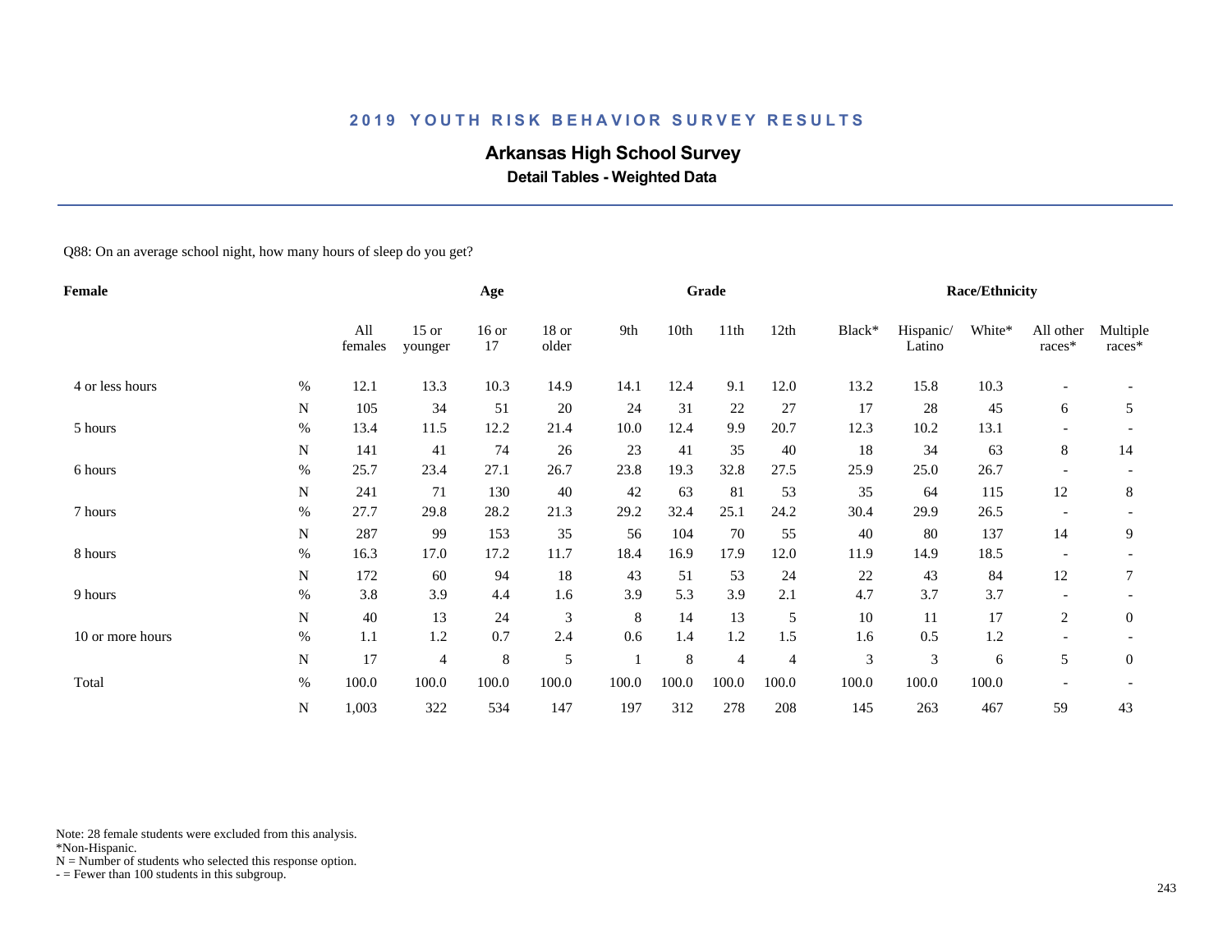# 2019 YOUTH RISK BEHAVIOR SURVEY RESULTS

## Arkansas High School Survey

### Detail Tables - Weighted Data

Q88: On an average school night, how many hours of sleep do you get?

| Female | | Age | | | | Grade | | | | Race/Ethnicity | | | | |
|---|---|---|---|---|---|---|---|---|---|---|---|---|---|---|
| | | All females | 15 or younger | 16 or 17 | 18 or older | 9th | 10th | 11th | 12th | Black* | Hispanic/ Latino | White* | All other races* | Multiple races* |
| 4 or less hours | % | 12.1 | 13.3 | 10.3 | 14.9 | 14.1 | 12.4 | 9.1 | 12.0 | 13.2 | 15.8 | 10.3 | - | - |
| | N | 105 | 34 | 51 | 20 | 24 | 31 | 22 | 27 | 17 | 28 | 45 | 6 | 5 |
| 5 hours | % | 13.4 | 11.5 | 12.2 | 21.4 | 10.0 | 12.4 | 9.9 | 20.7 | 12.3 | 10.2 | 13.1 | - | - |
| | N | 141 | 41 | 74 | 26 | 23 | 41 | 35 | 40 | 18 | 34 | 63 | 8 | 14 |
| 6 hours | % | 25.7 | 23.4 | 27.1 | 26.7 | 23.8 | 19.3 | 32.8 | 27.5 | 25.9 | 25.0 | 26.7 | - | - |
| | N | 241 | 71 | 130 | 40 | 42 | 63 | 81 | 53 | 35 | 64 | 115 | 12 | 8 |
| 7 hours | % | 27.7 | 29.8 | 28.2 | 21.3 | 29.2 | 32.4 | 25.1 | 24.2 | 30.4 | 29.9 | 26.5 | - | - |
| | N | 287 | 99 | 153 | 35 | 56 | 104 | 70 | 55 | 40 | 80 | 137 | 14 | 9 |
| 8 hours | % | 16.3 | 17.0 | 17.2 | 11.7 | 18.4 | 16.9 | 17.9 | 12.0 | 11.9 | 14.9 | 18.5 | - | - |
| | N | 172 | 60 | 94 | 18 | 43 | 51 | 53 | 24 | 22 | 43 | 84 | 12 | 7 |
| 9 hours | % | 3.8 | 3.9 | 4.4 | 1.6 | 3.9 | 5.3 | 3.9 | 2.1 | 4.7 | 3.7 | 3.7 | - | - |
| | N | 40 | 13 | 24 | 3 | 8 | 14 | 13 | 5 | 10 | 11 | 17 | 2 | 0 |
| 10 or more hours | % | 1.1 | 1.2 | 0.7 | 2.4 | 0.6 | 1.4 | 1.2 | 1.5 | 1.6 | 0.5 | 1.2 | - | - |
| | N | 17 | 4 | 8 | 5 | 1 | 8 | 4 | 4 | 3 | 3 | 6 | 5 | 0 |
| Total | % | 100.0 | 100.0 | 100.0 | 100.0 | 100.0 | 100.0 | 100.0 | 100.0 | 100.0 | 100.0 | 100.0 | - | - |
| | N | 1,003 | 322 | 534 | 147 | 197 | 312 | 278 | 208 | 145 | 263 | 467 | 59 | 43 |

Note: 28 female students were excluded from this analysis.
*Non-Hispanic.
N = Number of students who selected this response option.
- = Fewer than 100 students in this subgroup.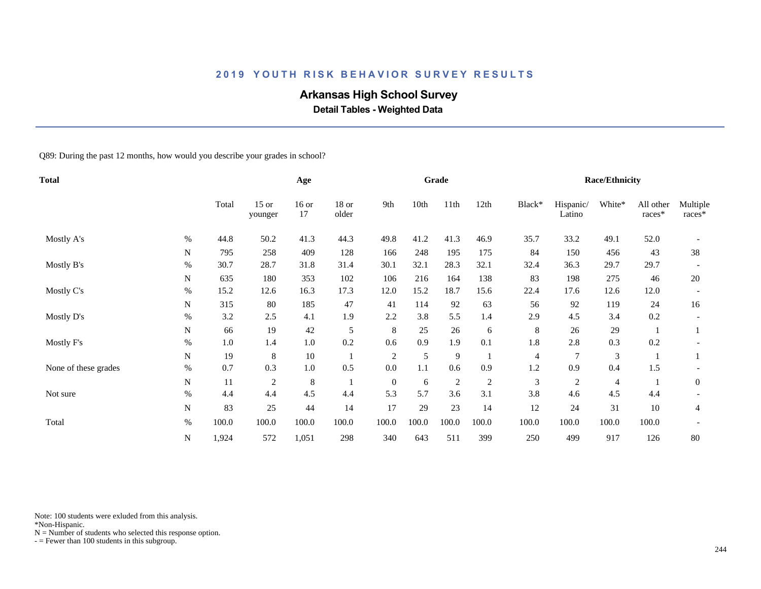# 2019 YOUTH RISK BEHAVIOR SURVEY RESULTS

## Arkansas High School Survey

### Detail Tables - Weighted Data

Q89: During the past 12 months, how would you describe your grades in school?

| Total | | Age | | | | Grade | | | | Race/Ethnicity | | | | | |
|---|---|---|---|---|---|---|---|---|---|---|---|---|---|---|---|
| | | Total | 15 or younger | 16 or 17 | 18 or older | 9th | 10th | 11th | 12th | Black* | Hispanic/ Latino | White* | All other races* | Multiple races* |
| Mostly A's | % | 44.8 | 50.2 | 41.3 | 44.3 | 49.8 | 41.2 | 41.3 | 46.9 | 35.7 | 33.2 | 49.1 | 52.0 | - |
| | N | 795 | 258 | 409 | 128 | 166 | 248 | 195 | 175 | 84 | 150 | 456 | 43 | 38 |
| Mostly B's | % | 30.7 | 28.7 | 31.8 | 31.4 | 30.1 | 32.1 | 28.3 | 32.1 | 32.4 | 36.3 | 29.7 | 29.7 | - |
| | N | 635 | 180 | 353 | 102 | 106 | 216 | 164 | 138 | 83 | 198 | 275 | 46 | 20 |
| Mostly C's | % | 15.2 | 12.6 | 16.3 | 17.3 | 12.0 | 15.2 | 18.7 | 15.6 | 22.4 | 17.6 | 12.6 | 12.0 | - |
| | N | 315 | 80 | 185 | 47 | 41 | 114 | 92 | 63 | 56 | 92 | 119 | 24 | 16 |
| Mostly D's | % | 3.2 | 2.5 | 4.1 | 1.9 | 2.2 | 3.8 | 5.5 | 1.4 | 2.9 | 4.5 | 3.4 | 0.2 | - |
| | N | 66 | 19 | 42 | 5 | 8 | 25 | 26 | 6 | 8 | 26 | 29 | 1 | 1 |
| Mostly F's | % | 1.0 | 1.4 | 1.0 | 0.2 | 0.6 | 0.9 | 1.9 | 0.1 | 1.8 | 2.8 | 0.3 | 0.2 | - |
| | N | 19 | 8 | 10 | 1 | 2 | 5 | 9 | 1 | 4 | 7 | 3 | 1 | 1 |
| None of these grades | % | 0.7 | 0.3 | 1.0 | 0.5 | 0.0 | 1.1 | 0.6 | 0.9 | 1.2 | 0.9 | 0.4 | 1.5 | - |
| | N | 11 | 2 | 8 | 1 | 0 | 6 | 2 | 2 | 3 | 2 | 4 | 1 | 0 |
| Not sure | % | 4.4 | 4.4 | 4.5 | 4.4 | 5.3 | 5.7 | 3.6 | 3.1 | 3.8 | 4.6 | 4.5 | 4.4 | - |
| | N | 83 | 25 | 44 | 14 | 17 | 29 | 23 | 14 | 12 | 24 | 31 | 10 | 4 |
| Total | % | 100.0 | 100.0 | 100.0 | 100.0 | 100.0 | 100.0 | 100.0 | 100.0 | 100.0 | 100.0 | 100.0 | 100.0 | - |
| | N | 1,924 | 572 | 1,051 | 298 | 340 | 643 | 511 | 399 | 250 | 499 | 917 | 126 | 80 |

Note: 100 students were exluded from this analysis.
*Non-Hispanic.
N = Number of students who selected this response option.
- = Fewer than 100 students in this subgroup.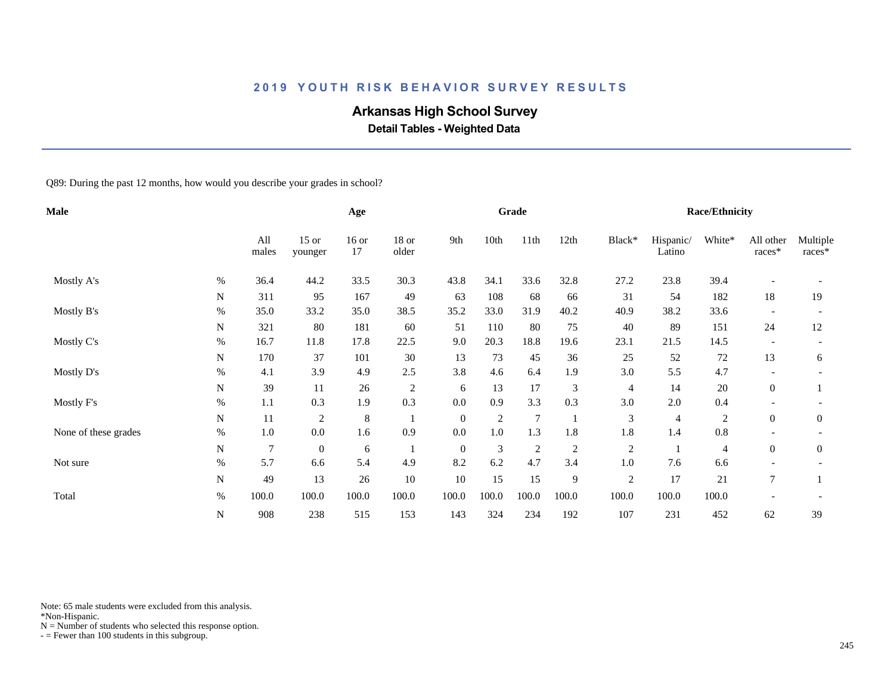## 2019 YOUTH RISK BEHAVIOR SURVEY RESULTS

# Arkansas High School Survey

### Detail Tables - Weighted Data

Q89: During the past 12 months, how would you describe your grades in school?

| Male | | Age | | | | Grade | | | | Race/Ethnicity | | | | |
|---|---|---|---|---|---|---|---|---|---|---|---|---|---|---|
| | | All males | 15 or younger | 16 or 17 | 18 or older | 9th | 10th | 11th | 12th | Black* | Hispanic/ Latino | White* | All other races* | Multiple races* |
| Mostly A's | % | 36.4 | 44.2 | 33.5 | 30.3 | 43.8 | 34.1 | 33.6 | 32.8 | 27.2 | 23.8 | 39.4 | - | - |
| | N | 311 | 95 | 167 | 49 | 63 | 108 | 68 | 66 | 31 | 54 | 182 | 18 | 19 |
| Mostly B's | % | 35.0 | 33.2 | 35.0 | 38.5 | 35.2 | 33.0 | 31.9 | 40.2 | 40.9 | 38.2 | 33.6 | - | - |
| | N | 321 | 80 | 181 | 60 | 51 | 110 | 80 | 75 | 40 | 89 | 151 | 24 | 12 |
| Mostly C's | % | 16.7 | 11.8 | 17.8 | 22.5 | 9.0 | 20.3 | 18.8 | 19.6 | 23.1 | 21.5 | 14.5 | - | - |
| | N | 170 | 37 | 101 | 30 | 13 | 73 | 45 | 36 | 25 | 52 | 72 | 13 | 6 |
| Mostly D's | % | 4.1 | 3.9 | 4.9 | 2.5 | 3.8 | 4.6 | 6.4 | 1.9 | 3.0 | 5.5 | 4.7 | - | - |
| | N | 39 | 11 | 26 | 2 | 6 | 13 | 17 | 3 | 4 | 14 | 20 | 0 | 1 |
| Mostly F's | % | 1.1 | 0.3 | 1.9 | 0.3 | 0.0 | 0.9 | 3.3 | 0.3 | 3.0 | 2.0 | 0.4 | - | - |
| | N | 11 | 2 | 8 | 1 | 0 | 2 | 7 | 1 | 3 | 4 | 2 | 0 | 0 |
| None of these grades | % | 1.0 | 0.0 | 1.6 | 0.9 | 0.0 | 1.0 | 1.3 | 1.8 | 1.8 | 1.4 | 0.8 | - | - |
| | N | 7 | 0 | 6 | 1 | 0 | 3 | 2 | 2 | 2 | 1 | 4 | 0 | 0 |
| Not sure | % | 5.7 | 6.6 | 5.4 | 4.9 | 8.2 | 6.2 | 4.7 | 3.4 | 1.0 | 7.6 | 6.6 | - | - |
| | N | 49 | 13 | 26 | 10 | 10 | 15 | 15 | 9 | 2 | 17 | 21 | 7 | 1 |
| Total | % | 100.0 | 100.0 | 100.0 | 100.0 | 100.0 | 100.0 | 100.0 | 100.0 | 100.0 | 100.0 | 100.0 | - | - |
| | N | 908 | 238 | 515 | 153 | 143 | 324 | 234 | 192 | 107 | 231 | 452 | 62 | 39 |

Note: 65 male students were excluded from this analysis.
*Non-Hispanic.
N = Number of students who selected this response option.
- = Fewer than 100 students in this subgroup.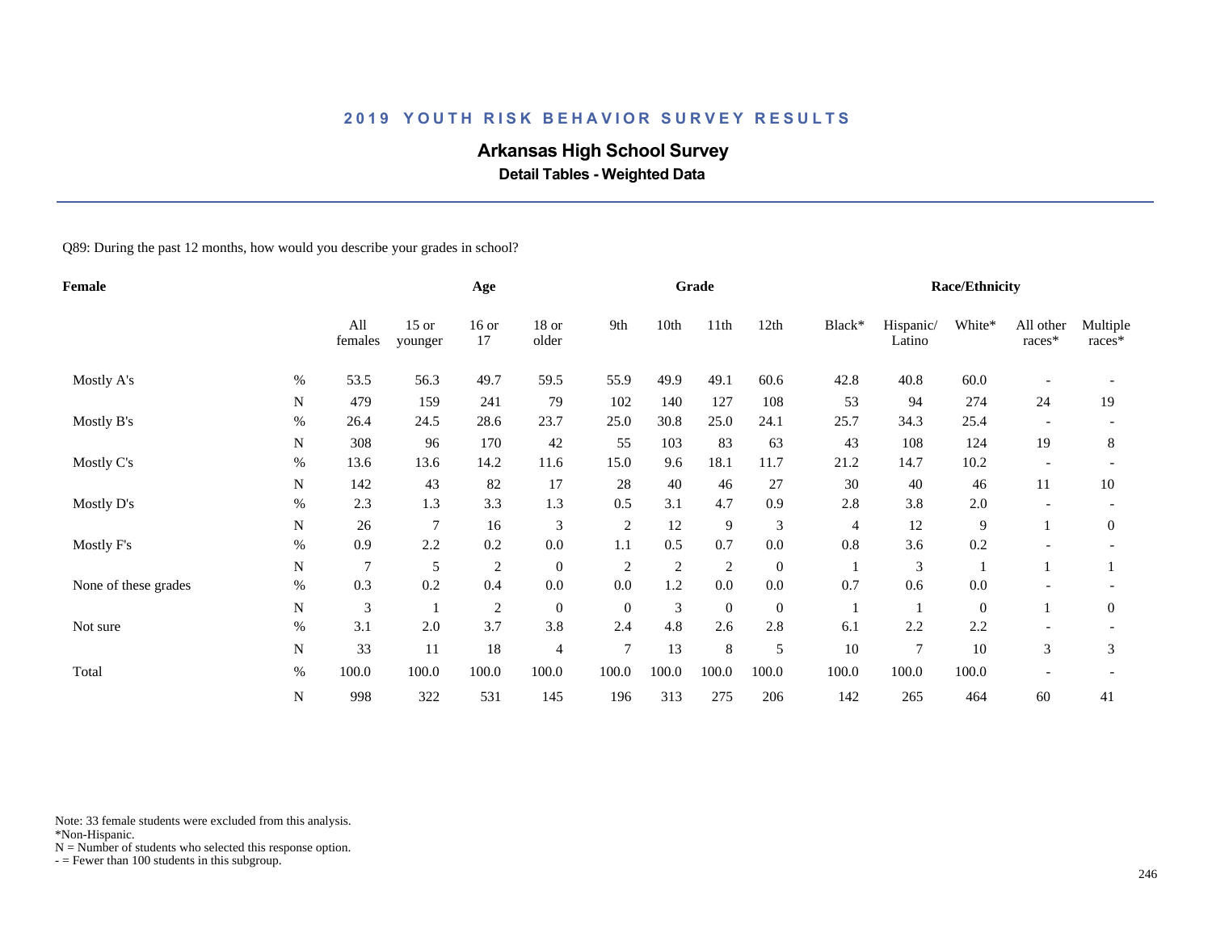# 2019 YOUTH RISK BEHAVIOR SURVEY RESULTS

## Arkansas High School Survey

### Detail Tables - Weighted Data

Q89: During the past 12 months, how would you describe your grades in school?

| Female | | Age | | | | Grade | | | | Race/Ethnicity | | | | |
|---|---|---|---|---|---|---|---|---|---|---|---|---|---|---|
| | | All females | 15 or younger | 16 or 17 | 18 or older | 9th | 10th | 11th | 12th | Black* | Hispanic/ Latino | White* | All other races* | Multiple races* |
| Mostly A's | % | 53.5 | 56.3 | 49.7 | 59.5 | 55.9 | 49.9 | 49.1 | 60.6 | 42.8 | 40.8 | 60.0 | - | - |
| | N | 479 | 159 | 241 | 79 | 102 | 140 | 127 | 108 | 53 | 94 | 274 | 24 | 19 |
| Mostly B's | % | 26.4 | 24.5 | 28.6 | 23.7 | 25.0 | 30.8 | 25.0 | 24.1 | 25.7 | 34.3 | 25.4 | - | - |
| | N | 308 | 96 | 170 | 42 | 55 | 103 | 83 | 63 | 43 | 108 | 124 | 19 | 8 |
| Mostly C's | % | 13.6 | 13.6 | 14.2 | 11.6 | 15.0 | 9.6 | 18.1 | 11.7 | 21.2 | 14.7 | 10.2 | - | - |
| | N | 142 | 43 | 82 | 17 | 28 | 40 | 46 | 27 | 30 | 40 | 46 | 11 | 10 |
| Mostly D's | % | 2.3 | 1.3 | 3.3 | 1.3 | 0.5 | 3.1 | 4.7 | 0.9 | 2.8 | 3.8 | 2.0 | - | - |
| | N | 26 | 7 | 16 | 3 | 2 | 12 | 9 | 3 | 4 | 12 | 9 | 1 | 0 |
| Mostly F's | % | 0.9 | 2.2 | 0.2 | 0.0 | 1.1 | 0.5 | 0.7 | 0.0 | 0.8 | 3.6 | 0.2 | - | - |
| | N | 7 | 5 | 2 | 0 | 2 | 2 | 2 | 0 | 1 | 3 | 1 | 1 | 1 |
| None of these grades | % | 0.3 | 0.2 | 0.4 | 0.0 | 0.0 | 1.2 | 0.0 | 0.0 | 0.7 | 0.6 | 0.0 | - | - |
| | N | 3 | 1 | 2 | 0 | 0 | 3 | 0 | 0 | 1 | 1 | 0 | 1 | 0 |
| Not sure | % | 3.1 | 2.0 | 3.7 | 3.8 | 2.4 | 4.8 | 2.6 | 2.8 | 6.1 | 2.2 | 2.2 | - | - |
| | N | 33 | 11 | 18 | 4 | 7 | 13 | 8 | 5 | 10 | 7 | 10 | 3 | 3 |
| Total | % | 100.0 | 100.0 | 100.0 | 100.0 | 100.0 | 100.0 | 100.0 | 100.0 | 100.0 | 100.0 | 100.0 | - | - |
| | N | 998 | 322 | 531 | 145 | 196 | 313 | 275 | 206 | 142 | 265 | 464 | 60 | 41 |

Note: 33 female students were excluded from this analysis.
*Non-Hispanic.
N = Number of students who selected this response option.
- = Fewer than 100 students in this subgroup.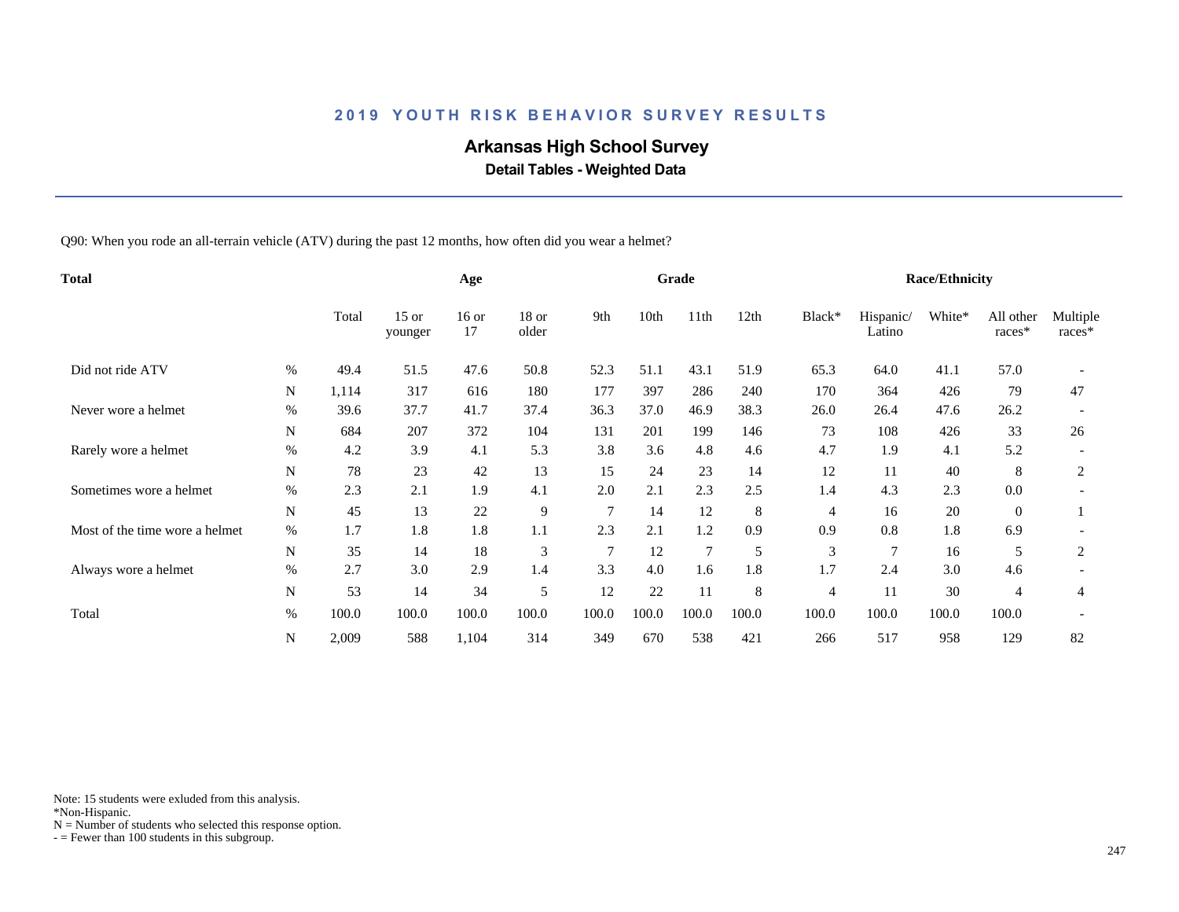## 2019 YOUTH RISK BEHAVIOR SURVEY RESULTS

# Arkansas High School Survey

### Detail Tables - Weighted Data

Q90: When you rode an all-terrain vehicle (ATV) during the past 12 months, how often did you wear a helmet?

| Total | | Total | Age | | | Grade | | | | Race/Ethnicity | | | | |
|---|---|---|---|---|---|---|---|---|---|---|---|---|---|---|
| | | Total | 15 or younger | 16 or 17 | 18 or older | 9th | 10th | 11th | 12th | Black* | Hispanic/ Latino | White* | All other races* | Multiple races* |
| Did not ride ATV | % | 49.4 | 51.5 | 47.6 | 50.8 | 52.3 | 51.1 | 43.1 | 51.9 | 65.3 | 64.0 | 41.1 | 57.0 | - |
| | N | 1,114 | 317 | 616 | 180 | 177 | 397 | 286 | 240 | 170 | 364 | 426 | 79 | 47 |
| Never wore a helmet | % | 39.6 | 37.7 | 41.7 | 37.4 | 36.3 | 37.0 | 46.9 | 38.3 | 26.0 | 26.4 | 47.6 | 26.2 | - |
| | N | 684 | 207 | 372 | 104 | 131 | 201 | 199 | 146 | 73 | 108 | 426 | 33 | 26 |
| Rarely wore a helmet | % | 4.2 | 3.9 | 4.1 | 5.3 | 3.8 | 3.6 | 4.8 | 4.6 | 4.7 | 1.9 | 4.1 | 5.2 | - |
| | N | 78 | 23 | 42 | 13 | 15 | 24 | 23 | 14 | 12 | 11 | 40 | 8 | 2 |
| Sometimes wore a helmet | % | 2.3 | 2.1 | 1.9 | 4.1 | 2.0 | 2.1 | 2.3 | 2.5 | 1.4 | 4.3 | 2.3 | 0.0 | - |
| | N | 45 | 13 | 22 | 9 | 7 | 14 | 12 | 8 | 4 | 16 | 20 | 0 | 1 |
| Most of the time wore a helmet | % | 1.7 | 1.8 | 1.8 | 1.1 | 2.3 | 2.1 | 1.2 | 0.9 | 0.9 | 0.8 | 1.8 | 6.9 | - |
| | N | 35 | 14 | 18 | 3 | 7 | 12 | 7 | 5 | 3 | 7 | 16 | 5 | 2 |
| Always wore a helmet | % | 2.7 | 3.0 | 2.9 | 1.4 | 3.3 | 4.0 | 1.6 | 1.8 | 1.7 | 2.4 | 3.0 | 4.6 | - |
| | N | 53 | 14 | 34 | 5 | 12 | 22 | 11 | 8 | 4 | 11 | 30 | 4 | 4 |
| Total | % | 100.0 | 100.0 | 100.0 | 100.0 | 100.0 | 100.0 | 100.0 | 100.0 | 100.0 | 100.0 | 100.0 | 100.0 | - |
| | N | 2,009 | 588 | 1,104 | 314 | 349 | 670 | 538 | 421 | 266 | 517 | 958 | 129 | 82 |

Note: 15 students were exluded from this analysis.
*Non-Hispanic.
N = Number of students who selected this response option.
- = Fewer than 100 students in this subgroup.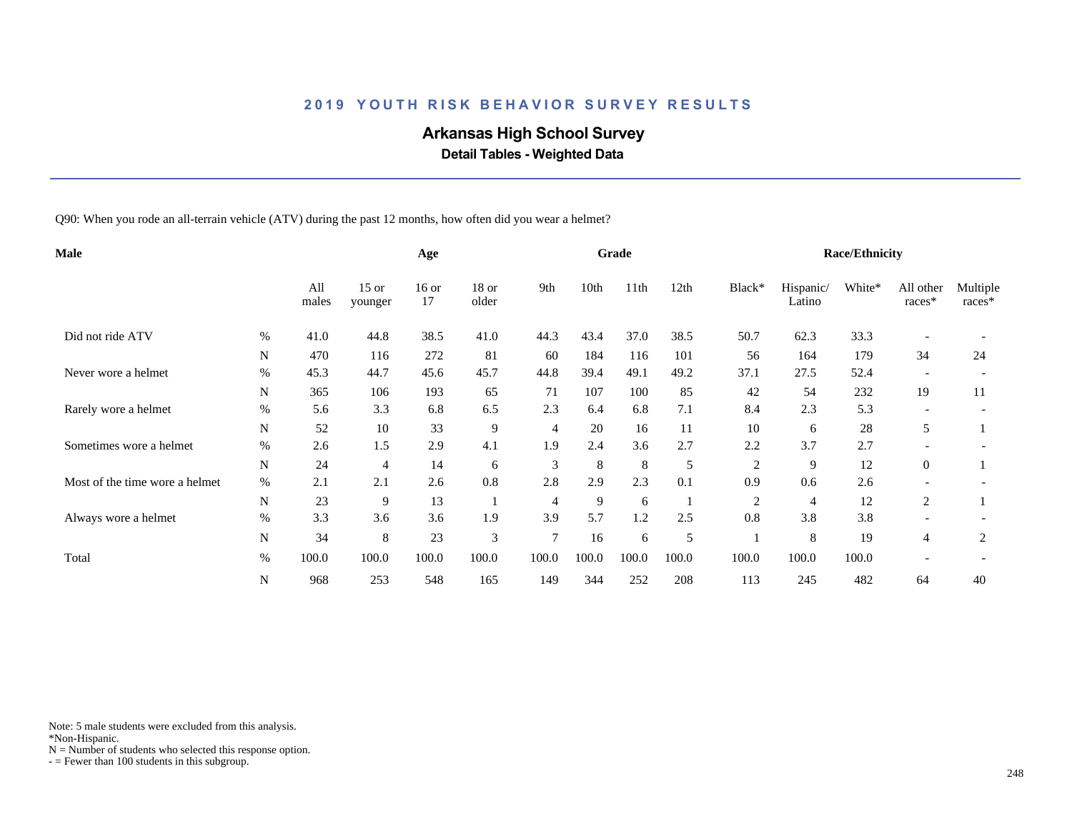## 2019 YOUTH RISK BEHAVIOR SURVEY RESULTS

### Arkansas High School Survey

**Detail Tables - Weighted Data**

Q90: When you rode an all-terrain vehicle (ATV) during the past 12 months, how often did you wear a helmet?

| Male | | Age | | | | Grade | | | | Race/Ethnicity | | | | |
|---|---|---|---|---|---|---|---|---|---|---|---|---|---|---|
| | | All males | 15 or younger | 16 or 17 | 18 or older | 9th | 10th | 11th | 12th | Black* | Hispanic/ Latino | White* | All other races* | Multiple races* |
| Did not ride ATV | % | 41.0 | 44.8 | 38.5 | 41.0 | 44.3 | 43.4 | 37.0 | 38.5 | 50.7 | 62.3 | 33.3 | - | - |
| | N | 470 | 116 | 272 | 81 | 60 | 184 | 116 | 101 | 56 | 164 | 179 | 34 | 24 |
| Never wore a helmet | % | 45.3 | 44.7 | 45.6 | 45.7 | 44.8 | 39.4 | 49.1 | 49.2 | 37.1 | 27.5 | 52.4 | - | - |
| | N | 365 | 106 | 193 | 65 | 71 | 107 | 100 | 85 | 42 | 54 | 232 | 19 | 11 |
| Rarely wore a helmet | % | 5.6 | 3.3 | 6.8 | 6.5 | 2.3 | 6.4 | 6.8 | 7.1 | 8.4 | 2.3 | 5.3 | - | - |
| | N | 52 | 10 | 33 | 9 | 4 | 20 | 16 | 11 | 10 | 6 | 28 | 5 | 1 |
| Sometimes wore a helmet | % | 2.6 | 1.5 | 2.9 | 4.1 | 1.9 | 2.4 | 3.6 | 2.7 | 2.2 | 3.7 | 2.7 | - | - |
| | N | 24 | 4 | 14 | 6 | 3 | 8 | 8 | 5 | 2 | 9 | 12 | 0 | 1 |
| Most of the time wore a helmet | % | 2.1 | 2.1 | 2.6 | 0.8 | 2.8 | 2.9 | 2.3 | 0.1 | 0.9 | 0.6 | 2.6 | - | - |
| | N | 23 | 9 | 13 | 1 | 4 | 9 | 6 | 1 | 2 | 4 | 12 | 2 | 1 |
| Always wore a helmet | % | 3.3 | 3.6 | 3.6 | 1.9 | 3.9 | 5.7 | 1.2 | 2.5 | 0.8 | 3.8 | 3.8 | - | - |
| | N | 34 | 8 | 23 | 3 | 7 | 16 | 6 | 5 | 1 | 8 | 19 | 4 | 2 |
| Total | % | 100.0 | 100.0 | 100.0 | 100.0 | 100.0 | 100.0 | 100.0 | 100.0 | 100.0 | 100.0 | 100.0 | - | - |
| | N | 968 | 253 | 548 | 165 | 149 | 344 | 252 | 208 | 113 | 245 | 482 | 64 | 40 |

Note: 5 male students were excluded from this analysis.
*Non-Hispanic.
N = Number of students who selected this response option.
- = Fewer than 100 students in this subgroup.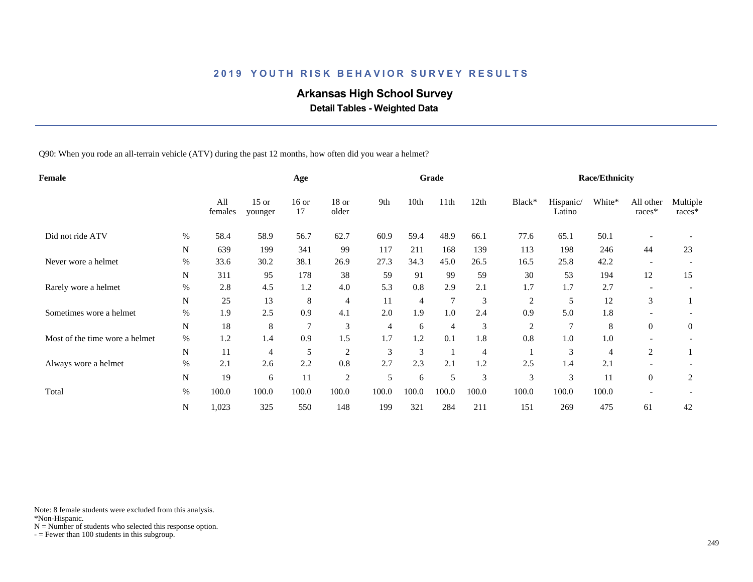## 2019 YOUTH RISK BEHAVIOR SURVEY RESULTS

# Arkansas High School Survey

### Detail Tables - Weighted Data

Q90: When you rode an all-terrain vehicle (ATV) during the past 12 months, how often did you wear a helmet?

| Female | | Age | | | | Grade | | | | Race/Ethnicity | | | | |
|---|---|---|---|---|---|---|---|---|---|---|---|---|---|---|
| | | All females | 15 or younger | 16 or 17 | 18 or older | 9th | 10th | 11th | 12th | Black* | Hispanic/ Latino | White* | All other races* | Multiple races* |
| Did not ride ATV | % | 58.4 | 58.9 | 56.7 | 62.7 | 60.9 | 59.4 | 48.9 | 66.1 | 77.6 | 65.1 | 50.1 | - | - |
| | N | 639 | 199 | 341 | 99 | 117 | 211 | 168 | 139 | 113 | 198 | 246 | 44 | 23 |
| Never wore a helmet | % | 33.6 | 30.2 | 38.1 | 26.9 | 27.3 | 34.3 | 45.0 | 26.5 | 16.5 | 25.8 | 42.2 | - | - |
| | N | 311 | 95 | 178 | 38 | 59 | 91 | 99 | 59 | 30 | 53 | 194 | 12 | 15 |
| Rarely wore a helmet | % | 2.8 | 4.5 | 1.2 | 4.0 | 5.3 | 0.8 | 2.9 | 2.1 | 1.7 | 1.7 | 2.7 | - | - |
| | N | 25 | 13 | 8 | 4 | 11 | 4 | 7 | 3 | 2 | 5 | 12 | 3 | 1 |
| Sometimes wore a helmet | % | 1.9 | 2.5 | 0.9 | 4.1 | 2.0 | 1.9 | 1.0 | 2.4 | 0.9 | 5.0 | 1.8 | - | - |
| | N | 18 | 8 | 7 | 3 | 4 | 6 | 4 | 3 | 2 | 7 | 8 | 0 | 0 |
| Most of the time wore a helmet | % | 1.2 | 1.4 | 0.9 | 1.5 | 1.7 | 1.2 | 0.1 | 1.8 | 0.8 | 1.0 | 1.0 | - | - |
| | N | 11 | 4 | 5 | 2 | 3 | 3 | 1 | 4 | 1 | 3 | 4 | 2 | 1 |
| Always wore a helmet | % | 2.1 | 2.6 | 2.2 | 0.8 | 2.7 | 2.3 | 2.1 | 1.2 | 2.5 | 1.4 | 2.1 | - | - |
| | N | 19 | 6 | 11 | 2 | 5 | 6 | 5 | 3 | 3 | 3 | 11 | 0 | 2 |
| Total | % | 100.0 | 100.0 | 100.0 | 100.0 | 100.0 | 100.0 | 100.0 | 100.0 | 100.0 | 100.0 | 100.0 | - | - |
| | N | 1,023 | 325 | 550 | 148 | 199 | 321 | 284 | 211 | 151 | 269 | 475 | 61 | 42 |

Note: 8 female students were excluded from this analysis.
*Non-Hispanic.
N = Number of students who selected this response option.
- = Fewer than 100 students in this subgroup.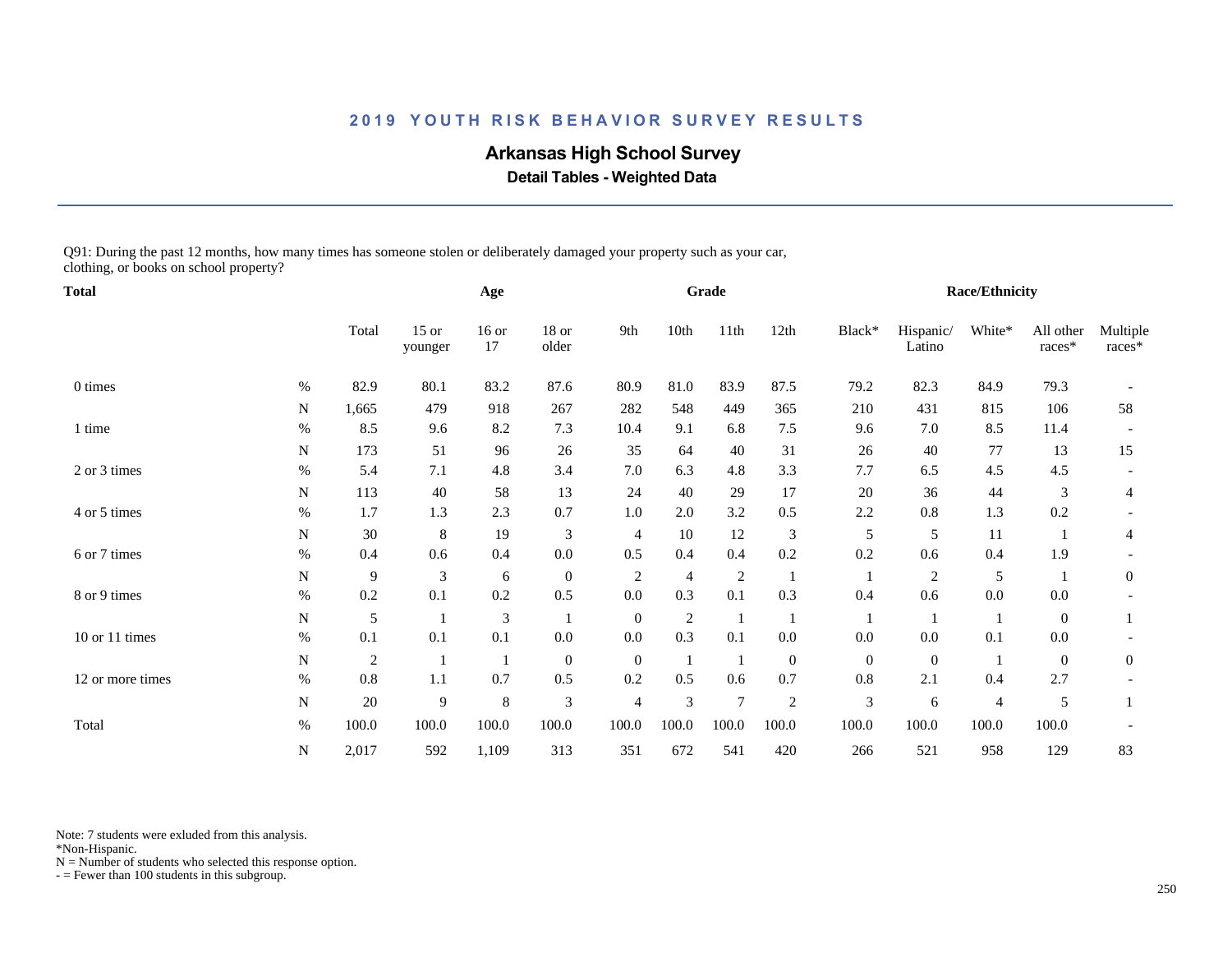# 2019 YOUTH RISK BEHAVIOR SURVEY RESULTS

## Arkansas High School Survey

### Detail Tables - Weighted Data

Q91: During the past 12 months, how many times has someone stolen or deliberately damaged your property such as your car, clothing, or books on school property?

| Total | | Total | Age | | | Grade | | | | Race/Ethnicity | | | | |
|---|---|---|---|---|---|---|---|---|---|---|---|---|---|---|
| | | Total | 15 or younger | 16 or 17 | 18 or older | 9th | 10th | 11th | 12th | Black* | Hispanic/ Latino | White* | All other races* | Multiple races* |
| 0 times | % | 82.9 | 80.1 | 83.2 | 87.6 | 80.9 | 81.0 | 83.9 | 87.5 | 79.2 | 82.3 | 84.9 | 79.3 | - |
| | N | 1,665 | 479 | 918 | 267 | 282 | 548 | 449 | 365 | 210 | 431 | 815 | 106 | 58 |
| 1 time | % | 8.5 | 9.6 | 8.2 | 7.3 | 10.4 | 9.1 | 6.8 | 7.5 | 9.6 | 7.0 | 8.5 | 11.4 | - |
| | N | 173 | 51 | 96 | 26 | 35 | 64 | 40 | 31 | 26 | 40 | 77 | 13 | 15 |
| 2 or 3 times | % | 5.4 | 7.1 | 4.8 | 3.4 | 7.0 | 6.3 | 4.8 | 3.3 | 7.7 | 6.5 | 4.5 | 4.5 | - |
| | N | 113 | 40 | 58 | 13 | 24 | 40 | 29 | 17 | 20 | 36 | 44 | 3 | 4 |
| 4 or 5 times | % | 1.7 | 1.3 | 2.3 | 0.7 | 1.0 | 2.0 | 3.2 | 0.5 | 2.2 | 0.8 | 1.3 | 0.2 | - |
| | N | 30 | 8 | 19 | 3 | 4 | 10 | 12 | 3 | 5 | 5 | 11 | 1 | 4 |
| 6 or 7 times | % | 0.4 | 0.6 | 0.4 | 0.0 | 0.5 | 0.4 | 0.4 | 0.2 | 0.2 | 0.6 | 0.4 | 1.9 | - |
| | N | 9 | 3 | 6 | 0 | 2 | 4 | 2 | 1 | 1 | 2 | 5 | 1 | 0 |
| 8 or 9 times | % | 0.2 | 0.1 | 0.2 | 0.5 | 0.0 | 0.3 | 0.1 | 0.3 | 0.4 | 0.6 | 0.0 | 0.0 | - |
| | N | 5 | 1 | 3 | 1 | 0 | 2 | 1 | 1 | 1 | 1 | 1 | 0 | 1 |
| 10 or 11 times | % | 0.1 | 0.1 | 0.1 | 0.0 | 0.0 | 0.3 | 0.1 | 0.0 | 0.0 | 0.0 | 0.1 | 0.0 | - |
| | N | 2 | 1 | 1 | 0 | 0 | 1 | 1 | 0 | 0 | 0 | 1 | 0 | 0 |
| 12 or more times | % | 0.8 | 1.1 | 0.7 | 0.5 | 0.2 | 0.5 | 0.6 | 0.7 | 0.8 | 2.1 | 0.4 | 2.7 | - |
| | N | 20 | 9 | 8 | 3 | 4 | 3 | 7 | 2 | 3 | 6 | 4 | 5 | 1 |
| Total | % | 100.0 | 100.0 | 100.0 | 100.0 | 100.0 | 100.0 | 100.0 | 100.0 | 100.0 | 100.0 | 100.0 | 100.0 | - |
| | N | 2,017 | 592 | 1,109 | 313 | 351 | 672 | 541 | 420 | 266 | 521 | 958 | 129 | 83 |

Note: 7 students were exluded from this analysis.
*Non-Hispanic.
N = Number of students who selected this response option.
- = Fewer than 100 students in this subgroup.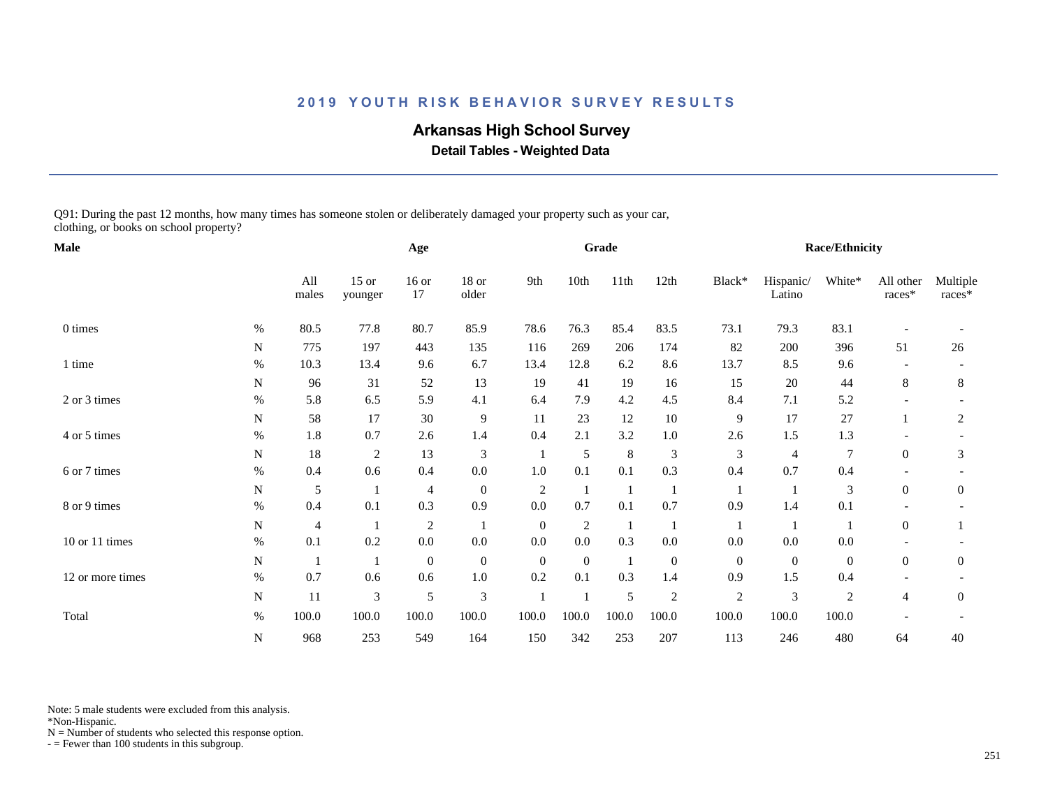**2019 YOUTH RISK BEHAVIOR SURVEY RESULTS**

# Arkansas High School Survey

## Detail Tables - Weighted Data

Q91: During the past 12 months, how many times has someone stolen or deliberately damaged your property such as your car, clothing, or books on school property?

| Male | | Age | | | | Grade | | | | Race/Ethnicity | | | | |
|---|---|---|---|---|---|---|---|---|---|---|---|---|---|---|
| | | All males | 15 or younger | 16 or 17 | 18 or older | 9th | 10th | 11th | 12th | Black* | Hispanic/ Latino | White* | All other races* | Multiple races* |
| 0 times | % | 80.5 | 77.8 | 80.7 | 85.9 | 78.6 | 76.3 | 85.4 | 83.5 | 73.1 | 79.3 | 83.1 | - | - |
| | N | 775 | 197 | 443 | 135 | 116 | 269 | 206 | 174 | 82 | 200 | 396 | 51 | 26 |
| 1 time | % | 10.3 | 13.4 | 9.6 | 6.7 | 13.4 | 12.8 | 6.2 | 8.6 | 13.7 | 8.5 | 9.6 | - | - |
| | N | 96 | 31 | 52 | 13 | 19 | 41 | 19 | 16 | 15 | 20 | 44 | 8 | 8 |
| 2 or 3 times | % | 5.8 | 6.5 | 5.9 | 4.1 | 6.4 | 7.9 | 4.2 | 4.5 | 8.4 | 7.1 | 5.2 | - | - |
| | N | 58 | 17 | 30 | 9 | 11 | 23 | 12 | 10 | 9 | 17 | 27 | 1 | 2 |
| 4 or 5 times | % | 1.8 | 0.7 | 2.6 | 1.4 | 0.4 | 2.1 | 3.2 | 1.0 | 2.6 | 1.5 | 1.3 | - | - |
| | N | 18 | 2 | 13 | 3 | 1 | 5 | 8 | 3 | 3 | 4 | 7 | 0 | 3 |
| 6 or 7 times | % | 0.4 | 0.6 | 0.4 | 0.0 | 1.0 | 0.1 | 0.1 | 0.3 | 0.4 | 0.7 | 0.4 | - | - |
| | N | 5 | 1 | 4 | 0 | 2 | 1 | 1 | 1 | 1 | 1 | 3 | 0 | 0 |
| 8 or 9 times | % | 0.4 | 0.1 | 0.3 | 0.9 | 0.0 | 0.7 | 0.1 | 0.7 | 0.9 | 1.4 | 0.1 | - | - |
| | N | 4 | 1 | 2 | 1 | 0 | 2 | 1 | 1 | 1 | 1 | 1 | 0 | 1 |
| 10 or 11 times | % | 0.1 | 0.2 | 0.0 | 0.0 | 0.0 | 0.0 | 0.3 | 0.0 | 0.0 | 0.0 | 0.0 | - | - |
| | N | 1 | 1 | 0 | 0 | 0 | 0 | 1 | 0 | 0 | 0 | 0 | 0 | 0 |
| 12 or more times | % | 0.7 | 0.6 | 0.6 | 1.0 | 0.2 | 0.1 | 0.3 | 1.4 | 0.9 | 1.5 | 0.4 | - | - |
| | N | 11 | 3 | 5 | 3 | 1 | 1 | 5 | 2 | 2 | 3 | 2 | 4 | 0 |
| Total | % | 100.0 | 100.0 | 100.0 | 100.0 | 100.0 | 100.0 | 100.0 | 100.0 | 100.0 | 100.0 | 100.0 | - | - |
| | N | 968 | 253 | 549 | 164 | 150 | 342 | 253 | 207 | 113 | 246 | 480 | 64 | 40 |

Note: 5 male students were excluded from this analysis.
*Non-Hispanic.
N = Number of students who selected this response option.
- = Fewer than 100 students in this subgroup.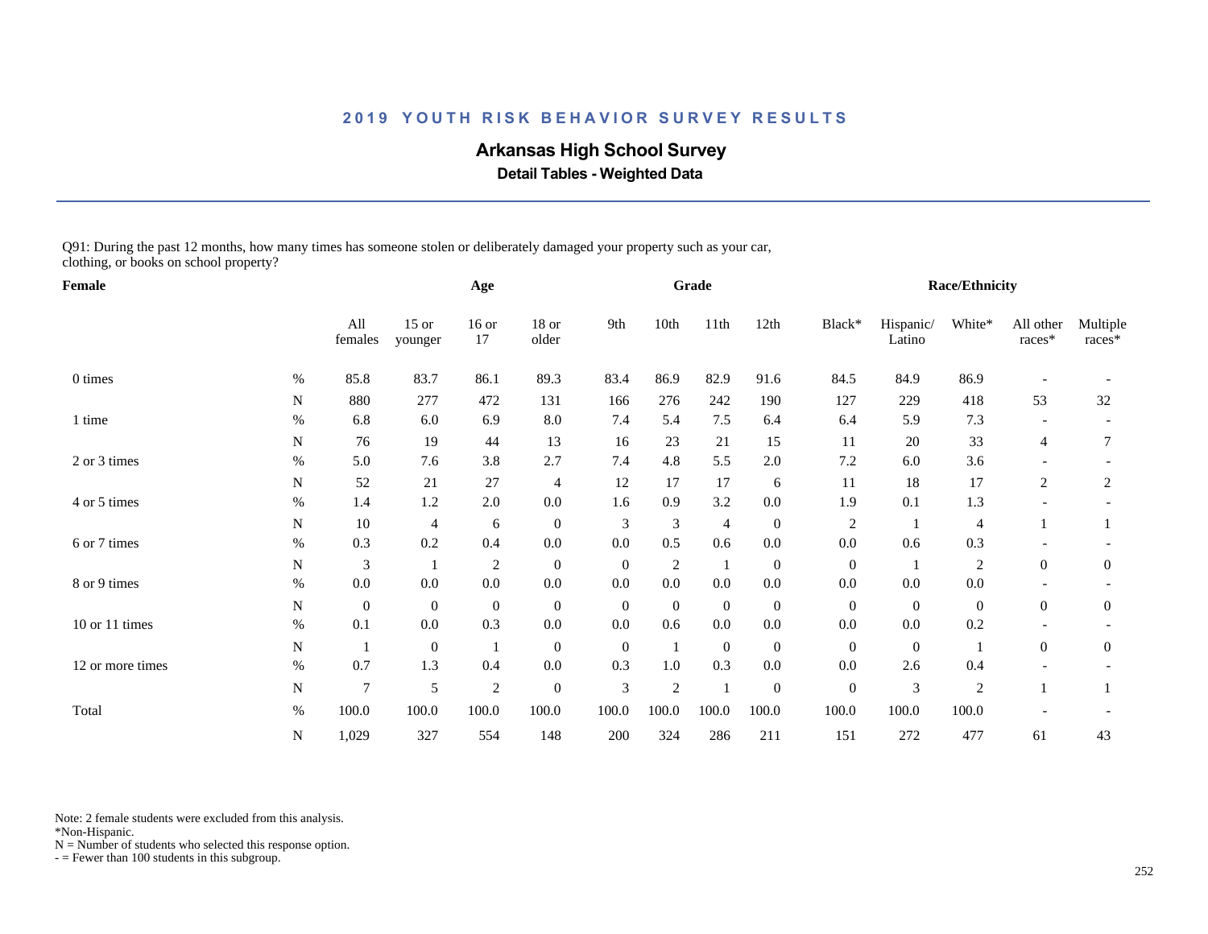## 2019 YOUTH RISK BEHAVIOR SURVEY RESULTS

# Arkansas High School Survey

### Detail Tables - Weighted Data

Q91: During the past 12 months, how many times has someone stolen or deliberately damaged your property such as your car, clothing, or books on school property?

| Female | | Age | | | | Grade | | | | Race/Ethnicity | | | | |
|---|---|---|---|---|---|---|---|---|---|---|---|---|---|---|
| | | All females | 15 or younger | 16 or 17 | 18 or older | 9th | 10th | 11th | 12th | Black* | Hispanic/ Latino | White* | All other races* | Multiple races* |
| 0 times | % | 85.8 | 83.7 | 86.1 | 89.3 | 83.4 | 86.9 | 82.9 | 91.6 | 84.5 | 84.9 | 86.9 | - | - |
| | N | 880 | 277 | 472 | 131 | 166 | 276 | 242 | 190 | 127 | 229 | 418 | 53 | 32 |
| 1 time | % | 6.8 | 6.0 | 6.9 | 8.0 | 7.4 | 5.4 | 7.5 | 6.4 | 6.4 | 5.9 | 7.3 | - | - |
| | N | 76 | 19 | 44 | 13 | 16 | 23 | 21 | 15 | 11 | 20 | 33 | 4 | 7 |
| 2 or 3 times | % | 5.0 | 7.6 | 3.8 | 2.7 | 7.4 | 4.8 | 5.5 | 2.0 | 7.2 | 6.0 | 3.6 | - | - |
| | N | 52 | 21 | 27 | 4 | 12 | 17 | 17 | 6 | 11 | 18 | 17 | 2 | 2 |
| 4 or 5 times | % | 1.4 | 1.2 | 2.0 | 0.0 | 1.6 | 0.9 | 3.2 | 0.0 | 1.9 | 0.1 | 1.3 | - | - |
| | N | 10 | 4 | 6 | 0 | 3 | 3 | 4 | 0 | 2 | 1 | 4 | 1 | 1 |
| 6 or 7 times | % | 0.3 | 0.2 | 0.4 | 0.0 | 0.0 | 0.5 | 0.6 | 0.0 | 0.0 | 0.6 | 0.3 | - | - |
| | N | 3 | 1 | 2 | 0 | 0 | 2 | 1 | 0 | 0 | 1 | 2 | 0 | 0 |
| 8 or 9 times | % | 0.0 | 0.0 | 0.0 | 0.0 | 0.0 | 0.0 | 0.0 | 0.0 | 0.0 | 0.0 | 0.0 | - | - |
| | N | 0 | 0 | 0 | 0 | 0 | 0 | 0 | 0 | 0 | 0 | 0 | 0 | 0 |
| 10 or 11 times | % | 0.1 | 0.0 | 0.3 | 0.0 | 0.0 | 0.6 | 0.0 | 0.0 | 0.0 | 0.0 | 0.2 | - | - |
| | N | 1 | 0 | 1 | 0 | 0 | 1 | 0 | 0 | 0 | 0 | 1 | 0 | 0 |
| 12 or more times | % | 0.7 | 1.3 | 0.4 | 0.0 | 0.3 | 1.0 | 0.3 | 0.0 | 0.0 | 2.6 | 0.4 | - | - |
| | N | 7 | 5 | 2 | 0 | 3 | 2 | 1 | 0 | 0 | 3 | 2 | 1 | 1 |
| Total | % | 100.0 | 100.0 | 100.0 | 100.0 | 100.0 | 100.0 | 100.0 | 100.0 | 100.0 | 100.0 | 100.0 | - | - |
| | N | 1,029 | 327 | 554 | 148 | 200 | 324 | 286 | 211 | 151 | 272 | 477 | 61 | 43 |

Note: 2 female students were excluded from this analysis.
*Non-Hispanic.
N = Number of students who selected this response option.
- = Fewer than 100 students in this subgroup.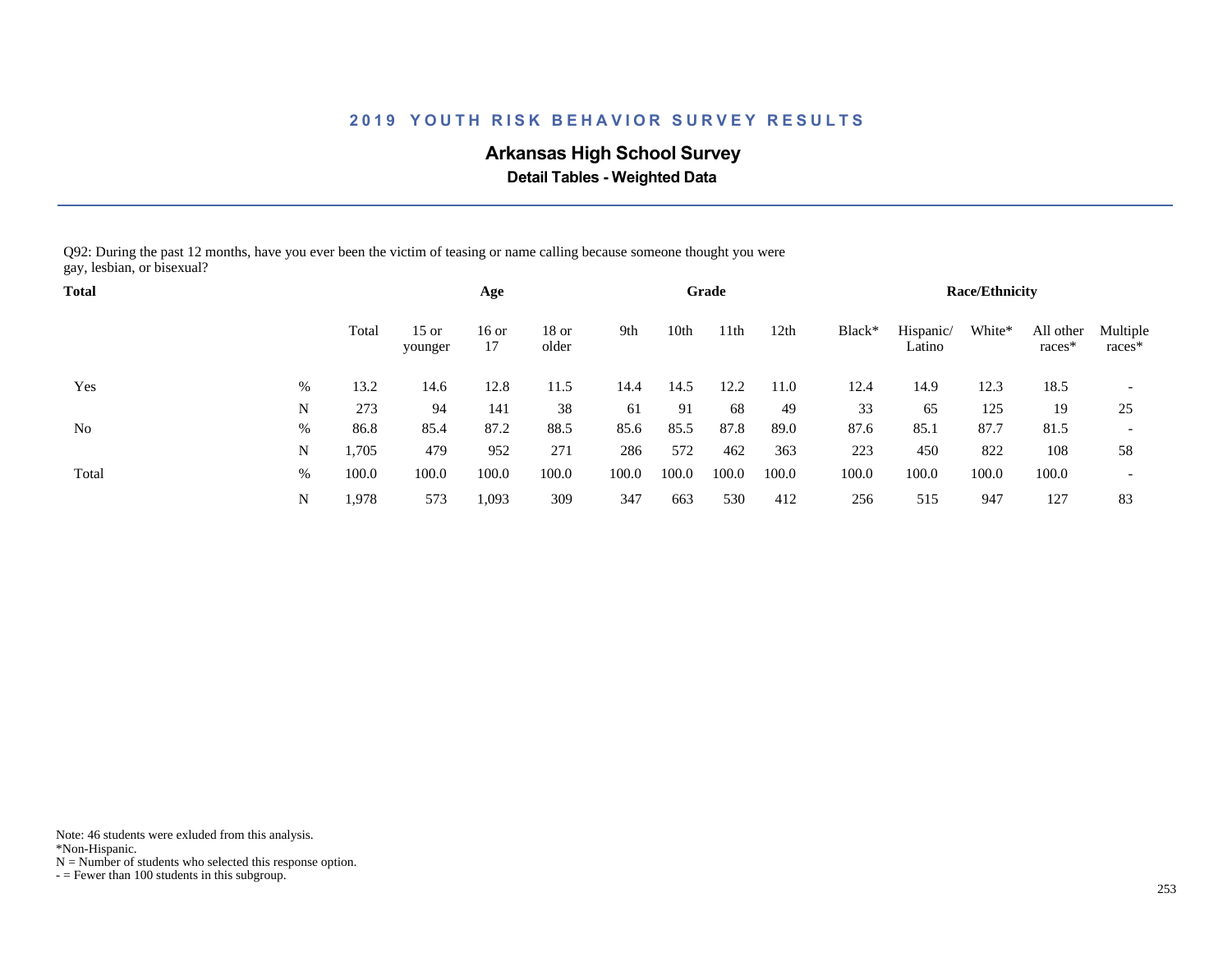# 2019 YOUTH RISK BEHAVIOR SURVEY RESULTS

## Arkansas High School Survey

### Detail Tables - Weighted Data

Q92: During the past 12 months, have you ever been the victim of teasing or name calling because someone thought you were gay, lesbian, or bisexual?

| Total | | | Age | | | Grade | | | | Race/Ethnicity | | | | |
|---|---|---|---|---|---|---|---|---|---|---|---|---|---|---|
| | | Total | 15 or younger | 16 or 17 | 18 or older | 9th | 10th | 11th | 12th | Black* | Hispanic/ Latino | White* | All other races* | Multiple races* |
| Yes | % | 13.2 | 14.6 | 12.8 | 11.5 | 14.4 | 14.5 | 12.2 | 11.0 | 12.4 | 14.9 | 12.3 | 18.5 | - |
| | N | 273 | 94 | 141 | 38 | 61 | 91 | 68 | 49 | 33 | 65 | 125 | 19 | 25 |
| No | % | 86.8 | 85.4 | 87.2 | 88.5 | 85.6 | 85.5 | 87.8 | 89.0 | 87.6 | 85.1 | 87.7 | 81.5 | - |
| | N | 1,705 | 479 | 952 | 271 | 286 | 572 | 462 | 363 | 223 | 450 | 822 | 108 | 58 |
| Total | % | 100.0 | 100.0 | 100.0 | 100.0 | 100.0 | 100.0 | 100.0 | 100.0 | 100.0 | 100.0 | 100.0 | 100.0 | - |
| | N | 1,978 | 573 | 1,093 | 309 | 347 | 663 | 530 | 412 | 256 | 515 | 947 | 127 | 83 |

Note: 46 students were exluded from this analysis.
*Non-Hispanic.
N = Number of students who selected this response option.
- = Fewer than 100 students in this subgroup.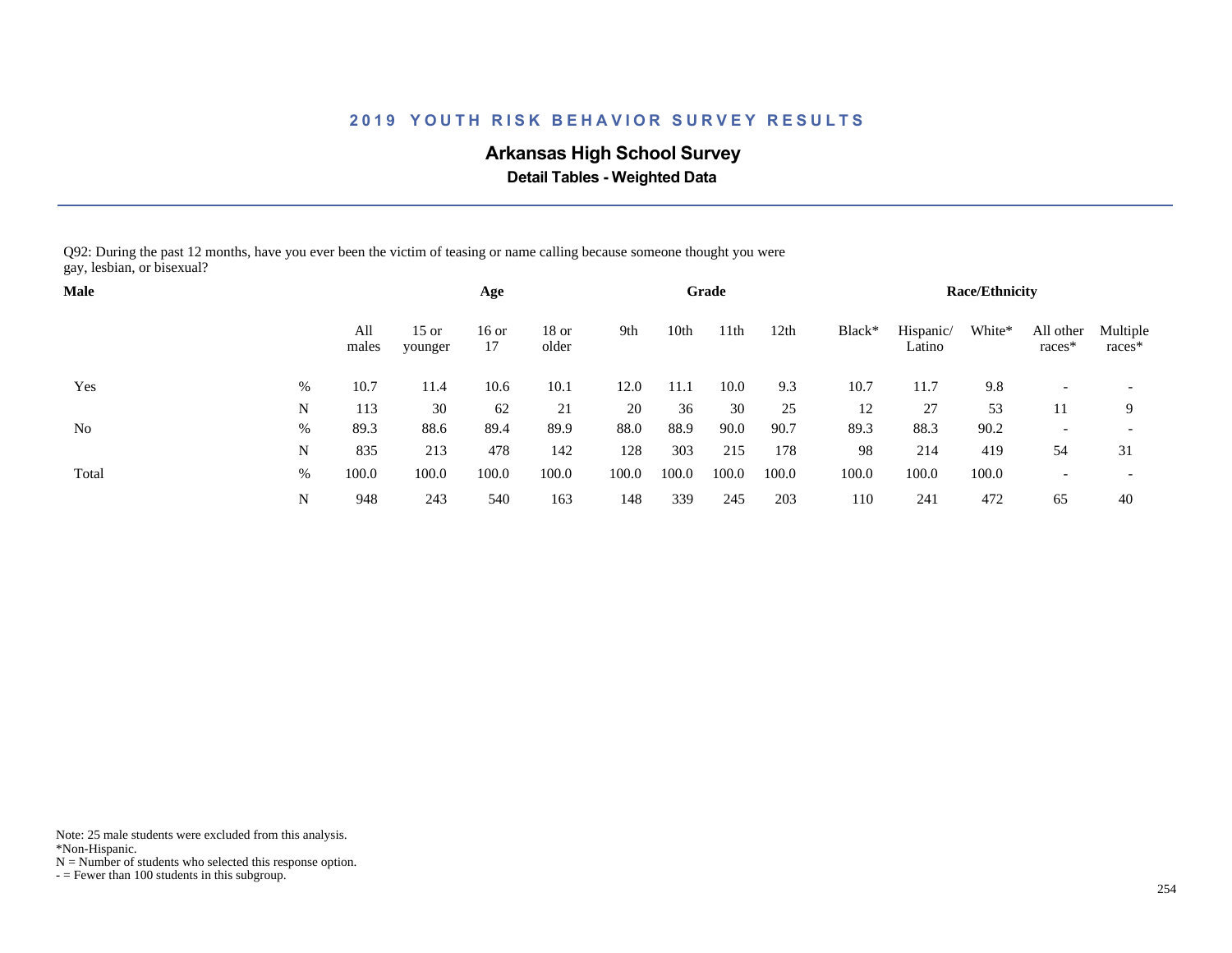## 2019 YOUTH RISK BEHAVIOR SURVEY RESULTS

### Arkansas High School Survey

**Detail Tables - Weighted Data**

Q92: During the past 12 months, have you ever been the victim of teasing or name calling because someone thought you were gay, lesbian, or bisexual?

| Male | | All males | Age | | | Grade | | | | Race/Ethnicity | | | | |
|---|---|---|---|---|---|---|---|---|---|---|---|---|---|---|
| | | | 15 or younger | 16 or 17 | 18 or older | 9th | 10th | 11th | 12th | Black* | Hispanic/ Latino | White* | All other races* | Multiple races* |
| Yes | % | 10.7 | 11.4 | 10.6 | 10.1 | 12.0 | 11.1 | 10.0 | 9.3 | 10.7 | 11.7 | 9.8 | - | - |
| | N | 113 | 30 | 62 | 21 | 20 | 36 | 30 | 25 | 12 | 27 | 53 | 11 | 9 |
| No | % | 89.3 | 88.6 | 89.4 | 89.9 | 88.0 | 88.9 | 90.0 | 90.7 | 89.3 | 88.3 | 90.2 | - | - |
| | N | 835 | 213 | 478 | 142 | 128 | 303 | 215 | 178 | 98 | 214 | 419 | 54 | 31 |
| Total | % | 100.0 | 100.0 | 100.0 | 100.0 | 100.0 | 100.0 | 100.0 | 100.0 | 100.0 | 100.0 | 100.0 | - | - |
| | N | 948 | 243 | 540 | 163 | 148 | 339 | 245 | 203 | 110 | 241 | 472 | 65 | 40 |

Note: 25 male students were excluded from this analysis.
*Non-Hispanic.
N = Number of students who selected this response option.
- = Fewer than 100 students in this subgroup.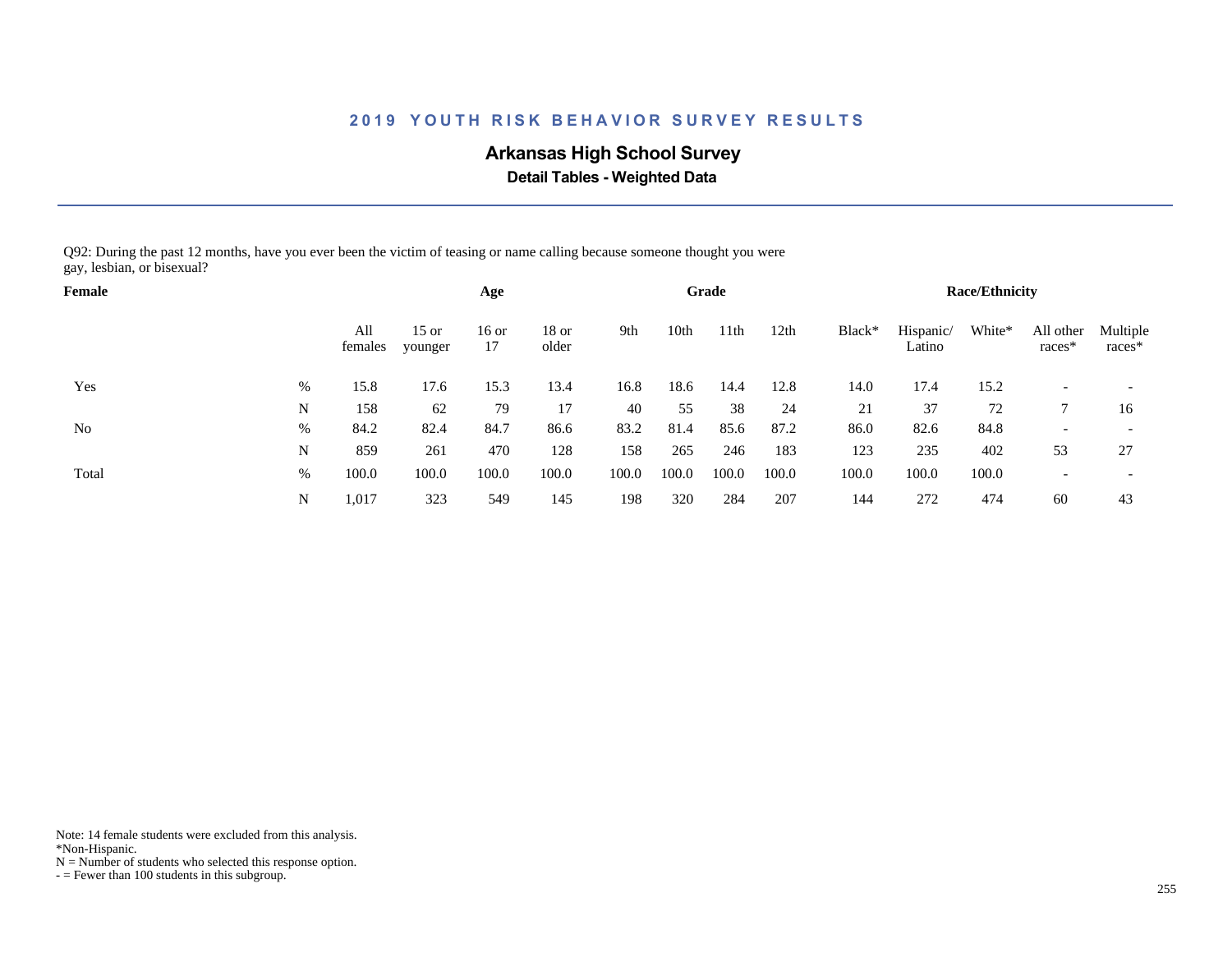## 2019 YOUTH RISK BEHAVIOR SURVEY RESULTS

### Arkansas High School Survey

**Detail Tables - Weighted Data**

Q92: During the past 12 months, have you ever been the victim of teasing or name calling because someone thought you were gay, lesbian, or bisexual?

| Female | | All females | Age | | | Grade | | | | Race/Ethnicity | | | | |
|---|---|---|---|---|---|---|---|---|---|---|---|---|---|---|
| | | | 15 or younger | 16 or 17 | 18 or older | 9th | 10th | 11th | 12th | Black* | Hispanic/ Latino | White* | All other races* | Multiple races* |
| Yes | % | 15.8 | 17.6 | 15.3 | 13.4 | 16.8 | 18.6 | 14.4 | 12.8 | 14.0 | 17.4 | 15.2 | - | - |
| | N | 158 | 62 | 79 | 17 | 40 | 55 | 38 | 24 | 21 | 37 | 72 | 7 | 16 |
| No | % | 84.2 | 82.4 | 84.7 | 86.6 | 83.2 | 81.4 | 85.6 | 87.2 | 86.0 | 82.6 | 84.8 | - | - |
| | N | 859 | 261 | 470 | 128 | 158 | 265 | 246 | 183 | 123 | 235 | 402 | 53 | 27 |
| Total | % | 100.0 | 100.0 | 100.0 | 100.0 | 100.0 | 100.0 | 100.0 | 100.0 | 100.0 | 100.0 | 100.0 | - | - |
| | N | 1,017 | 323 | 549 | 145 | 198 | 320 | 284 | 207 | 144 | 272 | 474 | 60 | 43 |

Note: 14 female students were excluded from this analysis.
*Non-Hispanic.
N = Number of students who selected this response option.
- = Fewer than 100 students in this subgroup.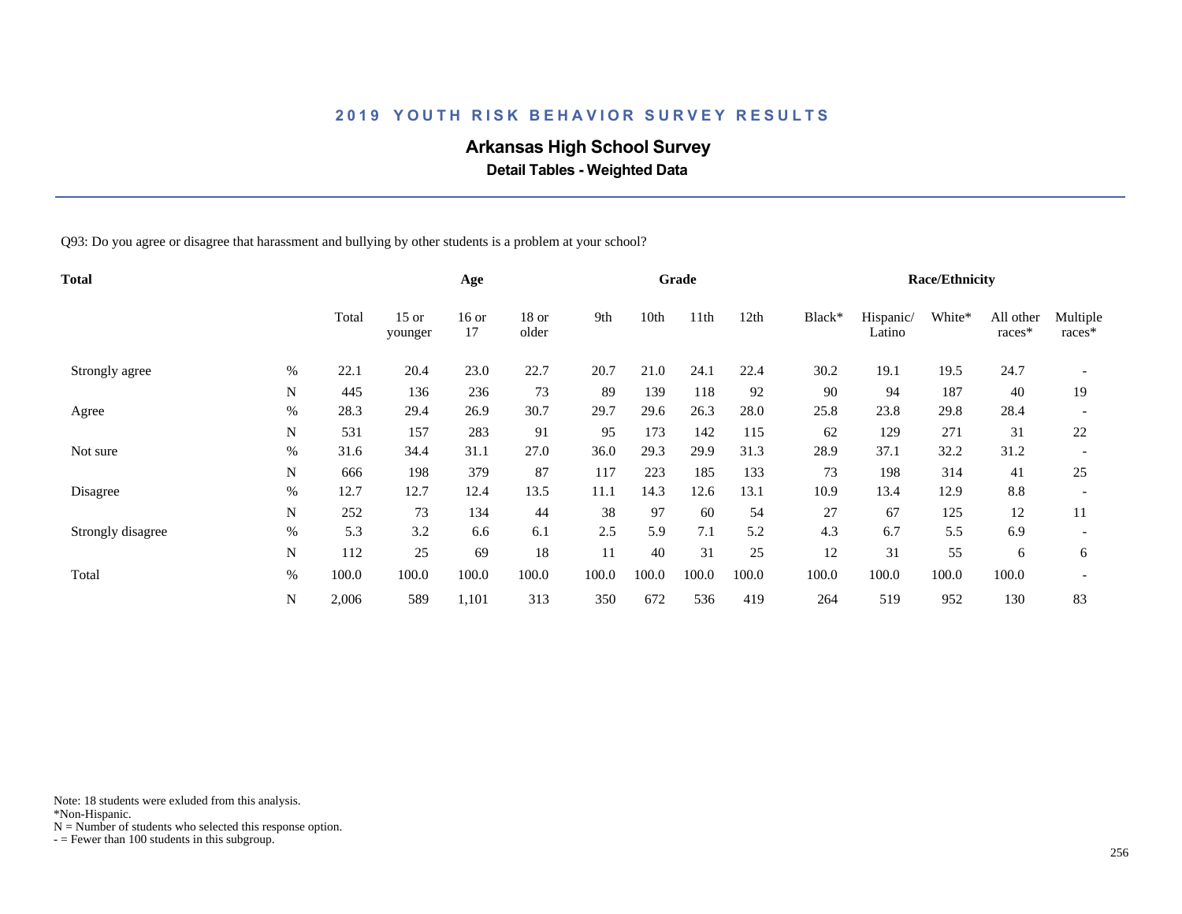# 2019 YOUTH RISK BEHAVIOR SURVEY RESULTS

## Arkansas High School Survey

### Detail Tables - Weighted Data

Q93: Do you agree or disagree that harassment and bullying by other students is a problem at your school?

| Total | | | Age | | | Grade | | | | Race/Ethnicity | | | | |
|---|---|---|---|---|---|---|---|---|---|---|---|---|---|---|
| | | Total | 15 or younger | 16 or 17 | 18 or older | 9th | 10th | 11th | 12th | Black* | Hispanic/ Latino | White* | All other races* | Multiple races* |
| Strongly agree | % | 22.1 | 20.4 | 23.0 | 22.7 | 20.7 | 21.0 | 24.1 | 22.4 | 30.2 | 19.1 | 19.5 | 24.7 | - |
| | N | 445 | 136 | 236 | 73 | 89 | 139 | 118 | 92 | 90 | 94 | 187 | 40 | 19 |
| Agree | % | 28.3 | 29.4 | 26.9 | 30.7 | 29.7 | 29.6 | 26.3 | 28.0 | 25.8 | 23.8 | 29.8 | 28.4 | - |
| | N | 531 | 157 | 283 | 91 | 95 | 173 | 142 | 115 | 62 | 129 | 271 | 31 | 22 |
| Not sure | % | 31.6 | 34.4 | 31.1 | 27.0 | 36.0 | 29.3 | 29.9 | 31.3 | 28.9 | 37.1 | 32.2 | 31.2 | - |
| | N | 666 | 198 | 379 | 87 | 117 | 223 | 185 | 133 | 73 | 198 | 314 | 41 | 25 |
| Disagree | % | 12.7 | 12.7 | 12.4 | 13.5 | 11.1 | 14.3 | 12.6 | 13.1 | 10.9 | 13.4 | 12.9 | 8.8 | - |
| | N | 252 | 73 | 134 | 44 | 38 | 97 | 60 | 54 | 27 | 67 | 125 | 12 | 11 |
| Strongly disagree | % | 5.3 | 3.2 | 6.6 | 6.1 | 2.5 | 5.9 | 7.1 | 5.2 | 4.3 | 6.7 | 5.5 | 6.9 | - |
| | N | 112 | 25 | 69 | 18 | 11 | 40 | 31 | 25 | 12 | 31 | 55 | 6 | 6 |
| Total | % | 100.0 | 100.0 | 100.0 | 100.0 | 100.0 | 100.0 | 100.0 | 100.0 | 100.0 | 100.0 | 100.0 | 100.0 | - |
| | N | 2,006 | 589 | 1,101 | 313 | 350 | 672 | 536 | 419 | 264 | 519 | 952 | 130 | 83 |

Note: 18 students were exluded from this analysis.
*Non-Hispanic.
N = Number of students who selected this response option.
- = Fewer than 100 students in this subgroup.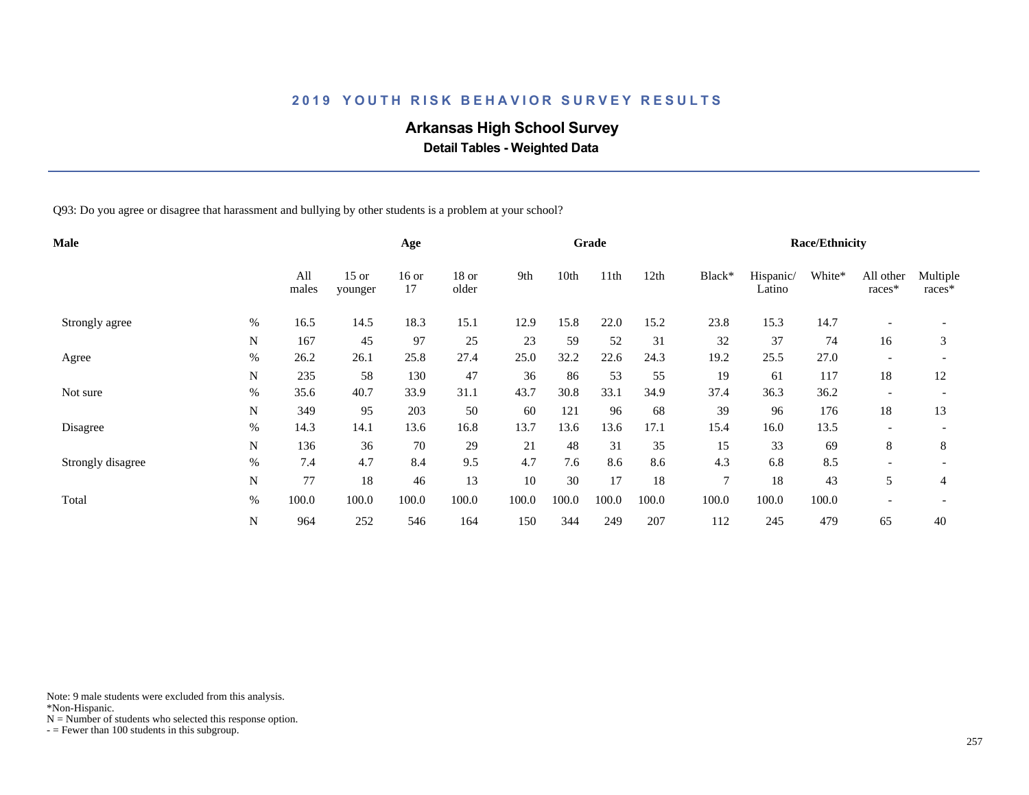## 2019 YOUTH RISK BEHAVIOR SURVEY RESULTS

### Arkansas High School Survey

**Detail Tables - Weighted Data**

Q93: Do you agree or disagree that harassment and bullying by other students is a problem at your school?

| Male | | | Age | | | Grade | | | | Race/Ethnicity | | | | |
|---|---|---|---|---|---|---|---|---|---|---|---|---|---|---|
| | | All males | 15 or younger | 16 or 17 | 18 or older | 9th | 10th | 11th | 12th | Black* | Hispanic/ Latino | White* | All other races* | Multiple races* |
| Strongly agree | % | 16.5 | 14.5 | 18.3 | 15.1 | 12.9 | 15.8 | 22.0 | 15.2 | 23.8 | 15.3 | 14.7 | - | - |
| | N | 167 | 45 | 97 | 25 | 23 | 59 | 52 | 31 | 32 | 37 | 74 | 16 | 3 |
| Agree | % | 26.2 | 26.1 | 25.8 | 27.4 | 25.0 | 32.2 | 22.6 | 24.3 | 19.2 | 25.5 | 27.0 | - | - |
| | N | 235 | 58 | 130 | 47 | 36 | 86 | 53 | 55 | 19 | 61 | 117 | 18 | 12 |
| Not sure | % | 35.6 | 40.7 | 33.9 | 31.1 | 43.7 | 30.8 | 33.1 | 34.9 | 37.4 | 36.3 | 36.2 | - | - |
| | N | 349 | 95 | 203 | 50 | 60 | 121 | 96 | 68 | 39 | 96 | 176 | 18 | 13 |
| Disagree | % | 14.3 | 14.1 | 13.6 | 16.8 | 13.7 | 13.6 | 13.6 | 17.1 | 15.4 | 16.0 | 13.5 | - | - |
| | N | 136 | 36 | 70 | 29 | 21 | 48 | 31 | 35 | 15 | 33 | 69 | 8 | 8 |
| Strongly disagree | % | 7.4 | 4.7 | 8.4 | 9.5 | 4.7 | 7.6 | 8.6 | 8.6 | 4.3 | 6.8 | 8.5 | - | - |
| | N | 77 | 18 | 46 | 13 | 10 | 30 | 17 | 18 | 7 | 18 | 43 | 5 | 4 |
| Total | % | 100.0 | 100.0 | 100.0 | 100.0 | 100.0 | 100.0 | 100.0 | 100.0 | 100.0 | 100.0 | 100.0 | - | - |
| | N | 964 | 252 | 546 | 164 | 150 | 344 | 249 | 207 | 112 | 245 | 479 | 65 | 40 |

Note: 9 male students were excluded from this analysis.
*Non-Hispanic.
N = Number of students who selected this response option.
- = Fewer than 100 students in this subgroup.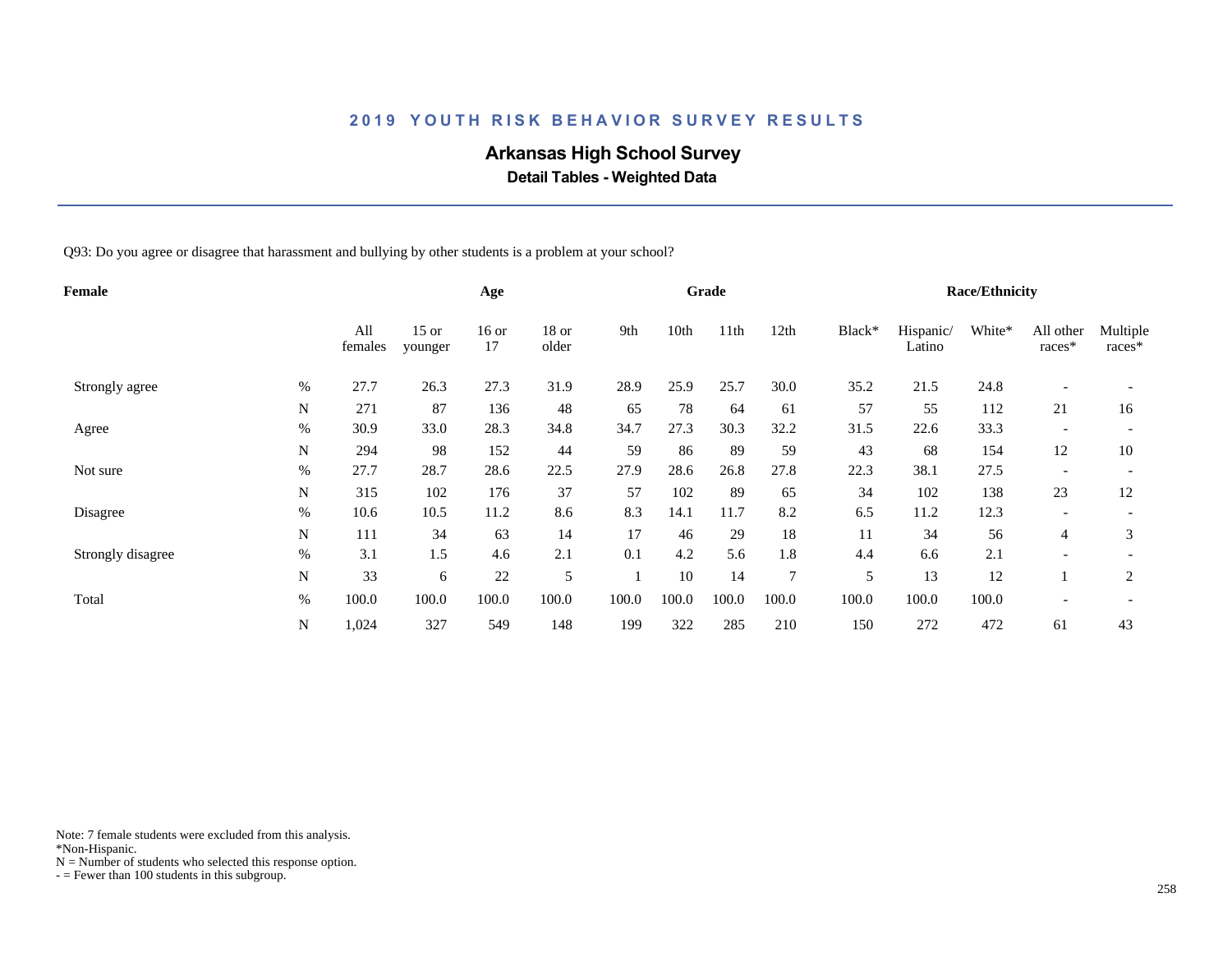## 2019 YOUTH RISK BEHAVIOR SURVEY RESULTS

# Arkansas High School Survey

### Detail Tables - Weighted Data

Q93: Do you agree or disagree that harassment and bullying by other students is a problem at your school?

| Female | | All females | Age | | | Grade | | | | Race/Ethnicity | | | | |
|---|---|---|---|---|---|---|---|---|---|---|---|---|---|---|
| | | | 15 or younger | 16 or 17 | 18 or older | 9th | 10th | 11th | 12th | Black* | Hispanic/ Latino | White* | All other races* | Multiple races* |
| Strongly agree | % | 27.7 | 26.3 | 27.3 | 31.9 | 28.9 | 25.9 | 25.7 | 30.0 | 35.2 | 21.5 | 24.8 | - | - |
| | N | 271 | 87 | 136 | 48 | 65 | 78 | 64 | 61 | 57 | 55 | 112 | 21 | 16 |
| Agree | % | 30.9 | 33.0 | 28.3 | 34.8 | 34.7 | 27.3 | 30.3 | 32.2 | 31.5 | 22.6 | 33.3 | - | - |
| | N | 294 | 98 | 152 | 44 | 59 | 86 | 89 | 59 | 43 | 68 | 154 | 12 | 10 |
| Not sure | % | 27.7 | 28.7 | 28.6 | 22.5 | 27.9 | 28.6 | 26.8 | 27.8 | 22.3 | 38.1 | 27.5 | - | - |
| | N | 315 | 102 | 176 | 37 | 57 | 102 | 89 | 65 | 34 | 102 | 138 | 23 | 12 |
| Disagree | % | 10.6 | 10.5 | 11.2 | 8.6 | 8.3 | 14.1 | 11.7 | 8.2 | 6.5 | 11.2 | 12.3 | - | - |
| | N | 111 | 34 | 63 | 14 | 17 | 46 | 29 | 18 | 11 | 34 | 56 | 4 | 3 |
| Strongly disagree | % | 3.1 | 1.5 | 4.6 | 2.1 | 0.1 | 4.2 | 5.6 | 1.8 | 4.4 | 6.6 | 2.1 | - | - |
| | N | 33 | 6 | 22 | 5 | 1 | 10 | 14 | 7 | 5 | 13 | 12 | 1 | 2 |
| Total | % | 100.0 | 100.0 | 100.0 | 100.0 | 100.0 | 100.0 | 100.0 | 100.0 | 100.0 | 100.0 | 100.0 | - | - |
| | N | 1,024 | 327 | 549 | 148 | 199 | 322 | 285 | 210 | 150 | 272 | 472 | 61 | 43 |

Note: 7 female students were excluded from this analysis.
*Non-Hispanic.
N = Number of students who selected this response option.
- = Fewer than 100 students in this subgroup.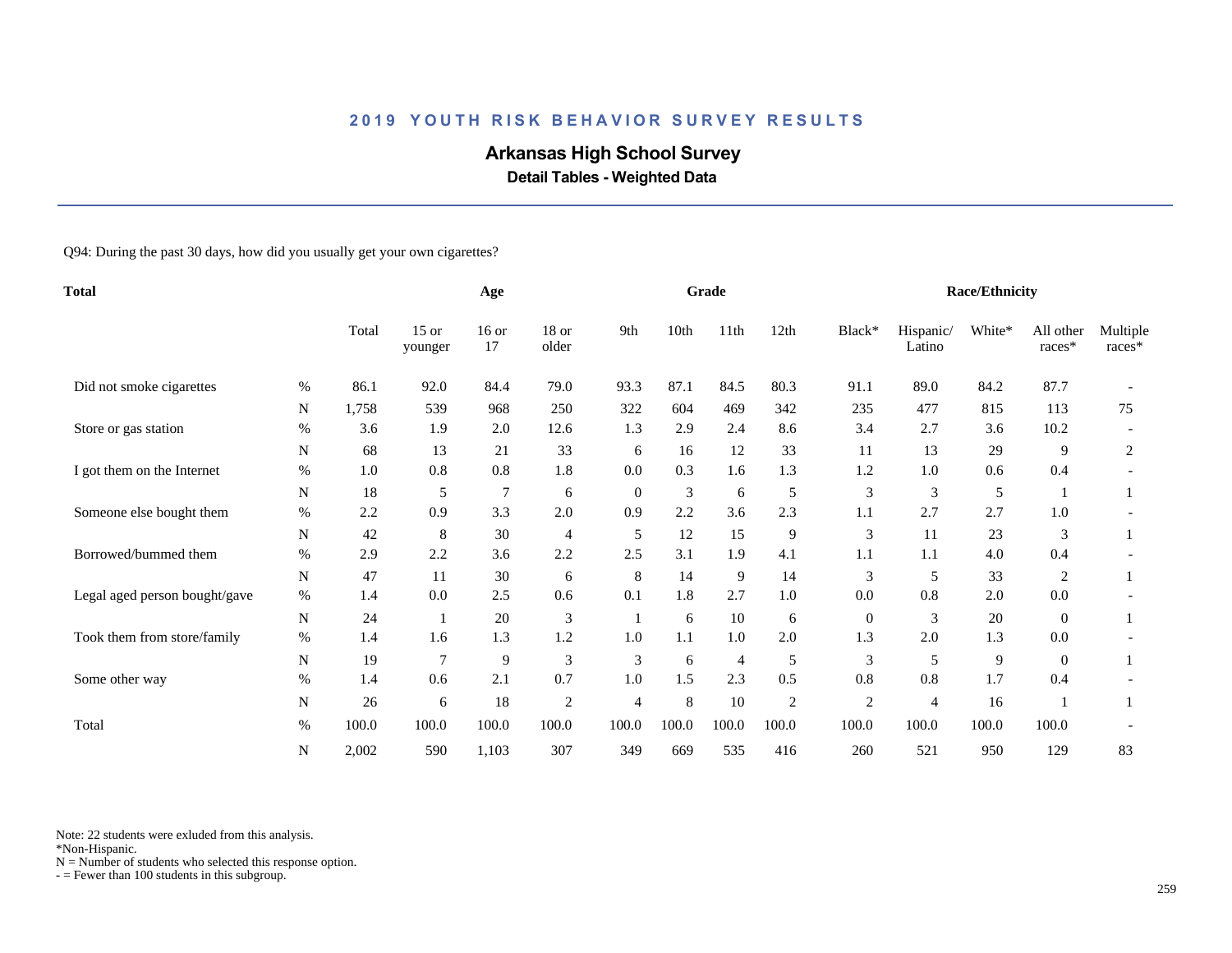# 2019 YOUTH RISK BEHAVIOR SURVEY RESULTS

## Arkansas High School Survey

### Detail Tables - Weighted Data

Q94: During the past 30 days, how did you usually get your own cigarettes?

| Total | | Total | Age: 15 or younger | Age: 16 or 17 | Age: 18 or older | Grade: 9th | Grade: 10th | Grade: 11th | Grade: 12th | Race/Ethnicity: Black* | Race/Ethnicity: Hispanic/ Latino | Race/Ethnicity: White* | Race/Ethnicity: All other races* | Race/Ethnicity: Multiple races* |
|---|---|---|---|---|---|---|---|---|---|---|---|---|---|---|
| Did not smoke cigarettes | % | 86.1 | 92.0 | 84.4 | 79.0 | 93.3 | 87.1 | 84.5 | 80.3 | 91.1 | 89.0 | 84.2 | 87.7 | - |
| | N | 1,758 | 539 | 968 | 250 | 322 | 604 | 469 | 342 | 235 | 477 | 815 | 113 | 75 |
| Store or gas station | % | 3.6 | 1.9 | 2.0 | 12.6 | 1.3 | 2.9 | 2.4 | 8.6 | 3.4 | 2.7 | 3.6 | 10.2 | - |
| | N | 68 | 13 | 21 | 33 | 6 | 16 | 12 | 33 | 11 | 13 | 29 | 9 | 2 |
| I got them on the Internet | % | 1.0 | 0.8 | 0.8 | 1.8 | 0.0 | 0.3 | 1.6 | 1.3 | 1.2 | 1.0 | 0.6 | 0.4 | - |
| | N | 18 | 5 | 7 | 6 | 0 | 3 | 6 | 5 | 3 | 3 | 5 | 1 | 1 |
| Someone else bought them | % | 2.2 | 0.9 | 3.3 | 2.0 | 0.9 | 2.2 | 3.6 | 2.3 | 1.1 | 2.7 | 2.7 | 1.0 | - |
| | N | 42 | 8 | 30 | 4 | 5 | 12 | 15 | 9 | 3 | 11 | 23 | 3 | 1 |
| Borrowed/bummed them | % | 2.9 | 2.2 | 3.6 | 2.2 | 2.5 | 3.1 | 1.9 | 4.1 | 1.1 | 1.1 | 4.0 | 0.4 | - |
| | N | 47 | 11 | 30 | 6 | 8 | 14 | 9 | 14 | 3 | 5 | 33 | 2 | 1 |
| Legal aged person bought/gave | % | 1.4 | 0.0 | 2.5 | 0.6 | 0.1 | 1.8 | 2.7 | 1.0 | 0.0 | 0.8 | 2.0 | 0.0 | - |
| | N | 24 | 1 | 20 | 3 | 1 | 6 | 10 | 6 | 0 | 3 | 20 | 0 | 1 |
| Took them from store/family | % | 1.4 | 1.6 | 1.3 | 1.2 | 1.0 | 1.1 | 1.0 | 2.0 | 1.3 | 2.0 | 1.3 | 0.0 | - |
| | N | 19 | 7 | 9 | 3 | 3 | 6 | 4 | 5 | 3 | 5 | 9 | 0 | 1 |
| Some other way | % | 1.4 | 0.6 | 2.1 | 0.7 | 1.0 | 1.5 | 2.3 | 0.5 | 0.8 | 0.8 | 1.7 | 0.4 | - |
| | N | 26 | 6 | 18 | 2 | 4 | 8 | 10 | 2 | 2 | 4 | 16 | 1 | 1 |
| Total | % | 100.0 | 100.0 | 100.0 | 100.0 | 100.0 | 100.0 | 100.0 | 100.0 | 100.0 | 100.0 | 100.0 | 100.0 | - |
| | N | 2,002 | 590 | 1,103 | 307 | 349 | 669 | 535 | 416 | 260 | 521 | 950 | 129 | 83 |

Note: 22 students were exluded from this analysis.
*Non-Hispanic.
N = Number of students who selected this response option.
- = Fewer than 100 students in this subgroup.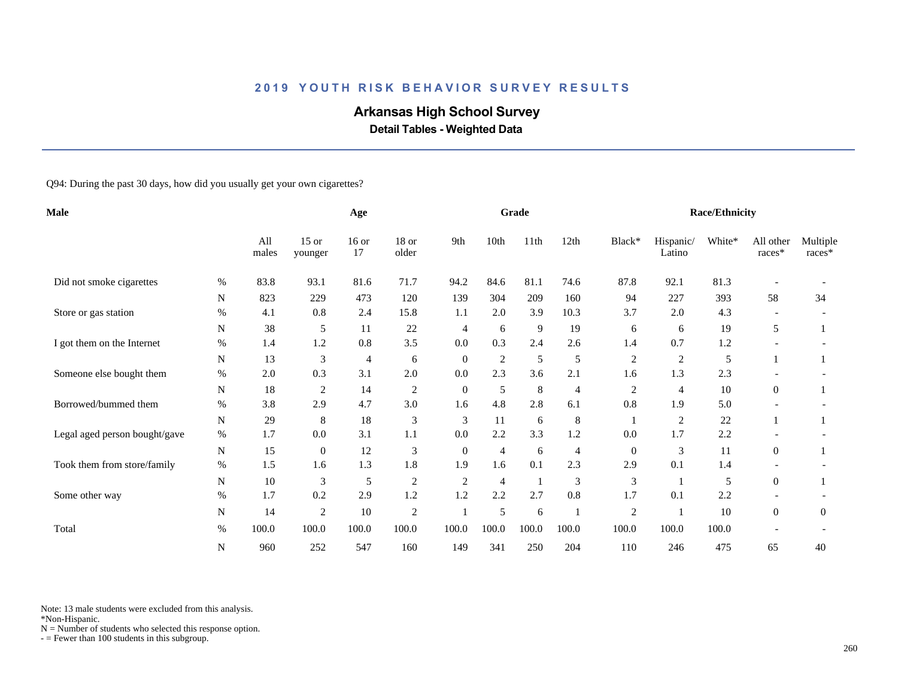## 2019 YOUTH RISK BEHAVIOR SURVEY RESULTS

# Arkansas High School Survey

### Detail Tables - Weighted Data

Q94: During the past 30 days, how did you usually get your own cigarettes?

| Male | | Age | | | | Grade | | | | Race/Ethnicity | | | | |
|---|---|---|---|---|---|---|---|---|---|---|---|---|---|---|
| | | All males | 15 or younger | 16 or 17 | 18 or older | 9th | 10th | 11th | 12th | Black* | Hispanic/ Latino | White* | All other races* | Multiple races* |
| Did not smoke cigarettes | % | 83.8 | 93.1 | 81.6 | 71.7 | 94.2 | 84.6 | 81.1 | 74.6 | 87.8 | 92.1 | 81.3 | - | - |
| | N | 823 | 229 | 473 | 120 | 139 | 304 | 209 | 160 | 94 | 227 | 393 | 58 | 34 |
| Store or gas station | % | 4.1 | 0.8 | 2.4 | 15.8 | 1.1 | 2.0 | 3.9 | 10.3 | 3.7 | 2.0 | 4.3 | - | - |
| | N | 38 | 5 | 11 | 22 | 4 | 6 | 9 | 19 | 6 | 6 | 19 | 5 | 1 |
| I got them on the Internet | % | 1.4 | 1.2 | 0.8 | 3.5 | 0.0 | 0.3 | 2.4 | 2.6 | 1.4 | 0.7 | 1.2 | - | - |
| | N | 13 | 3 | 4 | 6 | 0 | 2 | 5 | 5 | 2 | 2 | 5 | 1 | 1 |
| Someone else bought them | % | 2.0 | 0.3 | 3.1 | 2.0 | 0.0 | 2.3 | 3.6 | 2.1 | 1.6 | 1.3 | 2.3 | - | - |
| | N | 18 | 2 | 14 | 2 | 0 | 5 | 8 | 4 | 2 | 4 | 10 | 0 | 1 |
| Borrowed/bummed them | % | 3.8 | 2.9 | 4.7 | 3.0 | 1.6 | 4.8 | 2.8 | 6.1 | 0.8 | 1.9 | 5.0 | - | - |
| | N | 29 | 8 | 18 | 3 | 3 | 11 | 6 | 8 | 1 | 2 | 22 | 1 | 1 |
| Legal aged person bought/gave | % | 1.7 | 0.0 | 3.1 | 1.1 | 0.0 | 2.2 | 3.3 | 1.2 | 0.0 | 1.7 | 2.2 | - | - |
| | N | 15 | 0 | 12 | 3 | 0 | 4 | 6 | 4 | 0 | 3 | 11 | 0 | 1 |
| Took them from store/family | % | 1.5 | 1.6 | 1.3 | 1.8 | 1.9 | 1.6 | 0.1 | 2.3 | 2.9 | 0.1 | 1.4 | - | - |
| | N | 10 | 3 | 5 | 2 | 2 | 4 | 1 | 3 | 3 | 1 | 5 | 0 | 1 |
| Some other way | % | 1.7 | 0.2 | 2.9 | 1.2 | 1.2 | 2.2 | 2.7 | 0.8 | 1.7 | 0.1 | 2.2 | - | - |
| | N | 14 | 2 | 10 | 2 | 1 | 5 | 6 | 1 | 2 | 1 | 10 | 0 | 0 |
| Total | % | 100.0 | 100.0 | 100.0 | 100.0 | 100.0 | 100.0 | 100.0 | 100.0 | 100.0 | 100.0 | 100.0 | - | - |
| | N | 960 | 252 | 547 | 160 | 149 | 341 | 250 | 204 | 110 | 246 | 475 | 65 | 40 |

Note: 13 male students were excluded from this analysis.
*Non-Hispanic.
N = Number of students who selected this response option.
- = Fewer than 100 students in this subgroup.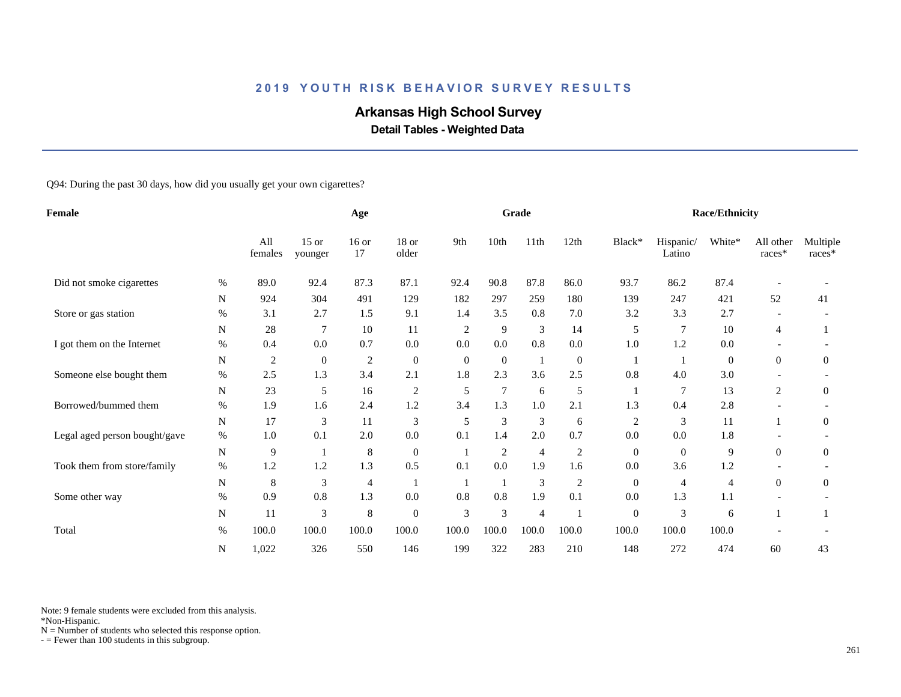## 2019 YOUTH RISK BEHAVIOR SURVEY RESULTS

# Arkansas High School Survey

### Detail Tables - Weighted Data

Q94: During the past 30 days, how did you usually get your own cigarettes?

| Female | | Age | | | | Grade | | | | Race/Ethnicity | | | | |
|---|---|---|---|---|---|---|---|---|---|---|---|---|---|---|
| | | All females | 15 or younger | 16 or 17 | 18 or older | 9th | 10th | 11th | 12th | Black* | Hispanic/ Latino | White* | All other races* | Multiple races* |
| Did not smoke cigarettes | % | 89.0 | 92.4 | 87.3 | 87.1 | 92.4 | 90.8 | 87.8 | 86.0 | 93.7 | 86.2 | 87.4 | - | - |
| | N | 924 | 304 | 491 | 129 | 182 | 297 | 259 | 180 | 139 | 247 | 421 | 52 | 41 |
| Store or gas station | % | 3.1 | 2.7 | 1.5 | 9.1 | 1.4 | 3.5 | 0.8 | 7.0 | 3.2 | 3.3 | 2.7 | - | - |
| | N | 28 | 7 | 10 | 11 | 2 | 9 | 3 | 14 | 5 | 7 | 10 | 4 | 1 |
| I got them on the Internet | % | 0.4 | 0.0 | 0.7 | 0.0 | 0.0 | 0.0 | 0.8 | 0.0 | 1.0 | 1.2 | 0.0 | - | - |
| | N | 2 | 0 | 2 | 0 | 0 | 0 | 1 | 0 | 1 | 1 | 0 | 0 | 0 |
| Someone else bought them | % | 2.5 | 1.3 | 3.4 | 2.1 | 1.8 | 2.3 | 3.6 | 2.5 | 0.8 | 4.0 | 3.0 | - | - |
| | N | 23 | 5 | 16 | 2 | 5 | 7 | 6 | 5 | 1 | 7 | 13 | 2 | 0 |
| Borrowed/bummed them | % | 1.9 | 1.6 | 2.4 | 1.2 | 3.4 | 1.3 | 1.0 | 2.1 | 1.3 | 0.4 | 2.8 | - | - |
| | N | 17 | 3 | 11 | 3 | 5 | 3 | 3 | 6 | 2 | 3 | 11 | 1 | 0 |
| Legal aged person bought/gave | % | 1.0 | 0.1 | 2.0 | 0.0 | 0.1 | 1.4 | 2.0 | 0.7 | 0.0 | 0.0 | 1.8 | - | - |
| | N | 9 | 1 | 8 | 0 | 1 | 2 | 4 | 2 | 0 | 0 | 9 | 0 | 0 |
| Took them from store/family | % | 1.2 | 1.2 | 1.3 | 0.5 | 0.1 | 0.0 | 1.9 | 1.6 | 0.0 | 3.6 | 1.2 | - | - |
| | N | 8 | 3 | 4 | 1 | 1 | 1 | 3 | 2 | 0 | 4 | 4 | 0 | 0 |
| Some other way | % | 0.9 | 0.8 | 1.3 | 0.0 | 0.8 | 0.8 | 1.9 | 0.1 | 0.0 | 1.3 | 1.1 | - | - |
| | N | 11 | 3 | 8 | 0 | 3 | 3 | 4 | 1 | 0 | 3 | 6 | 1 | 1 |
| Total | % | 100.0 | 100.0 | 100.0 | 100.0 | 100.0 | 100.0 | 100.0 | 100.0 | 100.0 | 100.0 | 100.0 | - | - |
| | N | 1,022 | 326 | 550 | 146 | 199 | 322 | 283 | 210 | 148 | 272 | 474 | 60 | 43 |

Note: 9 female students were excluded from this analysis.
*Non-Hispanic.
N = Number of students who selected this response option.
- = Fewer than 100 students in this subgroup.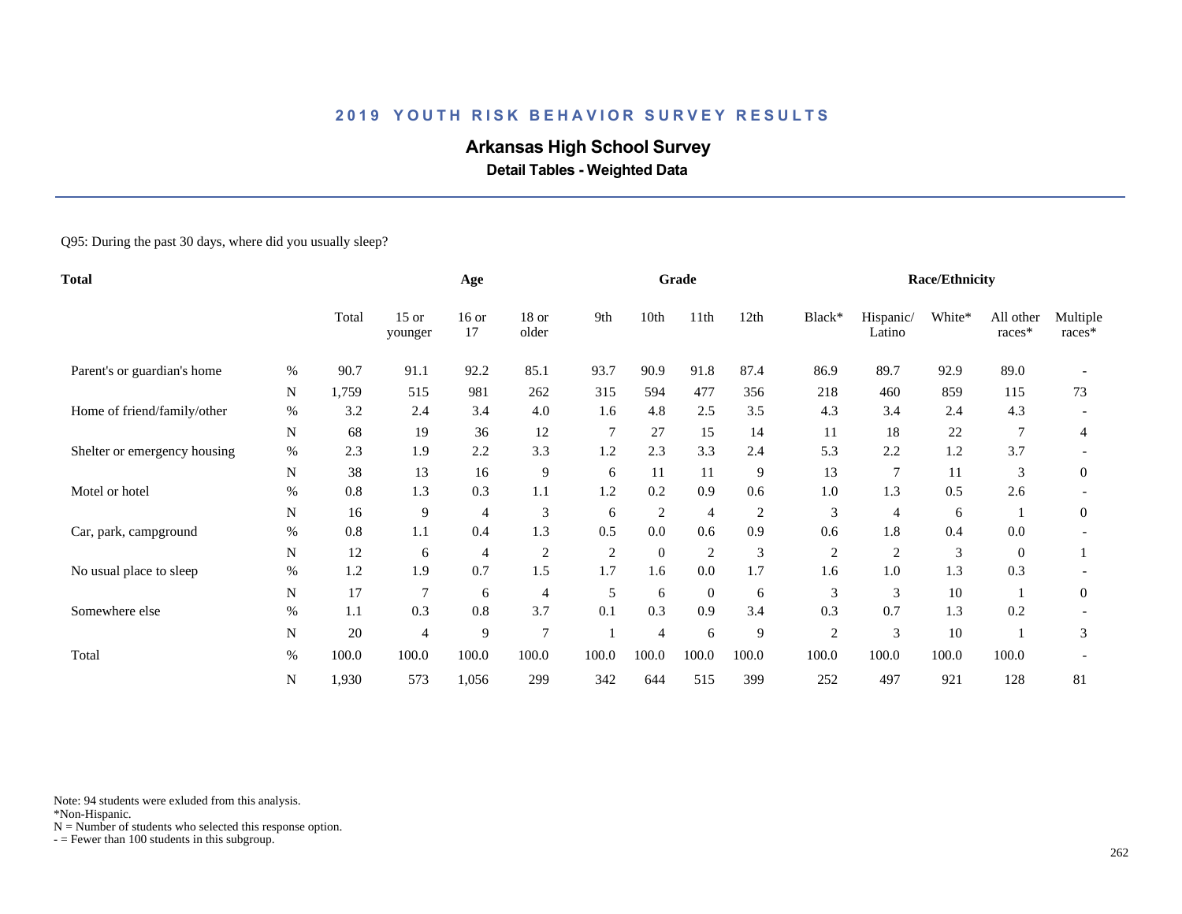## 2019 YOUTH RISK BEHAVIOR SURVEY RESULTS

# Arkansas High School Survey

### Detail Tables - Weighted Data

Q95: During the past 30 days, where did you usually sleep?

| Total | | | Age | | | Grade | | | | Race/Ethnicity | | | | |
|---|---|---|---|---|---|---|---|---|---|---|---|---|---|---|
| | | Total | 15 or younger | 16 or 17 | 18 or older | 9th | 10th | 11th | 12th | Black* | Hispanic/ Latino | White* | All other races* | Multiple races* |
| Parent's or guardian's home | % | 90.7 | 91.1 | 92.2 | 85.1 | 93.7 | 90.9 | 91.8 | 87.4 | 86.9 | 89.7 | 92.9 | 89.0 | - |
| | N | 1,759 | 515 | 981 | 262 | 315 | 594 | 477 | 356 | 218 | 460 | 859 | 115 | 73 |
| Home of friend/family/other | % | 3.2 | 2.4 | 3.4 | 4.0 | 1.6 | 4.8 | 2.5 | 3.5 | 4.3 | 3.4 | 2.4 | 4.3 | - |
| | N | 68 | 19 | 36 | 12 | 7 | 27 | 15 | 14 | 11 | 18 | 22 | 7 | 4 |
| Shelter or emergency housing | % | 2.3 | 1.9 | 2.2 | 3.3 | 1.2 | 2.3 | 3.3 | 2.4 | 5.3 | 2.2 | 1.2 | 3.7 | - |
| | N | 38 | 13 | 16 | 9 | 6 | 11 | 11 | 9 | 13 | 7 | 11 | 3 | 0 |
| Motel or hotel | % | 0.8 | 1.3 | 0.3 | 1.1 | 1.2 | 0.2 | 0.9 | 0.6 | 1.0 | 1.3 | 0.5 | 2.6 | - |
| | N | 16 | 9 | 4 | 3 | 6 | 2 | 4 | 2 | 3 | 4 | 6 | 1 | 0 |
| Car, park, campground | % | 0.8 | 1.1 | 0.4 | 1.3 | 0.5 | 0.0 | 0.6 | 0.9 | 0.6 | 1.8 | 0.4 | 0.0 | - |
| | N | 12 | 6 | 4 | 2 | 2 | 0 | 2 | 3 | 2 | 2 | 3 | 0 | 1 |
| No usual place to sleep | % | 1.2 | 1.9 | 0.7 | 1.5 | 1.7 | 1.6 | 0.0 | 1.7 | 1.6 | 1.0 | 1.3 | 0.3 | - |
| | N | 17 | 7 | 6 | 4 | 5 | 6 | 0 | 6 | 3 | 3 | 10 | 1 | 0 |
| Somewhere else | % | 1.1 | 0.3 | 0.8 | 3.7 | 0.1 | 0.3 | 0.9 | 3.4 | 0.3 | 0.7 | 1.3 | 0.2 | - |
| | N | 20 | 4 | 9 | 7 | 1 | 4 | 6 | 9 | 2 | 3 | 10 | 1 | 3 |
| Total | % | 100.0 | 100.0 | 100.0 | 100.0 | 100.0 | 100.0 | 100.0 | 100.0 | 100.0 | 100.0 | 100.0 | 100.0 | - |
| | N | 1,930 | 573 | 1,056 | 299 | 342 | 644 | 515 | 399 | 252 | 497 | 921 | 128 | 81 |

Note: 94 students were exluded from this analysis.
*Non-Hispanic.
N = Number of students who selected this response option.
- = Fewer than 100 students in this subgroup.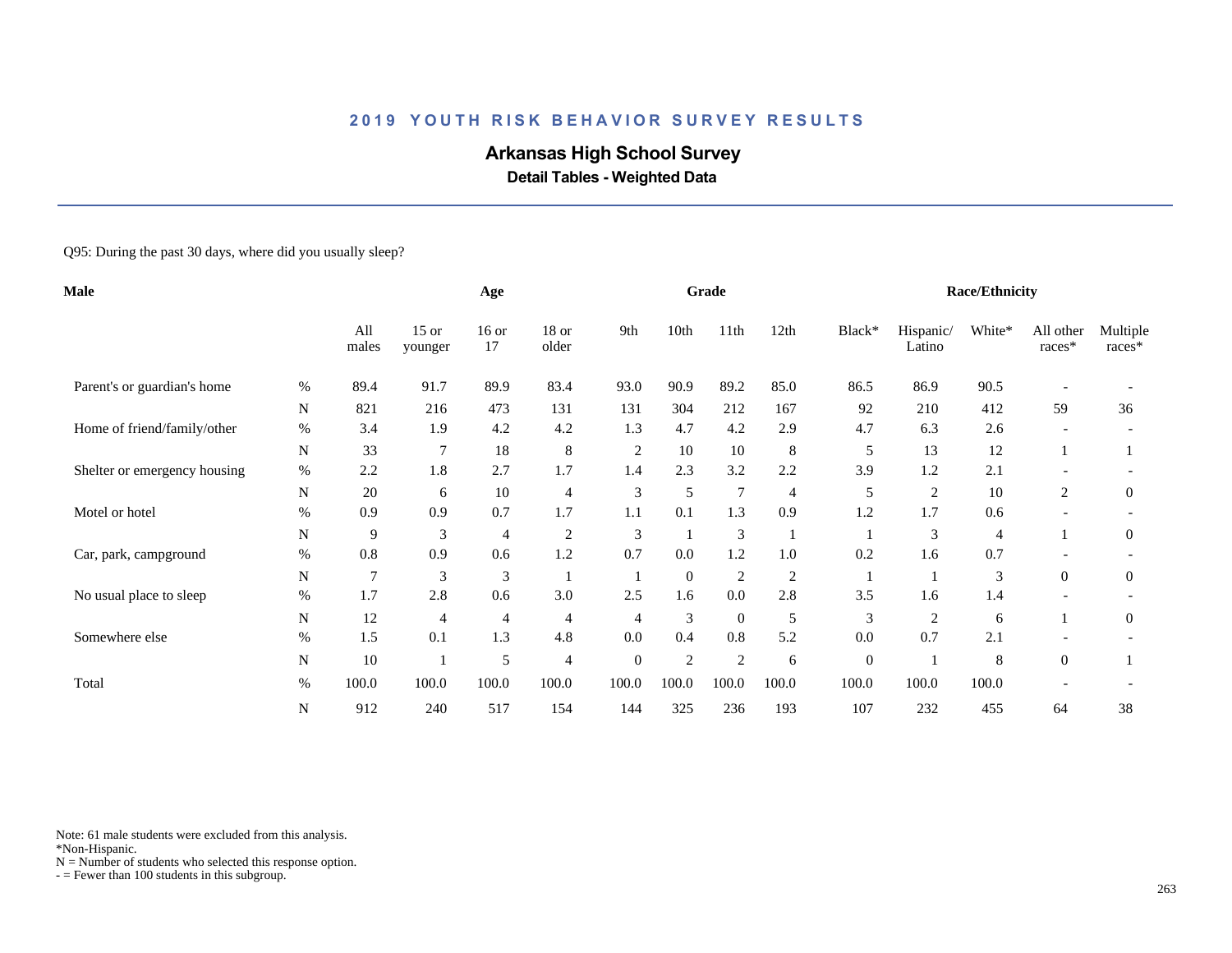## 2019 YOUTH RISK BEHAVIOR SURVEY RESULTS

# Arkansas High School Survey

### Detail Tables - Weighted Data

Q95: During the past 30 days, where did you usually sleep?

| Male | | Age | | | | Grade | | | | Race/Ethnicity | | | | |
|---|---|---|---|---|---|---|---|---|---|---|---|---|---|---|
| | | All males | 15 or younger | 16 or 17 | 18 or older | 9th | 10th | 11th | 12th | Black* | Hispanic/ Latino | White* | All other races* | Multiple races* |
| Parent's or guardian's home | % | 89.4 | 91.7 | 89.9 | 83.4 | 93.0 | 90.9 | 89.2 | 85.0 | 86.5 | 86.9 | 90.5 | - | - |
| | N | 821 | 216 | 473 | 131 | 131 | 304 | 212 | 167 | 92 | 210 | 412 | 59 | 36 |
| Home of friend/family/other | % | 3.4 | 1.9 | 4.2 | 4.2 | 1.3 | 4.7 | 4.2 | 2.9 | 4.7 | 6.3 | 2.6 | - | - |
| | N | 33 | 7 | 18 | 8 | 2 | 10 | 10 | 8 | 5 | 13 | 12 | 1 | 1 |
| Shelter or emergency housing | % | 2.2 | 1.8 | 2.7 | 1.7 | 1.4 | 2.3 | 3.2 | 2.2 | 3.9 | 1.2 | 2.1 | - | - |
| | N | 20 | 6 | 10 | 4 | 3 | 5 | 7 | 4 | 5 | 2 | 10 | 2 | 0 |
| Motel or hotel | % | 0.9 | 0.9 | 0.7 | 1.7 | 1.1 | 0.1 | 1.3 | 0.9 | 1.2 | 1.7 | 0.6 | - | - |
| | N | 9 | 3 | 4 | 2 | 3 | 1 | 3 | 1 | 1 | 3 | 4 | 1 | 0 |
| Car, park, campground | % | 0.8 | 0.9 | 0.6 | 1.2 | 0.7 | 0.0 | 1.2 | 1.0 | 0.2 | 1.6 | 0.7 | - | - |
| | N | 7 | 3 | 3 | 1 | 1 | 0 | 2 | 2 | 1 | 1 | 3 | 0 | 0 |
| No usual place to sleep | % | 1.7 | 2.8 | 0.6 | 3.0 | 2.5 | 1.6 | 0.0 | 2.8 | 3.5 | 1.6 | 1.4 | - | - |
| | N | 12 | 4 | 4 | 4 | 4 | 3 | 0 | 5 | 3 | 2 | 6 | 1 | 0 |
| Somewhere else | % | 1.5 | 0.1 | 1.3 | 4.8 | 0.0 | 0.4 | 0.8 | 5.2 | 0.0 | 0.7 | 2.1 | - | - |
| | N | 10 | 1 | 5 | 4 | 0 | 2 | 2 | 6 | 0 | 1 | 8 | 0 | 1 |
| Total | % | 100.0 | 100.0 | 100.0 | 100.0 | 100.0 | 100.0 | 100.0 | 100.0 | 100.0 | 100.0 | 100.0 | - | - |
| | N | 912 | 240 | 517 | 154 | 144 | 325 | 236 | 193 | 107 | 232 | 455 | 64 | 38 |

Note: 61 male students were excluded from this analysis.
*Non-Hispanic.
N = Number of students who selected this response option.
- = Fewer than 100 students in this subgroup.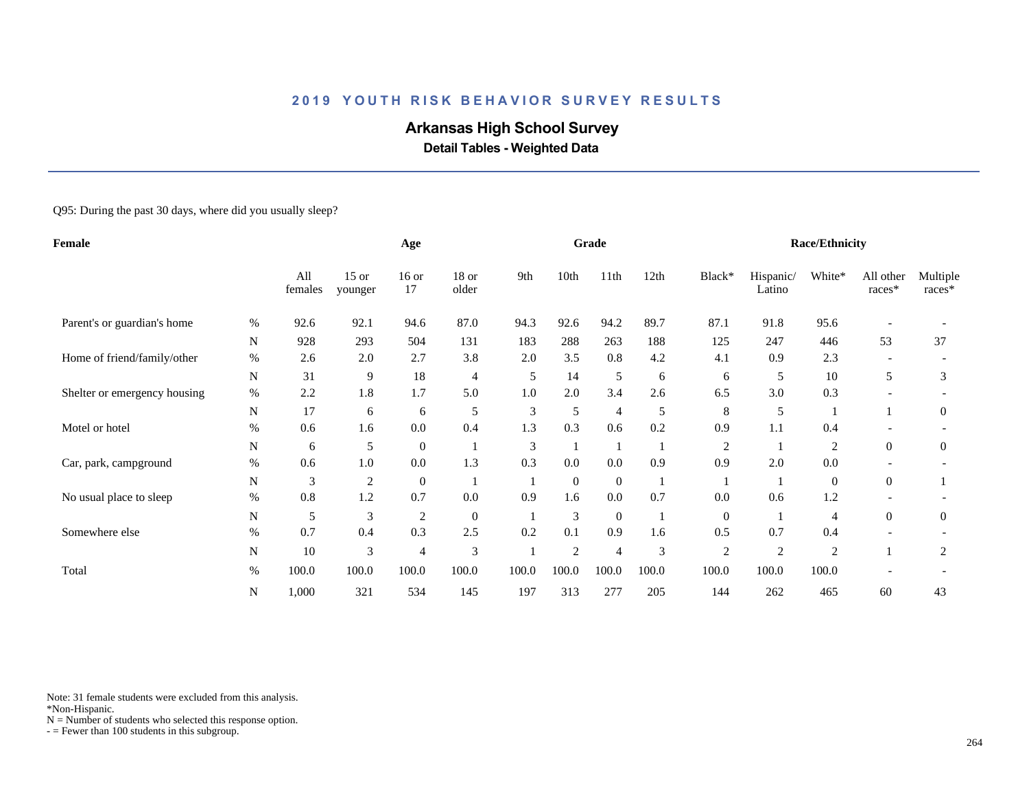# 2019 YOUTH RISK BEHAVIOR SURVEY RESULTS

## Arkansas High School Survey

### Detail Tables - Weighted Data

Q95: During the past 30 days, where did you usually sleep?

| Female | | Age | | | | Grade | | | | Race/Ethnicity | | | | |
|---|---|---|---|---|---|---|---|---|---|---|---|---|---|---|
| | | All females | 15 or younger | 16 or 17 | 18 or older | 9th | 10th | 11th | 12th | Black* | Hispanic/ Latino | White* | All other races* | Multiple races* |
| Parent's or guardian's home | % | 92.6 | 92.1 | 94.6 | 87.0 | 94.3 | 92.6 | 94.2 | 89.7 | 87.1 | 91.8 | 95.6 | - | - |
| | N | 928 | 293 | 504 | 131 | 183 | 288 | 263 | 188 | 125 | 247 | 446 | 53 | 37 |
| Home of friend/family/other | % | 2.6 | 2.0 | 2.7 | 3.8 | 2.0 | 3.5 | 0.8 | 4.2 | 4.1 | 0.9 | 2.3 | - | - |
| | N | 31 | 9 | 18 | 4 | 5 | 14 | 5 | 6 | 6 | 5 | 10 | 5 | 3 |
| Shelter or emergency housing | % | 2.2 | 1.8 | 1.7 | 5.0 | 1.0 | 2.0 | 3.4 | 2.6 | 6.5 | 3.0 | 0.3 | - | - |
| | N | 17 | 6 | 6 | 5 | 3 | 5 | 4 | 5 | 8 | 5 | 1 | 1 | 0 |
| Motel or hotel | % | 0.6 | 1.6 | 0.0 | 0.4 | 1.3 | 0.3 | 0.6 | 0.2 | 0.9 | 1.1 | 0.4 | - | - |
| | N | 6 | 5 | 0 | 1 | 3 | 1 | 1 | 1 | 2 | 1 | 2 | 0 | 0 |
| Car, park, campground | % | 0.6 | 1.0 | 0.0 | 1.3 | 0.3 | 0.0 | 0.0 | 0.9 | 0.9 | 2.0 | 0.0 | - | - |
| | N | 3 | 2 | 0 | 1 | 1 | 0 | 0 | 1 | 1 | 1 | 0 | 0 | 1 |
| No usual place to sleep | % | 0.8 | 1.2 | 0.7 | 0.0 | 0.9 | 1.6 | 0.0 | 0.7 | 0.0 | 0.6 | 1.2 | - | - |
| | N | 5 | 3 | 2 | 0 | 1 | 3 | 0 | 1 | 0 | 1 | 4 | 0 | 0 |
| Somewhere else | % | 0.7 | 0.4 | 0.3 | 2.5 | 0.2 | 0.1 | 0.9 | 1.6 | 0.5 | 0.7 | 0.4 | - | - |
| | N | 10 | 3 | 4 | 3 | 1 | 2 | 4 | 3 | 2 | 2 | 2 | 1 | 2 |
| Total | % | 100.0 | 100.0 | 100.0 | 100.0 | 100.0 | 100.0 | 100.0 | 100.0 | 100.0 | 100.0 | 100.0 | - | - |
| | N | 1,000 | 321 | 534 | 145 | 197 | 313 | 277 | 205 | 144 | 262 | 465 | 60 | 43 |

Note: 31 female students were excluded from this analysis.
*Non-Hispanic.
N = Number of students who selected this response option.
- = Fewer than 100 students in this subgroup.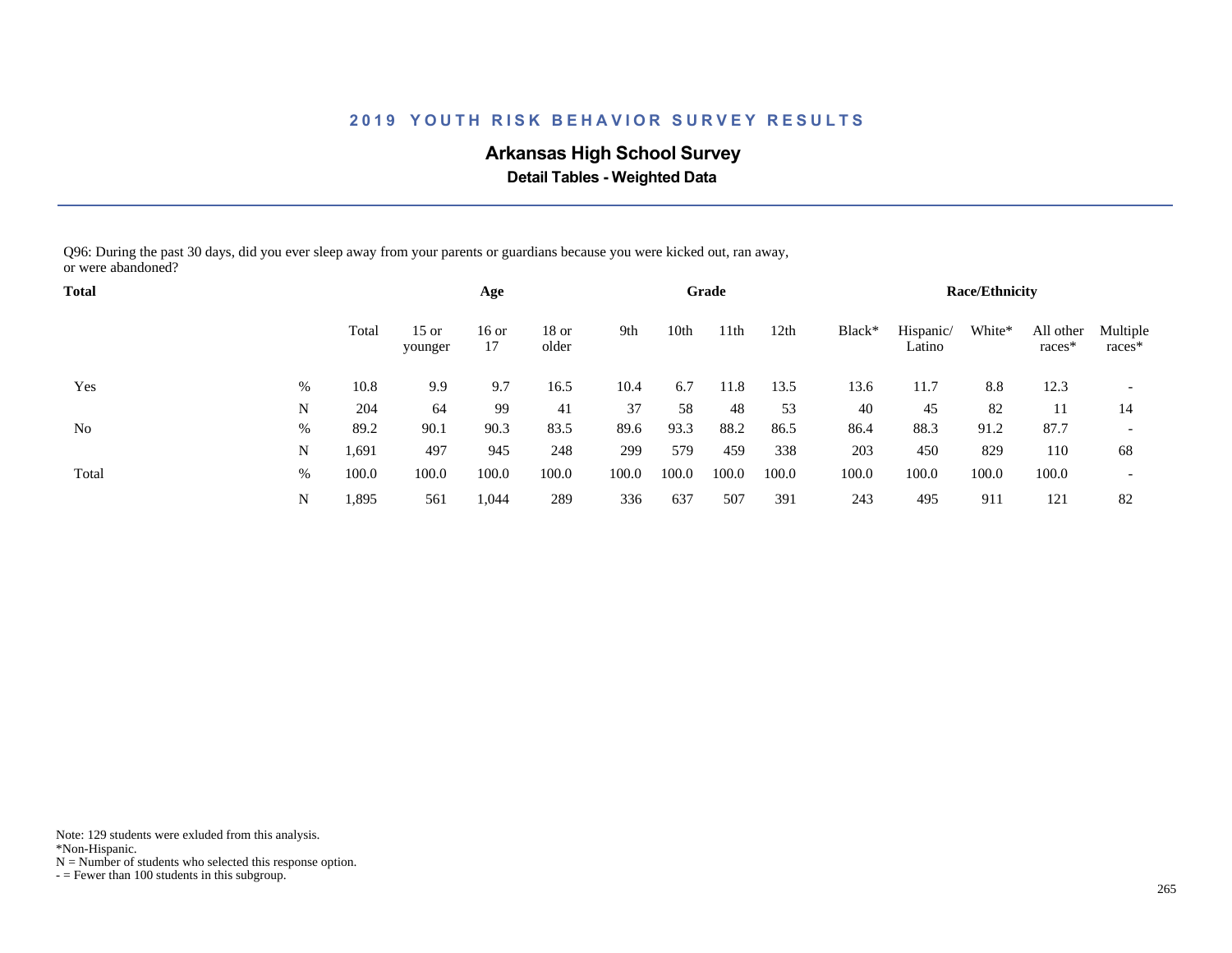# 2019 YOUTH RISK BEHAVIOR SURVEY RESULTS

## Arkansas High School Survey

### Detail Tables - Weighted Data

Q96: During the past 30 days, did you ever sleep away from your parents or guardians because you were kicked out, ran away, or were abandoned?

| Total | | | Age | | | Grade | | | | Race/Ethnicity | | | | |
|---|---|---|---|---|---|---|---|---|---|---|---|---|---|---|
| | | Total | 15 or younger | 16 or 17 | 18 or older | 9th | 10th | 11th | 12th | Black* | Hispanic/ Latino | White* | All other races* | Multiple races* |
| Yes | % | 10.8 | 9.9 | 9.7 | 16.5 | 10.4 | 6.7 | 11.8 | 13.5 | 13.6 | 11.7 | 8.8 | 12.3 | - |
| | N | 204 | 64 | 99 | 41 | 37 | 58 | 48 | 53 | 40 | 45 | 82 | 11 | 14 |
| No | % | 89.2 | 90.1 | 90.3 | 83.5 | 89.6 | 93.3 | 88.2 | 86.5 | 86.4 | 88.3 | 91.2 | 87.7 | - |
| | N | 1,691 | 497 | 945 | 248 | 299 | 579 | 459 | 338 | 203 | 450 | 829 | 110 | 68 |
| Total | % | 100.0 | 100.0 | 100.0 | 100.0 | 100.0 | 100.0 | 100.0 | 100.0 | 100.0 | 100.0 | 100.0 | 100.0 | - |
| | N | 1,895 | 561 | 1,044 | 289 | 336 | 637 | 507 | 391 | 243 | 495 | 911 | 121 | 82 |

Note: 129 students were exluded from this analysis.
*Non-Hispanic.
N = Number of students who selected this response option.
- = Fewer than 100 students in this subgroup.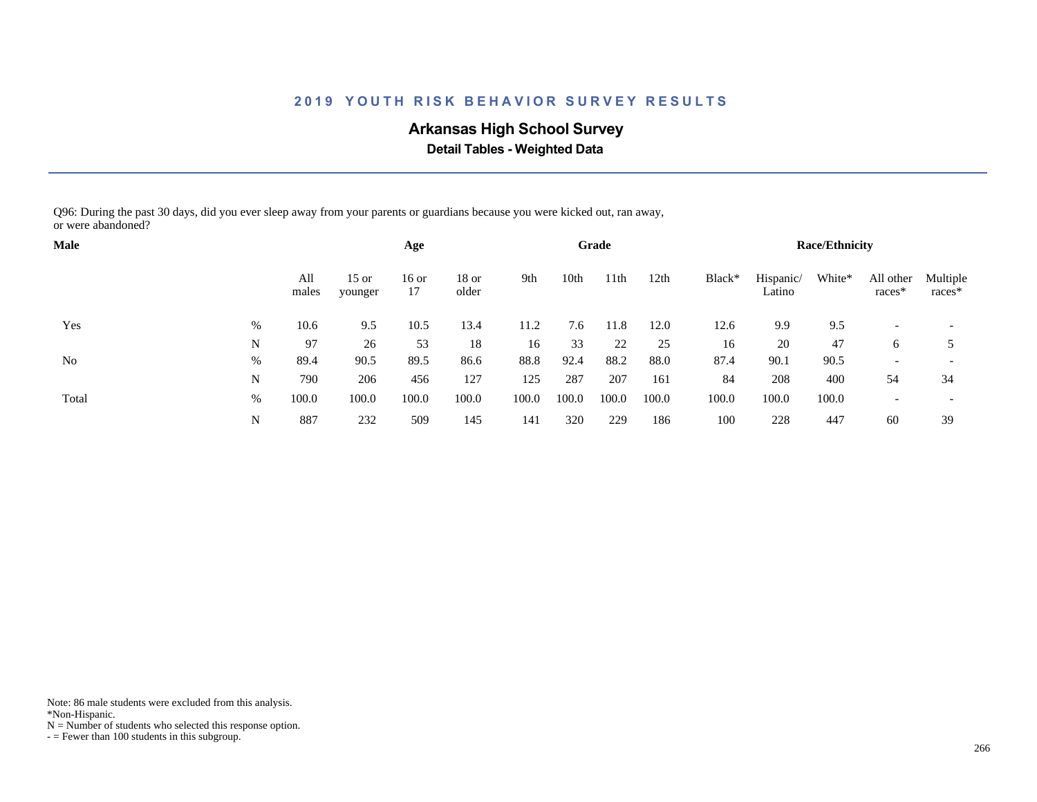## 2019 YOUTH RISK BEHAVIOR SURVEY RESULTS

### Arkansas High School Survey

**Detail Tables - Weighted Data**

Q96: During the past 30 days, did you ever sleep away from your parents or guardians because you were kicked out, ran away, or were abandoned?

| Male | | | Age | | | Grade | | | | Race/Ethnicity | | | | |
|---|---|---|---|---|---|---|---|---|---|---|---|---|---|---|
| | | All males | 15 or younger | 16 or 17 | 18 or older | 9th | 10th | 11th | 12th | Black* | Hispanic/ Latino | White* | All other races* | Multiple races* |
| Yes | % | 10.6 | 9.5 | 10.5 | 13.4 | 11.2 | 7.6 | 11.8 | 12.0 | 12.6 | 9.9 | 9.5 | - | - |
| | N | 97 | 26 | 53 | 18 | 16 | 33 | 22 | 25 | 16 | 20 | 47 | 6 | 5 |
| No | % | 89.4 | 90.5 | 89.5 | 86.6 | 88.8 | 92.4 | 88.2 | 88.0 | 87.4 | 90.1 | 90.5 | - | - |
| | N | 790 | 206 | 456 | 127 | 125 | 287 | 207 | 161 | 84 | 208 | 400 | 54 | 34 |
| Total | % | 100.0 | 100.0 | 100.0 | 100.0 | 100.0 | 100.0 | 100.0 | 100.0 | 100.0 | 100.0 | 100.0 | - | - |
| | N | 887 | 232 | 509 | 145 | 141 | 320 | 229 | 186 | 100 | 228 | 447 | 60 | 39 |

Note: 86 male students were excluded from this analysis.
*Non-Hispanic.
N = Number of students who selected this response option.
- = Fewer than 100 students in this subgroup.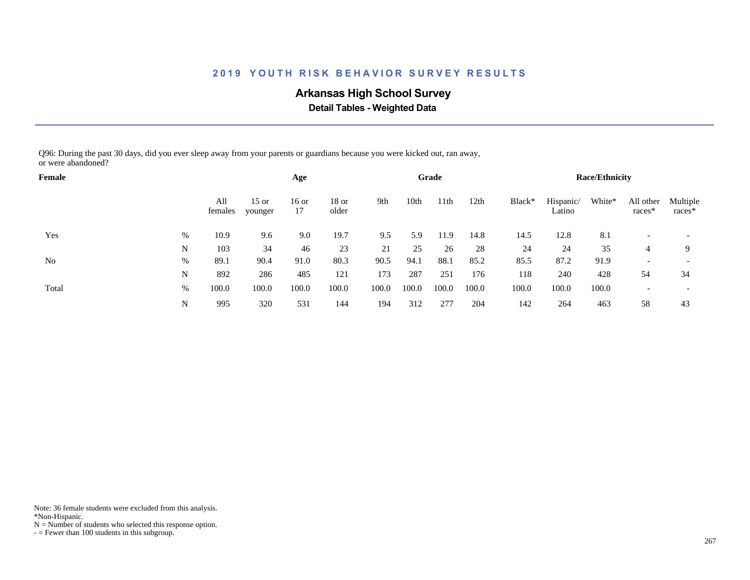## 2019 YOUTH RISK BEHAVIOR SURVEY RESULTS

### Arkansas High School Survey

**Detail Tables - Weighted Data**

Q96: During the past 30 days, did you ever sleep away from your parents or guardians because you were kicked out, ran away, or were abandoned?

| Female | | Age | | | | Grade | | | | Race/Ethnicity | | | | |
|---|---|---|---|---|---|---|---|---|---|---|---|---|---|---|
| | | All females | 15 or younger | 16 or 17 | 18 or older | 9th | 10th | 11th | 12th | Black* | Hispanic/ Latino | White* | All other races* | Multiple races* |
| Yes | % | 10.9 | 9.6 | 9.0 | 19.7 | 9.5 | 5.9 | 11.9 | 14.8 | 14.5 | 12.8 | 8.1 | - | - |
| | N | 103 | 34 | 46 | 23 | 21 | 25 | 26 | 28 | 24 | 24 | 35 | 4 | 9 |
| No | % | 89.1 | 90.4 | 91.0 | 80.3 | 90.5 | 94.1 | 88.1 | 85.2 | 85.5 | 87.2 | 91.9 | - | - |
| | N | 892 | 286 | 485 | 121 | 173 | 287 | 251 | 176 | 118 | 240 | 428 | 54 | 34 |
| Total | % | 100.0 | 100.0 | 100.0 | 100.0 | 100.0 | 100.0 | 100.0 | 100.0 | 100.0 | 100.0 | 100.0 | - | - |
| | N | 995 | 320 | 531 | 144 | 194 | 312 | 277 | 204 | 142 | 264 | 463 | 58 | 43 |

Note: 36 female students were excluded from this analysis.
*Non-Hispanic.
N = Number of students who selected this response option.
- = Fewer than 100 students in this subgroup.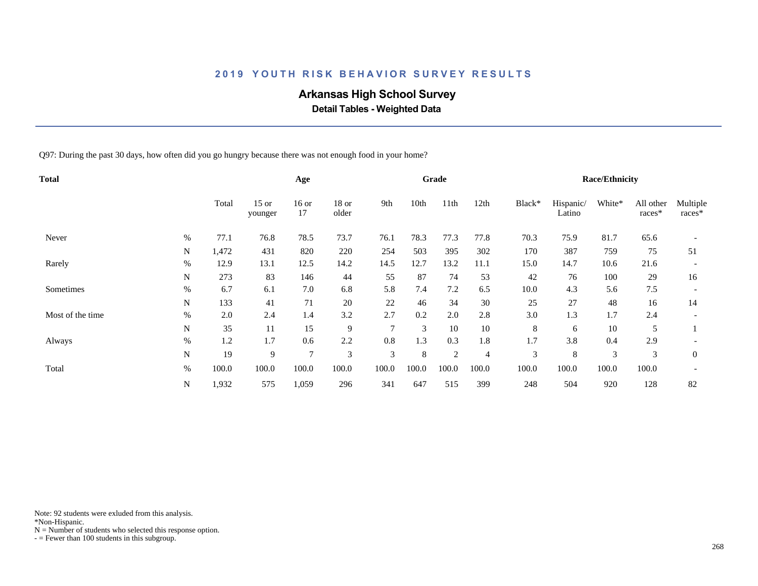## 2019 YOUTH RISK BEHAVIOR SURVEY RESULTS

### Arkansas High School Survey

**Detail Tables - Weighted Data**

Q97: During the past 30 days, how often did you go hungry because there was not enough food in your home?

| Total | | | Age | | | Grade | | | | Race/Ethnicity | | | | |
|---|---|---|---|---|---|---|---|---|---|---|---|---|---|---|
| | | Total | 15 or younger | 16 or 17 | 18 or older | 9th | 10th | 11th | 12th | Black* | Hispanic/ Latino | White* | All other races* | Multiple races* |
| Never | % | 77.1 | 76.8 | 78.5 | 73.7 | 76.1 | 78.3 | 77.3 | 77.8 | 70.3 | 75.9 | 81.7 | 65.6 | - |
| | N | 1,472 | 431 | 820 | 220 | 254 | 503 | 395 | 302 | 170 | 387 | 759 | 75 | 51 |
| Rarely | % | 12.9 | 13.1 | 12.5 | 14.2 | 14.5 | 12.7 | 13.2 | 11.1 | 15.0 | 14.7 | 10.6 | 21.6 | - |
| | N | 273 | 83 | 146 | 44 | 55 | 87 | 74 | 53 | 42 | 76 | 100 | 29 | 16 |
| Sometimes | % | 6.7 | 6.1 | 7.0 | 6.8 | 5.8 | 7.4 | 7.2 | 6.5 | 10.0 | 4.3 | 5.6 | 7.5 | - |
| | N | 133 | 41 | 71 | 20 | 22 | 46 | 34 | 30 | 25 | 27 | 48 | 16 | 14 |
| Most of the time | % | 2.0 | 2.4 | 1.4 | 3.2 | 2.7 | 0.2 | 2.0 | 2.8 | 3.0 | 1.3 | 1.7 | 2.4 | - |
| | N | 35 | 11 | 15 | 9 | 7 | 3 | 10 | 10 | 8 | 6 | 10 | 5 | 1 |
| Always | % | 1.2 | 1.7 | 0.6 | 2.2 | 0.8 | 1.3 | 0.3 | 1.8 | 1.7 | 3.8 | 0.4 | 2.9 | - |
| | N | 19 | 9 | 7 | 3 | 3 | 8 | 2 | 4 | 3 | 8 | 3 | 3 | 0 |
| Total | % | 100.0 | 100.0 | 100.0 | 100.0 | 100.0 | 100.0 | 100.0 | 100.0 | 100.0 | 100.0 | 100.0 | 100.0 | - |
| | N | 1,932 | 575 | 1,059 | 296 | 341 | 647 | 515 | 399 | 248 | 504 | 920 | 128 | 82 |

Note: 92 students were exluded from this analysis.
*Non-Hispanic.
N = Number of students who selected this response option.
- = Fewer than 100 students in this subgroup.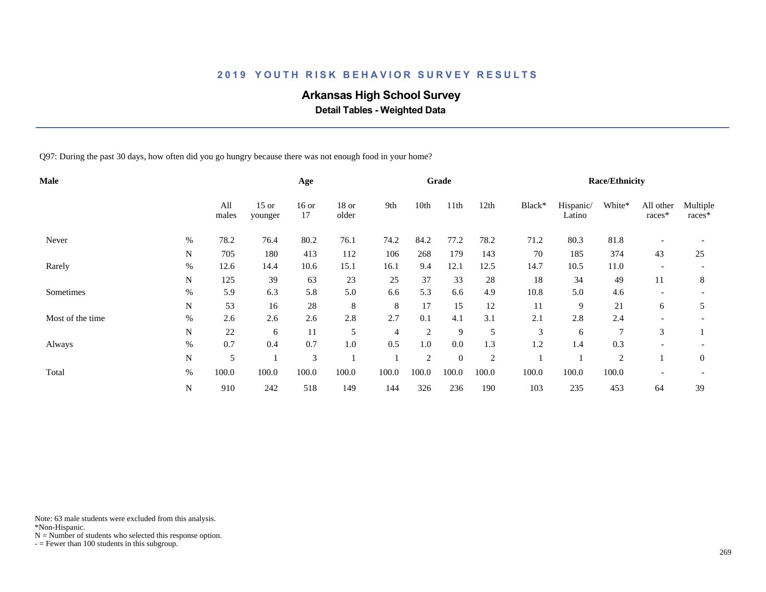# 2019 YOUTH RISK BEHAVIOR SURVEY RESULTS

## Arkansas High School Survey

### Detail Tables - Weighted Data

Q97: During the past 30 days, how often did you go hungry because there was not enough food in your home?

| Male | | Age | | | | Grade | | | | Race/Ethnicity | | | | |
|---|---|---|---|---|---|---|---|---|---|---|---|---|---|---|
| | | All males | 15 or younger | 16 or 17 | 18 or older | 9th | 10th | 11th | 12th | Black* | Hispanic/ Latino | White* | All other races* | Multiple races* |
| Never | % | 78.2 | 76.4 | 80.2 | 76.1 | 74.2 | 84.2 | 77.2 | 78.2 | 71.2 | 80.3 | 81.8 | - | - |
| | N | 705 | 180 | 413 | 112 | 106 | 268 | 179 | 143 | 70 | 185 | 374 | 43 | 25 |
| Rarely | % | 12.6 | 14.4 | 10.6 | 15.1 | 16.1 | 9.4 | 12.1 | 12.5 | 14.7 | 10.5 | 11.0 | - | - |
| | N | 125 | 39 | 63 | 23 | 25 | 37 | 33 | 28 | 18 | 34 | 49 | 11 | 8 |
| Sometimes | % | 5.9 | 6.3 | 5.8 | 5.0 | 6.6 | 5.3 | 6.6 | 4.9 | 10.8 | 5.0 | 4.6 | - | - |
| | N | 53 | 16 | 28 | 8 | 8 | 17 | 15 | 12 | 11 | 9 | 21 | 6 | 5 |
| Most of the time | % | 2.6 | 2.6 | 2.6 | 2.8 | 2.7 | 0.1 | 4.1 | 3.1 | 2.1 | 2.8 | 2.4 | - | - |
| | N | 22 | 6 | 11 | 5 | 4 | 2 | 9 | 5 | 3 | 6 | 7 | 3 | 1 |
| Always | % | 0.7 | 0.4 | 0.7 | 1.0 | 0.5 | 1.0 | 0.0 | 1.3 | 1.2 | 1.4 | 0.3 | - | - |
| | N | 5 | 1 | 3 | 1 | 1 | 2 | 0 | 2 | 1 | 1 | 2 | 1 | 0 |
| Total | % | 100.0 | 100.0 | 100.0 | 100.0 | 100.0 | 100.0 | 100.0 | 100.0 | 100.0 | 100.0 | 100.0 | - | - |
| | N | 910 | 242 | 518 | 149 | 144 | 326 | 236 | 190 | 103 | 235 | 453 | 64 | 39 |

Note: 63 male students were excluded from this analysis.
*Non-Hispanic.
N = Number of students who selected this response option.
- = Fewer than 100 students in this subgroup.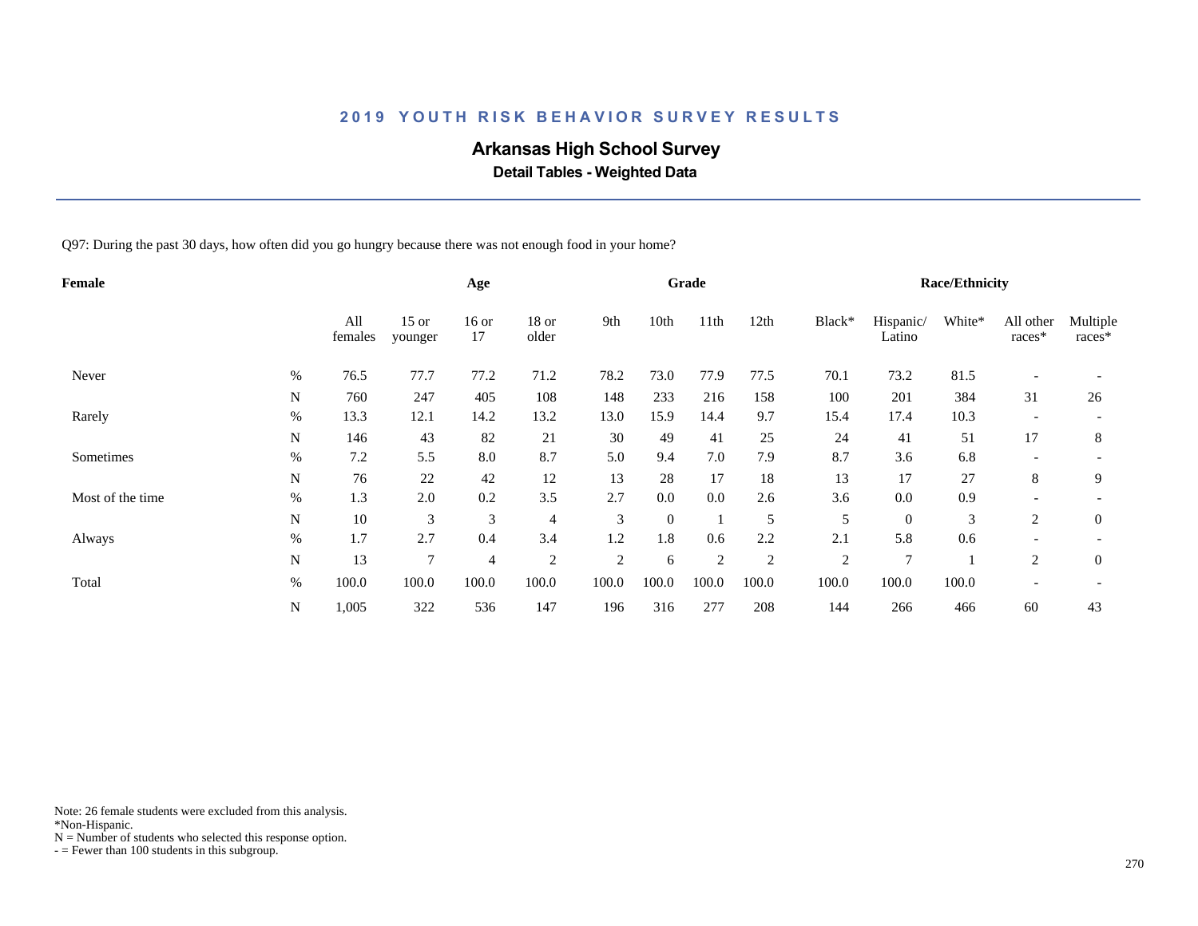# 2019 YOUTH RISK BEHAVIOR SURVEY RESULTS

## Arkansas High School Survey

### Detail Tables - Weighted Data

Q97: During the past 30 days, how often did you go hungry because there was not enough food in your home?

| Female | | | Age | | | Grade | | | | Race/Ethnicity | | | | |
|---|---|---|---|---|---|---|---|---|---|---|---|---|---|---|
| | | All females | 15 or younger | 16 or 17 | 18 or older | 9th | 10th | 11th | 12th | Black* | Hispanic/ Latino | White* | All other races* | Multiple races* |
| Never | % | 76.5 | 77.7 | 77.2 | 71.2 | 78.2 | 73.0 | 77.9 | 77.5 | 70.1 | 73.2 | 81.5 | - | - |
| | N | 760 | 247 | 405 | 108 | 148 | 233 | 216 | 158 | 100 | 201 | 384 | 31 | 26 |
| Rarely | % | 13.3 | 12.1 | 14.2 | 13.2 | 13.0 | 15.9 | 14.4 | 9.7 | 15.4 | 17.4 | 10.3 | - | - |
| | N | 146 | 43 | 82 | 21 | 30 | 49 | 41 | 25 | 24 | 41 | 51 | 17 | 8 |
| Sometimes | % | 7.2 | 5.5 | 8.0 | 8.7 | 5.0 | 9.4 | 7.0 | 7.9 | 8.7 | 3.6 | 6.8 | - | - |
| | N | 76 | 22 | 42 | 12 | 13 | 28 | 17 | 18 | 13 | 17 | 27 | 8 | 9 |
| Most of the time | % | 1.3 | 2.0 | 0.2 | 3.5 | 2.7 | 0.0 | 0.0 | 2.6 | 3.6 | 0.0 | 0.9 | - | - |
| | N | 10 | 3 | 3 | 4 | 3 | 0 | 1 | 5 | 5 | 0 | 3 | 2 | 0 |
| Always | % | 1.7 | 2.7 | 0.4 | 3.4 | 1.2 | 1.8 | 0.6 | 2.2 | 2.1 | 5.8 | 0.6 | - | - |
| | N | 13 | 7 | 4 | 2 | 2 | 6 | 2 | 2 | 2 | 7 | 1 | 2 | 0 |
| Total | % | 100.0 | 100.0 | 100.0 | 100.0 | 100.0 | 100.0 | 100.0 | 100.0 | 100.0 | 100.0 | 100.0 | - | - |
| | N | 1,005 | 322 | 536 | 147 | 196 | 316 | 277 | 208 | 144 | 266 | 466 | 60 | 43 |

Note: 26 female students were excluded from this analysis.
*Non-Hispanic.
N = Number of students who selected this response option.
- = Fewer than 100 students in this subgroup.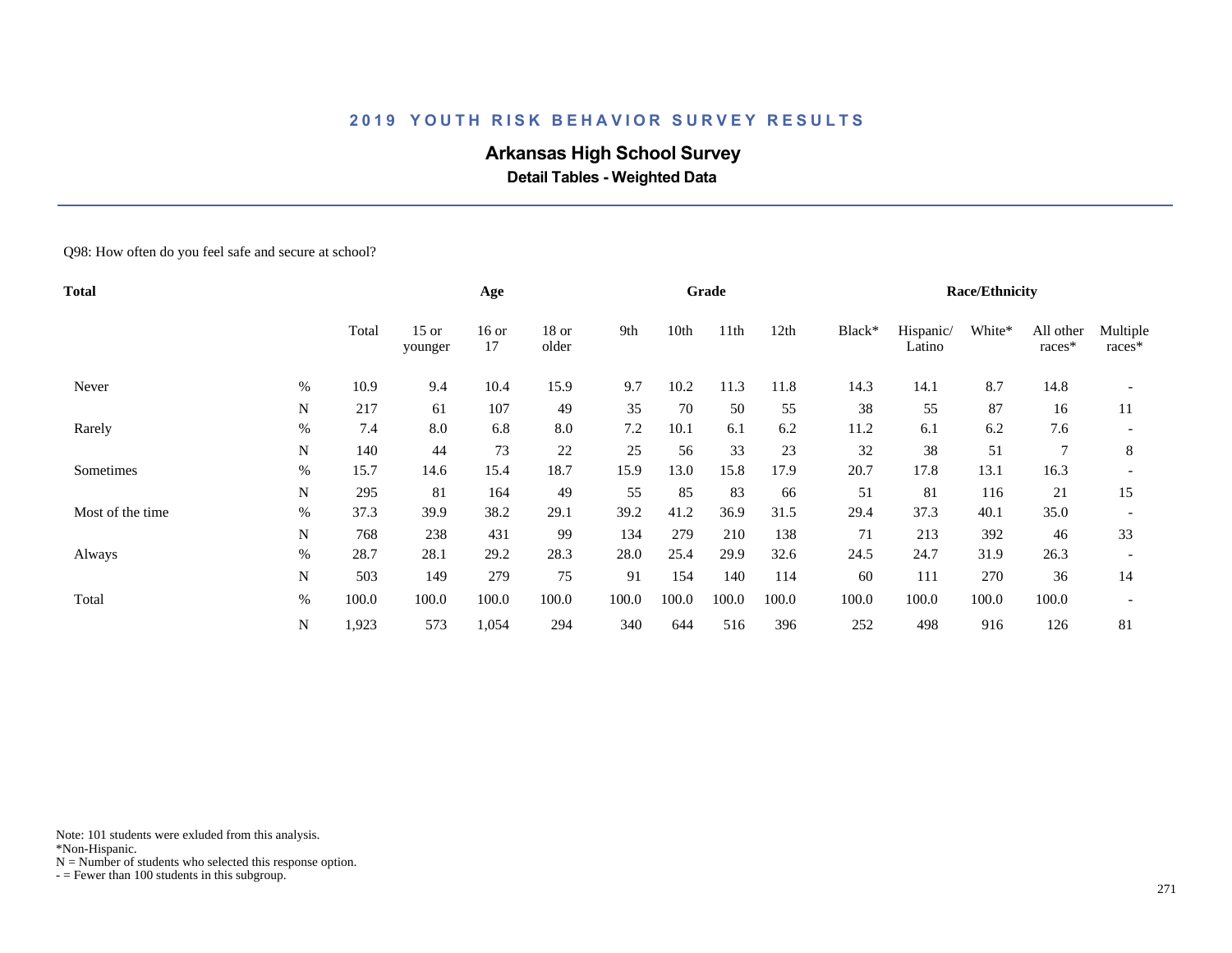## 2019 YOUTH RISK BEHAVIOR SURVEY RESULTS

# Arkansas High School Survey

### Detail Tables - Weighted Data

Q98: How often do you feel safe and secure at school?

| Total | | | Age | | | Grade | | | | Race/Ethnicity | | | | |
|---|---|---|---|---|---|---|---|---|---|---|---|---|---|---|
| | | Total | 15 or younger | 16 or 17 | 18 or older | 9th | 10th | 11th | 12th | Black* | Hispanic/ Latino | White* | All other races* | Multiple races* |
| Never | % | 10.9 | 9.4 | 10.4 | 15.9 | 9.7 | 10.2 | 11.3 | 11.8 | 14.3 | 14.1 | 8.7 | 14.8 | - |
| | N | 217 | 61 | 107 | 49 | 35 | 70 | 50 | 55 | 38 | 55 | 87 | 16 | 11 |
| Rarely | % | 7.4 | 8.0 | 6.8 | 8.0 | 7.2 | 10.1 | 6.1 | 6.2 | 11.2 | 6.1 | 6.2 | 7.6 | - |
| | N | 140 | 44 | 73 | 22 | 25 | 56 | 33 | 23 | 32 | 38 | 51 | 7 | 8 |
| Sometimes | % | 15.7 | 14.6 | 15.4 | 18.7 | 15.9 | 13.0 | 15.8 | 17.9 | 20.7 | 17.8 | 13.1 | 16.3 | - |
| | N | 295 | 81 | 164 | 49 | 55 | 85 | 83 | 66 | 51 | 81 | 116 | 21 | 15 |
| Most of the time | % | 37.3 | 39.9 | 38.2 | 29.1 | 39.2 | 41.2 | 36.9 | 31.5 | 29.4 | 37.3 | 40.1 | 35.0 | - |
| | N | 768 | 238 | 431 | 99 | 134 | 279 | 210 | 138 | 71 | 213 | 392 | 46 | 33 |
| Always | % | 28.7 | 28.1 | 29.2 | 28.3 | 28.0 | 25.4 | 29.9 | 32.6 | 24.5 | 24.7 | 31.9 | 26.3 | - |
| | N | 503 | 149 | 279 | 75 | 91 | 154 | 140 | 114 | 60 | 111 | 270 | 36 | 14 |
| Total | % | 100.0 | 100.0 | 100.0 | 100.0 | 100.0 | 100.0 | 100.0 | 100.0 | 100.0 | 100.0 | 100.0 | 100.0 | - |
| | N | 1,923 | 573 | 1,054 | 294 | 340 | 644 | 516 | 396 | 252 | 498 | 916 | 126 | 81 |

Note: 101 students were exluded from this analysis.
*Non-Hispanic.
N = Number of students who selected this response option.
- = Fewer than 100 students in this subgroup.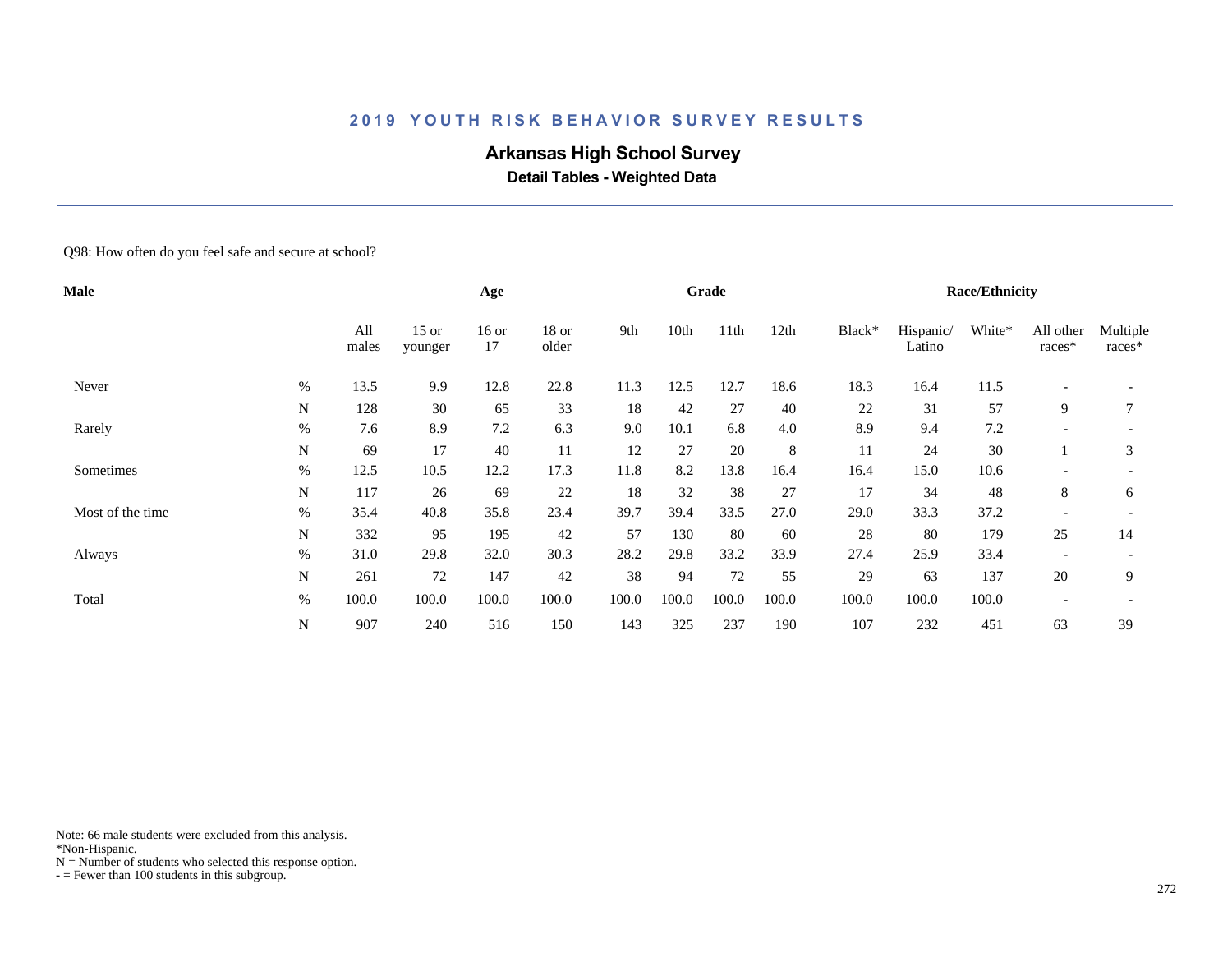# 2019 YOUTH RISK BEHAVIOR SURVEY RESULTS

## Arkansas High School Survey

### Detail Tables - Weighted Data

Q98: How often do you feel safe and secure at school?

| Male | | | Age | | | Grade | | | | Race/Ethnicity | | | | |
|---|---|---|---|---|---|---|---|---|---|---|---|---|---|---|
| | | All males | 15 or younger | 16 or 17 | 18 or older | 9th | 10th | 11th | 12th | Black* | Hispanic/ Latino | White* | All other races* | Multiple races* |
| Never | % | 13.5 | 9.9 | 12.8 | 22.8 | 11.3 | 12.5 | 12.7 | 18.6 | 18.3 | 16.4 | 11.5 | - | - |
| | N | 128 | 30 | 65 | 33 | 18 | 42 | 27 | 40 | 22 | 31 | 57 | 9 | 7 |
| Rarely | % | 7.6 | 8.9 | 7.2 | 6.3 | 9.0 | 10.1 | 6.8 | 4.0 | 8.9 | 9.4 | 7.2 | - | - |
| | N | 69 | 17 | 40 | 11 | 12 | 27 | 20 | 8 | 11 | 24 | 30 | 1 | 3 |
| Sometimes | % | 12.5 | 10.5 | 12.2 | 17.3 | 11.8 | 8.2 | 13.8 | 16.4 | 16.4 | 15.0 | 10.6 | - | - |
| | N | 117 | 26 | 69 | 22 | 18 | 32 | 38 | 27 | 17 | 34 | 48 | 8 | 6 |
| Most of the time | % | 35.4 | 40.8 | 35.8 | 23.4 | 39.7 | 39.4 | 33.5 | 27.0 | 29.0 | 33.3 | 37.2 | - | - |
| | N | 332 | 95 | 195 | 42 | 57 | 130 | 80 | 60 | 28 | 80 | 179 | 25 | 14 |
| Always | % | 31.0 | 29.8 | 32.0 | 30.3 | 28.2 | 29.8 | 33.2 | 33.9 | 27.4 | 25.9 | 33.4 | - | - |
| | N | 261 | 72 | 147 | 42 | 38 | 94 | 72 | 55 | 29 | 63 | 137 | 20 | 9 |
| Total | % | 100.0 | 100.0 | 100.0 | 100.0 | 100.0 | 100.0 | 100.0 | 100.0 | 100.0 | 100.0 | 100.0 | - | - |
| | N | 907 | 240 | 516 | 150 | 143 | 325 | 237 | 190 | 107 | 232 | 451 | 63 | 39 |

Note: 66 male students were excluded from this analysis.
*Non-Hispanic.
N = Number of students who selected this response option.
- = Fewer than 100 students in this subgroup.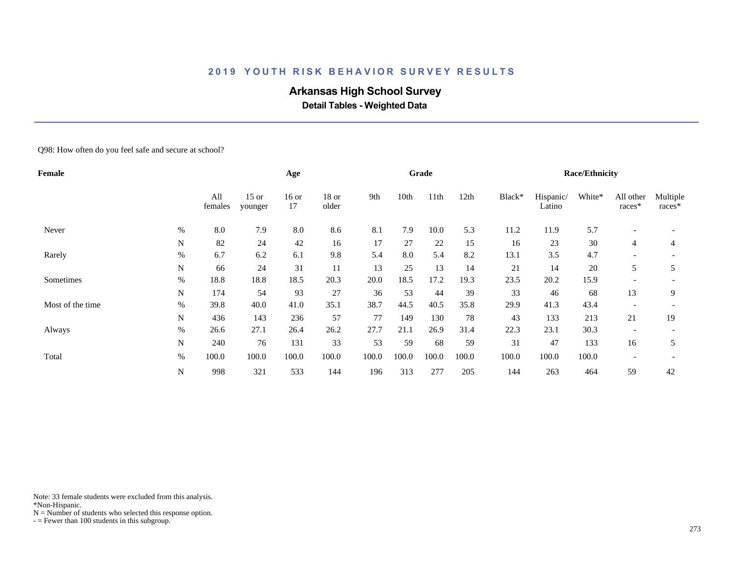# 2019 YOUTH RISK BEHAVIOR SURVEY RESULTS

## Arkansas High School Survey

### Detail Tables - Weighted Data

Q98: How often do you feel safe and secure at school?

| Female | | Age | | | | Grade | | | | Race/Ethnicity | | | | |
|---|---|---|---|---|---|---|---|---|---|---|---|---|---|---|
| | | All females | 15 or younger | 16 or 17 | 18 or older | 9th | 10th | 11th | 12th | Black* | Hispanic/ Latino | White* | All other races* | Multiple races* |
| Never | % | 8.0 | 7.9 | 8.0 | 8.6 | 8.1 | 7.9 | 10.0 | 5.3 | 11.2 | 11.9 | 5.7 | - | - |
| | N | 82 | 24 | 42 | 16 | 17 | 27 | 22 | 15 | 16 | 23 | 30 | 4 | 4 |
| Rarely | % | 6.7 | 6.2 | 6.1 | 9.8 | 5.4 | 8.0 | 5.4 | 8.2 | 13.1 | 3.5 | 4.7 | - | - |
| | N | 66 | 24 | 31 | 11 | 13 | 25 | 13 | 14 | 21 | 14 | 20 | 5 | 5 |
| Sometimes | % | 18.8 | 18.8 | 18.5 | 20.3 | 20.0 | 18.5 | 17.2 | 19.3 | 23.5 | 20.2 | 15.9 | - | - |
| | N | 174 | 54 | 93 | 27 | 36 | 53 | 44 | 39 | 33 | 46 | 68 | 13 | 9 |
| Most of the time | % | 39.8 | 40.0 | 41.0 | 35.1 | 38.7 | 44.5 | 40.5 | 35.8 | 29.9 | 41.3 | 43.4 | - | - |
| | N | 436 | 143 | 236 | 57 | 77 | 149 | 130 | 78 | 43 | 133 | 213 | 21 | 19 |
| Always | % | 26.6 | 27.1 | 26.4 | 26.2 | 27.7 | 21.1 | 26.9 | 31.4 | 22.3 | 23.1 | 30.3 | - | - |
| | N | 240 | 76 | 131 | 33 | 53 | 59 | 68 | 59 | 31 | 47 | 133 | 16 | 5 |
| Total | % | 100.0 | 100.0 | 100.0 | 100.0 | 100.0 | 100.0 | 100.0 | 100.0 | 100.0 | 100.0 | 100.0 | - | - |
| | N | 998 | 321 | 533 | 144 | 196 | 313 | 277 | 205 | 144 | 263 | 464 | 59 | 42 |

Note: 33 female students were excluded from this analysis.
*Non-Hispanic.
N = Number of students who selected this response option.
- = Fewer than 100 students in this subgroup.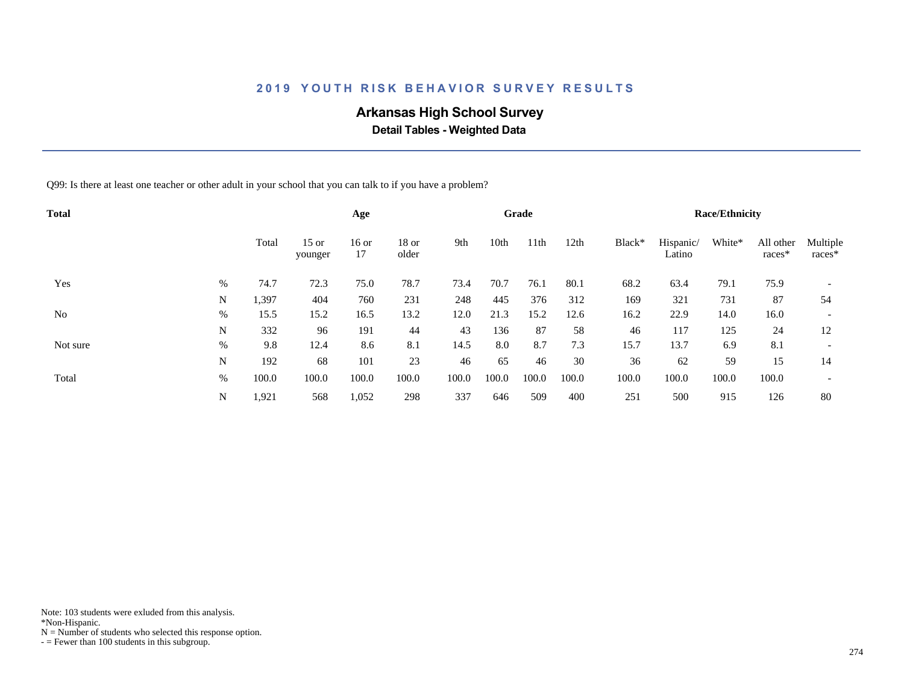# 2019 YOUTH RISK BEHAVIOR SURVEY RESULTS

## Arkansas High School Survey

### Detail Tables - Weighted Data

Q99: Is there at least one teacher or other adult in your school that you can talk to if you have a problem?

| Total | | | Age | | | Grade | | | | Race/Ethnicity | | | | |
|---|---|---|---|---|---|---|---|---|---|---|---|---|---|---|
| | | Total | 15 or younger | 16 or 17 | 18 or older | 9th | 10th | 11th | 12th | Black* | Hispanic/ Latino | White* | All other races* | Multiple races* |
| Yes | % | 74.7 | 72.3 | 75.0 | 78.7 | 73.4 | 70.7 | 76.1 | 80.1 | 68.2 | 63.4 | 79.1 | 75.9 | - |
| | N | 1,397 | 404 | 760 | 231 | 248 | 445 | 376 | 312 | 169 | 321 | 731 | 87 | 54 |
| No | % | 15.5 | 15.2 | 16.5 | 13.2 | 12.0 | 21.3 | 15.2 | 12.6 | 16.2 | 22.9 | 14.0 | 16.0 | - |
| | N | 332 | 96 | 191 | 44 | 43 | 136 | 87 | 58 | 46 | 117 | 125 | 24 | 12 |
| Not sure | % | 9.8 | 12.4 | 8.6 | 8.1 | 14.5 | 8.0 | 8.7 | 7.3 | 15.7 | 13.7 | 6.9 | 8.1 | - |
| | N | 192 | 68 | 101 | 23 | 46 | 65 | 46 | 30 | 36 | 62 | 59 | 15 | 14 |
| Total | % | 100.0 | 100.0 | 100.0 | 100.0 | 100.0 | 100.0 | 100.0 | 100.0 | 100.0 | 100.0 | 100.0 | 100.0 | - |
| | N | 1,921 | 568 | 1,052 | 298 | 337 | 646 | 509 | 400 | 251 | 500 | 915 | 126 | 80 |

Note: 103 students were exluded from this analysis.
*Non-Hispanic.
N = Number of students who selected this response option.
- = Fewer than 100 students in this subgroup.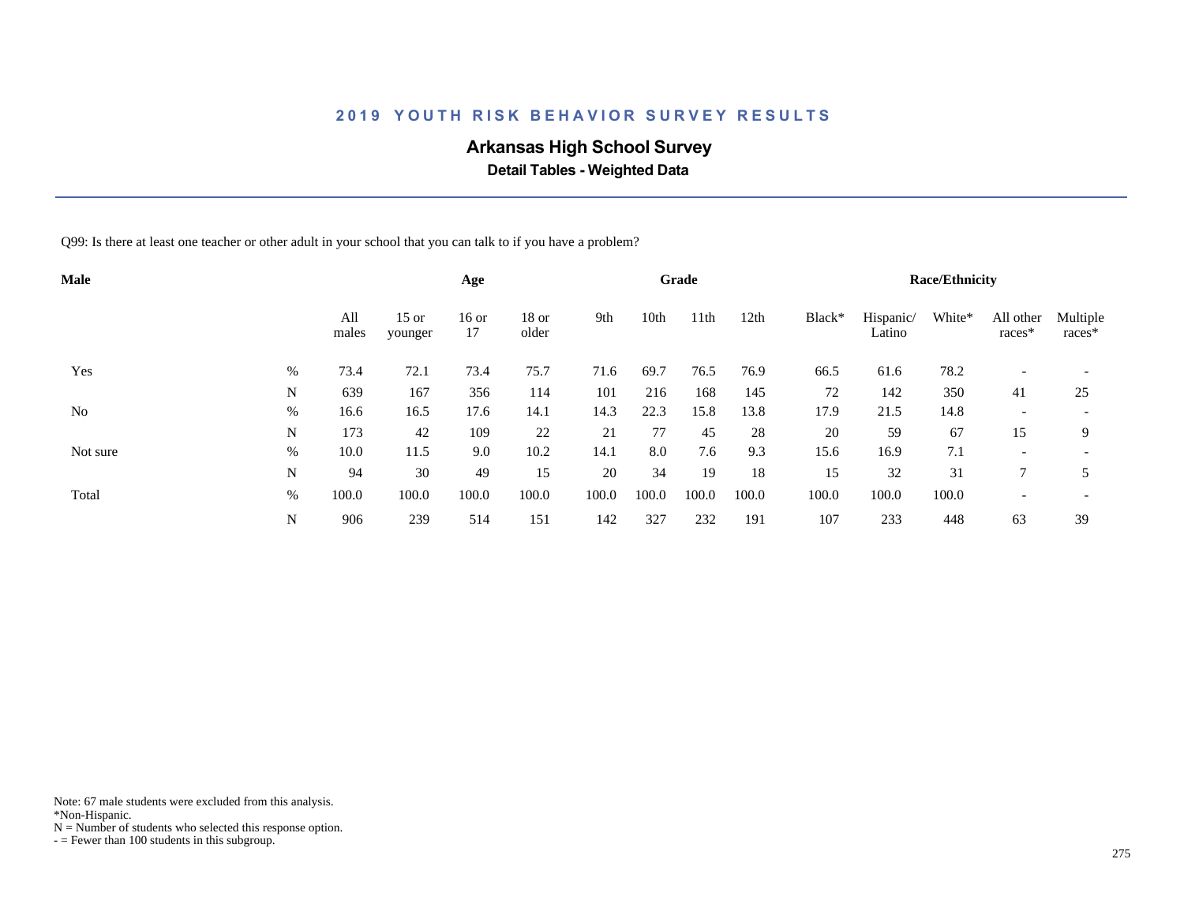# 2019 YOUTH RISK BEHAVIOR SURVEY RESULTS

## Arkansas High School Survey

### Detail Tables - Weighted Data

Q99: Is there at least one teacher or other adult in your school that you can talk to if you have a problem?

| Male | | | Age | | | Grade | | | | Race/Ethnicity | | | | |
|---|---|---|---|---|---|---|---|---|---|---|---|---|---|---|
| | | All males | 15 or younger | 16 or 17 | 18 or older | 9th | 10th | 11th | 12th | Black* | Hispanic/ Latino | White* | All other races* | Multiple races* |
| Yes | % | 73.4 | 72.1 | 73.4 | 75.7 | 71.6 | 69.7 | 76.5 | 76.9 | 66.5 | 61.6 | 78.2 | - | - |
| | N | 639 | 167 | 356 | 114 | 101 | 216 | 168 | 145 | 72 | 142 | 350 | 41 | 25 |
| No | % | 16.6 | 16.5 | 17.6 | 14.1 | 14.3 | 22.3 | 15.8 | 13.8 | 17.9 | 21.5 | 14.8 | - | - |
| | N | 173 | 42 | 109 | 22 | 21 | 77 | 45 | 28 | 20 | 59 | 67 | 15 | 9 |
| Not sure | % | 10.0 | 11.5 | 9.0 | 10.2 | 14.1 | 8.0 | 7.6 | 9.3 | 15.6 | 16.9 | 7.1 | - | - |
| | N | 94 | 30 | 49 | 15 | 20 | 34 | 19 | 18 | 15 | 32 | 31 | 7 | 5 |
| Total | % | 100.0 | 100.0 | 100.0 | 100.0 | 100.0 | 100.0 | 100.0 | 100.0 | 100.0 | 100.0 | 100.0 | - | - |
| | N | 906 | 239 | 514 | 151 | 142 | 327 | 232 | 191 | 107 | 233 | 448 | 63 | 39 |

Note: 67 male students were excluded from this analysis.
*Non-Hispanic.
N = Number of students who selected this response option.
- = Fewer than 100 students in this subgroup.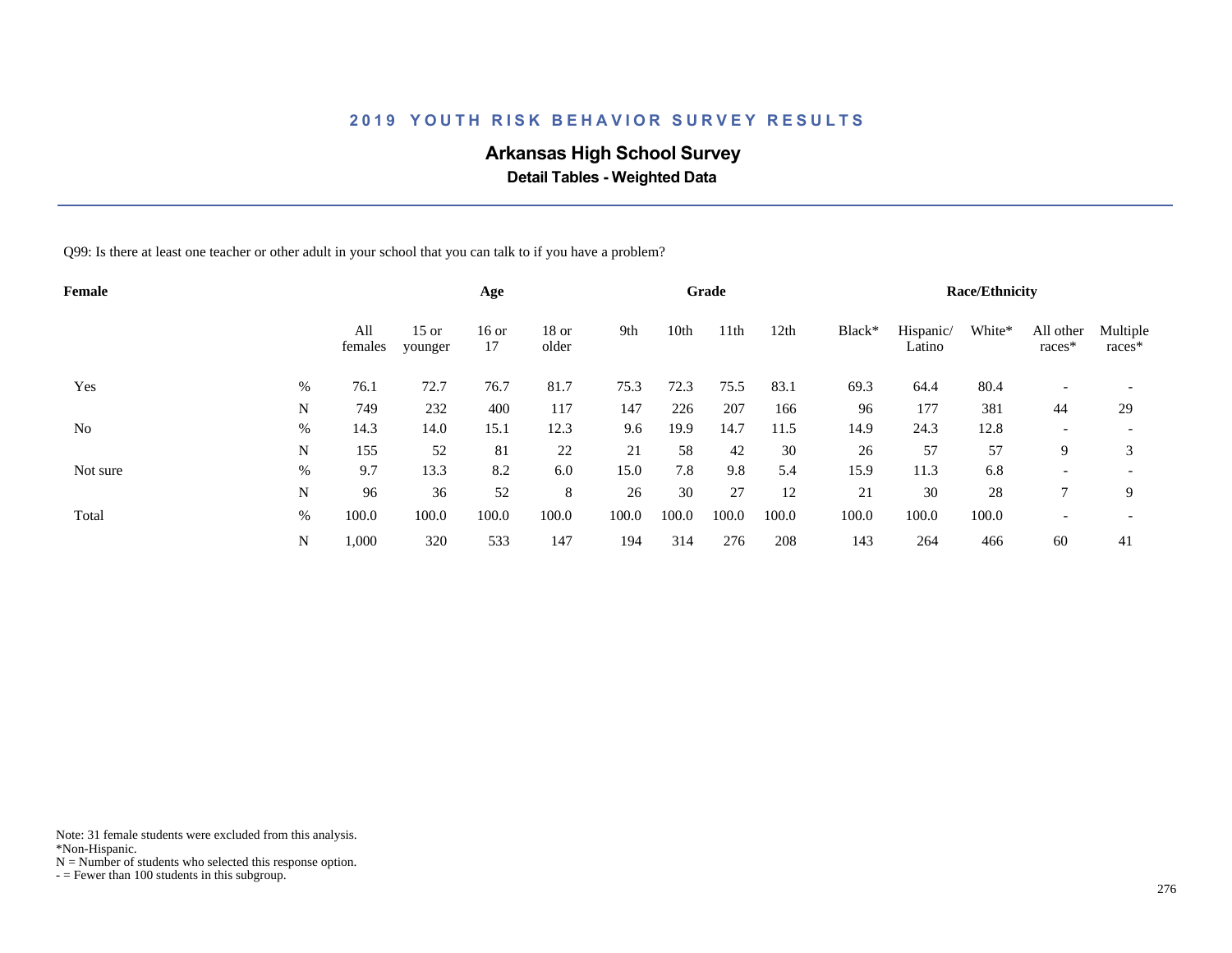# 2019 YOUTH RISK BEHAVIOR SURVEY RESULTS

## Arkansas High School Survey

**Detail Tables - Weighted Data**

Q99: Is there at least one teacher or other adult in your school that you can talk to if you have a problem?

| Female | | All females | Age | | | Grade | | | | Race/Ethnicity | | | | |
|---|---|---|---|---|---|---|---|---|---|---|---|---|---|---|
| | | | 15 or younger | 16 or 17 | 18 or older | 9th | 10th | 11th | 12th | Black* | Hispanic/ Latino | White* | All other races* | Multiple races* |
| Yes | % | 76.1 | 72.7 | 76.7 | 81.7 | 75.3 | 72.3 | 75.5 | 83.1 | 69.3 | 64.4 | 80.4 | - | - |
| | N | 749 | 232 | 400 | 117 | 147 | 226 | 207 | 166 | 96 | 177 | 381 | 44 | 29 |
| No | % | 14.3 | 14.0 | 15.1 | 12.3 | 9.6 | 19.9 | 14.7 | 11.5 | 14.9 | 24.3 | 12.8 | - | - |
| | N | 155 | 52 | 81 | 22 | 21 | 58 | 42 | 30 | 26 | 57 | 57 | 9 | 3 |
| Not sure | % | 9.7 | 13.3 | 8.2 | 6.0 | 15.0 | 7.8 | 9.8 | 5.4 | 15.9 | 11.3 | 6.8 | - | - |
| | N | 96 | 36 | 52 | 8 | 26 | 30 | 27 | 12 | 21 | 30 | 28 | 7 | 9 |
| Total | % | 100.0 | 100.0 | 100.0 | 100.0 | 100.0 | 100.0 | 100.0 | 100.0 | 100.0 | 100.0 | 100.0 | - | - |
| | N | 1,000 | 320 | 533 | 147 | 194 | 314 | 276 | 208 | 143 | 264 | 466 | 60 | 41 |

Note: 31 female students were excluded from this analysis.
*Non-Hispanic.
N = Number of students who selected this response option.
- = Fewer than 100 students in this subgroup.